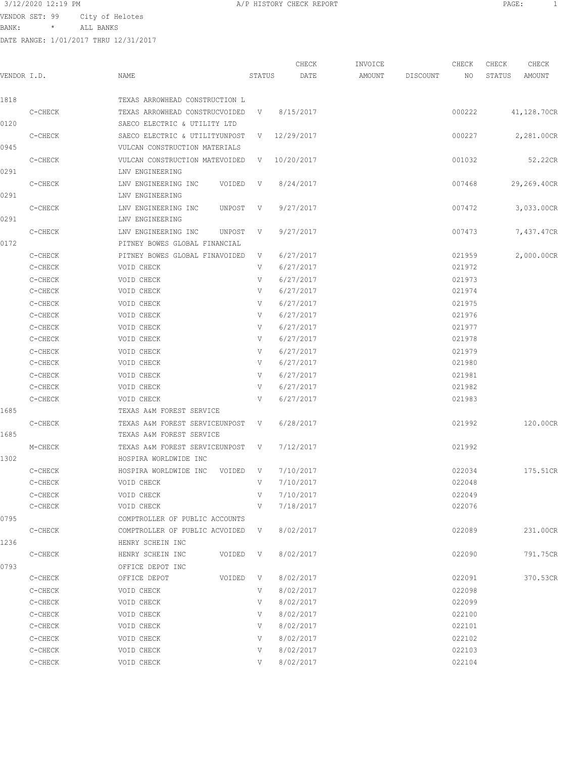3/12/2020 12:19 PM A/P HISTORY CHECK REPORT

VENDOR SET: 99 City of Helotes
BANK: * ALL BANKS
DATE RANGE: 1/01/2017 THRU 12/31/2017

| VENDOR I.D. | NAME | STATUS | CHECK DATE | INVOICE AMOUNT | DISCOUNT | CHECK NO | CHECK STATUS | CHECK AMOUNT |
|---|---|---|---|---|---|---|---|---|
| 1818 | TEXAS ARROWHEAD CONSTRUCTION L | | | | | | | |
| C-CHECK | TEXAS ARROWHEAD CONSTRUCVOIDED | V | 8/15/2017 | | | 000222 | | 41,128.70CR |
| 0120 | SAECO ELECTRIC & UTILITY LTD | | | | | | | |
| C-CHECK | SAECO ELECTRIC & UTILITYUNPOST | V | 12/29/2017 | | | 000227 | | 2,281.00CR |
| 0945 | VULCAN CONSTRUCTION MATERIALS | | | | | | | |
| C-CHECK | VULCAN CONSTRUCTION MATEVOIDED | V | 10/20/2017 | | | 001032 | | 52.22CR |
| 0291 | LNV ENGINEERING | | | | | | | |
| C-CHECK | LNV ENGINEERING INC VOIDED | V | 8/24/2017 | | | 007468 | | 29,269.40CR |
| 0291 | LNV ENGINEERING | | | | | | | |
| C-CHECK | LNV ENGINEERING INC UNPOST | V | 9/27/2017 | | | 007472 | | 3,033.00CR |
| 0291 | LNV ENGINEERING | | | | | | | |
| C-CHECK | LNV ENGINEERING INC UNPOST | V | 9/27/2017 | | | 007473 | | 7,437.47CR |
| 0172 | PITNEY BOWES GLOBAL FINANCIAL | | | | | | | |
| C-CHECK | PITNEY BOWES GLOBAL FINAVOIDED | V | 6/27/2017 | | | 021959 | | 2,000.00CR |
| C-CHECK | VOID CHECK | V | 6/27/2017 | | | 021972 | | |
| C-CHECK | VOID CHECK | V | 6/27/2017 | | | 021973 | | |
| C-CHECK | VOID CHECK | V | 6/27/2017 | | | 021974 | | |
| C-CHECK | VOID CHECK | V | 6/27/2017 | | | 021975 | | |
| C-CHECK | VOID CHECK | V | 6/27/2017 | | | 021976 | | |
| C-CHECK | VOID CHECK | V | 6/27/2017 | | | 021977 | | |
| C-CHECK | VOID CHECK | V | 6/27/2017 | | | 021978 | | |
| C-CHECK | VOID CHECK | V | 6/27/2017 | | | 021979 | | |
| C-CHECK | VOID CHECK | V | 6/27/2017 | | | 021980 | | |
| C-CHECK | VOID CHECK | V | 6/27/2017 | | | 021981 | | |
| C-CHECK | VOID CHECK | V | 6/27/2017 | | | 021982 | | |
| C-CHECK | VOID CHECK | V | 6/27/2017 | | | 021983 | | |
| 1685 | TEXAS A&M FOREST SERVICE | | | | | | | |
| C-CHECK | TEXAS A&M FOREST SERVICEUNPOST | V | 6/28/2017 | | | 021992 | | 120.00CR |
| 1685 | TEXAS A&M FOREST SERVICE | | | | | | | |
| M-CHECK | TEXAS A&M FOREST SERVICEUNPOST | V | 7/12/2017 | | | 021992 | | |
| 1302 | HOSPIRA WORLDWIDE INC | | | | | | | |
| C-CHECK | HOSPIRA WORLDWIDE INC VOIDED | V | 7/10/2017 | | | 022034 | | 175.51CR |
| C-CHECK | VOID CHECK | V | 7/10/2017 | | | 022048 | | |
| C-CHECK | VOID CHECK | V | 7/10/2017 | | | 022049 | | |
| C-CHECK | VOID CHECK | V | 7/18/2017 | | | 022076 | | |
| 0795 | COMPTROLLER OF PUBLIC ACCOUNTS | | | | | | | |
| C-CHECK | COMPTROLLER OF PUBLIC ACVOIDED | V | 8/02/2017 | | | 022089 | | 231.00CR |
| 1236 | HENRY SCHEIN INC | | | | | | | |
| C-CHECK | HENRY SCHEIN INC VOIDED | V | 8/02/2017 | | | 022090 | | 791.75CR |
| 0793 | OFFICE DEPOT INC | | | | | | | |
| C-CHECK | OFFICE DEPOT VOIDED | V | 8/02/2017 | | | 022091 | | 370.53CR |
| C-CHECK | VOID CHECK | V | 8/02/2017 | | | 022098 | | |
| C-CHECK | VOID CHECK | V | 8/02/2017 | | | 022099 | | |
| C-CHECK | VOID CHECK | V | 8/02/2017 | | | 022100 | | |
| C-CHECK | VOID CHECK | V | 8/02/2017 | | | 022101 | | |
| C-CHECK | VOID CHECK | V | 8/02/2017 | | | 022102 | | |
| C-CHECK | VOID CHECK | V | 8/02/2017 | | | 022103 | | |
| C-CHECK | VOID CHECK | V | 8/02/2017 | | | 022104 | | |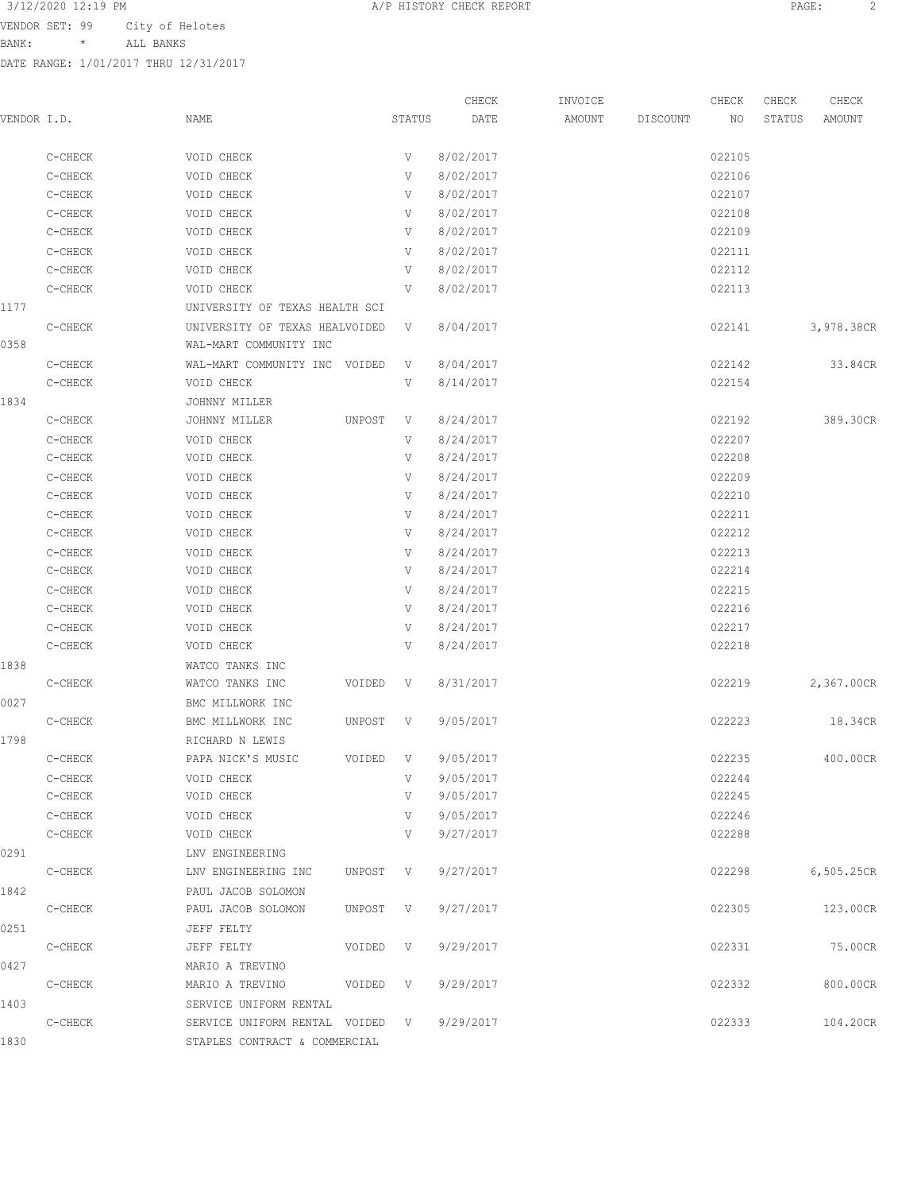3/12/2020 12:19 PM A/P HISTORY CHECK REPORT

VENDOR SET: 99 City of Helotes

BANK: * ALL BANKS

DATE RANGE: 1/01/2017 THRU 12/31/2017

| VENDOR I.D. | NAME | STATUS | CHECK DATE | INVOICE AMOUNT | DISCOUNT | CHECK NO | CHECK STATUS | CHECK AMOUNT |
|---|---|---|---|---|---|---|---|---|
| C-CHECK | VOID CHECK | V | 8/02/2017 | | | 022105 | | |
| C-CHECK | VOID CHECK | V | 8/02/2017 | | | 022106 | | |
| C-CHECK | VOID CHECK | V | 8/02/2017 | | | 022107 | | |
| C-CHECK | VOID CHECK | V | 8/02/2017 | | | 022108 | | |
| C-CHECK | VOID CHECK | V | 8/02/2017 | | | 022109 | | |
| C-CHECK | VOID CHECK | V | 8/02/2017 | | | 022111 | | |
| C-CHECK | VOID CHECK | V | 8/02/2017 | | | 022112 | | |
| C-CHECK | VOID CHECK | V | 8/02/2017 | | | 022113 | | |
| 1177 | UNIVERSITY OF TEXAS HEALTH SCI | | | | | | | |
| C-CHECK | UNIVERSITY OF TEXAS HEALVOIDED | V | 8/04/2017 | | | 022141 | | 3,978.38CR |
| 0358 | WAL-MART COMMUNITY INC | | | | | | | |
| C-CHECK | WAL-MART COMMUNITY INC VOIDED | V | 8/04/2017 | | | 022142 | | 33.84CR |
| C-CHECK | VOID CHECK | V | 8/14/2017 | | | 022154 | | |
| 1834 | JOHNNY MILLER | | | | | | | |
| C-CHECK | JOHNNY MILLER UNPOST | V | 8/24/2017 | | | 022192 | | 389.30CR |
| C-CHECK | VOID CHECK | V | 8/24/2017 | | | 022207 | | |
| C-CHECK | VOID CHECK | V | 8/24/2017 | | | 022208 | | |
| C-CHECK | VOID CHECK | V | 8/24/2017 | | | 022209 | | |
| C-CHECK | VOID CHECK | V | 8/24/2017 | | | 022210 | | |
| C-CHECK | VOID CHECK | V | 8/24/2017 | | | 022211 | | |
| C-CHECK | VOID CHECK | V | 8/24/2017 | | | 022212 | | |
| C-CHECK | VOID CHECK | V | 8/24/2017 | | | 022213 | | |
| C-CHECK | VOID CHECK | V | 8/24/2017 | | | 022214 | | |
| C-CHECK | VOID CHECK | V | 8/24/2017 | | | 022215 | | |
| C-CHECK | VOID CHECK | V | 8/24/2017 | | | 022216 | | |
| C-CHECK | VOID CHECK | V | 8/24/2017 | | | 022217 | | |
| C-CHECK | VOID CHECK | V | 8/24/2017 | | | 022218 | | |
| 1838 | WATCO TANKS INC | | | | | | | |
| C-CHECK | WATCO TANKS INC VOIDED | V | 8/31/2017 | | | 022219 | | 2,367.00CR |
| 0027 | BMC MILLWORK INC | | | | | | | |
| C-CHECK | BMC MILLWORK INC UNPOST | V | 9/05/2017 | | | 022223 | | 18.34CR |
| 1798 | RICHARD N LEWIS | | | | | | | |
| C-CHECK | PAPA NICK'S MUSIC VOIDED | V | 9/05/2017 | | | 022235 | | 400.00CR |
| C-CHECK | VOID CHECK | V | 9/05/2017 | | | 022244 | | |
| C-CHECK | VOID CHECK | V | 9/05/2017 | | | 022245 | | |
| C-CHECK | VOID CHECK | V | 9/05/2017 | | | 022246 | | |
| C-CHECK | VOID CHECK | V | 9/27/2017 | | | 022288 | | |
| 0291 | LNV ENGINEERING | | | | | | | |
| C-CHECK | LNV ENGINEERING INC UNPOST | V | 9/27/2017 | | | 022298 | | 6,505.25CR |
| 1842 | PAUL JACOB SOLOMON | | | | | | | |
| C-CHECK | PAUL JACOB SOLOMON UNPOST | V | 9/27/2017 | | | 022305 | | 123.00CR |
| 0251 | JEFF FELTY | | | | | | | |
| C-CHECK | JEFF FELTY VOIDED | V | 9/29/2017 | | | 022331 | | 75.00CR |
| 0427 | MARIO A TREVINO | | | | | | | |
| C-CHECK | MARIO A TREVINO VOIDED | V | 9/29/2017 | | | 022332 | | 800.00CR |
| 1403 | SERVICE UNIFORM RENTAL | | | | | | | |
| C-CHECK | SERVICE UNIFORM RENTAL VOIDED | V | 9/29/2017 | | | 022333 | | 104.20CR |
| 1830 | STAPLES CONTRACT & COMMERCIAL | | | | | | | |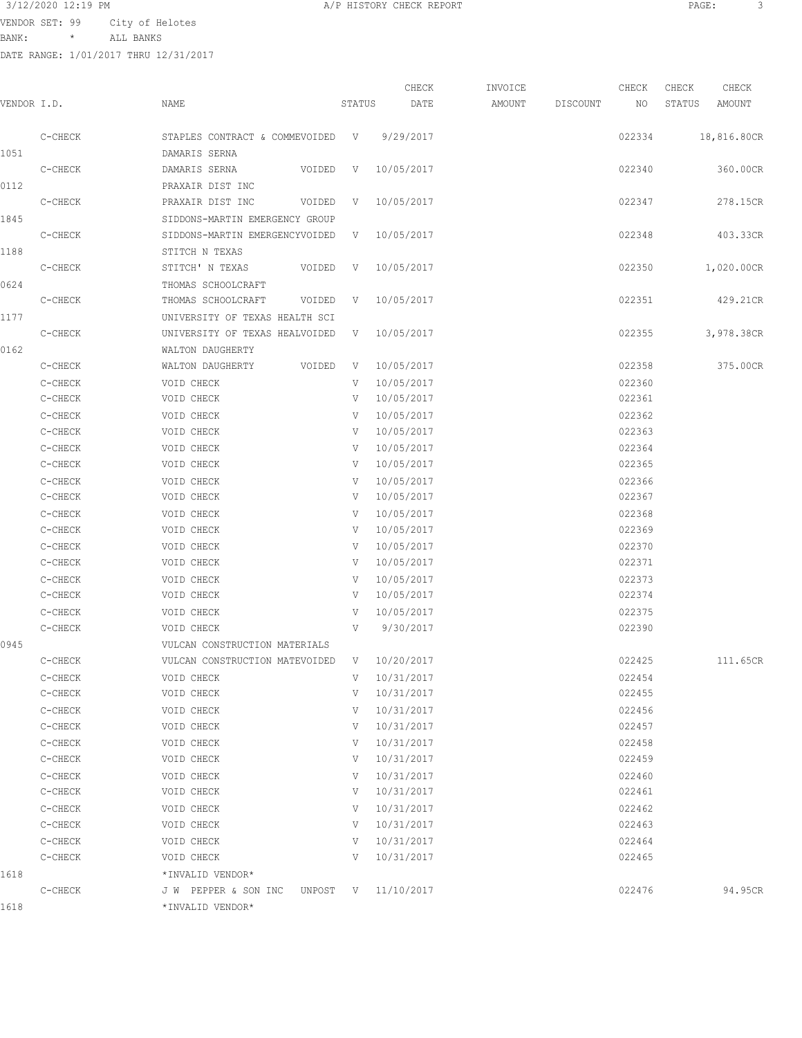3/12/2020 12:19 PM A/P HISTORY CHECK REPORT

VENDOR SET: 99 City of Helotes

BANK: * ALL BANKS

DATE RANGE: 1/01/2017 THRU 12/31/2017

| VENDOR I.D. | | NAME | STATUS | CHECK DATE | INVOICE AMOUNT | DISCOUNT | CHECK NO | CHECK STATUS | CHECK AMOUNT |
|---|---|---|---|---|---|---|---|---|---|
| | C-CHECK | STAPLES CONTRACT & COMMEVOIDED | V | 9/29/2017 | | | 022334 | | 18,816.80CR |
| 1051 | | DAMARIS SERNA | | | | | | | |
| | C-CHECK | DAMARIS SERNA VOIDED | V | 10/05/2017 | | | 022340 | | 360.00CR |
| 0112 | | PRAXAIR DIST INC | | | | | | | |
| | C-CHECK | PRAXAIR DIST INC VOIDED | V | 10/05/2017 | | | 022347 | | 278.15CR |
| 1845 | | SIDDONS-MARTIN EMERGENCY GROUP | | | | | | | |
| | C-CHECK | SIDDONS-MARTIN EMERGENCYVOIDED | V | 10/05/2017 | | | 022348 | | 403.33CR |
| 1188 | | STITCH N TEXAS | | | | | | | |
| | C-CHECK | STITCH' N TEXAS VOIDED | V | 10/05/2017 | | | 022350 | | 1,020.00CR |
| 0624 | | THOMAS SCHOOLCRAFT | | | | | | | |
| | C-CHECK | THOMAS SCHOOLCRAFT VOIDED | V | 10/05/2017 | | | 022351 | | 429.21CR |
| 1177 | | UNIVERSITY OF TEXAS HEALTH SCI | | | | | | | |
| | C-CHECK | UNIVERSITY OF TEXAS HEALVOIDED | V | 10/05/2017 | | | 022355 | | 3,978.38CR |
| 0162 | | WALTON DAUGHERTY | | | | | | | |
| | C-CHECK | WALTON DAUGHERTY VOIDED | V | 10/05/2017 | | | 022358 | | 375.00CR |
| | C-CHECK | VOID CHECK | V | 10/05/2017 | | | 022360 | | |
| | C-CHECK | VOID CHECK | V | 10/05/2017 | | | 022361 | | |
| | C-CHECK | VOID CHECK | V | 10/05/2017 | | | 022362 | | |
| | C-CHECK | VOID CHECK | V | 10/05/2017 | | | 022363 | | |
| | C-CHECK | VOID CHECK | V | 10/05/2017 | | | 022364 | | |
| | C-CHECK | VOID CHECK | V | 10/05/2017 | | | 022365 | | |
| | C-CHECK | VOID CHECK | V | 10/05/2017 | | | 022366 | | |
| | C-CHECK | VOID CHECK | V | 10/05/2017 | | | 022367 | | |
| | C-CHECK | VOID CHECK | V | 10/05/2017 | | | 022368 | | |
| | C-CHECK | VOID CHECK | V | 10/05/2017 | | | 022369 | | |
| | C-CHECK | VOID CHECK | V | 10/05/2017 | | | 022370 | | |
| | C-CHECK | VOID CHECK | V | 10/05/2017 | | | 022371 | | |
| | C-CHECK | VOID CHECK | V | 10/05/2017 | | | 022373 | | |
| | C-CHECK | VOID CHECK | V | 10/05/2017 | | | 022374 | | |
| | C-CHECK | VOID CHECK | V | 10/05/2017 | | | 022375 | | |
| | C-CHECK | VOID CHECK | V | 9/30/2017 | | | 022390 | | |
| 0945 | | VULCAN CONSTRUCTION MATERIALS | | | | | | | |
| | C-CHECK | VULCAN CONSTRUCTION MATEVOIDED | V | 10/20/2017 | | | 022425 | | 111.65CR |
| | C-CHECK | VOID CHECK | V | 10/31/2017 | | | 022454 | | |
| | C-CHECK | VOID CHECK | V | 10/31/2017 | | | 022455 | | |
| | C-CHECK | VOID CHECK | V | 10/31/2017 | | | 022456 | | |
| | C-CHECK | VOID CHECK | V | 10/31/2017 | | | 022457 | | |
| | C-CHECK | VOID CHECK | V | 10/31/2017 | | | 022458 | | |
| | C-CHECK | VOID CHECK | V | 10/31/2017 | | | 022459 | | |
| | C-CHECK | VOID CHECK | V | 10/31/2017 | | | 022460 | | |
| | C-CHECK | VOID CHECK | V | 10/31/2017 | | | 022461 | | |
| | C-CHECK | VOID CHECK | V | 10/31/2017 | | | 022462 | | |
| | C-CHECK | VOID CHECK | V | 10/31/2017 | | | 022463 | | |
| | C-CHECK | VOID CHECK | V | 10/31/2017 | | | 022464 | | |
| | C-CHECK | VOID CHECK | V | 10/31/2017 | | | 022465 | | |
| 1618 | | *INVALID VENDOR* | | | | | | | |
| | C-CHECK | J W PEPPER & SON INC UNPOST | V | 11/10/2017 | | | 022476 | | 94.95CR |
| 1618 | | *INVALID VENDOR* | | | | | | | |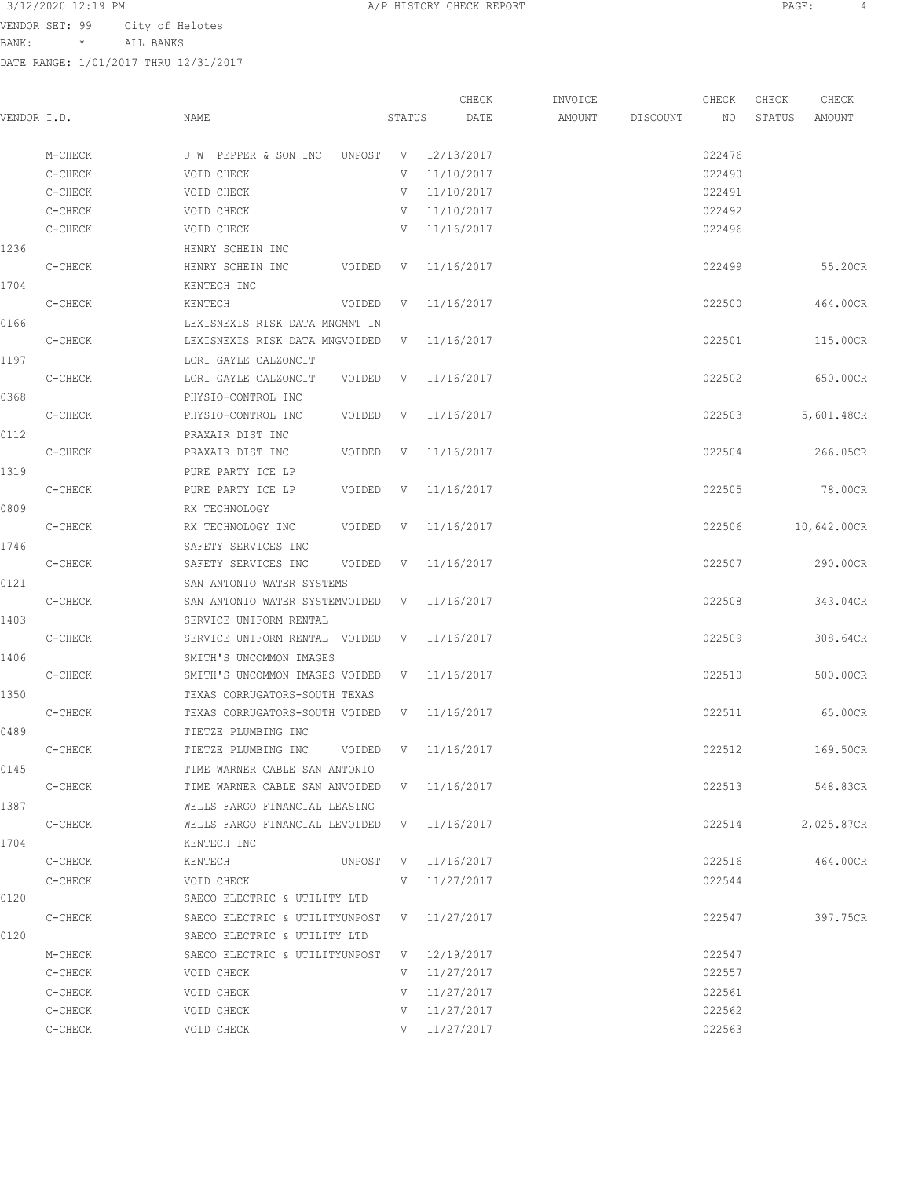3/12/2020 12:19 PM A/P HISTORY CHECK REPORT

VENDOR SET: 99 City of Helotes
BANK: * ALL BANKS
DATE RANGE: 1/01/2017 THRU 12/31/2017

| VENDOR I.D. | NAME | STATUS | CHECK DATE | INVOICE AMOUNT | DISCOUNT | CHECK NO | CHECK STATUS | CHECK AMOUNT |
|---|---|---|---|---|---|---|---|---|
| M-CHECK | J W PEPPER & SON INC UNPOST | V | 12/13/2017 | | | 022476 | | |
| C-CHECK | VOID CHECK | V | 11/10/2017 | | | 022490 | | |
| C-CHECK | VOID CHECK | V | 11/10/2017 | | | 022491 | | |
| C-CHECK | VOID CHECK | V | 11/10/2017 | | | 022492 | | |
| C-CHECK | VOID CHECK | V | 11/16/2017 | | | 022496 | | |
| 1236 | HENRY SCHEIN INC | | | | | | | |
| C-CHECK | HENRY SCHEIN INC VOIDED | V | 11/16/2017 | | | 022499 | | 55.20CR |
| 1704 | KENTECH INC | | | | | | | |
| C-CHECK | KENTECH VOIDED | V | 11/16/2017 | | | 022500 | | 464.00CR |
| 0166 | LEXISNEXIS RISK DATA MNGMNT IN | | | | | | | |
| C-CHECK | LEXISNEXIS RISK DATA MNGVOIDED | V | 11/16/2017 | | | 022501 | | 115.00CR |
| 1197 | LORI GAYLE CALZONCIT | | | | | | | |
| C-CHECK | LORI GAYLE CALZONCIT VOIDED | V | 11/16/2017 | | | 022502 | | 650.00CR |
| 0368 | PHYSIO-CONTROL INC | | | | | | | |
| C-CHECK | PHYSIO-CONTROL INC VOIDED | V | 11/16/2017 | | | 022503 | | 5,601.48CR |
| 0112 | PRAXAIR DIST INC | | | | | | | |
| C-CHECK | PRAXAIR DIST INC VOIDED | V | 11/16/2017 | | | 022504 | | 266.05CR |
| 1319 | PURE PARTY ICE LP | | | | | | | |
| C-CHECK | PURE PARTY ICE LP VOIDED | V | 11/16/2017 | | | 022505 | | 78.00CR |
| 0809 | RX TECHNOLOGY | | | | | | | |
| C-CHECK | RX TECHNOLOGY INC VOIDED | V | 11/16/2017 | | | 022506 | | 10,642.00CR |
| 1746 | SAFETY SERVICES INC | | | | | | | |
| C-CHECK | SAFETY SERVICES INC VOIDED | V | 11/16/2017 | | | 022507 | | 290.00CR |
| 0121 | SAN ANTONIO WATER SYSTEMS | | | | | | | |
| C-CHECK | SAN ANTONIO WATER SYSTEMVOIDED | V | 11/16/2017 | | | 022508 | | 343.04CR |
| 1403 | SERVICE UNIFORM RENTAL | | | | | | | |
| C-CHECK | SERVICE UNIFORM RENTAL VOIDED | V | 11/16/2017 | | | 022509 | | 308.64CR |
| 1406 | SMITH'S UNCOMMON IMAGES | | | | | | | |
| C-CHECK | SMITH'S UNCOMMON IMAGES VOIDED | V | 11/16/2017 | | | 022510 | | 500.00CR |
| 1350 | TEXAS CORRUGATORS-SOUTH TEXAS | | | | | | | |
| C-CHECK | TEXAS CORRUGATORS-SOUTH VOIDED | V | 11/16/2017 | | | 022511 | | 65.00CR |
| 0489 | TIETZE PLUMBING INC | | | | | | | |
| C-CHECK | TIETZE PLUMBING INC VOIDED | V | 11/16/2017 | | | 022512 | | 169.50CR |
| 0145 | TIME WARNER CABLE SAN ANTONIO | | | | | | | |
| C-CHECK | TIME WARNER CABLE SAN ANVOIDED | V | 11/16/2017 | | | 022513 | | 548.83CR |
| 1387 | WELLS FARGO FINANCIAL LEASING | | | | | | | |
| C-CHECK | WELLS FARGO FINANCIAL LEVOIDED | V | 11/16/2017 | | | 022514 | | 2,025.87CR |
| 1704 | KENTECH INC | | | | | | | |
| C-CHECK | KENTECH UNPOST | V | 11/16/2017 | | | 022516 | | 464.00CR |
| C-CHECK | VOID CHECK | V | 11/27/2017 | | | 022544 | | |
| 0120 | SAECO ELECTRIC & UTILITY LTD | | | | | | | |
| C-CHECK | SAECO ELECTRIC & UTILITYUNPOST | V | 11/27/2017 | | | 022547 | | 397.75CR |
| 0120 | SAECO ELECTRIC & UTILITY LTD | | | | | | | |
| M-CHECK | SAECO ELECTRIC & UTILITYUNPOST | V | 12/19/2017 | | | 022547 | | |
| C-CHECK | VOID CHECK | V | 11/27/2017 | | | 022557 | | |
| C-CHECK | VOID CHECK | V | 11/27/2017 | | | 022561 | | |
| C-CHECK | VOID CHECK | V | 11/27/2017 | | | 022562 | | |
| C-CHECK | VOID CHECK | V | 11/27/2017 | | | 022563 | | |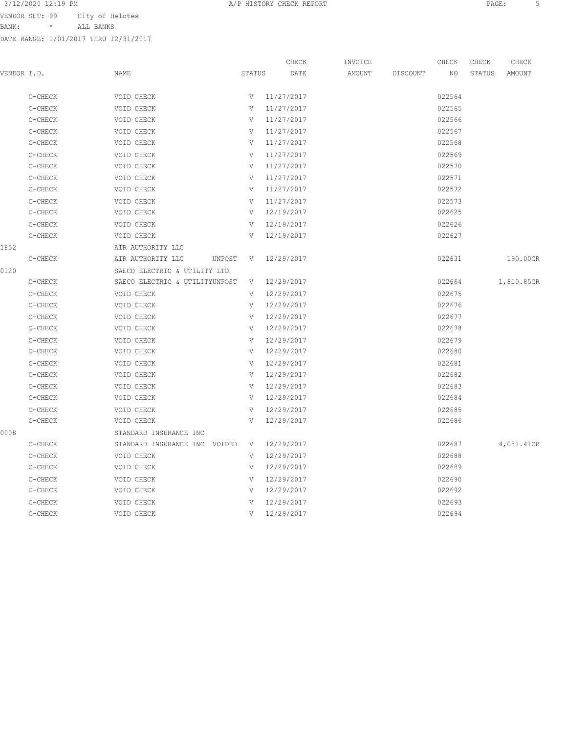A/P HISTORY CHECK REPORT

VENDOR SET: 99 City of Helotes
BANK: * ALL BANKS
DATE RANGE: 1/01/2017 THRU 12/31/2017

| VENDOR I.D. | NAME | STATUS | CHECK DATE | INVOICE AMOUNT | DISCOUNT | CHECK NO | CHECK STATUS | CHECK AMOUNT |
|---|---|---|---|---|---|---|---|---|
| C-CHECK | VOID CHECK | V | 11/27/2017 | | | 022564 | | |
| C-CHECK | VOID CHECK | V | 11/27/2017 | | | 022565 | | |
| C-CHECK | VOID CHECK | V | 11/27/2017 | | | 022566 | | |
| C-CHECK | VOID CHECK | V | 11/27/2017 | | | 022567 | | |
| C-CHECK | VOID CHECK | V | 11/27/2017 | | | 022568 | | |
| C-CHECK | VOID CHECK | V | 11/27/2017 | | | 022569 | | |
| C-CHECK | VOID CHECK | V | 11/27/2017 | | | 022570 | | |
| C-CHECK | VOID CHECK | V | 11/27/2017 | | | 022571 | | |
| C-CHECK | VOID CHECK | V | 11/27/2017 | | | 022572 | | |
| C-CHECK | VOID CHECK | V | 11/27/2017 | | | 022573 | | |
| C-CHECK | VOID CHECK | V | 12/19/2017 | | | 022625 | | |
| C-CHECK | VOID CHECK | V | 12/19/2017 | | | 022626 | | |
| C-CHECK | VOID CHECK | V | 12/19/2017 | | | 022627 | | |
| 1852 | AIR AUTHORITY LLC | | | | | | | |
| C-CHECK | AIR AUTHORITY LLC UNPOST | V | 12/29/2017 | | | 022631 | | 190.00CR |
| 0120 | SAECO ELECTRIC & UTILITY LTD | | | | | | | |
| C-CHECK | SAECO ELECTRIC & UTILITYUNPOST | V | 12/29/2017 | | | 022664 | | 1,810.85CR |
| C-CHECK | VOID CHECK | V | 12/29/2017 | | | 022675 | | |
| C-CHECK | VOID CHECK | V | 12/29/2017 | | | 022676 | | |
| C-CHECK | VOID CHECK | V | 12/29/2017 | | | 022677 | | |
| C-CHECK | VOID CHECK | V | 12/29/2017 | | | 022678 | | |
| C-CHECK | VOID CHECK | V | 12/29/2017 | | | 022679 | | |
| C-CHECK | VOID CHECK | V | 12/29/2017 | | | 022680 | | |
| C-CHECK | VOID CHECK | V | 12/29/2017 | | | 022681 | | |
| C-CHECK | VOID CHECK | V | 12/29/2017 | | | 022682 | | |
| C-CHECK | VOID CHECK | V | 12/29/2017 | | | 022683 | | |
| C-CHECK | VOID CHECK | V | 12/29/2017 | | | 022684 | | |
| C-CHECK | VOID CHECK | V | 12/29/2017 | | | 022685 | | |
| C-CHECK | VOID CHECK | V | 12/29/2017 | | | 022686 | | |
| 0008 | STANDARD INSURANCE INC | | | | | | | |
| C-CHECK | STANDARD INSURANCE INC VOIDED | V | 12/29/2017 | | | 022687 | | 4,081.41CR |
| C-CHECK | VOID CHECK | V | 12/29/2017 | | | 022688 | | |
| C-CHECK | VOID CHECK | V | 12/29/2017 | | | 022689 | | |
| C-CHECK | VOID CHECK | V | 12/29/2017 | | | 022690 | | |
| C-CHECK | VOID CHECK | V | 12/29/2017 | | | 022692 | | |
| C-CHECK | VOID CHECK | V | 12/29/2017 | | | 022693 | | |
| C-CHECK | VOID CHECK | V | 12/29/2017 | | | 022694 | | |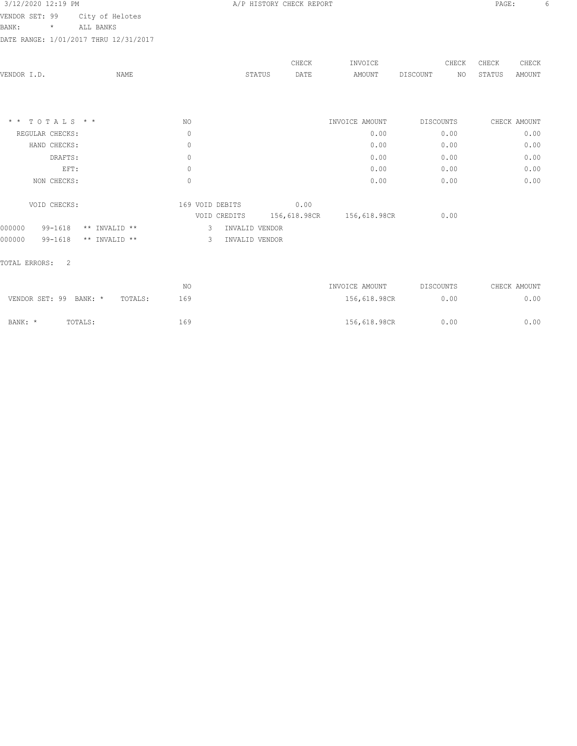3/12/2020 12:19 PM A/P HISTORY CHECK REPORT

VENDOR SET: 99 City of Helotes
BANK: * ALL BANKS
DATE RANGE: 1/01/2017 THRU 12/31/2017

| VENDOR I.D. | NAME | STATUS | CHECK DATE | INVOICE AMOUNT | DISCOUNT | CHECK NO | CHECK STATUS | CHECK AMOUNT |
|---|---|---|---|---|---|---|---|---|

| * * T O T A L S * * | NO | | | INVOICE AMOUNT | DISCOUNTS | CHECK AMOUNT |
|---|---|---|---|---|---|---|
| REGULAR CHECKS: | 0 | | | 0.00 | 0.00 | 0.00 |
| HAND CHECKS: | 0 | | | 0.00 | 0.00 | 0.00 |
| DRAFTS: | 0 | | | 0.00 | 0.00 | 0.00 |
| EFT: | 0 | | | 0.00 | 0.00 | 0.00 |
| NON CHECKS: | 0 | | | 0.00 | 0.00 | 0.00 |
| VOID CHECKS: | 169 | VOID DEBITS | 0.00 | | | |
| | | VOID CREDITS | 156,618.98CR | 156,618.98CR | 0.00 | |

000000 99-1618 ** INVALID ** 3 INVALID VENDOR
000000 99-1618 ** INVALID ** 3 INVALID VENDOR

TOTAL ERRORS: 2

| | NO | INVOICE AMOUNT | DISCOUNTS | CHECK AMOUNT |
|---|---|---|---|---|
| VENDOR SET: 99 BANK: * TOTALS: | 169 | 156,618.98CR | 0.00 | 0.00 |
| BANK: * TOTALS: | 169 | 156,618.98CR | 0.00 | 0.00 |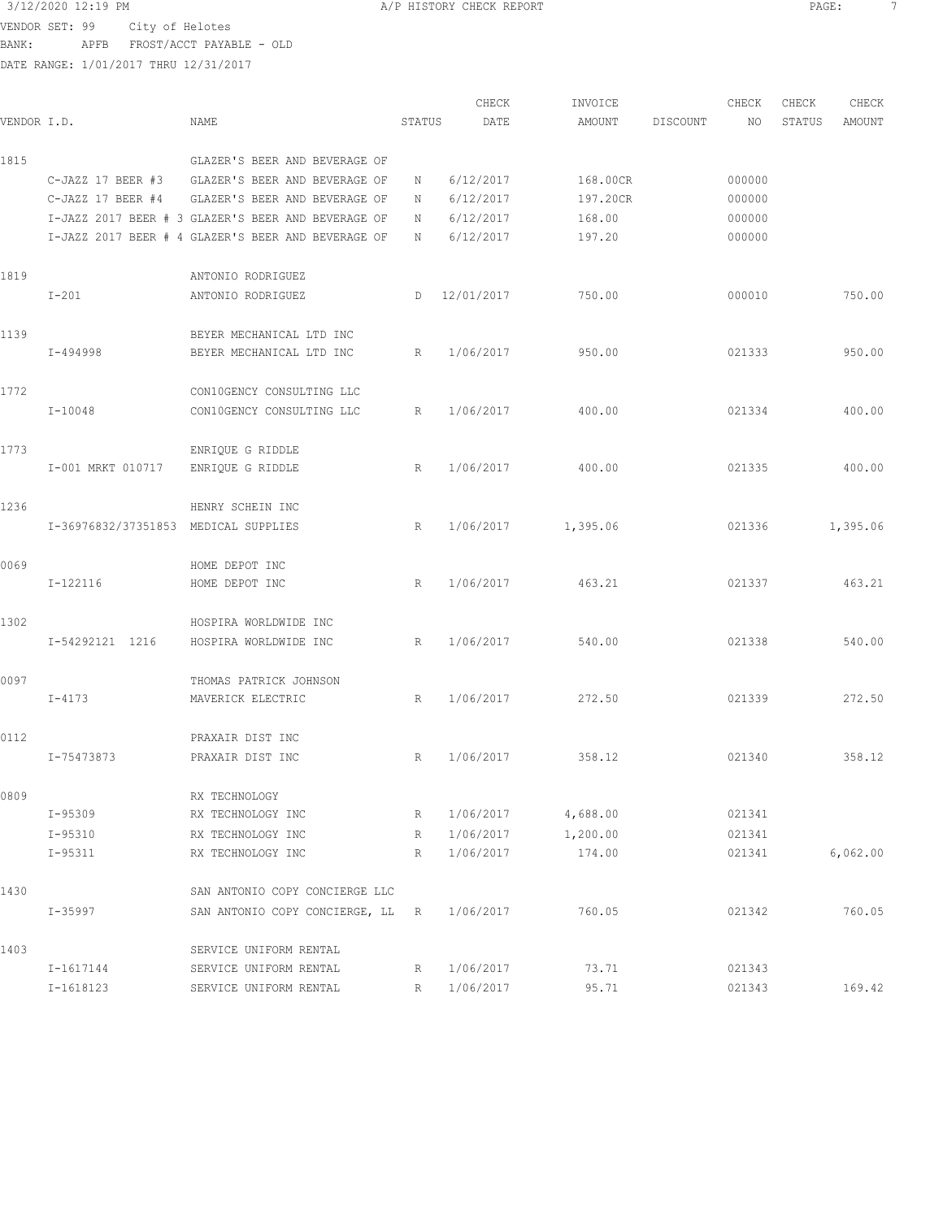VENDOR SET: 99 City of Helotes
BANK: APFB FROST/ACCT PAYABLE - OLD
DATE RANGE: 1/01/2017 THRU 12/31/2017

| VENDOR I.D. | | NAME | STATUS | CHECK DATE | INVOICE AMOUNT | DISCOUNT | CHECK NO | CHECK STATUS | CHECK AMOUNT |
|---|---|---|---|---|---|---|---|---|---|
| 1815 | | GLAZER'S BEER AND BEVERAGE OF | | | | | | | |
| | C-JAZZ 17 BEER #3 | GLAZER'S BEER AND BEVERAGE OF | N | 6/12/2017 | 168.00CR | | 000000 | | |
| | C-JAZZ 17 BEER #4 | GLAZER'S BEER AND BEVERAGE OF | N | 6/12/2017 | 197.20CR | | 000000 | | |
| | I-JAZZ 2017 BEER # 3 | GLAZER'S BEER AND BEVERAGE OF | N | 6/12/2017 | 168.00 | | 000000 | | |
| | I-JAZZ 2017 BEER # 4 | GLAZER'S BEER AND BEVERAGE OF | N | 6/12/2017 | 197.20 | | 000000 | | |
| 1819 | | ANTONIO RODRIGUEZ | | | | | | | |
| | I-201 | ANTONIO RODRIGUEZ | D | 12/01/2017 | 750.00 | | 000010 | | 750.00 |
| 1139 | | BEYER MECHANICAL LTD INC | | | | | | | |
| | I-494998 | BEYER MECHANICAL LTD INC | R | 1/06/2017 | 950.00 | | 021333 | | 950.00 |
| 1772 | | CON10GENCY CONSULTING LLC | | | | | | | |
| | I-10048 | CON10GENCY CONSULTING LLC | R | 1/06/2017 | 400.00 | | 021334 | | 400.00 |
| 1773 | | ENRIQUE G RIDDLE | | | | | | | |
| | I-001 MRKT 010717 | ENRIQUE G RIDDLE | R | 1/06/2017 | 400.00 | | 021335 | | 400.00 |
| 1236 | | HENRY SCHEIN INC | | | | | | | |
| | I-36976832/37351853 | MEDICAL SUPPLIES | R | 1/06/2017 | 1,395.06 | | 021336 | | 1,395.06 |
| 0069 | | HOME DEPOT INC | | | | | | | |
| | I-122116 | HOME DEPOT INC | R | 1/06/2017 | 463.21 | | 021337 | | 463.21 |
| 1302 | | HOSPIRA WORLDWIDE INC | | | | | | | |
| | I-54292121 1216 | HOSPIRA WORLDWIDE INC | R | 1/06/2017 | 540.00 | | 021338 | | 540.00 |
| 0097 | | THOMAS PATRICK JOHNSON | | | | | | | |
| | I-4173 | MAVERICK ELECTRIC | R | 1/06/2017 | 272.50 | | 021339 | | 272.50 |
| 0112 | | PRAXAIR DIST INC | | | | | | | |
| | I-75473873 | PRAXAIR DIST INC | R | 1/06/2017 | 358.12 | | 021340 | | 358.12 |
| 0809 | | RX TECHNOLOGY | | | | | | | |
| | I-95309 | RX TECHNOLOGY INC | R | 1/06/2017 | 4,688.00 | | 021341 | | |
| | I-95310 | RX TECHNOLOGY INC | R | 1/06/2017 | 1,200.00 | | 021341 | | |
| | I-95311 | RX TECHNOLOGY INC | R | 1/06/2017 | 174.00 | | 021341 | | 6,062.00 |
| 1430 | | SAN ANTONIO COPY CONCIERGE LLC | | | | | | | |
| | I-35997 | SAN ANTONIO COPY CONCIERGE, LL | R | 1/06/2017 | 760.05 | | 021342 | | 760.05 |
| 1403 | | SERVICE UNIFORM RENTAL | | | | | | | |
| | I-1617144 | SERVICE UNIFORM RENTAL | R | 1/06/2017 | 73.71 | | 021343 | | |
| | I-1618123 | SERVICE UNIFORM RENTAL | R | 1/06/2017 | 95.71 | | 021343 | | 169.42 |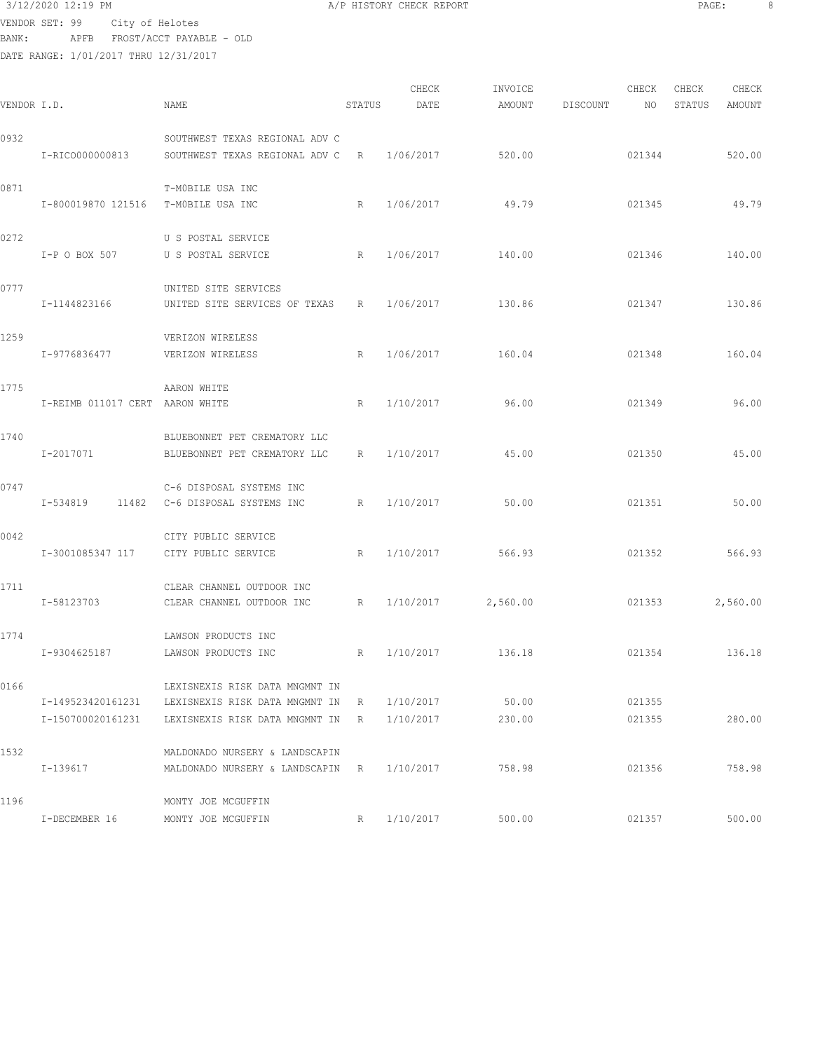3/12/2020 12:19 PM A/P HISTORY CHECK REPORT

VENDOR SET: 99 City of Helotes
BANK: APFB FROST/ACCT PAYABLE - OLD
DATE RANGE: 1/01/2017 THRU 12/31/2017

| VENDOR I.D. | NAME | STATUS | CHECK DATE | INVOICE AMOUNT | DISCOUNT | CHECK NO | CHECK STATUS | CHECK AMOUNT |
|---|---|---|---|---|---|---|---|---|
| 0932 | SOUTHWEST TEXAS REGIONAL ADV C | | | | | | | |
| I-RICO000000813 | SOUTHWEST TEXAS REGIONAL ADV C | R | 1/06/2017 | 520.00 | | 021344 | | 520.00 |
| 0871 | T-MOBILE USA INC | | | | | | | |
| I-800019870 121516 | T-MOBILE USA INC | R | 1/06/2017 | 49.79 | | 021345 | | 49.79 |
| 0272 | U S POSTAL SERVICE | | | | | | | |
| I-P O BOX 507 | U S POSTAL SERVICE | R | 1/06/2017 | 140.00 | | 021346 | | 140.00 |
| 0777 | UNITED SITE SERVICES | | | | | | | |
| I-1144823166 | UNITED SITE SERVICES OF TEXAS | R | 1/06/2017 | 130.86 | | 021347 | | 130.86 |
| 1259 | VERIZON WIRELESS | | | | | | | |
| I-9776836477 | VERIZON WIRELESS | R | 1/06/2017 | 160.04 | | 021348 | | 160.04 |
| 1775 | AARON WHITE | | | | | | | |
| I-REIMB 011017 CERT | AARON WHITE | R | 1/10/2017 | 96.00 | | 021349 | | 96.00 |
| 1740 | BLUEBONNET PET CREMATORY LLC | | | | | | | |
| I-2017071 | BLUEBONNET PET CREMATORY LLC | R | 1/10/2017 | 45.00 | | 021350 | | 45.00 |
| 0747 | C-6 DISPOSAL SYSTEMS INC | | | | | | | |
| I-534819 11482 | C-6 DISPOSAL SYSTEMS INC | R | 1/10/2017 | 50.00 | | 021351 | | 50.00 |
| 0042 | CITY PUBLIC SERVICE | | | | | | | |
| I-3001085347 117 | CITY PUBLIC SERVICE | R | 1/10/2017 | 566.93 | | 021352 | | 566.93 |
| 1711 | CLEAR CHANNEL OUTDOOR INC | | | | | | | |
| I-58123703 | CLEAR CHANNEL OUTDOOR INC | R | 1/10/2017 | 2,560.00 | | 021353 | | 2,560.00 |
| 1774 | LAWSON PRODUCTS INC | | | | | | | |
| I-9304625187 | LAWSON PRODUCTS INC | R | 1/10/2017 | 136.18 | | 021354 | | 136.18 |
| 0166 | LEXISNEXIS RISK DATA MNGMNT IN | | | | | | | |
| I-149523420161231 | LEXISNEXIS RISK DATA MNGMNT IN | R | 1/10/2017 | 50.00 | | 021355 | | |
| I-150700020161231 | LEXISNEXIS RISK DATA MNGMNT IN | R | 1/10/2017 | 230.00 | | 021355 | | 280.00 |
| 1532 | MALDONADO NURSERY & LANDSCAPIN | | | | | | | |
| I-139617 | MALDONADO NURSERY & LANDSCAPIN | R | 1/10/2017 | 758.98 | | 021356 | | 758.98 |
| 1196 | MONTY JOE MCGUFFIN | | | | | | | |
| I-DECEMBER 16 | MONTY JOE MCGUFFIN | R | 1/10/2017 | 500.00 | | 021357 | | 500.00 |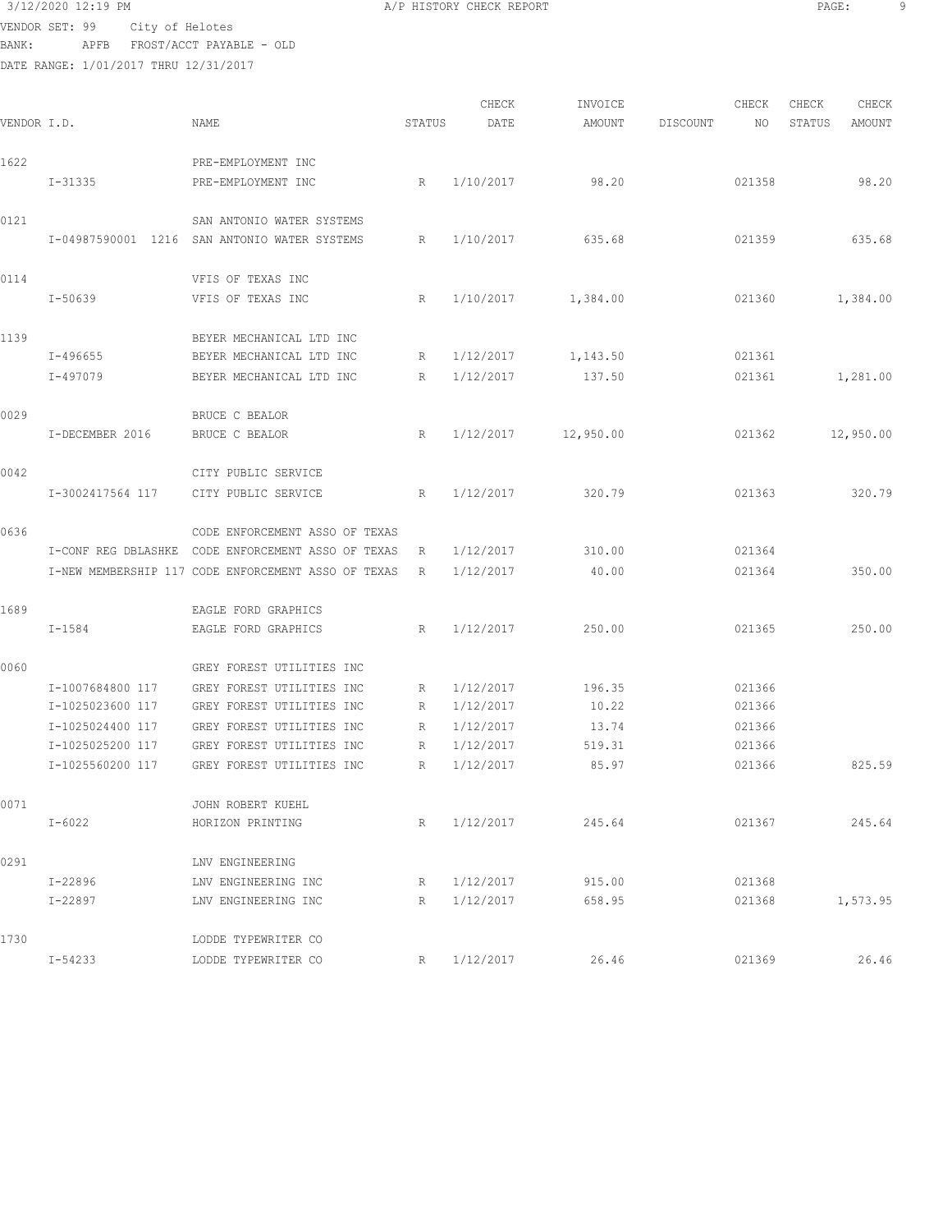3/12/2020 12:19 PM A/P HISTORY CHECK REPORT

VENDOR SET: 99 City of Helotes
BANK: APFB FROST/ACCT PAYABLE - OLD
DATE RANGE: 1/01/2017 THRU 12/31/2017

| VENDOR I.D. | NAME | STATUS | CHECK DATE | INVOICE AMOUNT | DISCOUNT | CHECK NO | CHECK STATUS | CHECK AMOUNT |
|---|---|---|---|---|---|---|---|---|
| 1622 | PRE-EMPLOYMENT INC | | | | | | | |
| I-31335 | PRE-EMPLOYMENT INC | R | 1/10/2017 | 98.20 | | 021358 | | 98.20 |
| 0121 | SAN ANTONIO WATER SYSTEMS | | | | | | | |
| I-04987590001 1216 | SAN ANTONIO WATER SYSTEMS | R | 1/10/2017 | 635.68 | | 021359 | | 635.68 |
| 0114 | VFIS OF TEXAS INC | | | | | | | |
| I-50639 | VFIS OF TEXAS INC | R | 1/10/2017 | 1,384.00 | | 021360 | | 1,384.00 |
| 1139 | BEYER MECHANICAL LTD INC | | | | | | | |
| I-496655 | BEYER MECHANICAL LTD INC | R | 1/12/2017 | 1,143.50 | | 021361 | | |
| I-497079 | BEYER MECHANICAL LTD INC | R | 1/12/2017 | 137.50 | | 021361 | | 1,281.00 |
| 0029 | BRUCE C BEALOR | | | | | | | |
| I-DECEMBER 2016 | BRUCE C BEALOR | R | 1/12/2017 | 12,950.00 | | 021362 | | 12,950.00 |
| 0042 | CITY PUBLIC SERVICE | | | | | | | |
| I-3002417564 117 | CITY PUBLIC SERVICE | R | 1/12/2017 | 320.79 | | 021363 | | 320.79 |
| 0636 | CODE ENFORCEMENT ASSO OF TEXAS | | | | | | | |
| I-CONF REG DBLASHKE | CODE ENFORCEMENT ASSO OF TEXAS | R | 1/12/2017 | 310.00 | | 021364 | | |
| I-NEW MEMBERSHIP 117 | CODE ENFORCEMENT ASSO OF TEXAS | R | 1/12/2017 | 40.00 | | 021364 | | 350.00 |
| 1689 | EAGLE FORD GRAPHICS | | | | | | | |
| I-1584 | EAGLE FORD GRAPHICS | R | 1/12/2017 | 250.00 | | 021365 | | 250.00 |
| 0060 | GREY FOREST UTILITIES INC | | | | | | | |
| I-1007684800 117 | GREY FOREST UTILITIES INC | R | 1/12/2017 | 196.35 | | 021366 | | |
| I-1025023600 117 | GREY FOREST UTILITIES INC | R | 1/12/2017 | 10.22 | | 021366 | | |
| I-1025024400 117 | GREY FOREST UTILITIES INC | R | 1/12/2017 | 13.74 | | 021366 | | |
| I-1025025200 117 | GREY FOREST UTILITIES INC | R | 1/12/2017 | 519.31 | | 021366 | | |
| I-1025560200 117 | GREY FOREST UTILITIES INC | R | 1/12/2017 | 85.97 | | 021366 | | 825.59 |
| 0071 | JOHN ROBERT KUEHL | | | | | | | |
| I-6022 | HORIZON PRINTING | R | 1/12/2017 | 245.64 | | 021367 | | 245.64 |
| 0291 | LNV ENGINEERING | | | | | | | |
| I-22896 | LNV ENGINEERING INC | R | 1/12/2017 | 915.00 | | 021368 | | |
| I-22897 | LNV ENGINEERING INC | R | 1/12/2017 | 658.95 | | 021368 | | 1,573.95 |
| 1730 | LODDE TYPEWRITER CO | | | | | | | |
| I-54233 | LODDE TYPEWRITER CO | R | 1/12/2017 | 26.46 | | 021369 | | 26.46 |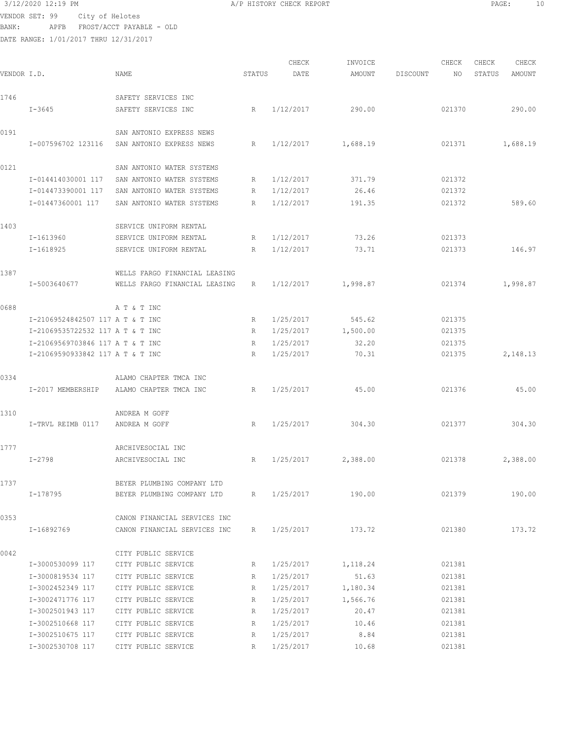3/12/2020 12:19 PM A/P HISTORY CHECK REPORT

VENDOR SET: 99 City of Helotes
BANK: APFB FROST/ACCT PAYABLE - OLD
DATE RANGE: 1/01/2017 THRU 12/31/2017

| VENDOR I.D. | | NAME | STATUS | CHECK DATE | INVOICE AMOUNT | DISCOUNT | CHECK NO | CHECK STATUS | CHECK AMOUNT |
|---|---|---|---|---|---|---|---|---|---|
| 1746 | | SAFETY SERVICES INC | | | | | | | |
| | I-3645 | SAFETY SERVICES INC | R | 1/12/2017 | 290.00 | | 021370 | | 290.00 |
| 0191 | | SAN ANTONIO EXPRESS NEWS | | | | | | | |
| | I-007596702 123116 | SAN ANTONIO EXPRESS NEWS | R | 1/12/2017 | 1,688.19 | | 021371 | | 1,688.19 |
| 0121 | | SAN ANTONIO WATER SYSTEMS | | | | | | | |
| | I-014414030001 117 | SAN ANTONIO WATER SYSTEMS | R | 1/12/2017 | 371.79 | | 021372 | | |
| | I-014473390001 117 | SAN ANTONIO WATER SYSTEMS | R | 1/12/2017 | 26.46 | | 021372 | | |
| | I-01447360001 117 | SAN ANTONIO WATER SYSTEMS | R | 1/12/2017 | 191.35 | | 021372 | | 589.60 |
| 1403 | | SERVICE UNIFORM RENTAL | | | | | | | |
| | I-1613960 | SERVICE UNIFORM RENTAL | R | 1/12/2017 | 73.26 | | 021373 | | |
| | I-1618925 | SERVICE UNIFORM RENTAL | R | 1/12/2017 | 73.71 | | 021373 | | 146.97 |
| 1387 | | WELLS FARGO FINANCIAL LEASING | | | | | | | |
| | I-5003640677 | WELLS FARGO FINANCIAL LEASING | R | 1/12/2017 | 1,998.87 | | 021374 | | 1,998.87 |
| 0688 | | A T & T INC | | | | | | | |
| | I-21069524842507 117 | A T & T INC | R | 1/25/2017 | 545.62 | | 021375 | | |
| | I-21069535722532 117 | A T & T INC | R | 1/25/2017 | 1,500.00 | | 021375 | | |
| | I-21069569703846 117 | A T & T INC | R | 1/25/2017 | 32.20 | | 021375 | | |
| | I-21069590933842 117 | A T & T INC | R | 1/25/2017 | 70.31 | | 021375 | | 2,148.13 |
| 0334 | | ALAMO CHAPTER TMCA INC | | | | | | | |
| | I-2017 MEMBERSHIP | ALAMO CHAPTER TMCA INC | R | 1/25/2017 | 45.00 | | 021376 | | 45.00 |
| 1310 | | ANDREA M GOFF | | | | | | | |
| | I-TRVL REIMB 0117 | ANDREA M GOFF | R | 1/25/2017 | 304.30 | | 021377 | | 304.30 |
| 1777 | | ARCHIVESOCIAL INC | | | | | | | |
| | I-2798 | ARCHIVESOCIAL INC | R | 1/25/2017 | 2,388.00 | | 021378 | | 2,388.00 |
| 1737 | | BEYER PLUMBING COMPANY LTD | | | | | | | |
| | I-178795 | BEYER PLUMBING COMPANY LTD | R | 1/25/2017 | 190.00 | | 021379 | | 190.00 |
| 0353 | | CANON FINANCIAL SERVICES INC | | | | | | | |
| | I-16892769 | CANON FINANCIAL SERVICES INC | R | 1/25/2017 | 173.72 | | 021380 | | 173.72 |
| 0042 | | CITY PUBLIC SERVICE | | | | | | | |
| | I-3000530099 117 | CITY PUBLIC SERVICE | R | 1/25/2017 | 1,118.24 | | 021381 | | |
| | I-3000819534 117 | CITY PUBLIC SERVICE | R | 1/25/2017 | 51.63 | | 021381 | | |
| | I-3002452349 117 | CITY PUBLIC SERVICE | R | 1/25/2017 | 1,180.34 | | 021381 | | |
| | I-3002471776 117 | CITY PUBLIC SERVICE | R | 1/25/2017 | 1,566.76 | | 021381 | | |
| | I-3002501943 117 | CITY PUBLIC SERVICE | R | 1/25/2017 | 20.47 | | 021381 | | |
| | I-3002510668 117 | CITY PUBLIC SERVICE | R | 1/25/2017 | 10.46 | | 021381 | | |
| | I-3002510675 117 | CITY PUBLIC SERVICE | R | 1/25/2017 | 8.84 | | 021381 | | |
| | I-3002530708 117 | CITY PUBLIC SERVICE | R | 1/25/2017 | 10.68 | | 021381 | | |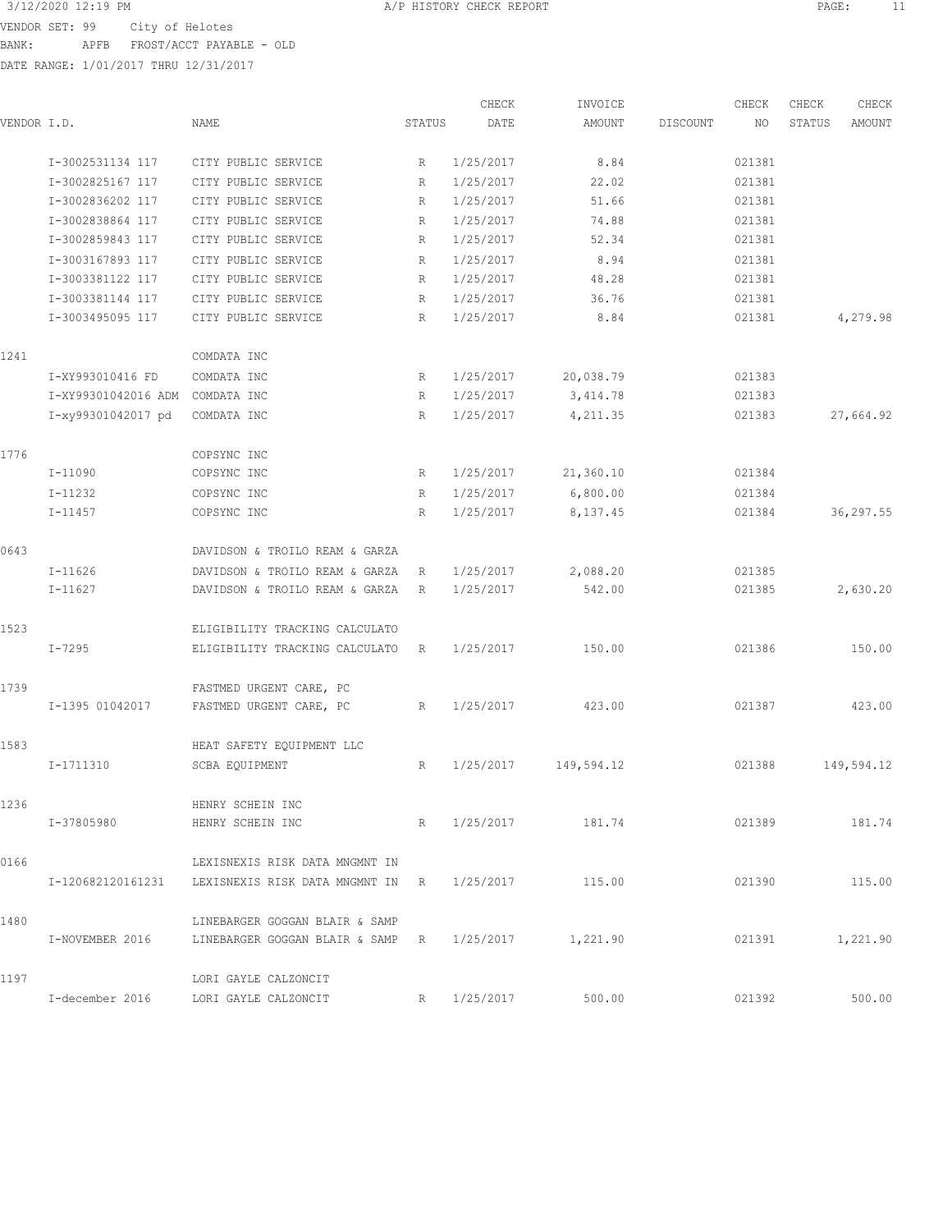VENDOR SET: 99 City of Helotes
BANK: APFB FROST/ACCT PAYABLE - OLD
DATE RANGE: 1/01/2017 THRU 12/31/2017

| VENDOR I.D. | NAME | STATUS | CHECK DATE | INVOICE AMOUNT | DISCOUNT | CHECK NO | CHECK STATUS | CHECK AMOUNT |
|---|---|---|---|---|---|---|---|---|
| I-3002531134 117 | CITY PUBLIC SERVICE | R | 1/25/2017 | 8.84 | | 021381 | | |
| I-3002825167 117 | CITY PUBLIC SERVICE | R | 1/25/2017 | 22.02 | | 021381 | | |
| I-3002836202 117 | CITY PUBLIC SERVICE | R | 1/25/2017 | 51.66 | | 021381 | | |
| I-3002838864 117 | CITY PUBLIC SERVICE | R | 1/25/2017 | 74.88 | | 021381 | | |
| I-3002859843 117 | CITY PUBLIC SERVICE | R | 1/25/2017 | 52.34 | | 021381 | | |
| I-3003167893 117 | CITY PUBLIC SERVICE | R | 1/25/2017 | 8.94 | | 021381 | | |
| I-3003381122 117 | CITY PUBLIC SERVICE | R | 1/25/2017 | 48.28 | | 021381 | | |
| I-3003381144 117 | CITY PUBLIC SERVICE | R | 1/25/2017 | 36.76 | | 021381 | | |
| I-3003495095 117 | CITY PUBLIC SERVICE | R | 1/25/2017 | 8.84 | | 021381 | | 4,279.98 |
| 1241 | COMDATA INC | | | | | | | |
| I-XY993010416 FD | COMDATA INC | R | 1/25/2017 | 20,038.79 | | 021383 | | |
| I-XY99301042016 ADM | COMDATA INC | R | 1/25/2017 | 3,414.78 | | 021383 | | |
| I-xy99301042017 pd | COMDATA INC | R | 1/25/2017 | 4,211.35 | | 021383 | | 27,664.92 |
| 1776 | COPSYNC INC | | | | | | | |
| I-11090 | COPSYNC INC | R | 1/25/2017 | 21,360.10 | | 021384 | | |
| I-11232 | COPSYNC INC | R | 1/25/2017 | 6,800.00 | | 021384 | | |
| I-11457 | COPSYNC INC | R | 1/25/2017 | 8,137.45 | | 021384 | | 36,297.55 |
| 0643 | DAVIDSON & TROILO REAM & GARZA | | | | | | | |
| I-11626 | DAVIDSON & TROILO REAM & GARZA | R | 1/25/2017 | 2,088.20 | | 021385 | | |
| I-11627 | DAVIDSON & TROILO REAM & GARZA | R | 1/25/2017 | 542.00 | | 021385 | | 2,630.20 |
| 1523 | ELIGIBILITY TRACKING CALCULATO | | | | | | | |
| I-7295 | ELIGIBILITY TRACKING CALCULATO | R | 1/25/2017 | 150.00 | | 021386 | | 150.00 |
| 1739 | FASTMED URGENT CARE, PC | | | | | | | |
| I-1395 01042017 | FASTMED URGENT CARE, PC | R | 1/25/2017 | 423.00 | | 021387 | | 423.00 |
| 1583 | HEAT SAFETY EQUIPMENT LLC | | | | | | | |
| I-1711310 | SCBA EQUIPMENT | R | 1/25/2017 | 149,594.12 | | 021388 | | 149,594.12 |
| 1236 | HENRY SCHEIN INC | | | | | | | |
| I-37805980 | HENRY SCHEIN INC | R | 1/25/2017 | 181.74 | | 021389 | | 181.74 |
| 0166 | LEXISNEXIS RISK DATA MNGMNT IN | | | | | | | |
| I-120682120161231 | LEXISNEXIS RISK DATA MNGMNT IN | R | 1/25/2017 | 115.00 | | 021390 | | 115.00 |
| 1480 | LINEBARGER GOGGAN BLAIR & SAMP | | | | | | | |
| I-NOVEMBER 2016 | LINEBARGER GOGGAN BLAIR & SAMP | R | 1/25/2017 | 1,221.90 | | 021391 | | 1,221.90 |
| 1197 | LORI GAYLE CALZONCIT | | | | | | | |
| I-december 2016 | LORI GAYLE CALZONCIT | R | 1/25/2017 | 500.00 | | 021392 | | 500.00 |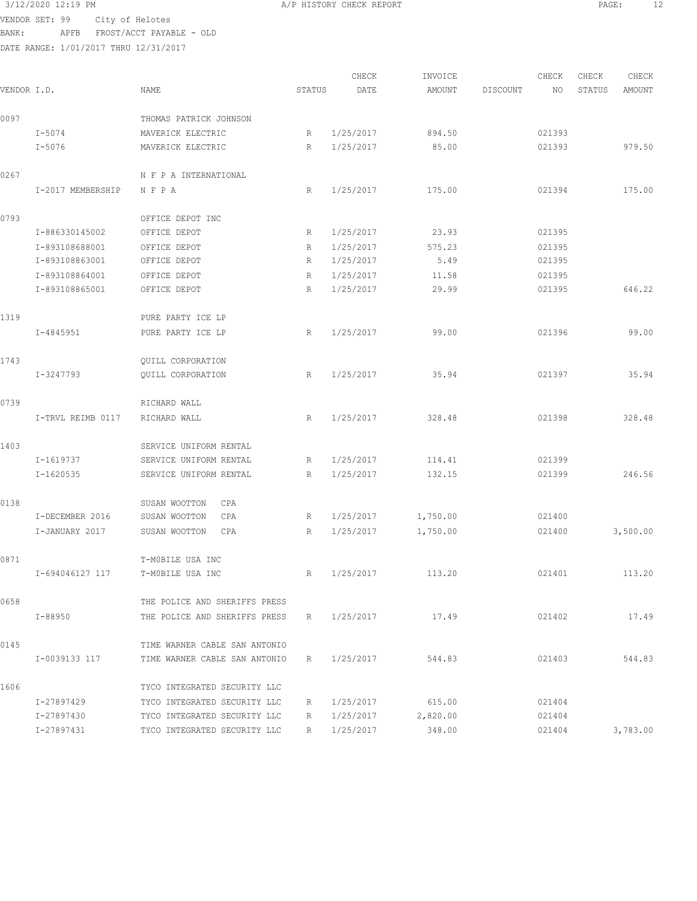3/12/2020 12:19 PM A/P HISTORY CHECK REPORT

VENDOR SET: 99 City of Helotes
BANK: APFB FROST/ACCT PAYABLE - OLD
DATE RANGE: 1/01/2017 THRU 12/31/2017

| VENDOR I.D. | NAME | STATUS | CHECK DATE | INVOICE AMOUNT | DISCOUNT | CHECK NO | CHECK STATUS | CHECK AMOUNT |
|---|---|---|---|---|---|---|---|---|
| 0097 | THOMAS PATRICK JOHNSON | | | | | | | |
| I-5074 | MAVERICK ELECTRIC | R | 1/25/2017 | 894.50 | | 021393 | | |
| I-5076 | MAVERICK ELECTRIC | R | 1/25/2017 | 85.00 | | 021393 | | 979.50 |
| 0267 | N F P A INTERNATIONAL | | | | | | | |
| I-2017 MEMBERSHIP | N F P A | R | 1/25/2017 | 175.00 | | 021394 | | 175.00 |
| 0793 | OFFICE DEPOT INC | | | | | | | |
| I-886330145002 | OFFICE DEPOT | R | 1/25/2017 | 23.93 | | 021395 | | |
| I-893108688001 | OFFICE DEPOT | R | 1/25/2017 | 575.23 | | 021395 | | |
| I-893108863001 | OFFICE DEPOT | R | 1/25/2017 | 5.49 | | 021395 | | |
| I-893108864001 | OFFICE DEPOT | R | 1/25/2017 | 11.58 | | 021395 | | |
| I-893108865001 | OFFICE DEPOT | R | 1/25/2017 | 29.99 | | 021395 | | 646.22 |
| 1319 | PURE PARTY ICE LP | | | | | | | |
| I-4845951 | PURE PARTY ICE LP | R | 1/25/2017 | 99.00 | | 021396 | | 99.00 |
| 1743 | QUILL CORPORATION | | | | | | | |
| I-3247793 | QUILL CORPORATION | R | 1/25/2017 | 35.94 | | 021397 | | 35.94 |
| 0739 | RICHARD WALL | | | | | | | |
| I-TRVL REIMB 0117 | RICHARD WALL | R | 1/25/2017 | 328.48 | | 021398 | | 328.48 |
| 1403 | SERVICE UNIFORM RENTAL | | | | | | | |
| I-1619737 | SERVICE UNIFORM RENTAL | R | 1/25/2017 | 114.41 | | 021399 | | |
| I-1620535 | SERVICE UNIFORM RENTAL | R | 1/25/2017 | 132.15 | | 021399 | | 246.56 |
| 0138 | SUSAN WOOTTON CPA | | | | | | | |
| I-DECEMBER 2016 | SUSAN WOOTTON CPA | R | 1/25/2017 | 1,750.00 | | 021400 | | |
| I-JANUARY 2017 | SUSAN WOOTTON CPA | R | 1/25/2017 | 1,750.00 | | 021400 | | 3,500.00 |
| 0871 | T-MOBILE USA INC | | | | | | | |
| I-694046127 117 | T-MOBILE USA INC | R | 1/25/2017 | 113.20 | | 021401 | | 113.20 |
| 0658 | THE POLICE AND SHERIFFS PRESS | | | | | | | |
| I-88950 | THE POLICE AND SHERIFFS PRESS | R | 1/25/2017 | 17.49 | | 021402 | | 17.49 |
| 0145 | TIME WARNER CABLE SAN ANTONIO | | | | | | | |
| I-0039133 117 | TIME WARNER CABLE SAN ANTONIO | R | 1/25/2017 | 544.83 | | 021403 | | 544.83 |
| 1606 | TYCO INTEGRATED SECURITY LLC | | | | | | | |
| I-27897429 | TYCO INTEGRATED SECURITY LLC | R | 1/25/2017 | 615.00 | | 021404 | | |
| I-27897430 | TYCO INTEGRATED SECURITY LLC | R | 1/25/2017 | 2,820.00 | | 021404 | | |
| I-27897431 | TYCO INTEGRATED SECURITY LLC | R | 1/25/2017 | 348.00 | | 021404 | | 3,783.00 |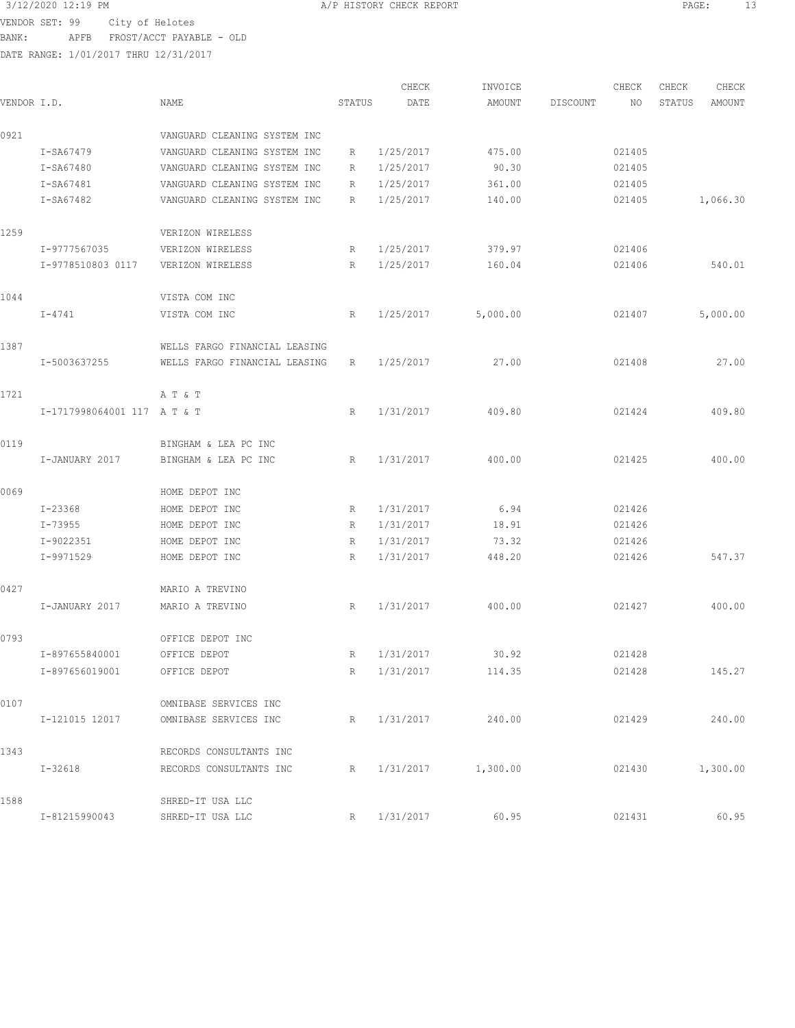VENDOR SET: 99 City of Helotes
BANK: APFB FROST/ACCT PAYABLE - OLD
DATE RANGE: 1/01/2017 THRU 12/31/2017

# A/P HISTORY CHECK REPORT

| VENDOR I.D. | | NAME | STATUS | CHECK DATE | INVOICE AMOUNT | DISCOUNT | CHECK NO | CHECK STATUS | CHECK AMOUNT |
|---|---|---|---|---|---|---|---|---|---|
| 0921 | | VANGUARD CLEANING SYSTEM INC | | | | | | | |
| | I-SA67479 | VANGUARD CLEANING SYSTEM INC | R | 1/25/2017 | 475.00 | | 021405 | | |
| | I-SA67480 | VANGUARD CLEANING SYSTEM INC | R | 1/25/2017 | 90.30 | | 021405 | | |
| | I-SA67481 | VANGUARD CLEANING SYSTEM INC | R | 1/25/2017 | 361.00 | | 021405 | | |
| | I-SA67482 | VANGUARD CLEANING SYSTEM INC | R | 1/25/2017 | 140.00 | | 021405 | | 1,066.30 |
| 1259 | | VERIZON WIRELESS | | | | | | | |
| | I-9777567035 | VERIZON WIRELESS | R | 1/25/2017 | 379.97 | | 021406 | | |
| | I-9778510803 0117 | VERIZON WIRELESS | R | 1/25/2017 | 160.04 | | 021406 | | 540.01 |
| 1044 | | VISTA COM INC | | | | | | | |
| | I-4741 | VISTA COM INC | R | 1/25/2017 | 5,000.00 | | 021407 | | 5,000.00 |
| 1387 | | WELLS FARGO FINANCIAL LEASING | | | | | | | |
| | I-5003637255 | WELLS FARGO FINANCIAL LEASING | R | 1/25/2017 | 27.00 | | 021408 | | 27.00 |
| 1721 | | A T & T | | | | | | | |
| | I-1717998064001 117 | A T & T | R | 1/31/2017 | 409.80 | | 021424 | | 409.80 |
| 0119 | | BINGHAM & LEA PC INC | | | | | | | |
| | I-JANUARY 2017 | BINGHAM & LEA PC INC | R | 1/31/2017 | 400.00 | | 021425 | | 400.00 |
| 0069 | | HOME DEPOT INC | | | | | | | |
| | I-23368 | HOME DEPOT INC | R | 1/31/2017 | 6.94 | | 021426 | | |
| | I-73955 | HOME DEPOT INC | R | 1/31/2017 | 18.91 | | 021426 | | |
| | I-9022351 | HOME DEPOT INC | R | 1/31/2017 | 73.32 | | 021426 | | |
| | I-9971529 | HOME DEPOT INC | R | 1/31/2017 | 448.20 | | 021426 | | 547.37 |
| 0427 | | MARIO A TREVINO | | | | | | | |
| | I-JANUARY 2017 | MARIO A TREVINO | R | 1/31/2017 | 400.00 | | 021427 | | 400.00 |
| 0793 | | OFFICE DEPOT INC | | | | | | | |
| | I-897655840001 | OFFICE DEPOT | R | 1/31/2017 | 30.92 | | 021428 | | |
| | I-897656019001 | OFFICE DEPOT | R | 1/31/2017 | 114.35 | | 021428 | | 145.27 |
| 0107 | | OMNIBASE SERVICES INC | | | | | | | |
| | I-121015 12017 | OMNIBASE SERVICES INC | R | 1/31/2017 | 240.00 | | 021429 | | 240.00 |
| 1343 | | RECORDS CONSULTANTS INC | | | | | | | |
| | I-32618 | RECORDS CONSULTANTS INC | R | 1/31/2017 | 1,300.00 | | 021430 | | 1,300.00 |
| 1588 | | SHRED-IT USA LLC | | | | | | | |
| | I-81215990043 | SHRED-IT USA LLC | R | 1/31/2017 | 60.95 | | 021431 | | 60.95 |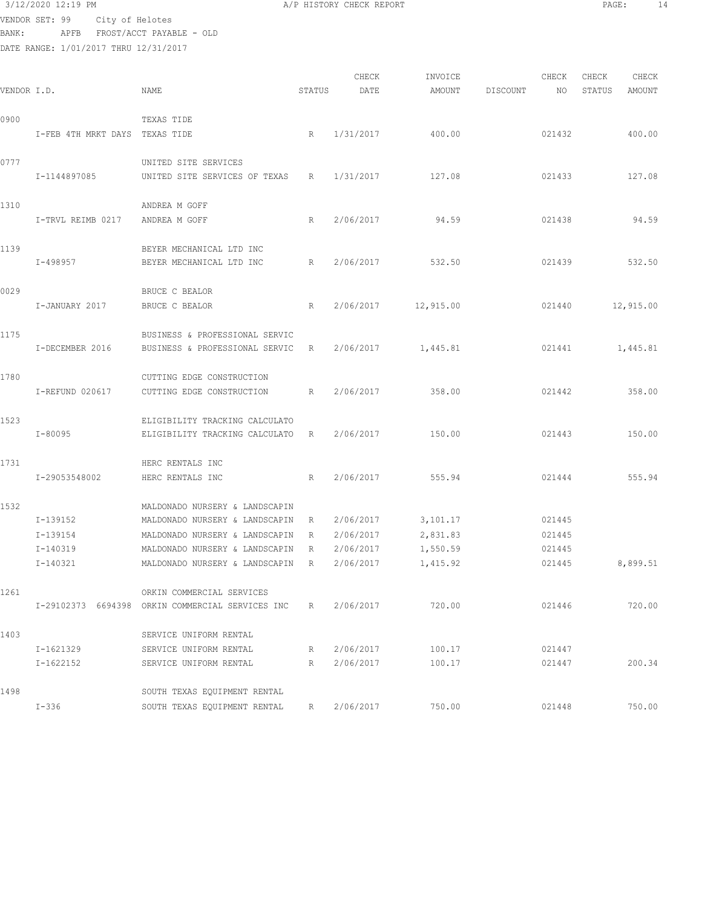3/12/2020 12:19 PM A/P HISTORY CHECK REPORT

VENDOR SET: 99 City of Helotes
BANK: APFB FROST/ACCT PAYABLE - OLD
DATE RANGE: 1/01/2017 THRU 12/31/2017

| VENDOR I.D. | NAME | STATUS | CHECK DATE | INVOICE AMOUNT | DISCOUNT | CHECK NO | CHECK STATUS | CHECK AMOUNT |
|---|---|---|---|---|---|---|---|---|
| 0900 | TEXAS TIDE | | | | | | | |
| I-FEB 4TH MRKT DAYS | TEXAS TIDE | R | 1/31/2017 | 400.00 | | 021432 | | 400.00 |
| 0777 | UNITED SITE SERVICES | | | | | | | |
| I-1144897085 | UNITED SITE SERVICES OF TEXAS | R | 1/31/2017 | 127.08 | | 021433 | | 127.08 |
| 1310 | ANDREA M GOFF | | | | | | | |
| I-TRVL REIMB 0217 | ANDREA M GOFF | R | 2/06/2017 | 94.59 | | 021438 | | 94.59 |
| 1139 | BEYER MECHANICAL LTD INC | | | | | | | |
| I-498957 | BEYER MECHANICAL LTD INC | R | 2/06/2017 | 532.50 | | 021439 | | 532.50 |
| 0029 | BRUCE C BEALOR | | | | | | | |
| I-JANUARY 2017 | BRUCE C BEALOR | R | 2/06/2017 | 12,915.00 | | 021440 | | 12,915.00 |
| 1175 | BUSINESS & PROFESSIONAL SERVIC | | | | | | | |
| I-DECEMBER 2016 | BUSINESS & PROFESSIONAL SERVIC | R | 2/06/2017 | 1,445.81 | | 021441 | | 1,445.81 |
| 1780 | CUTTING EDGE CONSTRUCTION | | | | | | | |
| I-REFUND 020617 | CUTTING EDGE CONSTRUCTION | R | 2/06/2017 | 358.00 | | 021442 | | 358.00 |
| 1523 | ELIGIBILITY TRACKING CALCULATO | | | | | | | |
| I-80095 | ELIGIBILITY TRACKING CALCULATO | R | 2/06/2017 | 150.00 | | 021443 | | 150.00 |
| 1731 | HERC RENTALS INC | | | | | | | |
| I-29053548002 | HERC RENTALS INC | R | 2/06/2017 | 555.94 | | 021444 | | 555.94 |
| 1532 | MALDONADO NURSERY & LANDSCAPIN | | | | | | | |
| I-139152 | MALDONADO NURSERY & LANDSCAPIN | R | 2/06/2017 | 3,101.17 | | 021445 | | |
| I-139154 | MALDONADO NURSERY & LANDSCAPIN | R | 2/06/2017 | 2,831.83 | | 021445 | | |
| I-140319 | MALDONADO NURSERY & LANDSCAPIN | R | 2/06/2017 | 1,550.59 | | 021445 | | |
| I-140321 | MALDONADO NURSERY & LANDSCAPIN | R | 2/06/2017 | 1,415.92 | | 021445 | | 8,899.51 |
| 1261 | ORKIN COMMERCIAL SERVICES | | | | | | | |
| I-29102373 6694398 | ORKIN COMMERCIAL SERVICES INC | R | 2/06/2017 | 720.00 | | 021446 | | 720.00 |
| 1403 | SERVICE UNIFORM RENTAL | | | | | | | |
| I-1621329 | SERVICE UNIFORM RENTAL | R | 2/06/2017 | 100.17 | | 021447 | | |
| I-1622152 | SERVICE UNIFORM RENTAL | R | 2/06/2017 | 100.17 | | 021447 | | 200.34 |
| 1498 | SOUTH TEXAS EQUIPMENT RENTAL | | | | | | | |
| I-336 | SOUTH TEXAS EQUIPMENT RENTAL | R | 2/06/2017 | 750.00 | | 021448 | | 750.00 |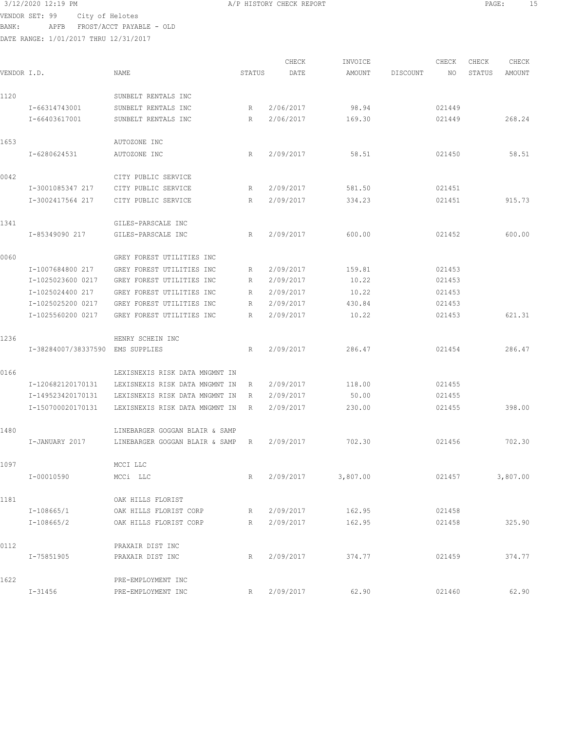3/12/2020 12:19 PM A/P HISTORY CHECK REPORT

VENDOR SET: 99 City of Helotes
BANK: APFB FROST/ACCT PAYABLE - OLD
DATE RANGE: 1/01/2017 THRU 12/31/2017

| VENDOR I.D. | | NAME | STATUS | CHECK DATE | INVOICE AMOUNT | DISCOUNT | CHECK NO | CHECK STATUS | CHECK AMOUNT |
|---|---|---|---|---|---|---|---|---|---|
| 1120 | | SUNBELT RENTALS INC | | | | | | | |
| | I-66314743001 | SUNBELT RENTALS INC | R | 2/06/2017 | 98.94 | | 021449 | | |
| | I-66403617001 | SUNBELT RENTALS INC | R | 2/06/2017 | 169.30 | | 021449 | | 268.24 |
| 1653 | | AUTOZONE INC | | | | | | | |
| | I-6280624531 | AUTOZONE INC | R | 2/09/2017 | 58.51 | | 021450 | | 58.51 |
| 0042 | | CITY PUBLIC SERVICE | | | | | | | |
| | I-3001085347 217 | CITY PUBLIC SERVICE | R | 2/09/2017 | 581.50 | | 021451 | | |
| | I-3002417564 217 | CITY PUBLIC SERVICE | R | 2/09/2017 | 334.23 | | 021451 | | 915.73 |
| 1341 | | GILES-PARSCALE INC | | | | | | | |
| | I-85349090 217 | GILES-PARSCALE INC | R | 2/09/2017 | 600.00 | | 021452 | | 600.00 |
| 0060 | | GREY FOREST UTILITIES INC | | | | | | | |
| | I-1007684800 217 | GREY FOREST UTILITIES INC | R | 2/09/2017 | 159.81 | | 021453 | | |
| | I-1025023600 0217 | GREY FOREST UTILITIES INC | R | 2/09/2017 | 10.22 | | 021453 | | |
| | I-1025024400 217 | GREY FOREST UTILITIES INC | R | 2/09/2017 | 10.22 | | 021453 | | |
| | I-1025025200 0217 | GREY FOREST UTILITIES INC | R | 2/09/2017 | 430.84 | | 021453 | | |
| | I-1025560200 0217 | GREY FOREST UTILITIES INC | R | 2/09/2017 | 10.22 | | 021453 | | 621.31 |
| 1236 | | HENRY SCHEIN INC | | | | | | | |
| | I-38284007/38337590 | EMS SUPPLIES | R | 2/09/2017 | 286.47 | | 021454 | | 286.47 |
| 0166 | | LEXISNEXIS RISK DATA MNGMNT IN | | | | | | | |
| | I-120682120170131 | LEXISNEXIS RISK DATA MNGMNT IN | R | 2/09/2017 | 118.00 | | 021455 | | |
| | I-149523420170131 | LEXISNEXIS RISK DATA MNGMNT IN | R | 2/09/2017 | 50.00 | | 021455 | | |
| | I-150700020170131 | LEXISNEXIS RISK DATA MNGMNT IN | R | 2/09/2017 | 230.00 | | 021455 | | 398.00 |
| 1480 | | LINEBARGER GOGGAN BLAIR & SAMP | | | | | | | |
| | I-JANUARY 2017 | LINEBARGER GOGGAN BLAIR & SAMP | R | 2/09/2017 | 702.30 | | 021456 | | 702.30 |
| 1097 | | MCCI LLC | | | | | | | |
| | I-00010590 | MCCi LLC | R | 2/09/2017 | 3,807.00 | | 021457 | | 3,807.00 |
| 1181 | | OAK HILLS FLORIST | | | | | | | |
| | I-108665/1 | OAK HILLS FLORIST CORP | R | 2/09/2017 | 162.95 | | 021458 | | |
| | I-108665/2 | OAK HILLS FLORIST CORP | R | 2/09/2017 | 162.95 | | 021458 | | 325.90 |
| 0112 | | PRAXAIR DIST INC | | | | | | | |
| | I-75851905 | PRAXAIR DIST INC | R | 2/09/2017 | 374.77 | | 021459 | | 374.77 |
| 1622 | | PRE-EMPLOYMENT INC | | | | | | | |
| | I-31456 | PRE-EMPLOYMENT INC | R | 2/09/2017 | 62.90 | | 021460 | | 62.90 |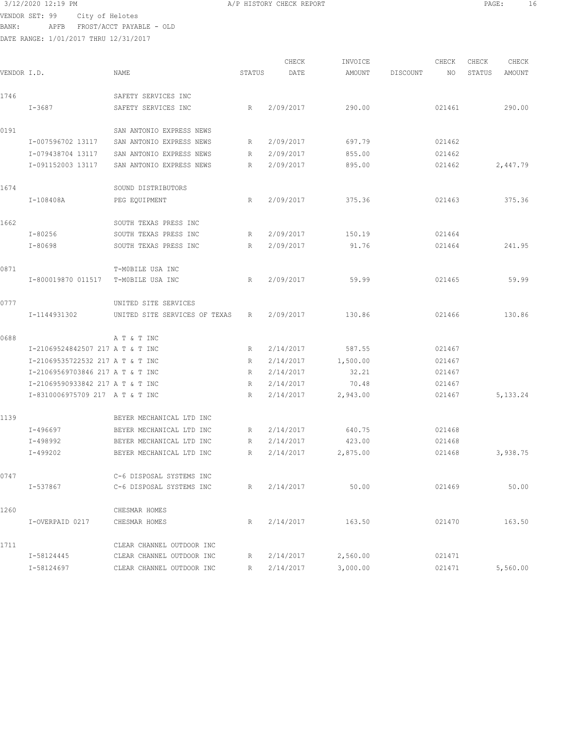3/12/2020 12:19 PM — A/P HISTORY CHECK REPORT

VENDOR SET: 99 City of Helotes
BANK: APFB FROST/ACCT PAYABLE - OLD
DATE RANGE: 1/01/2017 THRU 12/31/2017

| VENDOR I.D. | NAME | STATUS | CHECK DATE | INVOICE AMOUNT | DISCOUNT | CHECK NO | CHECK STATUS | CHECK AMOUNT |
|---|---|---|---|---|---|---|---|---|
| 1746 | SAFETY SERVICES INC | | | | | | | |
| I-3687 | SAFETY SERVICES INC | R | 2/09/2017 | 290.00 | | 021461 | | 290.00 |
| 0191 | SAN ANTONIO EXPRESS NEWS | | | | | | | |
| I-007596702 13117 | SAN ANTONIO EXPRESS NEWS | R | 2/09/2017 | 697.79 | | 021462 | | |
| I-079438704 13117 | SAN ANTONIO EXPRESS NEWS | R | 2/09/2017 | 855.00 | | 021462 | | |
| I-091152003 13117 | SAN ANTONIO EXPRESS NEWS | R | 2/09/2017 | 895.00 | | 021462 | | 2,447.79 |
| 1674 | SOUND DISTRIBUTORS | | | | | | | |
| I-108408A | PEG EQUIPMENT | R | 2/09/2017 | 375.36 | | 021463 | | 375.36 |
| 1662 | SOUTH TEXAS PRESS INC | | | | | | | |
| I-80256 | SOUTH TEXAS PRESS INC | R | 2/09/2017 | 150.19 | | 021464 | | |
| I-80698 | SOUTH TEXAS PRESS INC | R | 2/09/2017 | 91.76 | | 021464 | | 241.95 |
| 0871 | T-M0BILE USA INC | | | | | | | |
| I-800019870 011517 | T-M0BILE USA INC | R | 2/09/2017 | 59.99 | | 021465 | | 59.99 |
| 0777 | UNITED SITE SERVICES | | | | | | | |
| I-1144931302 | UNITED SITE SERVICES OF TEXAS | R | 2/09/2017 | 130.86 | | 021466 | | 130.86 |
| 0688 | A T & T INC | | | | | | | |
| I-21069524842507 217 | A T & T INC | R | 2/14/2017 | 587.55 | | 021467 | | |
| I-21069535722532 217 | A T & T INC | R | 2/14/2017 | 1,500.00 | | 021467 | | |
| I-21069569703846 217 | A T & T INC | R | 2/14/2017 | 32.21 | | 021467 | | |
| I-21069590933842 217 | A T & T INC | R | 2/14/2017 | 70.48 | | 021467 | | |
| I-8310006975709 217 | A T & T INC | R | 2/14/2017 | 2,943.00 | | 021467 | | 5,133.24 |
| 1139 | BEYER MECHANICAL LTD INC | | | | | | | |
| I-496697 | BEYER MECHANICAL LTD INC | R | 2/14/2017 | 640.75 | | 021468 | | |
| I-498992 | BEYER MECHANICAL LTD INC | R | 2/14/2017 | 423.00 | | 021468 | | |
| I-499202 | BEYER MECHANICAL LTD INC | R | 2/14/2017 | 2,875.00 | | 021468 | | 3,938.75 |
| 0747 | C-6 DISPOSAL SYSTEMS INC | | | | | | | |
| I-537867 | C-6 DISPOSAL SYSTEMS INC | R | 2/14/2017 | 50.00 | | 021469 | | 50.00 |
| 1260 | CHESMAR HOMES | | | | | | | |
| I-OVERPAID 0217 | CHESMAR HOMES | R | 2/14/2017 | 163.50 | | 021470 | | 163.50 |
| 1711 | CLEAR CHANNEL OUTDOOR INC | | | | | | | |
| I-58124445 | CLEAR CHANNEL OUTDOOR INC | R | 2/14/2017 | 2,560.00 | | 021471 | | |
| I-58124697 | CLEAR CHANNEL OUTDOOR INC | R | 2/14/2017 | 3,000.00 | | 021471 | | 5,560.00 |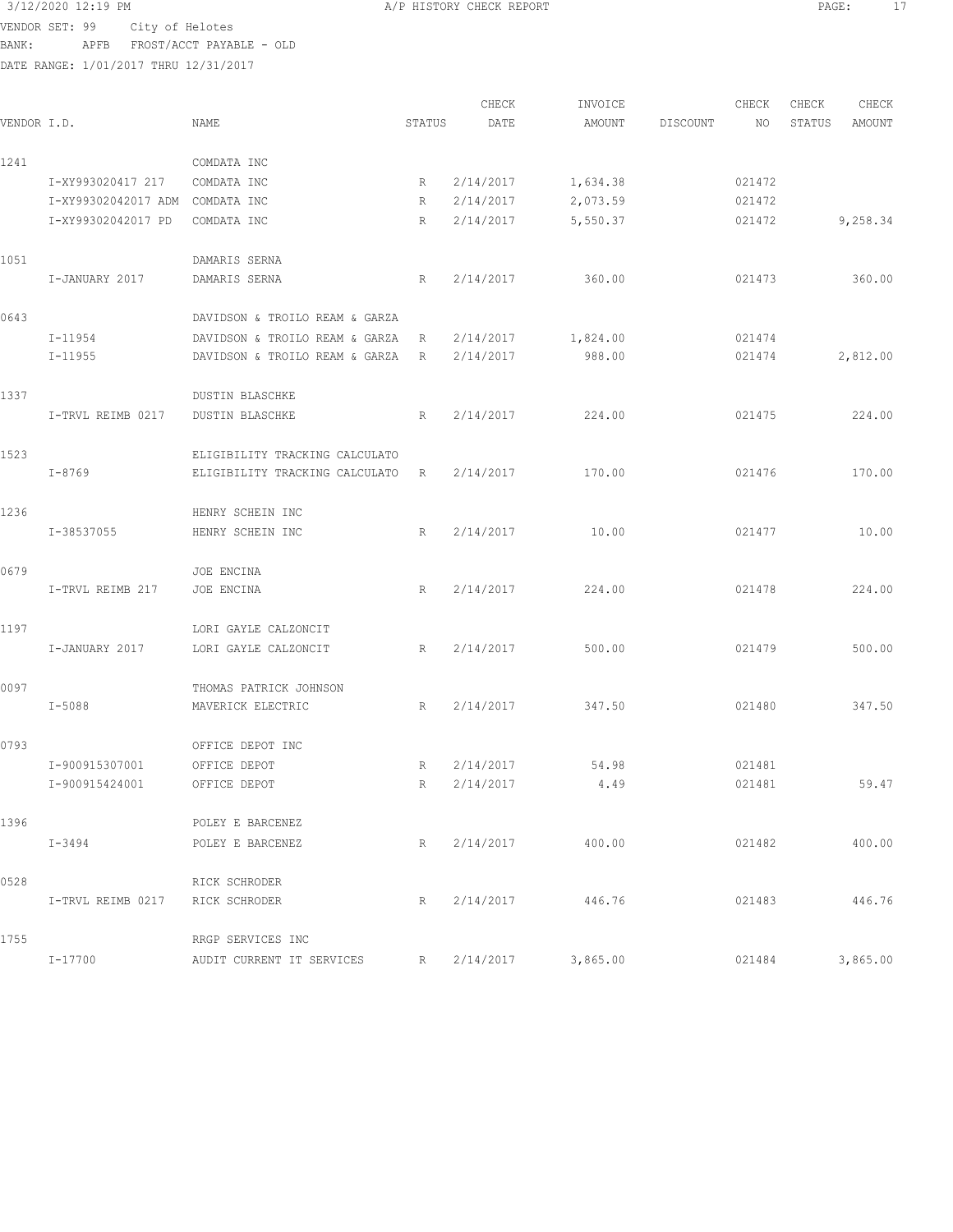VENDOR SET: 99 City of Helotes
BANK: APFB FROST/ACCT PAYABLE - OLD
DATE RANGE: 1/01/2017 THRU 12/31/2017

# A/P HISTORY CHECK REPORT

| VENDOR I.D. | | NAME | STATUS | CHECK DATE | INVOICE AMOUNT | DISCOUNT | CHECK NO | CHECK STATUS | CHECK AMOUNT |
|---|---|---|---|---|---|---|---|---|---|
| 1241 | | COMDATA INC | | | | | | | |
| | I-XY993020417 217 | COMDATA INC | R | 2/14/2017 | 1,634.38 | | 021472 | | |
| | I-XY99302042017 ADM | COMDATA INC | R | 2/14/2017 | 2,073.59 | | 021472 | | |
| | I-XY99302042017 PD | COMDATA INC | R | 2/14/2017 | 5,550.37 | | 021472 | | 9,258.34 |
| 1051 | | DAMARIS SERNA | | | | | | | |
| | I-JANUARY 2017 | DAMARIS SERNA | R | 2/14/2017 | 360.00 | | 021473 | | 360.00 |
| 0643 | | DAVIDSON & TROILO REAM & GARZA | | | | | | | |
| | I-11954 | DAVIDSON & TROILO REAM & GARZA | R | 2/14/2017 | 1,824.00 | | 021474 | | |
| | I-11955 | DAVIDSON & TROILO REAM & GARZA | R | 2/14/2017 | 988.00 | | 021474 | | 2,812.00 |
| 1337 | | DUSTIN BLASCHKE | | | | | | | |
| | I-TRVL REIMB 0217 | DUSTIN BLASCHKE | R | 2/14/2017 | 224.00 | | 021475 | | 224.00 |
| 1523 | | ELIGIBILITY TRACKING CALCULATO | | | | | | | |
| | I-8769 | ELIGIBILITY TRACKING CALCULATO | R | 2/14/2017 | 170.00 | | 021476 | | 170.00 |
| 1236 | | HENRY SCHEIN INC | | | | | | | |
| | I-38537055 | HENRY SCHEIN INC | R | 2/14/2017 | 10.00 | | 021477 | | 10.00 |
| 0679 | | JOE ENCINA | | | | | | | |
| | I-TRVL REIMB 217 | JOE ENCINA | R | 2/14/2017 | 224.00 | | 021478 | | 224.00 |
| 1197 | | LORI GAYLE CALZONCIT | | | | | | | |
| | I-JANUARY 2017 | LORI GAYLE CALZONCIT | R | 2/14/2017 | 500.00 | | 021479 | | 500.00 |
| 0097 | | THOMAS PATRICK JOHNSON | | | | | | | |
| | I-5088 | MAVERICK ELECTRIC | R | 2/14/2017 | 347.50 | | 021480 | | 347.50 |
| 0793 | | OFFICE DEPOT INC | | | | | | | |
| | I-900915307001 | OFFICE DEPOT | R | 2/14/2017 | 54.98 | | 021481 | | |
| | I-900915424001 | OFFICE DEPOT | R | 2/14/2017 | 4.49 | | 021481 | | 59.47 |
| 1396 | | POLEY E BARCENEZ | | | | | | | |
| | I-3494 | POLEY E BARCENEZ | R | 2/14/2017 | 400.00 | | 021482 | | 400.00 |
| 0528 | | RICK SCHRODER | | | | | | | |
| | I-TRVL REIMB 0217 | RICK SCHRODER | R | 2/14/2017 | 446.76 | | 021483 | | 446.76 |
| 1755 | | RRGP SERVICES INC | | | | | | | |
| | I-17700 | AUDIT CURRENT IT SERVICES | R | 2/14/2017 | 3,865.00 | | 021484 | | 3,865.00 |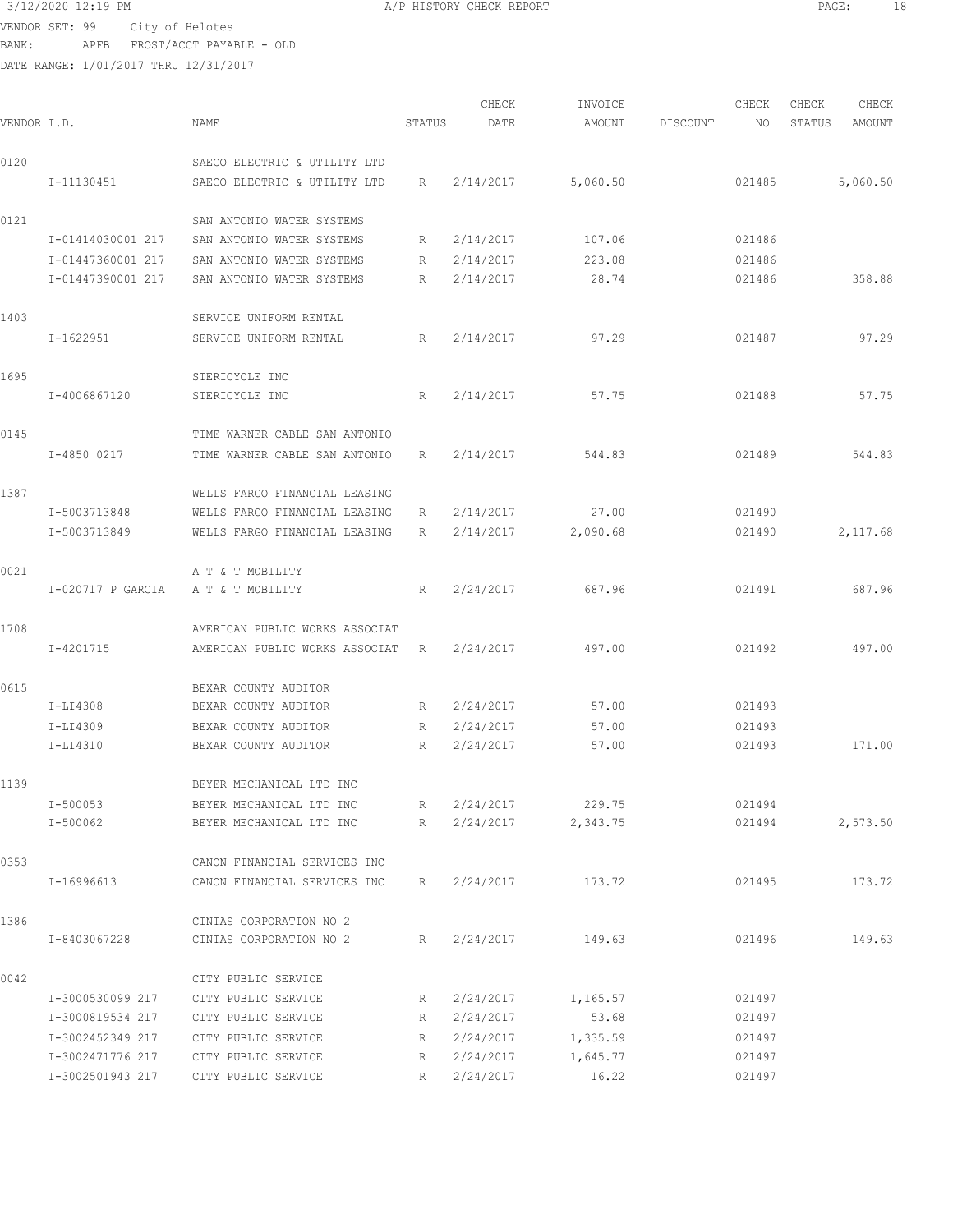3/12/2020 12:19 PM A/P HISTORY CHECK REPORT

VENDOR SET: 99 City of Helotes
BANK: APFB FROST/ACCT PAYABLE - OLD
DATE RANGE: 1/01/2017 THRU 12/31/2017

| VENDOR I.D. | NAME | STATUS | CHECK DATE | INVOICE AMOUNT | DISCOUNT | CHECK NO | CHECK STATUS | CHECK AMOUNT |
|---|---|---|---|---|---|---|---|---|
| 0120 | SAECO ELECTRIC & UTILITY LTD | | | | | | | |
| I-11130451 | SAECO ELECTRIC & UTILITY LTD | R | 2/14/2017 | 5,060.50 | | 021485 | | 5,060.50 |
| 0121 | SAN ANTONIO WATER SYSTEMS | | | | | | | |
| I-01414030001 217 | SAN ANTONIO WATER SYSTEMS | R | 2/14/2017 | 107.06 | | 021486 | | |
| I-01447360001 217 | SAN ANTONIO WATER SYSTEMS | R | 2/14/2017 | 223.08 | | 021486 | | |
| I-01447390001 217 | SAN ANTONIO WATER SYSTEMS | R | 2/14/2017 | 28.74 | | 021486 | | 358.88 |
| 1403 | SERVICE UNIFORM RENTAL | | | | | | | |
| I-1622951 | SERVICE UNIFORM RENTAL | R | 2/14/2017 | 97.29 | | 021487 | | 97.29 |
| 1695 | STERICYCLE INC | | | | | | | |
| I-4006867120 | STERICYCLE INC | R | 2/14/2017 | 57.75 | | 021488 | | 57.75 |
| 0145 | TIME WARNER CABLE SAN ANTONIO | | | | | | | |
| I-4850 0217 | TIME WARNER CABLE SAN ANTONIO | R | 2/14/2017 | 544.83 | | 021489 | | 544.83 |
| 1387 | WELLS FARGO FINANCIAL LEASING | | | | | | | |
| I-5003713848 | WELLS FARGO FINANCIAL LEASING | R | 2/14/2017 | 27.00 | | 021490 | | |
| I-5003713849 | WELLS FARGO FINANCIAL LEASING | R | 2/14/2017 | 2,090.68 | | 021490 | | 2,117.68 |
| 0021 | A T & T MOBILITY | | | | | | | |
| I-020717 P GARCIA | A T & T MOBILITY | R | 2/24/2017 | 687.96 | | 021491 | | 687.96 |
| 1708 | AMERICAN PUBLIC WORKS ASSOCIAT | | | | | | | |
| I-4201715 | AMERICAN PUBLIC WORKS ASSOCIAT | R | 2/24/2017 | 497.00 | | 021492 | | 497.00 |
| 0615 | BEXAR COUNTY AUDITOR | | | | | | | |
| I-LI4308 | BEXAR COUNTY AUDITOR | R | 2/24/2017 | 57.00 | | 021493 | | |
| I-LI4309 | BEXAR COUNTY AUDITOR | R | 2/24/2017 | 57.00 | | 021493 | | |
| I-LI4310 | BEXAR COUNTY AUDITOR | R | 2/24/2017 | 57.00 | | 021493 | | 171.00 |
| 1139 | BEYER MECHANICAL LTD INC | | | | | | | |
| I-500053 | BEYER MECHANICAL LTD INC | R | 2/24/2017 | 229.75 | | 021494 | | |
| I-500062 | BEYER MECHANICAL LTD INC | R | 2/24/2017 | 2,343.75 | | 021494 | | 2,573.50 |
| 0353 | CANON FINANCIAL SERVICES INC | | | | | | | |
| I-16996613 | CANON FINANCIAL SERVICES INC | R | 2/24/2017 | 173.72 | | 021495 | | 173.72 |
| 1386 | CINTAS CORPORATION NO 2 | | | | | | | |
| I-8403067228 | CINTAS CORPORATION NO 2 | R | 2/24/2017 | 149.63 | | 021496 | | 149.63 |
| 0042 | CITY PUBLIC SERVICE | | | | | | | |
| I-3000530099 217 | CITY PUBLIC SERVICE | R | 2/24/2017 | 1,165.57 | | 021497 | | |
| I-3000819534 217 | CITY PUBLIC SERVICE | R | 2/24/2017 | 53.68 | | 021497 | | |
| I-3002452349 217 | CITY PUBLIC SERVICE | R | 2/24/2017 | 1,335.59 | | 021497 | | |
| I-3002471776 217 | CITY PUBLIC SERVICE | R | 2/24/2017 | 1,645.77 | | 021497 | | |
| I-3002501943 217 | CITY PUBLIC SERVICE | R | 2/24/2017 | 16.22 | | 021497 | | |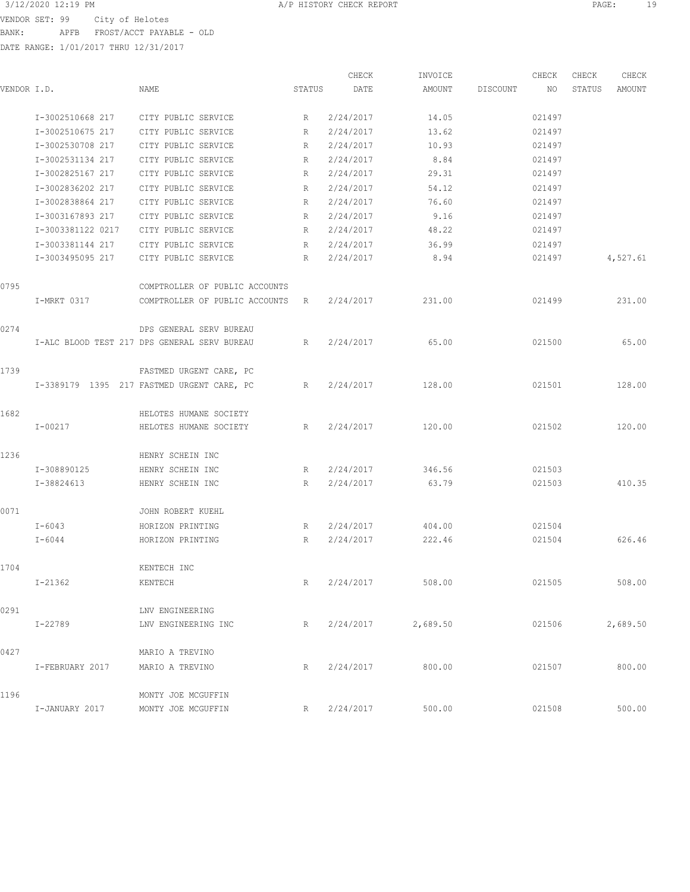3/12/2020 12:19 PM A/P HISTORY CHECK REPORT

VENDOR SET: 99 City of Helotes
BANK: APFB FROST/ACCT PAYABLE - OLD
DATE RANGE: 1/01/2017 THRU 12/31/2017

| VENDOR I.D. | NAME | STATUS | CHECK DATE | INVOICE AMOUNT | DISCOUNT | CHECK NO | CHECK STATUS | CHECK AMOUNT |
|---|---|---|---|---|---|---|---|---|
| I-3002510668 217 | CITY PUBLIC SERVICE | R | 2/24/2017 | 14.05 | | 021497 | | |
| I-3002510675 217 | CITY PUBLIC SERVICE | R | 2/24/2017 | 13.62 | | 021497 | | |
| I-3002530708 217 | CITY PUBLIC SERVICE | R | 2/24/2017 | 10.93 | | 021497 | | |
| I-3002531134 217 | CITY PUBLIC SERVICE | R | 2/24/2017 | 8.84 | | 021497 | | |
| I-3002825167 217 | CITY PUBLIC SERVICE | R | 2/24/2017 | 29.31 | | 021497 | | |
| I-3002836202 217 | CITY PUBLIC SERVICE | R | 2/24/2017 | 54.12 | | 021497 | | |
| I-3002838864 217 | CITY PUBLIC SERVICE | R | 2/24/2017 | 76.60 | | 021497 | | |
| I-3003167893 217 | CITY PUBLIC SERVICE | R | 2/24/2017 | 9.16 | | 021497 | | |
| I-3003381122 0217 | CITY PUBLIC SERVICE | R | 2/24/2017 | 48.22 | | 021497 | | |
| I-3003381144 217 | CITY PUBLIC SERVICE | R | 2/24/2017 | 36.99 | | 021497 | | |
| I-3003495095 217 | CITY PUBLIC SERVICE | R | 2/24/2017 | 8.94 | | 021497 | | 4,527.61 |
| 0795 | COMPTROLLER OF PUBLIC ACCOUNTS | | | | | | | |
| I-MRKT 0317 | COMPTROLLER OF PUBLIC ACCOUNTS | R | 2/24/2017 | 231.00 | | 021499 | | 231.00 |
| 0274 | DPS GENERAL SERV BUREAU | | | | | | | |
| I-ALC BLOOD TEST 217 | DPS GENERAL SERV BUREAU | R | 2/24/2017 | 65.00 | | 021500 | | 65.00 |
| 1739 | FASTMED URGENT CARE, PC | | | | | | | |
| I-3389179 1395 217 | FASTMED URGENT CARE, PC | R | 2/24/2017 | 128.00 | | 021501 | | 128.00 |
| 1682 | HELOTES HUMANE SOCIETY | | | | | | | |
| I-00217 | HELOTES HUMANE SOCIETY | R | 2/24/2017 | 120.00 | | 021502 | | 120.00 |
| 1236 | HENRY SCHEIN INC | | | | | | | |
| I-308890125 | HENRY SCHEIN INC | R | 2/24/2017 | 346.56 | | 021503 | | |
| I-38824613 | HENRY SCHEIN INC | R | 2/24/2017 | 63.79 | | 021503 | | 410.35 |
| 0071 | JOHN ROBERT KUEHL | | | | | | | |
| I-6043 | HORIZON PRINTING | R | 2/24/2017 | 404.00 | | 021504 | | |
| I-6044 | HORIZON PRINTING | R | 2/24/2017 | 222.46 | | 021504 | | 626.46 |
| 1704 | KENTECH INC | | | | | | | |
| I-21362 | KENTECH | R | 2/24/2017 | 508.00 | | 021505 | | 508.00 |
| 0291 | LNV ENGINEERING | | | | | | | |
| I-22789 | LNV ENGINEERING INC | R | 2/24/2017 | 2,689.50 | | 021506 | | 2,689.50 |
| 0427 | MARIO A TREVINO | | | | | | | |
| I-FEBRUARY 2017 | MARIO A TREVINO | R | 2/24/2017 | 800.00 | | 021507 | | 800.00 |
| 1196 | MONTY JOE MCGUFFIN | | | | | | | |
| I-JANUARY 2017 | MONTY JOE MCGUFFIN | R | 2/24/2017 | 500.00 | | 021508 | | 500.00 |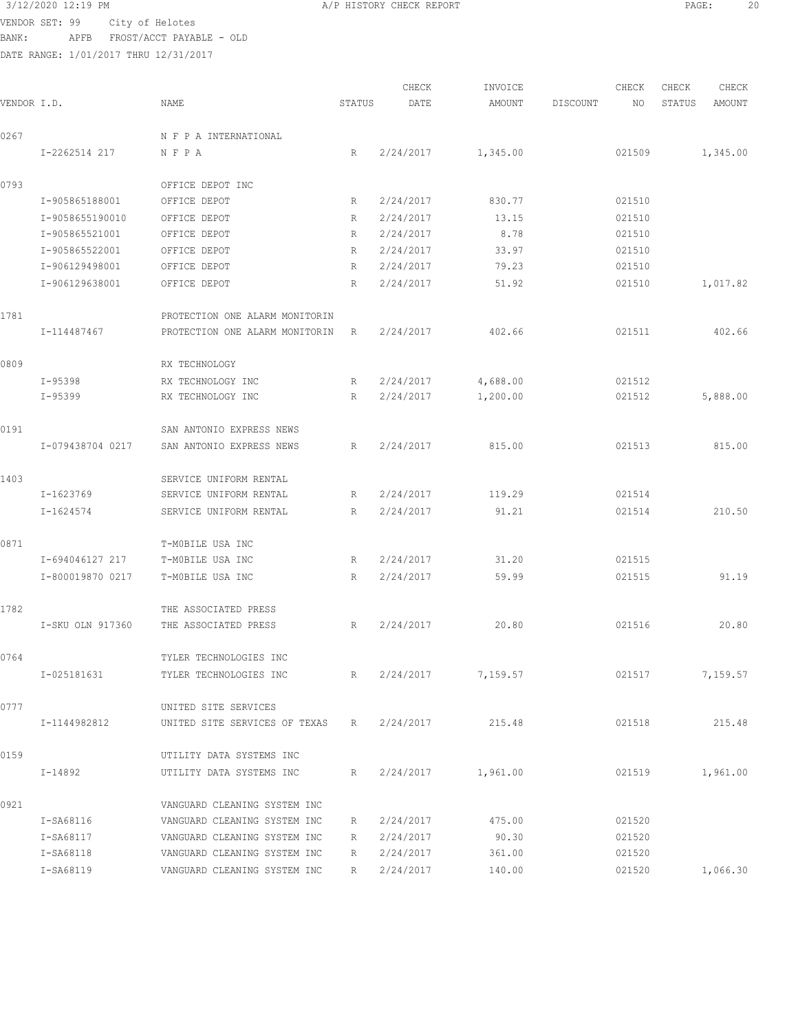3/12/2020 12:19 PM A/P HISTORY CHECK REPORT

VENDOR SET: 99 City of Helotes
BANK: APFB FROST/ACCT PAYABLE - OLD
DATE RANGE: 1/01/2017 THRU 12/31/2017

| VENDOR I.D. | NAME | STATUS | CHECK DATE | INVOICE AMOUNT | DISCOUNT | CHECK NO | CHECK STATUS | CHECK AMOUNT |
|---|---|---|---|---|---|---|---|---|
| 0267 | N F P A INTERNATIONAL | | | | | | | |
| I-2262514 217 | N F P A | R | 2/24/2017 | 1,345.00 | | 021509 | | 1,345.00 |
| 0793 | OFFICE DEPOT INC | | | | | | | |
| I-905865188001 | OFFICE DEPOT | R | 2/24/2017 | 830.77 | | 021510 | | |
| I-9058655190010 | OFFICE DEPOT | R | 2/24/2017 | 13.15 | | 021510 | | |
| I-905865521001 | OFFICE DEPOT | R | 2/24/2017 | 8.78 | | 021510 | | |
| I-905865522001 | OFFICE DEPOT | R | 2/24/2017 | 33.97 | | 021510 | | |
| I-906129498001 | OFFICE DEPOT | R | 2/24/2017 | 79.23 | | 021510 | | |
| I-906129638001 | OFFICE DEPOT | R | 2/24/2017 | 51.92 | | 021510 | | 1,017.82 |
| 1781 | PROTECTION ONE ALARM MONITORIN | | | | | | | |
| I-114487467 | PROTECTION ONE ALARM MONITORIN | R | 2/24/2017 | 402.66 | | 021511 | | 402.66 |
| 0809 | RX TECHNOLOGY | | | | | | | |
| I-95398 | RX TECHNOLOGY INC | R | 2/24/2017 | 4,688.00 | | 021512 | | |
| I-95399 | RX TECHNOLOGY INC | R | 2/24/2017 | 1,200.00 | | 021512 | | 5,888.00 |
| 0191 | SAN ANTONIO EXPRESS NEWS | | | | | | | |
| I-079438704 0217 | SAN ANTONIO EXPRESS NEWS | R | 2/24/2017 | 815.00 | | 021513 | | 815.00 |
| 1403 | SERVICE UNIFORM RENTAL | | | | | | | |
| I-1623769 | SERVICE UNIFORM RENTAL | R | 2/24/2017 | 119.29 | | 021514 | | |
| I-1624574 | SERVICE UNIFORM RENTAL | R | 2/24/2017 | 91.21 | | 021514 | | 210.50 |
| 0871 | T-MOBILE USA INC | | | | | | | |
| I-694046127 217 | T-MOBILE USA INC | R | 2/24/2017 | 31.20 | | 021515 | | |
| I-800019870 0217 | T-MOBILE USA INC | R | 2/24/2017 | 59.99 | | 021515 | | 91.19 |
| 1782 | THE ASSOCIATED PRESS | | | | | | | |
| I-SKU OLN 917360 | THE ASSOCIATED PRESS | R | 2/24/2017 | 20.80 | | 021516 | | 20.80 |
| 0764 | TYLER TECHNOLOGIES INC | | | | | | | |
| I-025181631 | TYLER TECHNOLOGIES INC | R | 2/24/2017 | 7,159.57 | | 021517 | | 7,159.57 |
| 0777 | UNITED SITE SERVICES | | | | | | | |
| I-1144982812 | UNITED SITE SERVICES OF TEXAS | R | 2/24/2017 | 215.48 | | 021518 | | 215.48 |
| 0159 | UTILITY DATA SYSTEMS INC | | | | | | | |
| I-14892 | UTILITY DATA SYSTEMS INC | R | 2/24/2017 | 1,961.00 | | 021519 | | 1,961.00 |
| 0921 | VANGUARD CLEANING SYSTEM INC | | | | | | | |
| I-SA68116 | VANGUARD CLEANING SYSTEM INC | R | 2/24/2017 | 475.00 | | 021520 | | |
| I-SA68117 | VANGUARD CLEANING SYSTEM INC | R | 2/24/2017 | 90.30 | | 021520 | | |
| I-SA68118 | VANGUARD CLEANING SYSTEM INC | R | 2/24/2017 | 361.00 | | 021520 | | |
| I-SA68119 | VANGUARD CLEANING SYSTEM INC | R | 2/24/2017 | 140.00 | | 021520 | | 1,066.30 |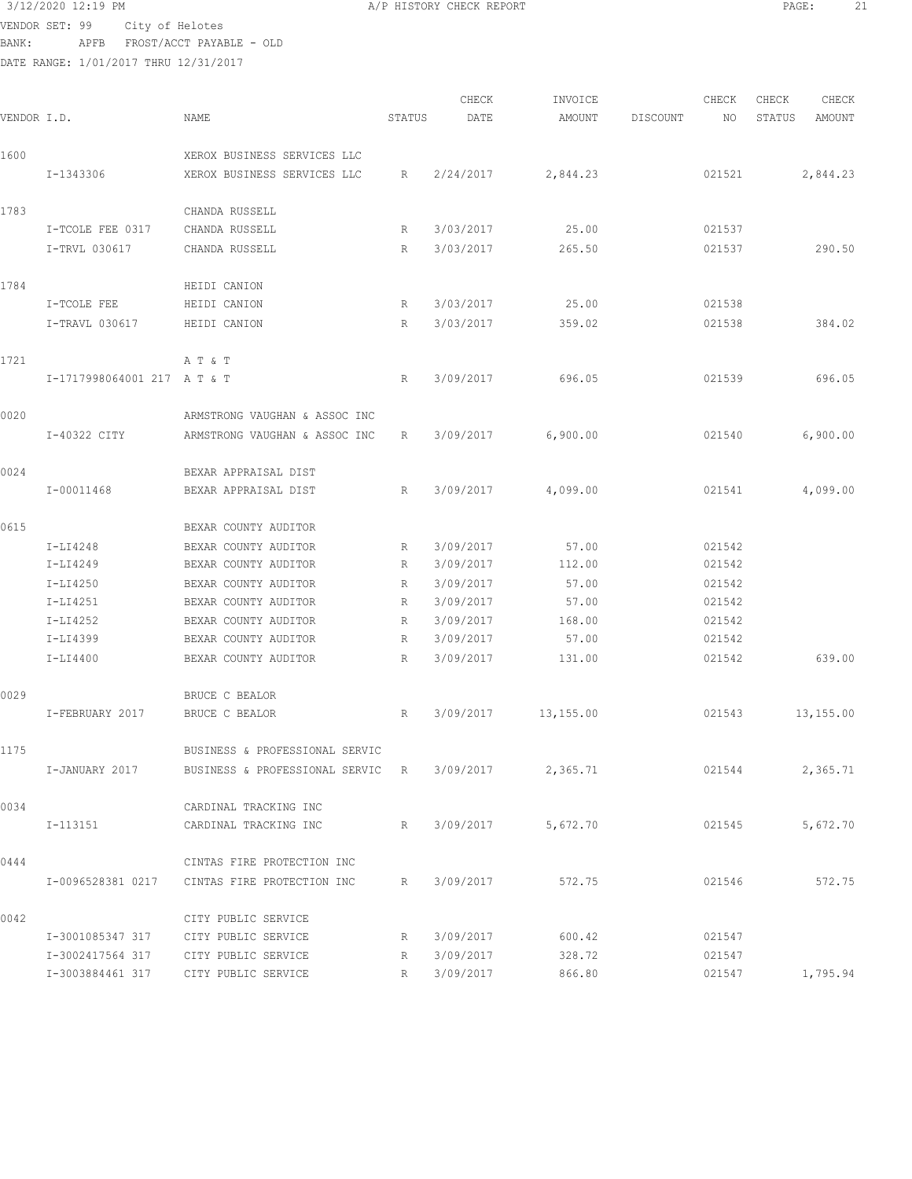VENDOR SET: 99 City of Helotes
BANK: APFB FROST/ACCT PAYABLE - OLD
DATE RANGE: 1/01/2017 THRU 12/31/2017

| VENDOR I.D. | NAME | STATUS | CHECK DATE | INVOICE AMOUNT | DISCOUNT | CHECK NO | CHECK STATUS | CHECK AMOUNT |
|---|---|---|---|---|---|---|---|---|
| 1600 | XEROX BUSINESS SERVICES LLC | | | | | | | |
| I-1343306 | XEROX BUSINESS SERVICES LLC | R | 2/24/2017 | 2,844.23 | | 021521 | | 2,844.23 |
| 1783 | CHANDA RUSSELL | | | | | | | |
| I-TCOLE FEE 0317 | CHANDA RUSSELL | R | 3/03/2017 | 25.00 | | 021537 | | |
| I-TRVL 030617 | CHANDA RUSSELL | R | 3/03/2017 | 265.50 | | 021537 | | 290.50 |
| 1784 | HEIDI CANION | | | | | | | |
| I-TCOLE FEE | HEIDI CANION | R | 3/03/2017 | 25.00 | | 021538 | | |
| I-TRAVL 030617 | HEIDI CANION | R | 3/03/2017 | 359.02 | | 021538 | | 384.02 |
| 1721 | A T & T | | | | | | | |
| I-1717998064001 217 | A T & T | R | 3/09/2017 | 696.05 | | 021539 | | 696.05 |
| 0020 | ARMSTRONG VAUGHAN & ASSOC INC | | | | | | | |
| I-40322 CITY | ARMSTRONG VAUGHAN & ASSOC INC | R | 3/09/2017 | 6,900.00 | | 021540 | | 6,900.00 |
| 0024 | BEXAR APPRAISAL DIST | | | | | | | |
| I-00011468 | BEXAR APPRAISAL DIST | R | 3/09/2017 | 4,099.00 | | 021541 | | 4,099.00 |
| 0615 | BEXAR COUNTY AUDITOR | | | | | | | |
| I-LI4248 | BEXAR COUNTY AUDITOR | R | 3/09/2017 | 57.00 | | 021542 | | |
| I-LI4249 | BEXAR COUNTY AUDITOR | R | 3/09/2017 | 112.00 | | 021542 | | |
| I-LI4250 | BEXAR COUNTY AUDITOR | R | 3/09/2017 | 57.00 | | 021542 | | |
| I-LI4251 | BEXAR COUNTY AUDITOR | R | 3/09/2017 | 57.00 | | 021542 | | |
| I-LI4252 | BEXAR COUNTY AUDITOR | R | 3/09/2017 | 168.00 | | 021542 | | |
| I-LI4399 | BEXAR COUNTY AUDITOR | R | 3/09/2017 | 57.00 | | 021542 | | |
| I-LI4400 | BEXAR COUNTY AUDITOR | R | 3/09/2017 | 131.00 | | 021542 | | 639.00 |
| 0029 | BRUCE C BEALOR | | | | | | | |
| I-FEBRUARY 2017 | BRUCE C BEALOR | R | 3/09/2017 | 13,155.00 | | 021543 | | 13,155.00 |
| 1175 | BUSINESS & PROFESSIONAL SERVIC | | | | | | | |
| I-JANUARY 2017 | BUSINESS & PROFESSIONAL SERVIC | R | 3/09/2017 | 2,365.71 | | 021544 | | 2,365.71 |
| 0034 | CARDINAL TRACKING INC | | | | | | | |
| I-113151 | CARDINAL TRACKING INC | R | 3/09/2017 | 5,672.70 | | 021545 | | 5,672.70 |
| 0444 | CINTAS FIRE PROTECTION INC | | | | | | | |
| I-0096528381 0217 | CINTAS FIRE PROTECTION INC | R | 3/09/2017 | 572.75 | | 021546 | | 572.75 |
| 0042 | CITY PUBLIC SERVICE | | | | | | | |
| I-3001085347 317 | CITY PUBLIC SERVICE | R | 3/09/2017 | 600.42 | | 021547 | | |
| I-3002417564 317 | CITY PUBLIC SERVICE | R | 3/09/2017 | 328.72 | | 021547 | | |
| I-3003884461 317 | CITY PUBLIC SERVICE | R | 3/09/2017 | 866.80 | | 021547 | | 1,795.94 |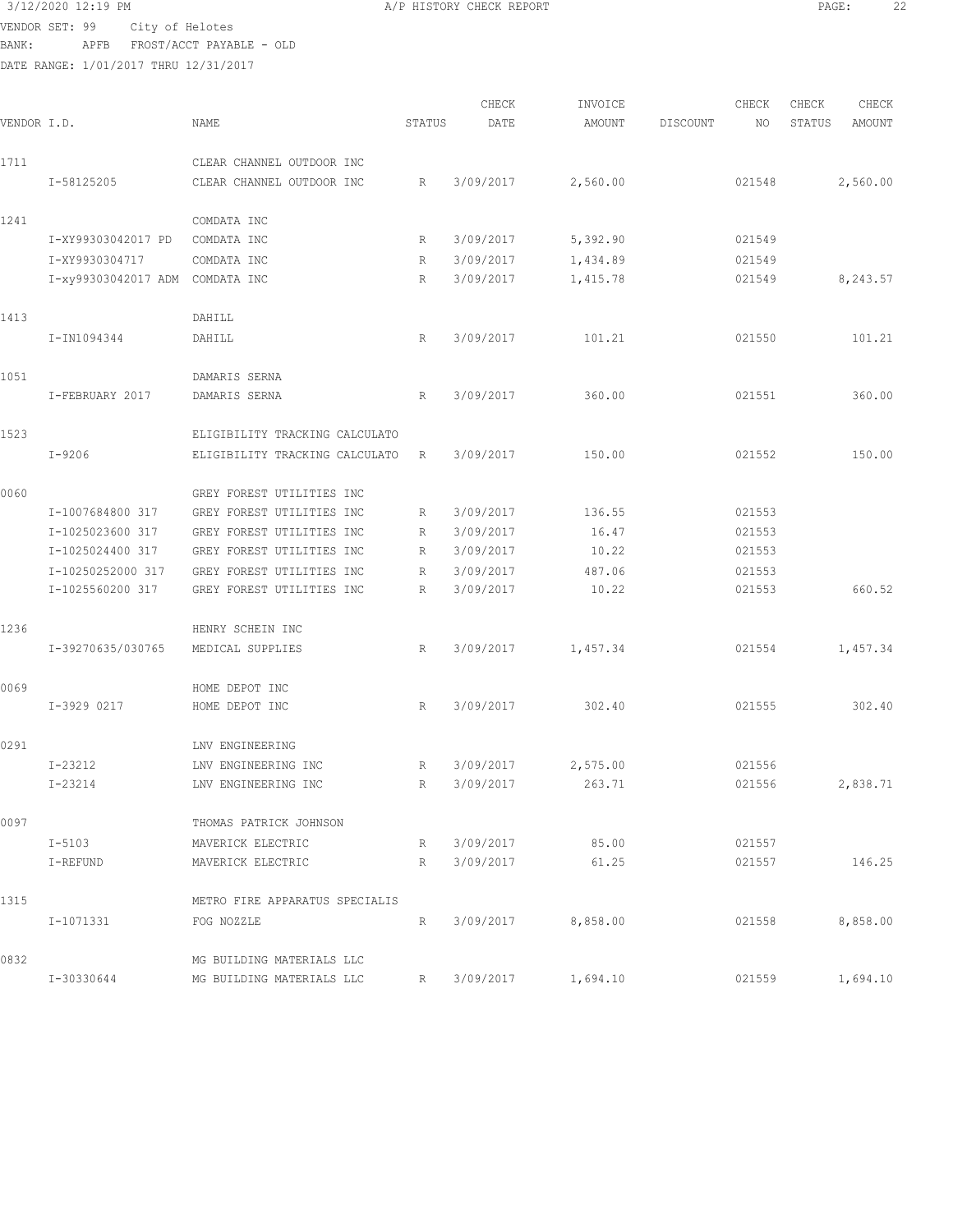3/12/2020 12:19 PM A/P HISTORY CHECK REPORT

VENDOR SET: 99 City of Helotes
BANK: APFB FROST/ACCT PAYABLE - OLD
DATE RANGE: 1/01/2017 THRU 12/31/2017

| VENDOR I.D. | NAME | STATUS | CHECK DATE | INVOICE AMOUNT | DISCOUNT | CHECK NO | CHECK STATUS | CHECK AMOUNT |
|---|---|---|---|---|---|---|---|---|
| 1711 | CLEAR CHANNEL OUTDOOR INC | | | | | | | |
| I-58125205 | CLEAR CHANNEL OUTDOOR INC | R | 3/09/2017 | 2,560.00 | | 021548 | | 2,560.00 |
| 1241 | COMDATA INC | | | | | | | |
| I-XY99303042017 PD | COMDATA INC | R | 3/09/2017 | 5,392.90 | | 021549 | | |
| I-XY9930304717 | COMDATA INC | R | 3/09/2017 | 1,434.89 | | 021549 | | |
| I-xy99303042017 ADM | COMDATA INC | R | 3/09/2017 | 1,415.78 | | 021549 | | 8,243.57 |
| 1413 | DAHILL | | | | | | | |
| I-IN1094344 | DAHILL | R | 3/09/2017 | 101.21 | | 021550 | | 101.21 |
| 1051 | DAMARIS SERNA | | | | | | | |
| I-FEBRUARY 2017 | DAMARIS SERNA | R | 3/09/2017 | 360.00 | | 021551 | | 360.00 |
| 1523 | ELIGIBILITY TRACKING CALCULATO | | | | | | | |
| I-9206 | ELIGIBILITY TRACKING CALCULATO | R | 3/09/2017 | 150.00 | | 021552 | | 150.00 |
| 0060 | GREY FOREST UTILITIES INC | | | | | | | |
| I-1007684800 317 | GREY FOREST UTILITIES INC | R | 3/09/2017 | 136.55 | | 021553 | | |
| I-1025023600 317 | GREY FOREST UTILITIES INC | R | 3/09/2017 | 16.47 | | 021553 | | |
| I-1025024400 317 | GREY FOREST UTILITIES INC | R | 3/09/2017 | 10.22 | | 021553 | | |
| I-10250252000 317 | GREY FOREST UTILITIES INC | R | 3/09/2017 | 487.06 | | 021553 | | |
| I-1025560200 317 | GREY FOREST UTILITIES INC | R | 3/09/2017 | 10.22 | | 021553 | | 660.52 |
| 1236 | HENRY SCHEIN INC | | | | | | | |
| I-39270635/030765 | MEDICAL SUPPLIES | R | 3/09/2017 | 1,457.34 | | 021554 | | 1,457.34 |
| 0069 | HOME DEPOT INC | | | | | | | |
| I-3929 0217 | HOME DEPOT INC | R | 3/09/2017 | 302.40 | | 021555 | | 302.40 |
| 0291 | LNV ENGINEERING | | | | | | | |
| I-23212 | LNV ENGINEERING INC | R | 3/09/2017 | 2,575.00 | | 021556 | | |
| I-23214 | LNV ENGINEERING INC | R | 3/09/2017 | 263.71 | | 021556 | | 2,838.71 |
| 0097 | THOMAS PATRICK JOHNSON | | | | | | | |
| I-5103 | MAVERICK ELECTRIC | R | 3/09/2017 | 85.00 | | 021557 | | |
| I-REFUND | MAVERICK ELECTRIC | R | 3/09/2017 | 61.25 | | 021557 | | 146.25 |
| 1315 | METRO FIRE APPARATUS SPECIALIS | | | | | | | |
| I-1071331 | FOG NOZZLE | R | 3/09/2017 | 8,858.00 | | 021558 | | 8,858.00 |
| 0832 | MG BUILDING MATERIALS LLC | | | | | | | |
| I-30330644 | MG BUILDING MATERIALS LLC | R | 3/09/2017 | 1,694.10 | | 021559 | | 1,694.10 |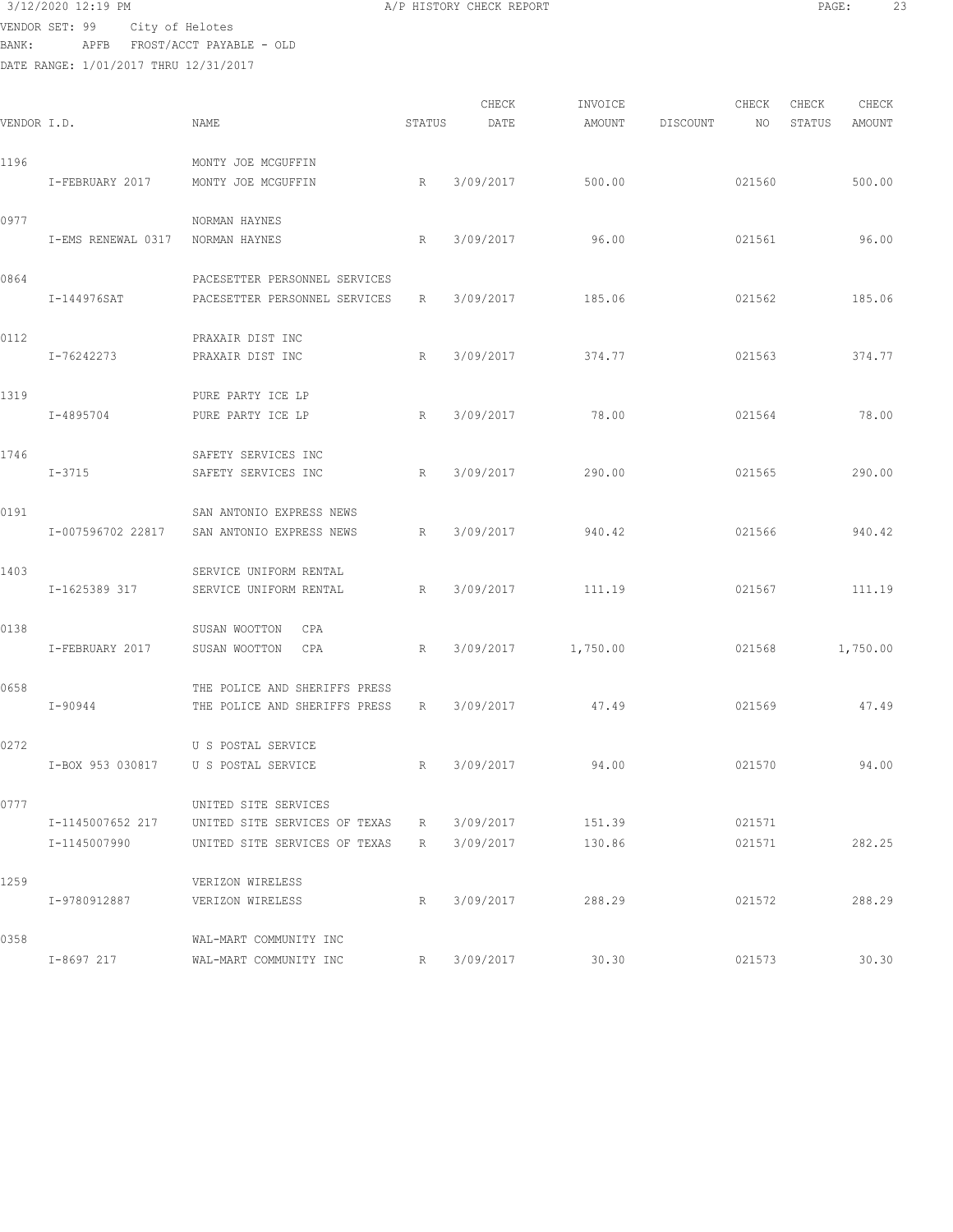3/12/2020 12:19 PM A/P HISTORY CHECK REPORT

VENDOR SET: 99 City of Helotes
BANK: APFB FROST/ACCT PAYABLE - OLD
DATE RANGE: 1/01/2017 THRU 12/31/2017

| VENDOR I.D. | NAME | STATUS | CHECK DATE | INVOICE AMOUNT | DISCOUNT | CHECK NO | CHECK STATUS | CHECK AMOUNT |
|---|---|---|---|---|---|---|---|---|
| 1196 | MONTY JOE MCGUFFIN | | | | | | | |
| I-FEBRUARY 2017 | MONTY JOE MCGUFFIN | R | 3/09/2017 | 500.00 | | 021560 | | 500.00 |
| 0977 | NORMAN HAYNES | | | | | | | |
| I-EMS RENEWAL 0317 | NORMAN HAYNES | R | 3/09/2017 | 96.00 | | 021561 | | 96.00 |
| 0864 | PACESETTER PERSONNEL SERVICES | | | | | | | |
| I-144976SAT | PACESETTER PERSONNEL SERVICES | R | 3/09/2017 | 185.06 | | 021562 | | 185.06 |
| 0112 | PRAXAIR DIST INC | | | | | | | |
| I-76242273 | PRAXAIR DIST INC | R | 3/09/2017 | 374.77 | | 021563 | | 374.77 |
| 1319 | PURE PARTY ICE LP | | | | | | | |
| I-4895704 | PURE PARTY ICE LP | R | 3/09/2017 | 78.00 | | 021564 | | 78.00 |
| 1746 | SAFETY SERVICES INC | | | | | | | |
| I-3715 | SAFETY SERVICES INC | R | 3/09/2017 | 290.00 | | 021565 | | 290.00 |
| 0191 | SAN ANTONIO EXPRESS NEWS | | | | | | | |
| I-007596702 22817 | SAN ANTONIO EXPRESS NEWS | R | 3/09/2017 | 940.42 | | 021566 | | 940.42 |
| 1403 | SERVICE UNIFORM RENTAL | | | | | | | |
| I-1625389 317 | SERVICE UNIFORM RENTAL | R | 3/09/2017 | 111.19 | | 021567 | | 111.19 |
| 0138 | SUSAN WOOTTON CPA | | | | | | | |
| I-FEBRUARY 2017 | SUSAN WOOTTON CPA | R | 3/09/2017 | 1,750.00 | | 021568 | | 1,750.00 |
| 0658 | THE POLICE AND SHERIFFS PRESS | | | | | | | |
| I-90944 | THE POLICE AND SHERIFFS PRESS | R | 3/09/2017 | 47.49 | | 021569 | | 47.49 |
| 0272 | U S POSTAL SERVICE | | | | | | | |
| I-BOX 953 030817 | U S POSTAL SERVICE | R | 3/09/2017 | 94.00 | | 021570 | | 94.00 |
| 0777 | UNITED SITE SERVICES | | | | | | | |
| I-1145007652 217 | UNITED SITE SERVICES OF TEXAS | R | 3/09/2017 | 151.39 | | 021571 | | |
| I-1145007990 | UNITED SITE SERVICES OF TEXAS | R | 3/09/2017 | 130.86 | | 021571 | | 282.25 |
| 1259 | VERIZON WIRELESS | | | | | | | |
| I-9780912887 | VERIZON WIRELESS | R | 3/09/2017 | 288.29 | | 021572 | | 288.29 |
| 0358 | WAL-MART COMMUNITY INC | | | | | | | |
| I-8697 217 | WAL-MART COMMUNITY INC | R | 3/09/2017 | 30.30 | | 021573 | | 30.30 |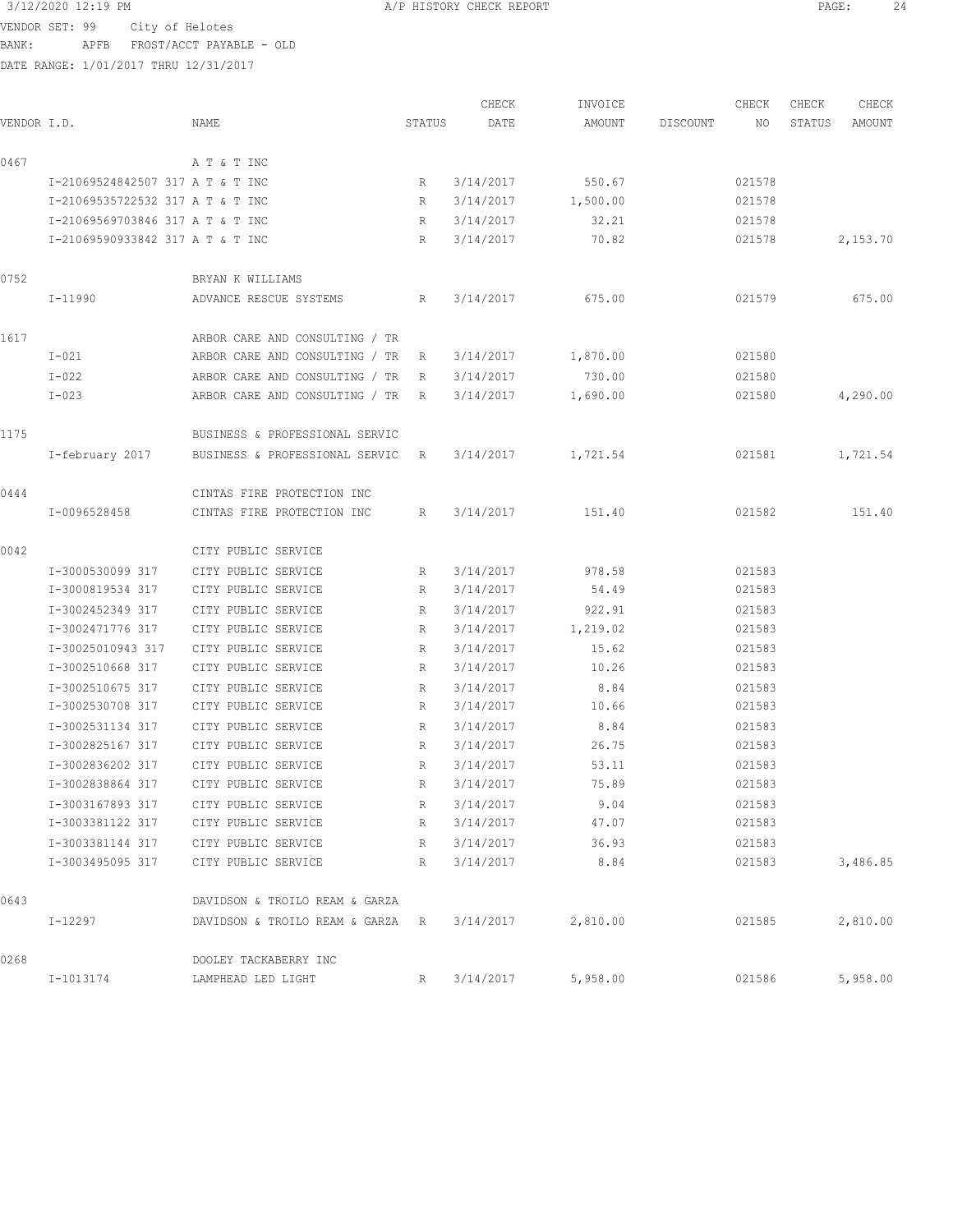3/12/2020 12:19 PM A/P HISTORY CHECK REPORT

VENDOR SET: 99 City of Helotes
BANK: APFB FROST/ACCT PAYABLE - OLD
DATE RANGE: 1/01/2017 THRU 12/31/2017

| VENDOR I.D. | NAME | STATUS | CHECK DATE | INVOICE AMOUNT | DISCOUNT | CHECK NO | CHECK STATUS | CHECK AMOUNT |
|---|---|---|---|---|---|---|---|---|
| 0467 | A T & T INC | | | | | | | |
| I-21069524842507 317 | A T & T INC | R | 3/14/2017 | 550.67 | | 021578 | | |
| I-21069535722532 317 | A T & T INC | R | 3/14/2017 | 1,500.00 | | 021578 | | |
| I-21069569703846 317 | A T & T INC | R | 3/14/2017 | 32.21 | | 021578 | | |
| I-21069590933842 317 | A T & T INC | R | 3/14/2017 | 70.82 | | 021578 | | 2,153.70 |
| 0752 | BRYAN K WILLIAMS | | | | | | | |
| I-11990 | ADVANCE RESCUE SYSTEMS | R | 3/14/2017 | 675.00 | | 021579 | | 675.00 |
| 1617 | ARBOR CARE AND CONSULTING / TR | | | | | | | |
| I-021 | ARBOR CARE AND CONSULTING / TR | R | 3/14/2017 | 1,870.00 | | 021580 | | |
| I-022 | ARBOR CARE AND CONSULTING / TR | R | 3/14/2017 | 730.00 | | 021580 | | |
| I-023 | ARBOR CARE AND CONSULTING / TR | R | 3/14/2017 | 1,690.00 | | 021580 | | 4,290.00 |
| 1175 | BUSINESS & PROFESSIONAL SERVIC | | | | | | | |
| I-february 2017 | BUSINESS & PROFESSIONAL SERVIC | R | 3/14/2017 | 1,721.54 | | 021581 | | 1,721.54 |
| 0444 | CINTAS FIRE PROTECTION INC | | | | | | | |
| I-0096528458 | CINTAS FIRE PROTECTION INC | R | 3/14/2017 | 151.40 | | 021582 | | 151.40 |
| 0042 | CITY PUBLIC SERVICE | | | | | | | |
| I-3000530099 317 | CITY PUBLIC SERVICE | R | 3/14/2017 | 978.58 | | 021583 | | |
| I-3000819534 317 | CITY PUBLIC SERVICE | R | 3/14/2017 | 54.49 | | 021583 | | |
| I-3002452349 317 | CITY PUBLIC SERVICE | R | 3/14/2017 | 922.91 | | 021583 | | |
| I-3002471776 317 | CITY PUBLIC SERVICE | R | 3/14/2017 | 1,219.02 | | 021583 | | |
| I-30025010943 317 | CITY PUBLIC SERVICE | R | 3/14/2017 | 15.62 | | 021583 | | |
| I-3002510668 317 | CITY PUBLIC SERVICE | R | 3/14/2017 | 10.26 | | 021583 | | |
| I-3002510675 317 | CITY PUBLIC SERVICE | R | 3/14/2017 | 8.84 | | 021583 | | |
| I-3002530708 317 | CITY PUBLIC SERVICE | R | 3/14/2017 | 10.66 | | 021583 | | |
| I-3002531134 317 | CITY PUBLIC SERVICE | R | 3/14/2017 | 8.84 | | 021583 | | |
| I-3002825167 317 | CITY PUBLIC SERVICE | R | 3/14/2017 | 26.75 | | 021583 | | |
| I-3002836202 317 | CITY PUBLIC SERVICE | R | 3/14/2017 | 53.11 | | 021583 | | |
| I-3002838864 317 | CITY PUBLIC SERVICE | R | 3/14/2017 | 75.89 | | 021583 | | |
| I-3003167893 317 | CITY PUBLIC SERVICE | R | 3/14/2017 | 9.04 | | 021583 | | |
| I-3003381122 317 | CITY PUBLIC SERVICE | R | 3/14/2017 | 47.07 | | 021583 | | |
| I-3003381144 317 | CITY PUBLIC SERVICE | R | 3/14/2017 | 36.93 | | 021583 | | |
| I-3003495095 317 | CITY PUBLIC SERVICE | R | 3/14/2017 | 8.84 | | 021583 | | 3,486.85 |
| 0643 | DAVIDSON & TROILO REAM & GARZA | | | | | | | |
| I-12297 | DAVIDSON & TROILO REAM & GARZA | R | 3/14/2017 | 2,810.00 | | 021585 | | 2,810.00 |
| 0268 | DOOLEY TACKABERRY INC | | | | | | | |
| I-1013174 | LAMPHEAD LED LIGHT | R | 3/14/2017 | 5,958.00 | | 021586 | | 5,958.00 |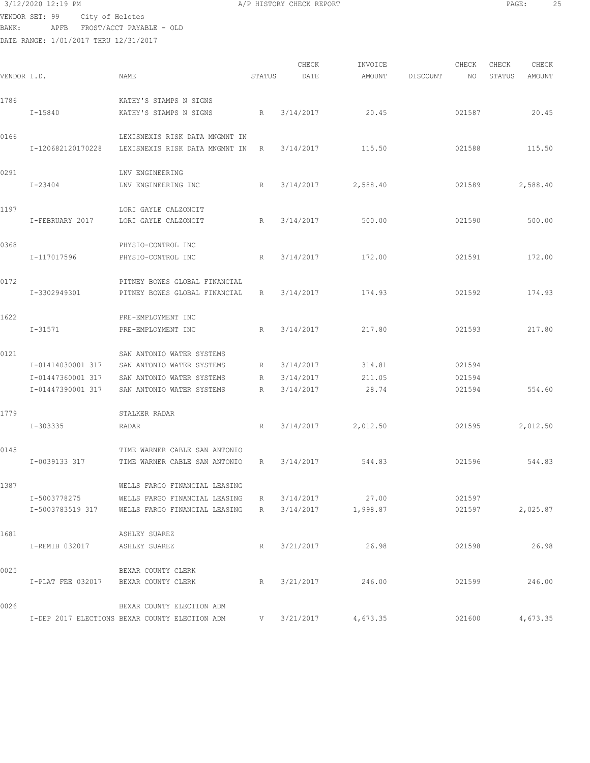3/12/2020 12:19 PM A/P HISTORY CHECK REPORT

VENDOR SET: 99 City of Helotes
BANK: APFB FROST/ACCT PAYABLE - OLD
DATE RANGE: 1/01/2017 THRU 12/31/2017

| VENDOR I.D. | NAME | STATUS | CHECK DATE | INVOICE AMOUNT | DISCOUNT | CHECK NO | CHECK STATUS | CHECK AMOUNT |
|---|---|---|---|---|---|---|---|---|
| 1786 | KATHY'S STAMPS N SIGNS | | | | | | | |
| I-15840 | KATHY'S STAMPS N SIGNS | R | 3/14/2017 | 20.45 | | 021587 | | 20.45 |
| 0166 | LEXISNEXIS RISK DATA MNGMNT IN | | | | | | | |
| I-120682120170228 | LEXISNEXIS RISK DATA MNGMNT IN | R | 3/14/2017 | 115.50 | | 021588 | | 115.50 |
| 0291 | LNV ENGINEERING | | | | | | | |
| I-23404 | LNV ENGINEERING INC | R | 3/14/2017 | 2,588.40 | | 021589 | | 2,588.40 |
| 1197 | LORI GAYLE CALZONCIT | | | | | | | |
| I-FEBRUARY 2017 | LORI GAYLE CALZONCIT | R | 3/14/2017 | 500.00 | | 021590 | | 500.00 |
| 0368 | PHYSIO-CONTROL INC | | | | | | | |
| I-117017596 | PHYSIO-CONTROL INC | R | 3/14/2017 | 172.00 | | 021591 | | 172.00 |
| 0172 | PITNEY BOWES GLOBAL FINANCIAL | | | | | | | |
| I-3302949301 | PITNEY BOWES GLOBAL FINANCIAL | R | 3/14/2017 | 174.93 | | 021592 | | 174.93 |
| 1622 | PRE-EMPLOYMENT INC | | | | | | | |
| I-31571 | PRE-EMPLOYMENT INC | R | 3/14/2017 | 217.80 | | 021593 | | 217.80 |
| 0121 | SAN ANTONIO WATER SYSTEMS | | | | | | | |
| I-01414030001 317 | SAN ANTONIO WATER SYSTEMS | R | 3/14/2017 | 314.81 | | 021594 | | |
| I-01447360001 317 | SAN ANTONIO WATER SYSTEMS | R | 3/14/2017 | 211.05 | | 021594 | | |
| I-01447390001 317 | SAN ANTONIO WATER SYSTEMS | R | 3/14/2017 | 28.74 | | 021594 | | 554.60 |
| 1779 | STALKER RADAR | | | | | | | |
| I-303335 | RADAR | R | 3/14/2017 | 2,012.50 | | 021595 | | 2,012.50 |
| 0145 | TIME WARNER CABLE SAN ANTONIO | | | | | | | |
| I-0039133 317 | TIME WARNER CABLE SAN ANTONIO | R | 3/14/2017 | 544.83 | | 021596 | | 544.83 |
| 1387 | WELLS FARGO FINANCIAL LEASING | | | | | | | |
| I-5003778275 | WELLS FARGO FINANCIAL LEASING | R | 3/14/2017 | 27.00 | | 021597 | | |
| I-5003783519 317 | WELLS FARGO FINANCIAL LEASING | R | 3/14/2017 | 1,998.87 | | 021597 | | 2,025.87 |
| 1681 | ASHLEY SUAREZ | | | | | | | |
| I-REMIB 032017 | ASHLEY SUAREZ | R | 3/21/2017 | 26.98 | | 021598 | | 26.98 |
| 0025 | BEXAR COUNTY CLERK | | | | | | | |
| I-PLAT FEE 032017 | BEXAR COUNTY CLERK | R | 3/21/2017 | 246.00 | | 021599 | | 246.00 |
| 0026 | BEXAR COUNTY ELECTION ADM | | | | | | | |
| I-DEP 2017 ELECTIONS | BEXAR COUNTY ELECTION ADM | V | 3/21/2017 | 4,673.35 | | 021600 | | 4,673.35 |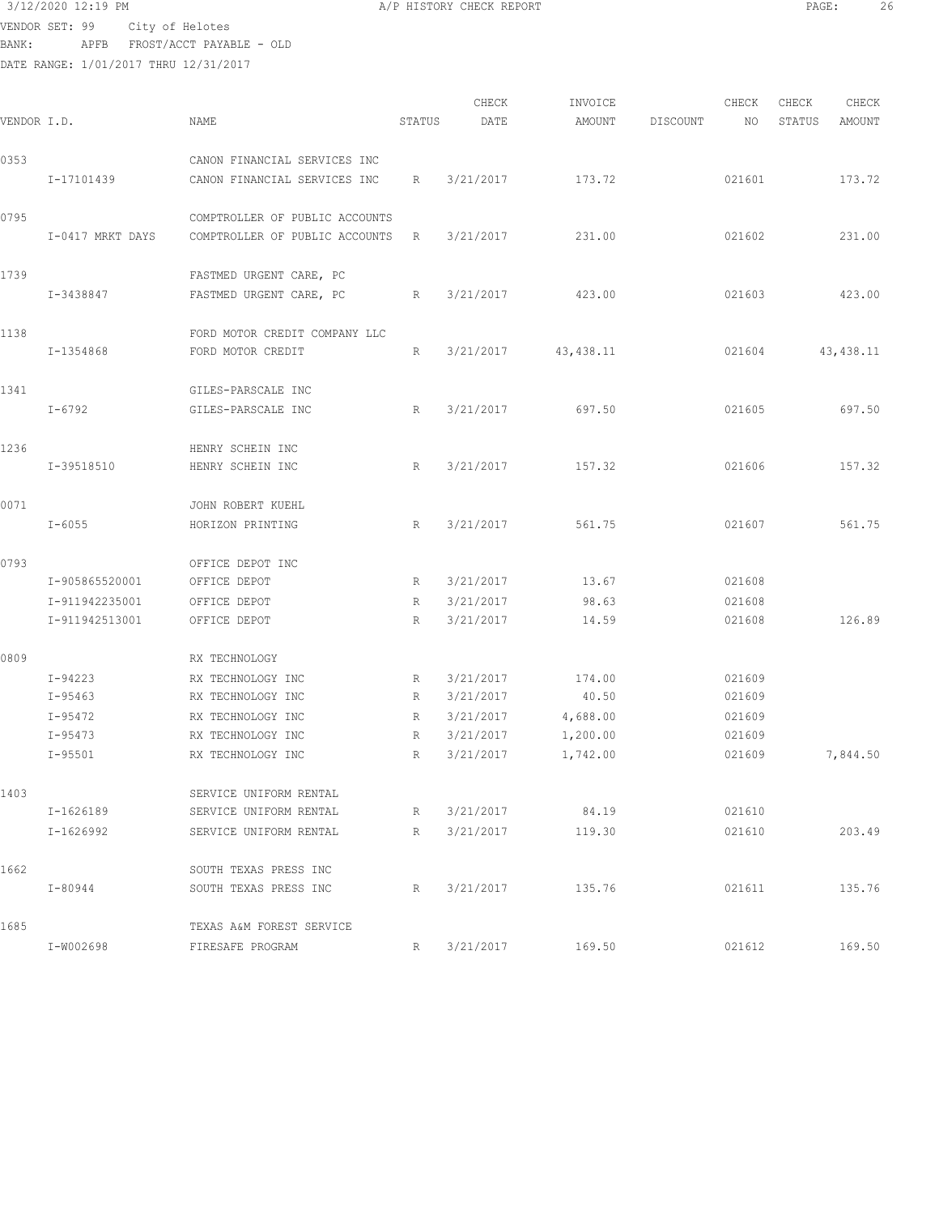3/12/2020 12:19 PM A/P HISTORY CHECK REPORT

VENDOR SET: 99 City of Helotes
BANK: APFB FROST/ACCT PAYABLE - OLD
DATE RANGE: 1/01/2017 THRU 12/31/2017

| VENDOR I.D. | NAME | STATUS | CHECK DATE | INVOICE AMOUNT | DISCOUNT | CHECK NO | CHECK STATUS | CHECK AMOUNT |
|---|---|---|---|---|---|---|---|---|
| 0353 | CANON FINANCIAL SERVICES INC | | | | | | | |
| I-17101439 | CANON FINANCIAL SERVICES INC | R | 3/21/2017 | 173.72 | | 021601 | | 173.72 |
| 0795 | COMPTROLLER OF PUBLIC ACCOUNTS | | | | | | | |
| I-0417 MRKT DAYS | COMPTROLLER OF PUBLIC ACCOUNTS | R | 3/21/2017 | 231.00 | | 021602 | | 231.00 |
| 1739 | FASTMED URGENT CARE, PC | | | | | | | |
| I-3438847 | FASTMED URGENT CARE, PC | R | 3/21/2017 | 423.00 | | 021603 | | 423.00 |
| 1138 | FORD MOTOR CREDIT COMPANY LLC | | | | | | | |
| I-1354868 | FORD MOTOR CREDIT | R | 3/21/2017 | 43,438.11 | | 021604 | | 43,438.11 |
| 1341 | GILES-PARSCALE INC | | | | | | | |
| I-6792 | GILES-PARSCALE INC | R | 3/21/2017 | 697.50 | | 021605 | | 697.50 |
| 1236 | HENRY SCHEIN INC | | | | | | | |
| I-39518510 | HENRY SCHEIN INC | R | 3/21/2017 | 157.32 | | 021606 | | 157.32 |
| 0071 | JOHN ROBERT KUEHL | | | | | | | |
| I-6055 | HORIZON PRINTING | R | 3/21/2017 | 561.75 | | 021607 | | 561.75 |
| 0793 | OFFICE DEPOT INC | | | | | | | |
| I-905865520001 | OFFICE DEPOT | R | 3/21/2017 | 13.67 | | 021608 | | |
| I-911942235001 | OFFICE DEPOT | R | 3/21/2017 | 98.63 | | 021608 | | |
| I-911942513001 | OFFICE DEPOT | R | 3/21/2017 | 14.59 | | 021608 | | 126.89 |
| 0809 | RX TECHNOLOGY | | | | | | | |
| I-94223 | RX TECHNOLOGY INC | R | 3/21/2017 | 174.00 | | 021609 | | |
| I-95463 | RX TECHNOLOGY INC | R | 3/21/2017 | 40.50 | | 021609 | | |
| I-95472 | RX TECHNOLOGY INC | R | 3/21/2017 | 4,688.00 | | 021609 | | |
| I-95473 | RX TECHNOLOGY INC | R | 3/21/2017 | 1,200.00 | | 021609 | | |
| I-95501 | RX TECHNOLOGY INC | R | 3/21/2017 | 1,742.00 | | 021609 | | 7,844.50 |
| 1403 | SERVICE UNIFORM RENTAL | | | | | | | |
| I-1626189 | SERVICE UNIFORM RENTAL | R | 3/21/2017 | 84.19 | | 021610 | | |
| I-1626992 | SERVICE UNIFORM RENTAL | R | 3/21/2017 | 119.30 | | 021610 | | 203.49 |
| 1662 | SOUTH TEXAS PRESS INC | | | | | | | |
| I-80944 | SOUTH TEXAS PRESS INC | R | 3/21/2017 | 135.76 | | 021611 | | 135.76 |
| 1685 | TEXAS A&M FOREST SERVICE | | | | | | | |
| I-W002698 | FIRESAFE PROGRAM | R | 3/21/2017 | 169.50 | | 021612 | | 169.50 |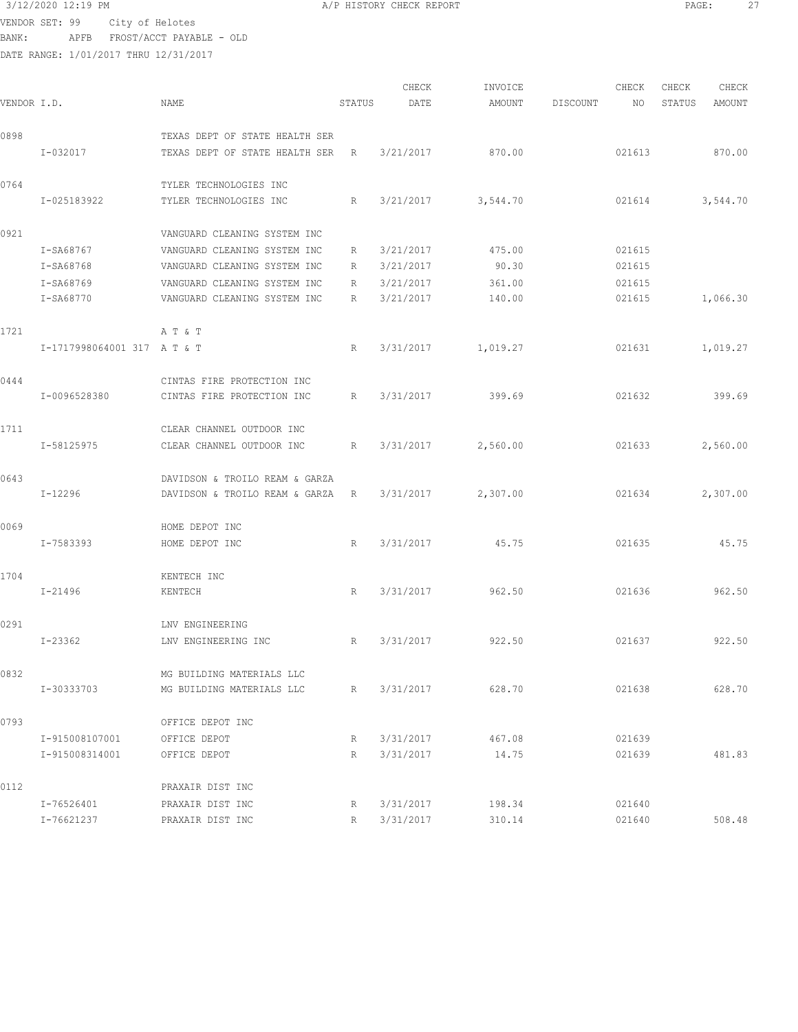A/P HISTORY CHECK REPORT

VENDOR SET: 99 City of Helotes
BANK: APFB FROST/ACCT PAYABLE - OLD
DATE RANGE: 1/01/2017 THRU 12/31/2017

| VENDOR I.D. | NAME | STATUS | CHECK DATE | INVOICE AMOUNT | DISCOUNT | CHECK NO | CHECK STATUS | CHECK AMOUNT |
|---|---|---|---|---|---|---|---|---|
| 0898 | TEXAS DEPT OF STATE HEALTH SER | | | | | | | |
| I-032017 | TEXAS DEPT OF STATE HEALTH SER | R | 3/21/2017 | 870.00 | | 021613 | | 870.00 |
| 0764 | TYLER TECHNOLOGIES INC | | | | | | | |
| I-025183922 | TYLER TECHNOLOGIES INC | R | 3/21/2017 | 3,544.70 | | 021614 | | 3,544.70 |
| 0921 | VANGUARD CLEANING SYSTEM INC | | | | | | | |
| I-SA68767 | VANGUARD CLEANING SYSTEM INC | R | 3/21/2017 | 475.00 | | 021615 | | |
| I-SA68768 | VANGUARD CLEANING SYSTEM INC | R | 3/21/2017 | 90.30 | | 021615 | | |
| I-SA68769 | VANGUARD CLEANING SYSTEM INC | R | 3/21/2017 | 361.00 | | 021615 | | |
| I-SA68770 | VANGUARD CLEANING SYSTEM INC | R | 3/21/2017 | 140.00 | | 021615 | | 1,066.30 |
| 1721 | A T & T | | | | | | | |
| I-1717998064001 317 | A T & T | R | 3/31/2017 | 1,019.27 | | 021631 | | 1,019.27 |
| 0444 | CINTAS FIRE PROTECTION INC | | | | | | | |
| I-0096528380 | CINTAS FIRE PROTECTION INC | R | 3/31/2017 | 399.69 | | 021632 | | 399.69 |
| 1711 | CLEAR CHANNEL OUTDOOR INC | | | | | | | |
| I-58125975 | CLEAR CHANNEL OUTDOOR INC | R | 3/31/2017 | 2,560.00 | | 021633 | | 2,560.00 |
| 0643 | DAVIDSON & TROILO REAM & GARZA | | | | | | | |
| I-12296 | DAVIDSON & TROILO REAM & GARZA | R | 3/31/2017 | 2,307.00 | | 021634 | | 2,307.00 |
| 0069 | HOME DEPOT INC | | | | | | | |
| I-7583393 | HOME DEPOT INC | R | 3/31/2017 | 45.75 | | 021635 | | 45.75 |
| 1704 | KENTECH INC | | | | | | | |
| I-21496 | KENTECH | R | 3/31/2017 | 962.50 | | 021636 | | 962.50 |
| 0291 | LNV ENGINEERING | | | | | | | |
| I-23362 | LNV ENGINEERING INC | R | 3/31/2017 | 922.50 | | 021637 | | 922.50 |
| 0832 | MG BUILDING MATERIALS LLC | | | | | | | |
| I-30333703 | MG BUILDING MATERIALS LLC | R | 3/31/2017 | 628.70 | | 021638 | | 628.70 |
| 0793 | OFFICE DEPOT INC | | | | | | | |
| I-915008107001 | OFFICE DEPOT | R | 3/31/2017 | 467.08 | | 021639 | | |
| I-915008314001 | OFFICE DEPOT | R | 3/31/2017 | 14.75 | | 021639 | | 481.83 |
| 0112 | PRAXAIR DIST INC | | | | | | | |
| I-76526401 | PRAXAIR DIST INC | R | 3/31/2017 | 198.34 | | 021640 | | |
| I-76621237 | PRAXAIR DIST INC | R | 3/31/2017 | 310.14 | | 021640 | | 508.48 |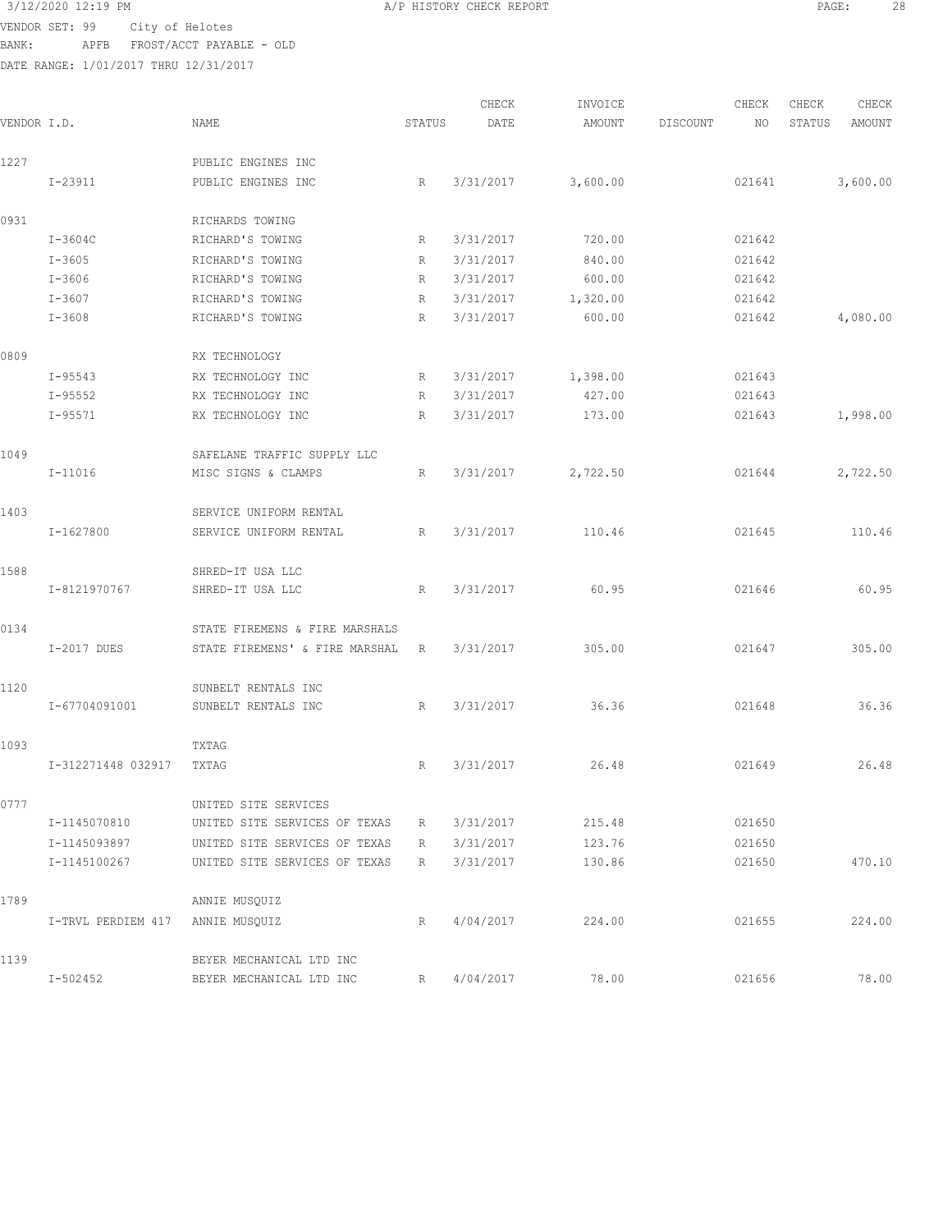3/12/2020 12:19 PM A/P HISTORY CHECK REPORT

VENDOR SET: 99 City of Helotes
BANK: APFB FROST/ACCT PAYABLE - OLD
DATE RANGE: 1/01/2017 THRU 12/31/2017

| VENDOR I.D. | NAME | STATUS | CHECK DATE | INVOICE AMOUNT | DISCOUNT | CHECK NO | CHECK STATUS | CHECK AMOUNT |
|---|---|---|---|---|---|---|---|---|
| 1227 | PUBLIC ENGINES INC | | | | | | | |
| I-23911 | PUBLIC ENGINES INC | R | 3/31/2017 | 3,600.00 | | 021641 | | 3,600.00 |
| 0931 | RICHARDS TOWING | | | | | | | |
| I-3604C | RICHARD'S TOWING | R | 3/31/2017 | 720.00 | | 021642 | | |
| I-3605 | RICHARD'S TOWING | R | 3/31/2017 | 840.00 | | 021642 | | |
| I-3606 | RICHARD'S TOWING | R | 3/31/2017 | 600.00 | | 021642 | | |
| I-3607 | RICHARD'S TOWING | R | 3/31/2017 | 1,320.00 | | 021642 | | |
| I-3608 | RICHARD'S TOWING | R | 3/31/2017 | 600.00 | | 021642 | | 4,080.00 |
| 0809 | RX TECHNOLOGY | | | | | | | |
| I-95543 | RX TECHNOLOGY INC | R | 3/31/2017 | 1,398.00 | | 021643 | | |
| I-95552 | RX TECHNOLOGY INC | R | 3/31/2017 | 427.00 | | 021643 | | |
| I-95571 | RX TECHNOLOGY INC | R | 3/31/2017 | 173.00 | | 021643 | | 1,998.00 |
| 1049 | SAFELANE TRAFFIC SUPPLY LLC | | | | | | | |
| I-11016 | MISC SIGNS & CLAMPS | R | 3/31/2017 | 2,722.50 | | 021644 | | 2,722.50 |
| 1403 | SERVICE UNIFORM RENTAL | | | | | | | |
| I-1627800 | SERVICE UNIFORM RENTAL | R | 3/31/2017 | 110.46 | | 021645 | | 110.46 |
| 1588 | SHRED-IT USA LLC | | | | | | | |
| I-8121970767 | SHRED-IT USA LLC | R | 3/31/2017 | 60.95 | | 021646 | | 60.95 |
| 0134 | STATE FIREMENS & FIRE MARSHALS | | | | | | | |
| I-2017 DUES | STATE FIREMENS' & FIRE MARSHAL | R | 3/31/2017 | 305.00 | | 021647 | | 305.00 |
| 1120 | SUNBELT RENTALS INC | | | | | | | |
| I-67704091001 | SUNBELT RENTALS INC | R | 3/31/2017 | 36.36 | | 021648 | | 36.36 |
| 1093 | TXTAG | | | | | | | |
| I-312271448 032917 | TXTAG | R | 3/31/2017 | 26.48 | | 021649 | | 26.48 |
| 0777 | UNITED SITE SERVICES | | | | | | | |
| I-1145070810 | UNITED SITE SERVICES OF TEXAS | R | 3/31/2017 | 215.48 | | 021650 | | |
| I-1145093897 | UNITED SITE SERVICES OF TEXAS | R | 3/31/2017 | 123.76 | | 021650 | | |
| I-1145100267 | UNITED SITE SERVICES OF TEXAS | R | 3/31/2017 | 130.86 | | 021650 | | 470.10 |
| 1789 | ANNIE MUSQUIZ | | | | | | | |
| I-TRVL PERDIEM 417 | ANNIE MUSQUIZ | R | 4/04/2017 | 224.00 | | 021655 | | 224.00 |
| 1139 | BEYER MECHANICAL LTD INC | | | | | | | |
| I-502452 | BEYER MECHANICAL LTD INC | R | 4/04/2017 | 78.00 | | 021656 | | 78.00 |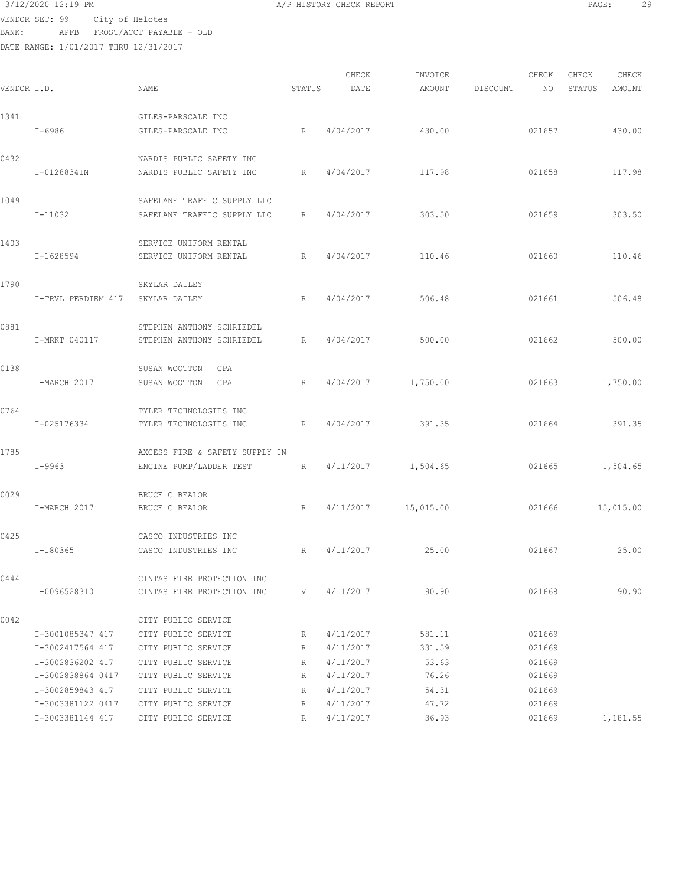3/12/2020 12:19 PM A/P HISTORY CHECK REPORT

VENDOR SET: 99 City of Helotes
BANK: APFB FROST/ACCT PAYABLE - OLD
DATE RANGE: 1/01/2017 THRU 12/31/2017

| VENDOR I.D. | | NAME | STATUS | CHECK DATE | INVOICE AMOUNT | DISCOUNT | CHECK NO | CHECK STATUS | CHECK AMOUNT |
|---|---|---|---|---|---|---|---|---|---|
| 1341 | | GILES-PARSCALE INC | | | | | | | |
| | I-6986 | GILES-PARSCALE INC | R | 4/04/2017 | 430.00 | | 021657 | | 430.00 |
| 0432 | | NARDIS PUBLIC SAFETY INC | | | | | | | |
| | I-0128834IN | NARDIS PUBLIC SAFETY INC | R | 4/04/2017 | 117.98 | | 021658 | | 117.98 |
| 1049 | | SAFELANE TRAFFIC SUPPLY LLC | | | | | | | |
| | I-11032 | SAFELANE TRAFFIC SUPPLY LLC | R | 4/04/2017 | 303.50 | | 021659 | | 303.50 |
| 1403 | | SERVICE UNIFORM RENTAL | | | | | | | |
| | I-1628594 | SERVICE UNIFORM RENTAL | R | 4/04/2017 | 110.46 | | 021660 | | 110.46 |
| 1790 | | SKYLAR DAILEY | | | | | | | |
| | I-TRVL PERDIEM 417 | SKYLAR DAILEY | R | 4/04/2017 | 506.48 | | 021661 | | 506.48 |
| 0881 | | STEPHEN ANTHONY SCHRIEDEL | | | | | | | |
| | I-MRKT 040117 | STEPHEN ANTHONY SCHRIEDEL | R | 4/04/2017 | 500.00 | | 021662 | | 500.00 |
| 0138 | | SUSAN WOOTTON CPA | | | | | | | |
| | I-MARCH 2017 | SUSAN WOOTTON CPA | R | 4/04/2017 | 1,750.00 | | 021663 | | 1,750.00 |
| 0764 | | TYLER TECHNOLOGIES INC | | | | | | | |
| | I-025176334 | TYLER TECHNOLOGIES INC | R | 4/04/2017 | 391.35 | | 021664 | | 391.35 |
| 1785 | | AXCESS FIRE & SAFETY SUPPLY IN | | | | | | | |
| | I-9963 | ENGINE PUMP/LADDER TEST | R | 4/11/2017 | 1,504.65 | | 021665 | | 1,504.65 |
| 0029 | | BRUCE C BEALOR | | | | | | | |
| | I-MARCH 2017 | BRUCE C BEALOR | R | 4/11/2017 | 15,015.00 | | 021666 | | 15,015.00 |
| 0425 | | CASCO INDUSTRIES INC | | | | | | | |
| | I-180365 | CASCO INDUSTRIES INC | R | 4/11/2017 | 25.00 | | 021667 | | 25.00 |
| 0444 | | CINTAS FIRE PROTECTION INC | | | | | | | |
| | I-0096528310 | CINTAS FIRE PROTECTION INC | V | 4/11/2017 | 90.90 | | 021668 | | 90.90 |
| 0042 | | CITY PUBLIC SERVICE | | | | | | | |
| | I-3001085347 417 | CITY PUBLIC SERVICE | R | 4/11/2017 | 581.11 | | 021669 | | |
| | I-3002417564 417 | CITY PUBLIC SERVICE | R | 4/11/2017 | 331.59 | | 021669 | | |
| | I-3002836202 417 | CITY PUBLIC SERVICE | R | 4/11/2017 | 53.63 | | 021669 | | |
| | I-3002838864 0417 | CITY PUBLIC SERVICE | R | 4/11/2017 | 76.26 | | 021669 | | |
| | I-3002859843 417 | CITY PUBLIC SERVICE | R | 4/11/2017 | 54.31 | | 021669 | | |
| | I-3003381122 0417 | CITY PUBLIC SERVICE | R | 4/11/2017 | 47.72 | | 021669 | | |
| | I-3003381144 417 | CITY PUBLIC SERVICE | R | 4/11/2017 | 36.93 | | 021669 | | 1,181.55 |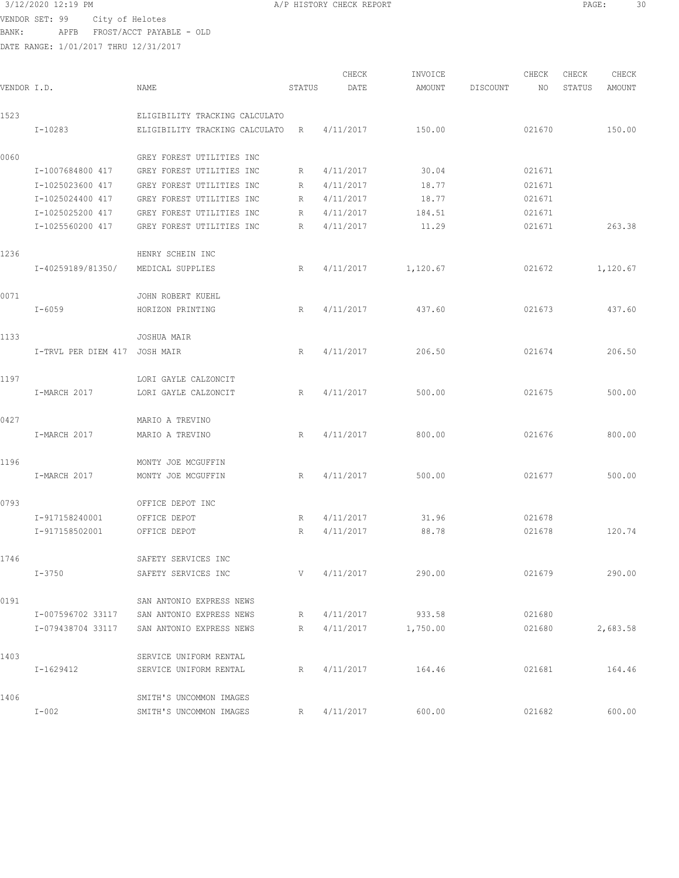3/12/2020 12:19 PM A/P HISTORY CHECK REPORT

VENDOR SET: 99 City of Helotes
BANK: APFB FROST/ACCT PAYABLE - OLD
DATE RANGE: 1/01/2017 THRU 12/31/2017

| VENDOR I.D. | | NAME | STATUS | CHECK DATE | INVOICE AMOUNT | DISCOUNT | CHECK NO | CHECK STATUS | CHECK AMOUNT |
|---|---|---|---|---|---|---|---|---|---|
| 1523 | | ELIGIBILITY TRACKING CALCULATO | | | | | | | |
| | I-10283 | ELIGIBILITY TRACKING CALCULATO | R | 4/11/2017 | 150.00 | | 021670 | | 150.00 |
| 0060 | | GREY FOREST UTILITIES INC | | | | | | | |
| | I-1007684800 417 | GREY FOREST UTILITIES INC | R | 4/11/2017 | 30.04 | | 021671 | | |
| | I-1025023600 417 | GREY FOREST UTILITIES INC | R | 4/11/2017 | 18.77 | | 021671 | | |
| | I-1025024400 417 | GREY FOREST UTILITIES INC | R | 4/11/2017 | 18.77 | | 021671 | | |
| | I-1025025200 417 | GREY FOREST UTILITIES INC | R | 4/11/2017 | 184.51 | | 021671 | | |
| | I-1025560200 417 | GREY FOREST UTILITIES INC | R | 4/11/2017 | 11.29 | | 021671 | | 263.38 |
| 1236 | | HENRY SCHEIN INC | | | | | | | |
| | I-40259189/81350/ | MEDICAL SUPPLIES | R | 4/11/2017 | 1,120.67 | | 021672 | | 1,120.67 |
| 0071 | | JOHN ROBERT KUEHL | | | | | | | |
| | I-6059 | HORIZON PRINTING | R | 4/11/2017 | 437.60 | | 021673 | | 437.60 |
| 1133 | | JOSHUA MAIR | | | | | | | |
| | I-TRVL PER DIEM 417 | JOSH MAIR | R | 4/11/2017 | 206.50 | | 021674 | | 206.50 |
| 1197 | | LORI GAYLE CALZONCIT | | | | | | | |
| | I-MARCH 2017 | LORI GAYLE CALZONCIT | R | 4/11/2017 | 500.00 | | 021675 | | 500.00 |
| 0427 | | MARIO A TREVINO | | | | | | | |
| | I-MARCH 2017 | MARIO A TREVINO | R | 4/11/2017 | 800.00 | | 021676 | | 800.00 |
| 1196 | | MONTY JOE MCGUFFIN | | | | | | | |
| | I-MARCH 2017 | MONTY JOE MCGUFFIN | R | 4/11/2017 | 500.00 | | 021677 | | 500.00 |
| 0793 | | OFFICE DEPOT INC | | | | | | | |
| | I-917158240001 | OFFICE DEPOT | R | 4/11/2017 | 31.96 | | 021678 | | |
| | I-917158502001 | OFFICE DEPOT | R | 4/11/2017 | 88.78 | | 021678 | | 120.74 |
| 1746 | | SAFETY SERVICES INC | | | | | | | |
| | I-3750 | SAFETY SERVICES INC | V | 4/11/2017 | 290.00 | | 021679 | | 290.00 |
| 0191 | | SAN ANTONIO EXPRESS NEWS | | | | | | | |
| | I-007596702 33117 | SAN ANTONIO EXPRESS NEWS | R | 4/11/2017 | 933.58 | | 021680 | | |
| | I-079438704 33117 | SAN ANTONIO EXPRESS NEWS | R | 4/11/2017 | 1,750.00 | | 021680 | | 2,683.58 |
| 1403 | | SERVICE UNIFORM RENTAL | | | | | | | |
| | I-1629412 | SERVICE UNIFORM RENTAL | R | 4/11/2017 | 164.46 | | 021681 | | 164.46 |
| 1406 | | SMITH'S UNCOMMON IMAGES | | | | | | | |
| | I-002 | SMITH'S UNCOMMON IMAGES | R | 4/11/2017 | 600.00 | | 021682 | | 600.00 |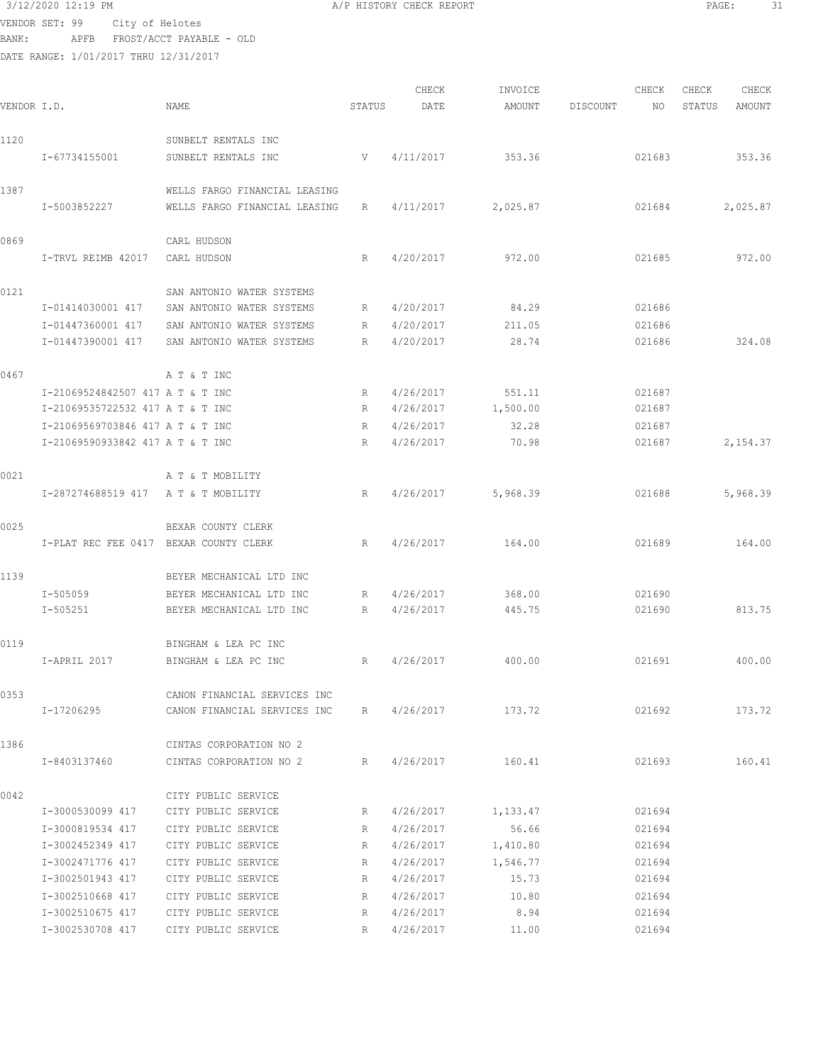3/12/2020 12:19 PM A/P HISTORY CHECK REPORT

VENDOR SET: 99 City of Helotes
BANK: APFB FROST/ACCT PAYABLE - OLD
DATE RANGE: 1/01/2017 THRU 12/31/2017

| VENDOR I.D. | NAME | STATUS | CHECK DATE | INVOICE AMOUNT | DISCOUNT | CHECK NO | CHECK STATUS | CHECK AMOUNT |
|---|---|---|---|---|---|---|---|---|
| 1120 | SUNBELT RENTALS INC | | | | | | | |
| I-67734155001 | SUNBELT RENTALS INC | V | 4/11/2017 | 353.36 | | 021683 | | 353.36 |
| 1387 | WELLS FARGO FINANCIAL LEASING | | | | | | | |
| I-5003852227 | WELLS FARGO FINANCIAL LEASING | R | 4/11/2017 | 2,025.87 | | 021684 | | 2,025.87 |
| 0869 | CARL HUDSON | | | | | | | |
| I-TRVL REIMB 42017 | CARL HUDSON | R | 4/20/2017 | 972.00 | | 021685 | | 972.00 |
| 0121 | SAN ANTONIO WATER SYSTEMS | | | | | | | |
| I-01414030001 417 | SAN ANTONIO WATER SYSTEMS | R | 4/20/2017 | 84.29 | | 021686 | | |
| I-01447360001 417 | SAN ANTONIO WATER SYSTEMS | R | 4/20/2017 | 211.05 | | 021686 | | |
| I-01447390001 417 | SAN ANTONIO WATER SYSTEMS | R | 4/20/2017 | 28.74 | | 021686 | | 324.08 |
| 0467 | A T & T INC | | | | | | | |
| I-21069524842507 417 | A T & T INC | R | 4/26/2017 | 551.11 | | 021687 | | |
| I-21069535722532 417 | A T & T INC | R | 4/26/2017 | 1,500.00 | | 021687 | | |
| I-21069569703846 417 | A T & T INC | R | 4/26/2017 | 32.28 | | 021687 | | |
| I-21069590933842 417 | A T & T INC | R | 4/26/2017 | 70.98 | | 021687 | | 2,154.37 |
| 0021 | A T & T MOBILITY | | | | | | | |
| I-287274688519 417 | A T & T MOBILITY | R | 4/26/2017 | 5,968.39 | | 021688 | | 5,968.39 |
| 0025 | BEXAR COUNTY CLERK | | | | | | | |
| I-PLAT REC FEE 0417 | BEXAR COUNTY CLERK | R | 4/26/2017 | 164.00 | | 021689 | | 164.00 |
| 1139 | BEYER MECHANICAL LTD INC | | | | | | | |
| I-505059 | BEYER MECHANICAL LTD INC | R | 4/26/2017 | 368.00 | | 021690 | | |
| I-505251 | BEYER MECHANICAL LTD INC | R | 4/26/2017 | 445.75 | | 021690 | | 813.75 |
| 0119 | BINGHAM & LEA PC INC | | | | | | | |
| I-APRIL 2017 | BINGHAM & LEA PC INC | R | 4/26/2017 | 400.00 | | 021691 | | 400.00 |
| 0353 | CANON FINANCIAL SERVICES INC | | | | | | | |
| I-17206295 | CANON FINANCIAL SERVICES INC | R | 4/26/2017 | 173.72 | | 021692 | | 173.72 |
| 1386 | CINTAS CORPORATION NO 2 | | | | | | | |
| I-8403137460 | CINTAS CORPORATION NO 2 | R | 4/26/2017 | 160.41 | | 021693 | | 160.41 |
| 0042 | CITY PUBLIC SERVICE | | | | | | | |
| I-3000530099 417 | CITY PUBLIC SERVICE | R | 4/26/2017 | 1,133.47 | | 021694 | | |
| I-3000819534 417 | CITY PUBLIC SERVICE | R | 4/26/2017 | 56.66 | | 021694 | | |
| I-3002452349 417 | CITY PUBLIC SERVICE | R | 4/26/2017 | 1,410.80 | | 021694 | | |
| I-3002471776 417 | CITY PUBLIC SERVICE | R | 4/26/2017 | 1,546.77 | | 021694 | | |
| I-3002501943 417 | CITY PUBLIC SERVICE | R | 4/26/2017 | 15.73 | | 021694 | | |
| I-3002510668 417 | CITY PUBLIC SERVICE | R | 4/26/2017 | 10.80 | | 021694 | | |
| I-3002510675 417 | CITY PUBLIC SERVICE | R | 4/26/2017 | 8.94 | | 021694 | | |
| I-3002530708 417 | CITY PUBLIC SERVICE | R | 4/26/2017 | 11.00 | | 021694 | | |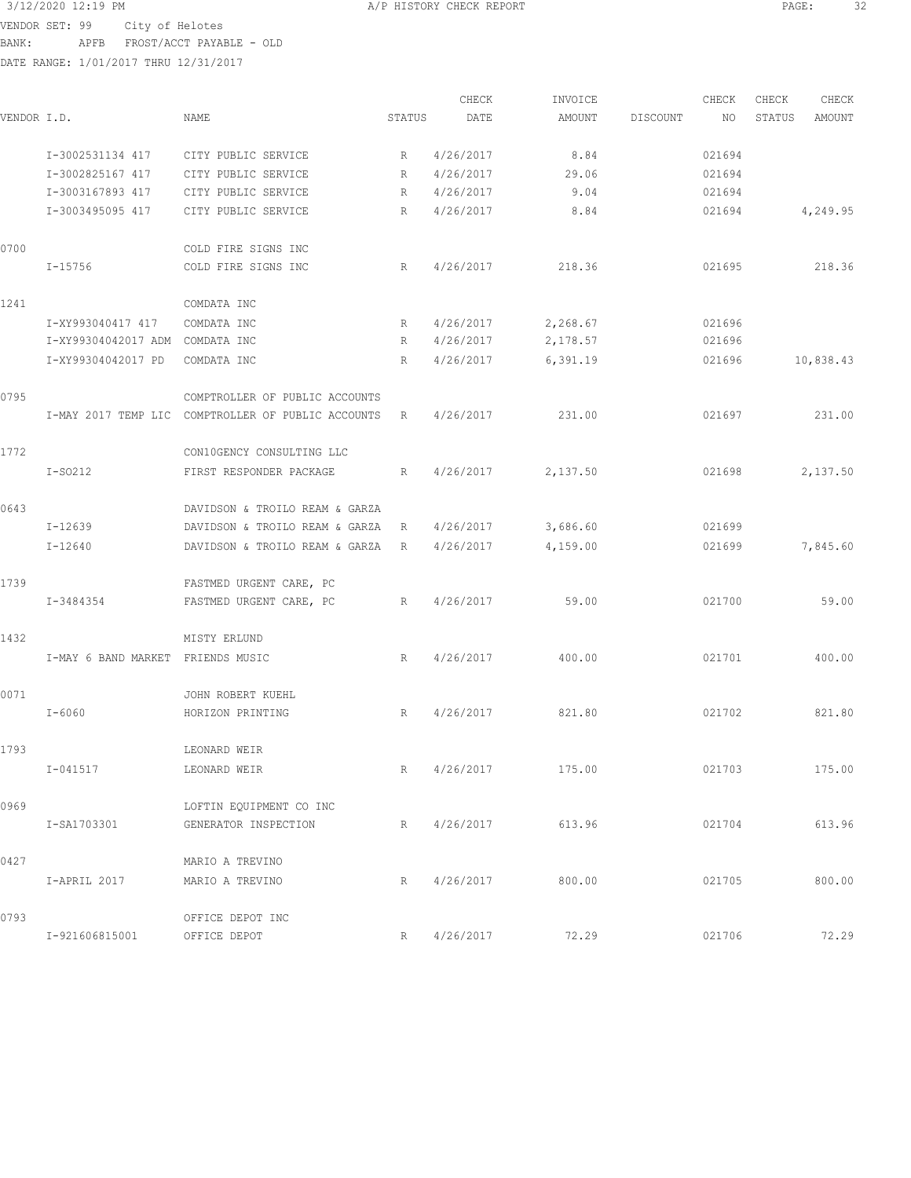3/12/2020 12:19 PM A/P HISTORY CHECK REPORT

VENDOR SET: 99 City of Helotes
BANK: APFB FROST/ACCT PAYABLE - OLD
DATE RANGE: 1/01/2017 THRU 12/31/2017

| VENDOR I.D. | | NAME | STATUS | CHECK DATE | INVOICE AMOUNT | DISCOUNT | CHECK NO | CHECK STATUS | CHECK AMOUNT |
|---|---|---|---|---|---|---|---|---|---|
| | I-3002531134 417 | CITY PUBLIC SERVICE | R | 4/26/2017 | 8.84 | | 021694 | | |
| | I-3002825167 417 | CITY PUBLIC SERVICE | R | 4/26/2017 | 29.06 | | 021694 | | |
| | I-3003167893 417 | CITY PUBLIC SERVICE | R | 4/26/2017 | 9.04 | | 021694 | | |
| | I-3003495095 417 | CITY PUBLIC SERVICE | R | 4/26/2017 | 8.84 | | 021694 | | 4,249.95 |
| 0700 | | COLD FIRE SIGNS INC | | | | | | | |
| | I-15756 | COLD FIRE SIGNS INC | R | 4/26/2017 | 218.36 | | 021695 | | 218.36 |
| 1241 | | COMDATA INC | | | | | | | |
| | I-XY993040417 417 | COMDATA INC | R | 4/26/2017 | 2,268.67 | | 021696 | | |
| | I-XY99304042017 ADM | COMDATA INC | R | 4/26/2017 | 2,178.57 | | 021696 | | |
| | I-XY99304042017 PD | COMDATA INC | R | 4/26/2017 | 6,391.19 | | 021696 | | 10,838.43 |
| 0795 | | COMPTROLLER OF PUBLIC ACCOUNTS | | | | | | | |
| | I-MAY 2017 TEMP LIC | COMPTROLLER OF PUBLIC ACCOUNTS | R | 4/26/2017 | 231.00 | | 021697 | | 231.00 |
| 1772 | | CON10GENCY CONSULTING LLC | | | | | | | |
| | I-SO212 | FIRST RESPONDER PACKAGE | R | 4/26/2017 | 2,137.50 | | 021698 | | 2,137.50 |
| 0643 | | DAVIDSON & TROILO REAM & GARZA | | | | | | | |
| | I-12639 | DAVIDSON & TROILO REAM & GARZA | R | 4/26/2017 | 3,686.60 | | 021699 | | |
| | I-12640 | DAVIDSON & TROILO REAM & GARZA | R | 4/26/2017 | 4,159.00 | | 021699 | | 7,845.60 |
| 1739 | | FASTMED URGENT CARE, PC | | | | | | | |
| | I-3484354 | FASTMED URGENT CARE, PC | R | 4/26/2017 | 59.00 | | 021700 | | 59.00 |
| 1432 | | MISTY ERLUND | | | | | | | |
| | I-MAY 6 BAND MARKET | FRIENDS MUSIC | R | 4/26/2017 | 400.00 | | 021701 | | 400.00 |
| 0071 | | JOHN ROBERT KUEHL | | | | | | | |
| | I-6060 | HORIZON PRINTING | R | 4/26/2017 | 821.80 | | 021702 | | 821.80 |
| 1793 | | LEONARD WEIR | | | | | | | |
| | I-041517 | LEONARD WEIR | R | 4/26/2017 | 175.00 | | 021703 | | 175.00 |
| 0969 | | LOFTIN EQUIPMENT CO INC | | | | | | | |
| | I-SA1703301 | GENERATOR INSPECTION | R | 4/26/2017 | 613.96 | | 021704 | | 613.96 |
| 0427 | | MARIO A TREVINO | | | | | | | |
| | I-APRIL 2017 | MARIO A TREVINO | R | 4/26/2017 | 800.00 | | 021705 | | 800.00 |
| 0793 | | OFFICE DEPOT INC | | | | | | | |
| | I-921606815001 | OFFICE DEPOT | R | 4/26/2017 | 72.29 | | 021706 | | 72.29 |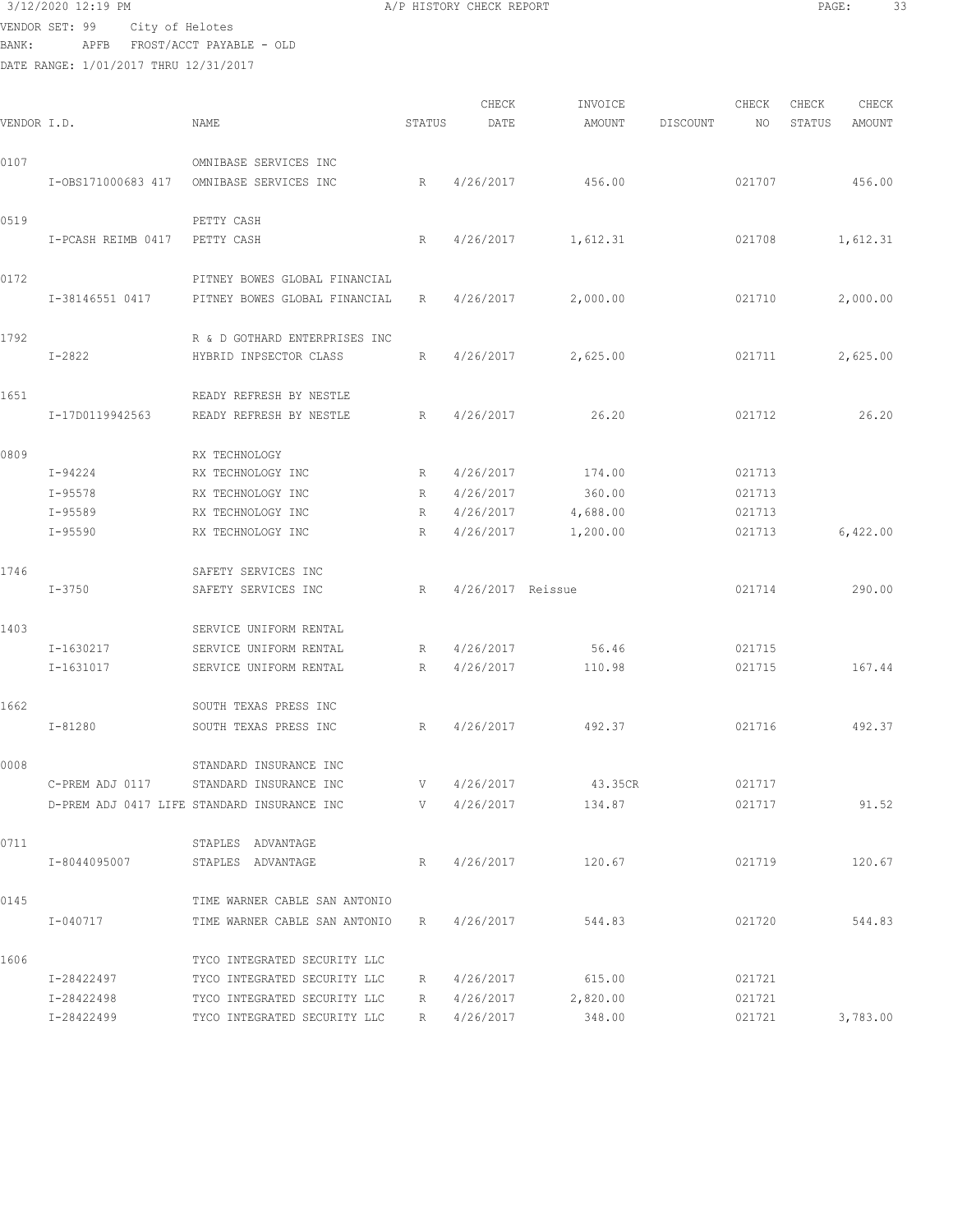3/12/2020 12:19 PM A/P HISTORY CHECK REPORT

VENDOR SET: 99 City of Helotes
BANK: APFB FROST/ACCT PAYABLE - OLD
DATE RANGE: 1/01/2017 THRU 12/31/2017

| VENDOR I.D. | NAME | STATUS | CHECK DATE | INVOICE AMOUNT | DISCOUNT | CHECK NO | CHECK STATUS | CHECK AMOUNT |
|---|---|---|---|---|---|---|---|---|
| 0107 | OMNIBASE SERVICES INC | | | | | | | |
| I-OBS171000683 417 | OMNIBASE SERVICES INC | R | 4/26/2017 | 456.00 | | 021707 | | 456.00 |
| 0519 | PETTY CASH | | | | | | | |
| I-PCASH REIMB 0417 | PETTY CASH | R | 4/26/2017 | 1,612.31 | | 021708 | | 1,612.31 |
| 0172 | PITNEY BOWES GLOBAL FINANCIAL | | | | | | | |
| I-38146551 0417 | PITNEY BOWES GLOBAL FINANCIAL | R | 4/26/2017 | 2,000.00 | | 021710 | | 2,000.00 |
| 1792 | R & D GOTHARD ENTERPRISES INC | | | | | | | |
| I-2822 | HYBRID INPSECTOR CLASS | R | 4/26/2017 | 2,625.00 | | 021711 | | 2,625.00 |
| 1651 | READY REFRESH BY NESTLE | | | | | | | |
| I-17D0119942563 | READY REFRESH BY NESTLE | R | 4/26/2017 | 26.20 | | 021712 | | 26.20 |
| 0809 | RX TECHNOLOGY | | | | | | | |
| I-94224 | RX TECHNOLOGY INC | R | 4/26/2017 | 174.00 | | 021713 | | |
| I-95578 | RX TECHNOLOGY INC | R | 4/26/2017 | 360.00 | | 021713 | | |
| I-95589 | RX TECHNOLOGY INC | R | 4/26/2017 | 4,688.00 | | 021713 | | |
| I-95590 | RX TECHNOLOGY INC | R | 4/26/2017 | 1,200.00 | | 021713 | | 6,422.00 |
| 1746 | SAFETY SERVICES INC | | | | | | | |
| I-3750 | SAFETY SERVICES INC | R | 4/26/2017 | Reissue | | 021714 | | 290.00 |
| 1403 | SERVICE UNIFORM RENTAL | | | | | | | |
| I-1630217 | SERVICE UNIFORM RENTAL | R | 4/26/2017 | 56.46 | | 021715 | | |
| I-1631017 | SERVICE UNIFORM RENTAL | R | 4/26/2017 | 110.98 | | 021715 | | 167.44 |
| 1662 | SOUTH TEXAS PRESS INC | | | | | | | |
| I-81280 | SOUTH TEXAS PRESS INC | R | 4/26/2017 | 492.37 | | 021716 | | 492.37 |
| 0008 | STANDARD INSURANCE INC | | | | | | | |
| C-PREM ADJ 0117 | STANDARD INSURANCE INC | V | 4/26/2017 | 43.35CR | | 021717 | | |
| D-PREM ADJ 0417 LIFE | STANDARD INSURANCE INC | V | 4/26/2017 | 134.87 | | 021717 | | 91.52 |
| 0711 | STAPLES ADVANTAGE | | | | | | | |
| I-8044095007 | STAPLES ADVANTAGE | R | 4/26/2017 | 120.67 | | 021719 | | 120.67 |
| 0145 | TIME WARNER CABLE SAN ANTONIO | | | | | | | |
| I-040717 | TIME WARNER CABLE SAN ANTONIO | R | 4/26/2017 | 544.83 | | 021720 | | 544.83 |
| 1606 | TYCO INTEGRATED SECURITY LLC | | | | | | | |
| I-28422497 | TYCO INTEGRATED SECURITY LLC | R | 4/26/2017 | 615.00 | | 021721 | | |
| I-28422498 | TYCO INTEGRATED SECURITY LLC | R | 4/26/2017 | 2,820.00 | | 021721 | | |
| I-28422499 | TYCO INTEGRATED SECURITY LLC | R | 4/26/2017 | 348.00 | | 021721 | | 3,783.00 |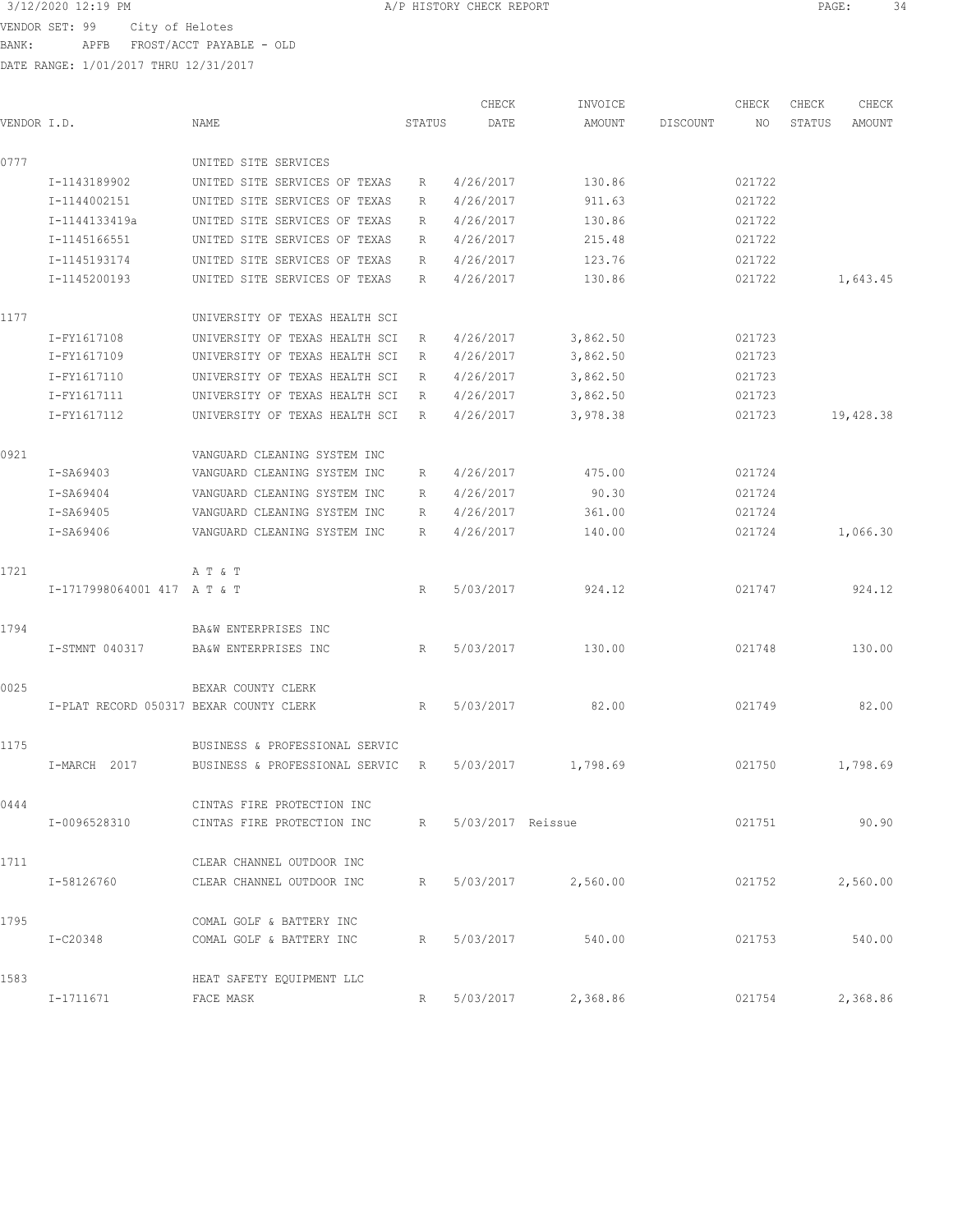3/12/2020 12:19 PM A/P HISTORY CHECK REPORT

VENDOR SET: 99 City of Helotes
BANK: APFB FROST/ACCT PAYABLE - OLD
DATE RANGE: 1/01/2017 THRU 12/31/2017

| VENDOR I.D. | NAME | STATUS | CHECK DATE | INVOICE AMOUNT | DISCOUNT | CHECK NO | CHECK STATUS | CHECK AMOUNT |
|---|---|---|---|---|---|---|---|---|
| 0777 | UNITED SITE SERVICES | | | | | | | |
| I-1143189902 | UNITED SITE SERVICES OF TEXAS | R | 4/26/2017 | 130.86 | | 021722 | | |
| I-1144002151 | UNITED SITE SERVICES OF TEXAS | R | 4/26/2017 | 911.63 | | 021722 | | |
| I-1144133419a | UNITED SITE SERVICES OF TEXAS | R | 4/26/2017 | 130.86 | | 021722 | | |
| I-1145166551 | UNITED SITE SERVICES OF TEXAS | R | 4/26/2017 | 215.48 | | 021722 | | |
| I-1145193174 | UNITED SITE SERVICES OF TEXAS | R | 4/26/2017 | 123.76 | | 021722 | | |
| I-1145200193 | UNITED SITE SERVICES OF TEXAS | R | 4/26/2017 | 130.86 | | 021722 | | 1,643.45 |
| 1177 | UNIVERSITY OF TEXAS HEALTH SCI | | | | | | | |
| I-FY1617108 | UNIVERSITY OF TEXAS HEALTH SCI | R | 4/26/2017 | 3,862.50 | | 021723 | | |
| I-FY1617109 | UNIVERSITY OF TEXAS HEALTH SCI | R | 4/26/2017 | 3,862.50 | | 021723 | | |
| I-FY1617110 | UNIVERSITY OF TEXAS HEALTH SCI | R | 4/26/2017 | 3,862.50 | | 021723 | | |
| I-FY1617111 | UNIVERSITY OF TEXAS HEALTH SCI | R | 4/26/2017 | 3,862.50 | | 021723 | | |
| I-FY1617112 | UNIVERSITY OF TEXAS HEALTH SCI | R | 4/26/2017 | 3,978.38 | | 021723 | | 19,428.38 |
| 0921 | VANGUARD CLEANING SYSTEM INC | | | | | | | |
| I-SA69403 | VANGUARD CLEANING SYSTEM INC | R | 4/26/2017 | 475.00 | | 021724 | | |
| I-SA69404 | VANGUARD CLEANING SYSTEM INC | R | 4/26/2017 | 90.30 | | 021724 | | |
| I-SA69405 | VANGUARD CLEANING SYSTEM INC | R | 4/26/2017 | 361.00 | | 021724 | | |
| I-SA69406 | VANGUARD CLEANING SYSTEM INC | R | 4/26/2017 | 140.00 | | 021724 | | 1,066.30 |
| 1721 | A T & T | | | | | | | |
| I-1717998064001 417 | A T & T | R | 5/03/2017 | 924.12 | | 021747 | | 924.12 |
| 1794 | BA&W ENTERPRISES INC | | | | | | | |
| I-STMNT 040317 | BA&W ENTERPRISES INC | R | 5/03/2017 | 130.00 | | 021748 | | 130.00 |
| 0025 | BEXAR COUNTY CLERK | | | | | | | |
| I-PLAT RECORD 050317 | BEXAR COUNTY CLERK | R | 5/03/2017 | 82.00 | | 021749 | | 82.00 |
| 1175 | BUSINESS & PROFESSIONAL SERVIC | | | | | | | |
| I-MARCH 2017 | BUSINESS & PROFESSIONAL SERVIC | R | 5/03/2017 | 1,798.69 | | 021750 | | 1,798.69 |
| 0444 | CINTAS FIRE PROTECTION INC | | | | | | | |
| I-0096528310 | CINTAS FIRE PROTECTION INC | R | 5/03/2017 | Reissue | | 021751 | | 90.90 |
| 1711 | CLEAR CHANNEL OUTDOOR INC | | | | | | | |
| I-58126760 | CLEAR CHANNEL OUTDOOR INC | R | 5/03/2017 | 2,560.00 | | 021752 | | 2,560.00 |
| 1795 | COMAL GOLF & BATTERY INC | | | | | | | |
| I-C20348 | COMAL GOLF & BATTERY INC | R | 5/03/2017 | 540.00 | | 021753 | | 540.00 |
| 1583 | HEAT SAFETY EQUIPMENT LLC | | | | | | | |
| I-1711671 | FACE MASK | R | 5/03/2017 | 2,368.86 | | 021754 | | 2,368.86 |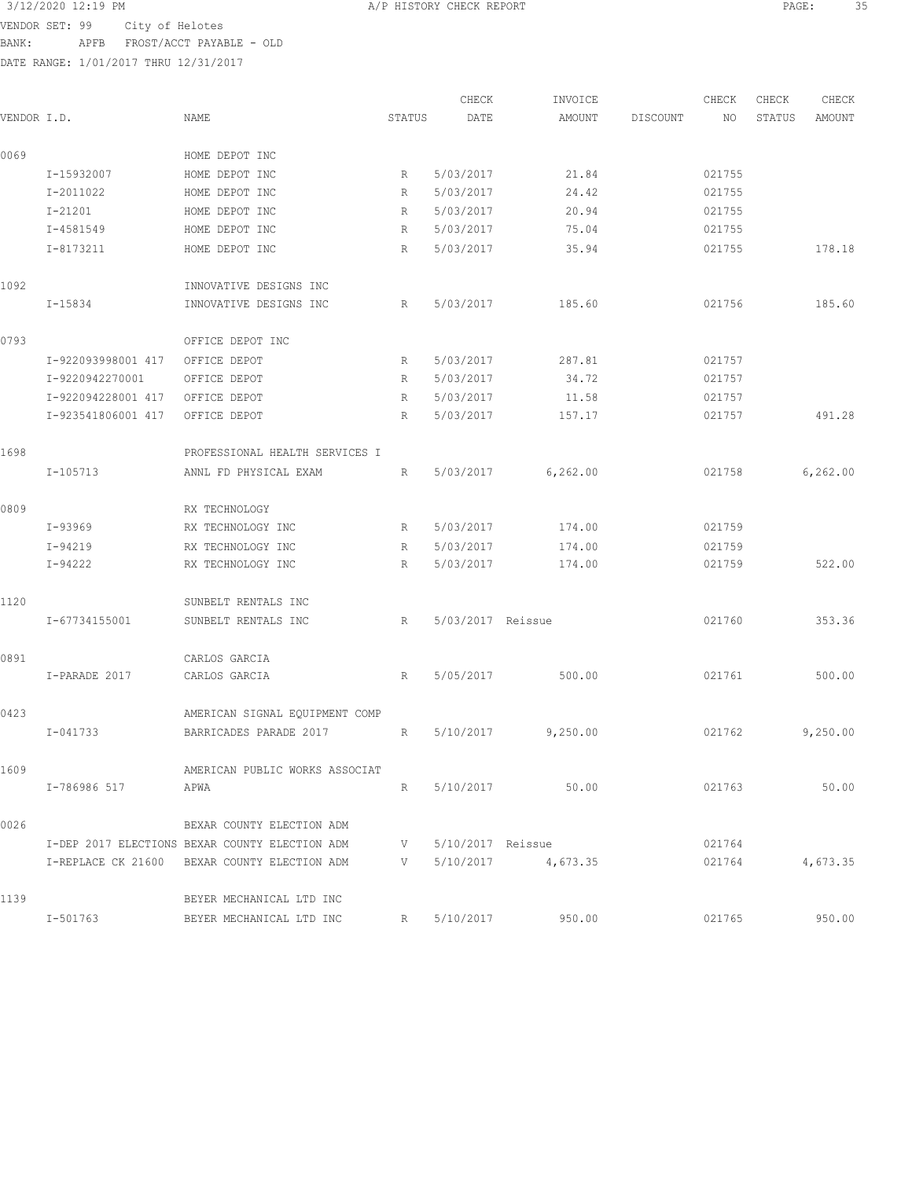3/12/2020 12:19 PM A/P HISTORY CHECK REPORT

VENDOR SET: 99 City of Helotes
BANK: APFB FROST/ACCT PAYABLE - OLD
DATE RANGE: 1/01/2017 THRU 12/31/2017

| VENDOR I.D. | NAME | STATUS | CHECK DATE | INVOICE AMOUNT | DISCOUNT | CHECK NO | CHECK STATUS | CHECK AMOUNT |
|---|---|---|---|---|---|---|---|---|
| 0069 | HOME DEPOT INC | | | | | | | |
| I-15932007 | HOME DEPOT INC | R | 5/03/2017 | 21.84 | | 021755 | | |
| I-2011022 | HOME DEPOT INC | R | 5/03/2017 | 24.42 | | 021755 | | |
| I-21201 | HOME DEPOT INC | R | 5/03/2017 | 20.94 | | 021755 | | |
| I-4581549 | HOME DEPOT INC | R | 5/03/2017 | 75.04 | | 021755 | | |
| I-8173211 | HOME DEPOT INC | R | 5/03/2017 | 35.94 | | 021755 | | 178.18 |
| 1092 | INNOVATIVE DESIGNS INC | | | | | | | |
| I-15834 | INNOVATIVE DESIGNS INC | R | 5/03/2017 | 185.60 | | 021756 | | 185.60 |
| 0793 | OFFICE DEPOT INC | | | | | | | |
| I-922093998001 417 | OFFICE DEPOT | R | 5/03/2017 | 287.81 | | 021757 | | |
| I-9220942270001 | OFFICE DEPOT | R | 5/03/2017 | 34.72 | | 021757 | | |
| I-922094228001 417 | OFFICE DEPOT | R | 5/03/2017 | 11.58 | | 021757 | | |
| I-923541806001 417 | OFFICE DEPOT | R | 5/03/2017 | 157.17 | | 021757 | | 491.28 |
| 1698 | PROFESSIONAL HEALTH SERVICES I | | | | | | | |
| I-105713 | ANNL FD PHYSICAL EXAM | R | 5/03/2017 | 6,262.00 | | 021758 | | 6,262.00 |
| 0809 | RX TECHNOLOGY | | | | | | | |
| I-93969 | RX TECHNOLOGY INC | R | 5/03/2017 | 174.00 | | 021759 | | |
| I-94219 | RX TECHNOLOGY INC | R | 5/03/2017 | 174.00 | | 021759 | | |
| I-94222 | RX TECHNOLOGY INC | R | 5/03/2017 | 174.00 | | 021759 | | 522.00 |
| 1120 | SUNBELT RENTALS INC | | | | | | | |
| I-67734155001 | SUNBELT RENTALS INC | R | 5/03/2017 Reissue | | | 021760 | | 353.36 |
| 0891 | CARLOS GARCIA | | | | | | | |
| I-PARADE 2017 | CARLOS GARCIA | R | 5/05/2017 | 500.00 | | 021761 | | 500.00 |
| 0423 | AMERICAN SIGNAL EQUIPMENT COMP | | | | | | | |
| I-041733 | BARRICADES PARADE 2017 | R | 5/10/2017 | 9,250.00 | | 021762 | | 9,250.00 |
| 1609 | AMERICAN PUBLIC WORKS ASSOCIAT | | | | | | | |
| I-786986 517 | APWA | R | 5/10/2017 | 50.00 | | 021763 | | 50.00 |
| 0026 | BEXAR COUNTY ELECTION ADM | | | | | | | |
| I-DEP 2017 ELECTIONS | BEXAR COUNTY ELECTION ADM | V | 5/10/2017 Reissue | | | 021764 | | |
| I-REPLACE CK 21600 | BEXAR COUNTY ELECTION ADM | V | 5/10/2017 | 4,673.35 | | 021764 | | 4,673.35 |
| 1139 | BEYER MECHANICAL LTD INC | | | | | | | |
| I-501763 | BEYER MECHANICAL LTD INC | R | 5/10/2017 | 950.00 | | 021765 | | 950.00 |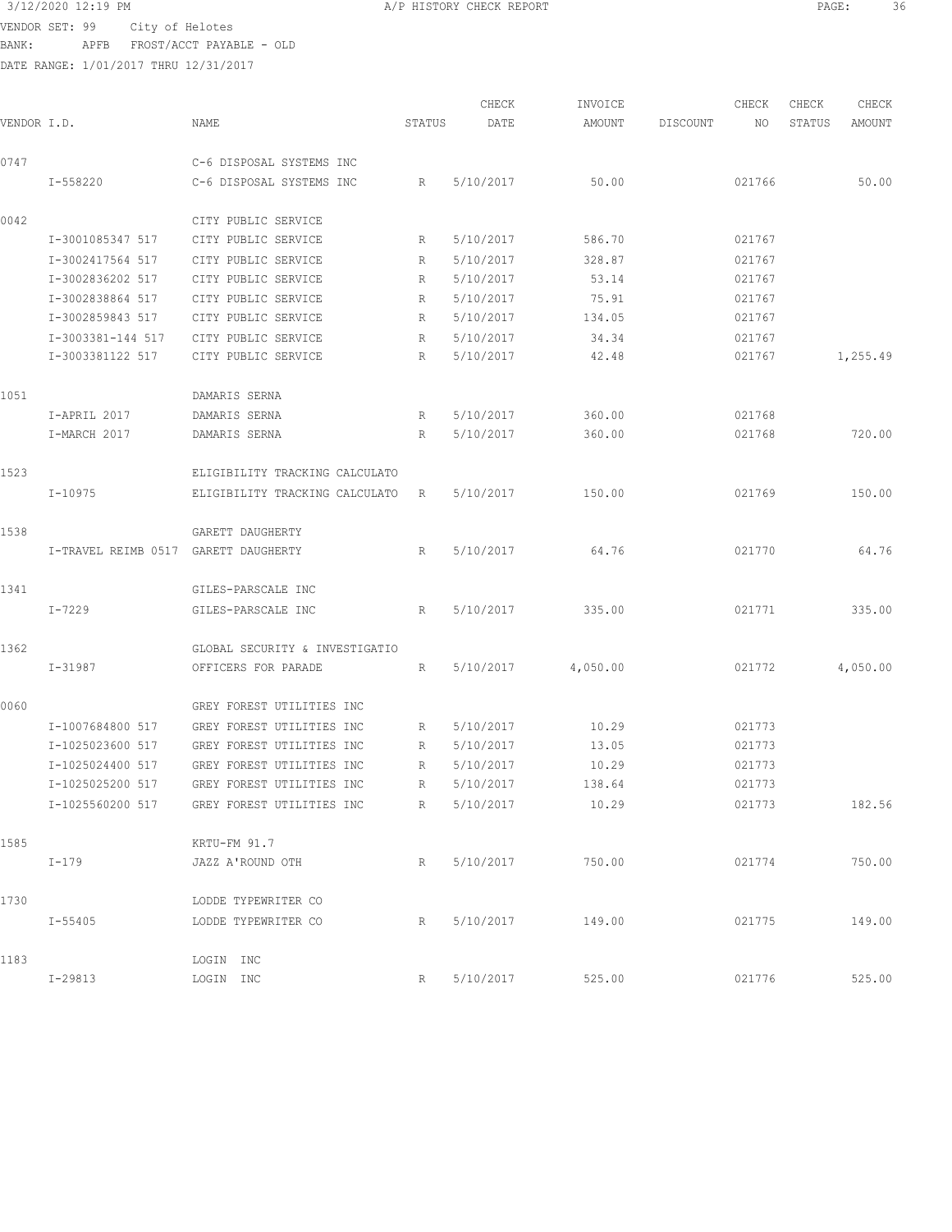3/12/2020 12:19 PM A/P HISTORY CHECK REPORT

VENDOR SET: 99 City of Helotes
BANK: APFB FROST/ACCT PAYABLE - OLD
DATE RANGE: 1/01/2017 THRU 12/31/2017

| VENDOR I.D. | NAME | STATUS | CHECK DATE | INVOICE AMOUNT | DISCOUNT | CHECK NO | CHECK STATUS | CHECK AMOUNT |
|---|---|---|---|---|---|---|---|---|
| 0747 | C-6 DISPOSAL SYSTEMS INC | | | | | | | |
| I-558220 | C-6 DISPOSAL SYSTEMS INC | R | 5/10/2017 | 50.00 | | 021766 | | 50.00 |
| 0042 | CITY PUBLIC SERVICE | | | | | | | |
| I-3001085347 517 | CITY PUBLIC SERVICE | R | 5/10/2017 | 586.70 | | 021767 | | |
| I-3002417564 517 | CITY PUBLIC SERVICE | R | 5/10/2017 | 328.87 | | 021767 | | |
| I-3002836202 517 | CITY PUBLIC SERVICE | R | 5/10/2017 | 53.14 | | 021767 | | |
| I-3002838864 517 | CITY PUBLIC SERVICE | R | 5/10/2017 | 75.91 | | 021767 | | |
| I-3002859843 517 | CITY PUBLIC SERVICE | R | 5/10/2017 | 134.05 | | 021767 | | |
| I-3003381-144 517 | CITY PUBLIC SERVICE | R | 5/10/2017 | 34.34 | | 021767 | | |
| I-3003381122 517 | CITY PUBLIC SERVICE | R | 5/10/2017 | 42.48 | | 021767 | | 1,255.49 |
| 1051 | DAMARIS SERNA | | | | | | | |
| I-APRIL 2017 | DAMARIS SERNA | R | 5/10/2017 | 360.00 | | 021768 | | |
| I-MARCH 2017 | DAMARIS SERNA | R | 5/10/2017 | 360.00 | | 021768 | | 720.00 |
| 1523 | ELIGIBILITY TRACKING CALCULATO | | | | | | | |
| I-10975 | ELIGIBILITY TRACKING CALCULATO | R | 5/10/2017 | 150.00 | | 021769 | | 150.00 |
| 1538 | GARETT DAUGHERTY | | | | | | | |
| I-TRAVEL REIMB 0517 | GARETT DAUGHERTY | R | 5/10/2017 | 64.76 | | 021770 | | 64.76 |
| 1341 | GILES-PARSCALE INC | | | | | | | |
| I-7229 | GILES-PARSCALE INC | R | 5/10/2017 | 335.00 | | 021771 | | 335.00 |
| 1362 | GLOBAL SECURITY & INVESTIGATIO | | | | | | | |
| I-31987 | OFFICERS FOR PARADE | R | 5/10/2017 | 4,050.00 | | 021772 | | 4,050.00 |
| 0060 | GREY FOREST UTILITIES INC | | | | | | | |
| I-1007684800 517 | GREY FOREST UTILITIES INC | R | 5/10/2017 | 10.29 | | 021773 | | |
| I-1025023600 517 | GREY FOREST UTILITIES INC | R | 5/10/2017 | 13.05 | | 021773 | | |
| I-1025024400 517 | GREY FOREST UTILITIES INC | R | 5/10/2017 | 10.29 | | 021773 | | |
| I-1025025200 517 | GREY FOREST UTILITIES INC | R | 5/10/2017 | 138.64 | | 021773 | | |
| I-1025560200 517 | GREY FOREST UTILITIES INC | R | 5/10/2017 | 10.29 | | 021773 | | 182.56 |
| 1585 | KRTU-FM 91.7 | | | | | | | |
| I-179 | JAZZ A'ROUND OTH | R | 5/10/2017 | 750.00 | | 021774 | | 750.00 |
| 1730 | LODDE TYPEWRITER CO | | | | | | | |
| I-55405 | LODDE TYPEWRITER CO | R | 5/10/2017 | 149.00 | | 021775 | | 149.00 |
| 1183 | LOGIN INC | | | | | | | |
| I-29813 | LOGIN INC | R | 5/10/2017 | 525.00 | | 021776 | | 525.00 |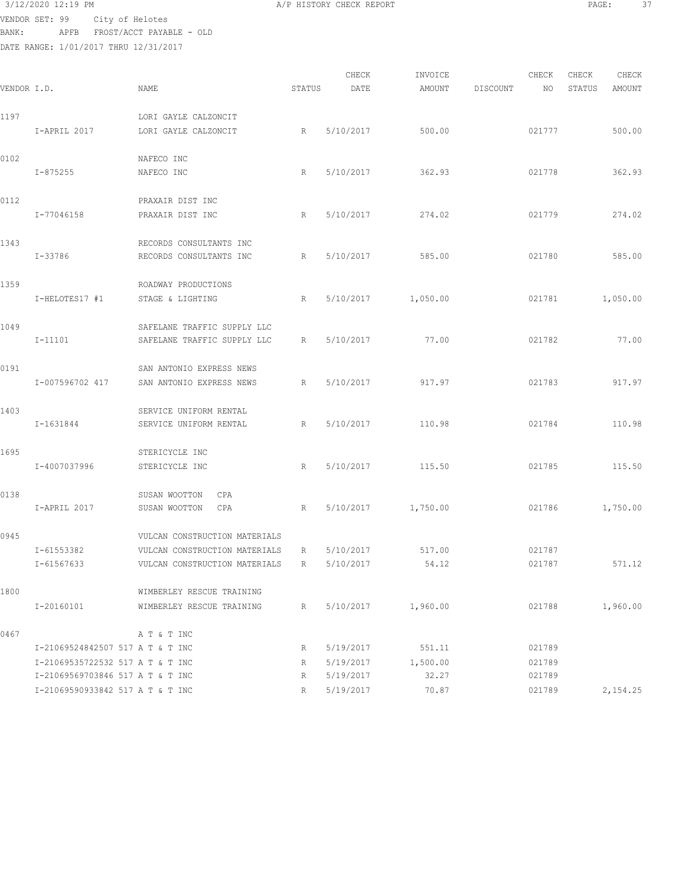3/12/2020 12:19 PM A/P HISTORY CHECK REPORT

VENDOR SET: 99 City of Helotes
BANK: APFB FROST/ACCT PAYABLE - OLD
DATE RANGE: 1/01/2017 THRU 12/31/2017

| VENDOR I.D. | | NAME | STATUS | CHECK DATE | INVOICE AMOUNT | DISCOUNT | CHECK NO | CHECK STATUS | CHECK AMOUNT |
|---|---|---|---|---|---|---|---|---|---|
| 1197 | | LORI GAYLE CALZONCIT | | | | | | | |
| | I-APRIL 2017 | LORI GAYLE CALZONCIT | R | 5/10/2017 | 500.00 | | 021777 | | 500.00 |
| 0102 | | NAFECO INC | | | | | | | |
| | I-875255 | NAFECO INC | R | 5/10/2017 | 362.93 | | 021778 | | 362.93 |
| 0112 | | PRAXAIR DIST INC | | | | | | | |
| | I-77046158 | PRAXAIR DIST INC | R | 5/10/2017 | 274.02 | | 021779 | | 274.02 |
| 1343 | | RECORDS CONSULTANTS INC | | | | | | | |
| | I-33786 | RECORDS CONSULTANTS INC | R | 5/10/2017 | 585.00 | | 021780 | | 585.00 |
| 1359 | | ROADWAY PRODUCTIONS | | | | | | | |
| | I-HELOTES17 #1 | STAGE & LIGHTING | R | 5/10/2017 | 1,050.00 | | 021781 | | 1,050.00 |
| 1049 | | SAFELANE TRAFFIC SUPPLY LLC | | | | | | | |
| | I-11101 | SAFELANE TRAFFIC SUPPLY LLC | R | 5/10/2017 | 77.00 | | 021782 | | 77.00 |
| 0191 | | SAN ANTONIO EXPRESS NEWS | | | | | | | |
| | I-007596702 417 | SAN ANTONIO EXPRESS NEWS | R | 5/10/2017 | 917.97 | | 021783 | | 917.97 |
| 1403 | | SERVICE UNIFORM RENTAL | | | | | | | |
| | I-1631844 | SERVICE UNIFORM RENTAL | R | 5/10/2017 | 110.98 | | 021784 | | 110.98 |
| 1695 | | STERICYCLE INC | | | | | | | |
| | I-4007037996 | STERICYCLE INC | R | 5/10/2017 | 115.50 | | 021785 | | 115.50 |
| 0138 | | SUSAN WOOTTON CPA | | | | | | | |
| | I-APRIL 2017 | SUSAN WOOTTON CPA | R | 5/10/2017 | 1,750.00 | | 021786 | | 1,750.00 |
| 0945 | | VULCAN CONSTRUCTION MATERIALS | | | | | | | |
| | I-61553382 | VULCAN CONSTRUCTION MATERIALS | R | 5/10/2017 | 517.00 | | 021787 | | |
| | I-61567633 | VULCAN CONSTRUCTION MATERIALS | R | 5/10/2017 | 54.12 | | 021787 | | 571.12 |
| 1800 | | WIMBERLEY RESCUE TRAINING | | | | | | | |
| | I-20160101 | WIMBERLEY RESCUE TRAINING | R | 5/10/2017 | 1,960.00 | | 021788 | | 1,960.00 |
| 0467 | | A T & T INC | | | | | | | |
| | I-21069524842507 517 | A T & T INC | R | 5/19/2017 | 551.11 | | 021789 | | |
| | I-21069535722532 517 | A T & T INC | R | 5/19/2017 | 1,500.00 | | 021789 | | |
| | I-21069569703846 517 | A T & T INC | R | 5/19/2017 | 32.27 | | 021789 | | |
| | I-21069590933842 517 | A T & T INC | R | 5/19/2017 | 70.87 | | 021789 | | 2,154.25 |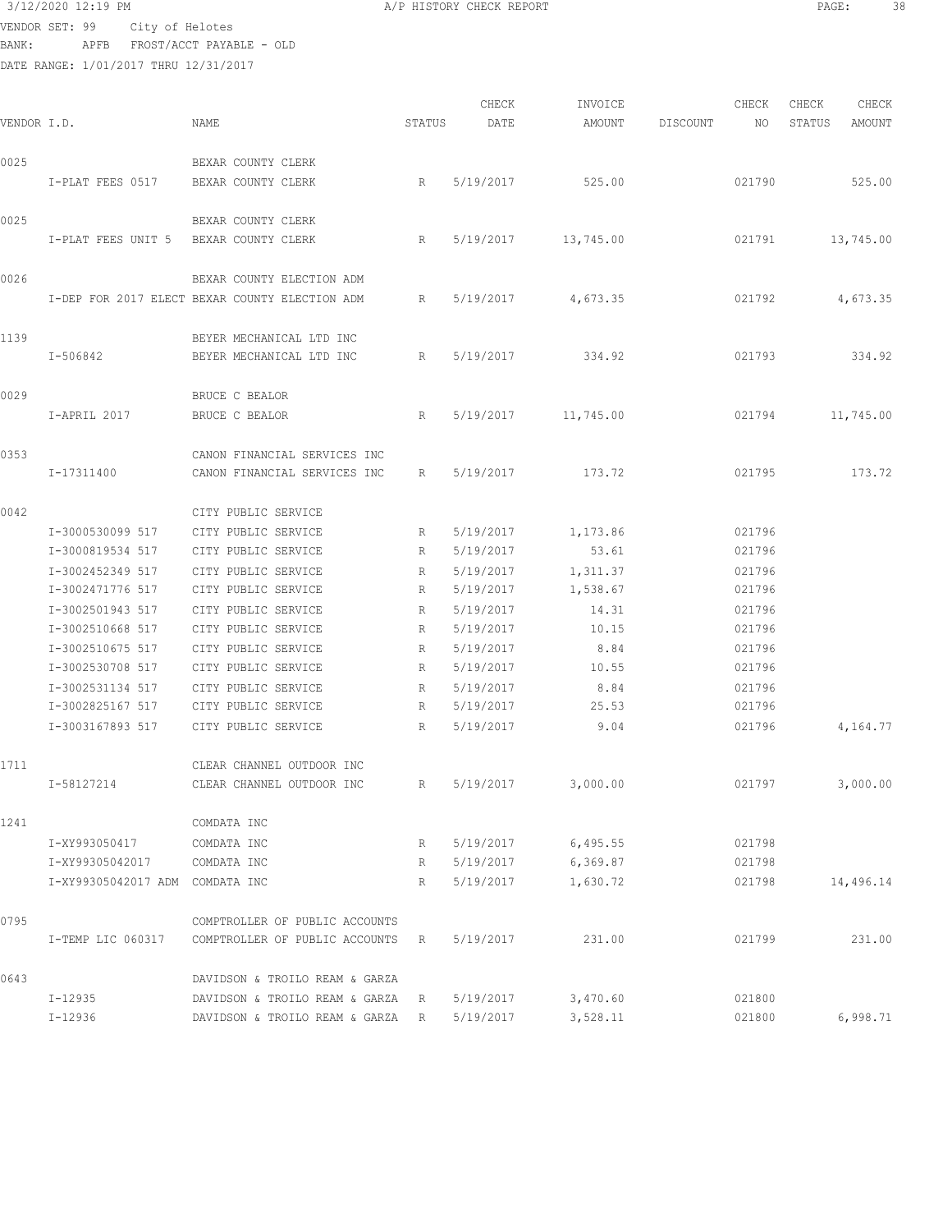3/12/2020 12:19 PM A/P HISTORY CHECK REPORT

VENDOR SET: 99 City of Helotes
BANK: APFB FROST/ACCT PAYABLE - OLD
DATE RANGE: 1/01/2017 THRU 12/31/2017

| VENDOR I.D. | | NAME | STATUS | CHECK DATE | INVOICE AMOUNT | DISCOUNT | CHECK NO | CHECK STATUS | CHECK AMOUNT |
|---|---|---|---|---|---|---|---|---|---|
| 0025 | | BEXAR COUNTY CLERK | | | | | | | |
| | I-PLAT FEES 0517 | BEXAR COUNTY CLERK | R | 5/19/2017 | 525.00 | | 021790 | | 525.00 |
| 0025 | | BEXAR COUNTY CLERK | | | | | | | |
| | I-PLAT FEES UNIT 5 | BEXAR COUNTY CLERK | R | 5/19/2017 | 13,745.00 | | 021791 | | 13,745.00 |
| 0026 | | BEXAR COUNTY ELECTION ADM | | | | | | | |
| | I-DEP FOR 2017 ELECT | BEXAR COUNTY ELECTION ADM | R | 5/19/2017 | 4,673.35 | | 021792 | | 4,673.35 |
| 1139 | | BEYER MECHANICAL LTD INC | | | | | | | |
| | I-506842 | BEYER MECHANICAL LTD INC | R | 5/19/2017 | 334.92 | | 021793 | | 334.92 |
| 0029 | | BRUCE C BEALOR | | | | | | | |
| | I-APRIL 2017 | BRUCE C BEALOR | R | 5/19/2017 | 11,745.00 | | 021794 | | 11,745.00 |
| 0353 | | CANON FINANCIAL SERVICES INC | | | | | | | |
| | I-17311400 | CANON FINANCIAL SERVICES INC | R | 5/19/2017 | 173.72 | | 021795 | | 173.72 |
| 0042 | | CITY PUBLIC SERVICE | | | | | | | |
| | I-3000530099 517 | CITY PUBLIC SERVICE | R | 5/19/2017 | 1,173.86 | | 021796 | | |
| | I-3000819534 517 | CITY PUBLIC SERVICE | R | 5/19/2017 | 53.61 | | 021796 | | |
| | I-3002452349 517 | CITY PUBLIC SERVICE | R | 5/19/2017 | 1,311.37 | | 021796 | | |
| | I-3002471776 517 | CITY PUBLIC SERVICE | R | 5/19/2017 | 1,538.67 | | 021796 | | |
| | I-3002501943 517 | CITY PUBLIC SERVICE | R | 5/19/2017 | 14.31 | | 021796 | | |
| | I-3002510668 517 | CITY PUBLIC SERVICE | R | 5/19/2017 | 10.15 | | 021796 | | |
| | I-3002510675 517 | CITY PUBLIC SERVICE | R | 5/19/2017 | 8.84 | | 021796 | | |
| | I-3002530708 517 | CITY PUBLIC SERVICE | R | 5/19/2017 | 10.55 | | 021796 | | |
| | I-3002531134 517 | CITY PUBLIC SERVICE | R | 5/19/2017 | 8.84 | | 021796 | | |
| | I-3002825167 517 | CITY PUBLIC SERVICE | R | 5/19/2017 | 25.53 | | 021796 | | |
| | I-3003167893 517 | CITY PUBLIC SERVICE | R | 5/19/2017 | 9.04 | | 021796 | | 4,164.77 |
| 1711 | | CLEAR CHANNEL OUTDOOR INC | | | | | | | |
| | I-58127214 | CLEAR CHANNEL OUTDOOR INC | R | 5/19/2017 | 3,000.00 | | 021797 | | 3,000.00 |
| 1241 | | COMDATA INC | | | | | | | |
| | I-XY993050417 | COMDATA INC | R | 5/19/2017 | 6,495.55 | | 021798 | | |
| | I-XY99305042017 | COMDATA INC | R | 5/19/2017 | 6,369.87 | | 021798 | | |
| | I-XY99305042017 ADM | COMDATA INC | R | 5/19/2017 | 1,630.72 | | 021798 | | 14,496.14 |
| 0795 | | COMPTROLLER OF PUBLIC ACCOUNTS | | | | | | | |
| | I-TEMP LIC 060317 | COMPTROLLER OF PUBLIC ACCOUNTS | R | 5/19/2017 | 231.00 | | 021799 | | 231.00 |
| 0643 | | DAVIDSON & TROILO REAM & GARZA | | | | | | | |
| | I-12935 | DAVIDSON & TROILO REAM & GARZA | R | 5/19/2017 | 3,470.60 | | 021800 | | |
| | I-12936 | DAVIDSON & TROILO REAM & GARZA | R | 5/19/2017 | 3,528.11 | | 021800 | | 6,998.71 |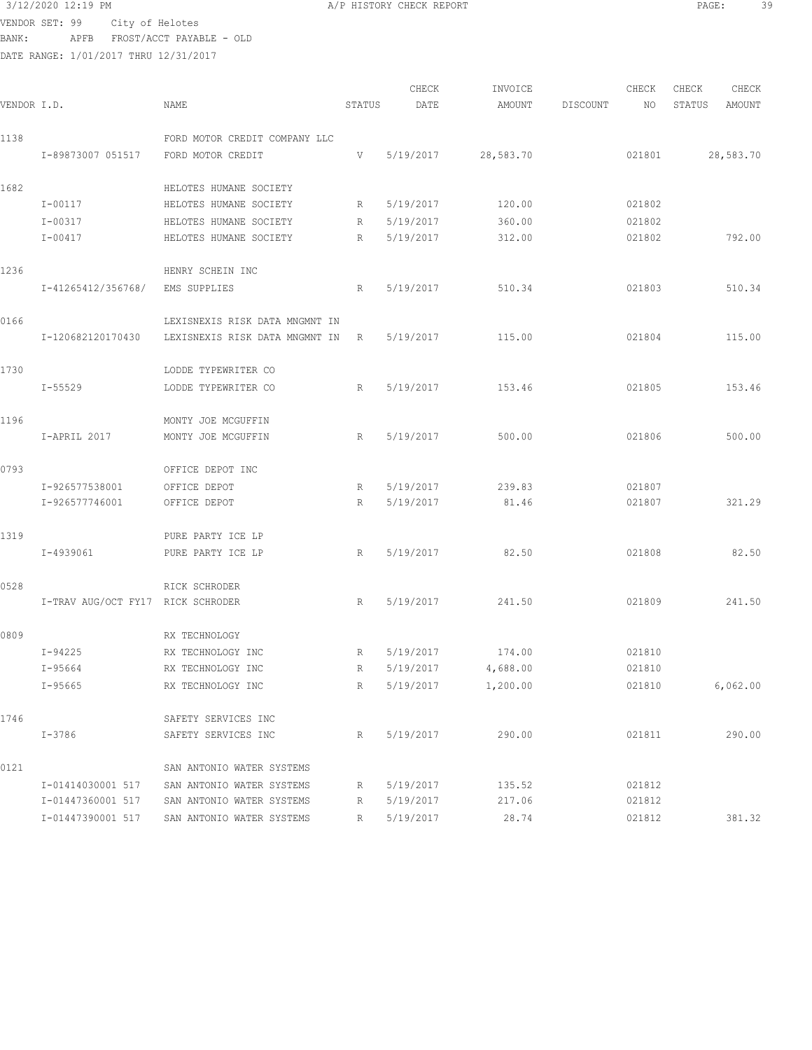3/12/2020 12:19 PM A/P HISTORY CHECK REPORT

VENDOR SET: 99 City of Helotes
BANK: APFB FROST/ACCT PAYABLE - OLD
DATE RANGE: 1/01/2017 THRU 12/31/2017

| VENDOR I.D. | | NAME | STATUS | CHECK DATE | INVOICE AMOUNT | DISCOUNT | CHECK NO | CHECK STATUS | CHECK AMOUNT |
|---|---|---|---|---|---|---|---|---|---|
| 1138 | | FORD MOTOR CREDIT COMPANY LLC | | | | | | | |
| | I-89873007 051517 | FORD MOTOR CREDIT | V | 5/19/2017 | 28,583.70 | | 021801 | | 28,583.70 |
| 1682 | | HELOTES HUMANE SOCIETY | | | | | | | |
| | I-00117 | HELOTES HUMANE SOCIETY | R | 5/19/2017 | 120.00 | | 021802 | | |
| | I-00317 | HELOTES HUMANE SOCIETY | R | 5/19/2017 | 360.00 | | 021802 | | |
| | I-00417 | HELOTES HUMANE SOCIETY | R | 5/19/2017 | 312.00 | | 021802 | | 792.00 |
| 1236 | | HENRY SCHEIN INC | | | | | | | |
| | I-41265412/356768/ | EMS SUPPLIES | R | 5/19/2017 | 510.34 | | 021803 | | 510.34 |
| 0166 | | LEXISNEXIS RISK DATA MNGMNT IN | | | | | | | |
| | I-120682120170430 | LEXISNEXIS RISK DATA MNGMNT IN | R | 5/19/2017 | 115.00 | | 021804 | | 115.00 |
| 1730 | | LODDE TYPEWRITER CO | | | | | | | |
| | I-55529 | LODDE TYPEWRITER CO | R | 5/19/2017 | 153.46 | | 021805 | | 153.46 |
| 1196 | | MONTY JOE MCGUFFIN | | | | | | | |
| | I-APRIL 2017 | MONTY JOE MCGUFFIN | R | 5/19/2017 | 500.00 | | 021806 | | 500.00 |
| 0793 | | OFFICE DEPOT INC | | | | | | | |
| | I-926577538001 | OFFICE DEPOT | R | 5/19/2017 | 239.83 | | 021807 | | |
| | I-926577746001 | OFFICE DEPOT | R | 5/19/2017 | 81.46 | | 021807 | | 321.29 |
| 1319 | | PURE PARTY ICE LP | | | | | | | |
| | I-4939061 | PURE PARTY ICE LP | R | 5/19/2017 | 82.50 | | 021808 | | 82.50 |
| 0528 | | RICK SCHRODER | | | | | | | |
| | I-TRAV AUG/OCT FY17 | RICK SCHRODER | R | 5/19/2017 | 241.50 | | 021809 | | 241.50 |
| 0809 | | RX TECHNOLOGY | | | | | | | |
| | I-94225 | RX TECHNOLOGY INC | R | 5/19/2017 | 174.00 | | 021810 | | |
| | I-95664 | RX TECHNOLOGY INC | R | 5/19/2017 | 4,688.00 | | 021810 | | |
| | I-95665 | RX TECHNOLOGY INC | R | 5/19/2017 | 1,200.00 | | 021810 | | 6,062.00 |
| 1746 | | SAFETY SERVICES INC | | | | | | | |
| | I-3786 | SAFETY SERVICES INC | R | 5/19/2017 | 290.00 | | 021811 | | 290.00 |
| 0121 | | SAN ANTONIO WATER SYSTEMS | | | | | | | |
| | I-01414030001 517 | SAN ANTONIO WATER SYSTEMS | R | 5/19/2017 | 135.52 | | 021812 | | |
| | I-01447360001 517 | SAN ANTONIO WATER SYSTEMS | R | 5/19/2017 | 217.06 | | 021812 | | |
| | I-01447390001 517 | SAN ANTONIO WATER SYSTEMS | R | 5/19/2017 | 28.74 | | 021812 | | 381.32 |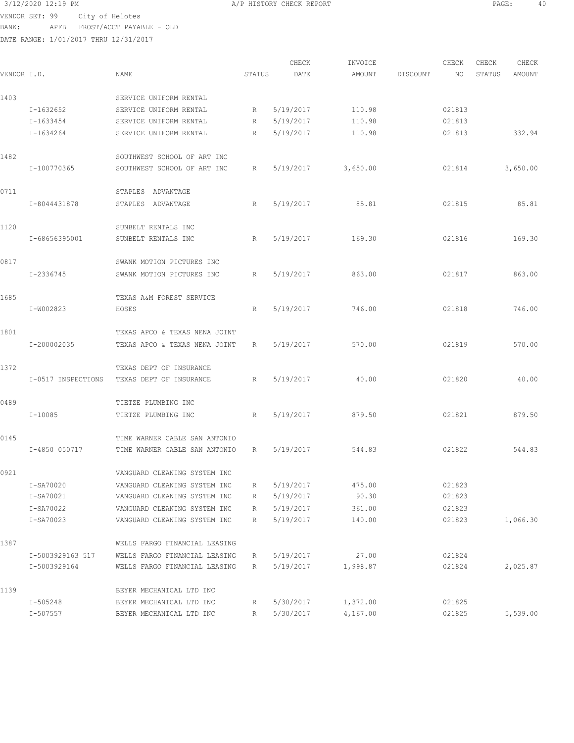3/12/2020 12:19 PM A/P HISTORY CHECK REPORT

VENDOR SET: 99 City of Helotes
BANK: APFB FROST/ACCT PAYABLE - OLD
DATE RANGE: 1/01/2017 THRU 12/31/2017

| VENDOR I.D. | | NAME | STATUS | CHECK DATE | INVOICE AMOUNT | DISCOUNT | CHECK NO | CHECK STATUS | CHECK AMOUNT |
|---|---|---|---|---|---|---|---|---|---|
| 1403 | | SERVICE UNIFORM RENTAL | | | | | | | |
| | I-1632652 | SERVICE UNIFORM RENTAL | R | 5/19/2017 | 110.98 | | 021813 | | |
| | I-1633454 | SERVICE UNIFORM RENTAL | R | 5/19/2017 | 110.98 | | 021813 | | |
| | I-1634264 | SERVICE UNIFORM RENTAL | R | 5/19/2017 | 110.98 | | 021813 | | 332.94 |
| 1482 | | SOUTHWEST SCHOOL OF ART INC | | | | | | | |
| | I-100770365 | SOUTHWEST SCHOOL OF ART INC | R | 5/19/2017 | 3,650.00 | | 021814 | | 3,650.00 |
| 0711 | | STAPLES ADVANTAGE | | | | | | | |
| | I-8044431878 | STAPLES ADVANTAGE | R | 5/19/2017 | 85.81 | | 021815 | | 85.81 |
| 1120 | | SUNBELT RENTALS INC | | | | | | | |
| | I-68656395001 | SUNBELT RENTALS INC | R | 5/19/2017 | 169.30 | | 021816 | | 169.30 |
| 0817 | | SWANK MOTION PICTURES INC | | | | | | | |
| | I-2336745 | SWANK MOTION PICTURES INC | R | 5/19/2017 | 863.00 | | 021817 | | 863.00 |
| 1685 | | TEXAS A&M FOREST SERVICE | | | | | | | |
| | I-W002823 | HOSES | R | 5/19/2017 | 746.00 | | 021818 | | 746.00 |
| 1801 | | TEXAS APCO & TEXAS NENA JOINT | | | | | | | |
| | I-200002035 | TEXAS APCO & TEXAS NENA JOINT | R | 5/19/2017 | 570.00 | | 021819 | | 570.00 |
| 1372 | | TEXAS DEPT OF INSURANCE | | | | | | | |
| | I-0517 INSPECTIONS | TEXAS DEPT OF INSURANCE | R | 5/19/2017 | 40.00 | | 021820 | | 40.00 |
| 0489 | | TIETZE PLUMBING INC | | | | | | | |
| | I-10085 | TIETZE PLUMBING INC | R | 5/19/2017 | 879.50 | | 021821 | | 879.50 |
| 0145 | | TIME WARNER CABLE SAN ANTONIO | | | | | | | |
| | I-4850 050717 | TIME WARNER CABLE SAN ANTONIO | R | 5/19/2017 | 544.83 | | 021822 | | 544.83 |
| 0921 | | VANGUARD CLEANING SYSTEM INC | | | | | | | |
| | I-SA70020 | VANGUARD CLEANING SYSTEM INC | R | 5/19/2017 | 475.00 | | 021823 | | |
| | I-SA70021 | VANGUARD CLEANING SYSTEM INC | R | 5/19/2017 | 90.30 | | 021823 | | |
| | I-SA70022 | VANGUARD CLEANING SYSTEM INC | R | 5/19/2017 | 361.00 | | 021823 | | |
| | I-SA70023 | VANGUARD CLEANING SYSTEM INC | R | 5/19/2017 | 140.00 | | 021823 | | 1,066.30 |
| 1387 | | WELLS FARGO FINANCIAL LEASING | | | | | | | |
| | I-5003929163 517 | WELLS FARGO FINANCIAL LEASING | R | 5/19/2017 | 27.00 | | 021824 | | |
| | I-5003929164 | WELLS FARGO FINANCIAL LEASING | R | 5/19/2017 | 1,998.87 | | 021824 | | 2,025.87 |
| 1139 | | BEYER MECHANICAL LTD INC | | | | | | | |
| | I-505248 | BEYER MECHANICAL LTD INC | R | 5/30/2017 | 1,372.00 | | 021825 | | |
| | I-507557 | BEYER MECHANICAL LTD INC | R | 5/30/2017 | 4,167.00 | | 021825 | | 5,539.00 |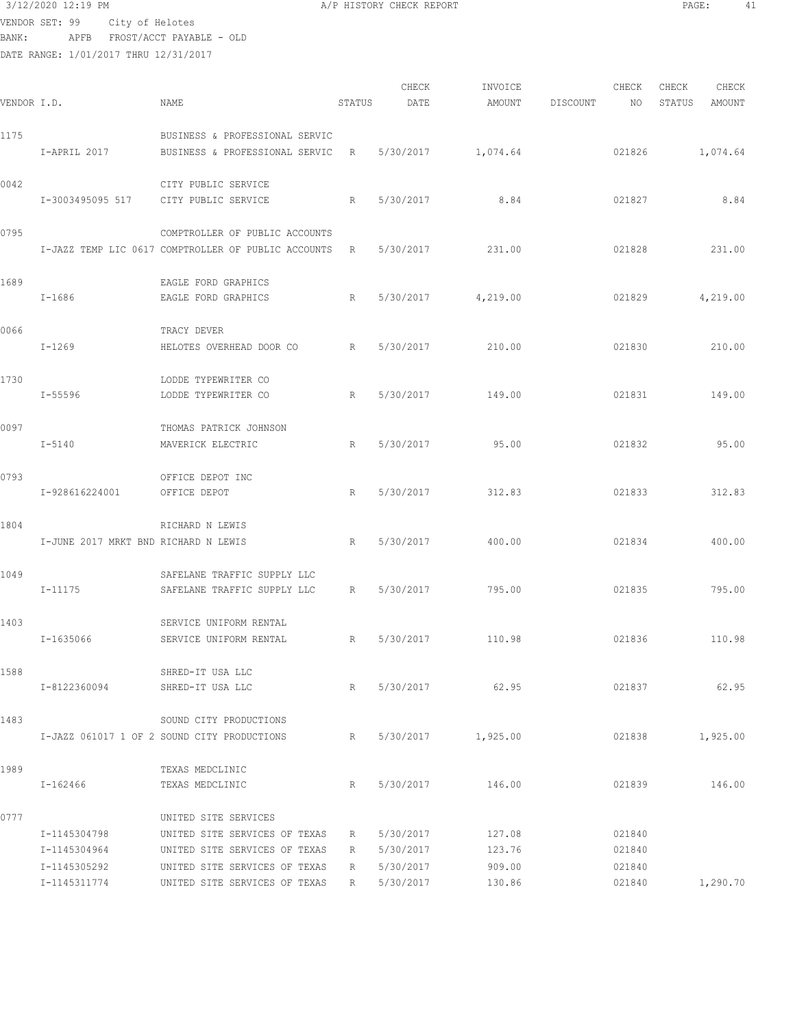3/12/2020 12:19 PM A/P HISTORY CHECK REPORT

VENDOR SET: 99 City of Helotes
BANK: APFB FROST/ACCT PAYABLE - OLD
DATE RANGE: 1/01/2017 THRU 12/31/2017

| VENDOR I.D. | NAME | STATUS | CHECK DATE | INVOICE AMOUNT | DISCOUNT | CHECK NO | CHECK STATUS | CHECK AMOUNT |
|---|---|---|---|---|---|---|---|---|
| 1175 | BUSINESS & PROFESSIONAL SERVIC | | | | | | | |
| I-APRIL 2017 | BUSINESS & PROFESSIONAL SERVIC | R | 5/30/2017 | 1,074.64 | | 021826 | | 1,074.64 |
| 0042 | CITY PUBLIC SERVICE | | | | | | | |
| I-3003495095 517 | CITY PUBLIC SERVICE | R | 5/30/2017 | 8.84 | | 021827 | | 8.84 |
| 0795 | COMPTROLLER OF PUBLIC ACCOUNTS | | | | | | | |
| I-JAZZ TEMP LIC 0617 | COMPTROLLER OF PUBLIC ACCOUNTS | R | 5/30/2017 | 231.00 | | 021828 | | 231.00 |
| 1689 | EAGLE FORD GRAPHICS | | | | | | | |
| I-1686 | EAGLE FORD GRAPHICS | R | 5/30/2017 | 4,219.00 | | 021829 | | 4,219.00 |
| 0066 | TRACY DEVER | | | | | | | |
| I-1269 | HELOTES OVERHEAD DOOR CO | R | 5/30/2017 | 210.00 | | 021830 | | 210.00 |
| 1730 | LODDE TYPEWRITER CO | | | | | | | |
| I-55596 | LODDE TYPEWRITER CO | R | 5/30/2017 | 149.00 | | 021831 | | 149.00 |
| 0097 | THOMAS PATRICK JOHNSON | | | | | | | |
| I-5140 | MAVERICK ELECTRIC | R | 5/30/2017 | 95.00 | | 021832 | | 95.00 |
| 0793 | OFFICE DEPOT INC | | | | | | | |
| I-928616224001 | OFFICE DEPOT | R | 5/30/2017 | 312.83 | | 021833 | | 312.83 |
| 1804 | RICHARD N LEWIS | | | | | | | |
| I-JUNE 2017 MRKT BND | RICHARD N LEWIS | R | 5/30/2017 | 400.00 | | 021834 | | 400.00 |
| 1049 | SAFELANE TRAFFIC SUPPLY LLC | | | | | | | |
| I-11175 | SAFELANE TRAFFIC SUPPLY LLC | R | 5/30/2017 | 795.00 | | 021835 | | 795.00 |
| 1403 | SERVICE UNIFORM RENTAL | | | | | | | |
| I-1635066 | SERVICE UNIFORM RENTAL | R | 5/30/2017 | 110.98 | | 021836 | | 110.98 |
| 1588 | SHRED-IT USA LLC | | | | | | | |
| I-8122360094 | SHRED-IT USA LLC | R | 5/30/2017 | 62.95 | | 021837 | | 62.95 |
| 1483 | SOUND CITY PRODUCTIONS | | | | | | | |
| I-JAZZ 061017 1 OF 2 | SOUND CITY PRODUCTIONS | R | 5/30/2017 | 1,925.00 | | 021838 | | 1,925.00 |
| 1989 | TEXAS MEDCLINIC | | | | | | | |
| I-162466 | TEXAS MEDCLINIC | R | 5/30/2017 | 146.00 | | 021839 | | 146.00 |
| 0777 | UNITED SITE SERVICES | | | | | | | |
| I-1145304798 | UNITED SITE SERVICES OF TEXAS | R | 5/30/2017 | 127.08 | | 021840 | | |
| I-1145304964 | UNITED SITE SERVICES OF TEXAS | R | 5/30/2017 | 123.76 | | 021840 | | |
| I-1145305292 | UNITED SITE SERVICES OF TEXAS | R | 5/30/2017 | 909.00 | | 021840 | | |
| I-1145311774 | UNITED SITE SERVICES OF TEXAS | R | 5/30/2017 | 130.86 | | 021840 | | 1,290.70 |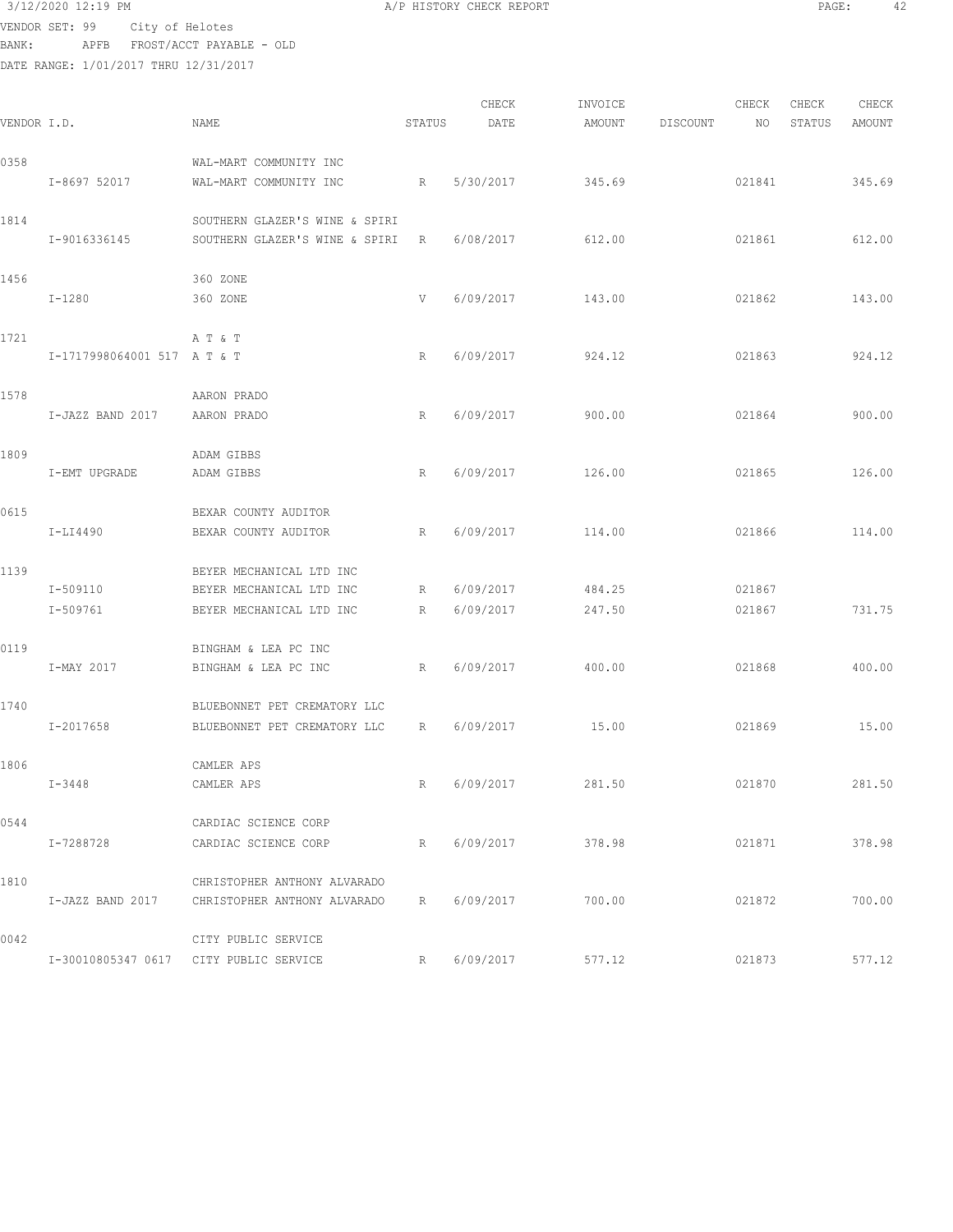3/12/2020 12:19 PM A/P HISTORY CHECK REPORT

VENDOR SET: 99 City of Helotes
BANK: APFB FROST/ACCT PAYABLE - OLD
DATE RANGE: 1/01/2017 THRU 12/31/2017

| VENDOR I.D. | NAME | STATUS | CHECK DATE | INVOICE AMOUNT | DISCOUNT | CHECK NO | CHECK STATUS | CHECK AMOUNT |
|---|---|---|---|---|---|---|---|---|
| 0358 | WAL-MART COMMUNITY INC | | | | | | | |
| I-8697 52017 | WAL-MART COMMUNITY INC | R | 5/30/2017 | 345.69 | | 021841 | | 345.69 |
| 1814 | SOUTHERN GLAZER'S WINE & SPIRI | | | | | | | |
| I-9016336145 | SOUTHERN GLAZER'S WINE & SPIRI | R | 6/08/2017 | 612.00 | | 021861 | | 612.00 |
| 1456 | 360 ZONE | | | | | | | |
| I-1280 | 360 ZONE | V | 6/09/2017 | 143.00 | | 021862 | | 143.00 |
| 1721 | A T & T | | | | | | | |
| I-1717998064001 517 | A T & T | R | 6/09/2017 | 924.12 | | 021863 | | 924.12 |
| 1578 | AARON PRADO | | | | | | | |
| I-JAZZ BAND 2017 | AARON PRADO | R | 6/09/2017 | 900.00 | | 021864 | | 900.00 |
| 1809 | ADAM GIBBS | | | | | | | |
| I-EMT UPGRADE | ADAM GIBBS | R | 6/09/2017 | 126.00 | | 021865 | | 126.00 |
| 0615 | BEXAR COUNTY AUDITOR | | | | | | | |
| I-LI4490 | BEXAR COUNTY AUDITOR | R | 6/09/2017 | 114.00 | | 021866 | | 114.00 |
| 1139 | BEYER MECHANICAL LTD INC | | | | | | | |
| I-509110 | BEYER MECHANICAL LTD INC | R | 6/09/2017 | 484.25 | | 021867 | | |
| I-509761 | BEYER MECHANICAL LTD INC | R | 6/09/2017 | 247.50 | | 021867 | | 731.75 |
| 0119 | BINGHAM & LEA PC INC | | | | | | | |
| I-MAY 2017 | BINGHAM & LEA PC INC | R | 6/09/2017 | 400.00 | | 021868 | | 400.00 |
| 1740 | BLUEBONNET PET CREMATORY LLC | | | | | | | |
| I-2017658 | BLUEBONNET PET CREMATORY LLC | R | 6/09/2017 | 15.00 | | 021869 | | 15.00 |
| 1806 | CAMLER APS | | | | | | | |
| I-3448 | CAMLER APS | R | 6/09/2017 | 281.50 | | 021870 | | 281.50 |
| 0544 | CARDIAC SCIENCE CORP | | | | | | | |
| I-7288728 | CARDIAC SCIENCE CORP | R | 6/09/2017 | 378.98 | | 021871 | | 378.98 |
| 1810 | CHRISTOPHER ANTHONY ALVARADO | | | | | | | |
| I-JAZZ BAND 2017 | CHRISTOPHER ANTHONY ALVARADO | R | 6/09/2017 | 700.00 | | 021872 | | 700.00 |
| 0042 | CITY PUBLIC SERVICE | | | | | | | |
| I-30010805347 0617 | CITY PUBLIC SERVICE | R | 6/09/2017 | 577.12 | | 021873 | | 577.12 |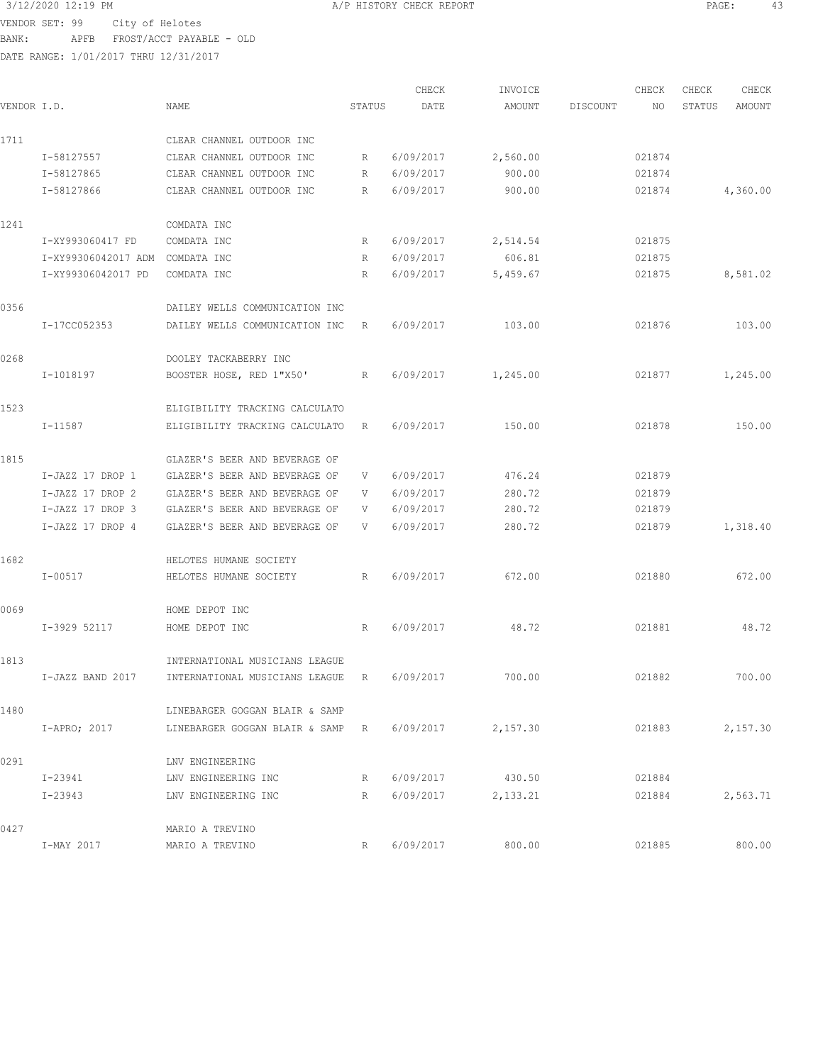VENDOR SET: 99 City of Helotes
BANK: APFB FROST/ACCT PAYABLE - OLD
DATE RANGE: 1/01/2017 THRU 12/31/2017

| VENDOR I.D. | NAME | STATUS | CHECK DATE | INVOICE AMOUNT | DISCOUNT | CHECK NO | CHECK STATUS | CHECK AMOUNT |
|---|---|---|---|---|---|---|---|---|
| 1711 | CLEAR CHANNEL OUTDOOR INC | | | | | | | |
| I-58127557 | CLEAR CHANNEL OUTDOOR INC | R | 6/09/2017 | 2,560.00 | | 021874 | | |
| I-58127865 | CLEAR CHANNEL OUTDOOR INC | R | 6/09/2017 | 900.00 | | 021874 | | |
| I-58127866 | CLEAR CHANNEL OUTDOOR INC | R | 6/09/2017 | 900.00 | | 021874 | | 4,360.00 |
| 1241 | COMDATA INC | | | | | | | |
| I-XY993060417 FD | COMDATA INC | R | 6/09/2017 | 2,514.54 | | 021875 | | |
| I-XY99306042017 ADM | COMDATA INC | R | 6/09/2017 | 606.81 | | 021875 | | |
| I-XY99306042017 PD | COMDATA INC | R | 6/09/2017 | 5,459.67 | | 021875 | | 8,581.02 |
| 0356 | DAILEY WELLS COMMUNICATION INC | | | | | | | |
| I-17CC052353 | DAILEY WELLS COMMUNICATION INC | R | 6/09/2017 | 103.00 | | 021876 | | 103.00 |
| 0268 | DOOLEY TACKABERRY INC | | | | | | | |
| I-1018197 | BOOSTER HOSE, RED 1"X50' | R | 6/09/2017 | 1,245.00 | | 021877 | | 1,245.00 |
| 1523 | ELIGIBILITY TRACKING CALCULATO | | | | | | | |
| I-11587 | ELIGIBILITY TRACKING CALCULATO | R | 6/09/2017 | 150.00 | | 021878 | | 150.00 |
| 1815 | GLAZER'S BEER AND BEVERAGE OF | | | | | | | |
| I-JAZZ 17 DROP 1 | GLAZER'S BEER AND BEVERAGE OF | V | 6/09/2017 | 476.24 | | 021879 | | |
| I-JAZZ 17 DROP 2 | GLAZER'S BEER AND BEVERAGE OF | V | 6/09/2017 | 280.72 | | 021879 | | |
| I-JAZZ 17 DROP 3 | GLAZER'S BEER AND BEVERAGE OF | V | 6/09/2017 | 280.72 | | 021879 | | |
| I-JAZZ 17 DROP 4 | GLAZER'S BEER AND BEVERAGE OF | V | 6/09/2017 | 280.72 | | 021879 | | 1,318.40 |
| 1682 | HELOTES HUMANE SOCIETY | | | | | | | |
| I-00517 | HELOTES HUMANE SOCIETY | R | 6/09/2017 | 672.00 | | 021880 | | 672.00 |
| 0069 | HOME DEPOT INC | | | | | | | |
| I-3929 52117 | HOME DEPOT INC | R | 6/09/2017 | 48.72 | | 021881 | | 48.72 |
| 1813 | INTERNATIONAL MUSICIANS LEAGUE | | | | | | | |
| I-JAZZ BAND 2017 | INTERNATIONAL MUSICIANS LEAGUE | R | 6/09/2017 | 700.00 | | 021882 | | 700.00 |
| 1480 | LINEBARGER GOGGAN BLAIR & SAMP | | | | | | | |
| I-APRO; 2017 | LINEBARGER GOGGAN BLAIR & SAMP | R | 6/09/2017 | 2,157.30 | | 021883 | | 2,157.30 |
| 0291 | LNV ENGINEERING | | | | | | | |
| I-23941 | LNV ENGINEERING INC | R | 6/09/2017 | 430.50 | | 021884 | | |
| I-23943 | LNV ENGINEERING INC | R | 6/09/2017 | 2,133.21 | | 021884 | | 2,563.71 |
| 0427 | MARIO A TREVINO | | | | | | | |
| I-MAY 2017 | MARIO A TREVINO | R | 6/09/2017 | 800.00 | | 021885 | | 800.00 |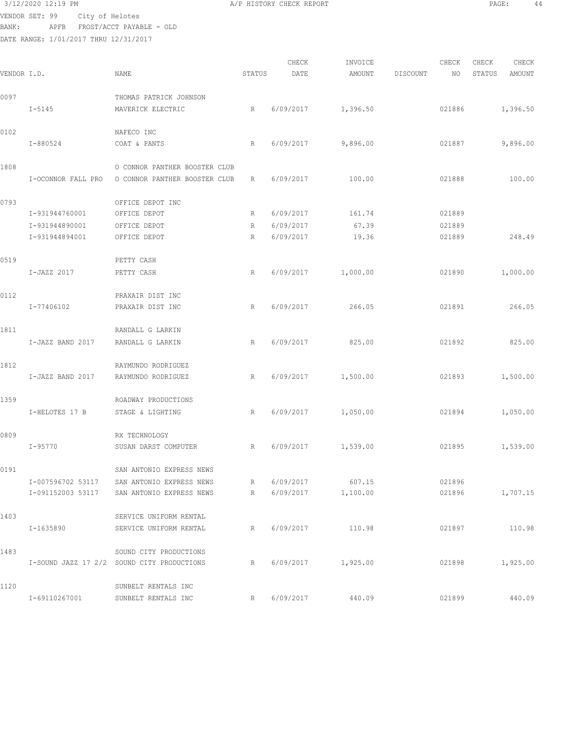3/12/2020 12:19 PM A/P HISTORY CHECK REPORT

VENDOR SET: 99 City of Helotes
BANK: APFB FROST/ACCT PAYABLE - OLD
DATE RANGE: 1/01/2017 THRU 12/31/2017

| VENDOR I.D. | NAME | STATUS | CHECK DATE | INVOICE AMOUNT | DISCOUNT | CHECK NO | CHECK STATUS | CHECK AMOUNT |
|---|---|---|---|---|---|---|---|---|
| 0097 | THOMAS PATRICK JOHNSON | | | | | | | |
| I-5145 | MAVERICK ELECTRIC | R | 6/09/2017 | 1,396.50 | | 021886 | | 1,396.50 |
| 0102 | NAFECO INC | | | | | | | |
| I-880524 | COAT & PANTS | R | 6/09/2017 | 9,896.00 | | 021887 | | 9,896.00 |
| 1808 | O CONNOR PANTHER BOOSTER CLUB | | | | | | | |
| I-OCONNOR FALL PRO | O CONNOR PANTHER BOOSTER CLUB | R | 6/09/2017 | 100.00 | | 021888 | | 100.00 |
| 0793 | OFFICE DEPOT INC | | | | | | | |
| I-931944760001 | OFFICE DEPOT | R | 6/09/2017 | 161.74 | | 021889 | | |
| I-931944890001 | OFFICE DEPOT | R | 6/09/2017 | 67.39 | | 021889 | | |
| I-931944894001 | OFFICE DEPOT | R | 6/09/2017 | 19.36 | | 021889 | | 248.49 |
| 0519 | PETTY CASH | | | | | | | |
| I-JAZZ 2017 | PETTY CASH | R | 6/09/2017 | 1,000.00 | | 021890 | | 1,000.00 |
| 0112 | PRAXAIR DIST INC | | | | | | | |
| I-77406102 | PRAXAIR DIST INC | R | 6/09/2017 | 266.05 | | 021891 | | 266.05 |
| 1811 | RANDALL G LARKIN | | | | | | | |
| I-JAZZ BAND 2017 | RANDALL G LARKIN | R | 6/09/2017 | 825.00 | | 021892 | | 825.00 |
| 1812 | RAYMUNDO RODRIGUEZ | | | | | | | |
| I-JAZZ BAND 2017 | RAYMUNDO RODRIGUEZ | R | 6/09/2017 | 1,500.00 | | 021893 | | 1,500.00 |
| 1359 | ROADWAY PRODUCTIONS | | | | | | | |
| I-HELOTES 17 B | STAGE & LIGHTING | R | 6/09/2017 | 1,050.00 | | 021894 | | 1,050.00 |
| 0809 | RX TECHNOLOGY | | | | | | | |
| I-95770 | SUSAN DARST COMPUTER | R | 6/09/2017 | 1,539.00 | | 021895 | | 1,539.00 |
| 0191 | SAN ANTONIO EXPRESS NEWS | | | | | | | |
| I-007596702 53117 | SAN ANTONIO EXPRESS NEWS | R | 6/09/2017 | 607.15 | | 021896 | | |
| I-091152003 53117 | SAN ANTONIO EXPRESS NEWS | R | 6/09/2017 | 1,100.00 | | 021896 | | 1,707.15 |
| 1403 | SERVICE UNIFORM RENTAL | | | | | | | |
| I-1635890 | SERVICE UNIFORM RENTAL | R | 6/09/2017 | 110.98 | | 021897 | | 110.98 |
| 1483 | SOUND CITY PRODUCTIONS | | | | | | | |
| I-SOUND JAZZ 17 2/2 | SOUND CITY PRODUCTIONS | R | 6/09/2017 | 1,925.00 | | 021898 | | 1,925.00 |
| 1120 | SUNBELT RENTALS INC | | | | | | | |
| I-69110267001 | SUNBELT RENTALS INC | R | 6/09/2017 | 440.09 | | 021899 | | 440.09 |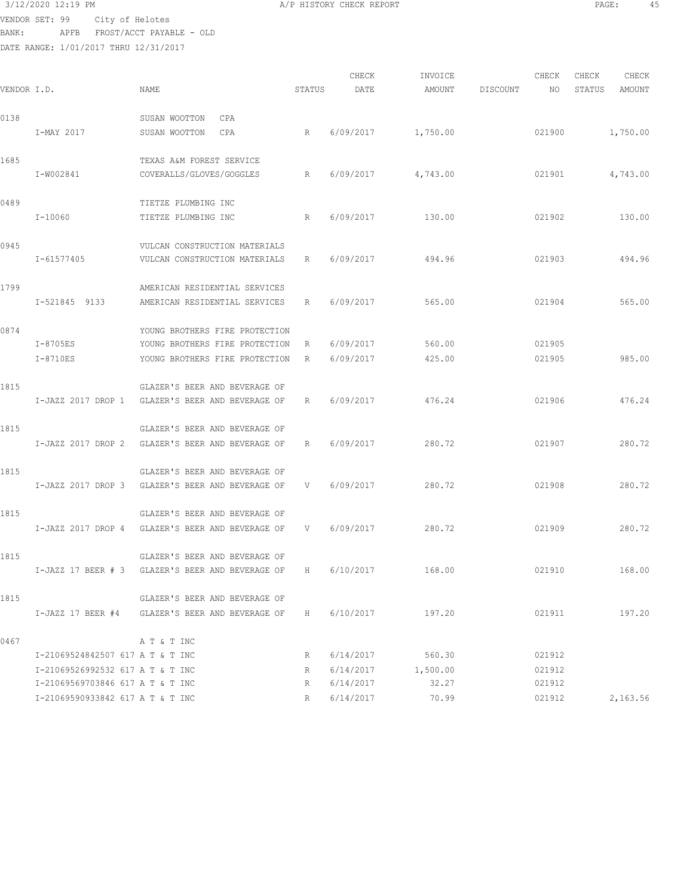3/12/2020 12:19 PM A/P HISTORY CHECK REPORT

VENDOR SET: 99 City of Helotes
BANK: APFB FROST/ACCT PAYABLE - OLD
DATE RANGE: 1/01/2017 THRU 12/31/2017

| VENDOR I.D. | NAME | STATUS | CHECK DATE | INVOICE AMOUNT | DISCOUNT | CHECK NO | CHECK STATUS | CHECK AMOUNT |
|---|---|---|---|---|---|---|---|---|
| 0138 | SUSAN WOOTTON CPA | | | | | | | |
| I-MAY 2017 | SUSAN WOOTTON CPA | R | 6/09/2017 | 1,750.00 | | 021900 | | 1,750.00 |
| 1685 | TEXAS A&M FOREST SERVICE | | | | | | | |
| I-W002841 | COVERALLS/GLOVES/GOGGLES | R | 6/09/2017 | 4,743.00 | | 021901 | | 4,743.00 |
| 0489 | TIETZE PLUMBING INC | | | | | | | |
| I-10060 | TIETZE PLUMBING INC | R | 6/09/2017 | 130.00 | | 021902 | | 130.00 |
| 0945 | VULCAN CONSTRUCTION MATERIALS | | | | | | | |
| I-61577405 | VULCAN CONSTRUCTION MATERIALS | R | 6/09/2017 | 494.96 | | 021903 | | 494.96 |
| 1799 | AMERICAN RESIDENTIAL SERVICES | | | | | | | |
| I-521845 9133 | AMERICAN RESIDENTIAL SERVICES | R | 6/09/2017 | 565.00 | | 021904 | | 565.00 |
| 0874 | YOUNG BROTHERS FIRE PROTECTION | | | | | | | |
| I-8705ES | YOUNG BROTHERS FIRE PROTECTION | R | 6/09/2017 | 560.00 | | 021905 | | |
| I-8710ES | YOUNG BROTHERS FIRE PROTECTION | R | 6/09/2017 | 425.00 | | 021905 | | 985.00 |
| 1815 | GLAZER'S BEER AND BEVERAGE OF | | | | | | | |
| I-JAZZ 2017 DROP 1 | GLAZER'S BEER AND BEVERAGE OF | R | 6/09/2017 | 476.24 | | 021906 | | 476.24 |
| 1815 | GLAZER'S BEER AND BEVERAGE OF | | | | | | | |
| I-JAZZ 2017 DROP 2 | GLAZER'S BEER AND BEVERAGE OF | R | 6/09/2017 | 280.72 | | 021907 | | 280.72 |
| 1815 | GLAZER'S BEER AND BEVERAGE OF | | | | | | | |
| I-JAZZ 2017 DROP 3 | GLAZER'S BEER AND BEVERAGE OF | V | 6/09/2017 | 280.72 | | 021908 | | 280.72 |
| 1815 | GLAZER'S BEER AND BEVERAGE OF | | | | | | | |
| I-JAZZ 2017 DROP 4 | GLAZER'S BEER AND BEVERAGE OF | V | 6/09/2017 | 280.72 | | 021909 | | 280.72 |
| 1815 | GLAZER'S BEER AND BEVERAGE OF | | | | | | | |
| I-JAZZ 17 BEER # 3 | GLAZER'S BEER AND BEVERAGE OF | H | 6/10/2017 | 168.00 | | 021910 | | 168.00 |
| 1815 | GLAZER'S BEER AND BEVERAGE OF | | | | | | | |
| I-JAZZ 17 BEER #4 | GLAZER'S BEER AND BEVERAGE OF | H | 6/10/2017 | 197.20 | | 021911 | | 197.20 |
| 0467 | A T & T INC | | | | | | | |
| I-21069524842507 617 | A T & T INC | R | 6/14/2017 | 560.30 | | 021912 | | |
| I-21069526992532 617 | A T & T INC | R | 6/14/2017 | 1,500.00 | | 021912 | | |
| I-21069569703846 617 | A T & T INC | R | 6/14/2017 | 32.27 | | 021912 | | |
| I-21069590933842 617 | A T & T INC | R | 6/14/2017 | 70.99 | | 021912 | | 2,163.56 |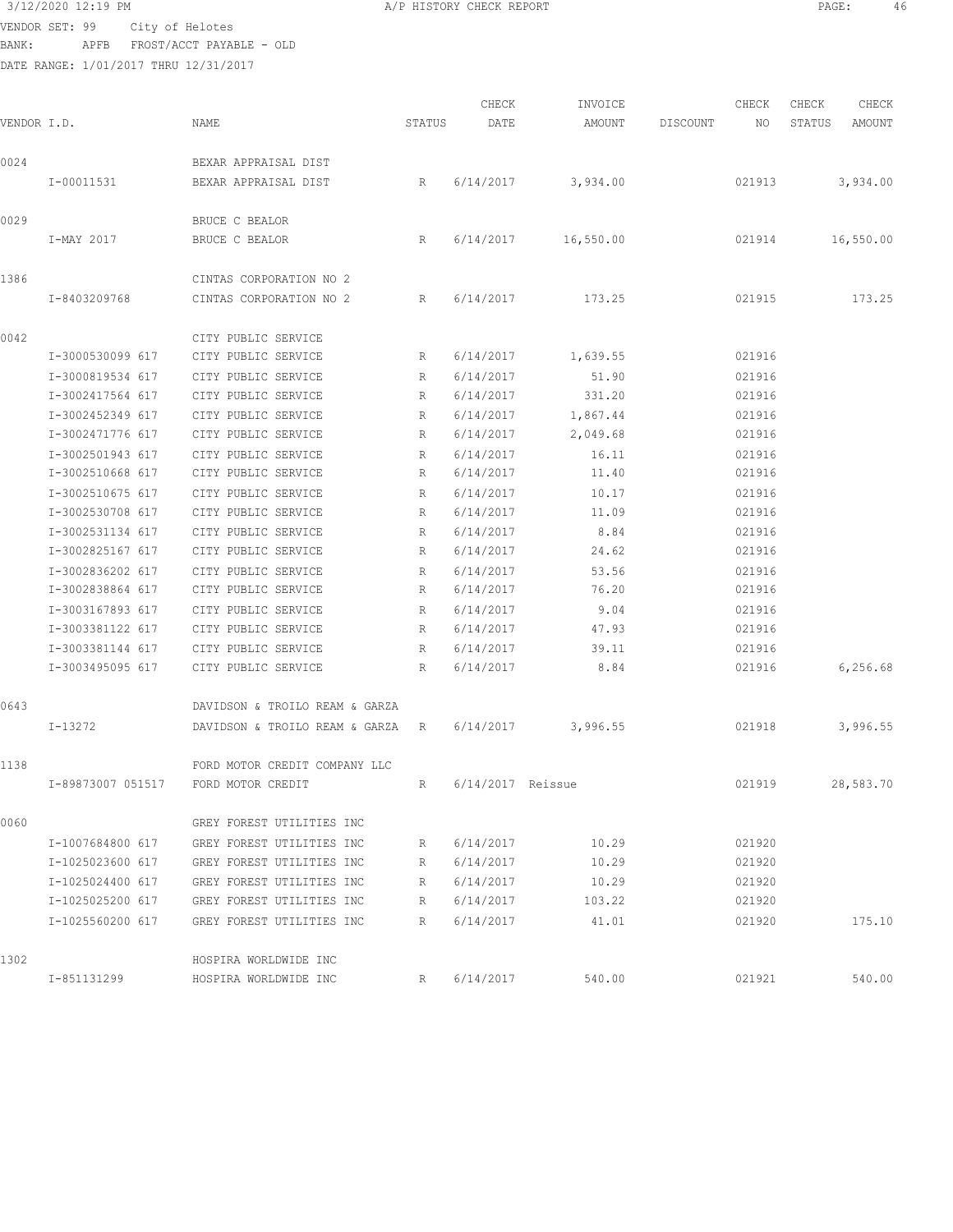3/12/2020 12:19 PM A/P HISTORY CHECK REPORT

VENDOR SET: 99 City of Helotes
BANK: APFB FROST/ACCT PAYABLE - OLD
DATE RANGE: 1/01/2017 THRU 12/31/2017

| VENDOR I.D. | NAME | STATUS | CHECK DATE | INVOICE AMOUNT | DISCOUNT | CHECK NO | CHECK STATUS | CHECK AMOUNT |
|---|---|---|---|---|---|---|---|---|
| 0024 | BEXAR APPRAISAL DIST | | | | | | | |
| I-00011531 | BEXAR APPRAISAL DIST | R | 6/14/2017 | 3,934.00 | | 021913 | | 3,934.00 |
| 0029 | BRUCE C BEALOR | | | | | | | |
| I-MAY 2017 | BRUCE C BEALOR | R | 6/14/2017 | 16,550.00 | | 021914 | | 16,550.00 |
| 1386 | CINTAS CORPORATION NO 2 | | | | | | | |
| I-8403209768 | CINTAS CORPORATION NO 2 | R | 6/14/2017 | 173.25 | | 021915 | | 173.25 |
| 0042 | CITY PUBLIC SERVICE | | | | | | | |
| I-3000530099 617 | CITY PUBLIC SERVICE | R | 6/14/2017 | 1,639.55 | | 021916 | | |
| I-3000819534 617 | CITY PUBLIC SERVICE | R | 6/14/2017 | 51.90 | | 021916 | | |
| I-3002417564 617 | CITY PUBLIC SERVICE | R | 6/14/2017 | 331.20 | | 021916 | | |
| I-3002452349 617 | CITY PUBLIC SERVICE | R | 6/14/2017 | 1,867.44 | | 021916 | | |
| I-3002471776 617 | CITY PUBLIC SERVICE | R | 6/14/2017 | 2,049.68 | | 021916 | | |
| I-3002501943 617 | CITY PUBLIC SERVICE | R | 6/14/2017 | 16.11 | | 021916 | | |
| I-3002510668 617 | CITY PUBLIC SERVICE | R | 6/14/2017 | 11.40 | | 021916 | | |
| I-3002510675 617 | CITY PUBLIC SERVICE | R | 6/14/2017 | 10.17 | | 021916 | | |
| I-3002530708 617 | CITY PUBLIC SERVICE | R | 6/14/2017 | 11.09 | | 021916 | | |
| I-3002531134 617 | CITY PUBLIC SERVICE | R | 6/14/2017 | 8.84 | | 021916 | | |
| I-3002825167 617 | CITY PUBLIC SERVICE | R | 6/14/2017 | 24.62 | | 021916 | | |
| I-3002836202 617 | CITY PUBLIC SERVICE | R | 6/14/2017 | 53.56 | | 021916 | | |
| I-3002838864 617 | CITY PUBLIC SERVICE | R | 6/14/2017 | 76.20 | | 021916 | | |
| I-3003167893 617 | CITY PUBLIC SERVICE | R | 6/14/2017 | 9.04 | | 021916 | | |
| I-3003381122 617 | CITY PUBLIC SERVICE | R | 6/14/2017 | 47.93 | | 021916 | | |
| I-3003381144 617 | CITY PUBLIC SERVICE | R | 6/14/2017 | 39.11 | | 021916 | | |
| I-3003495095 617 | CITY PUBLIC SERVICE | R | 6/14/2017 | 8.84 | | 021916 | | 6,256.68 |
| 0643 | DAVIDSON & TROILO REAM & GARZA | | | | | | | |
| I-13272 | DAVIDSON & TROILO REAM & GARZA | R | 6/14/2017 | 3,996.55 | | 021918 | | 3,996.55 |
| 1138 | FORD MOTOR CREDIT COMPANY LLC | | | | | | | |
| I-89873007 051517 | FORD MOTOR CREDIT | R | 6/14/2017 | Reissue | | 021919 | | 28,583.70 |
| 0060 | GREY FOREST UTILITIES INC | | | | | | | |
| I-1007684800 617 | GREY FOREST UTILITIES INC | R | 6/14/2017 | 10.29 | | 021920 | | |
| I-1025023600 617 | GREY FOREST UTILITIES INC | R | 6/14/2017 | 10.29 | | 021920 | | |
| I-1025024400 617 | GREY FOREST UTILITIES INC | R | 6/14/2017 | 10.29 | | 021920 | | |
| I-1025025200 617 | GREY FOREST UTILITIES INC | R | 6/14/2017 | 103.22 | | 021920 | | |
| I-1025560200 617 | GREY FOREST UTILITIES INC | R | 6/14/2017 | 41.01 | | 021920 | | 175.10 |
| 1302 | HOSPIRA WORLDWIDE INC | | | | | | | |
| I-851131299 | HOSPIRA WORLDWIDE INC | R | 6/14/2017 | 540.00 | | 021921 | | 540.00 |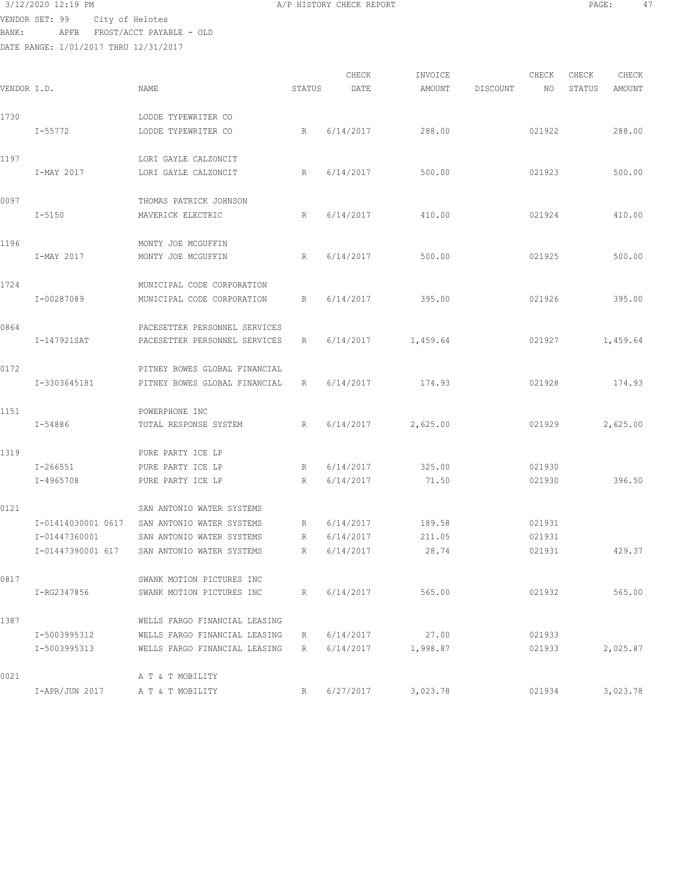3/12/2020 12:19 PM — A/P HISTORY CHECK REPORT — PAGE: 47

VENDOR SET: 99 City of Helotes
BANK: APFB FROST/ACCT PAYABLE - OLD
DATE RANGE: 1/01/2017 THRU 12/31/2017

| VENDOR I.D. | NAME | STATUS | CHECK DATE | INVOICE AMOUNT | DISCOUNT | CHECK NO | CHECK STATUS | CHECK AMOUNT |
|---|---|---|---|---|---|---|---|---|
| 1730 | LODDE TYPEWRITER CO | | | | | | | |
| I-55772 | LODDE TYPEWRITER CO | R | 6/14/2017 | 288.00 | | 021922 | | 288.00 |
| 1197 | LORI GAYLE CALZONCIT | | | | | | | |
| I-MAY 2017 | LORI GAYLE CALZONCIT | R | 6/14/2017 | 500.00 | | 021923 | | 500.00 |
| 0097 | THOMAS PATRICK JOHNSON | | | | | | | |
| I-5150 | MAVERICK ELECTRIC | R | 6/14/2017 | 410.00 | | 021924 | | 410.00 |
| 1196 | MONTY JOE MCGUFFIN | | | | | | | |
| I-MAY 2017 | MONTY JOE MCGUFFIN | R | 6/14/2017 | 500.00 | | 021925 | | 500.00 |
| 1724 | MUNICIPAL CODE CORPORATION | | | | | | | |
| I-00287089 | MUNICIPAL CODE CORPORATION | R | 6/14/2017 | 395.00 | | 021926 | | 395.00 |
| 0864 | PACESETTER PERSONNEL SERVICES | | | | | | | |
| I-147921SAT | PACESETTER PERSONNEL SERVICES | R | 6/14/2017 | 1,459.64 | | 021927 | | 1,459.64 |
| 0172 | PITNEY BOWES GLOBAL FINANCIAL | | | | | | | |
| I-3303645181 | PITNEY BOWES GLOBAL FINANCIAL | R | 6/14/2017 | 174.93 | | 021928 | | 174.93 |
| 1151 | POWERPHONE INC | | | | | | | |
| I-54886 | TOTAL RESPONSE SYSTEM | R | 6/14/2017 | 2,625.00 | | 021929 | | 2,625.00 |
| 1319 | PURE PARTY ICE LP | | | | | | | |
| I-266551 | PURE PARTY ICE LP | R | 6/14/2017 | 325.00 | | 021930 | | |
| I-4965708 | PURE PARTY ICE LP | R | 6/14/2017 | 71.50 | | 021930 | | 396.50 |
| 0121 | SAN ANTONIO WATER SYSTEMS | | | | | | | |
| I-01414030001 0617 | SAN ANTONIO WATER SYSTEMS | R | 6/14/2017 | 189.58 | | 021931 | | |
| I-01447360001 | SAN ANTONIO WATER SYSTEMS | R | 6/14/2017 | 211.05 | | 021931 | | |
| I-01447390001 617 | SAN ANTONIO WATER SYSTEMS | R | 6/14/2017 | 28.74 | | 021931 | | 429.37 |
| 0817 | SWANK MOTION PICTURES INC | | | | | | | |
| I-RG2347856 | SWANK MOTION PICTURES INC | R | 6/14/2017 | 565.00 | | 021932 | | 565.00 |
| 1387 | WELLS FARGO FINANCIAL LEASING | | | | | | | |
| I-5003995312 | WELLS FARGO FINANCIAL LEASING | R | 6/14/2017 | 27.00 | | 021933 | | |
| I-5003995313 | WELLS FARGO FINANCIAL LEASING | R | 6/14/2017 | 1,998.87 | | 021933 | | 2,025.87 |
| 0021 | A T & T MOBILITY | | | | | | | |
| I-APR/JUN 2017 | A T & T MOBILITY | R | 6/27/2017 | 3,023.78 | | 021934 | | 3,023.78 |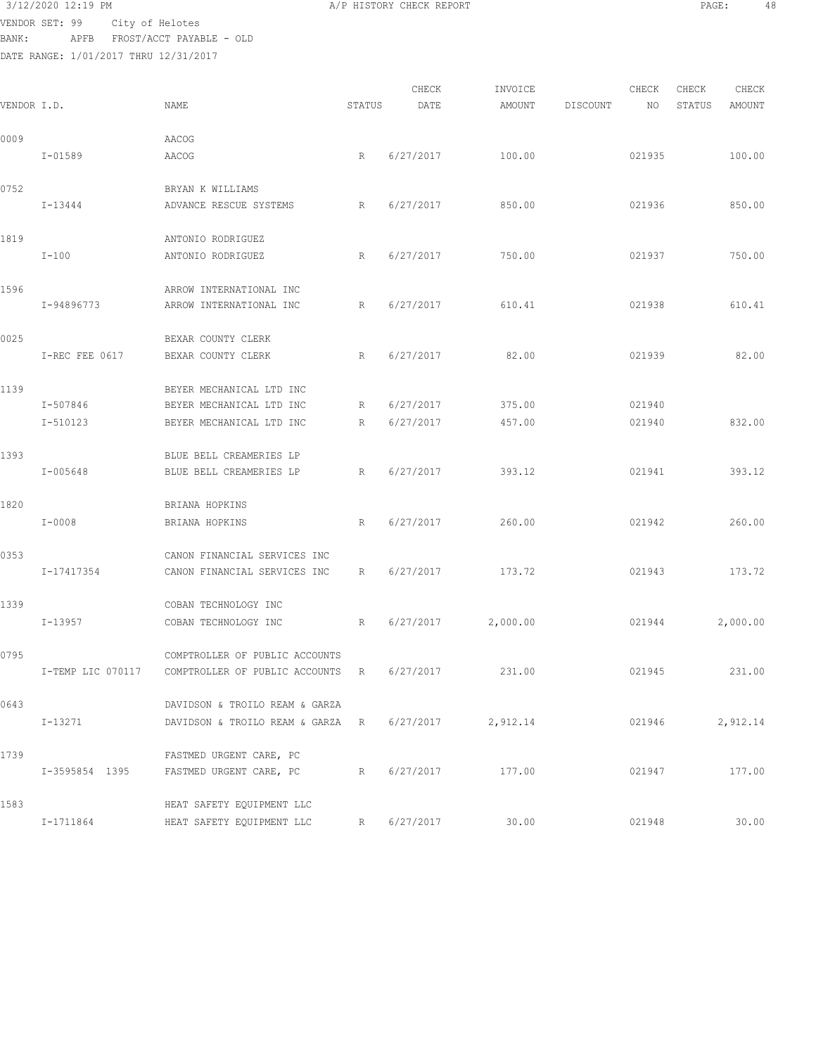3/12/2020 12:19 PM A/P HISTORY CHECK REPORT

VENDOR SET: 99 City of Helotes
BANK: APFB FROST/ACCT PAYABLE - OLD
DATE RANGE: 1/01/2017 THRU 12/31/2017

| VENDOR I.D. | NAME | STATUS | CHECK DATE | INVOICE AMOUNT | DISCOUNT | CHECK NO | CHECK STATUS | CHECK AMOUNT |
|---|---|---|---|---|---|---|---|---|
| 0009 | AACOG | | | | | | | |
| I-01589 | AACOG | R | 6/27/2017 | 100.00 | | 021935 | | 100.00 |
| 0752 | BRYAN K WILLIAMS | | | | | | | |
| I-13444 | ADVANCE RESCUE SYSTEMS | R | 6/27/2017 | 850.00 | | 021936 | | 850.00 |
| 1819 | ANTONIO RODRIGUEZ | | | | | | | |
| I-100 | ANTONIO RODRIGUEZ | R | 6/27/2017 | 750.00 | | 021937 | | 750.00 |
| 1596 | ARROW INTERNATIONAL INC | | | | | | | |
| I-94896773 | ARROW INTERNATIONAL INC | R | 6/27/2017 | 610.41 | | 021938 | | 610.41 |
| 0025 | BEXAR COUNTY CLERK | | | | | | | |
| I-REC FEE 0617 | BEXAR COUNTY CLERK | R | 6/27/2017 | 82.00 | | 021939 | | 82.00 |
| 1139 | BEYER MECHANICAL LTD INC | | | | | | | |
| I-507846 | BEYER MECHANICAL LTD INC | R | 6/27/2017 | 375.00 | | 021940 | | |
| I-510123 | BEYER MECHANICAL LTD INC | R | 6/27/2017 | 457.00 | | 021940 | | 832.00 |
| 1393 | BLUE BELL CREAMERIES LP | | | | | | | |
| I-005648 | BLUE BELL CREAMERIES LP | R | 6/27/2017 | 393.12 | | 021941 | | 393.12 |
| 1820 | BRIANA HOPKINS | | | | | | | |
| I-0008 | BRIANA HOPKINS | R | 6/27/2017 | 260.00 | | 021942 | | 260.00 |
| 0353 | CANON FINANCIAL SERVICES INC | | | | | | | |
| I-17417354 | CANON FINANCIAL SERVICES INC | R | 6/27/2017 | 173.72 | | 021943 | | 173.72 |
| 1339 | COBAN TECHNOLOGY INC | | | | | | | |
| I-13957 | COBAN TECHNOLOGY INC | R | 6/27/2017 | 2,000.00 | | 021944 | | 2,000.00 |
| 0795 | COMPTROLLER OF PUBLIC ACCOUNTS | | | | | | | |
| I-TEMP LIC 070117 | COMPTROLLER OF PUBLIC ACCOUNTS | R | 6/27/2017 | 231.00 | | 021945 | | 231.00 |
| 0643 | DAVIDSON & TROILO REAM & GARZA | | | | | | | |
| I-13271 | DAVIDSON & TROILO REAM & GARZA | R | 6/27/2017 | 2,912.14 | | 021946 | | 2,912.14 |
| 1739 | FASTMED URGENT CARE, PC | | | | | | | |
| I-3595854 1395 | FASTMED URGENT CARE, PC | R | 6/27/2017 | 177.00 | | 021947 | | 177.00 |
| 1583 | HEAT SAFETY EQUIPMENT LLC | | | | | | | |
| I-1711864 | HEAT SAFETY EQUIPMENT LLC | R | 6/27/2017 | 30.00 | | 021948 | | 30.00 |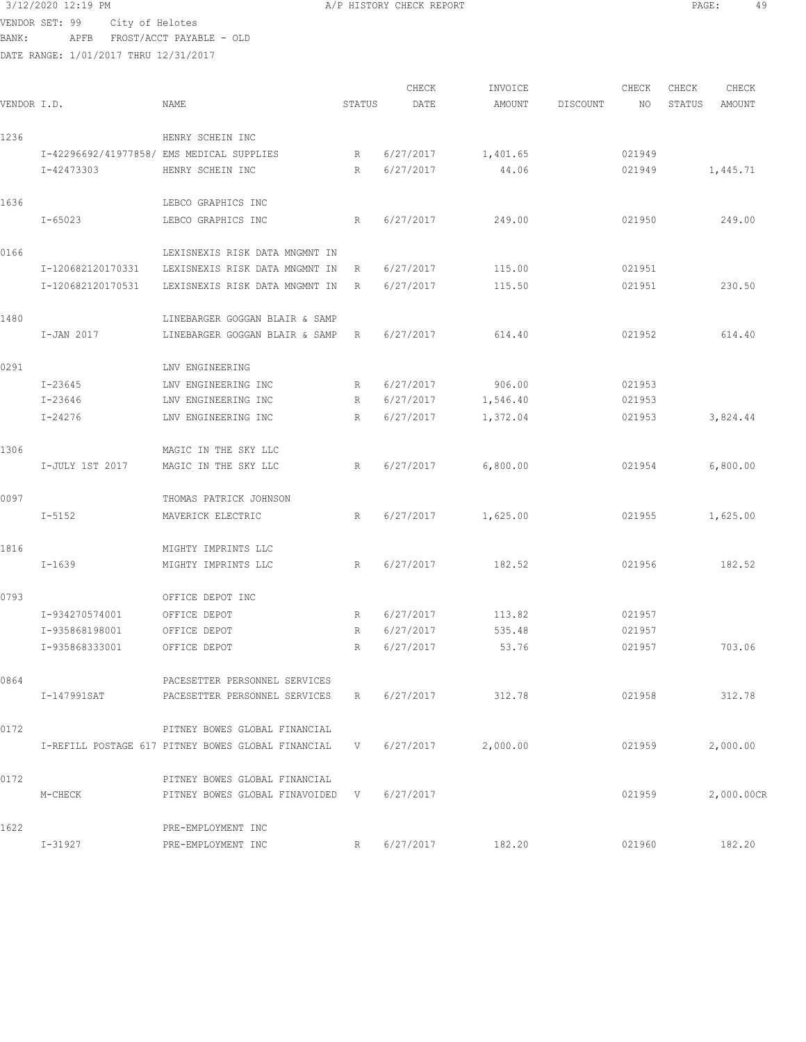3/12/2020 12:19 PM A/P HISTORY CHECK REPORT

VENDOR SET: 99 City of Helotes
BANK: APFB FROST/ACCT PAYABLE - OLD
DATE RANGE: 1/01/2017 THRU 12/31/2017

| VENDOR I.D. | NAME | STATUS | CHECK DATE | INVOICE AMOUNT | DISCOUNT | CHECK NO | CHECK STATUS | CHECK AMOUNT |
|---|---|---|---|---|---|---|---|---|
| 1236 | HENRY SCHEIN INC | | | | | | | |
| I-42296692/41977858/ | EMS MEDICAL SUPPLIES | R | 6/27/2017 | 1,401.65 | | 021949 | | |
| I-42473303 | HENRY SCHEIN INC | R | 6/27/2017 | 44.06 | | 021949 | | 1,445.71 |
| 1636 | LEBCO GRAPHICS INC | | | | | | | |
| I-65023 | LEBCO GRAPHICS INC | R | 6/27/2017 | 249.00 | | 021950 | | 249.00 |
| 0166 | LEXISNEXIS RISK DATA MNGMNT IN | | | | | | | |
| I-120682120170331 | LEXISNEXIS RISK DATA MNGMNT IN | R | 6/27/2017 | 115.00 | | 021951 | | |
| I-120682120170531 | LEXISNEXIS RISK DATA MNGMNT IN | R | 6/27/2017 | 115.50 | | 021951 | | 230.50 |
| 1480 | LINEBARGER GOGGAN BLAIR & SAMP | | | | | | | |
| I-JAN 2017 | LINEBARGER GOGGAN BLAIR & SAMP | R | 6/27/2017 | 614.40 | | 021952 | | 614.40 |
| 0291 | LNV ENGINEERING | | | | | | | |
| I-23645 | LNV ENGINEERING INC | R | 6/27/2017 | 906.00 | | 021953 | | |
| I-23646 | LNV ENGINEERING INC | R | 6/27/2017 | 1,546.40 | | 021953 | | |
| I-24276 | LNV ENGINEERING INC | R | 6/27/2017 | 1,372.04 | | 021953 | | 3,824.44 |
| 1306 | MAGIC IN THE SKY LLC | | | | | | | |
| I-JULY 1ST 2017 | MAGIC IN THE SKY LLC | R | 6/27/2017 | 6,800.00 | | 021954 | | 6,800.00 |
| 0097 | THOMAS PATRICK JOHNSON | | | | | | | |
| I-5152 | MAVERICK ELECTRIC | R | 6/27/2017 | 1,625.00 | | 021955 | | 1,625.00 |
| 1816 | MIGHTY IMPRINTS LLC | | | | | | | |
| I-1639 | MIGHTY IMPRINTS LLC | R | 6/27/2017 | 182.52 | | 021956 | | 182.52 |
| 0793 | OFFICE DEPOT INC | | | | | | | |
| I-934270574001 | OFFICE DEPOT | R | 6/27/2017 | 113.82 | | 021957 | | |
| I-935868198001 | OFFICE DEPOT | R | 6/27/2017 | 535.48 | | 021957 | | |
| I-935868333001 | OFFICE DEPOT | R | 6/27/2017 | 53.76 | | 021957 | | 703.06 |
| 0864 | PACESETTER PERSONNEL SERVICES | | | | | | | |
| I-147991SAT | PACESETTER PERSONNEL SERVICES | R | 6/27/2017 | 312.78 | | 021958 | | 312.78 |
| 0172 | PITNEY BOWES GLOBAL FINANCIAL | | | | | | | |
| I-REFILL POSTAGE 617 | PITNEY BOWES GLOBAL FINANCIAL | V | 6/27/2017 | 2,000.00 | | 021959 | | 2,000.00 |
| 0172 | PITNEY BOWES GLOBAL FINANCIAL | | | | | | | |
| M-CHECK | PITNEY BOWES GLOBAL FINAVOIDED | V | 6/27/2017 | | | 021959 | | 2,000.00CR |
| 1622 | PRE-EMPLOYMENT INC | | | | | | | |
| I-31927 | PRE-EMPLOYMENT INC | R | 6/27/2017 | 182.20 | | 021960 | | 182.20 |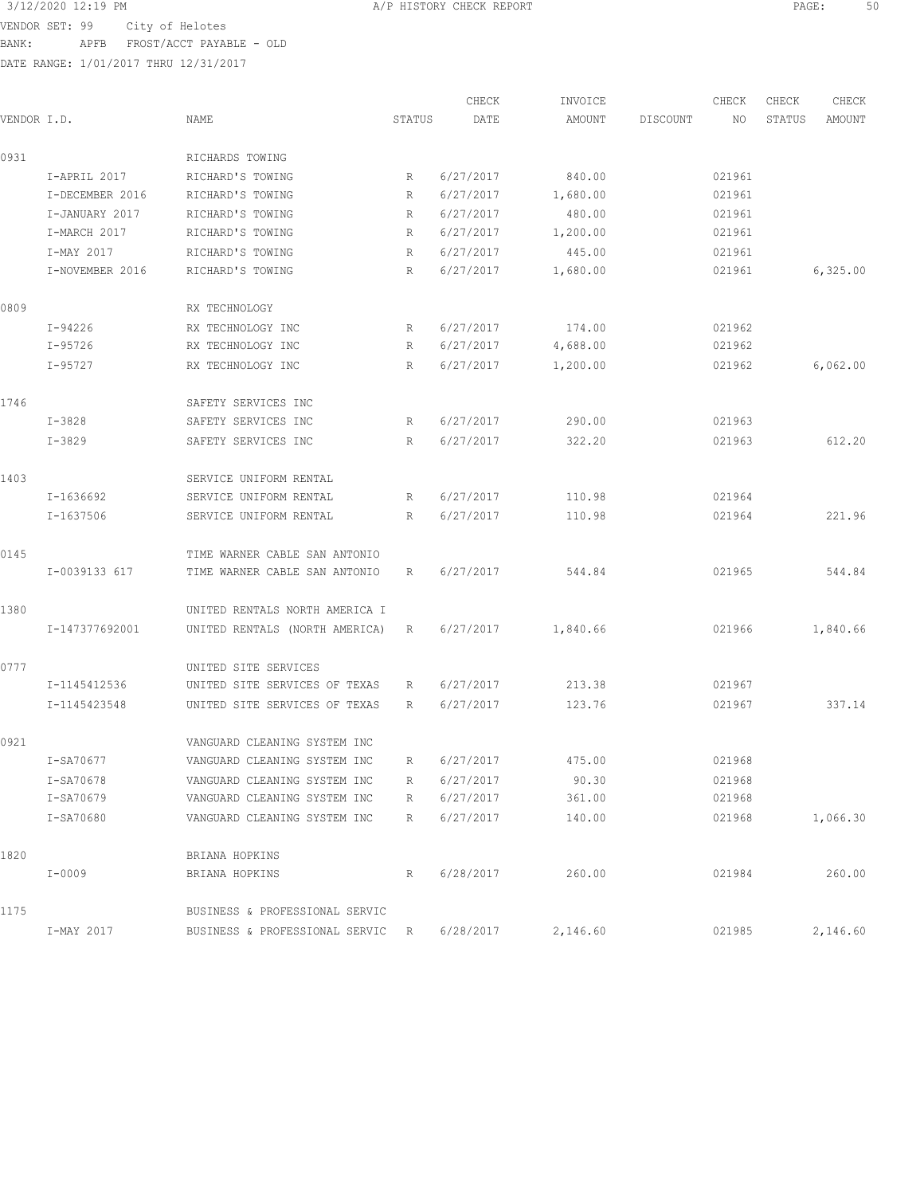VENDOR SET: 99 City of Helotes
BANK: APFB FROST/ACCT PAYABLE - OLD
DATE RANGE: 1/01/2017 THRU 12/31/2017

| VENDOR I.D. | NAME | STATUS | CHECK DATE | INVOICE AMOUNT | DISCOUNT | CHECK NO | CHECK STATUS | CHECK AMOUNT |
|---|---|---|---|---|---|---|---|---|
| 0931 | RICHARDS TOWING | | | | | | | |
| I-APRIL 2017 | RICHARD'S TOWING | R | 6/27/2017 | 840.00 | | 021961 | | |
| I-DECEMBER 2016 | RICHARD'S TOWING | R | 6/27/2017 | 1,680.00 | | 021961 | | |
| I-JANUARY 2017 | RICHARD'S TOWING | R | 6/27/2017 | 480.00 | | 021961 | | |
| I-MARCH 2017 | RICHARD'S TOWING | R | 6/27/2017 | 1,200.00 | | 021961 | | |
| I-MAY 2017 | RICHARD'S TOWING | R | 6/27/2017 | 445.00 | | 021961 | | |
| I-NOVEMBER 2016 | RICHARD'S TOWING | R | 6/27/2017 | 1,680.00 | | 021961 | | 6,325.00 |
| 0809 | RX TECHNOLOGY | | | | | | | |
| I-94226 | RX TECHNOLOGY INC | R | 6/27/2017 | 174.00 | | 021962 | | |
| I-95726 | RX TECHNOLOGY INC | R | 6/27/2017 | 4,688.00 | | 021962 | | |
| I-95727 | RX TECHNOLOGY INC | R | 6/27/2017 | 1,200.00 | | 021962 | | 6,062.00 |
| 1746 | SAFETY SERVICES INC | | | | | | | |
| I-3828 | SAFETY SERVICES INC | R | 6/27/2017 | 290.00 | | 021963 | | |
| I-3829 | SAFETY SERVICES INC | R | 6/27/2017 | 322.20 | | 021963 | | 612.20 |
| 1403 | SERVICE UNIFORM RENTAL | | | | | | | |
| I-1636692 | SERVICE UNIFORM RENTAL | R | 6/27/2017 | 110.98 | | 021964 | | |
| I-1637506 | SERVICE UNIFORM RENTAL | R | 6/27/2017 | 110.98 | | 021964 | | 221.96 |
| 0145 | TIME WARNER CABLE SAN ANTONIO | | | | | | | |
| I-0039133 617 | TIME WARNER CABLE SAN ANTONIO | R | 6/27/2017 | 544.84 | | 021965 | | 544.84 |
| 1380 | UNITED RENTALS NORTH AMERICA I | | | | | | | |
| I-147377692001 | UNITED RENTALS (NORTH AMERICA) | R | 6/27/2017 | 1,840.66 | | 021966 | | 1,840.66 |
| 0777 | UNITED SITE SERVICES | | | | | | | |
| I-1145412536 | UNITED SITE SERVICES OF TEXAS | R | 6/27/2017 | 213.38 | | 021967 | | |
| I-1145423548 | UNITED SITE SERVICES OF TEXAS | R | 6/27/2017 | 123.76 | | 021967 | | 337.14 |
| 0921 | VANGUARD CLEANING SYSTEM INC | | | | | | | |
| I-SA70677 | VANGUARD CLEANING SYSTEM INC | R | 6/27/2017 | 475.00 | | 021968 | | |
| I-SA70678 | VANGUARD CLEANING SYSTEM INC | R | 6/27/2017 | 90.30 | | 021968 | | |
| I-SA70679 | VANGUARD CLEANING SYSTEM INC | R | 6/27/2017 | 361.00 | | 021968 | | |
| I-SA70680 | VANGUARD CLEANING SYSTEM INC | R | 6/27/2017 | 140.00 | | 021968 | | 1,066.30 |
| 1820 | BRIANA HOPKINS | | | | | | | |
| I-0009 | BRIANA HOPKINS | R | 6/28/2017 | 260.00 | | 021984 | | 260.00 |
| 1175 | BUSINESS & PROFESSIONAL SERVIC | | | | | | | |
| I-MAY 2017 | BUSINESS & PROFESSIONAL SERVIC | R | 6/28/2017 | 2,146.60 | | 021985 | | 2,146.60 |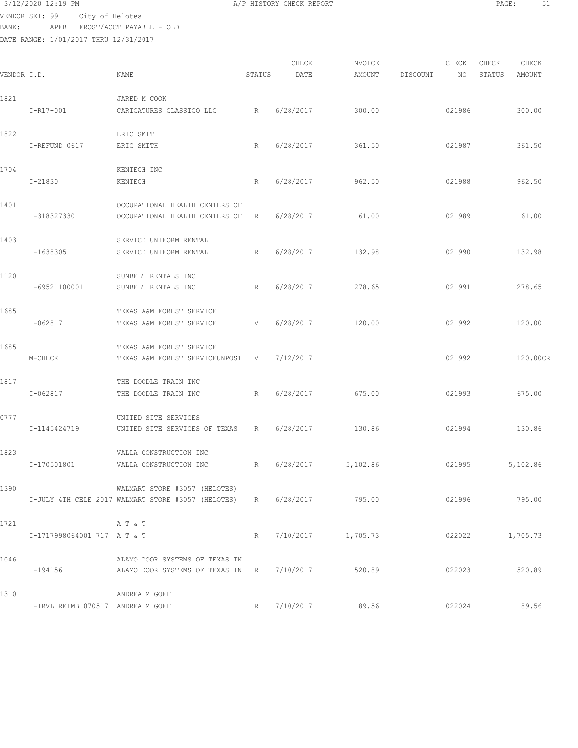3/12/2020 12:19 PM A/P HISTORY CHECK REPORT

VENDOR SET: 99 City of Helotes
BANK: APFB FROST/ACCT PAYABLE - OLD
DATE RANGE: 1/01/2017 THRU 12/31/2017

| VENDOR I.D. | | NAME | STATUS | CHECK DATE | INVOICE AMOUNT | DISCOUNT | CHECK NO | CHECK STATUS | CHECK AMOUNT |
|---|---|---|---|---|---|---|---|---|---|
| 1821 | | JARED M COOK | | | | | | | |
| | I-R17-001 | CARICATURES CLASSICO LLC | R | 6/28/2017 | 300.00 | | 021986 | | 300.00 |
| 1822 | | ERIC SMITH | | | | | | | |
| | I-REFUND 0617 | ERIC SMITH | R | 6/28/2017 | 361.50 | | 021987 | | 361.50 |
| 1704 | | KENTECH INC | | | | | | | |
| | I-21830 | KENTECH | R | 6/28/2017 | 962.50 | | 021988 | | 962.50 |
| 1401 | | OCCUPATIONAL HEALTH CENTERS OF | | | | | | | |
| | I-318327330 | OCCUPATIONAL HEALTH CENTERS OF | R | 6/28/2017 | 61.00 | | 021989 | | 61.00 |
| 1403 | | SERVICE UNIFORM RENTAL | | | | | | | |
| | I-1638305 | SERVICE UNIFORM RENTAL | R | 6/28/2017 | 132.98 | | 021990 | | 132.98 |
| 1120 | | SUNBELT RENTALS INC | | | | | | | |
| | I-69521100001 | SUNBELT RENTALS INC | R | 6/28/2017 | 278.65 | | 021991 | | 278.65 |
| 1685 | | TEXAS A&M FOREST SERVICE | | | | | | | |
| | I-062817 | TEXAS A&M FOREST SERVICE | V | 6/28/2017 | 120.00 | | 021992 | | 120.00 |
| 1685 | | TEXAS A&M FOREST SERVICE | | | | | | | |
| | M-CHECK | TEXAS A&M FOREST SERVICEUNPOST | V | 7/12/2017 | | | 021992 | | 120.00CR |
| 1817 | | THE DOODLE TRAIN INC | | | | | | | |
| | I-062817 | THE DOODLE TRAIN INC | R | 6/28/2017 | 675.00 | | 021993 | | 675.00 |
| 0777 | | UNITED SITE SERVICES | | | | | | | |
| | I-1145424719 | UNITED SITE SERVICES OF TEXAS | R | 6/28/2017 | 130.86 | | 021994 | | 130.86 |
| 1823 | | VALLA CONSTRUCTION INC | | | | | | | |
| | I-170501801 | VALLA CONSTRUCTION INC | R | 6/28/2017 | 5,102.86 | | 021995 | | 5,102.86 |
| 1390 | | WALMART STORE #3057 (HELOTES) | | | | | | | |
| | I-JULY 4TH CELE 2017 | WALMART STORE #3057 (HELOTES) | R | 6/28/2017 | 795.00 | | 021996 | | 795.00 |
| 1721 | | A T & T | | | | | | | |
| | I-1717998064001 717 | A T & T | R | 7/10/2017 | 1,705.73 | | 022022 | | 1,705.73 |
| 1046 | | ALAMO DOOR SYSTEMS OF TEXAS IN | | | | | | | |
| | I-194156 | ALAMO DOOR SYSTEMS OF TEXAS IN | R | 7/10/2017 | 520.89 | | 022023 | | 520.89 |
| 1310 | | ANDREA M GOFF | | | | | | | |
| | I-TRVL REIMB 070517 | ANDREA M GOFF | R | 7/10/2017 | 89.56 | | 022024 | | 89.56 |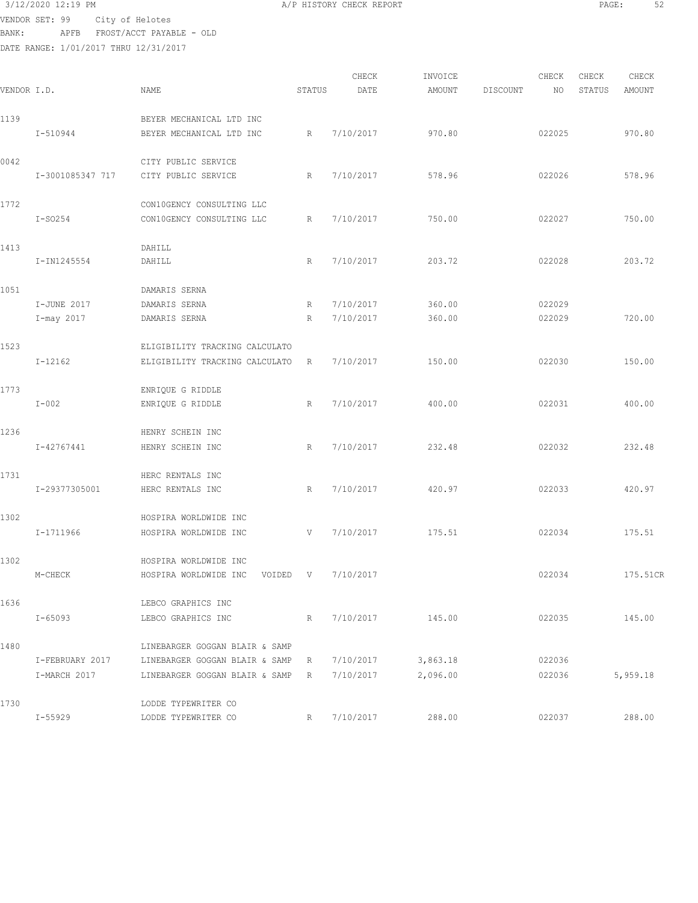3/12/2020 12:19 PM A/P HISTORY CHECK REPORT

VENDOR SET: 99 City of Helotes
BANK: APFB FROST/ACCT PAYABLE - OLD
DATE RANGE: 1/01/2017 THRU 12/31/2017

| VENDOR I.D. | NAME | STATUS | CHECK DATE | INVOICE AMOUNT | DISCOUNT | CHECK NO | CHECK STATUS | CHECK AMOUNT |
|---|---|---|---|---|---|---|---|---|
| 1139 | BEYER MECHANICAL LTD INC | | | | | | | |
| I-510944 | BEYER MECHANICAL LTD INC | R | 7/10/2017 | 970.80 | | 022025 | | 970.80 |
| 0042 | CITY PUBLIC SERVICE | | | | | | | |
| I-3001085347 717 | CITY PUBLIC SERVICE | R | 7/10/2017 | 578.96 | | 022026 | | 578.96 |
| 1772 | CON10GENCY CONSULTING LLC | | | | | | | |
| I-SO254 | CON10GENCY CONSULTING LLC | R | 7/10/2017 | 750.00 | | 022027 | | 750.00 |
| 1413 | DAHILL | | | | | | | |
| I-IN1245554 | DAHILL | R | 7/10/2017 | 203.72 | | 022028 | | 203.72 |
| 1051 | DAMARIS SERNA | | | | | | | |
| I-JUNE 2017 | DAMARIS SERNA | R | 7/10/2017 | 360.00 | | 022029 | | |
| I-may 2017 | DAMARIS SERNA | R | 7/10/2017 | 360.00 | | 022029 | | 720.00 |
| 1523 | ELIGIBILITY TRACKING CALCULATO | | | | | | | |
| I-12162 | ELIGIBILITY TRACKING CALCULATO | R | 7/10/2017 | 150.00 | | 022030 | | 150.00 |
| 1773 | ENRIQUE G RIDDLE | | | | | | | |
| I-002 | ENRIQUE G RIDDLE | R | 7/10/2017 | 400.00 | | 022031 | | 400.00 |
| 1236 | HENRY SCHEIN INC | | | | | | | |
| I-42767441 | HENRY SCHEIN INC | R | 7/10/2017 | 232.48 | | 022032 | | 232.48 |
| 1731 | HERC RENTALS INC | | | | | | | |
| I-29377305001 | HERC RENTALS INC | R | 7/10/2017 | 420.97 | | 022033 | | 420.97 |
| 1302 | HOSPIRA WORLDWIDE INC | | | | | | | |
| I-1711966 | HOSPIRA WORLDWIDE INC | V | 7/10/2017 | 175.51 | | 022034 | | 175.51 |
| 1302 | HOSPIRA WORLDWIDE INC | | | | | | | |
| M-CHECK | HOSPIRA WORLDWIDE INC VOIDED | V | 7/10/2017 | | | 022034 | | 175.51CR |
| 1636 | LEBCO GRAPHICS INC | | | | | | | |
| I-65093 | LEBCO GRAPHICS INC | R | 7/10/2017 | 145.00 | | 022035 | | 145.00 |
| 1480 | LINEBARGER GOGGAN BLAIR & SAMP | | | | | | | |
| I-FEBRUARY 2017 | LINEBARGER GOGGAN BLAIR & SAMP | R | 7/10/2017 | 3,863.18 | | 022036 | | |
| I-MARCH 2017 | LINEBARGER GOGGAN BLAIR & SAMP | R | 7/10/2017 | 2,096.00 | | 022036 | | 5,959.18 |
| 1730 | LODDE TYPEWRITER CO | | | | | | | |
| I-55929 | LODDE TYPEWRITER CO | R | 7/10/2017 | 288.00 | | 022037 | | 288.00 |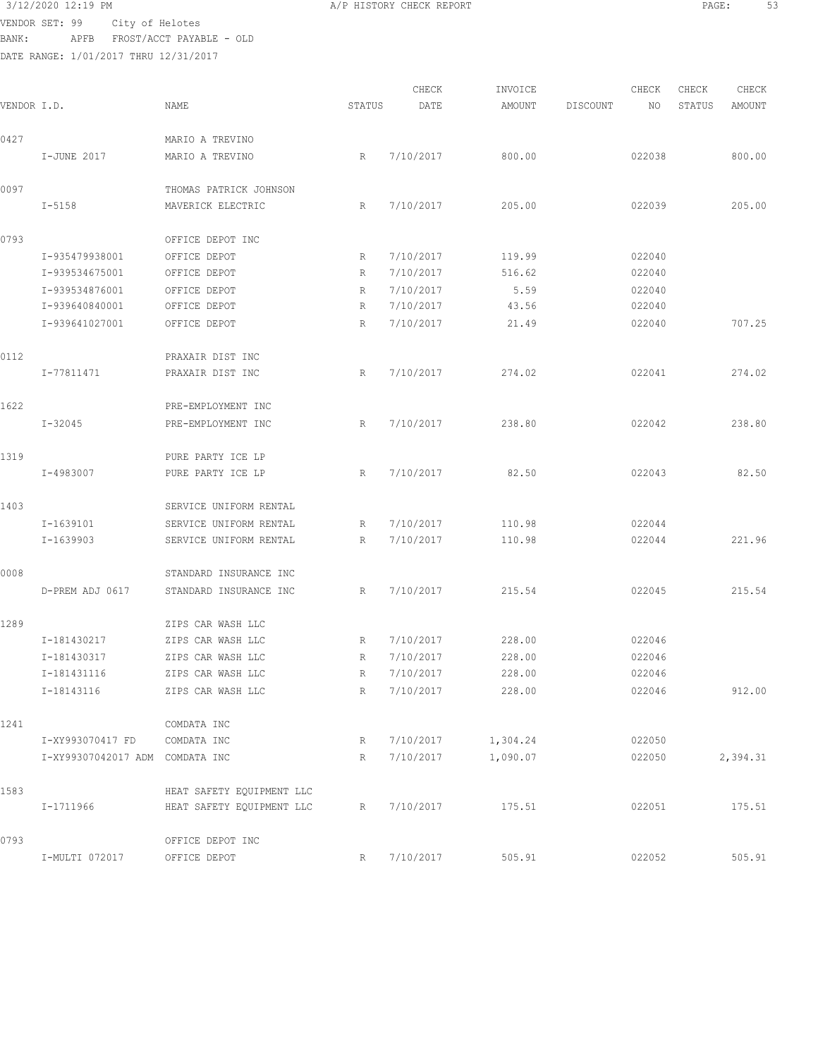3/12/2020 12:19 PM A/P HISTORY CHECK REPORT

VENDOR SET: 99 City of Helotes
BANK: APFB FROST/ACCT PAYABLE - OLD
DATE RANGE: 1/01/2017 THRU 12/31/2017

| VENDOR I.D. | NAME | STATUS | CHECK DATE | INVOICE AMOUNT | DISCOUNT | CHECK NO | CHECK STATUS | CHECK AMOUNT |
|---|---|---|---|---|---|---|---|---|
| 0427 | MARIO A TREVINO | | | | | | | |
| I-JUNE 2017 | MARIO A TREVINO | R | 7/10/2017 | 800.00 | | 022038 | | 800.00 |
| 0097 | THOMAS PATRICK JOHNSON | | | | | | | |
| I-5158 | MAVERICK ELECTRIC | R | 7/10/2017 | 205.00 | | 022039 | | 205.00 |
| 0793 | OFFICE DEPOT INC | | | | | | | |
| I-935479938001 | OFFICE DEPOT | R | 7/10/2017 | 119.99 | | 022040 | | |
| I-939534675001 | OFFICE DEPOT | R | 7/10/2017 | 516.62 | | 022040 | | |
| I-939534876001 | OFFICE DEPOT | R | 7/10/2017 | 5.59 | | 022040 | | |
| I-939640840001 | OFFICE DEPOT | R | 7/10/2017 | 43.56 | | 022040 | | |
| I-939641027001 | OFFICE DEPOT | R | 7/10/2017 | 21.49 | | 022040 | | 707.25 |
| 0112 | PRAXAIR DIST INC | | | | | | | |
| I-77811471 | PRAXAIR DIST INC | R | 7/10/2017 | 274.02 | | 022041 | | 274.02 |
| 1622 | PRE-EMPLOYMENT INC | | | | | | | |
| I-32045 | PRE-EMPLOYMENT INC | R | 7/10/2017 | 238.80 | | 022042 | | 238.80 |
| 1319 | PURE PARTY ICE LP | | | | | | | |
| I-4983007 | PURE PARTY ICE LP | R | 7/10/2017 | 82.50 | | 022043 | | 82.50 |
| 1403 | SERVICE UNIFORM RENTAL | | | | | | | |
| I-1639101 | SERVICE UNIFORM RENTAL | R | 7/10/2017 | 110.98 | | 022044 | | |
| I-1639903 | SERVICE UNIFORM RENTAL | R | 7/10/2017 | 110.98 | | 022044 | | 221.96 |
| 0008 | STANDARD INSURANCE INC | | | | | | | |
| D-PREM ADJ 0617 | STANDARD INSURANCE INC | R | 7/10/2017 | 215.54 | | 022045 | | 215.54 |
| 1289 | ZIPS CAR WASH LLC | | | | | | | |
| I-181430217 | ZIPS CAR WASH LLC | R | 7/10/2017 | 228.00 | | 022046 | | |
| I-181430317 | ZIPS CAR WASH LLC | R | 7/10/2017 | 228.00 | | 022046 | | |
| I-181431116 | ZIPS CAR WASH LLC | R | 7/10/2017 | 228.00 | | 022046 | | |
| I-18143116 | ZIPS CAR WASH LLC | R | 7/10/2017 | 228.00 | | 022046 | | 912.00 |
| 1241 | COMDATA INC | | | | | | | |
| I-XY993070417 FD | COMDATA INC | R | 7/10/2017 | 1,304.24 | | 022050 | | |
| I-XY99307042017 ADM | COMDATA INC | R | 7/10/2017 | 1,090.07 | | 022050 | | 2,394.31 |
| 1583 | HEAT SAFETY EQUIPMENT LLC | | | | | | | |
| I-1711966 | HEAT SAFETY EQUIPMENT LLC | R | 7/10/2017 | 175.51 | | 022051 | | 175.51 |
| 0793 | OFFICE DEPOT INC | | | | | | | |
| I-MULTI 072017 | OFFICE DEPOT | R | 7/10/2017 | 505.91 | | 022052 | | 505.91 |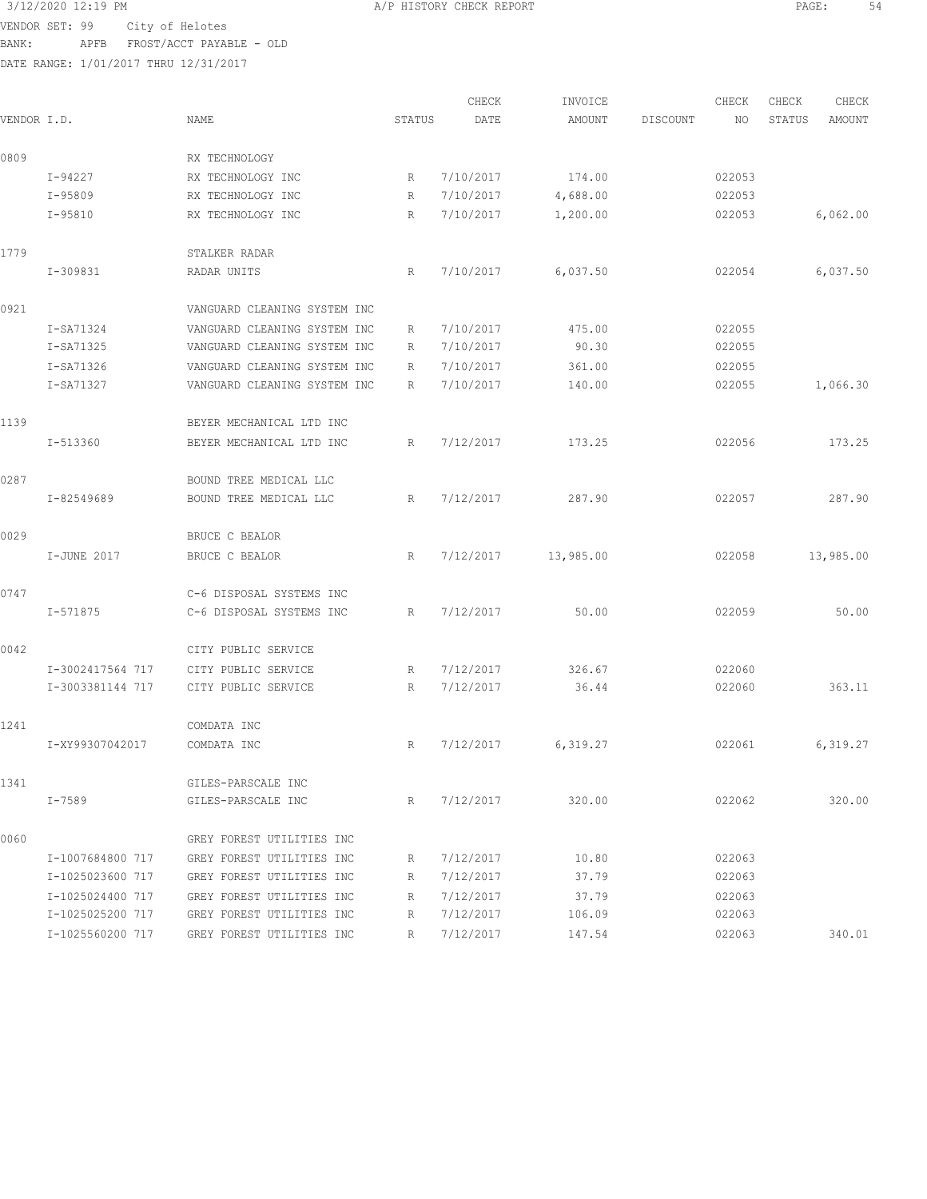3/12/2020 12:19 PM A/P HISTORY CHECK REPORT

VENDOR SET: 99 City of Helotes
BANK: APFB FROST/ACCT PAYABLE - OLD
DATE RANGE: 1/01/2017 THRU 12/31/2017

| VENDOR I.D. | NAME | STATUS | CHECK DATE | INVOICE AMOUNT | DISCOUNT | CHECK NO | CHECK STATUS | CHECK AMOUNT |
|---|---|---|---|---|---|---|---|---|
| 0809 | RX TECHNOLOGY | | | | | | | |
| I-94227 | RX TECHNOLOGY INC | R | 7/10/2017 | 174.00 | | 022053 | | |
| I-95809 | RX TECHNOLOGY INC | R | 7/10/2017 | 4,688.00 | | 022053 | | |
| I-95810 | RX TECHNOLOGY INC | R | 7/10/2017 | 1,200.00 | | 022053 | | 6,062.00 |
| 1779 | STALKER RADAR | | | | | | | |
| I-309831 | RADAR UNITS | R | 7/10/2017 | 6,037.50 | | 022054 | | 6,037.50 |
| 0921 | VANGUARD CLEANING SYSTEM INC | | | | | | | |
| I-SA71324 | VANGUARD CLEANING SYSTEM INC | R | 7/10/2017 | 475.00 | | 022055 | | |
| I-SA71325 | VANGUARD CLEANING SYSTEM INC | R | 7/10/2017 | 90.30 | | 022055 | | |
| I-SA71326 | VANGUARD CLEANING SYSTEM INC | R | 7/10/2017 | 361.00 | | 022055 | | |
| I-SA71327 | VANGUARD CLEANING SYSTEM INC | R | 7/10/2017 | 140.00 | | 022055 | | 1,066.30 |
| 1139 | BEYER MECHANICAL LTD INC | | | | | | | |
| I-513360 | BEYER MECHANICAL LTD INC | R | 7/12/2017 | 173.25 | | 022056 | | 173.25 |
| 0287 | BOUND TREE MEDICAL LLC | | | | | | | |
| I-82549689 | BOUND TREE MEDICAL LLC | R | 7/12/2017 | 287.90 | | 022057 | | 287.90 |
| 0029 | BRUCE C BEALOR | | | | | | | |
| I-JUNE 2017 | BRUCE C BEALOR | R | 7/12/2017 | 13,985.00 | | 022058 | | 13,985.00 |
| 0747 | C-6 DISPOSAL SYSTEMS INC | | | | | | | |
| I-571875 | C-6 DISPOSAL SYSTEMS INC | R | 7/12/2017 | 50.00 | | 022059 | | 50.00 |
| 0042 | CITY PUBLIC SERVICE | | | | | | | |
| I-3002417564 717 | CITY PUBLIC SERVICE | R | 7/12/2017 | 326.67 | | 022060 | | |
| I-3003381144 717 | CITY PUBLIC SERVICE | R | 7/12/2017 | 36.44 | | 022060 | | 363.11 |
| 1241 | COMDATA INC | | | | | | | |
| I-XY99307042017 | COMDATA INC | R | 7/12/2017 | 6,319.27 | | 022061 | | 6,319.27 |
| 1341 | GILES-PARSCALE INC | | | | | | | |
| I-7589 | GILES-PARSCALE INC | R | 7/12/2017 | 320.00 | | 022062 | | 320.00 |
| 0060 | GREY FOREST UTILITIES INC | | | | | | | |
| I-1007684800 717 | GREY FOREST UTILITIES INC | R | 7/12/2017 | 10.80 | | 022063 | | |
| I-1025023600 717 | GREY FOREST UTILITIES INC | R | 7/12/2017 | 37.79 | | 022063 | | |
| I-1025024400 717 | GREY FOREST UTILITIES INC | R | 7/12/2017 | 37.79 | | 022063 | | |
| I-1025025200 717 | GREY FOREST UTILITIES INC | R | 7/12/2017 | 106.09 | | 022063 | | |
| I-1025560200 717 | GREY FOREST UTILITIES INC | R | 7/12/2017 | 147.54 | | 022063 | | 340.01 |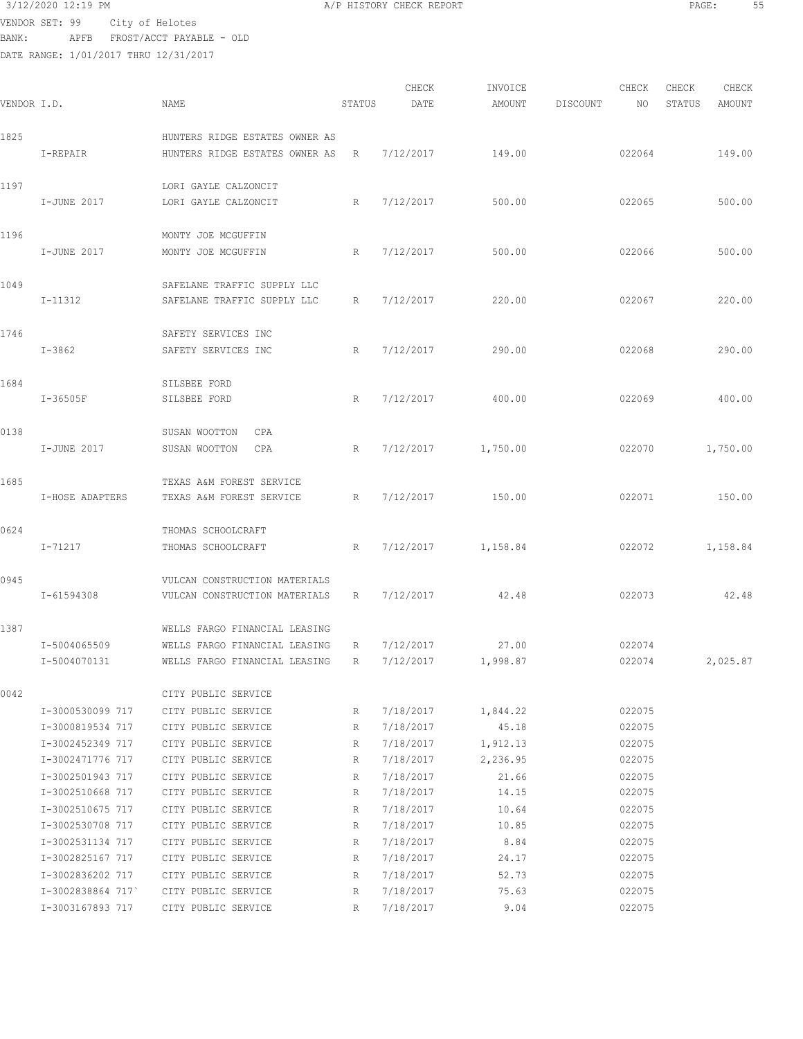3/12/2020 12:19 PM A/P HISTORY CHECK REPORT

VENDOR SET: 99 City of Helotes
BANK: APFB FROST/ACCT PAYABLE - OLD
DATE RANGE: 1/01/2017 THRU 12/31/2017

| VENDOR I.D. | | NAME | STATUS | CHECK DATE | INVOICE AMOUNT | DISCOUNT | CHECK NO | CHECK STATUS | CHECK AMOUNT |
|---|---|---|---|---|---|---|---|---|---|
| 1825 | | HUNTERS RIDGE ESTATES OWNER AS | | | | | | | |
| | I-REPAIR | HUNTERS RIDGE ESTATES OWNER AS | R | 7/12/2017 | 149.00 | | 022064 | | 149.00 |
| 1197 | | LORI GAYLE CALZONCIT | | | | | | | |
| | I-JUNE 2017 | LORI GAYLE CALZONCIT | R | 7/12/2017 | 500.00 | | 022065 | | 500.00 |
| 1196 | | MONTY JOE MCGUFFIN | | | | | | | |
| | I-JUNE 2017 | MONTY JOE MCGUFFIN | R | 7/12/2017 | 500.00 | | 022066 | | 500.00 |
| 1049 | | SAFELANE TRAFFIC SUPPLY LLC | | | | | | | |
| | I-11312 | SAFELANE TRAFFIC SUPPLY LLC | R | 7/12/2017 | 220.00 | | 022067 | | 220.00 |
| 1746 | | SAFETY SERVICES INC | | | | | | | |
| | I-3862 | SAFETY SERVICES INC | R | 7/12/2017 | 290.00 | | 022068 | | 290.00 |
| 1684 | | SILSBEE FORD | | | | | | | |
| | I-36505F | SILSBEE FORD | R | 7/12/2017 | 400.00 | | 022069 | | 400.00 |
| 0138 | | SUSAN WOOTTON CPA | | | | | | | |
| | I-JUNE 2017 | SUSAN WOOTTON CPA | R | 7/12/2017 | 1,750.00 | | 022070 | | 1,750.00 |
| 1685 | | TEXAS A&M FOREST SERVICE | | | | | | | |
| | I-HOSE ADAPTERS | TEXAS A&M FOREST SERVICE | R | 7/12/2017 | 150.00 | | 022071 | | 150.00 |
| 0624 | | THOMAS SCHOOLCRAFT | | | | | | | |
| | I-71217 | THOMAS SCHOOLCRAFT | R | 7/12/2017 | 1,158.84 | | 022072 | | 1,158.84 |
| 0945 | | VULCAN CONSTRUCTION MATERIALS | | | | | | | |
| | I-61594308 | VULCAN CONSTRUCTION MATERIALS | R | 7/12/2017 | 42.48 | | 022073 | | 42.48 |
| 1387 | | WELLS FARGO FINANCIAL LEASING | | | | | | | |
| | I-5004065509 | WELLS FARGO FINANCIAL LEASING | R | 7/12/2017 | 27.00 | | 022074 | | |
| | I-5004070131 | WELLS FARGO FINANCIAL LEASING | R | 7/12/2017 | 1,998.87 | | 022074 | | 2,025.87 |
| 0042 | | CITY PUBLIC SERVICE | | | | | | | |
| | I-3000530099 717 | CITY PUBLIC SERVICE | R | 7/18/2017 | 1,844.22 | | 022075 | | |
| | I-3000819534 717 | CITY PUBLIC SERVICE | R | 7/18/2017 | 45.18 | | 022075 | | |
| | I-3002452349 717 | CITY PUBLIC SERVICE | R | 7/18/2017 | 1,912.13 | | 022075 | | |
| | I-3002471776 717 | CITY PUBLIC SERVICE | R | 7/18/2017 | 2,236.95 | | 022075 | | |
| | I-3002501943 717 | CITY PUBLIC SERVICE | R | 7/18/2017 | 21.66 | | 022075 | | |
| | I-3002510668 717 | CITY PUBLIC SERVICE | R | 7/18/2017 | 14.15 | | 022075 | | |
| | I-3002510675 717 | CITY PUBLIC SERVICE | R | 7/18/2017 | 10.64 | | 022075 | | |
| | I-3002530708 717 | CITY PUBLIC SERVICE | R | 7/18/2017 | 10.85 | | 022075 | | |
| | I-3002531134 717 | CITY PUBLIC SERVICE | R | 7/18/2017 | 8.84 | | 022075 | | |
| | I-3002825167 717 | CITY PUBLIC SERVICE | R | 7/18/2017 | 24.17 | | 022075 | | |
| | I-3002836202 717 | CITY PUBLIC SERVICE | R | 7/18/2017 | 52.73 | | 022075 | | |
| | I-3002838864 717` | CITY PUBLIC SERVICE | R | 7/18/2017 | 75.63 | | 022075 | | |
| | I-3003167893 717 | CITY PUBLIC SERVICE | R | 7/18/2017 | 9.04 | | 022075 | | |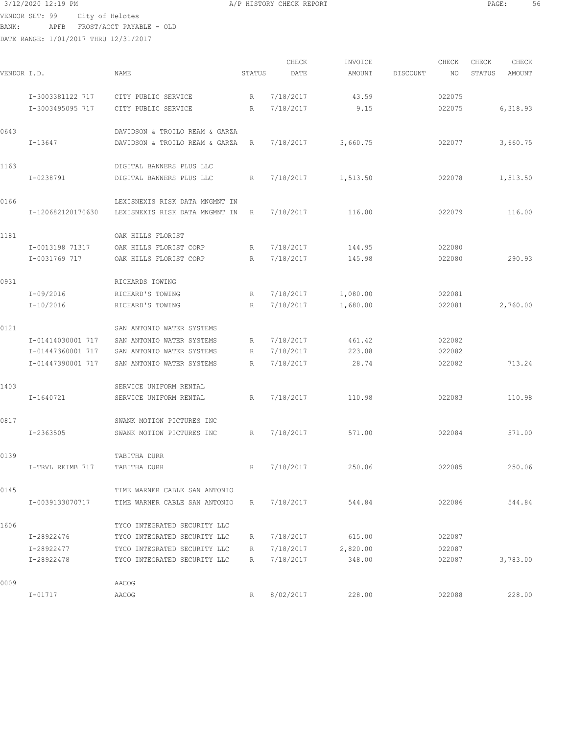3/12/2020 12:19 PM A/P HISTORY CHECK REPORT

VENDOR SET: 99 City of Helotes
BANK: APFB FROST/ACCT PAYABLE - OLD
DATE RANGE: 1/01/2017 THRU 12/31/2017

| VENDOR I.D. | NAME | STATUS | CHECK DATE | INVOICE AMOUNT | DISCOUNT | CHECK NO | CHECK STATUS | CHECK AMOUNT |
|---|---|---|---|---|---|---|---|---|
| I-3003381122 717 | CITY PUBLIC SERVICE | R | 7/18/2017 | 43.59 | | 022075 | | |
| I-3003495095 717 | CITY PUBLIC SERVICE | R | 7/18/2017 | 9.15 | | 022075 | | 6,318.93 |
| 0643 | DAVIDSON & TROILO REAM & GARZA | | | | | | | |
| I-13647 | DAVIDSON & TROILO REAM & GARZA | R | 7/18/2017 | 3,660.75 | | 022077 | | 3,660.75 |
| 1163 | DIGITAL BANNERS PLUS LLC | | | | | | | |
| I-0238791 | DIGITAL BANNERS PLUS LLC | R | 7/18/2017 | 1,513.50 | | 022078 | | 1,513.50 |
| 0166 | LEXISNEXIS RISK DATA MNGMNT IN | | | | | | | |
| I-120682120170630 | LEXISNEXIS RISK DATA MNGMNT IN | R | 7/18/2017 | 116.00 | | 022079 | | 116.00 |
| 1181 | OAK HILLS FLORIST | | | | | | | |
| I-0013198 71317 | OAK HILLS FLORIST CORP | R | 7/18/2017 | 144.95 | | 022080 | | |
| I-0031769 717 | OAK HILLS FLORIST CORP | R | 7/18/2017 | 145.98 | | 022080 | | 290.93 |
| 0931 | RICHARDS TOWING | | | | | | | |
| I-09/2016 | RICHARD'S TOWING | R | 7/18/2017 | 1,080.00 | | 022081 | | |
| I-10/2016 | RICHARD'S TOWING | R | 7/18/2017 | 1,680.00 | | 022081 | | 2,760.00 |
| 0121 | SAN ANTONIO WATER SYSTEMS | | | | | | | |
| I-01414030001 717 | SAN ANTONIO WATER SYSTEMS | R | 7/18/2017 | 461.42 | | 022082 | | |
| I-01447360001 717 | SAN ANTONIO WATER SYSTEMS | R | 7/18/2017 | 223.08 | | 022082 | | |
| I-01447390001 717 | SAN ANTONIO WATER SYSTEMS | R | 7/18/2017 | 28.74 | | 022082 | | 713.24 |
| 1403 | SERVICE UNIFORM RENTAL | | | | | | | |
| I-1640721 | SERVICE UNIFORM RENTAL | R | 7/18/2017 | 110.98 | | 022083 | | 110.98 |
| 0817 | SWANK MOTION PICTURES INC | | | | | | | |
| I-2363505 | SWANK MOTION PICTURES INC | R | 7/18/2017 | 571.00 | | 022084 | | 571.00 |
| 0139 | TABITHA DURR | | | | | | | |
| I-TRVL REIMB 717 | TABITHA DURR | R | 7/18/2017 | 250.06 | | 022085 | | 250.06 |
| 0145 | TIME WARNER CABLE SAN ANTONIO | | | | | | | |
| I-0039133070717 | TIME WARNER CABLE SAN ANTONIO | R | 7/18/2017 | 544.84 | | 022086 | | 544.84 |
| 1606 | TYCO INTEGRATED SECURITY LLC | | | | | | | |
| I-28922476 | TYCO INTEGRATED SECURITY LLC | R | 7/18/2017 | 615.00 | | 022087 | | |
| I-28922477 | TYCO INTEGRATED SECURITY LLC | R | 7/18/2017 | 2,820.00 | | 022087 | | |
| I-28922478 | TYCO INTEGRATED SECURITY LLC | R | 7/18/2017 | 348.00 | | 022087 | | 3,783.00 |
| 0009 | AACOG | | | | | | | |
| I-01717 | AACOG | R | 8/02/2017 | 228.00 | | 022088 | | 228.00 |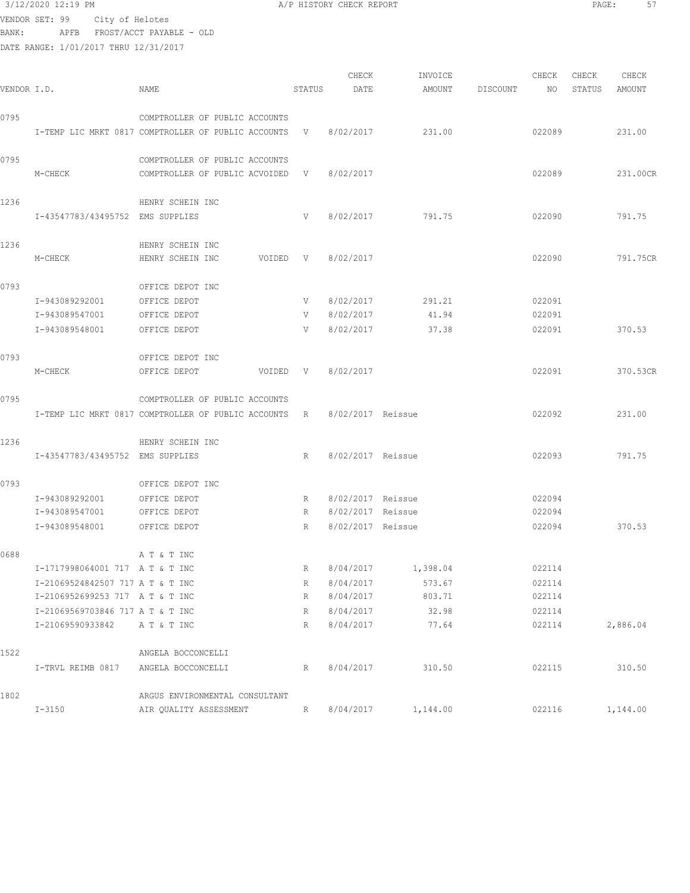3/12/2020 12:19 PM A/P HISTORY CHECK REPORT PAGE: 57

VENDOR SET: 99 City of Helotes
BANK: APFB FROST/ACCT PAYABLE - OLD
DATE RANGE: 1/01/2017 THRU 12/31/2017

| VENDOR I.D. | NAME | STATUS | CHECK DATE | INVOICE AMOUNT | DISCOUNT | CHECK NO | CHECK STATUS | CHECK AMOUNT |
|---|---|---|---|---|---|---|---|---|
| 0795 | COMPTROLLER OF PUBLIC ACCOUNTS | | | | | | | |
| I-TEMP LIC MRKT 0817 | COMPTROLLER OF PUBLIC ACCOUNTS | V | 8/02/2017 | 231.00 | | 022089 | | 231.00 |
| 0795 | COMPTROLLER OF PUBLIC ACCOUNTS | | | | | | | |
| M-CHECK | COMPTROLLER OF PUBLIC ACVOIDED | V | 8/02/2017 | | | 022089 | | 231.00CR |
| 1236 | HENRY SCHEIN INC | | | | | | | |
| I-43547783/43495752 | EMS SUPPLIES | V | 8/02/2017 | 791.75 | | 022090 | | 791.75 |
| 1236 | HENRY SCHEIN INC | | | | | | | |
| M-CHECK | HENRY SCHEIN INC VOIDED | V | 8/02/2017 | | | 022090 | | 791.75CR |
| 0793 | OFFICE DEPOT INC | | | | | | | |
| I-943089292001 | OFFICE DEPOT | V | 8/02/2017 | 291.21 | | 022091 | | |
| I-943089547001 | OFFICE DEPOT | V | 8/02/2017 | 41.94 | | 022091 | | |
| I-943089548001 | OFFICE DEPOT | V | 8/02/2017 | 37.38 | | 022091 | | 370.53 |
| 0793 | OFFICE DEPOT INC | | | | | | | |
| M-CHECK | OFFICE DEPOT VOIDED | V | 8/02/2017 | | | 022091 | | 370.53CR |
| 0795 | COMPTROLLER OF PUBLIC ACCOUNTS | | | | | | | |
| I-TEMP LIC MRKT 0817 | COMPTROLLER OF PUBLIC ACCOUNTS | R | 8/02/2017 Reissue | | | 022092 | | 231.00 |
| 1236 | HENRY SCHEIN INC | | | | | | | |
| I-43547783/43495752 | EMS SUPPLIES | R | 8/02/2017 Reissue | | | 022093 | | 791.75 |
| 0793 | OFFICE DEPOT INC | | | | | | | |
| I-943089292001 | OFFICE DEPOT | R | 8/02/2017 Reissue | | | 022094 | | |
| I-943089547001 | OFFICE DEPOT | R | 8/02/2017 Reissue | | | 022094 | | |
| I-943089548001 | OFFICE DEPOT | R | 8/02/2017 Reissue | | | 022094 | | 370.53 |
| 0688 | A T & T INC | | | | | | | |
| I-1717998064001 717 | A T & T INC | R | 8/04/2017 | 1,398.04 | | 022114 | | |
| I-21069524842507 717 | A T & T INC | R | 8/04/2017 | 573.67 | | 022114 | | |
| I-2106952699253 717 | A T & T INC | R | 8/04/2017 | 803.71 | | 022114 | | |
| I-21069569703846 717 | A T & T INC | R | 8/04/2017 | 32.98 | | 022114 | | |
| I-21069590933842 | A T & T INC | R | 8/04/2017 | 77.64 | | 022114 | | 2,886.04 |
| 1522 | ANGELA BOCCONCELLI | | | | | | | |
| I-TRVL REIMB 0817 | ANGELA BOCCONCELLI | R | 8/04/2017 | 310.50 | | 022115 | | 310.50 |
| 1802 | ARGUS ENVIRONMENTAL CONSULTANT | | | | | | | |
| I-3150 | AIR QUALITY ASSESSMENT | R | 8/04/2017 | 1,144.00 | | 022116 | | 1,144.00 |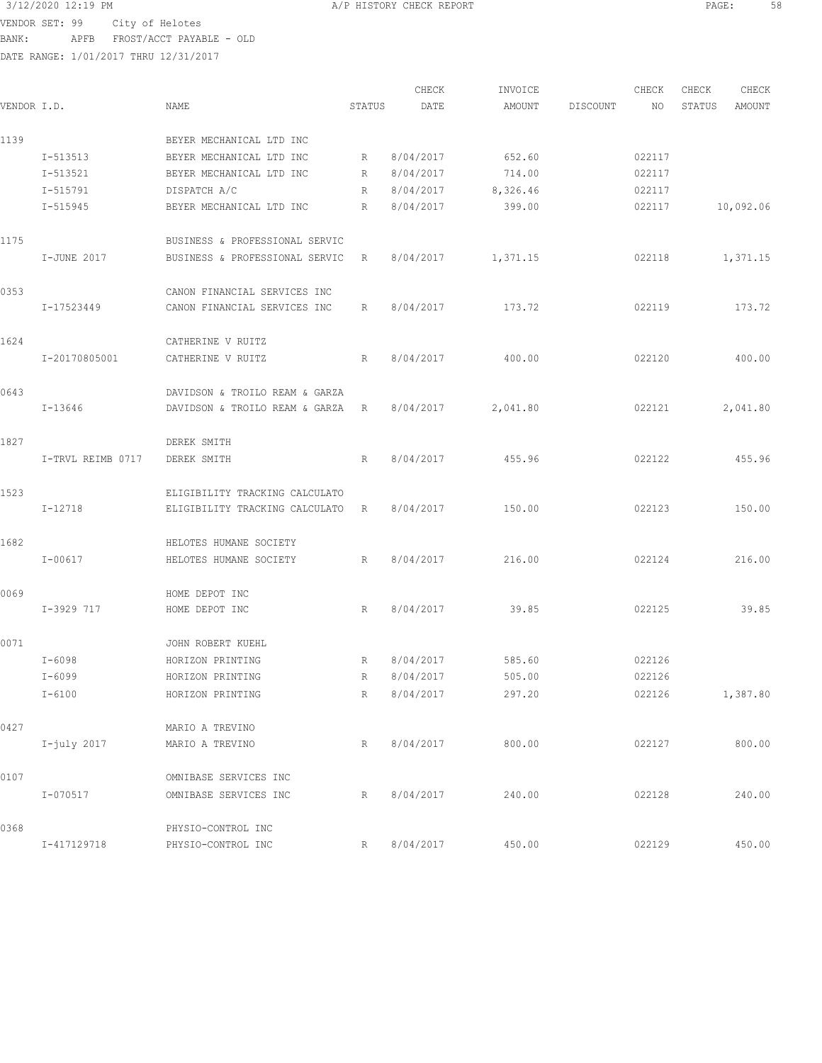3/12/2020 12:19 PM A/P HISTORY CHECK REPORT

VENDOR SET: 99 City of Helotes
BANK: APFB FROST/ACCT PAYABLE - OLD
DATE RANGE: 1/01/2017 THRU 12/31/2017

| VENDOR I.D. | NAME | STATUS | CHECK DATE | INVOICE AMOUNT | DISCOUNT | CHECK NO | CHECK STATUS | CHECK AMOUNT |
|---|---|---|---|---|---|---|---|---|
| 1139 | BEYER MECHANICAL LTD INC | | | | | | | |
| I-513513 | BEYER MECHANICAL LTD INC | R | 8/04/2017 | 652.60 | | 022117 | | |
| I-513521 | BEYER MECHANICAL LTD INC | R | 8/04/2017 | 714.00 | | 022117 | | |
| I-515791 | DISPATCH A/C | R | 8/04/2017 | 8,326.46 | | 022117 | | |
| I-515945 | BEYER MECHANICAL LTD INC | R | 8/04/2017 | 399.00 | | 022117 | | 10,092.06 |
| 1175 | BUSINESS & PROFESSIONAL SERVIC | | | | | | | |
| I-JUNE 2017 | BUSINESS & PROFESSIONAL SERVIC | R | 8/04/2017 | 1,371.15 | | 022118 | | 1,371.15 |
| 0353 | CANON FINANCIAL SERVICES INC | | | | | | | |
| I-17523449 | CANON FINANCIAL SERVICES INC | R | 8/04/2017 | 173.72 | | 022119 | | 173.72 |
| 1624 | CATHERINE V RUITZ | | | | | | | |
| I-20170805001 | CATHERINE V RUITZ | R | 8/04/2017 | 400.00 | | 022120 | | 400.00 |
| 0643 | DAVIDSON & TROILO REAM & GARZA | | | | | | | |
| I-13646 | DAVIDSON & TROILO REAM & GARZA | R | 8/04/2017 | 2,041.80 | | 022121 | | 2,041.80 |
| 1827 | DEREK SMITH | | | | | | | |
| I-TRVL REIMB 0717 | DEREK SMITH | R | 8/04/2017 | 455.96 | | 022122 | | 455.96 |
| 1523 | ELIGIBILITY TRACKING CALCULATO | | | | | | | |
| I-12718 | ELIGIBILITY TRACKING CALCULATO | R | 8/04/2017 | 150.00 | | 022123 | | 150.00 |
| 1682 | HELOTES HUMANE SOCIETY | | | | | | | |
| I-00617 | HELOTES HUMANE SOCIETY | R | 8/04/2017 | 216.00 | | 022124 | | 216.00 |
| 0069 | HOME DEPOT INC | | | | | | | |
| I-3929 717 | HOME DEPOT INC | R | 8/04/2017 | 39.85 | | 022125 | | 39.85 |
| 0071 | JOHN ROBERT KUEHL | | | | | | | |
| I-6098 | HORIZON PRINTING | R | 8/04/2017 | 585.60 | | 022126 | | |
| I-6099 | HORIZON PRINTING | R | 8/04/2017 | 505.00 | | 022126 | | |
| I-6100 | HORIZON PRINTING | R | 8/04/2017 | 297.20 | | 022126 | | 1,387.80 |
| 0427 | MARIO A TREVINO | | | | | | | |
| I-july 2017 | MARIO A TREVINO | R | 8/04/2017 | 800.00 | | 022127 | | 800.00 |
| 0107 | OMNIBASE SERVICES INC | | | | | | | |
| I-070517 | OMNIBASE SERVICES INC | R | 8/04/2017 | 240.00 | | 022128 | | 240.00 |
| 0368 | PHYSIO-CONTROL INC | | | | | | | |
| I-417129718 | PHYSIO-CONTROL INC | R | 8/04/2017 | 450.00 | | 022129 | | 450.00 |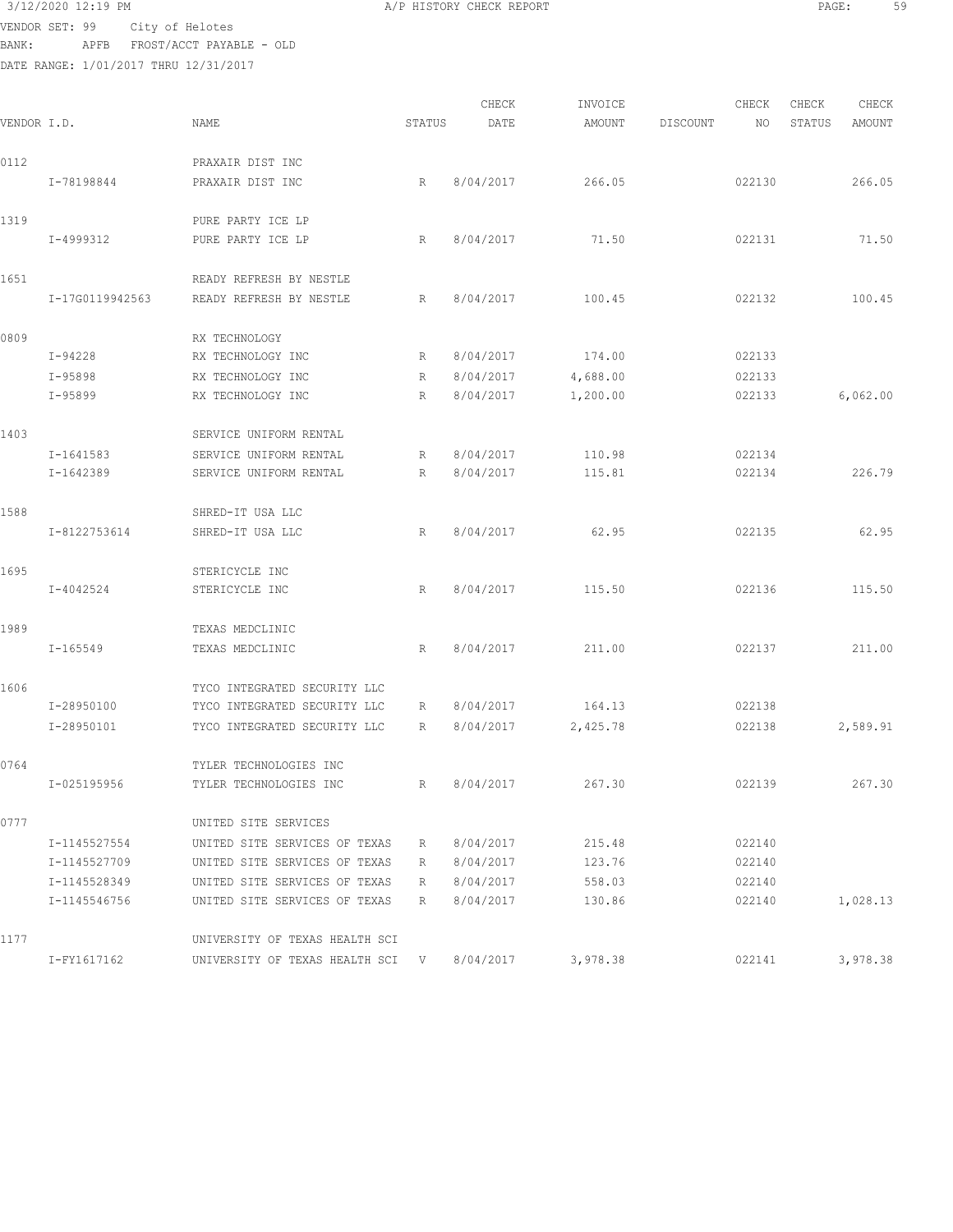3/12/2020 12:19 PM A/P HISTORY CHECK REPORT

VENDOR SET: 99 City of Helotes
BANK: APFB FROST/ACCT PAYABLE - OLD
DATE RANGE: 1/01/2017 THRU 12/31/2017

| VENDOR I.D. | NAME | STATUS | CHECK DATE | INVOICE AMOUNT | DISCOUNT | CHECK NO | CHECK STATUS | CHECK AMOUNT |
|---|---|---|---|---|---|---|---|---|
| 0112 | PRAXAIR DIST INC | | | | | | | |
| I-78198844 | PRAXAIR DIST INC | R | 8/04/2017 | 266.05 | | 022130 | | 266.05 |
| 1319 | PURE PARTY ICE LP | | | | | | | |
| I-4999312 | PURE PARTY ICE LP | R | 8/04/2017 | 71.50 | | 022131 | | 71.50 |
| 1651 | READY REFRESH BY NESTLE | | | | | | | |
| I-17G0119942563 | READY REFRESH BY NESTLE | R | 8/04/2017 | 100.45 | | 022132 | | 100.45 |
| 0809 | RX TECHNOLOGY | | | | | | | |
| I-94228 | RX TECHNOLOGY INC | R | 8/04/2017 | 174.00 | | 022133 | | |
| I-95898 | RX TECHNOLOGY INC | R | 8/04/2017 | 4,688.00 | | 022133 | | |
| I-95899 | RX TECHNOLOGY INC | R | 8/04/2017 | 1,200.00 | | 022133 | | 6,062.00 |
| 1403 | SERVICE UNIFORM RENTAL | | | | | | | |
| I-1641583 | SERVICE UNIFORM RENTAL | R | 8/04/2017 | 110.98 | | 022134 | | |
| I-1642389 | SERVICE UNIFORM RENTAL | R | 8/04/2017 | 115.81 | | 022134 | | 226.79 |
| 1588 | SHRED-IT USA LLC | | | | | | | |
| I-8122753614 | SHRED-IT USA LLC | R | 8/04/2017 | 62.95 | | 022135 | | 62.95 |
| 1695 | STERICYCLE INC | | | | | | | |
| I-4042524 | STERICYCLE INC | R | 8/04/2017 | 115.50 | | 022136 | | 115.50 |
| 1989 | TEXAS MEDCLINIC | | | | | | | |
| I-165549 | TEXAS MEDCLINIC | R | 8/04/2017 | 211.00 | | 022137 | | 211.00 |
| 1606 | TYCO INTEGRATED SECURITY LLC | | | | | | | |
| I-28950100 | TYCO INTEGRATED SECURITY LLC | R | 8/04/2017 | 164.13 | | 022138 | | |
| I-28950101 | TYCO INTEGRATED SECURITY LLC | R | 8/04/2017 | 2,425.78 | | 022138 | | 2,589.91 |
| 0764 | TYLER TECHNOLOGIES INC | | | | | | | |
| I-025195956 | TYLER TECHNOLOGIES INC | R | 8/04/2017 | 267.30 | | 022139 | | 267.30 |
| 0777 | UNITED SITE SERVICES | | | | | | | |
| I-1145527554 | UNITED SITE SERVICES OF TEXAS | R | 8/04/2017 | 215.48 | | 022140 | | |
| I-1145527709 | UNITED SITE SERVICES OF TEXAS | R | 8/04/2017 | 123.76 | | 022140 | | |
| I-1145528349 | UNITED SITE SERVICES OF TEXAS | R | 8/04/2017 | 558.03 | | 022140 | | |
| I-1145546756 | UNITED SITE SERVICES OF TEXAS | R | 8/04/2017 | 130.86 | | 022140 | | 1,028.13 |
| 1177 | UNIVERSITY OF TEXAS HEALTH SCI | | | | | | | |
| I-FY1617162 | UNIVERSITY OF TEXAS HEALTH SCI | V | 8/04/2017 | 3,978.38 | | 022141 | | 3,978.38 |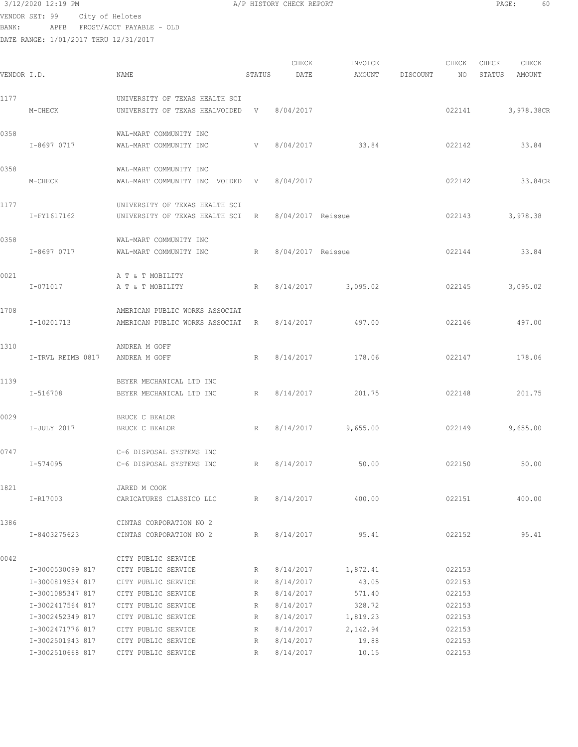3/12/2020 12:19 PM A/P HISTORY CHECK REPORT

VENDOR SET: 99 City of Helotes
BANK: APFB FROST/ACCT PAYABLE - OLD
DATE RANGE: 1/01/2017 THRU 12/31/2017

| VENDOR I.D. | | NAME | STATUS | CHECK DATE | INVOICE AMOUNT | DISCOUNT | CHECK NO | CHECK STATUS | CHECK AMOUNT |
|---|---|---|---|---|---|---|---|---|---|
| 1177 | | UNIVERSITY OF TEXAS HEALTH SCI | | | | | | | |
| | M-CHECK | UNIVERSITY OF TEXAS HEALVOIDED | V | 8/04/2017 | | | 022141 | | 3,978.38CR |
| 0358 | | WAL-MART COMMUNITY INC | | | | | | | |
| | I-8697 0717 | WAL-MART COMMUNITY INC | V | 8/04/2017 | 33.84 | | 022142 | | 33.84 |
| 0358 | | WAL-MART COMMUNITY INC | | | | | | | |
| | M-CHECK | WAL-MART COMMUNITY INC VOIDED | V | 8/04/2017 | | | 022142 | | 33.84CR |
| 1177 | | UNIVERSITY OF TEXAS HEALTH SCI | | | | | | | |
| | I-FY1617162 | UNIVERSITY OF TEXAS HEALTH SCI | R | 8/04/2017 | Reissue | | 022143 | | 3,978.38 |
| 0358 | | WAL-MART COMMUNITY INC | | | | | | | |
| | I-8697 0717 | WAL-MART COMMUNITY INC | R | 8/04/2017 | Reissue | | 022144 | | 33.84 |
| 0021 | | A T & T MOBILITY | | | | | | | |
| | I-071017 | A T & T MOBILITY | R | 8/14/2017 | 3,095.02 | | 022145 | | 3,095.02 |
| 1708 | | AMERICAN PUBLIC WORKS ASSOCIAT | | | | | | | |
| | I-10201713 | AMERICAN PUBLIC WORKS ASSOCIAT | R | 8/14/2017 | 497.00 | | 022146 | | 497.00 |
| 1310 | | ANDREA M GOFF | | | | | | | |
| | I-TRVL REIMB 0817 | ANDREA M GOFF | R | 8/14/2017 | 178.06 | | 022147 | | 178.06 |
| 1139 | | BEYER MECHANICAL LTD INC | | | | | | | |
| | I-516708 | BEYER MECHANICAL LTD INC | R | 8/14/2017 | 201.75 | | 022148 | | 201.75 |
| 0029 | | BRUCE C BEALOR | | | | | | | |
| | I-JULY 2017 | BRUCE C BEALOR | R | 8/14/2017 | 9,655.00 | | 022149 | | 9,655.00 |
| 0747 | | C-6 DISPOSAL SYSTEMS INC | | | | | | | |
| | I-574095 | C-6 DISPOSAL SYSTEMS INC | R | 8/14/2017 | 50.00 | | 022150 | | 50.00 |
| 1821 | | JARED M COOK | | | | | | | |
| | I-R17003 | CARICATURES CLASSICO LLC | R | 8/14/2017 | 400.00 | | 022151 | | 400.00 |
| 1386 | | CINTAS CORPORATION NO 2 | | | | | | | |
| | I-8403275623 | CINTAS CORPORATION NO 2 | R | 8/14/2017 | 95.41 | | 022152 | | 95.41 |
| 0042 | | CITY PUBLIC SERVICE | | | | | | | |
| | I-3000530099 817 | CITY PUBLIC SERVICE | R | 8/14/2017 | 1,872.41 | | 022153 | | |
| | I-3000819534 817 | CITY PUBLIC SERVICE | R | 8/14/2017 | 43.05 | | 022153 | | |
| | I-3001085347 817 | CITY PUBLIC SERVICE | R | 8/14/2017 | 571.40 | | 022153 | | |
| | I-3002417564 817 | CITY PUBLIC SERVICE | R | 8/14/2017 | 328.72 | | 022153 | | |
| | I-3002452349 817 | CITY PUBLIC SERVICE | R | 8/14/2017 | 1,819.23 | | 022153 | | |
| | I-3002471776 817 | CITY PUBLIC SERVICE | R | 8/14/2017 | 2,142.94 | | 022153 | | |
| | I-3002501943 817 | CITY PUBLIC SERVICE | R | 8/14/2017 | 19.88 | | 022153 | | |
| | I-3002510668 817 | CITY PUBLIC SERVICE | R | 8/14/2017 | 10.15 | | 022153 | | |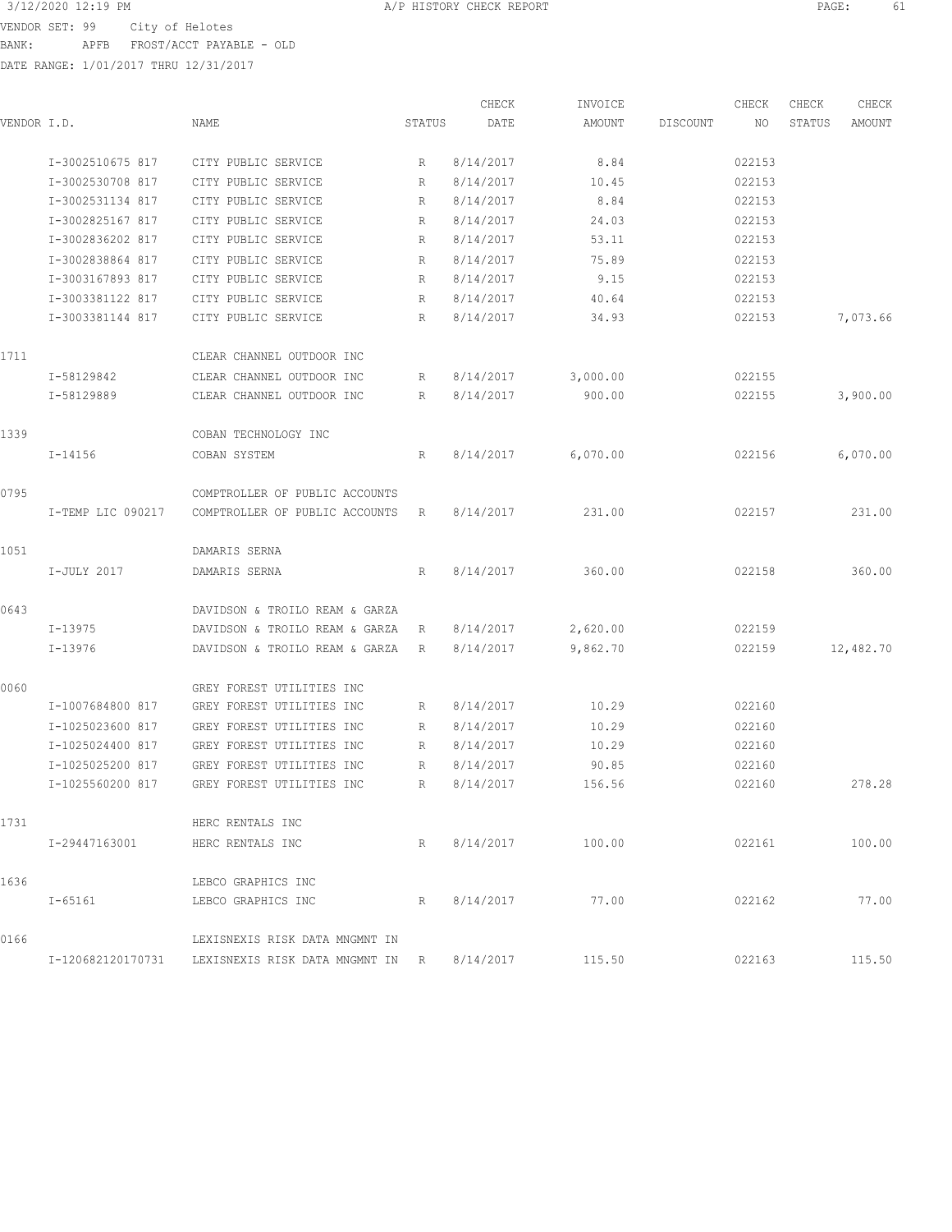3/12/2020 12:19 PM A/P HISTORY CHECK REPORT

VENDOR SET: 99 City of Helotes
BANK: APFB FROST/ACCT PAYABLE - OLD
DATE RANGE: 1/01/2017 THRU 12/31/2017

| VENDOR I.D. | | NAME | STATUS | CHECK DATE | INVOICE AMOUNT | DISCOUNT | CHECK NO | CHECK STATUS | CHECK AMOUNT |
|---|---|---|---|---|---|---|---|---|---|
| | I-3002510675 817 | CITY PUBLIC SERVICE | R | 8/14/2017 | 8.84 | | 022153 | | |
| | I-3002530708 817 | CITY PUBLIC SERVICE | R | 8/14/2017 | 10.45 | | 022153 | | |
| | I-3002531134 817 | CITY PUBLIC SERVICE | R | 8/14/2017 | 8.84 | | 022153 | | |
| | I-3002825167 817 | CITY PUBLIC SERVICE | R | 8/14/2017 | 24.03 | | 022153 | | |
| | I-3002836202 817 | CITY PUBLIC SERVICE | R | 8/14/2017 | 53.11 | | 022153 | | |
| | I-3002838864 817 | CITY PUBLIC SERVICE | R | 8/14/2017 | 75.89 | | 022153 | | |
| | I-3003167893 817 | CITY PUBLIC SERVICE | R | 8/14/2017 | 9.15 | | 022153 | | |
| | I-3003381122 817 | CITY PUBLIC SERVICE | R | 8/14/2017 | 40.64 | | 022153 | | |
| | I-3003381144 817 | CITY PUBLIC SERVICE | R | 8/14/2017 | 34.93 | | 022153 | | 7,073.66 |
| 1711 | | CLEAR CHANNEL OUTDOOR INC | | | | | | | |
| | I-58129842 | CLEAR CHANNEL OUTDOOR INC | R | 8/14/2017 | 3,000.00 | | 022155 | | |
| | I-58129889 | CLEAR CHANNEL OUTDOOR INC | R | 8/14/2017 | 900.00 | | 022155 | | 3,900.00 |
| 1339 | | COBAN TECHNOLOGY INC | | | | | | | |
| | I-14156 | COBAN SYSTEM | R | 8/14/2017 | 6,070.00 | | 022156 | | 6,070.00 |
| 0795 | | COMPTROLLER OF PUBLIC ACCOUNTS | | | | | | | |
| | I-TEMP LIC 090217 | COMPTROLLER OF PUBLIC ACCOUNTS | R | 8/14/2017 | 231.00 | | 022157 | | 231.00 |
| 1051 | | DAMARIS SERNA | | | | | | | |
| | I-JULY 2017 | DAMARIS SERNA | R | 8/14/2017 | 360.00 | | 022158 | | 360.00 |
| 0643 | | DAVIDSON & TROILO REAM & GARZA | | | | | | | |
| | I-13975 | DAVIDSON & TROILO REAM & GARZA | R | 8/14/2017 | 2,620.00 | | 022159 | | |
| | I-13976 | DAVIDSON & TROILO REAM & GARZA | R | 8/14/2017 | 9,862.70 | | 022159 | | 12,482.70 |
| 0060 | | GREY FOREST UTILITIES INC | | | | | | | |
| | I-1007684800 817 | GREY FOREST UTILITIES INC | R | 8/14/2017 | 10.29 | | 022160 | | |
| | I-1025023600 817 | GREY FOREST UTILITIES INC | R | 8/14/2017 | 10.29 | | 022160 | | |
| | I-1025024400 817 | GREY FOREST UTILITIES INC | R | 8/14/2017 | 10.29 | | 022160 | | |
| | I-1025025200 817 | GREY FOREST UTILITIES INC | R | 8/14/2017 | 90.85 | | 022160 | | |
| | I-1025560200 817 | GREY FOREST UTILITIES INC | R | 8/14/2017 | 156.56 | | 022160 | | 278.28 |
| 1731 | | HERC RENTALS INC | | | | | | | |
| | I-29447163001 | HERC RENTALS INC | R | 8/14/2017 | 100.00 | | 022161 | | 100.00 |
| 1636 | | LEBCO GRAPHICS INC | | | | | | | |
| | I-65161 | LEBCO GRAPHICS INC | R | 8/14/2017 | 77.00 | | 022162 | | 77.00 |
| 0166 | | LEXISNEXIS RISK DATA MNGMNT IN | | | | | | | |
| | I-120682120170731 | LEXISNEXIS RISK DATA MNGMNT IN | R | 8/14/2017 | 115.50 | | 022163 | | 115.50 |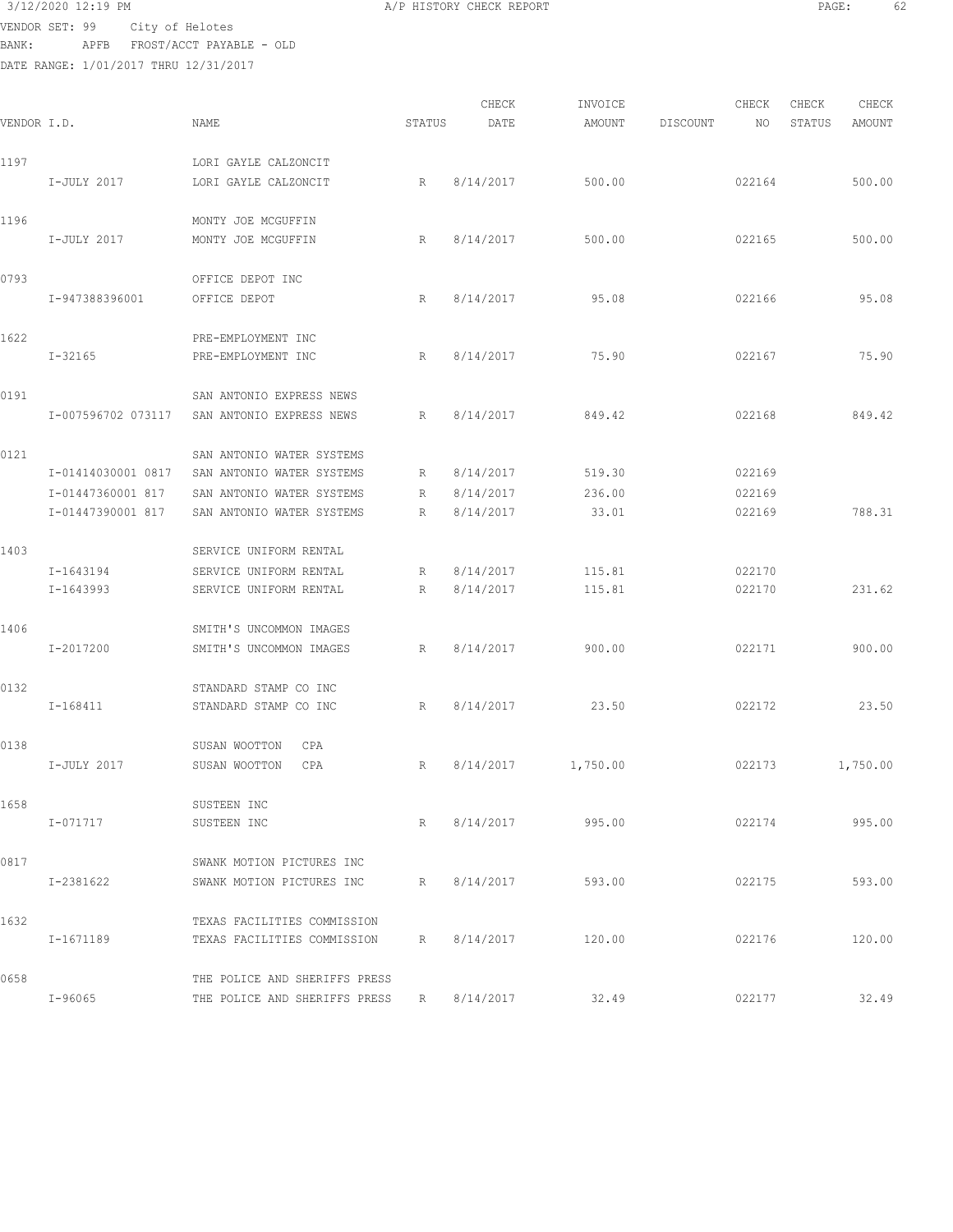A/P HISTORY CHECK REPORT

VENDOR SET: 99 City of Helotes
BANK: APFB FROST/ACCT PAYABLE - OLD
DATE RANGE: 1/01/2017 THRU 12/31/2017

| VENDOR I.D. | NAME | STATUS | CHECK DATE | INVOICE AMOUNT | DISCOUNT | CHECK NO | CHECK STATUS | CHECK AMOUNT |
|---|---|---|---|---|---|---|---|---|
| 1197 | LORI GAYLE CALZONCIT | | | | | | | |
| I-JULY 2017 | LORI GAYLE CALZONCIT | R | 8/14/2017 | 500.00 | | 022164 | | 500.00 |
| 1196 | MONTY JOE MCGUFFIN | | | | | | | |
| I-JULY 2017 | MONTY JOE MCGUFFIN | R | 8/14/2017 | 500.00 | | 022165 | | 500.00 |
| 0793 | OFFICE DEPOT INC | | | | | | | |
| I-947388396001 | OFFICE DEPOT | R | 8/14/2017 | 95.08 | | 022166 | | 95.08 |
| 1622 | PRE-EMPLOYMENT INC | | | | | | | |
| I-32165 | PRE-EMPLOYMENT INC | R | 8/14/2017 | 75.90 | | 022167 | | 75.90 |
| 0191 | SAN ANTONIO EXPRESS NEWS | | | | | | | |
| I-007596702 073117 | SAN ANTONIO EXPRESS NEWS | R | 8/14/2017 | 849.42 | | 022168 | | 849.42 |
| 0121 | SAN ANTONIO WATER SYSTEMS | | | | | | | |
| I-01414030001 0817 | SAN ANTONIO WATER SYSTEMS | R | 8/14/2017 | 519.30 | | 022169 | | |
| I-01447360001 817 | SAN ANTONIO WATER SYSTEMS | R | 8/14/2017 | 236.00 | | 022169 | | |
| I-01447390001 817 | SAN ANTONIO WATER SYSTEMS | R | 8/14/2017 | 33.01 | | 022169 | | 788.31 |
| 1403 | SERVICE UNIFORM RENTAL | | | | | | | |
| I-1643194 | SERVICE UNIFORM RENTAL | R | 8/14/2017 | 115.81 | | 022170 | | |
| I-1643993 | SERVICE UNIFORM RENTAL | R | 8/14/2017 | 115.81 | | 022170 | | 231.62 |
| 1406 | SMITH'S UNCOMMON IMAGES | | | | | | | |
| I-2017200 | SMITH'S UNCOMMON IMAGES | R | 8/14/2017 | 900.00 | | 022171 | | 900.00 |
| 0132 | STANDARD STAMP CO INC | | | | | | | |
| I-168411 | STANDARD STAMP CO INC | R | 8/14/2017 | 23.50 | | 022172 | | 23.50 |
| 0138 | SUSAN WOOTTON CPA | | | | | | | |
| I-JULY 2017 | SUSAN WOOTTON CPA | R | 8/14/2017 | 1,750.00 | | 022173 | | 1,750.00 |
| 1658 | SUSTEEN INC | | | | | | | |
| I-071717 | SUSTEEN INC | R | 8/14/2017 | 995.00 | | 022174 | | 995.00 |
| 0817 | SWANK MOTION PICTURES INC | | | | | | | |
| I-2381622 | SWANK MOTION PICTURES INC | R | 8/14/2017 | 593.00 | | 022175 | | 593.00 |
| 1632 | TEXAS FACILITIES COMMISSION | | | | | | | |
| I-1671189 | TEXAS FACILITIES COMMISSION | R | 8/14/2017 | 120.00 | | 022176 | | 120.00 |
| 0658 | THE POLICE AND SHERIFFS PRESS | | | | | | | |
| I-96065 | THE POLICE AND SHERIFFS PRESS | R | 8/14/2017 | 32.49 | | 022177 | | 32.49 |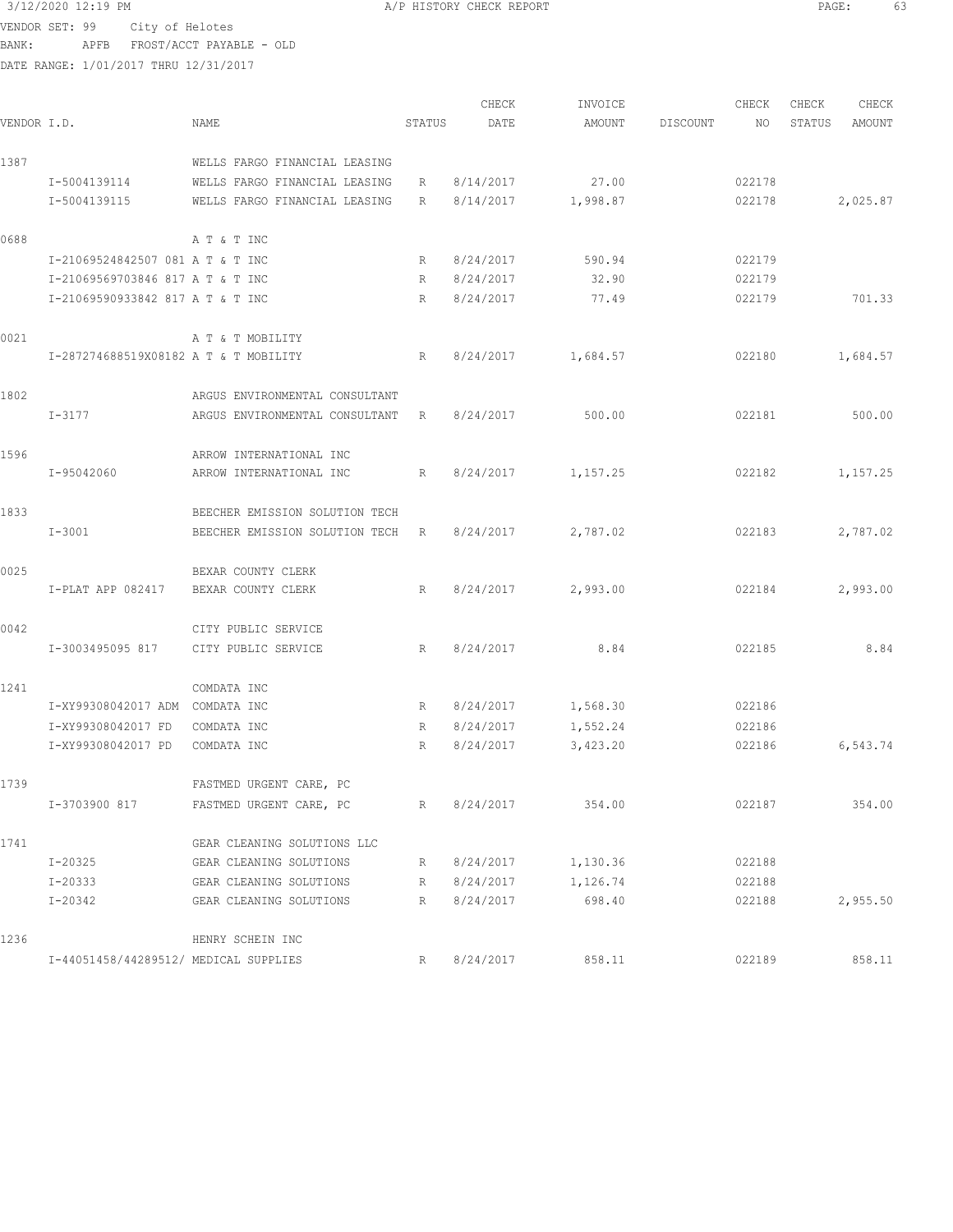3/12/2020 12:19 PM A/P HISTORY CHECK REPORT

VENDOR SET: 99 City of Helotes
BANK: APFB FROST/ACCT PAYABLE - OLD
DATE RANGE: 1/01/2017 THRU 12/31/2017

| VENDOR I.D. | | NAME | STATUS | CHECK DATE | INVOICE AMOUNT | DISCOUNT | CHECK NO | CHECK STATUS | CHECK AMOUNT |
|---|---|---|---|---|---|---|---|---|---|
| 1387 | | WELLS FARGO FINANCIAL LEASING | | | | | | | |
| | I-5004139114 | WELLS FARGO FINANCIAL LEASING | R | 8/14/2017 | 27.00 | | 022178 | | |
| | I-5004139115 | WELLS FARGO FINANCIAL LEASING | R | 8/14/2017 | 1,998.87 | | 022178 | | 2,025.87 |
| 0688 | | A T & T INC | | | | | | | |
| | I-21069524842507 081 | A T & T INC | R | 8/24/2017 | 590.94 | | 022179 | | |
| | I-21069569703846 817 | A T & T INC | R | 8/24/2017 | 32.90 | | 022179 | | |
| | I-21069590933842 817 | A T & T INC | R | 8/24/2017 | 77.49 | | 022179 | | 701.33 |
| 0021 | | A T & T MOBILITY | | | | | | | |
| | I-287274688519X08182 | A T & T MOBILITY | R | 8/24/2017 | 1,684.57 | | 022180 | | 1,684.57 |
| 1802 | | ARGUS ENVIRONMENTAL CONSULTANT | | | | | | | |
| | I-3177 | ARGUS ENVIRONMENTAL CONSULTANT | R | 8/24/2017 | 500.00 | | 022181 | | 500.00 |
| 1596 | | ARROW INTERNATIONAL INC | | | | | | | |
| | I-95042060 | ARROW INTERNATIONAL INC | R | 8/24/2017 | 1,157.25 | | 022182 | | 1,157.25 |
| 1833 | | BEECHER EMISSION SOLUTION TECH | | | | | | | |
| | I-3001 | BEECHER EMISSION SOLUTION TECH | R | 8/24/2017 | 2,787.02 | | 022183 | | 2,787.02 |
| 0025 | | BEXAR COUNTY CLERK | | | | | | | |
| | I-PLAT APP 082417 | BEXAR COUNTY CLERK | R | 8/24/2017 | 2,993.00 | | 022184 | | 2,993.00 |
| 0042 | | CITY PUBLIC SERVICE | | | | | | | |
| | I-3003495095 817 | CITY PUBLIC SERVICE | R | 8/24/2017 | 8.84 | | 022185 | | 8.84 |
| 1241 | | COMDATA INC | | | | | | | |
| | I-XY99308042017 ADM | COMDATA INC | R | 8/24/2017 | 1,568.30 | | 022186 | | |
| | I-XY99308042017 FD | COMDATA INC | R | 8/24/2017 | 1,552.24 | | 022186 | | |
| | I-XY99308042017 PD | COMDATA INC | R | 8/24/2017 | 3,423.20 | | 022186 | | 6,543.74 |
| 1739 | | FASTMED URGENT CARE, PC | | | | | | | |
| | I-3703900 817 | FASTMED URGENT CARE, PC | R | 8/24/2017 | 354.00 | | 022187 | | 354.00 |
| 1741 | | GEAR CLEANING SOLUTIONS LLC | | | | | | | |
| | I-20325 | GEAR CLEANING SOLUTIONS | R | 8/24/2017 | 1,130.36 | | 022188 | | |
| | I-20333 | GEAR CLEANING SOLUTIONS | R | 8/24/2017 | 1,126.74 | | 022188 | | |
| | I-20342 | GEAR CLEANING SOLUTIONS | R | 8/24/2017 | 698.40 | | 022188 | | 2,955.50 |
| 1236 | | HENRY SCHEIN INC | | | | | | | |
| | I-44051458/44289512/ | MEDICAL SUPPLIES | R | 8/24/2017 | 858.11 | | 022189 | | 858.11 |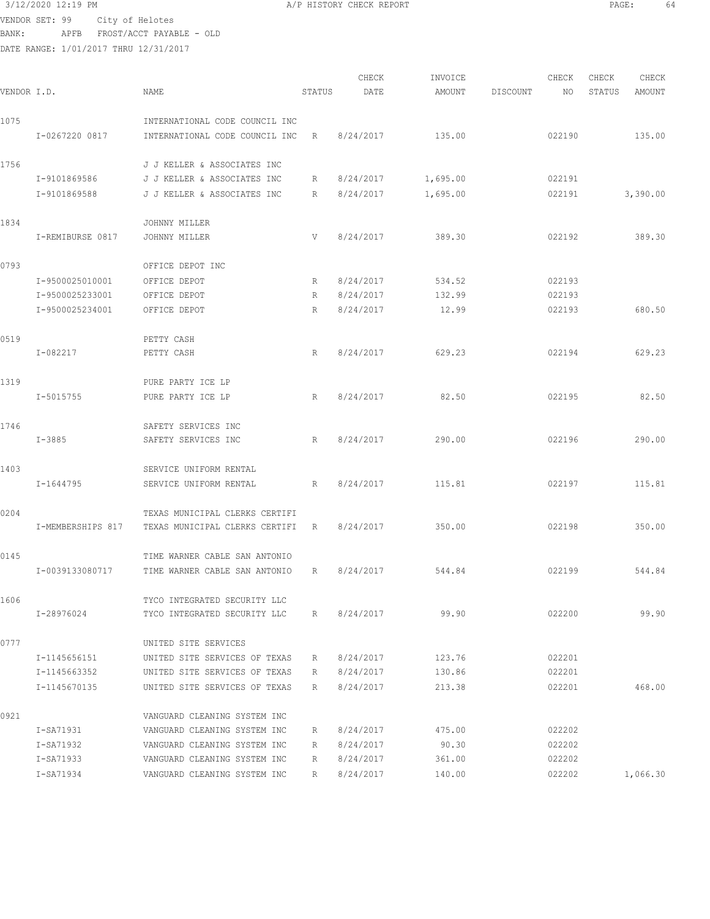3/12/2020 12:19 PM A/P HISTORY CHECK REPORT

VENDOR SET: 99 City of Helotes
BANK: APFB FROST/ACCT PAYABLE - OLD
DATE RANGE: 1/01/2017 THRU 12/31/2017

| VENDOR I.D. | NAME | STATUS | CHECK DATE | INVOICE AMOUNT | DISCOUNT | CHECK NO | CHECK STATUS | CHECK AMOUNT |
|---|---|---|---|---|---|---|---|---|
| 1075 | INTERNATIONAL CODE COUNCIL INC | | | | | | | |
| I-0267220 0817 | INTERNATIONAL CODE COUNCIL INC | R | 8/24/2017 | 135.00 | | 022190 | | 135.00 |
| 1756 | J J KELLER & ASSOCIATES INC | | | | | | | |
| I-9101869586 | J J KELLER & ASSOCIATES INC | R | 8/24/2017 | 1,695.00 | | 022191 | | |
| I-9101869588 | J J KELLER & ASSOCIATES INC | R | 8/24/2017 | 1,695.00 | | 022191 | | 3,390.00 |
| 1834 | JOHNNY MILLER | | | | | | | |
| I-REMIBURSE 0817 | JOHNNY MILLER | V | 8/24/2017 | 389.30 | | 022192 | | 389.30 |
| 0793 | OFFICE DEPOT INC | | | | | | | |
| I-9500025010001 | OFFICE DEPOT | R | 8/24/2017 | 534.52 | | 022193 | | |
| I-9500025233001 | OFFICE DEPOT | R | 8/24/2017 | 132.99 | | 022193 | | |
| I-9500025234001 | OFFICE DEPOT | R | 8/24/2017 | 12.99 | | 022193 | | 680.50 |
| 0519 | PETTY CASH | | | | | | | |
| I-082217 | PETTY CASH | R | 8/24/2017 | 629.23 | | 022194 | | 629.23 |
| 1319 | PURE PARTY ICE LP | | | | | | | |
| I-5015755 | PURE PARTY ICE LP | R | 8/24/2017 | 82.50 | | 022195 | | 82.50 |
| 1746 | SAFETY SERVICES INC | | | | | | | |
| I-3885 | SAFETY SERVICES INC | R | 8/24/2017 | 290.00 | | 022196 | | 290.00 |
| 1403 | SERVICE UNIFORM RENTAL | | | | | | | |
| I-1644795 | SERVICE UNIFORM RENTAL | R | 8/24/2017 | 115.81 | | 022197 | | 115.81 |
| 0204 | TEXAS MUNICIPAL CLERKS CERTIFI | | | | | | | |
| I-MEMBERSHIPS 817 | TEXAS MUNICIPAL CLERKS CERTIFI | R | 8/24/2017 | 350.00 | | 022198 | | 350.00 |
| 0145 | TIME WARNER CABLE SAN ANTONIO | | | | | | | |
| I-0039133080717 | TIME WARNER CABLE SAN ANTONIO | R | 8/24/2017 | 544.84 | | 022199 | | 544.84 |
| 1606 | TYCO INTEGRATED SECURITY LLC | | | | | | | |
| I-28976024 | TYCO INTEGRATED SECURITY LLC | R | 8/24/2017 | 99.90 | | 022200 | | 99.90 |
| 0777 | UNITED SITE SERVICES | | | | | | | |
| I-1145656151 | UNITED SITE SERVICES OF TEXAS | R | 8/24/2017 | 123.76 | | 022201 | | |
| I-1145663352 | UNITED SITE SERVICES OF TEXAS | R | 8/24/2017 | 130.86 | | 022201 | | |
| I-1145670135 | UNITED SITE SERVICES OF TEXAS | R | 8/24/2017 | 213.38 | | 022201 | | 468.00 |
| 0921 | VANGUARD CLEANING SYSTEM INC | | | | | | | |
| I-SA71931 | VANGUARD CLEANING SYSTEM INC | R | 8/24/2017 | 475.00 | | 022202 | | |
| I-SA71932 | VANGUARD CLEANING SYSTEM INC | R | 8/24/2017 | 90.30 | | 022202 | | |
| I-SA71933 | VANGUARD CLEANING SYSTEM INC | R | 8/24/2017 | 361.00 | | 022202 | | |
| I-SA71934 | VANGUARD CLEANING SYSTEM INC | R | 8/24/2017 | 140.00 | | 022202 | | 1,066.30 |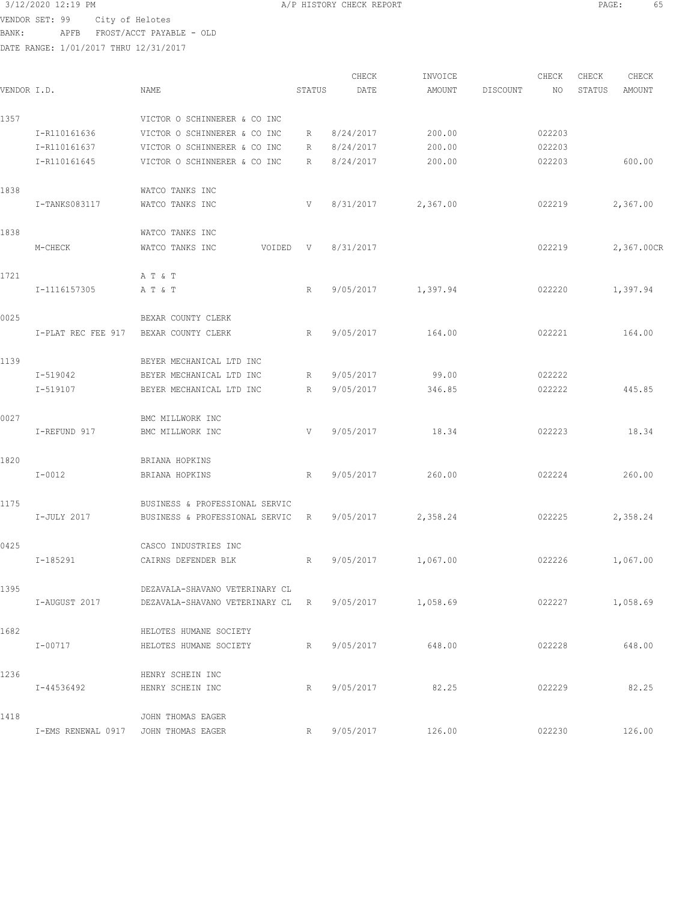3/12/2020 12:19 PM A/P HISTORY CHECK REPORT

VENDOR SET: 99 City of Helotes
BANK: APFB FROST/ACCT PAYABLE - OLD
DATE RANGE: 1/01/2017 THRU 12/31/2017

| VENDOR I.D. | NAME | STATUS | CHECK DATE | INVOICE AMOUNT | DISCOUNT | CHECK NO | CHECK STATUS | CHECK AMOUNT |
|---|---|---|---|---|---|---|---|---|
| 1357 | VICTOR O SCHINNERER & CO INC | | | | | | | |
| I-R110161636 | VICTOR O SCHINNERER & CO INC | R | 8/24/2017 | 200.00 | | 022203 | | |
| I-R110161637 | VICTOR O SCHINNERER & CO INC | R | 8/24/2017 | 200.00 | | 022203 | | |
| I-R110161645 | VICTOR O SCHINNERER & CO INC | R | 8/24/2017 | 200.00 | | 022203 | | 600.00 |
| 1838 | WATCO TANKS INC | | | | | | | |
| I-TANKS083117 | WATCO TANKS INC | V | 8/31/2017 | 2,367.00 | | 022219 | | 2,367.00 |
| 1838 | WATCO TANKS INC | | | | | | | |
| M-CHECK | WATCO TANKS INC VOIDED | V | 8/31/2017 | | | 022219 | | 2,367.00CR |
| 1721 | A T & T | | | | | | | |
| I-1116157305 | A T & T | R | 9/05/2017 | 1,397.94 | | 022220 | | 1,397.94 |
| 0025 | BEXAR COUNTY CLERK | | | | | | | |
| I-PLAT REC FEE 917 | BEXAR COUNTY CLERK | R | 9/05/2017 | 164.00 | | 022221 | | 164.00 |
| 1139 | BEYER MECHANICAL LTD INC | | | | | | | |
| I-519042 | BEYER MECHANICAL LTD INC | R | 9/05/2017 | 99.00 | | 022222 | | |
| I-519107 | BEYER MECHANICAL LTD INC | R | 9/05/2017 | 346.85 | | 022222 | | 445.85 |
| 0027 | BMC MILLWORK INC | | | | | | | |
| I-REFUND 917 | BMC MILLWORK INC | V | 9/05/2017 | 18.34 | | 022223 | | 18.34 |
| 1820 | BRIANA HOPKINS | | | | | | | |
| I-0012 | BRIANA HOPKINS | R | 9/05/2017 | 260.00 | | 022224 | | 260.00 |
| 1175 | BUSINESS & PROFESSIONAL SERVIC | | | | | | | |
| I-JULY 2017 | BUSINESS & PROFESSIONAL SERVIC | R | 9/05/2017 | 2,358.24 | | 022225 | | 2,358.24 |
| 0425 | CASCO INDUSTRIES INC | | | | | | | |
| I-185291 | CAIRNS DEFENDER BLK | R | 9/05/2017 | 1,067.00 | | 022226 | | 1,067.00 |
| 1395 | DEZAVALA-SHAVANO VETERINARY CL | | | | | | | |
| I-AUGUST 2017 | DEZAVALA-SHAVANO VETERINARY CL | R | 9/05/2017 | 1,058.69 | | 022227 | | 1,058.69 |
| 1682 | HELOTES HUMANE SOCIETY | | | | | | | |
| I-00717 | HELOTES HUMANE SOCIETY | R | 9/05/2017 | 648.00 | | 022228 | | 648.00 |
| 1236 | HENRY SCHEIN INC | | | | | | | |
| I-44536492 | HENRY SCHEIN INC | R | 9/05/2017 | 82.25 | | 022229 | | 82.25 |
| 1418 | JOHN THOMAS EAGER | | | | | | | |
| I-EMS RENEWAL 0917 | JOHN THOMAS EAGER | R | 9/05/2017 | 126.00 | | 022230 | | 126.00 |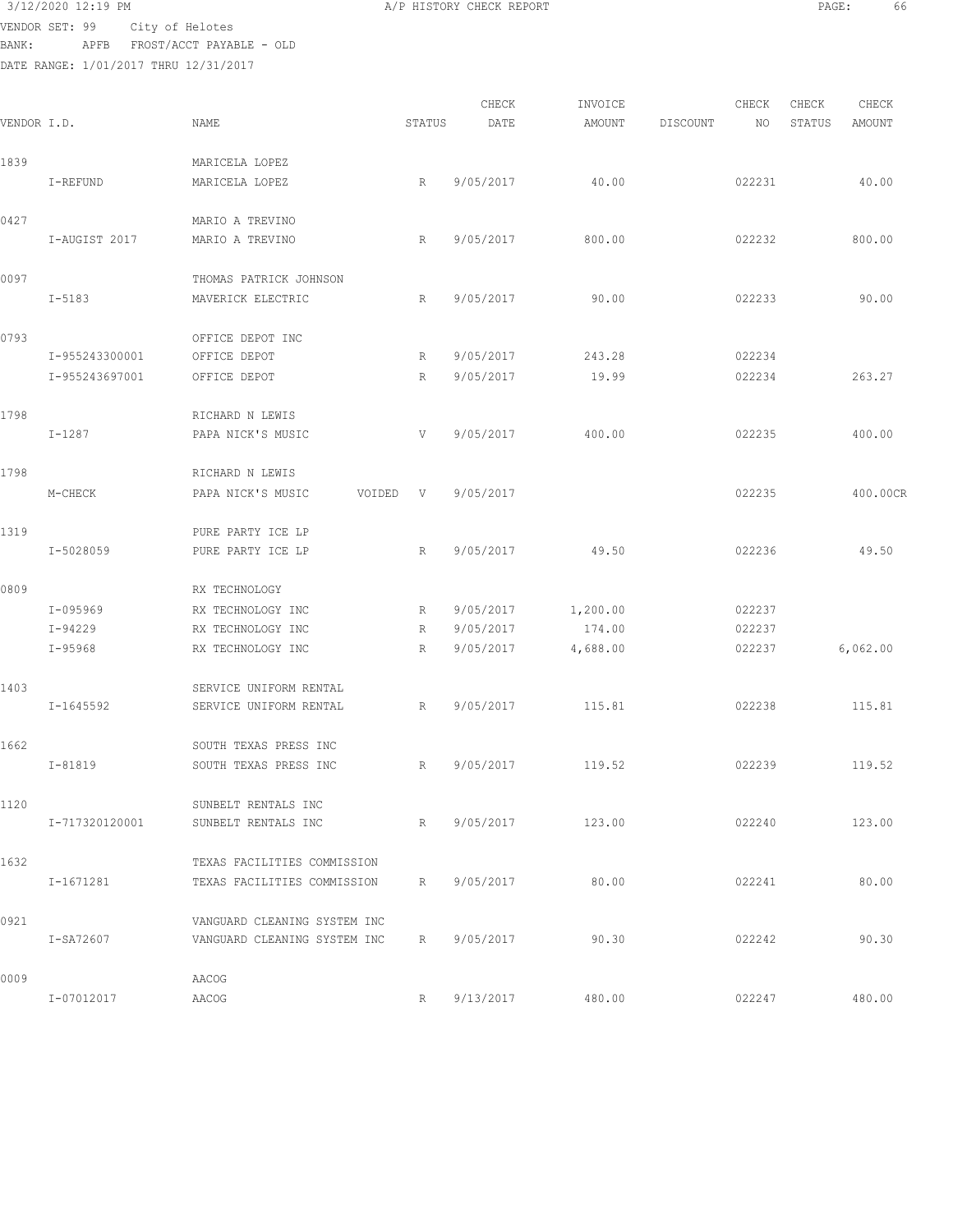3/12/2020 12:19 PM A/P HISTORY CHECK REPORT

VENDOR SET: 99 City of Helotes
BANK: APFB FROST/ACCT PAYABLE - OLD
DATE RANGE: 1/01/2017 THRU 12/31/2017

| VENDOR I.D. | | NAME | STATUS | CHECK DATE | INVOICE AMOUNT | DISCOUNT | CHECK NO | CHECK STATUS | CHECK AMOUNT |
|---|---|---|---|---|---|---|---|---|---|
| 1839 | | MARICELA LOPEZ | | | | | | | |
| | I-REFUND | MARICELA LOPEZ | R | 9/05/2017 | 40.00 | | 022231 | | 40.00 |
| 0427 | | MARIO A TREVINO | | | | | | | |
| | I-AUGIST 2017 | MARIO A TREVINO | R | 9/05/2017 | 800.00 | | 022232 | | 800.00 |
| 0097 | | THOMAS PATRICK JOHNSON | | | | | | | |
| | I-5183 | MAVERICK ELECTRIC | R | 9/05/2017 | 90.00 | | 022233 | | 90.00 |
| 0793 | | OFFICE DEPOT INC | | | | | | | |
| | I-955243300001 | OFFICE DEPOT | R | 9/05/2017 | 243.28 | | 022234 | | |
| | I-955243697001 | OFFICE DEPOT | R | 9/05/2017 | 19.99 | | 022234 | | 263.27 |
| 1798 | | RICHARD N LEWIS | | | | | | | |
| | I-1287 | PAPA NICK'S MUSIC | V | 9/05/2017 | 400.00 | | 022235 | | 400.00 |
| 1798 | | RICHARD N LEWIS | | | | | | | |
| | M-CHECK | PAPA NICK'S MUSIC VOIDED | V | 9/05/2017 | | | 022235 | | 400.00CR |
| 1319 | | PURE PARTY ICE LP | | | | | | | |
| | I-5028059 | PURE PARTY ICE LP | R | 9/05/2017 | 49.50 | | 022236 | | 49.50 |
| 0809 | | RX TECHNOLOGY | | | | | | | |
| | I-095969 | RX TECHNOLOGY INC | R | 9/05/2017 | 1,200.00 | | 022237 | | |
| | I-94229 | RX TECHNOLOGY INC | R | 9/05/2017 | 174.00 | | 022237 | | |
| | I-95968 | RX TECHNOLOGY INC | R | 9/05/2017 | 4,688.00 | | 022237 | | 6,062.00 |
| 1403 | | SERVICE UNIFORM RENTAL | | | | | | | |
| | I-1645592 | SERVICE UNIFORM RENTAL | R | 9/05/2017 | 115.81 | | 022238 | | 115.81 |
| 1662 | | SOUTH TEXAS PRESS INC | | | | | | | |
| | I-81819 | SOUTH TEXAS PRESS INC | R | 9/05/2017 | 119.52 | | 022239 | | 119.52 |
| 1120 | | SUNBELT RENTALS INC | | | | | | | |
| | I-717320120001 | SUNBELT RENTALS INC | R | 9/05/2017 | 123.00 | | 022240 | | 123.00 |
| 1632 | | TEXAS FACILITIES COMMISSION | | | | | | | |
| | I-1671281 | TEXAS FACILITIES COMMISSION | R | 9/05/2017 | 80.00 | | 022241 | | 80.00 |
| 0921 | | VANGUARD CLEANING SYSTEM INC | | | | | | | |
| | I-SA72607 | VANGUARD CLEANING SYSTEM INC | R | 9/05/2017 | 90.30 | | 022242 | | 90.30 |
| 0009 | | AACOG | | | | | | | |
| | I-07012017 | AACOG | R | 9/13/2017 | 480.00 | | 022247 | | 480.00 |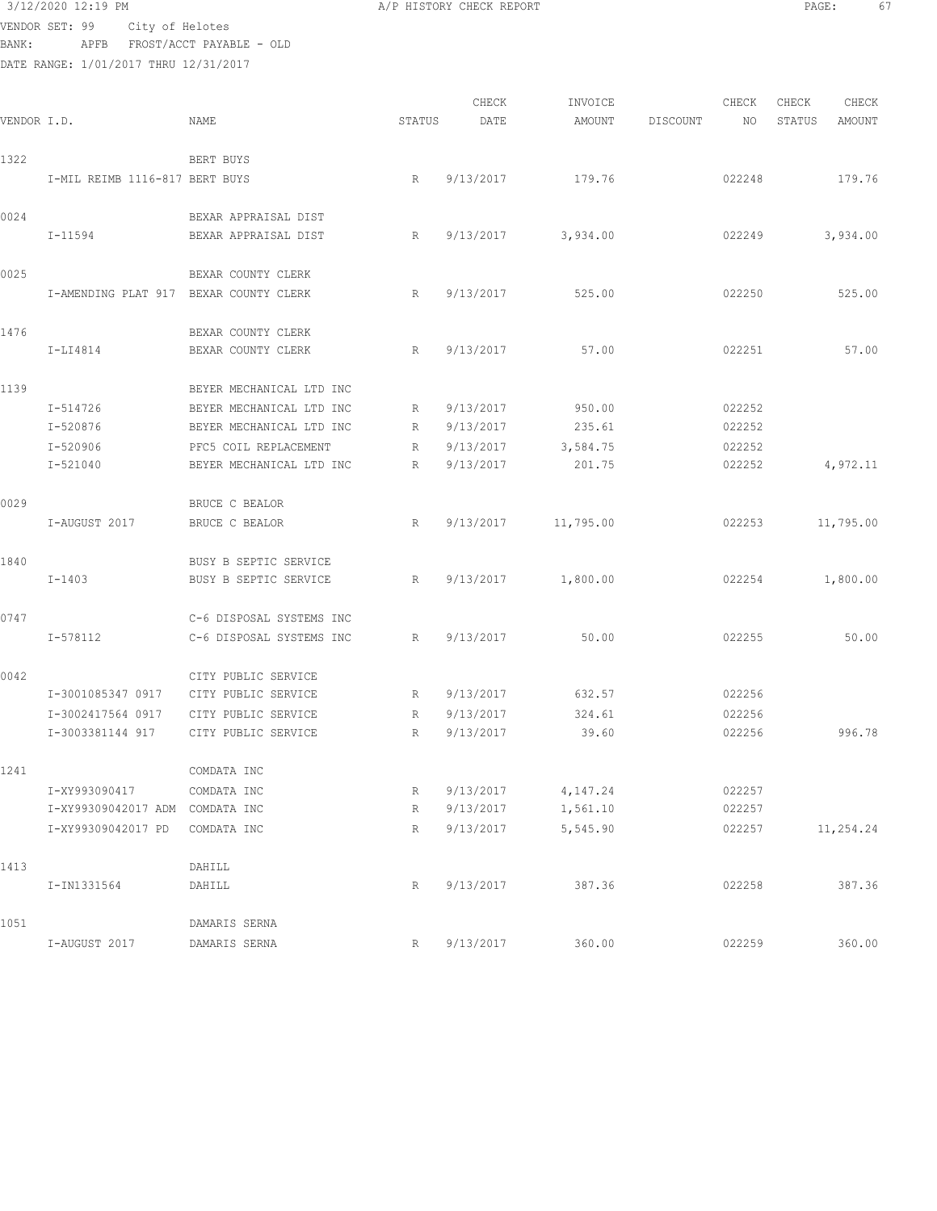3/12/2020 12:19 PM A/P HISTORY CHECK REPORT

VENDOR SET: 99 City of Helotes
BANK: APFB FROST/ACCT PAYABLE - OLD
DATE RANGE: 1/01/2017 THRU 12/31/2017

| VENDOR I.D. | NAME | STATUS | CHECK DATE | INVOICE AMOUNT | DISCOUNT | CHECK NO | CHECK STATUS | CHECK AMOUNT |
|---|---|---|---|---|---|---|---|---|
| 1322 | BERT BUYS | | | | | | | |
| I-MIL REIMB 1116-817 | BERT BUYS | R | 9/13/2017 | 179.76 | | 022248 | | 179.76 |
| 0024 | BEXAR APPRAISAL DIST | | | | | | | |
| I-11594 | BEXAR APPRAISAL DIST | R | 9/13/2017 | 3,934.00 | | 022249 | | 3,934.00 |
| 0025 | BEXAR COUNTY CLERK | | | | | | | |
| I-AMENDING PLAT 917 | BEXAR COUNTY CLERK | R | 9/13/2017 | 525.00 | | 022250 | | 525.00 |
| 1476 | BEXAR COUNTY CLERK | | | | | | | |
| I-LI4814 | BEXAR COUNTY CLERK | R | 9/13/2017 | 57.00 | | 022251 | | 57.00 |
| 1139 | BEYER MECHANICAL LTD INC | | | | | | | |
| I-514726 | BEYER MECHANICAL LTD INC | R | 9/13/2017 | 950.00 | | 022252 | | |
| I-520876 | BEYER MECHANICAL LTD INC | R | 9/13/2017 | 235.61 | | 022252 | | |
| I-520906 | PFC5 COIL REPLACEMENT | R | 9/13/2017 | 3,584.75 | | 022252 | | |
| I-521040 | BEYER MECHANICAL LTD INC | R | 9/13/2017 | 201.75 | | 022252 | | 4,972.11 |
| 0029 | BRUCE C BEALOR | | | | | | | |
| I-AUGUST 2017 | BRUCE C BEALOR | R | 9/13/2017 | 11,795.00 | | 022253 | | 11,795.00 |
| 1840 | BUSY B SEPTIC SERVICE | | | | | | | |
| I-1403 | BUSY B SEPTIC SERVICE | R | 9/13/2017 | 1,800.00 | | 022254 | | 1,800.00 |
| 0747 | C-6 DISPOSAL SYSTEMS INC | | | | | | | |
| I-578112 | C-6 DISPOSAL SYSTEMS INC | R | 9/13/2017 | 50.00 | | 022255 | | 50.00 |
| 0042 | CITY PUBLIC SERVICE | | | | | | | |
| I-3001085347 0917 | CITY PUBLIC SERVICE | R | 9/13/2017 | 632.57 | | 022256 | | |
| I-3002417564 0917 | CITY PUBLIC SERVICE | R | 9/13/2017 | 324.61 | | 022256 | | |
| I-3003381144 917 | CITY PUBLIC SERVICE | R | 9/13/2017 | 39.60 | | 022256 | | 996.78 |
| 1241 | COMDATA INC | | | | | | | |
| I-XY993090417 | COMDATA INC | R | 9/13/2017 | 4,147.24 | | 022257 | | |
| I-XY99309042017 ADM | COMDATA INC | R | 9/13/2017 | 1,561.10 | | 022257 | | |
| I-XY99309042017 PD | COMDATA INC | R | 9/13/2017 | 5,545.90 | | 022257 | | 11,254.24 |
| 1413 | DAHILL | | | | | | | |
| I-IN1331564 | DAHILL | R | 9/13/2017 | 387.36 | | 022258 | | 387.36 |
| 1051 | DAMARIS SERNA | | | | | | | |
| I-AUGUST 2017 | DAMARIS SERNA | R | 9/13/2017 | 360.00 | | 022259 | | 360.00 |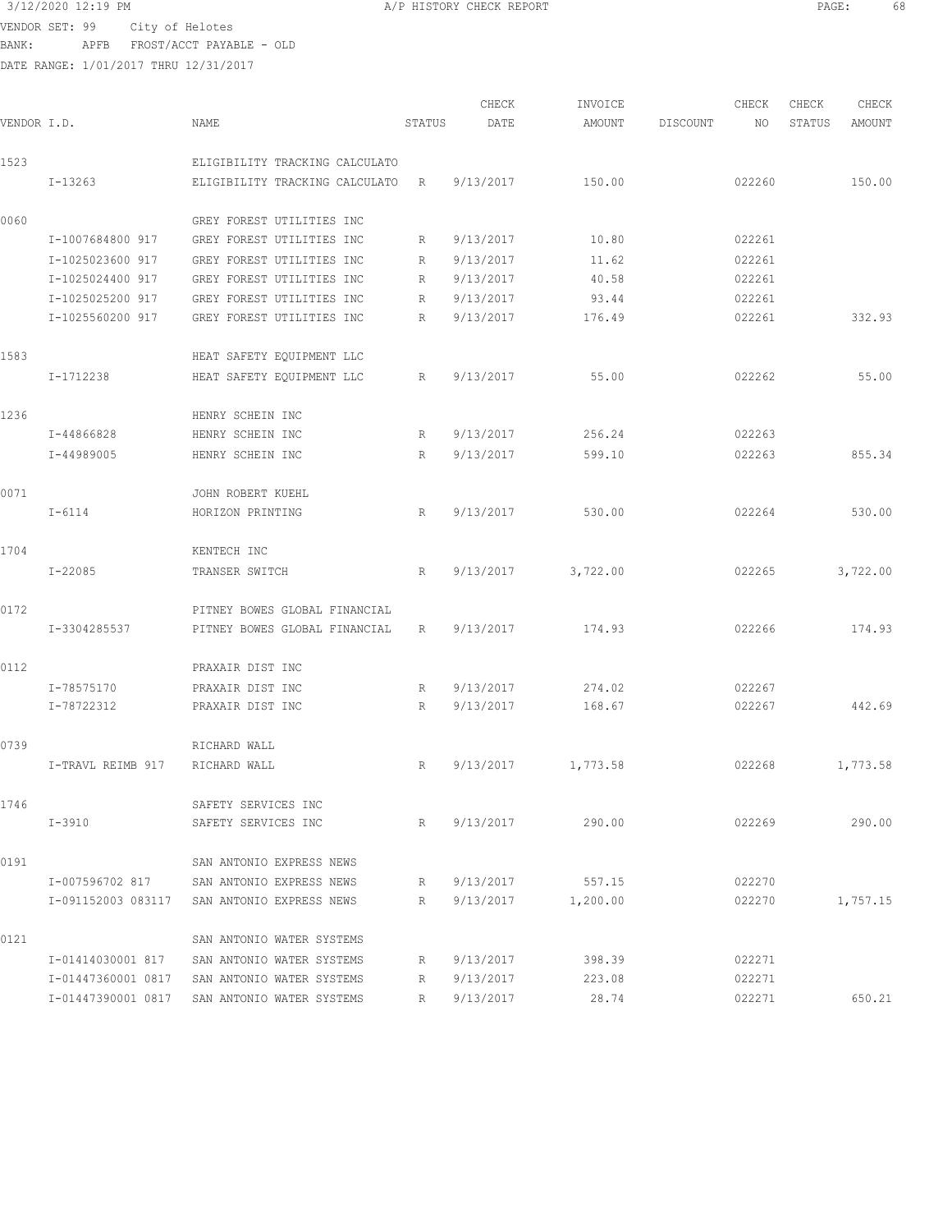3/12/2020 12:19 PM A/P HISTORY CHECK REPORT

VENDOR SET: 99 City of Helotes
BANK: APFB FROST/ACCT PAYABLE - OLD
DATE RANGE: 1/01/2017 THRU 12/31/2017

| VENDOR I.D. | | NAME | STATUS | CHECK DATE | INVOICE AMOUNT | DISCOUNT | CHECK NO | CHECK STATUS | CHECK AMOUNT |
|---|---|---|---|---|---|---|---|---|---|
| 1523 | | ELIGIBILITY TRACKING CALCULATO | | | | | | | |
| | I-13263 | ELIGIBILITY TRACKING CALCULATO | R | 9/13/2017 | 150.00 | | 022260 | | 150.00 |
| 0060 | | GREY FOREST UTILITIES INC | | | | | | | |
| | I-1007684800 917 | GREY FOREST UTILITIES INC | R | 9/13/2017 | 10.80 | | 022261 | | |
| | I-1025023600 917 | GREY FOREST UTILITIES INC | R | 9/13/2017 | 11.62 | | 022261 | | |
| | I-1025024400 917 | GREY FOREST UTILITIES INC | R | 9/13/2017 | 40.58 | | 022261 | | |
| | I-1025025200 917 | GREY FOREST UTILITIES INC | R | 9/13/2017 | 93.44 | | 022261 | | |
| | I-1025560200 917 | GREY FOREST UTILITIES INC | R | 9/13/2017 | 176.49 | | 022261 | | 332.93 |
| 1583 | | HEAT SAFETY EQUIPMENT LLC | | | | | | | |
| | I-1712238 | HEAT SAFETY EQUIPMENT LLC | R | 9/13/2017 | 55.00 | | 022262 | | 55.00 |
| 1236 | | HENRY SCHEIN INC | | | | | | | |
| | I-44866828 | HENRY SCHEIN INC | R | 9/13/2017 | 256.24 | | 022263 | | |
| | I-44989005 | HENRY SCHEIN INC | R | 9/13/2017 | 599.10 | | 022263 | | 855.34 |
| 0071 | | JOHN ROBERT KUEHL | | | | | | | |
| | I-6114 | HORIZON PRINTING | R | 9/13/2017 | 530.00 | | 022264 | | 530.00 |
| 1704 | | KENTECH INC | | | | | | | |
| | I-22085 | TRANSER SWITCH | R | 9/13/2017 | 3,722.00 | | 022265 | | 3,722.00 |
| 0172 | | PITNEY BOWES GLOBAL FINANCIAL | | | | | | | |
| | I-3304285537 | PITNEY BOWES GLOBAL FINANCIAL | R | 9/13/2017 | 174.93 | | 022266 | | 174.93 |
| 0112 | | PRAXAIR DIST INC | | | | | | | |
| | I-78575170 | PRAXAIR DIST INC | R | 9/13/2017 | 274.02 | | 022267 | | |
| | I-78722312 | PRAXAIR DIST INC | R | 9/13/2017 | 168.67 | | 022267 | | 442.69 |
| 0739 | | RICHARD WALL | | | | | | | |
| | I-TRAVL REIMB 917 | RICHARD WALL | R | 9/13/2017 | 1,773.58 | | 022268 | | 1,773.58 |
| 1746 | | SAFETY SERVICES INC | | | | | | | |
| | I-3910 | SAFETY SERVICES INC | R | 9/13/2017 | 290.00 | | 022269 | | 290.00 |
| 0191 | | SAN ANTONIO EXPRESS NEWS | | | | | | | |
| | I-007596702 817 | SAN ANTONIO EXPRESS NEWS | R | 9/13/2017 | 557.15 | | 022270 | | |
| | I-091152003 083117 | SAN ANTONIO EXPRESS NEWS | R | 9/13/2017 | 1,200.00 | | 022270 | | 1,757.15 |
| 0121 | | SAN ANTONIO WATER SYSTEMS | | | | | | | |
| | I-01414030001 817 | SAN ANTONIO WATER SYSTEMS | R | 9/13/2017 | 398.39 | | 022271 | | |
| | I-01447360001 0817 | SAN ANTONIO WATER SYSTEMS | R | 9/13/2017 | 223.08 | | 022271 | | |
| | I-01447390001 0817 | SAN ANTONIO WATER SYSTEMS | R | 9/13/2017 | 28.74 | | 022271 | | 650.21 |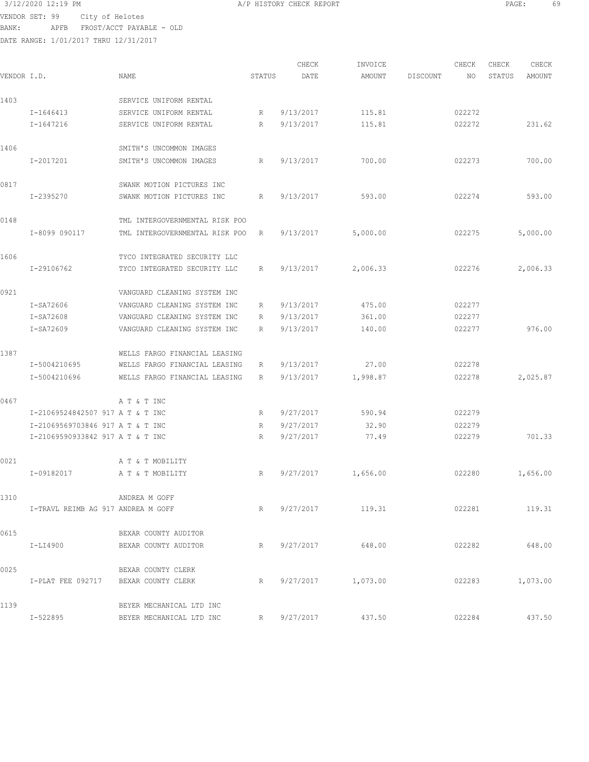3/12/2020 12:19 PM A/P HISTORY CHECK REPORT

VENDOR SET: 99 City of Helotes
BANK: APFB FROST/ACCT PAYABLE - OLD
DATE RANGE: 1/01/2017 THRU 12/31/2017

| VENDOR I.D. | NAME | STATUS | CHECK DATE | INVOICE AMOUNT | DISCOUNT | CHECK NO | CHECK STATUS | CHECK AMOUNT |
|---|---|---|---|---|---|---|---|---|
| 1403 | SERVICE UNIFORM RENTAL | | | | | | | |
| I-1646413 | SERVICE UNIFORM RENTAL | R | 9/13/2017 | 115.81 | | 022272 | | |
| I-1647216 | SERVICE UNIFORM RENTAL | R | 9/13/2017 | 115.81 | | 022272 | | 231.62 |
| 1406 | SMITH'S UNCOMMON IMAGES | | | | | | | |
| I-2017201 | SMITH'S UNCOMMON IMAGES | R | 9/13/2017 | 700.00 | | 022273 | | 700.00 |
| 0817 | SWANK MOTION PICTURES INC | | | | | | | |
| I-2395270 | SWANK MOTION PICTURES INC | R | 9/13/2017 | 593.00 | | 022274 | | 593.00 |
| 0148 | TML INTERGOVERNMENTAL RISK POO | | | | | | | |
| I-8099 090117 | TML INTERGOVERNMENTAL RISK POO | R | 9/13/2017 | 5,000.00 | | 022275 | | 5,000.00 |
| 1606 | TYCO INTEGRATED SECURITY LLC | | | | | | | |
| I-29106762 | TYCO INTEGRATED SECURITY LLC | R | 9/13/2017 | 2,006.33 | | 022276 | | 2,006.33 |
| 0921 | VANGUARD CLEANING SYSTEM INC | | | | | | | |
| I-SA72606 | VANGUARD CLEANING SYSTEM INC | R | 9/13/2017 | 475.00 | | 022277 | | |
| I-SA72608 | VANGUARD CLEANING SYSTEM INC | R | 9/13/2017 | 361.00 | | 022277 | | |
| I-SA72609 | VANGUARD CLEANING SYSTEM INC | R | 9/13/2017 | 140.00 | | 022277 | | 976.00 |
| 1387 | WELLS FARGO FINANCIAL LEASING | | | | | | | |
| I-5004210695 | WELLS FARGO FINANCIAL LEASING | R | 9/13/2017 | 27.00 | | 022278 | | |
| I-5004210696 | WELLS FARGO FINANCIAL LEASING | R | 9/13/2017 | 1,998.87 | | 022278 | | 2,025.87 |
| 0467 | A T & T INC | | | | | | | |
| I-21069524842507 917 | A T & T INC | R | 9/27/2017 | 590.94 | | 022279 | | |
| I-21069569703846 917 | A T & T INC | R | 9/27/2017 | 32.90 | | 022279 | | |
| I-21069590933842 917 | A T & T INC | R | 9/27/2017 | 77.49 | | 022279 | | 701.33 |
| 0021 | A T & T MOBILITY | | | | | | | |
| I-09182017 | A T & T MOBILITY | R | 9/27/2017 | 1,656.00 | | 022280 | | 1,656.00 |
| 1310 | ANDREA M GOFF | | | | | | | |
| I-TRAVL REIMB AG 917 | ANDREA M GOFF | R | 9/27/2017 | 119.31 | | 022281 | | 119.31 |
| 0615 | BEXAR COUNTY AUDITOR | | | | | | | |
| I-LI4900 | BEXAR COUNTY AUDITOR | R | 9/27/2017 | 648.00 | | 022282 | | 648.00 |
| 0025 | BEXAR COUNTY CLERK | | | | | | | |
| I-PLAT FEE 092717 | BEXAR COUNTY CLERK | R | 9/27/2017 | 1,073.00 | | 022283 | | 1,073.00 |
| 1139 | BEYER MECHANICAL LTD INC | | | | | | | |
| I-522895 | BEYER MECHANICAL LTD INC | R | 9/27/2017 | 437.50 | | 022284 | | 437.50 |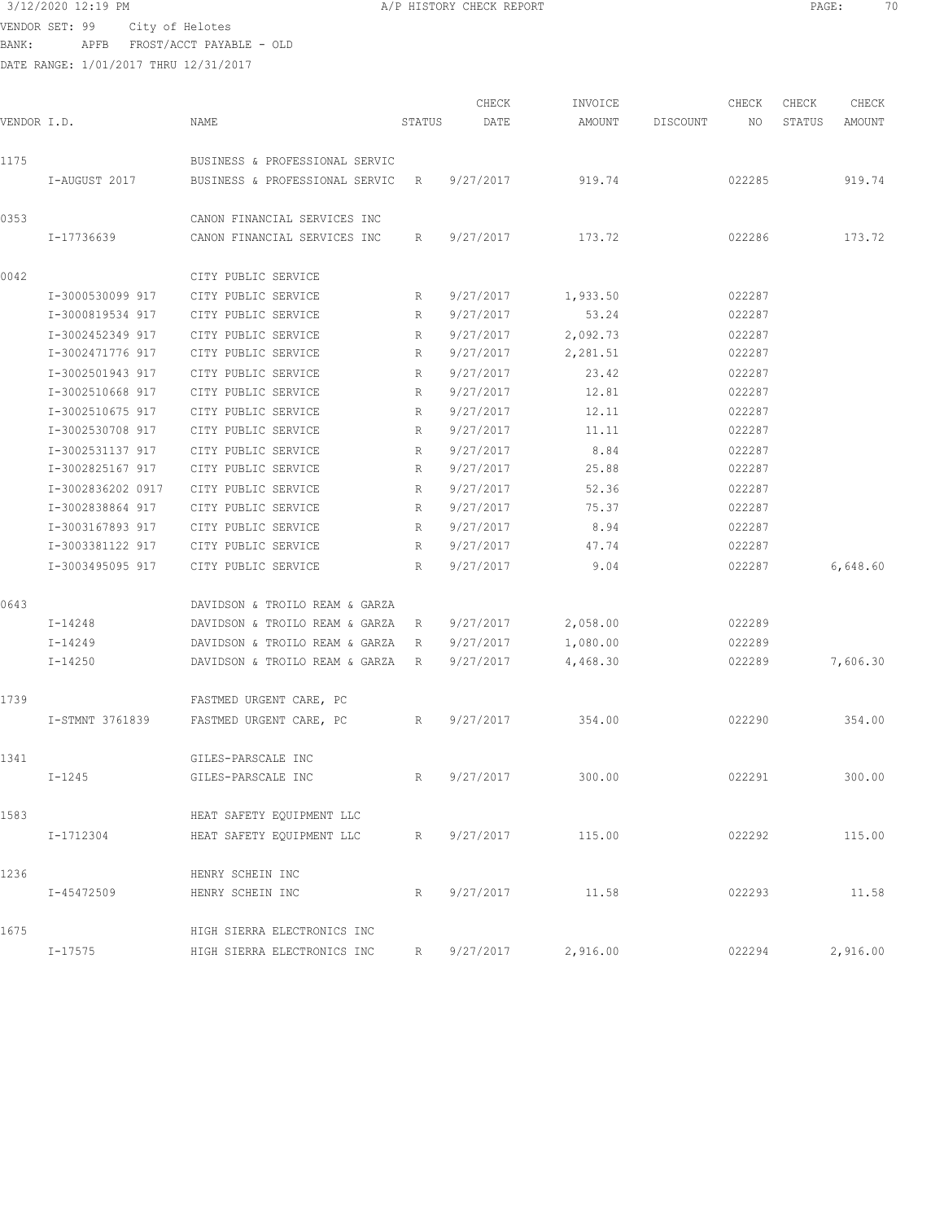3/12/2020 12:19 PM A/P HISTORY CHECK REPORT

VENDOR SET: 99 City of Helotes
BANK: APFB FROST/ACCT PAYABLE - OLD
DATE RANGE: 1/01/2017 THRU 12/31/2017

| VENDOR I.D. | | NAME | STATUS | CHECK DATE | INVOICE AMOUNT | DISCOUNT | CHECK NO | CHECK STATUS | CHECK AMOUNT |
|---|---|---|---|---|---|---|---|---|---|
| 1175 | | BUSINESS & PROFESSIONAL SERVIC | | | | | | | |
| | I-AUGUST 2017 | BUSINESS & PROFESSIONAL SERVIC | R | 9/27/2017 | 919.74 | | 022285 | | 919.74 |
| 0353 | | CANON FINANCIAL SERVICES INC | | | | | | | |
| | I-17736639 | CANON FINANCIAL SERVICES INC | R | 9/27/2017 | 173.72 | | 022286 | | 173.72 |
| 0042 | | CITY PUBLIC SERVICE | | | | | | | |
| | I-3000530099 917 | CITY PUBLIC SERVICE | R | 9/27/2017 | 1,933.50 | | 022287 | | |
| | I-3000819534 917 | CITY PUBLIC SERVICE | R | 9/27/2017 | 53.24 | | 022287 | | |
| | I-3002452349 917 | CITY PUBLIC SERVICE | R | 9/27/2017 | 2,092.73 | | 022287 | | |
| | I-3002471776 917 | CITY PUBLIC SERVICE | R | 9/27/2017 | 2,281.51 | | 022287 | | |
| | I-3002501943 917 | CITY PUBLIC SERVICE | R | 9/27/2017 | 23.42 | | 022287 | | |
| | I-3002510668 917 | CITY PUBLIC SERVICE | R | 9/27/2017 | 12.81 | | 022287 | | |
| | I-3002510675 917 | CITY PUBLIC SERVICE | R | 9/27/2017 | 12.11 | | 022287 | | |
| | I-3002530708 917 | CITY PUBLIC SERVICE | R | 9/27/2017 | 11.11 | | 022287 | | |
| | I-3002531137 917 | CITY PUBLIC SERVICE | R | 9/27/2017 | 8.84 | | 022287 | | |
| | I-3002825167 917 | CITY PUBLIC SERVICE | R | 9/27/2017 | 25.88 | | 022287 | | |
| | I-3002836202 0917 | CITY PUBLIC SERVICE | R | 9/27/2017 | 52.36 | | 022287 | | |
| | I-3002838864 917 | CITY PUBLIC SERVICE | R | 9/27/2017 | 75.37 | | 022287 | | |
| | I-3003167893 917 | CITY PUBLIC SERVICE | R | 9/27/2017 | 8.94 | | 022287 | | |
| | I-3003381122 917 | CITY PUBLIC SERVICE | R | 9/27/2017 | 47.74 | | 022287 | | |
| | I-3003495095 917 | CITY PUBLIC SERVICE | R | 9/27/2017 | 9.04 | | 022287 | | 6,648.60 |
| 0643 | | DAVIDSON & TROILO REAM & GARZA | | | | | | | |
| | I-14248 | DAVIDSON & TROILO REAM & GARZA | R | 9/27/2017 | 2,058.00 | | 022289 | | |
| | I-14249 | DAVIDSON & TROILO REAM & GARZA | R | 9/27/2017 | 1,080.00 | | 022289 | | |
| | I-14250 | DAVIDSON & TROILO REAM & GARZA | R | 9/27/2017 | 4,468.30 | | 022289 | | 7,606.30 |
| 1739 | | FASTMED URGENT CARE, PC | | | | | | | |
| | I-STMNT 3761839 | FASTMED URGENT CARE, PC | R | 9/27/2017 | 354.00 | | 022290 | | 354.00 |
| 1341 | | GILES-PARSCALE INC | | | | | | | |
| | I-1245 | GILES-PARSCALE INC | R | 9/27/2017 | 300.00 | | 022291 | | 300.00 |
| 1583 | | HEAT SAFETY EQUIPMENT LLC | | | | | | | |
| | I-1712304 | HEAT SAFETY EQUIPMENT LLC | R | 9/27/2017 | 115.00 | | 022292 | | 115.00 |
| 1236 | | HENRY SCHEIN INC | | | | | | | |
| | I-45472509 | HENRY SCHEIN INC | R | 9/27/2017 | 11.58 | | 022293 | | 11.58 |
| 1675 | | HIGH SIERRA ELECTRONICS INC | | | | | | | |
| | I-17575 | HIGH SIERRA ELECTRONICS INC | R | 9/27/2017 | 2,916.00 | | 022294 | | 2,916.00 |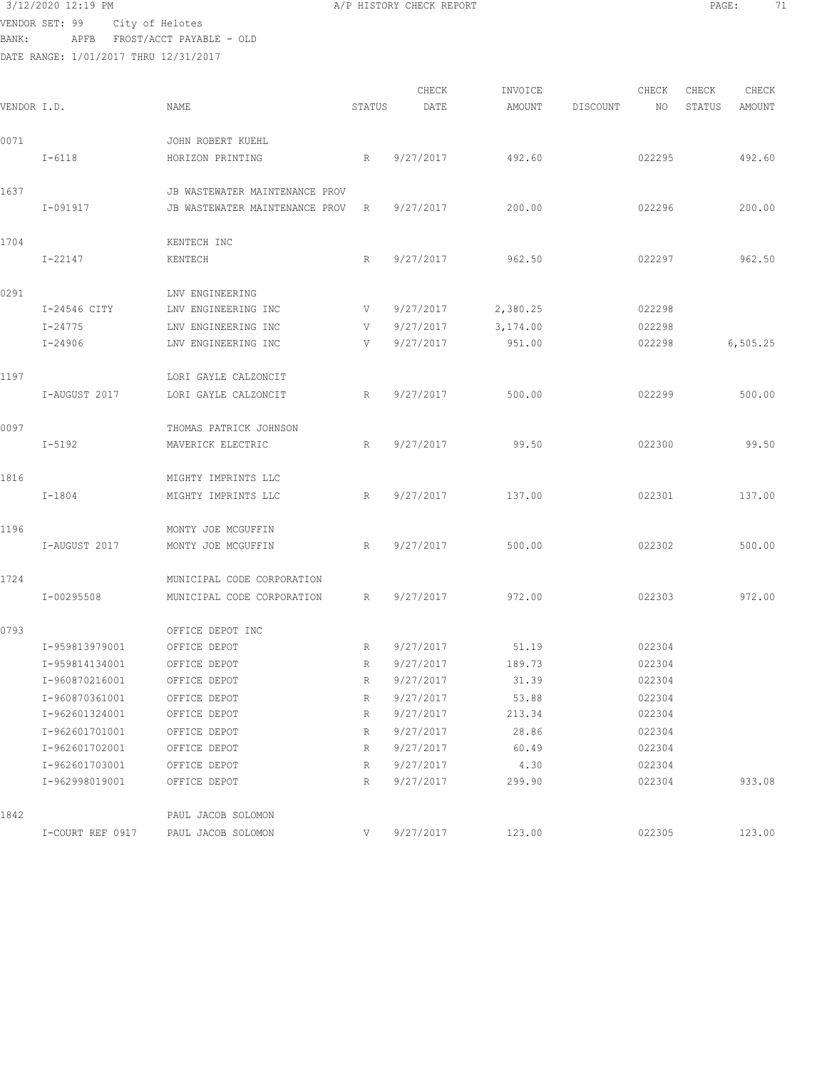3/12/2020 12:19 PM A/P HISTORY CHECK REPORT

VENDOR SET: 99 City of Helotes
BANK: APFB FROST/ACCT PAYABLE - OLD
DATE RANGE: 1/01/2017 THRU 12/31/2017

| VENDOR I.D. | NAME | STATUS | CHECK DATE | INVOICE AMOUNT | DISCOUNT | CHECK NO | CHECK STATUS | CHECK AMOUNT |
|---|---|---|---|---|---|---|---|---|
| 0071 | JOHN ROBERT KUEHL | | | | | | | |
| I-6118 | HORIZON PRINTING | R | 9/27/2017 | 492.60 | | 022295 | | 492.60 |
| 1637 | JB WASTEWATER MAINTENANCE PROV | | | | | | | |
| I-091917 | JB WASTEWATER MAINTENANCE PROV | R | 9/27/2017 | 200.00 | | 022296 | | 200.00 |
| 1704 | KENTECH INC | | | | | | | |
| I-22147 | KENTECH | R | 9/27/2017 | 962.50 | | 022297 | | 962.50 |
| 0291 | LNV ENGINEERING | | | | | | | |
| I-24546 CITY | LNV ENGINEERING INC | V | 9/27/2017 | 2,380.25 | | 022298 | | |
| I-24775 | LNV ENGINEERING INC | V | 9/27/2017 | 3,174.00 | | 022298 | | |
| I-24906 | LNV ENGINEERING INC | V | 9/27/2017 | 951.00 | | 022298 | | 6,505.25 |
| 1197 | LORI GAYLE CALZONCIT | | | | | | | |
| I-AUGUST 2017 | LORI GAYLE CALZONCIT | R | 9/27/2017 | 500.00 | | 022299 | | 500.00 |
| 0097 | THOMAS PATRICK JOHNSON | | | | | | | |
| I-5192 | MAVERICK ELECTRIC | R | 9/27/2017 | 99.50 | | 022300 | | 99.50 |
| 1816 | MIGHTY IMPRINTS LLC | | | | | | | |
| I-1804 | MIGHTY IMPRINTS LLC | R | 9/27/2017 | 137.00 | | 022301 | | 137.00 |
| 1196 | MONTY JOE MCGUFFIN | | | | | | | |
| I-AUGUST 2017 | MONTY JOE MCGUFFIN | R | 9/27/2017 | 500.00 | | 022302 | | 500.00 |
| 1724 | MUNICIPAL CODE CORPORATION | | | | | | | |
| I-00295508 | MUNICIPAL CODE CORPORATION | R | 9/27/2017 | 972.00 | | 022303 | | 972.00 |
| 0793 | OFFICE DEPOT INC | | | | | | | |
| I-959813979001 | OFFICE DEPOT | R | 9/27/2017 | 51.19 | | 022304 | | |
| I-959814134001 | OFFICE DEPOT | R | 9/27/2017 | 189.73 | | 022304 | | |
| I-960870216001 | OFFICE DEPOT | R | 9/27/2017 | 31.39 | | 022304 | | |
| I-960870361001 | OFFICE DEPOT | R | 9/27/2017 | 53.88 | | 022304 | | |
| I-962601324001 | OFFICE DEPOT | R | 9/27/2017 | 213.34 | | 022304 | | |
| I-962601701001 | OFFICE DEPOT | R | 9/27/2017 | 28.86 | | 022304 | | |
| I-962601702001 | OFFICE DEPOT | R | 9/27/2017 | 60.49 | | 022304 | | |
| I-962601703001 | OFFICE DEPOT | R | 9/27/2017 | 4.30 | | 022304 | | |
| I-962998019001 | OFFICE DEPOT | R | 9/27/2017 | 299.90 | | 022304 | | 933.08 |
| 1842 | PAUL JACOB SOLOMON | | | | | | | |
| I-COURT REF 0917 | PAUL JACOB SOLOMON | V | 9/27/2017 | 123.00 | | 022305 | | 123.00 |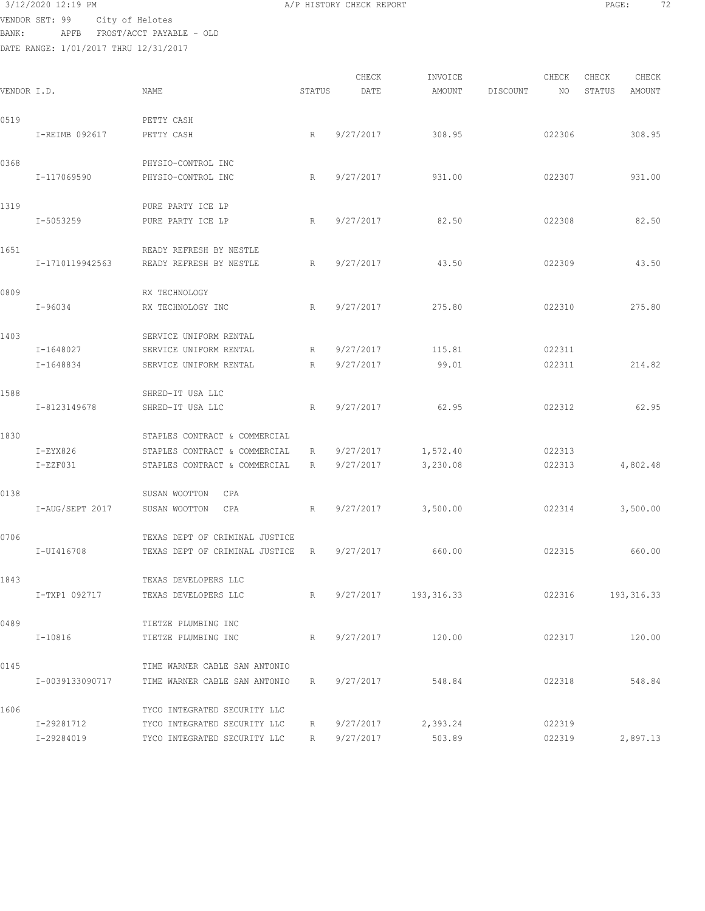3/12/2020 12:19 PM A/P HISTORY CHECK REPORT

VENDOR SET: 99 City of Helotes
BANK: APFB FROST/ACCT PAYABLE - OLD
DATE RANGE: 1/01/2017 THRU 12/31/2017

| VENDOR I.D. | NAME | STATUS | CHECK DATE | INVOICE AMOUNT | DISCOUNT | CHECK NO | CHECK STATUS | CHECK AMOUNT |
|---|---|---|---|---|---|---|---|---|
| 0519 | PETTY CASH | | | | | | | |
| I-REIMB 092617 | PETTY CASH | R | 9/27/2017 | 308.95 | | 022306 | | 308.95 |
| 0368 | PHYSIO-CONTROL INC | | | | | | | |
| I-117069590 | PHYSIO-CONTROL INC | R | 9/27/2017 | 931.00 | | 022307 | | 931.00 |
| 1319 | PURE PARTY ICE LP | | | | | | | |
| I-5053259 | PURE PARTY ICE LP | R | 9/27/2017 | 82.50 | | 022308 | | 82.50 |
| 1651 | READY REFRESH BY NESTLE | | | | | | | |
| I-1710119942563 | READY REFRESH BY NESTLE | R | 9/27/2017 | 43.50 | | 022309 | | 43.50 |
| 0809 | RX TECHNOLOGY | | | | | | | |
| I-96034 | RX TECHNOLOGY INC | R | 9/27/2017 | 275.80 | | 022310 | | 275.80 |
| 1403 | SERVICE UNIFORM RENTAL | | | | | | | |
| I-1648027 | SERVICE UNIFORM RENTAL | R | 9/27/2017 | 115.81 | | 022311 | | |
| I-1648834 | SERVICE UNIFORM RENTAL | R | 9/27/2017 | 99.01 | | 022311 | | 214.82 |
| 1588 | SHRED-IT USA LLC | | | | | | | |
| I-8123149678 | SHRED-IT USA LLC | R | 9/27/2017 | 62.95 | | 022312 | | 62.95 |
| 1830 | STAPLES CONTRACT & COMMERCIAL | | | | | | | |
| I-EYX826 | STAPLES CONTRACT & COMMERCIAL | R | 9/27/2017 | 1,572.40 | | 022313 | | |
| I-EZF031 | STAPLES CONTRACT & COMMERCIAL | R | 9/27/2017 | 3,230.08 | | 022313 | | 4,802.48 |
| 0138 | SUSAN WOOTTON CPA | | | | | | | |
| I-AUG/SEPT 2017 | SUSAN WOOTTON CPA | R | 9/27/2017 | 3,500.00 | | 022314 | | 3,500.00 |
| 0706 | TEXAS DEPT OF CRIMINAL JUSTICE | | | | | | | |
| I-UI416708 | TEXAS DEPT OF CRIMINAL JUSTICE | R | 9/27/2017 | 660.00 | | 022315 | | 660.00 |
| 1843 | TEXAS DEVELOPERS LLC | | | | | | | |
| I-TXP1 092717 | TEXAS DEVELOPERS LLC | R | 9/27/2017 | 193,316.33 | | 022316 | | 193,316.33 |
| 0489 | TIETZE PLUMBING INC | | | | | | | |
| I-10816 | TIETZE PLUMBING INC | R | 9/27/2017 | 120.00 | | 022317 | | 120.00 |
| 0145 | TIME WARNER CABLE SAN ANTONIO | | | | | | | |
| I-0039133090717 | TIME WARNER CABLE SAN ANTONIO | R | 9/27/2017 | 548.84 | | 022318 | | 548.84 |
| 1606 | TYCO INTEGRATED SECURITY LLC | | | | | | | |
| I-29281712 | TYCO INTEGRATED SECURITY LLC | R | 9/27/2017 | 2,393.24 | | 022319 | | |
| I-29284019 | TYCO INTEGRATED SECURITY LLC | R | 9/27/2017 | 503.89 | | 022319 | | 2,897.13 |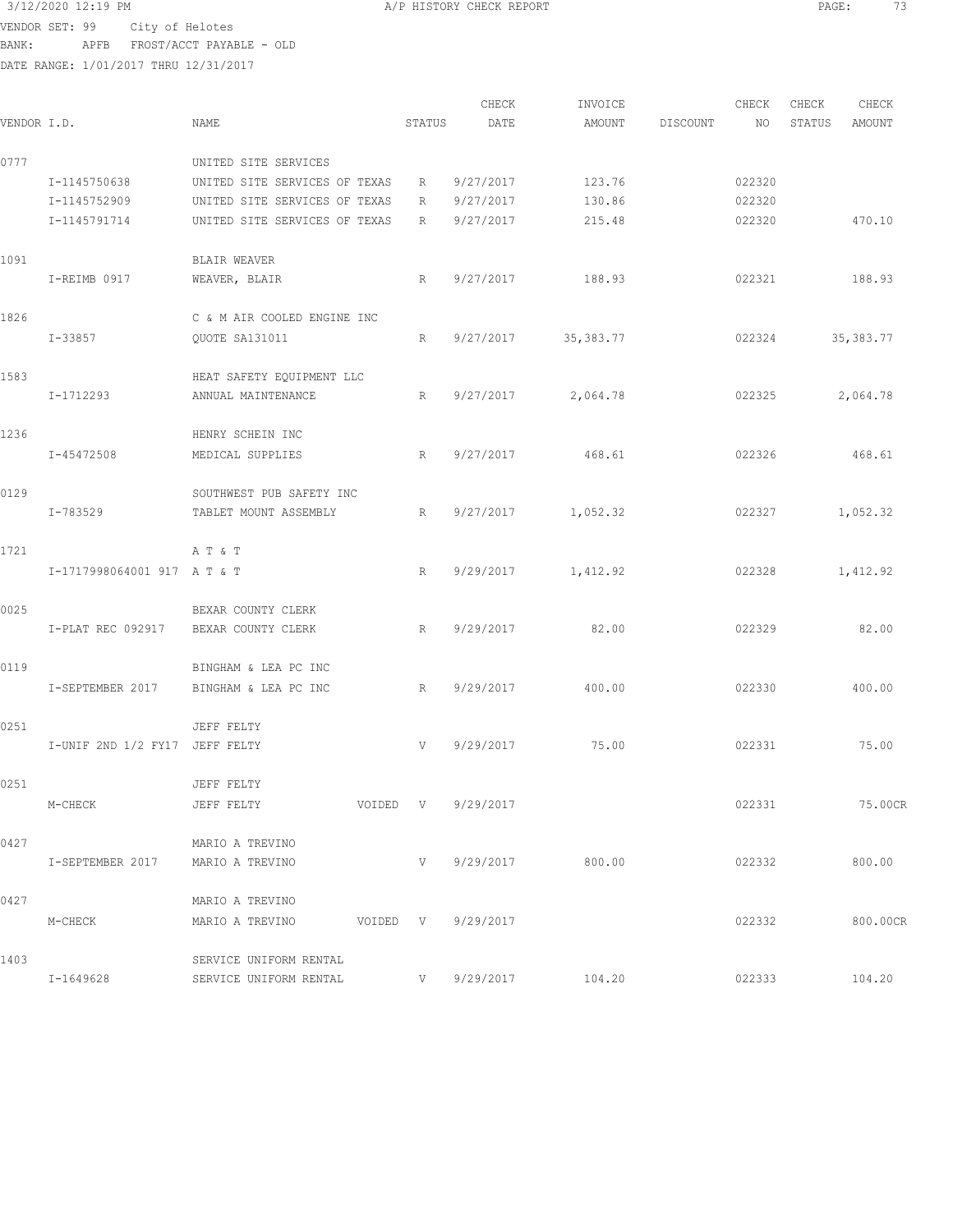3/12/2020 12:19 PM A/P HISTORY CHECK REPORT

VENDOR SET: 99 City of Helotes
BANK: APFB FROST/ACCT PAYABLE - OLD
DATE RANGE: 1/01/2017 THRU 12/31/2017

| VENDOR I.D. | NAME | STATUS | CHECK DATE | INVOICE AMOUNT | DISCOUNT | CHECK NO | CHECK STATUS | CHECK AMOUNT |
|---|---|---|---|---|---|---|---|---|
| 0777 | UNITED SITE SERVICES | | | | | | | |
| I-1145750638 | UNITED SITE SERVICES OF TEXAS | R | 9/27/2017 | 123.76 | | 022320 | | |
| I-1145752909 | UNITED SITE SERVICES OF TEXAS | R | 9/27/2017 | 130.86 | | 022320 | | |
| I-1145791714 | UNITED SITE SERVICES OF TEXAS | R | 9/27/2017 | 215.48 | | 022320 | | 470.10 |
| 1091 | BLAIR WEAVER | | | | | | | |
| I-REIMB 0917 | WEAVER, BLAIR | R | 9/27/2017 | 188.93 | | 022321 | | 188.93 |
| 1826 | C & M AIR COOLED ENGINE INC | | | | | | | |
| I-33857 | QUOTE SA131011 | R | 9/27/2017 | 35,383.77 | | 022324 | | 35,383.77 |
| 1583 | HEAT SAFETY EQUIPMENT LLC | | | | | | | |
| I-1712293 | ANNUAL MAINTENANCE | R | 9/27/2017 | 2,064.78 | | 022325 | | 2,064.78 |
| 1236 | HENRY SCHEIN INC | | | | | | | |
| I-45472508 | MEDICAL SUPPLIES | R | 9/27/2017 | 468.61 | | 022326 | | 468.61 |
| 0129 | SOUTHWEST PUB SAFETY INC | | | | | | | |
| I-783529 | TABLET MOUNT ASSEMBLY | R | 9/27/2017 | 1,052.32 | | 022327 | | 1,052.32 |
| 1721 | A T & T | | | | | | | |
| I-1717998064001 917 | A T & T | R | 9/29/2017 | 1,412.92 | | 022328 | | 1,412.92 |
| 0025 | BEXAR COUNTY CLERK | | | | | | | |
| I-PLAT REC 092917 | BEXAR COUNTY CLERK | R | 9/29/2017 | 82.00 | | 022329 | | 82.00 |
| 0119 | BINGHAM & LEA PC INC | | | | | | | |
| I-SEPTEMBER 2017 | BINGHAM & LEA PC INC | R | 9/29/2017 | 400.00 | | 022330 | | 400.00 |
| 0251 | JEFF FELTY | | | | | | | |
| I-UNIF 2ND 1/2 FY17 | JEFF FELTY | V | 9/29/2017 | 75.00 | | 022331 | | 75.00 |
| 0251 | JEFF FELTY | | | | | | | |
| M-CHECK | JEFF FELTY VOIDED | V | 9/29/2017 | | | 022331 | | 75.00CR |
| 0427 | MARIO A TREVINO | | | | | | | |
| I-SEPTEMBER 2017 | MARIO A TREVINO | V | 9/29/2017 | 800.00 | | 022332 | | 800.00 |
| 0427 | MARIO A TREVINO | | | | | | | |
| M-CHECK | MARIO A TREVINO VOIDED | V | 9/29/2017 | | | 022332 | | 800.00CR |
| 1403 | SERVICE UNIFORM RENTAL | | | | | | | |
| I-1649628 | SERVICE UNIFORM RENTAL | V | 9/29/2017 | 104.20 | | 022333 | | 104.20 |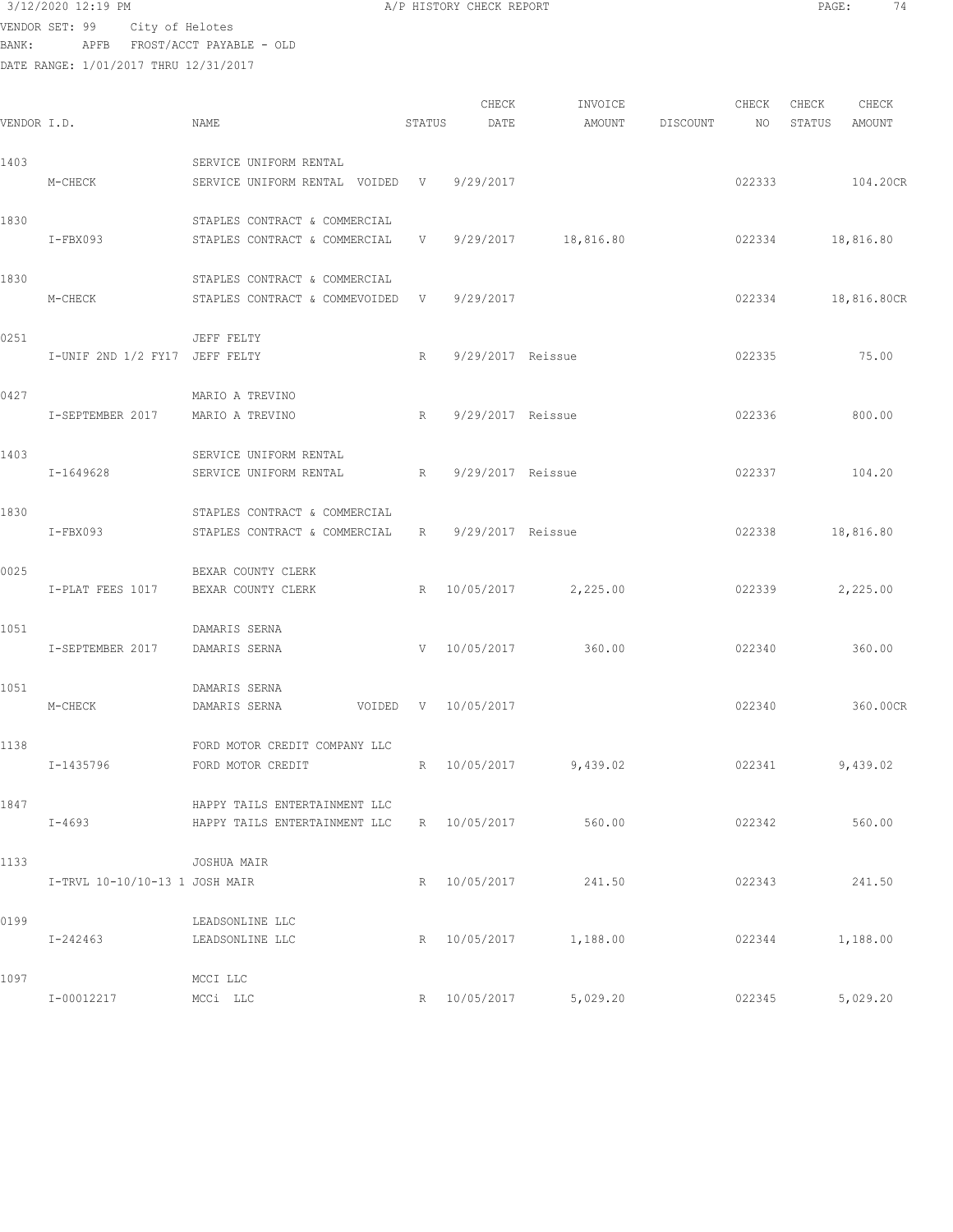3/12/2020 12:19 PM A/P HISTORY CHECK REPORT

VENDOR SET: 99 City of Helotes
BANK: APFB FROST/ACCT PAYABLE - OLD
DATE RANGE: 1/01/2017 THRU 12/31/2017

| VENDOR I.D. | NAME | STATUS | CHECK DATE | INVOICE AMOUNT | DISCOUNT | CHECK NO | CHECK STATUS | CHECK AMOUNT |
|---|---|---|---|---|---|---|---|---|
| 1403 | SERVICE UNIFORM RENTAL | | | | | | | |
| M-CHECK | SERVICE UNIFORM RENTAL VOIDED | V | 9/29/2017 | | | 022333 | | 104.20CR |
| 1830 | STAPLES CONTRACT & COMMERCIAL | | | | | | | |
| I-FBX093 | STAPLES CONTRACT & COMMERCIAL | V | 9/29/2017 | 18,816.80 | | 022334 | | 18,816.80 |
| 1830 | STAPLES CONTRACT & COMMERCIAL | | | | | | | |
| M-CHECK | STAPLES CONTRACT & COMMEVOIDED | V | 9/29/2017 | | | 022334 | | 18,816.80CR |
| 0251 | JEFF FELTY | | | | | | | |
| I-UNIF 2ND 1/2 FY17 | JEFF FELTY | R | 9/29/2017 | Reissue | | 022335 | | 75.00 |
| 0427 | MARIO A TREVINO | | | | | | | |
| I-SEPTEMBER 2017 | MARIO A TREVINO | R | 9/29/2017 | Reissue | | 022336 | | 800.00 |
| 1403 | SERVICE UNIFORM RENTAL | | | | | | | |
| I-1649628 | SERVICE UNIFORM RENTAL | R | 9/29/2017 | Reissue | | 022337 | | 104.20 |
| 1830 | STAPLES CONTRACT & COMMERCIAL | | | | | | | |
| I-FBX093 | STAPLES CONTRACT & COMMERCIAL | R | 9/29/2017 | Reissue | | 022338 | | 18,816.80 |
| 0025 | BEXAR COUNTY CLERK | | | | | | | |
| I-PLAT FEES 1017 | BEXAR COUNTY CLERK | R | 10/05/2017 | 2,225.00 | | 022339 | | 2,225.00 |
| 1051 | DAMARIS SERNA | | | | | | | |
| I-SEPTEMBER 2017 | DAMARIS SERNA | V | 10/05/2017 | 360.00 | | 022340 | | 360.00 |
| 1051 | DAMARIS SERNA | | | | | | | |
| M-CHECK | DAMARIS SERNA VOIDED | V | 10/05/2017 | | | 022340 | | 360.00CR |
| 1138 | FORD MOTOR CREDIT COMPANY LLC | | | | | | | |
| I-1435796 | FORD MOTOR CREDIT | R | 10/05/2017 | 9,439.02 | | 022341 | | 9,439.02 |
| 1847 | HAPPY TAILS ENTERTAINMENT LLC | | | | | | | |
| I-4693 | HAPPY TAILS ENTERTAINMENT LLC | R | 10/05/2017 | 560.00 | | 022342 | | 560.00 |
| 1133 | JOSHUA MAIR | | | | | | | |
| I-TRVL 10-10/10-13 1 | JOSH MAIR | R | 10/05/2017 | 241.50 | | 022343 | | 241.50 |
| 0199 | LEADSONLINE LLC | | | | | | | |
| I-242463 | LEADSONLINE LLC | R | 10/05/2017 | 1,188.00 | | 022344 | | 1,188.00 |
| 1097 | MCCI LLC | | | | | | | |
| I-00012217 | MCCi LLC | R | 10/05/2017 | 5,029.20 | | 022345 | | 5,029.20 |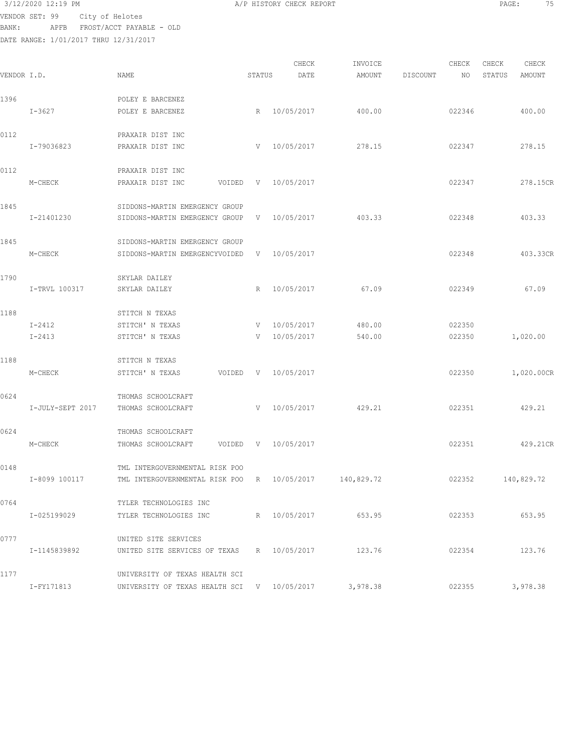3/12/2020 12:19 PM A/P HISTORY CHECK REPORT

VENDOR SET: 99 City of Helotes
BANK: APFB FROST/ACCT PAYABLE - OLD
DATE RANGE: 1/01/2017 THRU 12/31/2017

| VENDOR I.D. | NAME | STATUS | CHECK DATE | INVOICE AMOUNT | DISCOUNT | CHECK NO | CHECK STATUS | CHECK AMOUNT |
|---|---|---|---|---|---|---|---|---|
| 1396 | POLEY E BARCENEZ | | | | | | | |
| I-3627 | POLEY E BARCENEZ | R | 10/05/2017 | 400.00 | | 022346 | | 400.00 |
| 0112 | PRAXAIR DIST INC | | | | | | | |
| I-79036823 | PRAXAIR DIST INC | V | 10/05/2017 | 278.15 | | 022347 | | 278.15 |
| 0112 | PRAXAIR DIST INC | | | | | | | |
| M-CHECK | PRAXAIR DIST INC VOIDED | V | 10/05/2017 | | | 022347 | | 278.15CR |
| 1845 | SIDDONS-MARTIN EMERGENCY GROUP | | | | | | | |
| I-21401230 | SIDDONS-MARTIN EMERGENCY GROUP | V | 10/05/2017 | 403.33 | | 022348 | | 403.33 |
| 1845 | SIDDONS-MARTIN EMERGENCY GROUP | | | | | | | |
| M-CHECK | SIDDONS-MARTIN EMERGENCYVOIDED | V | 10/05/2017 | | | 022348 | | 403.33CR |
| 1790 | SKYLAR DAILEY | | | | | | | |
| I-TRVL 100317 | SKYLAR DAILEY | R | 10/05/2017 | 67.09 | | 022349 | | 67.09 |
| 1188 | STITCH N TEXAS | | | | | | | |
| I-2412 | STITCH' N TEXAS | V | 10/05/2017 | 480.00 | | 022350 | | |
| I-2413 | STITCH' N TEXAS | V | 10/05/2017 | 540.00 | | 022350 | | 1,020.00 |
| 1188 | STITCH N TEXAS | | | | | | | |
| M-CHECK | STITCH' N TEXAS VOIDED | V | 10/05/2017 | | | 022350 | | 1,020.00CR |
| 0624 | THOMAS SCHOOLCRAFT | | | | | | | |
| I-JULY-SEPT 2017 | THOMAS SCHOOLCRAFT | V | 10/05/2017 | 429.21 | | 022351 | | 429.21 |
| 0624 | THOMAS SCHOOLCRAFT | | | | | | | |
| M-CHECK | THOMAS SCHOOLCRAFT VOIDED | V | 10/05/2017 | | | 022351 | | 429.21CR |
| 0148 | TML INTERGOVERNMENTAL RISK POO | | | | | | | |
| I-8099 100117 | TML INTERGOVERNMENTAL RISK POO | R | 10/05/2017 | 140,829.72 | | 022352 | | 140,829.72 |
| 0764 | TYLER TECHNOLOGIES INC | | | | | | | |
| I-025199029 | TYLER TECHNOLOGIES INC | R | 10/05/2017 | 653.95 | | 022353 | | 653.95 |
| 0777 | UNITED SITE SERVICES | | | | | | | |
| I-1145839892 | UNITED SITE SERVICES OF TEXAS | R | 10/05/2017 | 123.76 | | 022354 | | 123.76 |
| 1177 | UNIVERSITY OF TEXAS HEALTH SCI | | | | | | | |
| I-FY171813 | UNIVERSITY OF TEXAS HEALTH SCI | V | 10/05/2017 | 3,978.38 | | 022355 | | 3,978.38 |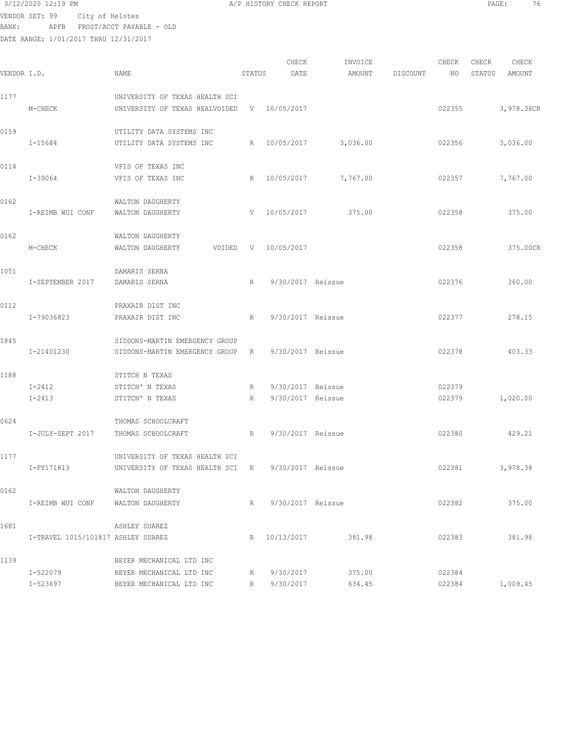3/12/2020 12:19 PM A/P HISTORY CHECK REPORT

VENDOR SET: 99 City of Helotes
BANK: APFB FROST/ACCT PAYABLE - OLD
DATE RANGE: 1/01/2017 THRU 12/31/2017

| VENDOR I.D. | NAME | STATUS | CHECK DATE | INVOICE AMOUNT | DISCOUNT | CHECK NO | CHECK STATUS | CHECK AMOUNT |
|---|---|---|---|---|---|---|---|---|
| 1177 | UNIVERSITY OF TEXAS HEALTH SCI | | | | | | | |
| M-CHECK | UNIVERSITY OF TEXAS HEALVOIDED | V | 10/05/2017 | | | 022355 | | 3,978.38CR |
| 0159 | UTILITY DATA SYSTEMS INC | | | | | | | |
| I-15684 | UTILITY DATA SYSTEMS INC | R | 10/05/2017 | 3,036.00 | | 022356 | | 3,036.00 |
| 0114 | VFIS OF TEXAS INC | | | | | | | |
| I-39064 | VFIS OF TEXAS INC | R | 10/05/2017 | 7,767.00 | | 022357 | | 7,767.00 |
| 0162 | WALTON DAUGHERTY | | | | | | | |
| I-REIMB WUI CONF | WALTON DAUGHERTY | V | 10/05/2017 | 375.00 | | 022358 | | 375.00 |
| 0162 | WALTON DAUGHERTY | | | | | | | |
| M-CHECK | WALTON DAUGHERTY VOIDED | V | 10/05/2017 | | | 022358 | | 375.00CR |
| 1051 | DAMARIS SERNA | | | | | | | |
| I-SEPTEMBER 2017 | DAMARIS SERNA | R | 9/30/2017 | Reissue | | 022376 | | 360.00 |
| 0112 | PRAXAIR DIST INC | | | | | | | |
| I-79036823 | PRAXAIR DIST INC | R | 9/30/2017 | Reissue | | 022377 | | 278.15 |
| 1845 | SIDDONS-MARTIN EMERGENCY GROUP | | | | | | | |
| I-21401230 | SIDDONS-MARTIN EMERGENCY GROUP | R | 9/30/2017 | Reissue | | 022378 | | 403.33 |
| 1188 | STITCH N TEXAS | | | | | | | |
| I-2412 | STITCH' N TEXAS | R | 9/30/2017 | Reissue | | 022379 | | |
| I-2413 | STITCH' N TEXAS | R | 9/30/2017 | Reissue | | 022379 | | 1,020.00 |
| 0624 | THOMAS SCHOOLCRAFT | | | | | | | |
| I-JULY-SEPT 2017 | THOMAS SCHOOLCRAFT | R | 9/30/2017 | Reissue | | 022380 | | 429.21 |
| 1177 | UNIVERSITY OF TEXAS HEALTH SCI | | | | | | | |
| I-FY171813 | UNIVERSITY OF TEXAS HEALTH SCI | R | 9/30/2017 | Reissue | | 022381 | | 3,978.38 |
| 0162 | WALTON DAUGHERTY | | | | | | | |
| I-REIMB WUI CONF | WALTON DAUGHERTY | R | 9/30/2017 | Reissue | | 022382 | | 375.00 |
| 1681 | ASHLEY SUAREZ | | | | | | | |
| I-TRAVEL 1015/101817 | ASHLEY SUAREZ | R | 10/13/2017 | 381.98 | | 022383 | | 381.98 |
| 1139 | BEYER MECHANICAL LTD INC | | | | | | | |
| I-522079 | BEYER MECHANICAL LTD INC | R | 9/30/2017 | 375.00 | | 022384 | | |
| I-523697 | BEYER MECHANICAL LTD INC | R | 9/30/2017 | 634.45 | | 022384 | | 1,009.45 |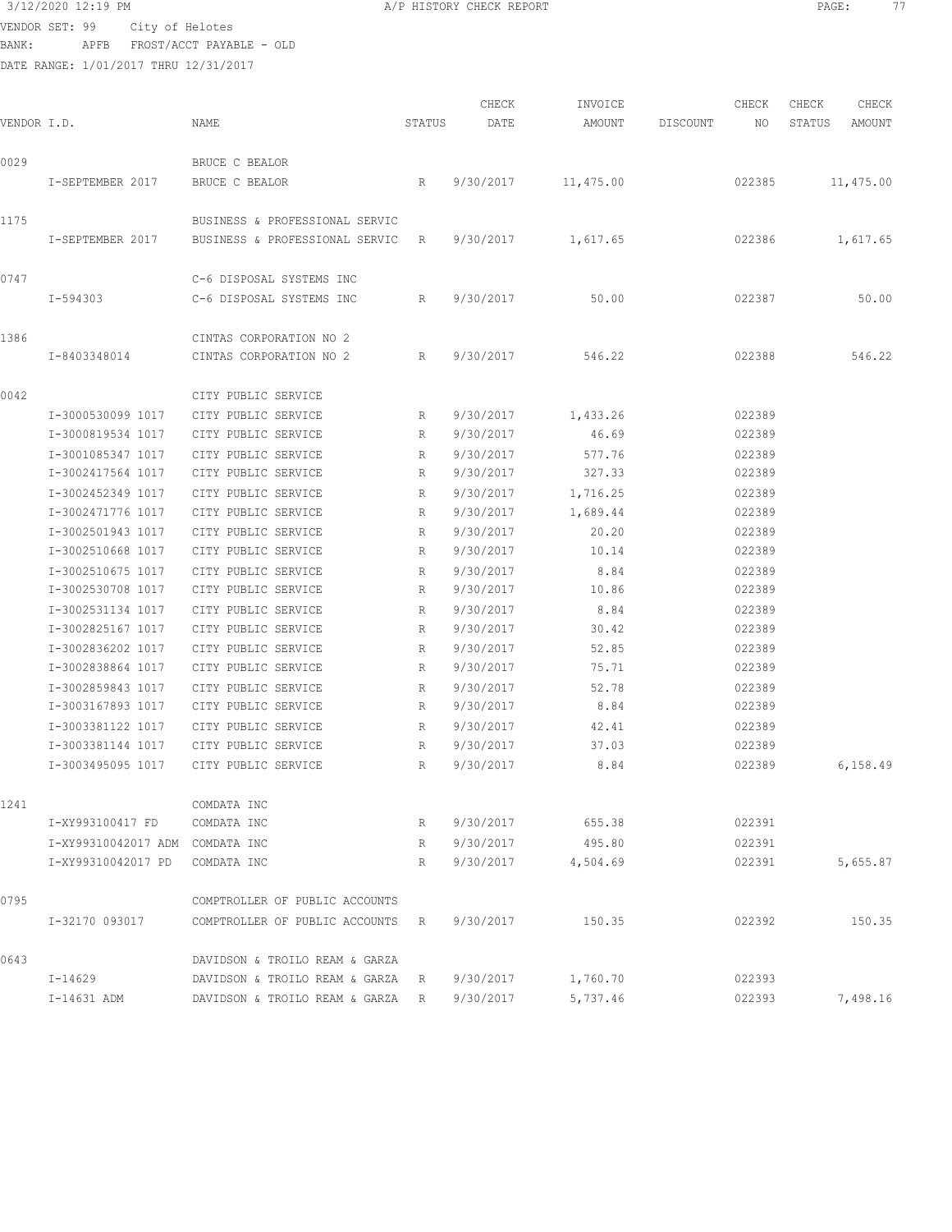3/12/2020 12:19 PM A/P HISTORY CHECK REPORT

VENDOR SET: 99 City of Helotes
BANK: APFB FROST/ACCT PAYABLE - OLD
DATE RANGE: 1/01/2017 THRU 12/31/2017

| VENDOR I.D. | | NAME | STATUS | CHECK DATE | INVOICE AMOUNT | DISCOUNT | CHECK NO | CHECK STATUS | CHECK AMOUNT |
|---|---|---|---|---|---|---|---|---|---|
| 0029 | | BRUCE C BEALOR | | | | | | | |
| | I-SEPTEMBER 2017 | BRUCE C BEALOR | R | 9/30/2017 | 11,475.00 | | 022385 | | 11,475.00 |
| 1175 | | BUSINESS & PROFESSIONAL SERVIC | | | | | | | |
| | I-SEPTEMBER 2017 | BUSINESS & PROFESSIONAL SERVIC | R | 9/30/2017 | 1,617.65 | | 022386 | | 1,617.65 |
| 0747 | | C-6 DISPOSAL SYSTEMS INC | | | | | | | |
| | I-594303 | C-6 DISPOSAL SYSTEMS INC | R | 9/30/2017 | 50.00 | | 022387 | | 50.00 |
| 1386 | | CINTAS CORPORATION NO 2 | | | | | | | |
| | I-8403348014 | CINTAS CORPORATION NO 2 | R | 9/30/2017 | 546.22 | | 022388 | | 546.22 |
| 0042 | | CITY PUBLIC SERVICE | | | | | | | |
| | I-3000530099 1017 | CITY PUBLIC SERVICE | R | 9/30/2017 | 1,433.26 | | 022389 | | |
| | I-3000819534 1017 | CITY PUBLIC SERVICE | R | 9/30/2017 | 46.69 | | 022389 | | |
| | I-3001085347 1017 | CITY PUBLIC SERVICE | R | 9/30/2017 | 577.76 | | 022389 | | |
| | I-3002417564 1017 | CITY PUBLIC SERVICE | R | 9/30/2017 | 327.33 | | 022389 | | |
| | I-3002452349 1017 | CITY PUBLIC SERVICE | R | 9/30/2017 | 1,716.25 | | 022389 | | |
| | I-3002471776 1017 | CITY PUBLIC SERVICE | R | 9/30/2017 | 1,689.44 | | 022389 | | |
| | I-3002501943 1017 | CITY PUBLIC SERVICE | R | 9/30/2017 | 20.20 | | 022389 | | |
| | I-3002510668 1017 | CITY PUBLIC SERVICE | R | 9/30/2017 | 10.14 | | 022389 | | |
| | I-3002510675 1017 | CITY PUBLIC SERVICE | R | 9/30/2017 | 8.84 | | 022389 | | |
| | I-3002530708 1017 | CITY PUBLIC SERVICE | R | 9/30/2017 | 10.86 | | 022389 | | |
| | I-3002531134 1017 | CITY PUBLIC SERVICE | R | 9/30/2017 | 8.84 | | 022389 | | |
| | I-3002825167 1017 | CITY PUBLIC SERVICE | R | 9/30/2017 | 30.42 | | 022389 | | |
| | I-3002836202 1017 | CITY PUBLIC SERVICE | R | 9/30/2017 | 52.85 | | 022389 | | |
| | I-3002838864 1017 | CITY PUBLIC SERVICE | R | 9/30/2017 | 75.71 | | 022389 | | |
| | I-3002859843 1017 | CITY PUBLIC SERVICE | R | 9/30/2017 | 52.78 | | 022389 | | |
| | I-3003167893 1017 | CITY PUBLIC SERVICE | R | 9/30/2017 | 8.84 | | 022389 | | |
| | I-3003381122 1017 | CITY PUBLIC SERVICE | R | 9/30/2017 | 42.41 | | 022389 | | |
| | I-3003381144 1017 | CITY PUBLIC SERVICE | R | 9/30/2017 | 37.03 | | 022389 | | |
| | I-3003495095 1017 | CITY PUBLIC SERVICE | R | 9/30/2017 | 8.84 | | 022389 | | 6,158.49 |
| 1241 | | COMDATA INC | | | | | | | |
| | I-XY993100417 FD | COMDATA INC | R | 9/30/2017 | 655.38 | | 022391 | | |
| | I-XY99310042017 ADM | COMDATA INC | R | 9/30/2017 | 495.80 | | 022391 | | |
| | I-XY99310042017 PD | COMDATA INC | R | 9/30/2017 | 4,504.69 | | 022391 | | 5,655.87 |
| 0795 | | COMPTROLLER OF PUBLIC ACCOUNTS | | | | | | | |
| | I-32170 093017 | COMPTROLLER OF PUBLIC ACCOUNTS | R | 9/30/2017 | 150.35 | | 022392 | | 150.35 |
| 0643 | | DAVIDSON & TROILO REAM & GARZA | | | | | | | |
| | I-14629 | DAVIDSON & TROILO REAM & GARZA | R | 9/30/2017 | 1,760.70 | | 022393 | | |
| | I-14631 ADM | DAVIDSON & TROILO REAM & GARZA | R | 9/30/2017 | 5,737.46 | | 022393 | | 7,498.16 |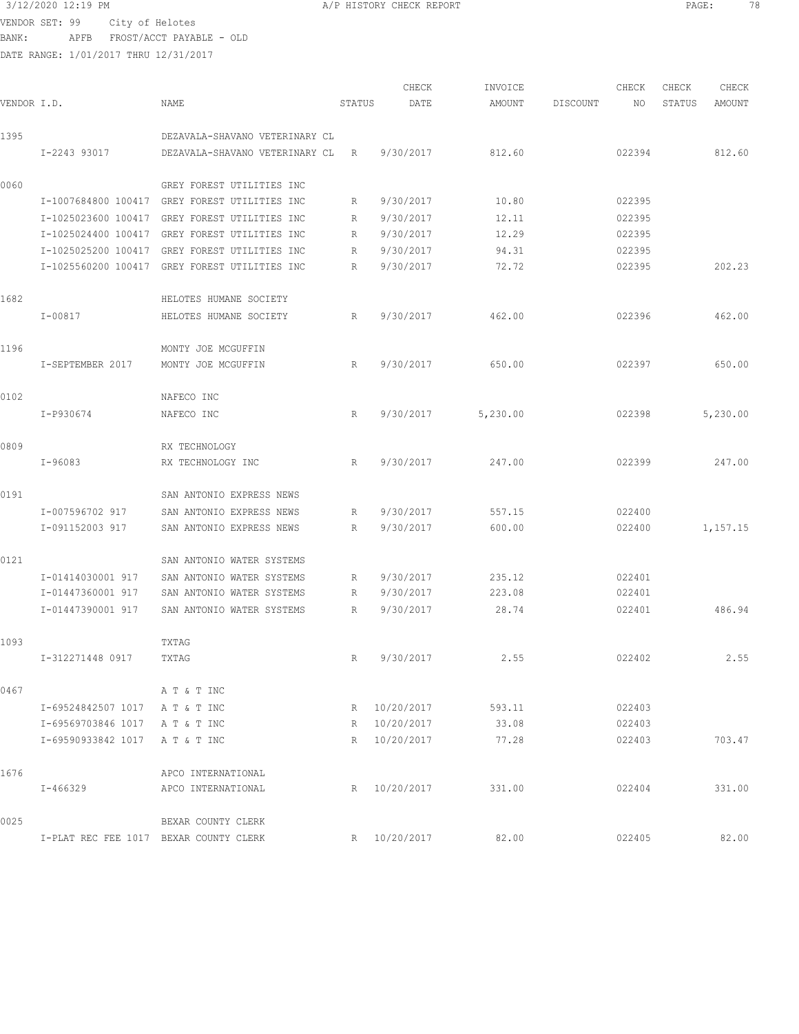3/12/2020 12:19 PM A/P HISTORY CHECK REPORT

VENDOR SET: 99 City of Helotes
BANK: APFB FROST/ACCT PAYABLE - OLD
DATE RANGE: 1/01/2017 THRU 12/31/2017

| VENDOR I.D. | NAME | STATUS | CHECK DATE | INVOICE AMOUNT | DISCOUNT | CHECK NO | CHECK STATUS | CHECK AMOUNT |
|---|---|---|---|---|---|---|---|---|
| 1395 | DEZAVALA-SHAVANO VETERINARY CL | | | | | | | |
| I-2243 93017 | DEZAVALA-SHAVANO VETERINARY CL | R | 9/30/2017 | 812.60 | | 022394 | | 812.60 |
| 0060 | GREY FOREST UTILITIES INC | | | | | | | |
| I-1007684800 100417 | GREY FOREST UTILITIES INC | R | 9/30/2017 | 10.80 | | 022395 | | |
| I-1025023600 100417 | GREY FOREST UTILITIES INC | R | 9/30/2017 | 12.11 | | 022395 | | |
| I-1025024400 100417 | GREY FOREST UTILITIES INC | R | 9/30/2017 | 12.29 | | 022395 | | |
| I-1025025200 100417 | GREY FOREST UTILITIES INC | R | 9/30/2017 | 94.31 | | 022395 | | |
| I-1025560200 100417 | GREY FOREST UTILITIES INC | R | 9/30/2017 | 72.72 | | 022395 | | 202.23 |
| 1682 | HELOTES HUMANE SOCIETY | | | | | | | |
| I-00817 | HELOTES HUMANE SOCIETY | R | 9/30/2017 | 462.00 | | 022396 | | 462.00 |
| 1196 | MONTY JOE MCGUFFIN | | | | | | | |
| I-SEPTEMBER 2017 | MONTY JOE MCGUFFIN | R | 9/30/2017 | 650.00 | | 022397 | | 650.00 |
| 0102 | NAFECO INC | | | | | | | |
| I-P930674 | NAFECO INC | R | 9/30/2017 | 5,230.00 | | 022398 | | 5,230.00 |
| 0809 | RX TECHNOLOGY | | | | | | | |
| I-96083 | RX TECHNOLOGY INC | R | 9/30/2017 | 247.00 | | 022399 | | 247.00 |
| 0191 | SAN ANTONIO EXPRESS NEWS | | | | | | | |
| I-007596702 917 | SAN ANTONIO EXPRESS NEWS | R | 9/30/2017 | 557.15 | | 022400 | | |
| I-091152003 917 | SAN ANTONIO EXPRESS NEWS | R | 9/30/2017 | 600.00 | | 022400 | | 1,157.15 |
| 0121 | SAN ANTONIO WATER SYSTEMS | | | | | | | |
| I-01414030001 917 | SAN ANTONIO WATER SYSTEMS | R | 9/30/2017 | 235.12 | | 022401 | | |
| I-01447360001 917 | SAN ANTONIO WATER SYSTEMS | R | 9/30/2017 | 223.08 | | 022401 | | |
| I-01447390001 917 | SAN ANTONIO WATER SYSTEMS | R | 9/30/2017 | 28.74 | | 022401 | | 486.94 |
| 1093 | TXTAG | | | | | | | |
| I-312271448 0917 | TXTAG | R | 9/30/2017 | 2.55 | | 022402 | | 2.55 |
| 0467 | A T & T INC | | | | | | | |
| I-69524842507 1017 | A T & T INC | R | 10/20/2017 | 593.11 | | 022403 | | |
| I-69569703846 1017 | A T & T INC | R | 10/20/2017 | 33.08 | | 022403 | | |
| I-69590933842 1017 | A T & T INC | R | 10/20/2017 | 77.28 | | 022403 | | 703.47 |
| 1676 | APCO INTERNATIONAL | | | | | | | |
| I-466329 | APCO INTERNATIONAL | R | 10/20/2017 | 331.00 | | 022404 | | 331.00 |
| 0025 | BEXAR COUNTY CLERK | | | | | | | |
| I-PLAT REC FEE 1017 | BEXAR COUNTY CLERK | R | 10/20/2017 | 82.00 | | 022405 | | 82.00 |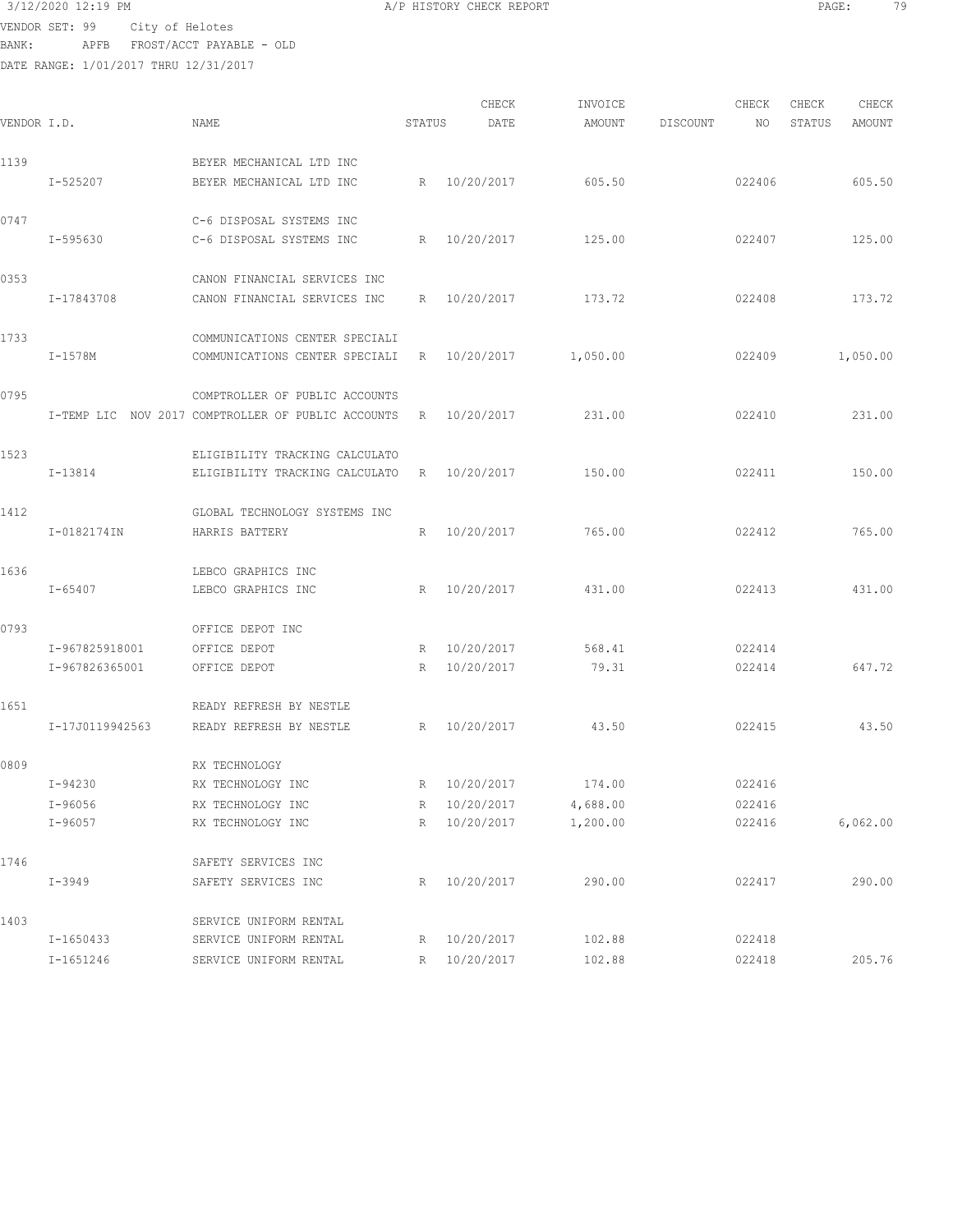3/12/2020 12:19 PM A/P HISTORY CHECK REPORT

VENDOR SET: 99 City of Helotes
BANK: APFB FROST/ACCT PAYABLE - OLD
DATE RANGE: 1/01/2017 THRU 12/31/2017

| VENDOR I.D. | NAME | STATUS | CHECK DATE | INVOICE AMOUNT | DISCOUNT | CHECK NO | CHECK STATUS | CHECK AMOUNT |
|---|---|---|---|---|---|---|---|---|
| 1139 | BEYER MECHANICAL LTD INC | | | | | | | |
| I-525207 | BEYER MECHANICAL LTD INC | R | 10/20/2017 | 605.50 | | 022406 | | 605.50 |
| 0747 | C-6 DISPOSAL SYSTEMS INC | | | | | | | |
| I-595630 | C-6 DISPOSAL SYSTEMS INC | R | 10/20/2017 | 125.00 | | 022407 | | 125.00 |
| 0353 | CANON FINANCIAL SERVICES INC | | | | | | | |
| I-17843708 | CANON FINANCIAL SERVICES INC | R | 10/20/2017 | 173.72 | | 022408 | | 173.72 |
| 1733 | COMMUNICATIONS CENTER SPECIALI | | | | | | | |
| I-1578M | COMMUNICATIONS CENTER SPECIALI | R | 10/20/2017 | 1,050.00 | | 022409 | | 1,050.00 |
| 0795 | COMPTROLLER OF PUBLIC ACCOUNTS | | | | | | | |
| I-TEMP LIC NOV 2017 | COMPTROLLER OF PUBLIC ACCOUNTS | R | 10/20/2017 | 231.00 | | 022410 | | 231.00 |
| 1523 | ELIGIBILITY TRACKING CALCULATO | | | | | | | |
| I-13814 | ELIGIBILITY TRACKING CALCULATO | R | 10/20/2017 | 150.00 | | 022411 | | 150.00 |
| 1412 | GLOBAL TECHNOLOGY SYSTEMS INC | | | | | | | |
| I-0182174IN | HARRIS BATTERY | R | 10/20/2017 | 765.00 | | 022412 | | 765.00 |
| 1636 | LEBCO GRAPHICS INC | | | | | | | |
| I-65407 | LEBCO GRAPHICS INC | R | 10/20/2017 | 431.00 | | 022413 | | 431.00 |
| 0793 | OFFICE DEPOT INC | | | | | | | |
| I-967825918001 | OFFICE DEPOT | R | 10/20/2017 | 568.41 | | 022414 | | |
| I-967826365001 | OFFICE DEPOT | R | 10/20/2017 | 79.31 | | 022414 | | 647.72 |
| 1651 | READY REFRESH BY NESTLE | | | | | | | |
| I-17J0119942563 | READY REFRESH BY NESTLE | R | 10/20/2017 | 43.50 | | 022415 | | 43.50 |
| 0809 | RX TECHNOLOGY | | | | | | | |
| I-94230 | RX TECHNOLOGY INC | R | 10/20/2017 | 174.00 | | 022416 | | |
| I-96056 | RX TECHNOLOGY INC | R | 10/20/2017 | 4,688.00 | | 022416 | | |
| I-96057 | RX TECHNOLOGY INC | R | 10/20/2017 | 1,200.00 | | 022416 | | 6,062.00 |
| 1746 | SAFETY SERVICES INC | | | | | | | |
| I-3949 | SAFETY SERVICES INC | R | 10/20/2017 | 290.00 | | 022417 | | 290.00 |
| 1403 | SERVICE UNIFORM RENTAL | | | | | | | |
| I-1650433 | SERVICE UNIFORM RENTAL | R | 10/20/2017 | 102.88 | | 022418 | | |
| I-1651246 | SERVICE UNIFORM RENTAL | R | 10/20/2017 | 102.88 | | 022418 | | 205.76 |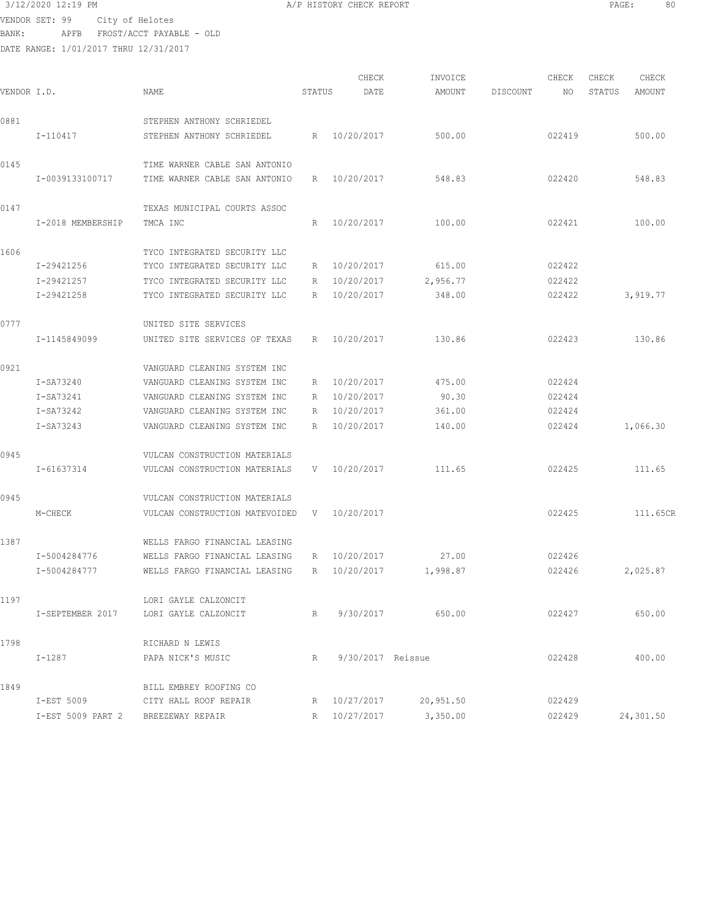3/12/2020 12:19 PM A/P HISTORY CHECK REPORT

VENDOR SET: 99 City of Helotes
BANK: APFB FROST/ACCT PAYABLE - OLD
DATE RANGE: 1/01/2017 THRU 12/31/2017

| VENDOR I.D. | NAME | STATUS | CHECK DATE | INVOICE AMOUNT | DISCOUNT | CHECK NO | CHECK STATUS | CHECK AMOUNT |
|---|---|---|---|---|---|---|---|---|
| 0881 | STEPHEN ANTHONY SCHRIEDEL | | | | | | | |
| I-110417 | STEPHEN ANTHONY SCHRIEDEL | R | 10/20/2017 | 500.00 | | 022419 | | 500.00 |
| 0145 | TIME WARNER CABLE SAN ANTONIO | | | | | | | |
| I-0039133100717 | TIME WARNER CABLE SAN ANTONIO | R | 10/20/2017 | 548.83 | | 022420 | | 548.83 |
| 0147 | TEXAS MUNICIPAL COURTS ASSOC | | | | | | | |
| I-2018 MEMBERSHIP | TMCA INC | R | 10/20/2017 | 100.00 | | 022421 | | 100.00 |
| 1606 | TYCO INTEGRATED SECURITY LLC | | | | | | | |
| I-29421256 | TYCO INTEGRATED SECURITY LLC | R | 10/20/2017 | 615.00 | | 022422 | | |
| I-29421257 | TYCO INTEGRATED SECURITY LLC | R | 10/20/2017 | 2,956.77 | | 022422 | | |
| I-29421258 | TYCO INTEGRATED SECURITY LLC | R | 10/20/2017 | 348.00 | | 022422 | | 3,919.77 |
| 0777 | UNITED SITE SERVICES | | | | | | | |
| I-1145849099 | UNITED SITE SERVICES OF TEXAS | R | 10/20/2017 | 130.86 | | 022423 | | 130.86 |
| 0921 | VANGUARD CLEANING SYSTEM INC | | | | | | | |
| I-SA73240 | VANGUARD CLEANING SYSTEM INC | R | 10/20/2017 | 475.00 | | 022424 | | |
| I-SA73241 | VANGUARD CLEANING SYSTEM INC | R | 10/20/2017 | 90.30 | | 022424 | | |
| I-SA73242 | VANGUARD CLEANING SYSTEM INC | R | 10/20/2017 | 361.00 | | 022424 | | |
| I-SA73243 | VANGUARD CLEANING SYSTEM INC | R | 10/20/2017 | 140.00 | | 022424 | | 1,066.30 |
| 0945 | VULCAN CONSTRUCTION MATERIALS | | | | | | | |
| I-61637314 | VULCAN CONSTRUCTION MATERIALS | V | 10/20/2017 | 111.65 | | 022425 | | 111.65 |
| 0945 | VULCAN CONSTRUCTION MATERIALS | | | | | | | |
| M-CHECK | VULCAN CONSTRUCTION MATEVOIDED | V | 10/20/2017 | | | 022425 | | 111.65CR |
| 1387 | WELLS FARGO FINANCIAL LEASING | | | | | | | |
| I-5004284776 | WELLS FARGO FINANCIAL LEASING | R | 10/20/2017 | 27.00 | | 022426 | | |
| I-5004284777 | WELLS FARGO FINANCIAL LEASING | R | 10/20/2017 | 1,998.87 | | 022426 | | 2,025.87 |
| 1197 | LORI GAYLE CALZONCIT | | | | | | | |
| I-SEPTEMBER 2017 | LORI GAYLE CALZONCIT | R | 9/30/2017 | 650.00 | | 022427 | | 650.00 |
| 1798 | RICHARD N LEWIS | | | | | | | |
| I-1287 | PAPA NICK'S MUSIC | R | 9/30/2017 | Reissue | | 022428 | | 400.00 |
| 1849 | BILL EMBREY ROOFING CO | | | | | | | |
| I-EST 5009 | CITY HALL ROOF REPAIR | R | 10/27/2017 | 20,951.50 | | 022429 | | |
| I-EST 5009 PART 2 | BREEZEWAY REPAIR | R | 10/27/2017 | 3,350.00 | | 022429 | | 24,301.50 |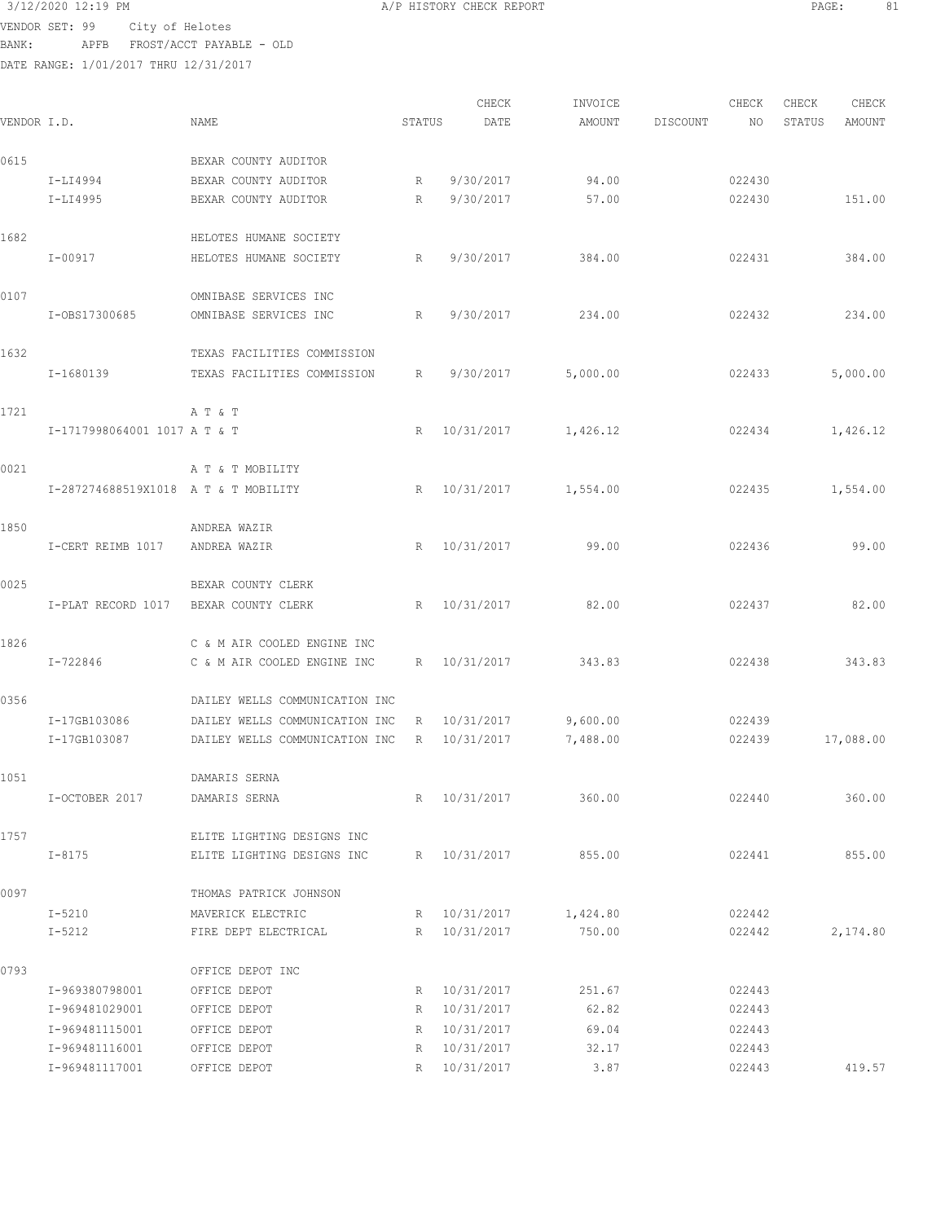3/12/2020 12:19 PM A/P HISTORY CHECK REPORT

VENDOR SET: 99 City of Helotes
BANK: APFB FROST/ACCT PAYABLE - OLD
DATE RANGE: 1/01/2017 THRU 12/31/2017

| VENDOR I.D. | NAME | STATUS | CHECK DATE | INVOICE AMOUNT | DISCOUNT | CHECK NO | CHECK STATUS | CHECK AMOUNT |
|---|---|---|---|---|---|---|---|---|
| 0615 | BEXAR COUNTY AUDITOR | | | | | | | |
| I-LI4994 | BEXAR COUNTY AUDITOR | R | 9/30/2017 | 94.00 | | 022430 | | |
| I-LI4995 | BEXAR COUNTY AUDITOR | R | 9/30/2017 | 57.00 | | 022430 | | 151.00 |
| 1682 | HELOTES HUMANE SOCIETY | | | | | | | |
| I-00917 | HELOTES HUMANE SOCIETY | R | 9/30/2017 | 384.00 | | 022431 | | 384.00 |
| 0107 | OMNIBASE SERVICES INC | | | | | | | |
| I-OBS17300685 | OMNIBASE SERVICES INC | R | 9/30/2017 | 234.00 | | 022432 | | 234.00 |
| 1632 | TEXAS FACILITIES COMMISSION | | | | | | | |
| I-1680139 | TEXAS FACILITIES COMMISSION | R | 9/30/2017 | 5,000.00 | | 022433 | | 5,000.00 |
| 1721 | A T & T | | | | | | | |
| I-1717998064001 1017 | A T & T | R | 10/31/2017 | 1,426.12 | | 022434 | | 1,426.12 |
| 0021 | A T & T MOBILITY | | | | | | | |
| I-287274688519X1018 | A T & T MOBILITY | R | 10/31/2017 | 1,554.00 | | 022435 | | 1,554.00 |
| 1850 | ANDREA WAZIR | | | | | | | |
| I-CERT REIMB 1017 | ANDREA WAZIR | R | 10/31/2017 | 99.00 | | 022436 | | 99.00 |
| 0025 | BEXAR COUNTY CLERK | | | | | | | |
| I-PLAT RECORD 1017 | BEXAR COUNTY CLERK | R | 10/31/2017 | 82.00 | | 022437 | | 82.00 |
| 1826 | C & M AIR COOLED ENGINE INC | | | | | | | |
| I-722846 | C & M AIR COOLED ENGINE INC | R | 10/31/2017 | 343.83 | | 022438 | | 343.83 |
| 0356 | DAILEY WELLS COMMUNICATION INC | | | | | | | |
| I-17GB103086 | DAILEY WELLS COMMUNICATION INC | R | 10/31/2017 | 9,600.00 | | 022439 | | |
| I-17GB103087 | DAILEY WELLS COMMUNICATION INC | R | 10/31/2017 | 7,488.00 | | 022439 | | 17,088.00 |
| 1051 | DAMARIS SERNA | | | | | | | |
| I-OCTOBER 2017 | DAMARIS SERNA | R | 10/31/2017 | 360.00 | | 022440 | | 360.00 |
| 1757 | ELITE LIGHTING DESIGNS INC | | | | | | | |
| I-8175 | ELITE LIGHTING DESIGNS INC | R | 10/31/2017 | 855.00 | | 022441 | | 855.00 |
| 0097 | THOMAS PATRICK JOHNSON | | | | | | | |
| I-5210 | MAVERICK ELECTRIC | R | 10/31/2017 | 1,424.80 | | 022442 | | |
| I-5212 | FIRE DEPT ELECTRICAL | R | 10/31/2017 | 750.00 | | 022442 | | 2,174.80 |
| 0793 | OFFICE DEPOT INC | | | | | | | |
| I-969380798001 | OFFICE DEPOT | R | 10/31/2017 | 251.67 | | 022443 | | |
| I-969481029001 | OFFICE DEPOT | R | 10/31/2017 | 62.82 | | 022443 | | |
| I-969481115001 | OFFICE DEPOT | R | 10/31/2017 | 69.04 | | 022443 | | |
| I-969481116001 | OFFICE DEPOT | R | 10/31/2017 | 32.17 | | 022443 | | |
| I-969481117001 | OFFICE DEPOT | R | 10/31/2017 | 3.87 | | 022443 | | 419.57 |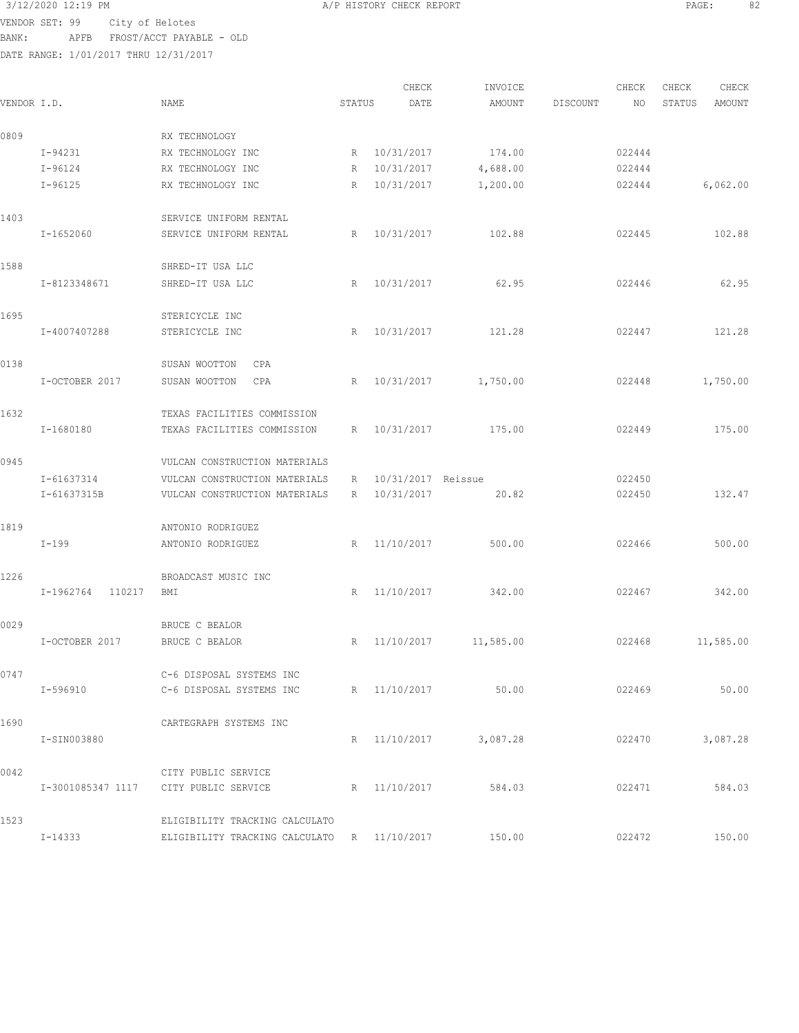3/12/2020 12:19 PM A/P HISTORY CHECK REPORT

VENDOR SET: 99 City of Helotes
BANK: APFB FROST/ACCT PAYABLE - OLD
DATE RANGE: 1/01/2017 THRU 12/31/2017

| VENDOR I.D. | NAME | STATUS | CHECK DATE | INVOICE AMOUNT | DISCOUNT | CHECK NO | CHECK STATUS | CHECK AMOUNT |
|---|---|---|---|---|---|---|---|---|
| 0809 | RX TECHNOLOGY | | | | | | | |
| I-94231 | RX TECHNOLOGY INC | R | 10/31/2017 | 174.00 | | 022444 | | |
| I-96124 | RX TECHNOLOGY INC | R | 10/31/2017 | 4,688.00 | | 022444 | | |
| I-96125 | RX TECHNOLOGY INC | R | 10/31/2017 | 1,200.00 | | 022444 | | 6,062.00 |
| 1403 | SERVICE UNIFORM RENTAL | | | | | | | |
| I-1652060 | SERVICE UNIFORM RENTAL | R | 10/31/2017 | 102.88 | | 022445 | | 102.88 |
| 1588 | SHRED-IT USA LLC | | | | | | | |
| I-8123348671 | SHRED-IT USA LLC | R | 10/31/2017 | 62.95 | | 022446 | | 62.95 |
| 1695 | STERICYCLE INC | | | | | | | |
| I-4007407288 | STERICYCLE INC | R | 10/31/2017 | 121.28 | | 022447 | | 121.28 |
| 0138 | SUSAN WOOTTON CPA | | | | | | | |
| I-OCTOBER 2017 | SUSAN WOOTTON CPA | R | 10/31/2017 | 1,750.00 | | 022448 | | 1,750.00 |
| 1632 | TEXAS FACILITIES COMMISSION | | | | | | | |
| I-1680180 | TEXAS FACILITIES COMMISSION | R | 10/31/2017 | 175.00 | | 022449 | | 175.00 |
| 0945 | VULCAN CONSTRUCTION MATERIALS | | | | | | | |
| I-61637314 | VULCAN CONSTRUCTION MATERIALS | R | 10/31/2017 | Reissue | | 022450 | | |
| I-61637315B | VULCAN CONSTRUCTION MATERIALS | R | 10/31/2017 | 20.82 | | 022450 | | 132.47 |
| 1819 | ANTONIO RODRIGUEZ | | | | | | | |
| I-199 | ANTONIO RODRIGUEZ | R | 11/10/2017 | 500.00 | | 022466 | | 500.00 |
| 1226 | BROADCAST MUSIC INC | | | | | | | |
| I-1962764 110217 | BMI | R | 11/10/2017 | 342.00 | | 022467 | | 342.00 |
| 0029 | BRUCE C BEALOR | | | | | | | |
| I-OCTOBER 2017 | BRUCE C BEALOR | R | 11/10/2017 | 11,585.00 | | 022468 | | 11,585.00 |
| 0747 | C-6 DISPOSAL SYSTEMS INC | | | | | | | |
| I-596910 | C-6 DISPOSAL SYSTEMS INC | R | 11/10/2017 | 50.00 | | 022469 | | 50.00 |
| 1690 | CARTEGRAPH SYSTEMS INC | | | | | | | |
| I-SIN003880 | | R | 11/10/2017 | 3,087.28 | | 022470 | | 3,087.28 |
| 0042 | CITY PUBLIC SERVICE | | | | | | | |
| I-3001085347 1117 | CITY PUBLIC SERVICE | R | 11/10/2017 | 584.03 | | 022471 | | 584.03 |
| 1523 | ELIGIBILITY TRACKING CALCULATO | | | | | | | |
| I-14333 | ELIGIBILITY TRACKING CALCULATO | R | 11/10/2017 | 150.00 | | 022472 | | 150.00 |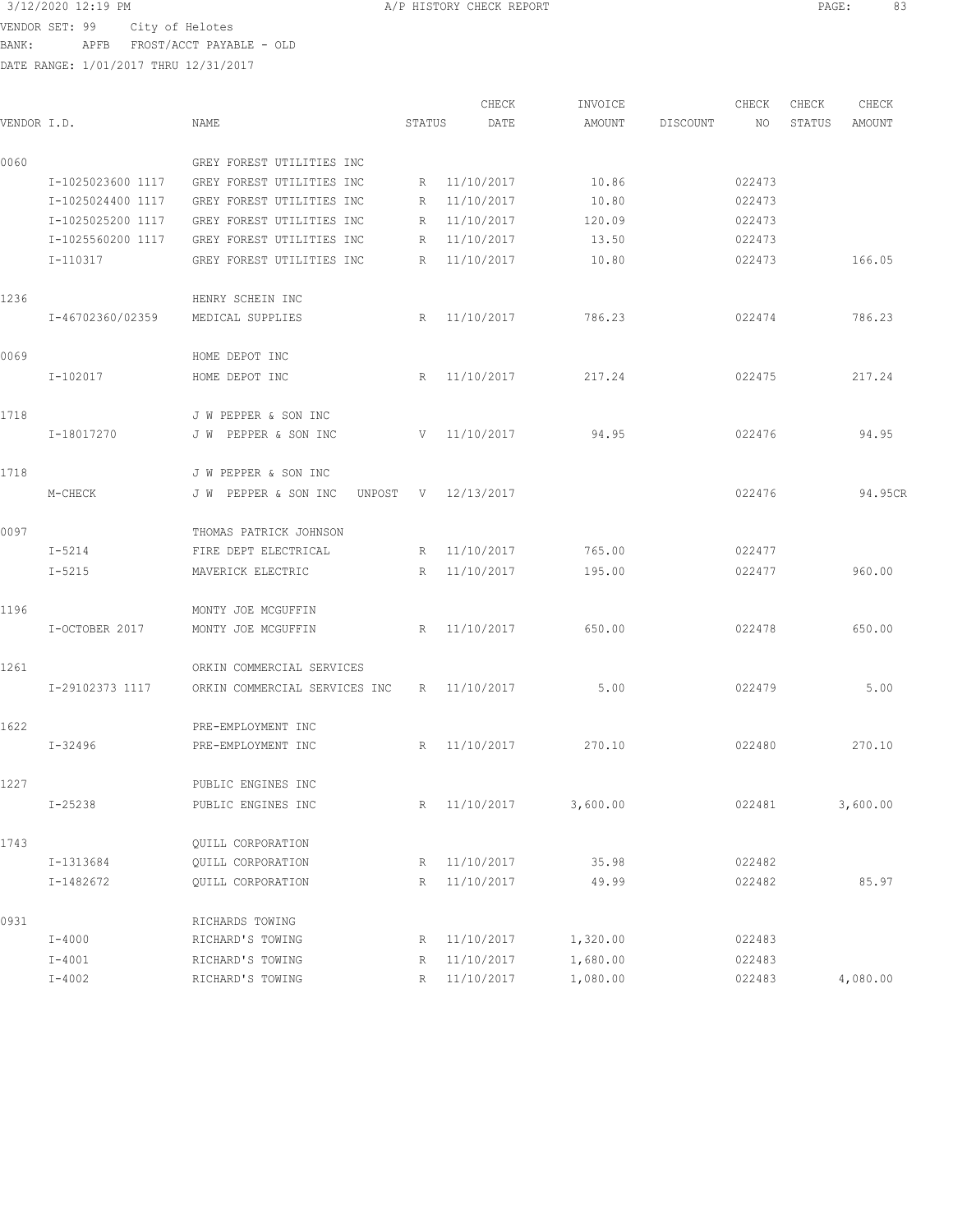VENDOR SET: 99 City of Helotes
BANK: APFB FROST/ACCT PAYABLE - OLD
DATE RANGE: 1/01/2017 THRU 12/31/2017

| VENDOR I.D. | | NAME | STATUS | CHECK DATE | INVOICE AMOUNT | DISCOUNT | CHECK NO | CHECK STATUS | CHECK AMOUNT |
|---|---|---|---|---|---|---|---|---|---|
| 0060 | | GREY FOREST UTILITIES INC | | | | | | | |
| | I-1025023600 1117 | GREY FOREST UTILITIES INC | R | 11/10/2017 | 10.86 | | 022473 | | |
| | I-1025024400 1117 | GREY FOREST UTILITIES INC | R | 11/10/2017 | 10.80 | | 022473 | | |
| | I-1025025200 1117 | GREY FOREST UTILITIES INC | R | 11/10/2017 | 120.09 | | 022473 | | |
| | I-1025560200 1117 | GREY FOREST UTILITIES INC | R | 11/10/2017 | 13.50 | | 022473 | | |
| | I-110317 | GREY FOREST UTILITIES INC | R | 11/10/2017 | 10.80 | | 022473 | | 166.05 |
| 1236 | | HENRY SCHEIN INC | | | | | | | |
| | I-46702360/02359 | MEDICAL SUPPLIES | R | 11/10/2017 | 786.23 | | 022474 | | 786.23 |
| 0069 | | HOME DEPOT INC | | | | | | | |
| | I-102017 | HOME DEPOT INC | R | 11/10/2017 | 217.24 | | 022475 | | 217.24 |
| 1718 | | J W PEPPER & SON INC | | | | | | | |
| | I-18017270 | J W PEPPER & SON INC | V | 11/10/2017 | 94.95 | | 022476 | | 94.95 |
| 1718 | | J W PEPPER & SON INC | | | | | | | |
| | M-CHECK | J W PEPPER & SON INC UNPOST | V | 12/13/2017 | | | 022476 | | 94.95CR |
| 0097 | | THOMAS PATRICK JOHNSON | | | | | | | |
| | I-5214 | FIRE DEPT ELECTRICAL | R | 11/10/2017 | 765.00 | | 022477 | | |
| | I-5215 | MAVERICK ELECTRIC | R | 11/10/2017 | 195.00 | | 022477 | | 960.00 |
| 1196 | | MONTY JOE MCGUFFIN | | | | | | | |
| | I-OCTOBER 2017 | MONTY JOE MCGUFFIN | R | 11/10/2017 | 650.00 | | 022478 | | 650.00 |
| 1261 | | ORKIN COMMERCIAL SERVICES | | | | | | | |
| | I-29102373 1117 | ORKIN COMMERCIAL SERVICES INC | R | 11/10/2017 | 5.00 | | 022479 | | 5.00 |
| 1622 | | PRE-EMPLOYMENT INC | | | | | | | |
| | I-32496 | PRE-EMPLOYMENT INC | R | 11/10/2017 | 270.10 | | 022480 | | 270.10 |
| 1227 | | PUBLIC ENGINES INC | | | | | | | |
| | I-25238 | PUBLIC ENGINES INC | R | 11/10/2017 | 3,600.00 | | 022481 | | 3,600.00 |
| 1743 | | QUILL CORPORATION | | | | | | | |
| | I-1313684 | QUILL CORPORATION | R | 11/10/2017 | 35.98 | | 022482 | | |
| | I-1482672 | QUILL CORPORATION | R | 11/10/2017 | 49.99 | | 022482 | | 85.97 |
| 0931 | | RICHARDS TOWING | | | | | | | |
| | I-4000 | RICHARD'S TOWING | R | 11/10/2017 | 1,320.00 | | 022483 | | |
| | I-4001 | RICHARD'S TOWING | R | 11/10/2017 | 1,680.00 | | 022483 | | |
| | I-4002 | RICHARD'S TOWING | R | 11/10/2017 | 1,080.00 | | 022483 | | 4,080.00 |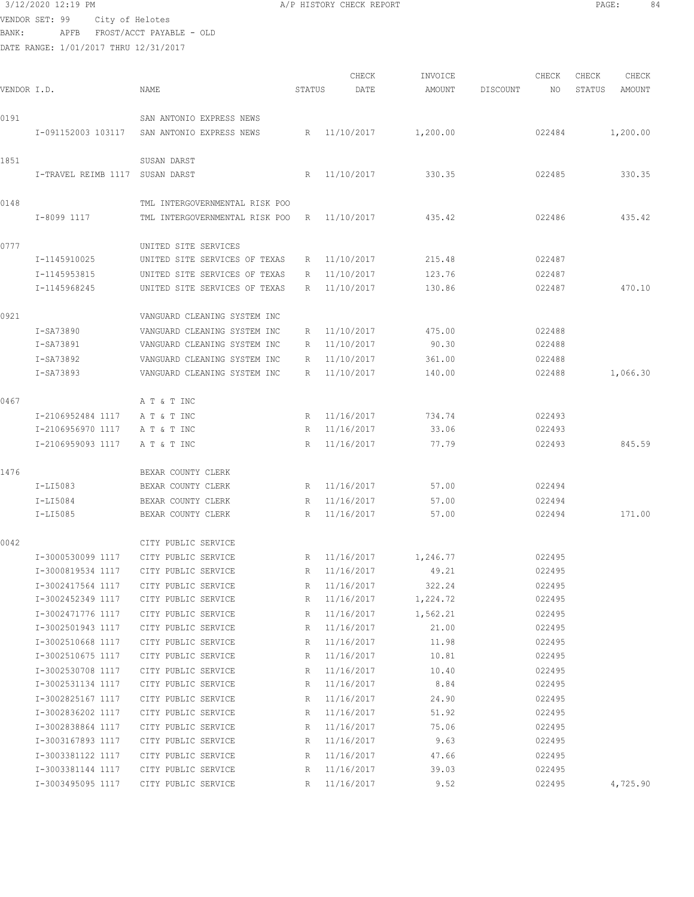3/12/2020 12:19 PM A/P HISTORY CHECK REPORT

VENDOR SET: 99 City of Helotes
BANK: APFB FROST/ACCT PAYABLE - OLD
DATE RANGE: 1/01/2017 THRU 12/31/2017

| VENDOR I.D. | NAME | STATUS | CHECK DATE | INVOICE AMOUNT | DISCOUNT | CHECK NO | CHECK STATUS | CHECK AMOUNT |
|---|---|---|---|---|---|---|---|---|
| 0191 | SAN ANTONIO EXPRESS NEWS | | | | | | | |
| I-091152003 103117 | SAN ANTONIO EXPRESS NEWS | R | 11/10/2017 | 1,200.00 | | 022484 | | 1,200.00 |
| 1851 | SUSAN DARST | | | | | | | |
| I-TRAVEL REIMB 1117 | SUSAN DARST | R | 11/10/2017 | 330.35 | | 022485 | | 330.35 |
| 0148 | TML INTERGOVERNMENTAL RISK POO | | | | | | | |
| I-8099 1117 | TML INTERGOVERNMENTAL RISK POO | R | 11/10/2017 | 435.42 | | 022486 | | 435.42 |
| 0777 | UNITED SITE SERVICES | | | | | | | |
| I-1145910025 | UNITED SITE SERVICES OF TEXAS | R | 11/10/2017 | 215.48 | | 022487 | | |
| I-1145953815 | UNITED SITE SERVICES OF TEXAS | R | 11/10/2017 | 123.76 | | 022487 | | |
| I-1145968245 | UNITED SITE SERVICES OF TEXAS | R | 11/10/2017 | 130.86 | | 022487 | | 470.10 |
| 0921 | VANGUARD CLEANING SYSTEM INC | | | | | | | |
| I-SA73890 | VANGUARD CLEANING SYSTEM INC | R | 11/10/2017 | 475.00 | | 022488 | | |
| I-SA73891 | VANGUARD CLEANING SYSTEM INC | R | 11/10/2017 | 90.30 | | 022488 | | |
| I-SA73892 | VANGUARD CLEANING SYSTEM INC | R | 11/10/2017 | 361.00 | | 022488 | | |
| I-SA73893 | VANGUARD CLEANING SYSTEM INC | R | 11/10/2017 | 140.00 | | 022488 | | 1,066.30 |
| 0467 | A T & T INC | | | | | | | |
| I-2106952484 1117 | A T & T INC | R | 11/16/2017 | 734.74 | | 022493 | | |
| I-2106956970 1117 | A T & T INC | R | 11/16/2017 | 33.06 | | 022493 | | |
| I-2106959093 1117 | A T & T INC | R | 11/16/2017 | 77.79 | | 022493 | | 845.59 |
| 1476 | BEXAR COUNTY CLERK | | | | | | | |
| I-LI5083 | BEXAR COUNTY CLERK | R | 11/16/2017 | 57.00 | | 022494 | | |
| I-LI5084 | BEXAR COUNTY CLERK | R | 11/16/2017 | 57.00 | | 022494 | | |
| I-LI5085 | BEXAR COUNTY CLERK | R | 11/16/2017 | 57.00 | | 022494 | | 171.00 |
| 0042 | CITY PUBLIC SERVICE | | | | | | | |
| I-3000530099 1117 | CITY PUBLIC SERVICE | R | 11/16/2017 | 1,246.77 | | 022495 | | |
| I-3000819534 1117 | CITY PUBLIC SERVICE | R | 11/16/2017 | 49.21 | | 022495 | | |
| I-3002417564 1117 | CITY PUBLIC SERVICE | R | 11/16/2017 | 322.24 | | 022495 | | |
| I-3002452349 1117 | CITY PUBLIC SERVICE | R | 11/16/2017 | 1,224.72 | | 022495 | | |
| I-3002471776 1117 | CITY PUBLIC SERVICE | R | 11/16/2017 | 1,562.21 | | 022495 | | |
| I-3002501943 1117 | CITY PUBLIC SERVICE | R | 11/16/2017 | 21.00 | | 022495 | | |
| I-3002510668 1117 | CITY PUBLIC SERVICE | R | 11/16/2017 | 11.98 | | 022495 | | |
| I-3002510675 1117 | CITY PUBLIC SERVICE | R | 11/16/2017 | 10.81 | | 022495 | | |
| I-3002530708 1117 | CITY PUBLIC SERVICE | R | 11/16/2017 | 10.40 | | 022495 | | |
| I-3002531134 1117 | CITY PUBLIC SERVICE | R | 11/16/2017 | 8.84 | | 022495 | | |
| I-3002825167 1117 | CITY PUBLIC SERVICE | R | 11/16/2017 | 24.90 | | 022495 | | |
| I-3002836202 1117 | CITY PUBLIC SERVICE | R | 11/16/2017 | 51.92 | | 022495 | | |
| I-3002838864 1117 | CITY PUBLIC SERVICE | R | 11/16/2017 | 75.06 | | 022495 | | |
| I-3003167893 1117 | CITY PUBLIC SERVICE | R | 11/16/2017 | 9.63 | | 022495 | | |
| I-3003381122 1117 | CITY PUBLIC SERVICE | R | 11/16/2017 | 47.66 | | 022495 | | |
| I-3003381144 1117 | CITY PUBLIC SERVICE | R | 11/16/2017 | 39.03 | | 022495 | | |
| I-3003495095 1117 | CITY PUBLIC SERVICE | R | 11/16/2017 | 9.52 | | 022495 | | 4,725.90 |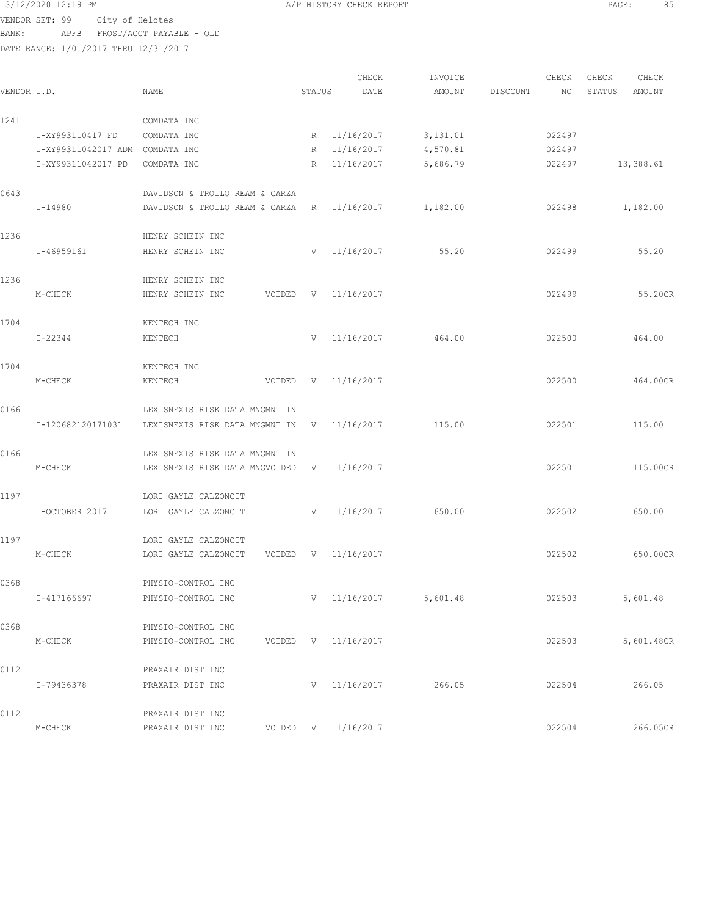VENDOR SET: 99 City of Helotes
BANK: APFB FROST/ACCT PAYABLE - OLD
DATE RANGE: 1/01/2017 THRU 12/31/2017

A/P HISTORY CHECK REPORT

| VENDOR I.D. | NAME | STATUS | CHECK DATE | INVOICE AMOUNT | DISCOUNT | CHECK NO | CHECK STATUS | CHECK AMOUNT |
|---|---|---|---|---|---|---|---|---|
| 1241 | COMDATA INC | | | | | | | |
| I-XY993110417 FD | COMDATA INC | R | 11/16/2017 | 3,131.01 | | 022497 | | |
| I-XY99311042017 ADM | COMDATA INC | R | 11/16/2017 | 4,570.81 | | 022497 | | |
| I-XY99311042017 PD | COMDATA INC | R | 11/16/2017 | 5,686.79 | | 022497 | | 13,388.61 |
| 0643 | DAVIDSON & TROILO REAM & GARZA | | | | | | | |
| I-14980 | DAVIDSON & TROILO REAM & GARZA | R | 11/16/2017 | 1,182.00 | | 022498 | | 1,182.00 |
| 1236 | HENRY SCHEIN INC | | | | | | | |
| I-46959161 | HENRY SCHEIN INC | V | 11/16/2017 | 55.20 | | 022499 | | 55.20 |
| 1236 | HENRY SCHEIN INC | | | | | | | |
| M-CHECK | HENRY SCHEIN INC VOIDED | V | 11/16/2017 | | | 022499 | | 55.20CR |
| 1704 | KENTECH INC | | | | | | | |
| I-22344 | KENTECH | V | 11/16/2017 | 464.00 | | 022500 | | 464.00 |
| 1704 | KENTECH INC | | | | | | | |
| M-CHECK | KENTECH VOIDED | V | 11/16/2017 | | | 022500 | | 464.00CR |
| 0166 | LEXISNEXIS RISK DATA MNGMNT IN | | | | | | | |
| I-120682120171031 | LEXISNEXIS RISK DATA MNGMNT IN | V | 11/16/2017 | 115.00 | | 022501 | | 115.00 |
| 0166 | LEXISNEXIS RISK DATA MNGMNT IN | | | | | | | |
| M-CHECK | LEXISNEXIS RISK DATA MNGVOIDED | V | 11/16/2017 | | | 022501 | | 115.00CR |
| 1197 | LORI GAYLE CALZONCIT | | | | | | | |
| I-OCTOBER 2017 | LORI GAYLE CALZONCIT | V | 11/16/2017 | 650.00 | | 022502 | | 650.00 |
| 1197 | LORI GAYLE CALZONCIT | | | | | | | |
| M-CHECK | LORI GAYLE CALZONCIT VOIDED | V | 11/16/2017 | | | 022502 | | 650.00CR |
| 0368 | PHYSIO-CONTROL INC | | | | | | | |
| I-417166697 | PHYSIO-CONTROL INC | V | 11/16/2017 | 5,601.48 | | 022503 | | 5,601.48 |
| 0368 | PHYSIO-CONTROL INC | | | | | | | |
| M-CHECK | PHYSIO-CONTROL INC VOIDED | V | 11/16/2017 | | | 022503 | | 5,601.48CR |
| 0112 | PRAXAIR DIST INC | | | | | | | |
| I-79436378 | PRAXAIR DIST INC | V | 11/16/2017 | 266.05 | | 022504 | | 266.05 |
| 0112 | PRAXAIR DIST INC | | | | | | | |
| M-CHECK | PRAXAIR DIST INC VOIDED | V | 11/16/2017 | | | 022504 | | 266.05CR |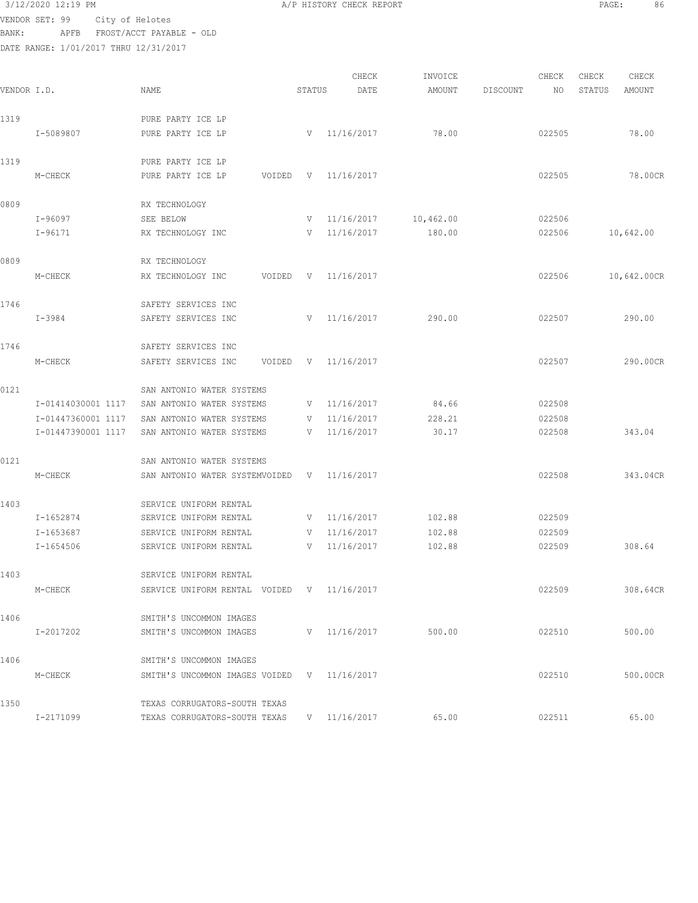3/12/2020 12:19 PM A/P HISTORY CHECK REPORT

VENDOR SET: 99 City of Helotes
BANK: APFB FROST/ACCT PAYABLE - OLD
DATE RANGE: 1/01/2017 THRU 12/31/2017

| VENDOR I.D. | NAME | STATUS | CHECK DATE | INVOICE AMOUNT | DISCOUNT | CHECK NO | CHECK STATUS | CHECK AMOUNT |
|---|---|---|---|---|---|---|---|---|
| 1319 | PURE PARTY ICE LP | | | | | | | |
| I-5089807 | PURE PARTY ICE LP | V | 11/16/2017 | 78.00 | | 022505 | | 78.00 |
| 1319 | PURE PARTY ICE LP | | | | | | | |
| M-CHECK | PURE PARTY ICE LP VOIDED | V | 11/16/2017 | | | 022505 | | 78.00CR |
| 0809 | RX TECHNOLOGY | | | | | | | |
| I-96097 | SEE BELOW | V | 11/16/2017 | 10,462.00 | | 022506 | | |
| I-96171 | RX TECHNOLOGY INC | V | 11/16/2017 | 180.00 | | 022506 | | 10,642.00 |
| 0809 | RX TECHNOLOGY | | | | | | | |
| M-CHECK | RX TECHNOLOGY INC VOIDED | V | 11/16/2017 | | | 022506 | | 10,642.00CR |
| 1746 | SAFETY SERVICES INC | | | | | | | |
| I-3984 | SAFETY SERVICES INC | V | 11/16/2017 | 290.00 | | 022507 | | 290.00 |
| 1746 | SAFETY SERVICES INC | | | | | | | |
| M-CHECK | SAFETY SERVICES INC VOIDED | V | 11/16/2017 | | | 022507 | | 290.00CR |
| 0121 | SAN ANTONIO WATER SYSTEMS | | | | | | | |
| I-01414030001 1117 | SAN ANTONIO WATER SYSTEMS | V | 11/16/2017 | 84.66 | | 022508 | | |
| I-01447360001 1117 | SAN ANTONIO WATER SYSTEMS | V | 11/16/2017 | 228.21 | | 022508 | | |
| I-01447390001 1117 | SAN ANTONIO WATER SYSTEMS | V | 11/16/2017 | 30.17 | | 022508 | | 343.04 |
| 0121 | SAN ANTONIO WATER SYSTEMS | | | | | | | |
| M-CHECK | SAN ANTONIO WATER SYSTEMVOIDED | V | 11/16/2017 | | | 022508 | | 343.04CR |
| 1403 | SERVICE UNIFORM RENTAL | | | | | | | |
| I-1652874 | SERVICE UNIFORM RENTAL | V | 11/16/2017 | 102.88 | | 022509 | | |
| I-1653687 | SERVICE UNIFORM RENTAL | V | 11/16/2017 | 102.88 | | 022509 | | |
| I-1654506 | SERVICE UNIFORM RENTAL | V | 11/16/2017 | 102.88 | | 022509 | | 308.64 |
| 1403 | SERVICE UNIFORM RENTAL | | | | | | | |
| M-CHECK | SERVICE UNIFORM RENTAL VOIDED | V | 11/16/2017 | | | 022509 | | 308.64CR |
| 1406 | SMITH'S UNCOMMON IMAGES | | | | | | | |
| I-2017202 | SMITH'S UNCOMMON IMAGES | V | 11/16/2017 | 500.00 | | 022510 | | 500.00 |
| 1406 | SMITH'S UNCOMMON IMAGES | | | | | | | |
| M-CHECK | SMITH'S UNCOMMON IMAGES VOIDED | V | 11/16/2017 | | | 022510 | | 500.00CR |
| 1350 | TEXAS CORRUGATORS-SOUTH TEXAS | | | | | | | |
| I-2171099 | TEXAS CORRUGATORS-SOUTH TEXAS | V | 11/16/2017 | 65.00 | | 022511 | | 65.00 |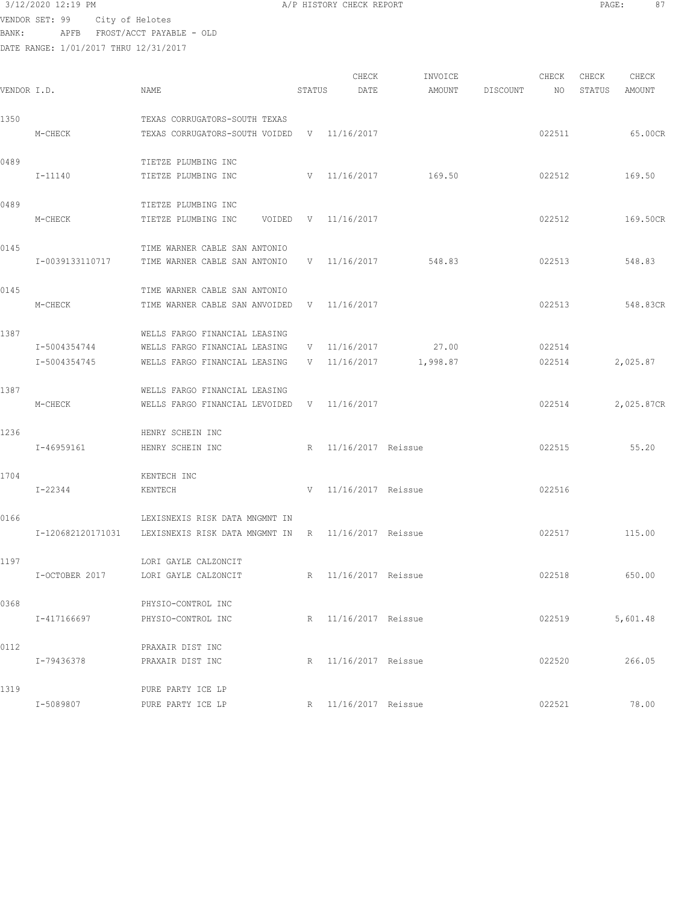3/12/2020 12:19 PM A/P HISTORY CHECK REPORT

VENDOR SET: 99 City of Helotes
BANK: APFB FROST/ACCT PAYABLE - OLD
DATE RANGE: 1/01/2017 THRU 12/31/2017

| VENDOR I.D. | NAME | STATUS | CHECK DATE | INVOICE AMOUNT | DISCOUNT | CHECK NO | CHECK STATUS | CHECK AMOUNT |
|---|---|---|---|---|---|---|---|---|
| 1350 | TEXAS CORRUGATORS-SOUTH TEXAS | | | | | | | |
| M-CHECK | TEXAS CORRUGATORS-SOUTH VOIDED | V | 11/16/2017 | | | 022511 | | 65.00CR |
| 0489 | TIETZE PLUMBING INC | | | | | | | |
| I-11140 | TIETZE PLUMBING INC | V | 11/16/2017 | 169.50 | | 022512 | | 169.50 |
| 0489 | TIETZE PLUMBING INC | | | | | | | |
| M-CHECK | TIETZE PLUMBING INC VOIDED | V | 11/16/2017 | | | 022512 | | 169.50CR |
| 0145 | TIME WARNER CABLE SAN ANTONIO | | | | | | | |
| I-0039133110717 | TIME WARNER CABLE SAN ANTONIO | V | 11/16/2017 | 548.83 | | 022513 | | 548.83 |
| 0145 | TIME WARNER CABLE SAN ANTONIO | | | | | | | |
| M-CHECK | TIME WARNER CABLE SAN ANVOIDED | V | 11/16/2017 | | | 022513 | | 548.83CR |
| 1387 | WELLS FARGO FINANCIAL LEASING | | | | | | | |
| I-5004354744 | WELLS FARGO FINANCIAL LEASING | V | 11/16/2017 | 27.00 | | 022514 | | |
| I-5004354745 | WELLS FARGO FINANCIAL LEASING | V | 11/16/2017 | 1,998.87 | | 022514 | | 2,025.87 |
| 1387 | WELLS FARGO FINANCIAL LEASING | | | | | | | |
| M-CHECK | WELLS FARGO FINANCIAL LEVOIDED | V | 11/16/2017 | | | 022514 | | 2,025.87CR |
| 1236 | HENRY SCHEIN INC | | | | | | | |
| I-46959161 | HENRY SCHEIN INC | R | 11/16/2017 | Reissue | | 022515 | | 55.20 |
| 1704 | KENTECH INC | | | | | | | |
| I-22344 | KENTECH | V | 11/16/2017 | Reissue | | 022516 | | |
| 0166 | LEXISNEXIS RISK DATA MNGMNT IN | | | | | | | |
| I-120682120171031 | LEXISNEXIS RISK DATA MNGMNT IN | R | 11/16/2017 | Reissue | | 022517 | | 115.00 |
| 1197 | LORI GAYLE CALZONCIT | | | | | | | |
| I-OCTOBER 2017 | LORI GAYLE CALZONCIT | R | 11/16/2017 | Reissue | | 022518 | | 650.00 |
| 0368 | PHYSIO-CONTROL INC | | | | | | | |
| I-417166697 | PHYSIO-CONTROL INC | R | 11/16/2017 | Reissue | | 022519 | | 5,601.48 |
| 0112 | PRAXAIR DIST INC | | | | | | | |
| I-79436378 | PRAXAIR DIST INC | R | 11/16/2017 | Reissue | | 022520 | | 266.05 |
| 1319 | PURE PARTY ICE LP | | | | | | | |
| I-5089807 | PURE PARTY ICE LP | R | 11/16/2017 | Reissue | | 022521 | | 78.00 |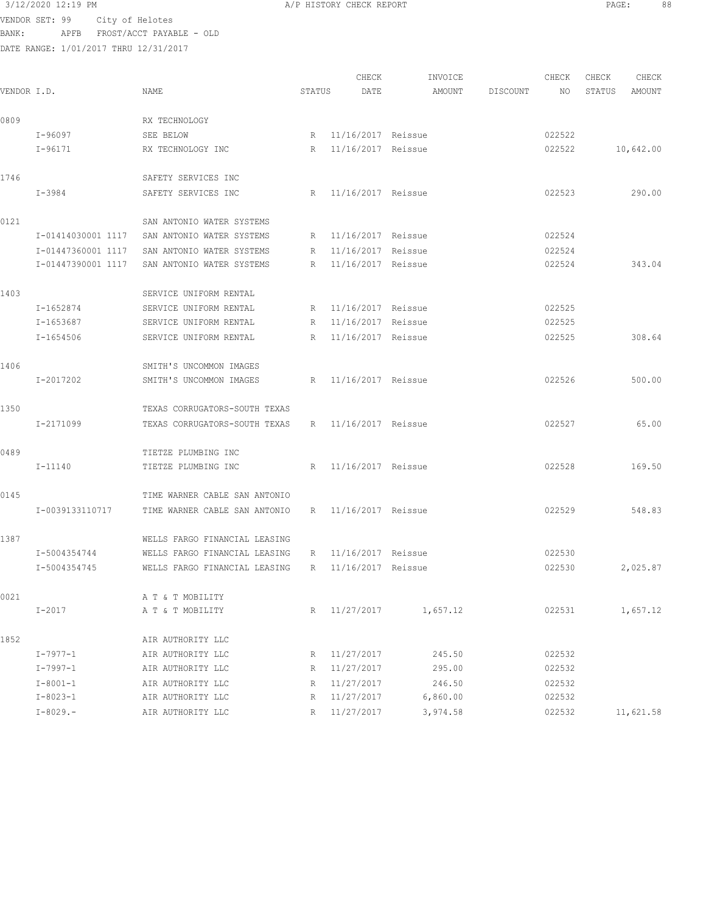VENDOR SET: 99 City of Helotes
BANK: APFB FROST/ACCT PAYABLE - OLD
DATE RANGE: 1/01/2017 THRU 12/31/2017

| VENDOR I.D. | NAME | STATUS | CHECK DATE | INVOICE AMOUNT | DISCOUNT | CHECK NO | CHECK STATUS | CHECK AMOUNT |
|---|---|---|---|---|---|---|---|---|
| 0809 | RX TECHNOLOGY | | | | | | | |
| I-96097 | SEE BELOW | R | 11/16/2017 | Reissue | | 022522 | | |
| I-96171 | RX TECHNOLOGY INC | R | 11/16/2017 | Reissue | | 022522 | | 10,642.00 |
| 1746 | SAFETY SERVICES INC | | | | | | | |
| I-3984 | SAFETY SERVICES INC | R | 11/16/2017 | Reissue | | 022523 | | 290.00 |
| 0121 | SAN ANTONIO WATER SYSTEMS | | | | | | | |
| I-01414030001 1117 | SAN ANTONIO WATER SYSTEMS | R | 11/16/2017 | Reissue | | 022524 | | |
| I-01447360001 1117 | SAN ANTONIO WATER SYSTEMS | R | 11/16/2017 | Reissue | | 022524 | | |
| I-01447390001 1117 | SAN ANTONIO WATER SYSTEMS | R | 11/16/2017 | Reissue | | 022524 | | 343.04 |
| 1403 | SERVICE UNIFORM RENTAL | | | | | | | |
| I-1652874 | SERVICE UNIFORM RENTAL | R | 11/16/2017 | Reissue | | 022525 | | |
| I-1653687 | SERVICE UNIFORM RENTAL | R | 11/16/2017 | Reissue | | 022525 | | |
| I-1654506 | SERVICE UNIFORM RENTAL | R | 11/16/2017 | Reissue | | 022525 | | 308.64 |
| 1406 | SMITH'S UNCOMMON IMAGES | | | | | | | |
| I-2017202 | SMITH'S UNCOMMON IMAGES | R | 11/16/2017 | Reissue | | 022526 | | 500.00 |
| 1350 | TEXAS CORRUGATORS-SOUTH TEXAS | | | | | | | |
| I-2171099 | TEXAS CORRUGATORS-SOUTH TEXAS | R | 11/16/2017 | Reissue | | 022527 | | 65.00 |
| 0489 | TIETZE PLUMBING INC | | | | | | | |
| I-11140 | TIETZE PLUMBING INC | R | 11/16/2017 | Reissue | | 022528 | | 169.50 |
| 0145 | TIME WARNER CABLE SAN ANTONIO | | | | | | | |
| I-0039133110717 | TIME WARNER CABLE SAN ANTONIO | R | 11/16/2017 | Reissue | | 022529 | | 548.83 |
| 1387 | WELLS FARGO FINANCIAL LEASING | | | | | | | |
| I-5004354744 | WELLS FARGO FINANCIAL LEASING | R | 11/16/2017 | Reissue | | 022530 | | |
| I-5004354745 | WELLS FARGO FINANCIAL LEASING | R | 11/16/2017 | Reissue | | 022530 | | 2,025.87 |
| 0021 | A T & T MOBILITY | | | | | | | |
| I-2017 | A T & T MOBILITY | R | 11/27/2017 | 1,657.12 | | 022531 | | 1,657.12 |
| 1852 | AIR AUTHORITY LLC | | | | | | | |
| I-7977-1 | AIR AUTHORITY LLC | R | 11/27/2017 | 245.50 | | 022532 | | |
| I-7997-1 | AIR AUTHORITY LLC | R | 11/27/2017 | 295.00 | | 022532 | | |
| I-8001-1 | AIR AUTHORITY LLC | R | 11/27/2017 | 246.50 | | 022532 | | |
| I-8023-1 | AIR AUTHORITY LLC | R | 11/27/2017 | 6,860.00 | | 022532 | | |
| I-8029.- | AIR AUTHORITY LLC | R | 11/27/2017 | 3,974.58 | | 022532 | | 11,621.58 |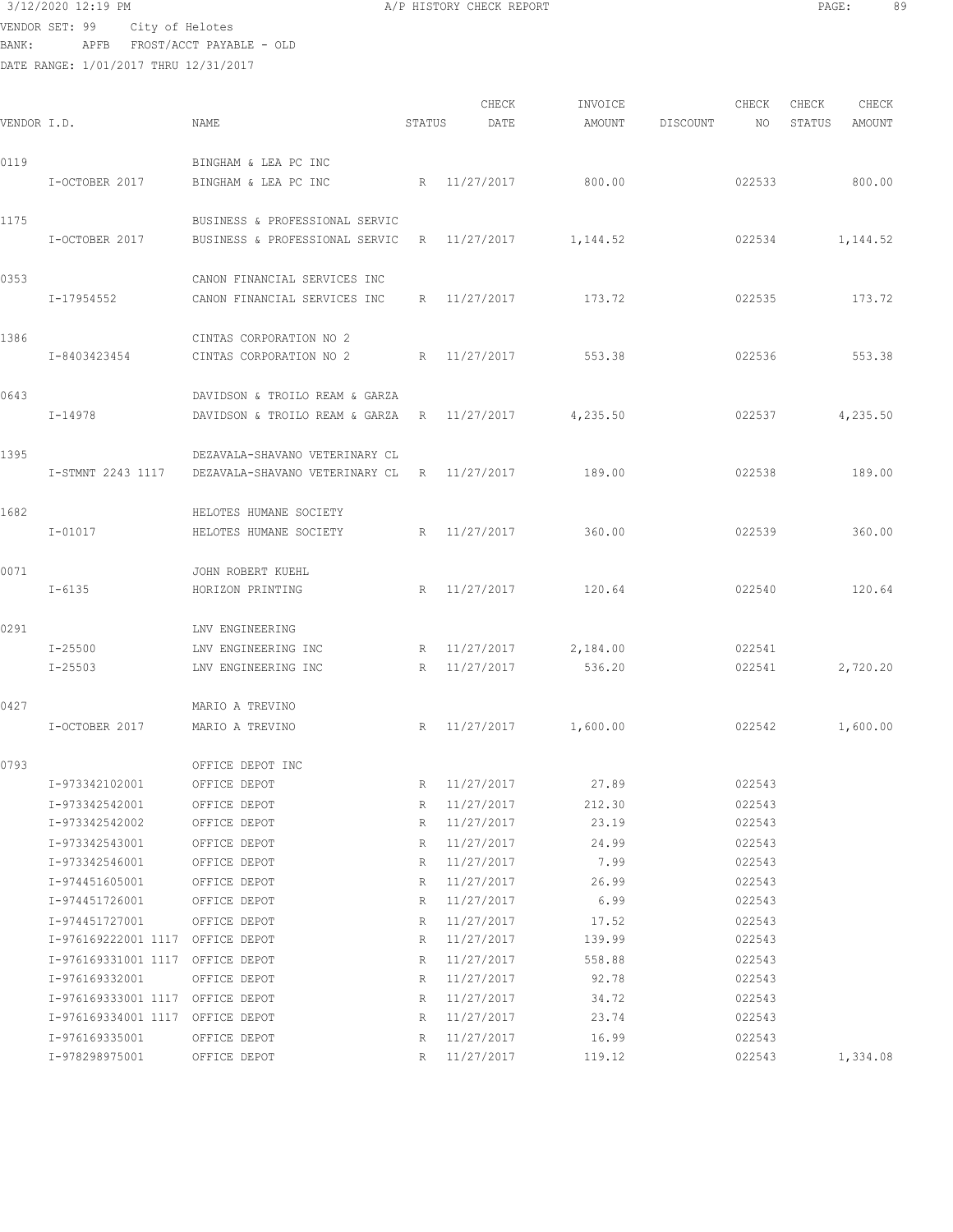3/12/2020 12:19 PM A/P HISTORY CHECK REPORT

VENDOR SET: 99 City of Helotes
BANK: APFB FROST/ACCT PAYABLE - OLD
DATE RANGE: 1/01/2017 THRU 12/31/2017

| VENDOR I.D. | NAME | STATUS | CHECK DATE | INVOICE AMOUNT | DISCOUNT | CHECK NO | CHECK STATUS | CHECK AMOUNT |
|---|---|---|---|---|---|---|---|---|
| 0119 | BINGHAM & LEA PC INC | | | | | | | |
| I-OCTOBER 2017 | BINGHAM & LEA PC INC | R | 11/27/2017 | 800.00 | | 022533 | | 800.00 |
| 1175 | BUSINESS & PROFESSIONAL SERVIC | | | | | | | |
| I-OCTOBER 2017 | BUSINESS & PROFESSIONAL SERVIC | R | 11/27/2017 | 1,144.52 | | 022534 | | 1,144.52 |
| 0353 | CANON FINANCIAL SERVICES INC | | | | | | | |
| I-17954552 | CANON FINANCIAL SERVICES INC | R | 11/27/2017 | 173.72 | | 022535 | | 173.72 |
| 1386 | CINTAS CORPORATION NO 2 | | | | | | | |
| I-8403423454 | CINTAS CORPORATION NO 2 | R | 11/27/2017 | 553.38 | | 022536 | | 553.38 |
| 0643 | DAVIDSON & TROILO REAM & GARZA | | | | | | | |
| I-14978 | DAVIDSON & TROILO REAM & GARZA | R | 11/27/2017 | 4,235.50 | | 022537 | | 4,235.50 |
| 1395 | DEZAVALA-SHAVANO VETERINARY CL | | | | | | | |
| I-STMNT 2243 1117 | DEZAVALA-SHAVANO VETERINARY CL | R | 11/27/2017 | 189.00 | | 022538 | | 189.00 |
| 1682 | HELOTES HUMANE SOCIETY | | | | | | | |
| I-01017 | HELOTES HUMANE SOCIETY | R | 11/27/2017 | 360.00 | | 022539 | | 360.00 |
| 0071 | JOHN ROBERT KUEHL | | | | | | | |
| I-6135 | HORIZON PRINTING | R | 11/27/2017 | 120.64 | | 022540 | | 120.64 |
| 0291 | LNV ENGINEERING | | | | | | | |
| I-25500 | LNV ENGINEERING INC | R | 11/27/2017 | 2,184.00 | | 022541 | | |
| I-25503 | LNV ENGINEERING INC | R | 11/27/2017 | 536.20 | | 022541 | | 2,720.20 |
| 0427 | MARIO A TREVINO | | | | | | | |
| I-OCTOBER 2017 | MARIO A TREVINO | R | 11/27/2017 | 1,600.00 | | 022542 | | 1,600.00 |
| 0793 | OFFICE DEPOT INC | | | | | | | |
| I-973342102001 | OFFICE DEPOT | R | 11/27/2017 | 27.89 | | 022543 | | |
| I-973342542001 | OFFICE DEPOT | R | 11/27/2017 | 212.30 | | 022543 | | |
| I-973342542002 | OFFICE DEPOT | R | 11/27/2017 | 23.19 | | 022543 | | |
| I-973342543001 | OFFICE DEPOT | R | 11/27/2017 | 24.99 | | 022543 | | |
| I-973342546001 | OFFICE DEPOT | R | 11/27/2017 | 7.99 | | 022543 | | |
| I-974451605001 | OFFICE DEPOT | R | 11/27/2017 | 26.99 | | 022543 | | |
| I-974451726001 | OFFICE DEPOT | R | 11/27/2017 | 6.99 | | 022543 | | |
| I-974451727001 | OFFICE DEPOT | R | 11/27/2017 | 17.52 | | 022543 | | |
| I-976169222001 1117 | OFFICE DEPOT | R | 11/27/2017 | 139.99 | | 022543 | | |
| I-976169331001 1117 | OFFICE DEPOT | R | 11/27/2017 | 558.88 | | 022543 | | |
| I-976169332001 | OFFICE DEPOT | R | 11/27/2017 | 92.78 | | 022543 | | |
| I-976169333001 1117 | OFFICE DEPOT | R | 11/27/2017 | 34.72 | | 022543 | | |
| I-976169334001 1117 | OFFICE DEPOT | R | 11/27/2017 | 23.74 | | 022543 | | |
| I-976169335001 | OFFICE DEPOT | R | 11/27/2017 | 16.99 | | 022543 | | |
| I-978298975001 | OFFICE DEPOT | R | 11/27/2017 | 119.12 | | 022543 | | 1,334.08 |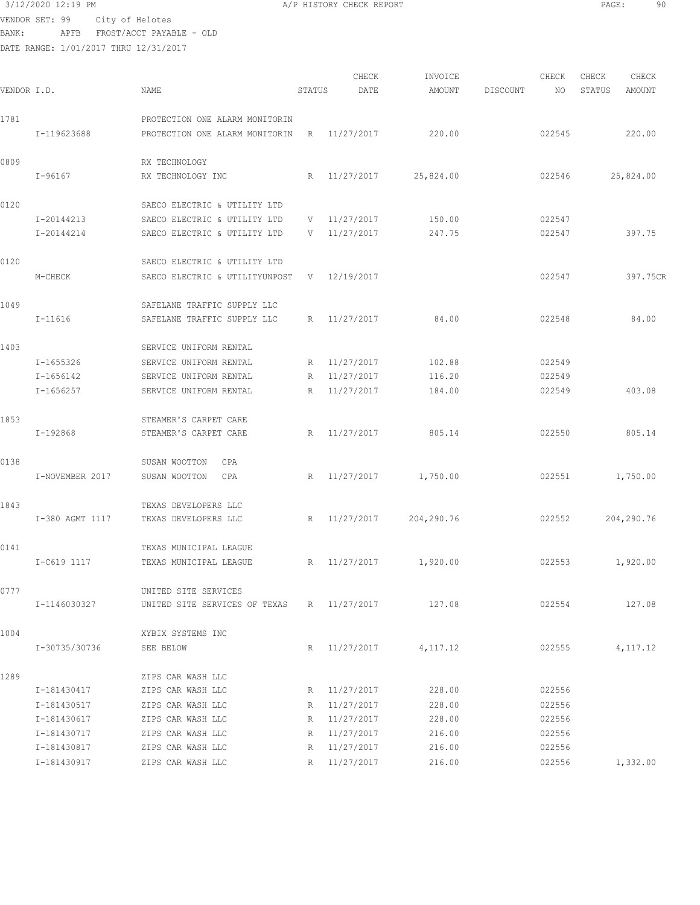3/12/2020 12:19 PM A/P HISTORY CHECK REPORT

VENDOR SET: 99 City of Helotes
BANK: APFB FROST/ACCT PAYABLE - OLD
DATE RANGE: 1/01/2017 THRU 12/31/2017

| VENDOR I.D. | NAME | STATUS | CHECK DATE | INVOICE AMOUNT | DISCOUNT | CHECK NO | CHECK STATUS | CHECK AMOUNT |
|---|---|---|---|---|---|---|---|---|
| 1781 | PROTECTION ONE ALARM MONITORIN | | | | | | | |
| I-119623688 | PROTECTION ONE ALARM MONITORIN | R | 11/27/2017 | 220.00 | | 022545 | | 220.00 |
| 0809 | RX TECHNOLOGY | | | | | | | |
| I-96167 | RX TECHNOLOGY INC | R | 11/27/2017 | 25,824.00 | | 022546 | | 25,824.00 |
| 0120 | SAECO ELECTRIC & UTILITY LTD | | | | | | | |
| I-20144213 | SAECO ELECTRIC & UTILITY LTD | V | 11/27/2017 | 150.00 | | 022547 | | |
| I-20144214 | SAECO ELECTRIC & UTILITY LTD | V | 11/27/2017 | 247.75 | | 022547 | | 397.75 |
| 0120 | SAECO ELECTRIC & UTILITY LTD | | | | | | | |
| M-CHECK | SAECO ELECTRIC & UTILITYUNPOST | V | 12/19/2017 | | | 022547 | | 397.75CR |
| 1049 | SAFELANE TRAFFIC SUPPLY LLC | | | | | | | |
| I-11616 | SAFELANE TRAFFIC SUPPLY LLC | R | 11/27/2017 | 84.00 | | 022548 | | 84.00 |
| 1403 | SERVICE UNIFORM RENTAL | | | | | | | |
| I-1655326 | SERVICE UNIFORM RENTAL | R | 11/27/2017 | 102.88 | | 022549 | | |
| I-1656142 | SERVICE UNIFORM RENTAL | R | 11/27/2017 | 116.20 | | 022549 | | |
| I-1656257 | SERVICE UNIFORM RENTAL | R | 11/27/2017 | 184.00 | | 022549 | | 403.08 |
| 1853 | STEAMER'S CARPET CARE | | | | | | | |
| I-192868 | STEAMER'S CARPET CARE | R | 11/27/2017 | 805.14 | | 022550 | | 805.14 |
| 0138 | SUSAN WOOTTON CPA | | | | | | | |
| I-NOVEMBER 2017 | SUSAN WOOTTON CPA | R | 11/27/2017 | 1,750.00 | | 022551 | | 1,750.00 |
| 1843 | TEXAS DEVELOPERS LLC | | | | | | | |
| I-380 AGMT 1117 | TEXAS DEVELOPERS LLC | R | 11/27/2017 | 204,290.76 | | 022552 | | 204,290.76 |
| 0141 | TEXAS MUNICIPAL LEAGUE | | | | | | | |
| I-C619 1117 | TEXAS MUNICIPAL LEAGUE | R | 11/27/2017 | 1,920.00 | | 022553 | | 1,920.00 |
| 0777 | UNITED SITE SERVICES | | | | | | | |
| I-1146030327 | UNITED SITE SERVICES OF TEXAS | R | 11/27/2017 | 127.08 | | 022554 | | 127.08 |
| 1004 | XYBIX SYSTEMS INC | | | | | | | |
| I-30735/30736 | SEE BELOW | R | 11/27/2017 | 4,117.12 | | 022555 | | 4,117.12 |
| 1289 | ZIPS CAR WASH LLC | | | | | | | |
| I-181430417 | ZIPS CAR WASH LLC | R | 11/27/2017 | 228.00 | | 022556 | | |
| I-181430517 | ZIPS CAR WASH LLC | R | 11/27/2017 | 228.00 | | 022556 | | |
| I-181430617 | ZIPS CAR WASH LLC | R | 11/27/2017 | 228.00 | | 022556 | | |
| I-181430717 | ZIPS CAR WASH LLC | R | 11/27/2017 | 216.00 | | 022556 | | |
| I-181430817 | ZIPS CAR WASH LLC | R | 11/27/2017 | 216.00 | | 022556 | | |
| I-181430917 | ZIPS CAR WASH LLC | R | 11/27/2017 | 216.00 | | 022556 | | 1,332.00 |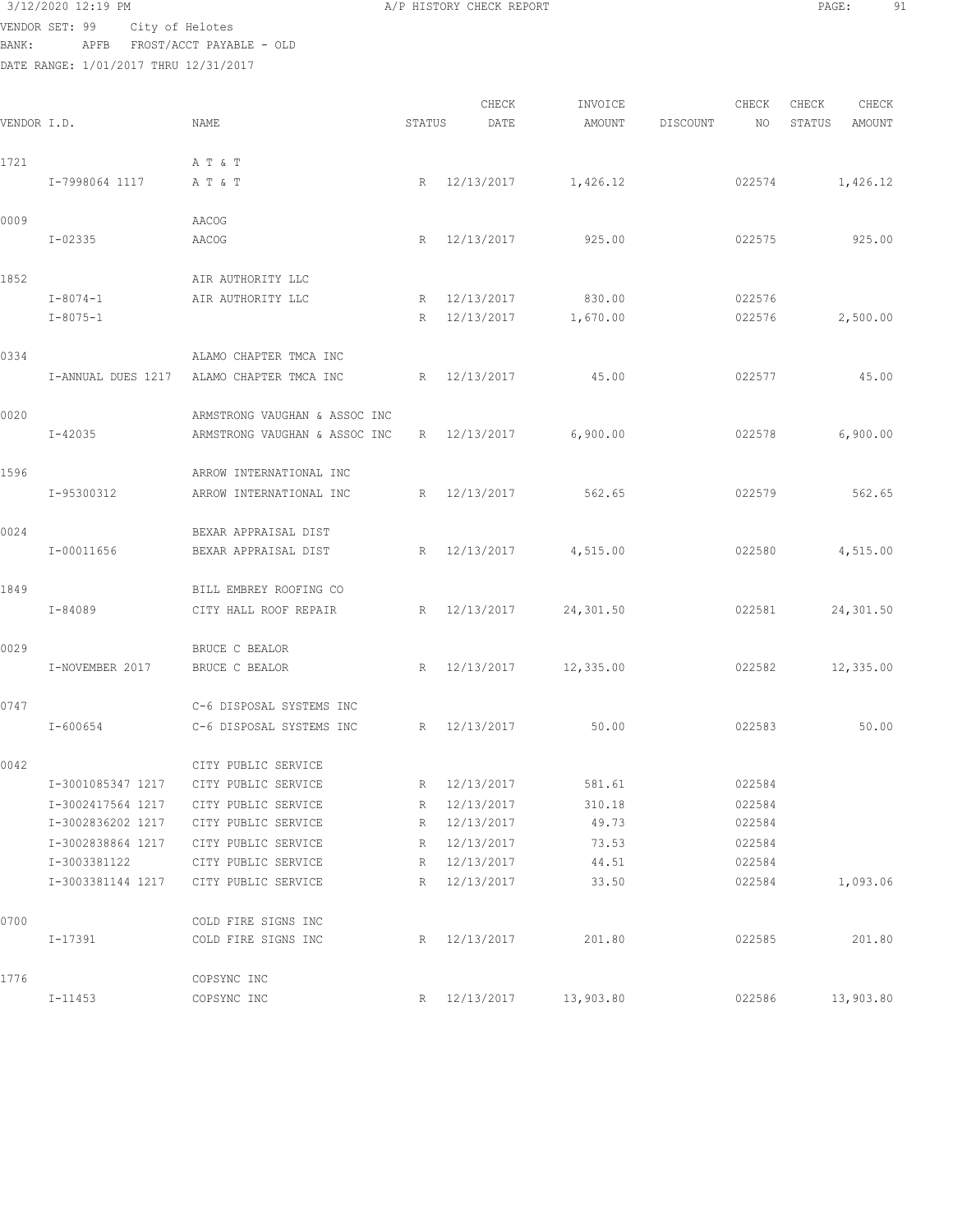3/12/2020 12:19 PM A/P HISTORY CHECK REPORT

VENDOR SET: 99 City of Helotes
BANK: APFB FROST/ACCT PAYABLE - OLD
DATE RANGE: 1/01/2017 THRU 12/31/2017

| VENDOR I.D. | NAME | STATUS | CHECK DATE | INVOICE AMOUNT | DISCOUNT | CHECK NO | CHECK STATUS | CHECK AMOUNT |
|---|---|---|---|---|---|---|---|---|
| 1721 | A T & T | | | | | | | |
| I-7998064 1117 | A T & T | R | 12/13/2017 | 1,426.12 | | 022574 | | 1,426.12 |
| 0009 | AACOG | | | | | | | |
| I-02335 | AACOG | R | 12/13/2017 | 925.00 | | 022575 | | 925.00 |
| 1852 | AIR AUTHORITY LLC | | | | | | | |
| I-8074-1 | AIR AUTHORITY LLC | R | 12/13/2017 | 830.00 | | 022576 | | |
| I-8075-1 | | R | 12/13/2017 | 1,670.00 | | 022576 | | 2,500.00 |
| 0334 | ALAMO CHAPTER TMCA INC | | | | | | | |
| I-ANNUAL DUES 1217 | ALAMO CHAPTER TMCA INC | R | 12/13/2017 | 45.00 | | 022577 | | 45.00 |
| 0020 | ARMSTRONG VAUGHAN & ASSOC INC | | | | | | | |
| I-42035 | ARMSTRONG VAUGHAN & ASSOC INC | R | 12/13/2017 | 6,900.00 | | 022578 | | 6,900.00 |
| 1596 | ARROW INTERNATIONAL INC | | | | | | | |
| I-95300312 | ARROW INTERNATIONAL INC | R | 12/13/2017 | 562.65 | | 022579 | | 562.65 |
| 0024 | BEXAR APPRAISAL DIST | | | | | | | |
| I-00011656 | BEXAR APPRAISAL DIST | R | 12/13/2017 | 4,515.00 | | 022580 | | 4,515.00 |
| 1849 | BILL EMBREY ROOFING CO | | | | | | | |
| I-84089 | CITY HALL ROOF REPAIR | R | 12/13/2017 | 24,301.50 | | 022581 | | 24,301.50 |
| 0029 | BRUCE C BEALOR | | | | | | | |
| I-NOVEMBER 2017 | BRUCE C BEALOR | R | 12/13/2017 | 12,335.00 | | 022582 | | 12,335.00 |
| 0747 | C-6 DISPOSAL SYSTEMS INC | | | | | | | |
| I-600654 | C-6 DISPOSAL SYSTEMS INC | R | 12/13/2017 | 50.00 | | 022583 | | 50.00 |
| 0042 | CITY PUBLIC SERVICE | | | | | | | |
| I-3001085347 1217 | CITY PUBLIC SERVICE | R | 12/13/2017 | 581.61 | | 022584 | | |
| I-3002417564 1217 | CITY PUBLIC SERVICE | R | 12/13/2017 | 310.18 | | 022584 | | |
| I-3002836202 1217 | CITY PUBLIC SERVICE | R | 12/13/2017 | 49.73 | | 022584 | | |
| I-3002838864 1217 | CITY PUBLIC SERVICE | R | 12/13/2017 | 73.53 | | 022584 | | |
| I-3003381122 | CITY PUBLIC SERVICE | R | 12/13/2017 | 44.51 | | 022584 | | |
| I-3003381144 1217 | CITY PUBLIC SERVICE | R | 12/13/2017 | 33.50 | | 022584 | | 1,093.06 |
| 0700 | COLD FIRE SIGNS INC | | | | | | | |
| I-17391 | COLD FIRE SIGNS INC | R | 12/13/2017 | 201.80 | | 022585 | | 201.80 |
| 1776 | COPSYNC INC | | | | | | | |
| I-11453 | COPSYNC INC | R | 12/13/2017 | 13,903.80 | | 022586 | | 13,903.80 |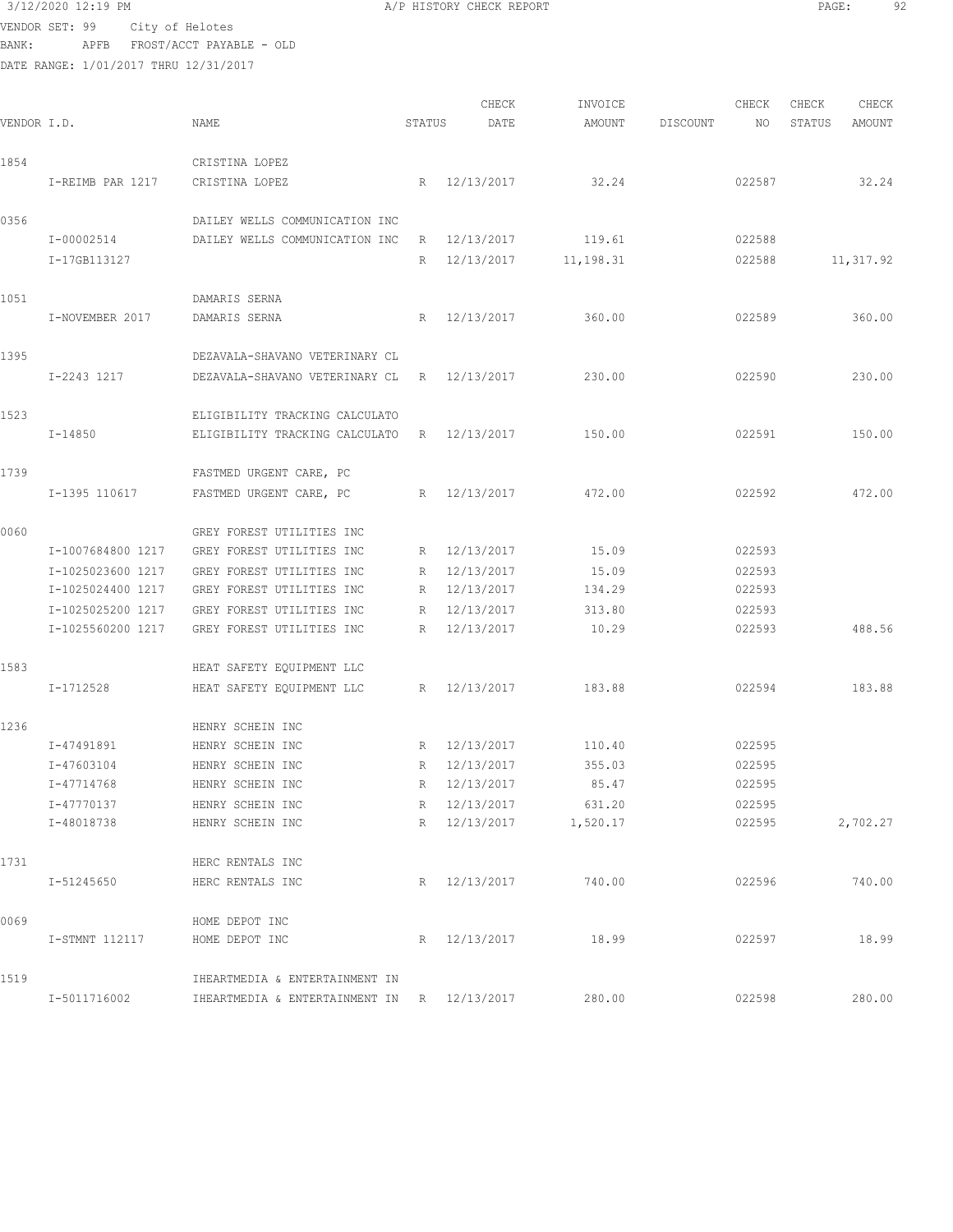3/12/2020 12:19 PM A/P HISTORY CHECK REPORT

VENDOR SET: 99 City of Helotes
BANK: APFB FROST/ACCT PAYABLE - OLD
DATE RANGE: 1/01/2017 THRU 12/31/2017

| VENDOR I.D. | NAME | STATUS | CHECK DATE | INVOICE AMOUNT | DISCOUNT | CHECK NO | CHECK STATUS | CHECK AMOUNT |
|---|---|---|---|---|---|---|---|---|
| 1854 | CRISTINA LOPEZ | | | | | | | |
| I-REIMB PAR 1217 | CRISTINA LOPEZ | R | 12/13/2017 | 32.24 | | 022587 | | 32.24 |
| 0356 | DAILEY WELLS COMMUNICATION INC | | | | | | | |
| I-00002514 | DAILEY WELLS COMMUNICATION INC | R | 12/13/2017 | 119.61 | | 022588 | | |
| I-17GB113127 | | R | 12/13/2017 | 11,198.31 | | 022588 | | 11,317.92 |
| 1051 | DAMARIS SERNA | | | | | | | |
| I-NOVEMBER 2017 | DAMARIS SERNA | R | 12/13/2017 | 360.00 | | 022589 | | 360.00 |
| 1395 | DEZAVALA-SHAVANO VETERINARY CL | | | | | | | |
| I-2243 1217 | DEZAVALA-SHAVANO VETERINARY CL | R | 12/13/2017 | 230.00 | | 022590 | | 230.00 |
| 1523 | ELIGIBILITY TRACKING CALCULATO | | | | | | | |
| I-14850 | ELIGIBILITY TRACKING CALCULATO | R | 12/13/2017 | 150.00 | | 022591 | | 150.00 |
| 1739 | FASTMED URGENT CARE, PC | | | | | | | |
| I-1395 110617 | FASTMED URGENT CARE, PC | R | 12/13/2017 | 472.00 | | 022592 | | 472.00 |
| 0060 | GREY FOREST UTILITIES INC | | | | | | | |
| I-1007684800 1217 | GREY FOREST UTILITIES INC | R | 12/13/2017 | 15.09 | | 022593 | | |
| I-1025023600 1217 | GREY FOREST UTILITIES INC | R | 12/13/2017 | 15.09 | | 022593 | | |
| I-1025024400 1217 | GREY FOREST UTILITIES INC | R | 12/13/2017 | 134.29 | | 022593 | | |
| I-1025025200 1217 | GREY FOREST UTILITIES INC | R | 12/13/2017 | 313.80 | | 022593 | | |
| I-1025560200 1217 | GREY FOREST UTILITIES INC | R | 12/13/2017 | 10.29 | | 022593 | | 488.56 |
| 1583 | HEAT SAFETY EQUIPMENT LLC | | | | | | | |
| I-1712528 | HEAT SAFETY EQUIPMENT LLC | R | 12/13/2017 | 183.88 | | 022594 | | 183.88 |
| 1236 | HENRY SCHEIN INC | | | | | | | |
| I-47491891 | HENRY SCHEIN INC | R | 12/13/2017 | 110.40 | | 022595 | | |
| I-47603104 | HENRY SCHEIN INC | R | 12/13/2017 | 355.03 | | 022595 | | |
| I-47714768 | HENRY SCHEIN INC | R | 12/13/2017 | 85.47 | | 022595 | | |
| I-47770137 | HENRY SCHEIN INC | R | 12/13/2017 | 631.20 | | 022595 | | |
| I-48018738 | HENRY SCHEIN INC | R | 12/13/2017 | 1,520.17 | | 022595 | | 2,702.27 |
| 1731 | HERC RENTALS INC | | | | | | | |
| I-51245650 | HERC RENTALS INC | R | 12/13/2017 | 740.00 | | 022596 | | 740.00 |
| 0069 | HOME DEPOT INC | | | | | | | |
| I-STMNT 112117 | HOME DEPOT INC | R | 12/13/2017 | 18.99 | | 022597 | | 18.99 |
| 1519 | IHEARTMEDIA & ENTERTAINMENT IN | | | | | | | |
| I-5011716002 | IHEARTMEDIA & ENTERTAINMENT IN | R | 12/13/2017 | 280.00 | | 022598 | | 280.00 |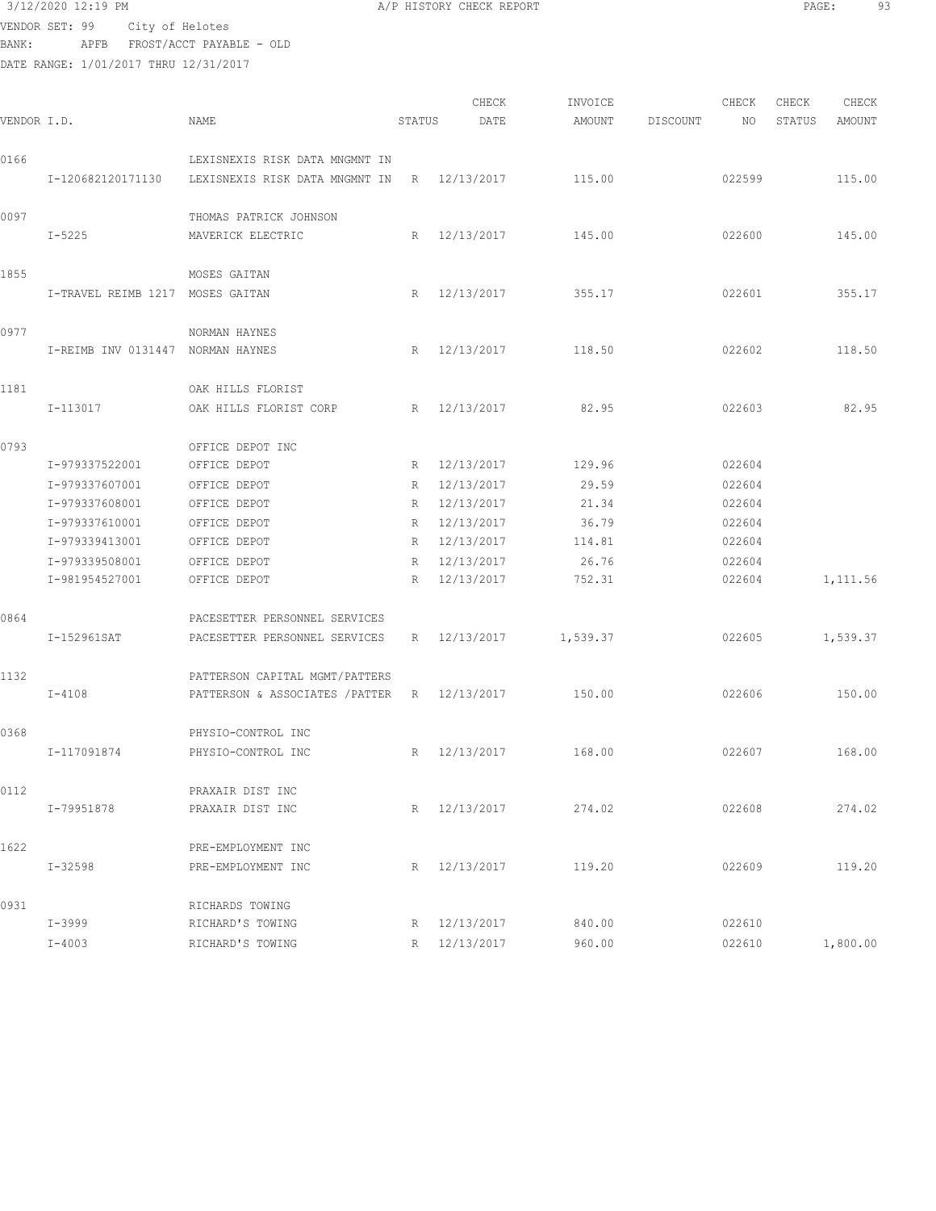3/12/2020 12:19 PM A/P HISTORY CHECK REPORT

VENDOR SET: 99 City of Helotes
BANK: APFB FROST/ACCT PAYABLE - OLD
DATE RANGE: 1/01/2017 THRU 12/31/2017

| VENDOR I.D. | | NAME | STATUS | CHECK DATE | INVOICE AMOUNT | DISCOUNT | CHECK NO | CHECK STATUS | CHECK AMOUNT |
|---|---|---|---|---|---|---|---|---|---|
| 0166 | | LEXISNEXIS RISK DATA MNGMNT IN | | | | | | | |
| | I-120682120171130 | LEXISNEXIS RISK DATA MNGMNT IN | R | 12/13/2017 | 115.00 | | 022599 | | 115.00 |
| 0097 | | THOMAS PATRICK JOHNSON | | | | | | | |
| | I-5225 | MAVERICK ELECTRIC | R | 12/13/2017 | 145.00 | | 022600 | | 145.00 |
| 1855 | | MOSES GAITAN | | | | | | | |
| | I-TRAVEL REIMB 1217 | MOSES GAITAN | R | 12/13/2017 | 355.17 | | 022601 | | 355.17 |
| 0977 | | NORMAN HAYNES | | | | | | | |
| | I-REIMB INV 0131447 | NORMAN HAYNES | R | 12/13/2017 | 118.50 | | 022602 | | 118.50 |
| 1181 | | OAK HILLS FLORIST | | | | | | | |
| | I-113017 | OAK HILLS FLORIST CORP | R | 12/13/2017 | 82.95 | | 022603 | | 82.95 |
| 0793 | | OFFICE DEPOT INC | | | | | | | |
| | I-979337522001 | OFFICE DEPOT | R | 12/13/2017 | 129.96 | | 022604 | | |
| | I-979337607001 | OFFICE DEPOT | R | 12/13/2017 | 29.59 | | 022604 | | |
| | I-979337608001 | OFFICE DEPOT | R | 12/13/2017 | 21.34 | | 022604 | | |
| | I-979337610001 | OFFICE DEPOT | R | 12/13/2017 | 36.79 | | 022604 | | |
| | I-979339413001 | OFFICE DEPOT | R | 12/13/2017 | 114.81 | | 022604 | | |
| | I-979339508001 | OFFICE DEPOT | R | 12/13/2017 | 26.76 | | 022604 | | |
| | I-981954527001 | OFFICE DEPOT | R | 12/13/2017 | 752.31 | | 022604 | | 1,111.56 |
| 0864 | | PACESETTER PERSONNEL SERVICES | | | | | | | |
| | I-152961SAT | PACESETTER PERSONNEL SERVICES | R | 12/13/2017 | 1,539.37 | | 022605 | | 1,539.37 |
| 1132 | | PATTERSON CAPITAL MGMT/PATTERS | | | | | | | |
| | I-4108 | PATTERSON & ASSOCIATES /PATTER | R | 12/13/2017 | 150.00 | | 022606 | | 150.00 |
| 0368 | | PHYSIO-CONTROL INC | | | | | | | |
| | I-117091874 | PHYSIO-CONTROL INC | R | 12/13/2017 | 168.00 | | 022607 | | 168.00 |
| 0112 | | PRAXAIR DIST INC | | | | | | | |
| | I-79951878 | PRAXAIR DIST INC | R | 12/13/2017 | 274.02 | | 022608 | | 274.02 |
| 1622 | | PRE-EMPLOYMENT INC | | | | | | | |
| | I-32598 | PRE-EMPLOYMENT INC | R | 12/13/2017 | 119.20 | | 022609 | | 119.20 |
| 0931 | | RICHARDS TOWING | | | | | | | |
| | I-3999 | RICHARD'S TOWING | R | 12/13/2017 | 840.00 | | 022610 | | |
| | I-4003 | RICHARD'S TOWING | R | 12/13/2017 | 960.00 | | 022610 | | 1,800.00 |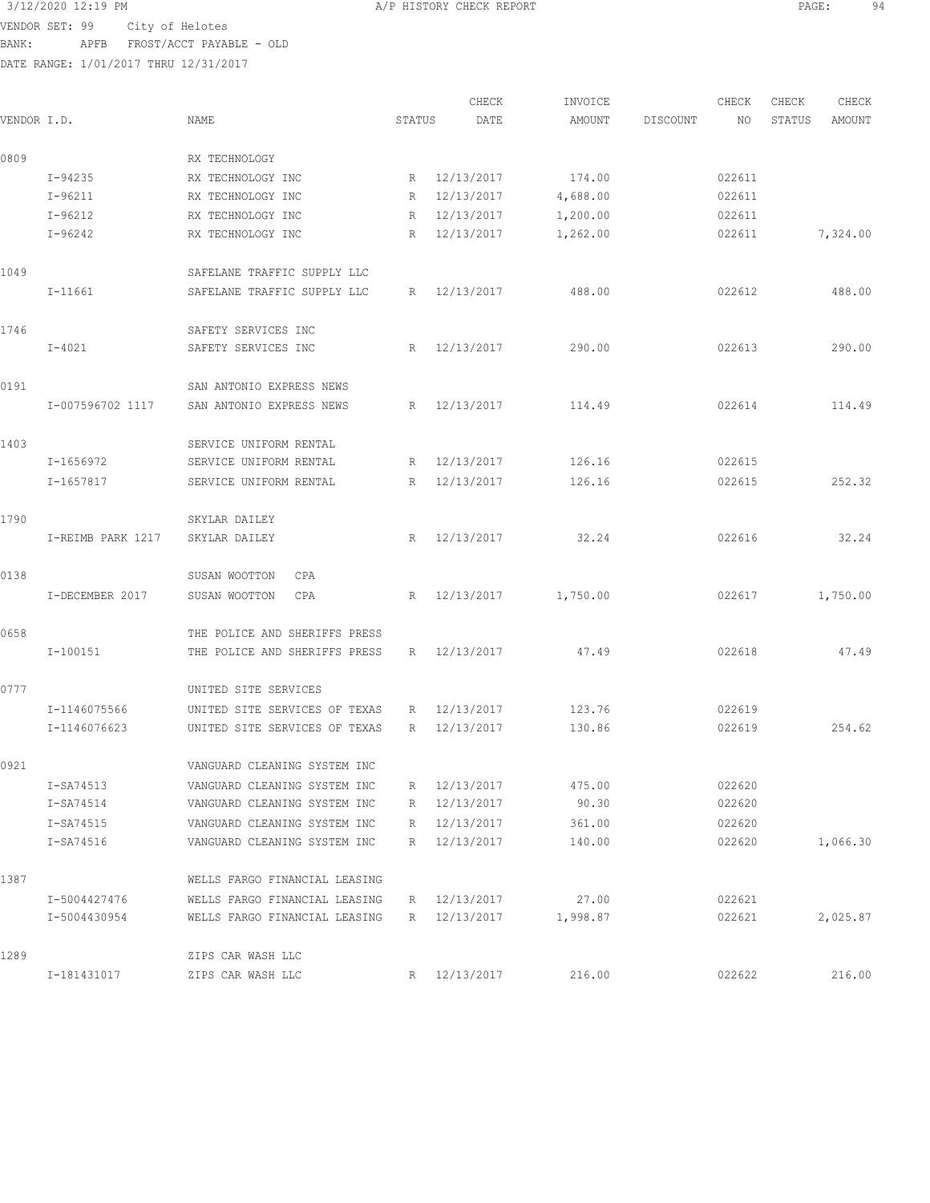3/12/2020 12:19 PM A/P HISTORY CHECK REPORT

VENDOR SET: 99 City of Helotes
BANK: APFB FROST/ACCT PAYABLE - OLD
DATE RANGE: 1/01/2017 THRU 12/31/2017

| VENDOR I.D. | NAME | STATUS | CHECK DATE | INVOICE AMOUNT | DISCOUNT | CHECK NO | CHECK STATUS | CHECK AMOUNT |
|---|---|---|---|---|---|---|---|---|
| 0809 | RX TECHNOLOGY | | | | | | | |
| I-94235 | RX TECHNOLOGY INC | R | 12/13/2017 | 174.00 | | 022611 | | |
| I-96211 | RX TECHNOLOGY INC | R | 12/13/2017 | 4,688.00 | | 022611 | | |
| I-96212 | RX TECHNOLOGY INC | R | 12/13/2017 | 1,200.00 | | 022611 | | |
| I-96242 | RX TECHNOLOGY INC | R | 12/13/2017 | 1,262.00 | | 022611 | | 7,324.00 |
| 1049 | SAFELANE TRAFFIC SUPPLY LLC | | | | | | | |
| I-11661 | SAFELANE TRAFFIC SUPPLY LLC | R | 12/13/2017 | 488.00 | | 022612 | | 488.00 |
| 1746 | SAFETY SERVICES INC | | | | | | | |
| I-4021 | SAFETY SERVICES INC | R | 12/13/2017 | 290.00 | | 022613 | | 290.00 |
| 0191 | SAN ANTONIO EXPRESS NEWS | | | | | | | |
| I-007596702 1117 | SAN ANTONIO EXPRESS NEWS | R | 12/13/2017 | 114.49 | | 022614 | | 114.49 |
| 1403 | SERVICE UNIFORM RENTAL | | | | | | | |
| I-1656972 | SERVICE UNIFORM RENTAL | R | 12/13/2017 | 126.16 | | 022615 | | |
| I-1657817 | SERVICE UNIFORM RENTAL | R | 12/13/2017 | 126.16 | | 022615 | | 252.32 |
| 1790 | SKYLAR DAILEY | | | | | | | |
| I-REIMB PARK 1217 | SKYLAR DAILEY | R | 12/13/2017 | 32.24 | | 022616 | | 32.24 |
| 0138 | SUSAN WOOTTON CPA | | | | | | | |
| I-DECEMBER 2017 | SUSAN WOOTTON CPA | R | 12/13/2017 | 1,750.00 | | 022617 | | 1,750.00 |
| 0658 | THE POLICE AND SHERIFFS PRESS | | | | | | | |
| I-100151 | THE POLICE AND SHERIFFS PRESS | R | 12/13/2017 | 47.49 | | 022618 | | 47.49 |
| 0777 | UNITED SITE SERVICES | | | | | | | |
| I-1146075566 | UNITED SITE SERVICES OF TEXAS | R | 12/13/2017 | 123.76 | | 022619 | | |
| I-1146076623 | UNITED SITE SERVICES OF TEXAS | R | 12/13/2017 | 130.86 | | 022619 | | 254.62 |
| 0921 | VANGUARD CLEANING SYSTEM INC | | | | | | | |
| I-SA74513 | VANGUARD CLEANING SYSTEM INC | R | 12/13/2017 | 475.00 | | 022620 | | |
| I-SA74514 | VANGUARD CLEANING SYSTEM INC | R | 12/13/2017 | 90.30 | | 022620 | | |
| I-SA74515 | VANGUARD CLEANING SYSTEM INC | R | 12/13/2017 | 361.00 | | 022620 | | |
| I-SA74516 | VANGUARD CLEANING SYSTEM INC | R | 12/13/2017 | 140.00 | | 022620 | | 1,066.30 |
| 1387 | WELLS FARGO FINANCIAL LEASING | | | | | | | |
| I-5004427476 | WELLS FARGO FINANCIAL LEASING | R | 12/13/2017 | 27.00 | | 022621 | | |
| I-5004430954 | WELLS FARGO FINANCIAL LEASING | R | 12/13/2017 | 1,998.87 | | 022621 | | 2,025.87 |
| 1289 | ZIPS CAR WASH LLC | | | | | | | |
| I-181431017 | ZIPS CAR WASH LLC | R | 12/13/2017 | 216.00 | | 022622 | | 216.00 |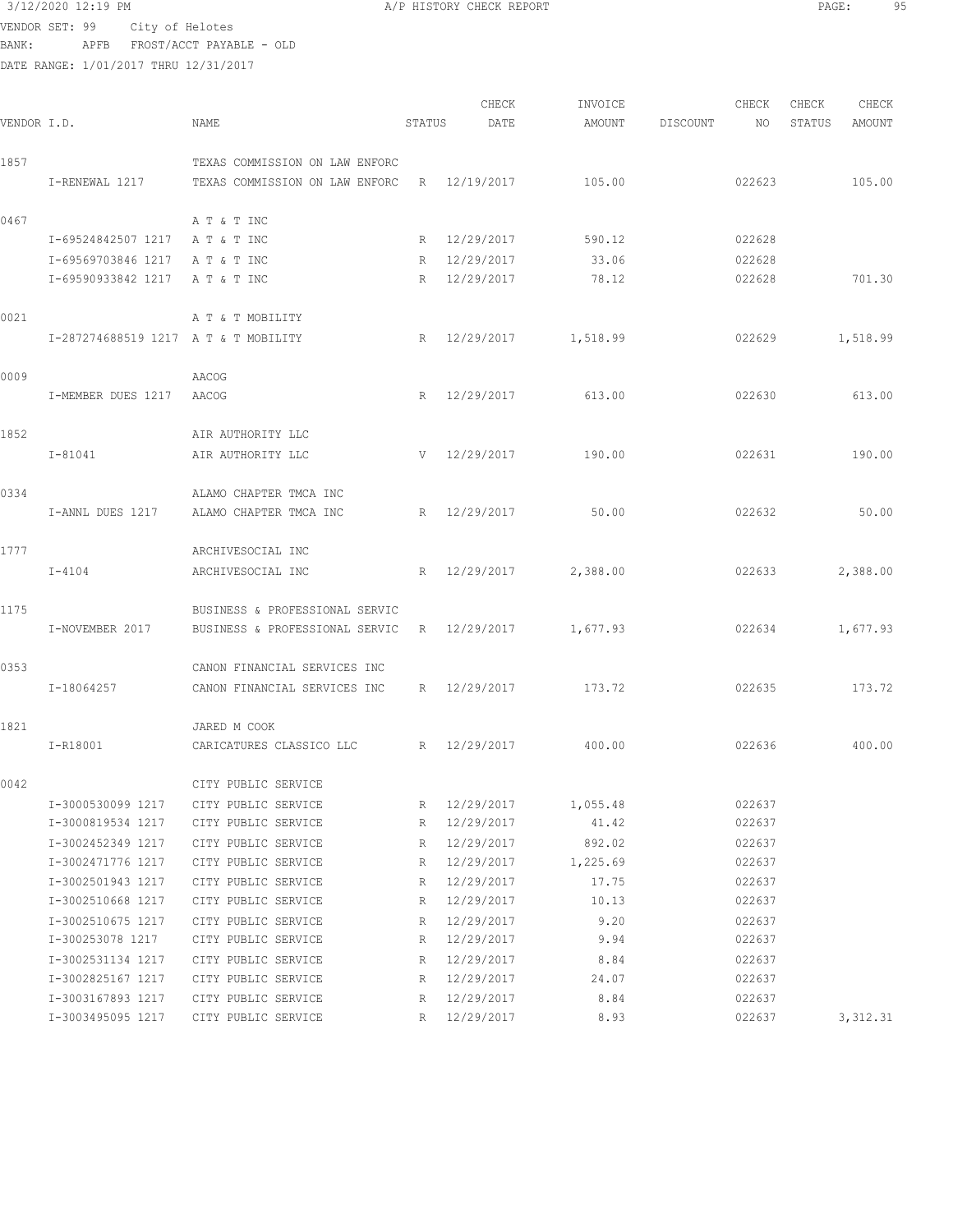3/12/2020 12:19 PM A/P HISTORY CHECK REPORT

VENDOR SET: 99 City of Helotes
BANK: APFB FROST/ACCT PAYABLE - OLD
DATE RANGE: 1/01/2017 THRU 12/31/2017

| VENDOR I.D. | | NAME | STATUS | CHECK DATE | INVOICE AMOUNT | DISCOUNT | CHECK NO | CHECK STATUS | CHECK AMOUNT |
|---|---|---|---|---|---|---|---|---|---|
| 1857 | | TEXAS COMMISSION ON LAW ENFORC | | | | | | | |
| | I-RENEWAL 1217 | TEXAS COMMISSION ON LAW ENFORC | R | 12/19/2017 | 105.00 | | 022623 | | 105.00 |
| 0467 | | A T & T INC | | | | | | | |
| | I-69524842507 1217 | A T & T INC | R | 12/29/2017 | 590.12 | | 022628 | | |
| | I-69569703846 1217 | A T & T INC | R | 12/29/2017 | 33.06 | | 022628 | | |
| | I-69590933842 1217 | A T & T INC | R | 12/29/2017 | 78.12 | | 022628 | | 701.30 |
| 0021 | | A T & T MOBILITY | | | | | | | |
| | I-287274688519 1217 | A T & T MOBILITY | R | 12/29/2017 | 1,518.99 | | 022629 | | 1,518.99 |
| 0009 | | AACOG | | | | | | | |
| | I-MEMBER DUES 1217 | AACOG | R | 12/29/2017 | 613.00 | | 022630 | | 613.00 |
| 1852 | | AIR AUTHORITY LLC | | | | | | | |
| | I-81041 | AIR AUTHORITY LLC | V | 12/29/2017 | 190.00 | | 022631 | | 190.00 |
| 0334 | | ALAMO CHAPTER TMCA INC | | | | | | | |
| | I-ANNL DUES 1217 | ALAMO CHAPTER TMCA INC | R | 12/29/2017 | 50.00 | | 022632 | | 50.00 |
| 1777 | | ARCHIVESOCIAL INC | | | | | | | |
| | I-4104 | ARCHIVESOCIAL INC | R | 12/29/2017 | 2,388.00 | | 022633 | | 2,388.00 |
| 1175 | | BUSINESS & PROFESSIONAL SERVIC | | | | | | | |
| | I-NOVEMBER 2017 | BUSINESS & PROFESSIONAL SERVIC | R | 12/29/2017 | 1,677.93 | | 022634 | | 1,677.93 |
| 0353 | | CANON FINANCIAL SERVICES INC | | | | | | | |
| | I-18064257 | CANON FINANCIAL SERVICES INC | R | 12/29/2017 | 173.72 | | 022635 | | 173.72 |
| 1821 | | JARED M COOK | | | | | | | |
| | I-R18001 | CARICATURES CLASSICO LLC | R | 12/29/2017 | 400.00 | | 022636 | | 400.00 |
| 0042 | | CITY PUBLIC SERVICE | | | | | | | |
| | I-3000530099 1217 | CITY PUBLIC SERVICE | R | 12/29/2017 | 1,055.48 | | 022637 | | |
| | I-3000819534 1217 | CITY PUBLIC SERVICE | R | 12/29/2017 | 41.42 | | 022637 | | |
| | I-3002452349 1217 | CITY PUBLIC SERVICE | R | 12/29/2017 | 892.02 | | 022637 | | |
| | I-3002471776 1217 | CITY PUBLIC SERVICE | R | 12/29/2017 | 1,225.69 | | 022637 | | |
| | I-3002501943 1217 | CITY PUBLIC SERVICE | R | 12/29/2017 | 17.75 | | 022637 | | |
| | I-3002510668 1217 | CITY PUBLIC SERVICE | R | 12/29/2017 | 10.13 | | 022637 | | |
| | I-3002510675 1217 | CITY PUBLIC SERVICE | R | 12/29/2017 | 9.20 | | 022637 | | |
| | I-300253078 1217 | CITY PUBLIC SERVICE | R | 12/29/2017 | 9.94 | | 022637 | | |
| | I-3002531134 1217 | CITY PUBLIC SERVICE | R | 12/29/2017 | 8.84 | | 022637 | | |
| | I-3002825167 1217 | CITY PUBLIC SERVICE | R | 12/29/2017 | 24.07 | | 022637 | | |
| | I-3003167893 1217 | CITY PUBLIC SERVICE | R | 12/29/2017 | 8.84 | | 022637 | | |
| | I-3003495095 1217 | CITY PUBLIC SERVICE | R | 12/29/2017 | 8.93 | | 022637 | | 3,312.31 |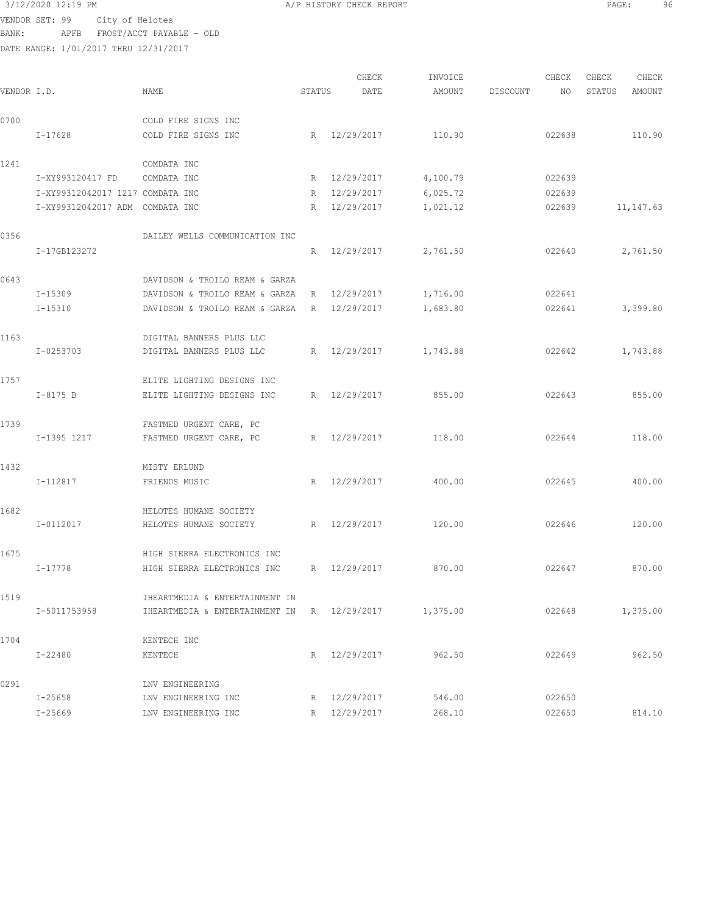3/12/2020 12:19 PM A/P HISTORY CHECK REPORT

VENDOR SET: 99 City of Helotes
BANK: APFB FROST/ACCT PAYABLE - OLD
DATE RANGE: 1/01/2017 THRU 12/31/2017

| VENDOR I.D. | NAME | STATUS | CHECK DATE | INVOICE AMOUNT | DISCOUNT | CHECK NO | CHECK STATUS | CHECK AMOUNT |
|---|---|---|---|---|---|---|---|---|
| 0700 | COLD FIRE SIGNS INC | | | | | | | |
| I-17628 | COLD FIRE SIGNS INC | R | 12/29/2017 | 110.90 | | 022638 | | 110.90 |
| 1241 | COMDATA INC | | | | | | | |
| I-XY993120417 FD | COMDATA INC | R | 12/29/2017 | 4,100.79 | | 022639 | | |
| I-XY99312042017 1217 | COMDATA INC | R | 12/29/2017 | 6,025.72 | | 022639 | | |
| I-XY99312042017 ADM | COMDATA INC | R | 12/29/2017 | 1,021.12 | | 022639 | | 11,147.63 |
| 0356 | DAILEY WELLS COMMUNICATION INC | | | | | | | |
| I-17GB123272 | | R | 12/29/2017 | 2,761.50 | | 022640 | | 2,761.50 |
| 0643 | DAVIDSON & TROILO REAM & GARZA | | | | | | | |
| I-15309 | DAVIDSON & TROILO REAM & GARZA | R | 12/29/2017 | 1,716.00 | | 022641 | | |
| I-15310 | DAVIDSON & TROILO REAM & GARZA | R | 12/29/2017 | 1,683.80 | | 022641 | | 3,399.80 |
| 1163 | DIGITAL BANNERS PLUS LLC | | | | | | | |
| I-0253703 | DIGITAL BANNERS PLUS LLC | R | 12/29/2017 | 1,743.88 | | 022642 | | 1,743.88 |
| 1757 | ELITE LIGHTING DESIGNS INC | | | | | | | |
| I-8175 B | ELITE LIGHTING DESIGNS INC | R | 12/29/2017 | 855.00 | | 022643 | | 855.00 |
| 1739 | FASTMED URGENT CARE, PC | | | | | | | |
| I-1395 1217 | FASTMED URGENT CARE, PC | R | 12/29/2017 | 118.00 | | 022644 | | 118.00 |
| 1432 | MISTY ERLUND | | | | | | | |
| I-112817 | FRIENDS MUSIC | R | 12/29/2017 | 400.00 | | 022645 | | 400.00 |
| 1682 | HELOTES HUMANE SOCIETY | | | | | | | |
| I-0112017 | HELOTES HUMANE SOCIETY | R | 12/29/2017 | 120.00 | | 022646 | | 120.00 |
| 1675 | HIGH SIERRA ELECTRONICS INC | | | | | | | |
| I-17778 | HIGH SIERRA ELECTRONICS INC | R | 12/29/2017 | 870.00 | | 022647 | | 870.00 |
| 1519 | IHEARTMEDIA & ENTERTAINMENT IN | | | | | | | |
| I-5011753958 | IHEARTMEDIA & ENTERTAINMENT IN | R | 12/29/2017 | 1,375.00 | | 022648 | | 1,375.00 |
| 1704 | KENTECH INC | | | | | | | |
| I-22480 | KENTECH | R | 12/29/2017 | 962.50 | | 022649 | | 962.50 |
| 0291 | LNV ENGINEERING | | | | | | | |
| I-25658 | LNV ENGINEERING INC | R | 12/29/2017 | 546.00 | | 022650 | | |
| I-25669 | LNV ENGINEERING INC | R | 12/29/2017 | 268.10 | | 022650 | | 814.10 |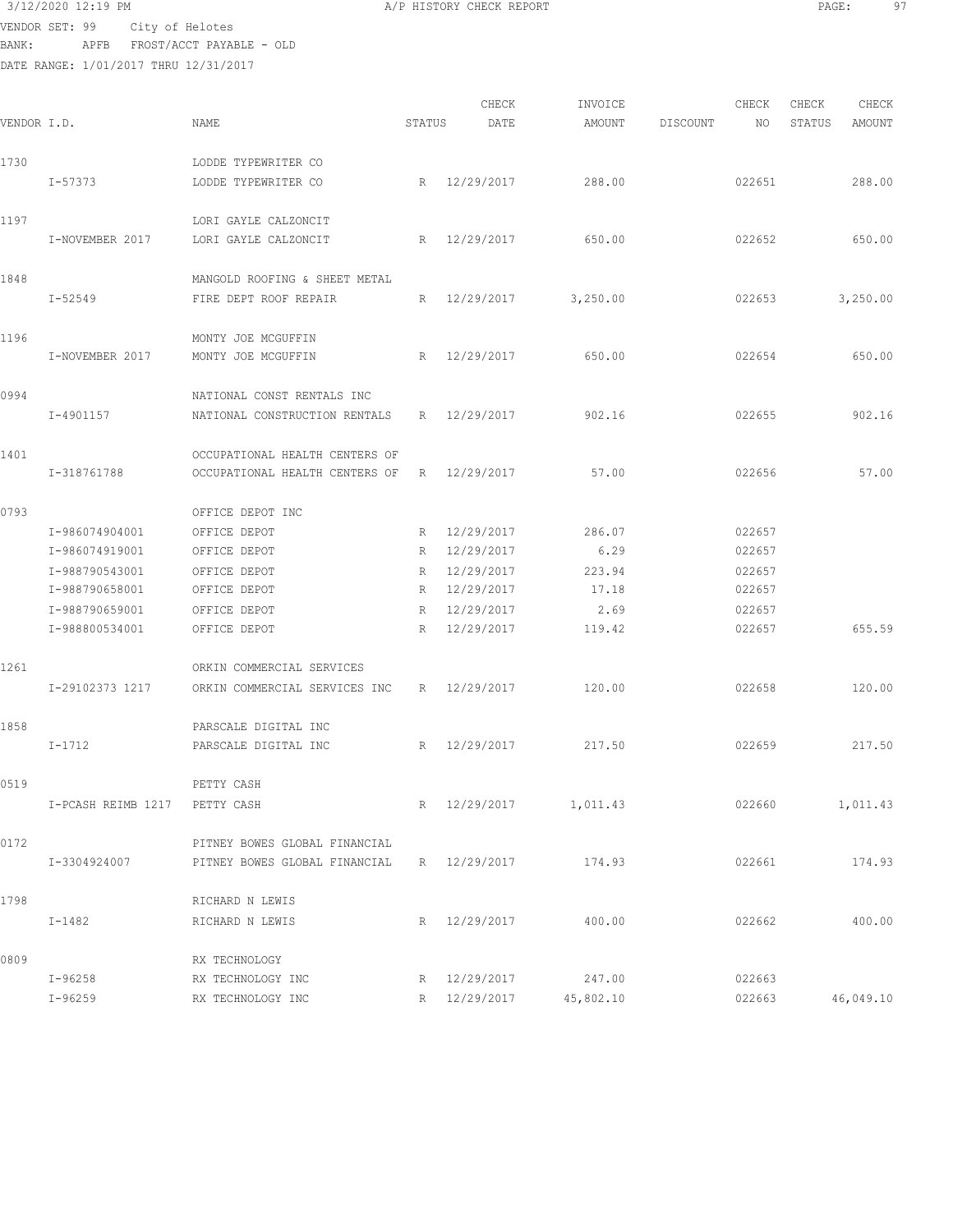3/12/2020 12:19 PM A/P HISTORY CHECK REPORT

VENDOR SET: 99 City of Helotes
BANK: APFB FROST/ACCT PAYABLE - OLD
DATE RANGE: 1/01/2017 THRU 12/31/2017

| VENDOR I.D. | NAME | STATUS | CHECK DATE | INVOICE AMOUNT | DISCOUNT | CHECK NO | CHECK STATUS | CHECK AMOUNT |
|---|---|---|---|---|---|---|---|---|
| 1730 | LODDE TYPEWRITER CO | | | | | | | |
| I-57373 | LODDE TYPEWRITER CO | R | 12/29/2017 | 288.00 | | 022651 | | 288.00 |
| 1197 | LORI GAYLE CALZONCIT | | | | | | | |
| I-NOVEMBER 2017 | LORI GAYLE CALZONCIT | R | 12/29/2017 | 650.00 | | 022652 | | 650.00 |
| 1848 | MANGOLD ROOFING & SHEET METAL | | | | | | | |
| I-52549 | FIRE DEPT ROOF REPAIR | R | 12/29/2017 | 3,250.00 | | 022653 | | 3,250.00 |
| 1196 | MONTY JOE MCGUFFIN | | | | | | | |
| I-NOVEMBER 2017 | MONTY JOE MCGUFFIN | R | 12/29/2017 | 650.00 | | 022654 | | 650.00 |
| 0994 | NATIONAL CONST RENTALS INC | | | | | | | |
| I-4901157 | NATIONAL CONSTRUCTION RENTALS | R | 12/29/2017 | 902.16 | | 022655 | | 902.16 |
| 1401 | OCCUPATIONAL HEALTH CENTERS OF | | | | | | | |
| I-318761788 | OCCUPATIONAL HEALTH CENTERS OF | R | 12/29/2017 | 57.00 | | 022656 | | 57.00 |
| 0793 | OFFICE DEPOT INC | | | | | | | |
| I-986074904001 | OFFICE DEPOT | R | 12/29/2017 | 286.07 | | 022657 | | |
| I-986074919001 | OFFICE DEPOT | R | 12/29/2017 | 6.29 | | 022657 | | |
| I-988790543001 | OFFICE DEPOT | R | 12/29/2017 | 223.94 | | 022657 | | |
| I-988790658001 | OFFICE DEPOT | R | 12/29/2017 | 17.18 | | 022657 | | |
| I-988790659001 | OFFICE DEPOT | R | 12/29/2017 | 2.69 | | 022657 | | |
| I-988800534001 | OFFICE DEPOT | R | 12/29/2017 | 119.42 | | 022657 | | 655.59 |
| 1261 | ORKIN COMMERCIAL SERVICES | | | | | | | |
| I-29102373 1217 | ORKIN COMMERCIAL SERVICES INC | R | 12/29/2017 | 120.00 | | 022658 | | 120.00 |
| 1858 | PARSCALE DIGITAL INC | | | | | | | |
| I-1712 | PARSCALE DIGITAL INC | R | 12/29/2017 | 217.50 | | 022659 | | 217.50 |
| 0519 | PETTY CASH | | | | | | | |
| I-PCASH REIMB 1217 | PETTY CASH | R | 12/29/2017 | 1,011.43 | | 022660 | | 1,011.43 |
| 0172 | PITNEY BOWES GLOBAL FINANCIAL | | | | | | | |
| I-3304924007 | PITNEY BOWES GLOBAL FINANCIAL | R | 12/29/2017 | 174.93 | | 022661 | | 174.93 |
| 1798 | RICHARD N LEWIS | | | | | | | |
| I-1482 | RICHARD N LEWIS | R | 12/29/2017 | 400.00 | | 022662 | | 400.00 |
| 0809 | RX TECHNOLOGY | | | | | | | |
| I-96258 | RX TECHNOLOGY INC | R | 12/29/2017 | 247.00 | | 022663 | | |
| I-96259 | RX TECHNOLOGY INC | R | 12/29/2017 | 45,802.10 | | 022663 | | 46,049.10 |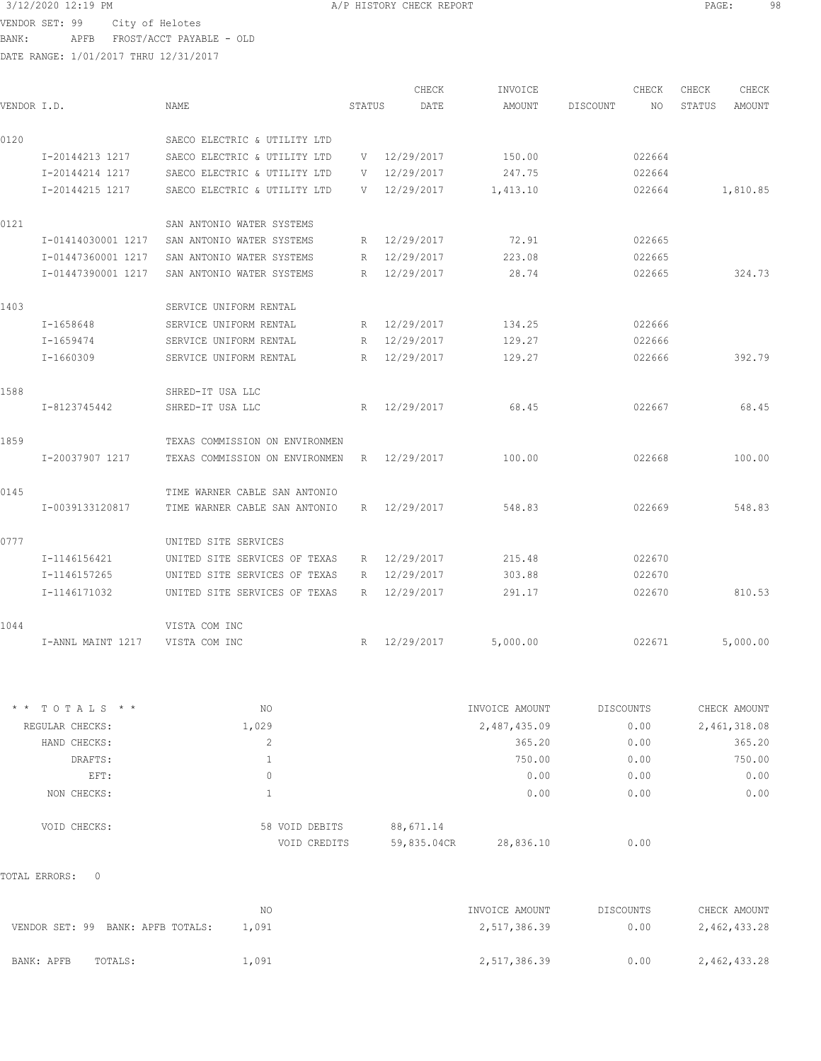3/12/2020 12:19 PM A/P HISTORY CHECK REPORT

VENDOR SET: 99 City of Helotes
BANK: APFB FROST/ACCT PAYABLE - OLD
DATE RANGE: 1/01/2017 THRU 12/31/2017

| VENDOR I.D. | NAME | STATUS | CHECK DATE | INVOICE AMOUNT | DISCOUNT | CHECK NO | CHECK STATUS | CHECK AMOUNT |
|---|---|---|---|---|---|---|---|---|
| 0120 | SAECO ELECTRIC & UTILITY LTD | | | | | | | |
| I-20144213 1217 | SAECO ELECTRIC & UTILITY LTD | V | 12/29/2017 | 150.00 | | 022664 | | |
| I-20144214 1217 | SAECO ELECTRIC & UTILITY LTD | V | 12/29/2017 | 247.75 | | 022664 | | |
| I-20144215 1217 | SAECO ELECTRIC & UTILITY LTD | V | 12/29/2017 | 1,413.10 | | 022664 | | 1,810.85 |
| 0121 | SAN ANTONIO WATER SYSTEMS | | | | | | | |
| I-01414030001 1217 | SAN ANTONIO WATER SYSTEMS | R | 12/29/2017 | 72.91 | | 022665 | | |
| I-01447360001 1217 | SAN ANTONIO WATER SYSTEMS | R | 12/29/2017 | 223.08 | | 022665 | | |
| I-01447390001 1217 | SAN ANTONIO WATER SYSTEMS | R | 12/29/2017 | 28.74 | | 022665 | | 324.73 |
| 1403 | SERVICE UNIFORM RENTAL | | | | | | | |
| I-1658648 | SERVICE UNIFORM RENTAL | R | 12/29/2017 | 134.25 | | 022666 | | |
| I-1659474 | SERVICE UNIFORM RENTAL | R | 12/29/2017 | 129.27 | | 022666 | | |
| I-1660309 | SERVICE UNIFORM RENTAL | R | 12/29/2017 | 129.27 | | 022666 | | 392.79 |
| 1588 | SHRED-IT USA LLC | | | | | | | |
| I-8123745442 | SHRED-IT USA LLC | R | 12/29/2017 | 68.45 | | 022667 | | 68.45 |
| 1859 | TEXAS COMMISSION ON ENVIRONMEN | | | | | | | |
| I-20037907 1217 | TEXAS COMMISSION ON ENVIRONMEN | R | 12/29/2017 | 100.00 | | 022668 | | 100.00 |
| 0145 | TIME WARNER CABLE SAN ANTONIO | | | | | | | |
| I-0039133120817 | TIME WARNER CABLE SAN ANTONIO | R | 12/29/2017 | 548.83 | | 022669 | | 548.83 |
| 0777 | UNITED SITE SERVICES | | | | | | | |
| I-1146156421 | UNITED SITE SERVICES OF TEXAS | R | 12/29/2017 | 215.48 | | 022670 | | |
| I-1146157265 | UNITED SITE SERVICES OF TEXAS | R | 12/29/2017 | 303.88 | | 022670 | | |
| I-1146171032 | UNITED SITE SERVICES OF TEXAS | R | 12/29/2017 | 291.17 | | 022670 | | 810.53 |
| 1044 | VISTA COM INC | | | | | | | |
| I-ANNL MAINT 1217 | VISTA COM INC | R | 12/29/2017 | 5,000.00 | | 022671 | | 5,000.00 |

| * * TOTALS * * | NO | | | INVOICE AMOUNT | DISCOUNTS | CHECK AMOUNT |
|---|---|---|---|---|---|---|
| REGULAR CHECKS: | 1,029 | | | 2,487,435.09 | 0.00 | 2,461,318.08 |
| HAND CHECKS: | 2 | | | 365.20 | 0.00 | 365.20 |
| DRAFTS: | 1 | | | 750.00 | 0.00 | 750.00 |
| EFT: | 0 | | | 0.00 | 0.00 | 0.00 |
| NON CHECKS: | 1 | | | 0.00 | 0.00 | 0.00 |
| VOID CHECKS: | 58 | VOID DEBITS | 88,671.14 | | | |
| | | VOID CREDITS | 59,835.04CR | 28,836.10 | 0.00 | |

TOTAL ERRORS: 0

| | NO | INVOICE AMOUNT | DISCOUNTS | CHECK AMOUNT |
|---|---|---|---|---|
| VENDOR SET: 99 BANK: APFB TOTALS: | 1,091 | 2,517,386.39 | 0.00 | 2,462,433.28 |
| BANK: APFB TOTALS: | 1,091 | 2,517,386.39 | 0.00 | 2,462,433.28 |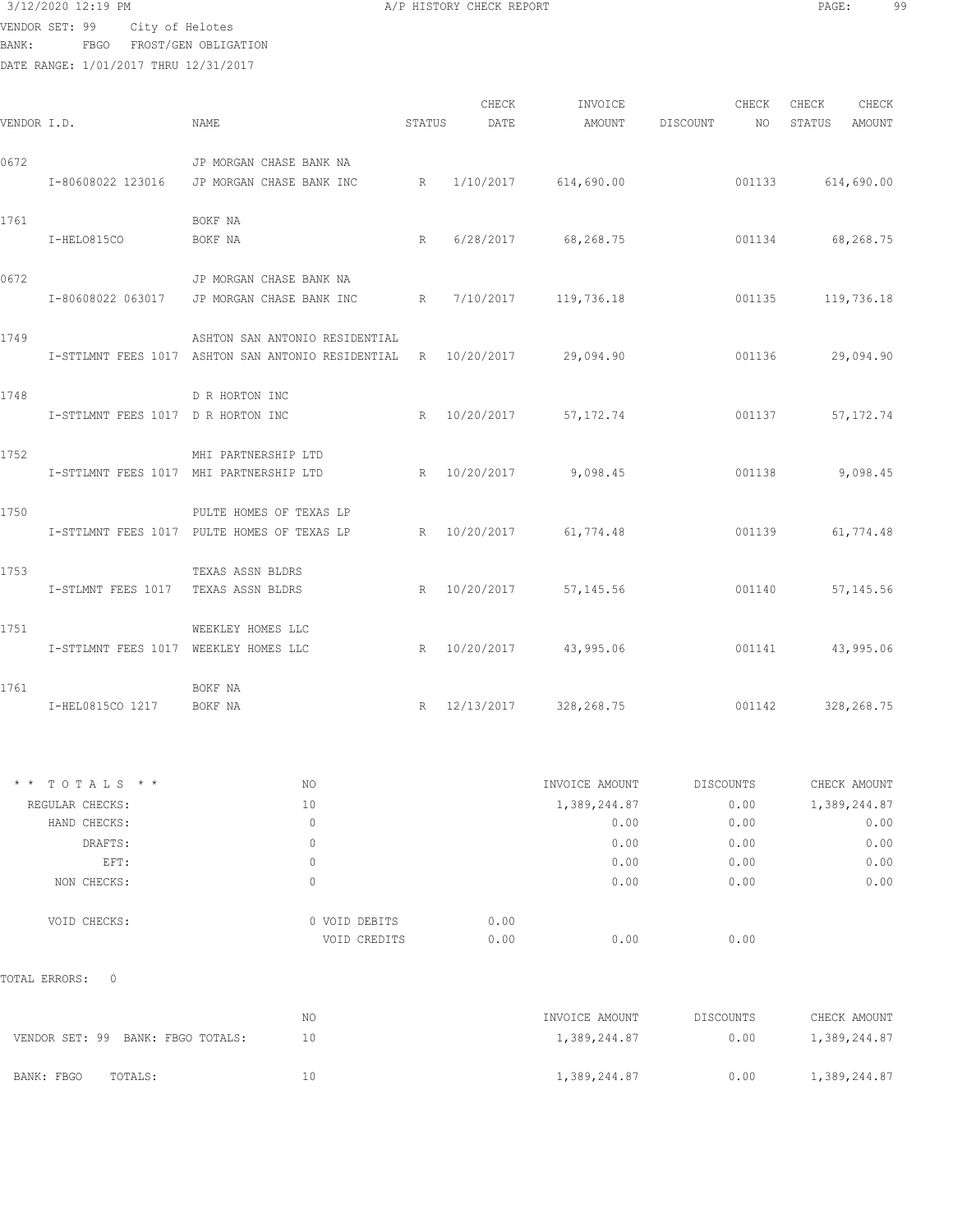3/12/2020 12:19 PM A/P HISTORY CHECK REPORT

VENDOR SET: 99 City of Helotes
BANK: FBGO FROST/GEN OBLIGATION
DATE RANGE: 1/01/2017 THRU 12/31/2017

| VENDOR I.D. | NAME | STATUS | CHECK DATE | INVOICE AMOUNT | DISCOUNT | CHECK NO | CHECK STATUS | CHECK AMOUNT |
|---|---|---|---|---|---|---|---|---|
| 0672 | JP MORGAN CHASE BANK NA | | | | | | | |
| I-80608022 123016 | JP MORGAN CHASE BANK INC | R | 1/10/2017 | 614,690.00 | | 001133 | | 614,690.00 |
| 1761 | BOKF NA | | | | | | | |
| I-HELO815CO | BOKF NA | R | 6/28/2017 | 68,268.75 | | 001134 | | 68,268.75 |
| 0672 | JP MORGAN CHASE BANK NA | | | | | | | |
| I-80608022 063017 | JP MORGAN CHASE BANK INC | R | 7/10/2017 | 119,736.18 | | 001135 | | 119,736.18 |
| 1749 | ASHTON SAN ANTONIO RESIDENTIAL | | | | | | | |
| I-STTLMNT FEES 1017 | ASHTON SAN ANTONIO RESIDENTIAL | R | 10/20/2017 | 29,094.90 | | 001136 | | 29,094.90 |
| 1748 | D R HORTON INC | | | | | | | |
| I-STTLMNT FEES 1017 | D R HORTON INC | R | 10/20/2017 | 57,172.74 | | 001137 | | 57,172.74 |
| 1752 | MHI PARTNERSHIP LTD | | | | | | | |
| I-STTLMNT FEES 1017 | MHI PARTNERSHIP LTD | R | 10/20/2017 | 9,098.45 | | 001138 | | 9,098.45 |
| 1750 | PULTE HOMES OF TEXAS LP | | | | | | | |
| I-STTLMNT FEES 1017 | PULTE HOMES OF TEXAS LP | R | 10/20/2017 | 61,774.48 | | 001139 | | 61,774.48 |
| 1753 | TEXAS ASSN BLDRS | | | | | | | |
| I-STLMNT FEES 1017 | TEXAS ASSN BLDRS | R | 10/20/2017 | 57,145.56 | | 001140 | | 57,145.56 |
| 1751 | WEEKLEY HOMES LLC | | | | | | | |
| I-STTLMNT FEES 1017 | WEEKLEY HOMES LLC | R | 10/20/2017 | 43,995.06 | | 001141 | | 43,995.06 |
| 1761 | BOKF NA | | | | | | | |
| I-HEL0815CO 1217 | BOKF NA | R | 12/13/2017 | 328,268.75 | | 001142 | | 328,268.75 |

| * * T O T A L S * * | NO | | INVOICE AMOUNT | DISCOUNTS | CHECK AMOUNT |
|---|---|---|---|---|---|
| REGULAR CHECKS: | 10 | | 1,389,244.87 | 0.00 | 1,389,244.87 |
| HAND CHECKS: | 0 | | 0.00 | 0.00 | 0.00 |
| DRAFTS: | 0 | | 0.00 | 0.00 | 0.00 |
| EFT: | 0 | | 0.00 | 0.00 | 0.00 |
| NON CHECKS: | 0 | | 0.00 | 0.00 | 0.00 |
| VOID CHECKS: | 0 VOID DEBITS | 0.00 | | | |
| | VOID CREDITS | 0.00 | 0.00 | 0.00 | |

TOTAL ERRORS: 0

| | NO | INVOICE AMOUNT | DISCOUNTS | CHECK AMOUNT |
|---|---|---|---|---|
| VENDOR SET: 99 BANK: FBGO TOTALS: | 10 | 1,389,244.87 | 0.00 | 1,389,244.87 |
| BANK: FBGO TOTALS: | 10 | 1,389,244.87 | 0.00 | 1,389,244.87 |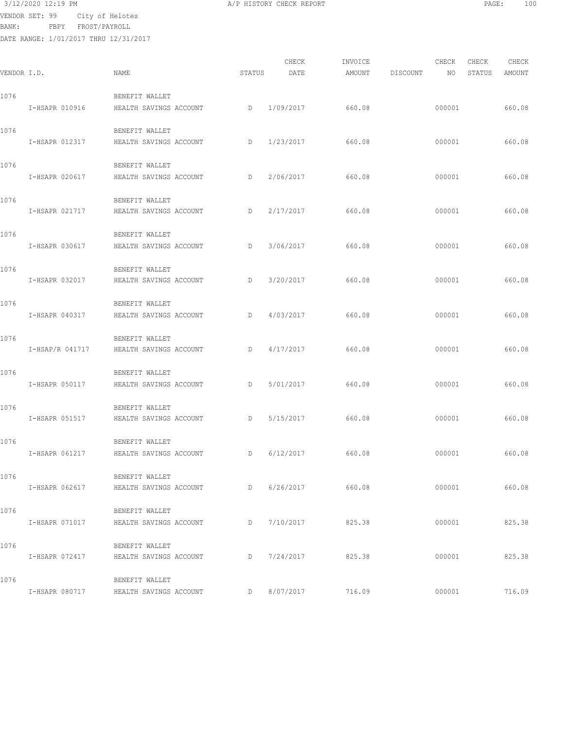3/12/2020 12:19 PM A/P HISTORY CHECK REPORT

VENDOR SET: 99 City of Helotes
BANK: FBPY FROST/PAYROLL
DATE RANGE: 1/01/2017 THRU 12/31/2017

| VENDOR I.D. | NAME | STATUS | CHECK DATE | INVOICE AMOUNT | DISCOUNT | CHECK NO | CHECK STATUS | CHECK AMOUNT |
|---|---|---|---|---|---|---|---|---|
| 1076 | BENEFIT WALLET | | | | | | | |
| I-HSAPR 010916 | HEALTH SAVINGS ACCOUNT | D | 1/09/2017 | 660.08 | | 000001 | | 660.08 |
| 1076 | BENEFIT WALLET | | | | | | | |
| I-HSAPR 012317 | HEALTH SAVINGS ACCOUNT | D | 1/23/2017 | 660.08 | | 000001 | | 660.08 |
| 1076 | BENEFIT WALLET | | | | | | | |
| I-HSAPR 020617 | HEALTH SAVINGS ACCOUNT | D | 2/06/2017 | 660.08 | | 000001 | | 660.08 |
| 1076 | BENEFIT WALLET | | | | | | | |
| I-HSAPR 021717 | HEALTH SAVINGS ACCOUNT | D | 2/17/2017 | 660.08 | | 000001 | | 660.08 |
| 1076 | BENEFIT WALLET | | | | | | | |
| I-HSAPR 030617 | HEALTH SAVINGS ACCOUNT | D | 3/06/2017 | 660.08 | | 000001 | | 660.08 |
| 1076 | BENEFIT WALLET | | | | | | | |
| I-HSAPR 032017 | HEALTH SAVINGS ACCOUNT | D | 3/20/2017 | 660.08 | | 000001 | | 660.08 |
| 1076 | BENEFIT WALLET | | | | | | | |
| I-HSAPR 040317 | HEALTH SAVINGS ACCOUNT | D | 4/03/2017 | 660.08 | | 000001 | | 660.08 |
| 1076 | BENEFIT WALLET | | | | | | | |
| I-HSAP/R 041717 | HEALTH SAVINGS ACCOUNT | D | 4/17/2017 | 660.08 | | 000001 | | 660.08 |
| 1076 | BENEFIT WALLET | | | | | | | |
| I-HSAPR 050117 | HEALTH SAVINGS ACCOUNT | D | 5/01/2017 | 660.08 | | 000001 | | 660.08 |
| 1076 | BENEFIT WALLET | | | | | | | |
| I-HSAPR 051517 | HEALTH SAVINGS ACCOUNT | D | 5/15/2017 | 660.08 | | 000001 | | 660.08 |
| 1076 | BENEFIT WALLET | | | | | | | |
| I-HSAPR 061217 | HEALTH SAVINGS ACCOUNT | D | 6/12/2017 | 660.08 | | 000001 | | 660.08 |
| 1076 | BENEFIT WALLET | | | | | | | |
| I-HSAPR 062617 | HEALTH SAVINGS ACCOUNT | D | 6/26/2017 | 660.08 | | 000001 | | 660.08 |
| 1076 | BENEFIT WALLET | | | | | | | |
| I-HSAPR 071017 | HEALTH SAVINGS ACCOUNT | D | 7/10/2017 | 825.38 | | 000001 | | 825.38 |
| 1076 | BENEFIT WALLET | | | | | | | |
| I-HSAPR 072417 | HEALTH SAVINGS ACCOUNT | D | 7/24/2017 | 825.38 | | 000001 | | 825.38 |
| 1076 | BENEFIT WALLET | | | | | | | |
| I-HSAPR 080717 | HEALTH SAVINGS ACCOUNT | D | 8/07/2017 | 716.09 | | 000001 | | 716.09 |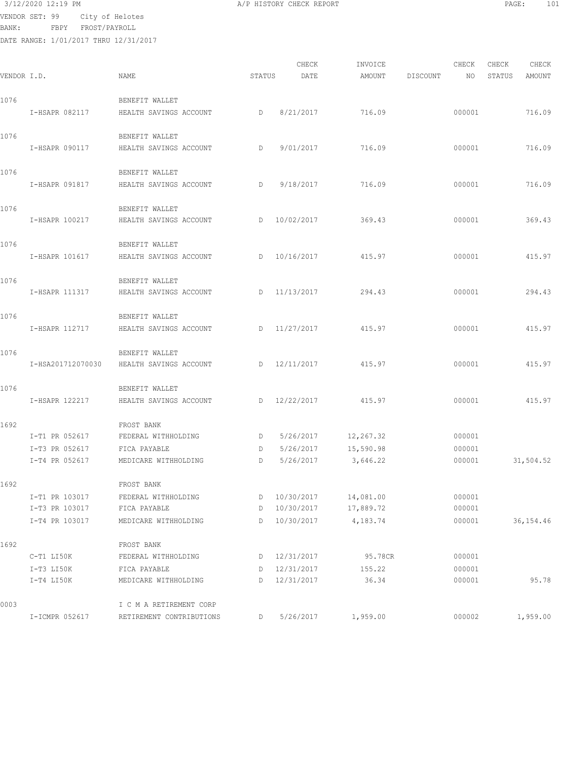3/12/2020 12:19 PM — A/P HISTORY CHECK REPORT

VENDOR SET: 99 City of Helotes
BANK: FBPY FROST/PAYROLL
DATE RANGE: 1/01/2017 THRU 12/31/2017

| VENDOR I.D. | NAME | STATUS | CHECK DATE | INVOICE AMOUNT | DISCOUNT | CHECK NO | CHECK STATUS | CHECK AMOUNT |
|---|---|---|---|---|---|---|---|---|
| 1076 | BENEFIT WALLET | | | | | | | |
| I-HSAPR 082117 | HEALTH SAVINGS ACCOUNT | D | 8/21/2017 | 716.09 | | 000001 | | 716.09 |
| 1076 | BENEFIT WALLET | | | | | | | |
| I-HSAPR 090117 | HEALTH SAVINGS ACCOUNT | D | 9/01/2017 | 716.09 | | 000001 | | 716.09 |
| 1076 | BENEFIT WALLET | | | | | | | |
| I-HSAPR 091817 | HEALTH SAVINGS ACCOUNT | D | 9/18/2017 | 716.09 | | 000001 | | 716.09 |
| 1076 | BENEFIT WALLET | | | | | | | |
| I-HSAPR 100217 | HEALTH SAVINGS ACCOUNT | D | 10/02/2017 | 369.43 | | 000001 | | 369.43 |
| 1076 | BENEFIT WALLET | | | | | | | |
| I-HSAPR 101617 | HEALTH SAVINGS ACCOUNT | D | 10/16/2017 | 415.97 | | 000001 | | 415.97 |
| 1076 | BENEFIT WALLET | | | | | | | |
| I-HSAPR 111317 | HEALTH SAVINGS ACCOUNT | D | 11/13/2017 | 294.43 | | 000001 | | 294.43 |
| 1076 | BENEFIT WALLET | | | | | | | |
| I-HSAPR 112717 | HEALTH SAVINGS ACCOUNT | D | 11/27/2017 | 415.97 | | 000001 | | 415.97 |
| 1076 | BENEFIT WALLET | | | | | | | |
| I-HSA201712070030 | HEALTH SAVINGS ACCOUNT | D | 12/11/2017 | 415.97 | | 000001 | | 415.97 |
| 1076 | BENEFIT WALLET | | | | | | | |
| I-HSAPR 122217 | HEALTH SAVINGS ACCOUNT | D | 12/22/2017 | 415.97 | | 000001 | | 415.97 |
| 1692 | FROST BANK | | | | | | | |
| I-T1 PR 052617 | FEDERAL WITHHOLDING | D | 5/26/2017 | 12,267.32 | | 000001 | | |
| I-T3 PR 052617 | FICA PAYABLE | D | 5/26/2017 | 15,590.98 | | 000001 | | |
| I-T4 PR 052617 | MEDICARE WITHHOLDING | D | 5/26/2017 | 3,646.22 | | 000001 | | 31,504.52 |
| 1692 | FROST BANK | | | | | | | |
| I-T1 PR 103017 | FEDERAL WITHHOLDING | D | 10/30/2017 | 14,081.00 | | 000001 | | |
| I-T3 PR 103017 | FICA PAYABLE | D | 10/30/2017 | 17,889.72 | | 000001 | | |
| I-T4 PR 103017 | MEDICARE WITHHOLDING | D | 10/30/2017 | 4,183.74 | | 000001 | | 36,154.46 |
| 1692 | FROST BANK | | | | | | | |
| C-T1 LI50K | FEDERAL WITHHOLDING | D | 12/31/2017 | 95.78CR | | 000001 | | |
| I-T3 LI50K | FICA PAYABLE | D | 12/31/2017 | 155.22 | | 000001 | | |
| I-T4 LI50K | MEDICARE WITHHOLDING | D | 12/31/2017 | 36.34 | | 000001 | | 95.78 |
| 0003 | I C M A RETIREMENT CORP | | | | | | | |
| I-ICMPR 052617 | RETIREMENT CONTRIBUTIONS | D | 5/26/2017 | 1,959.00 | | 000002 | | 1,959.00 |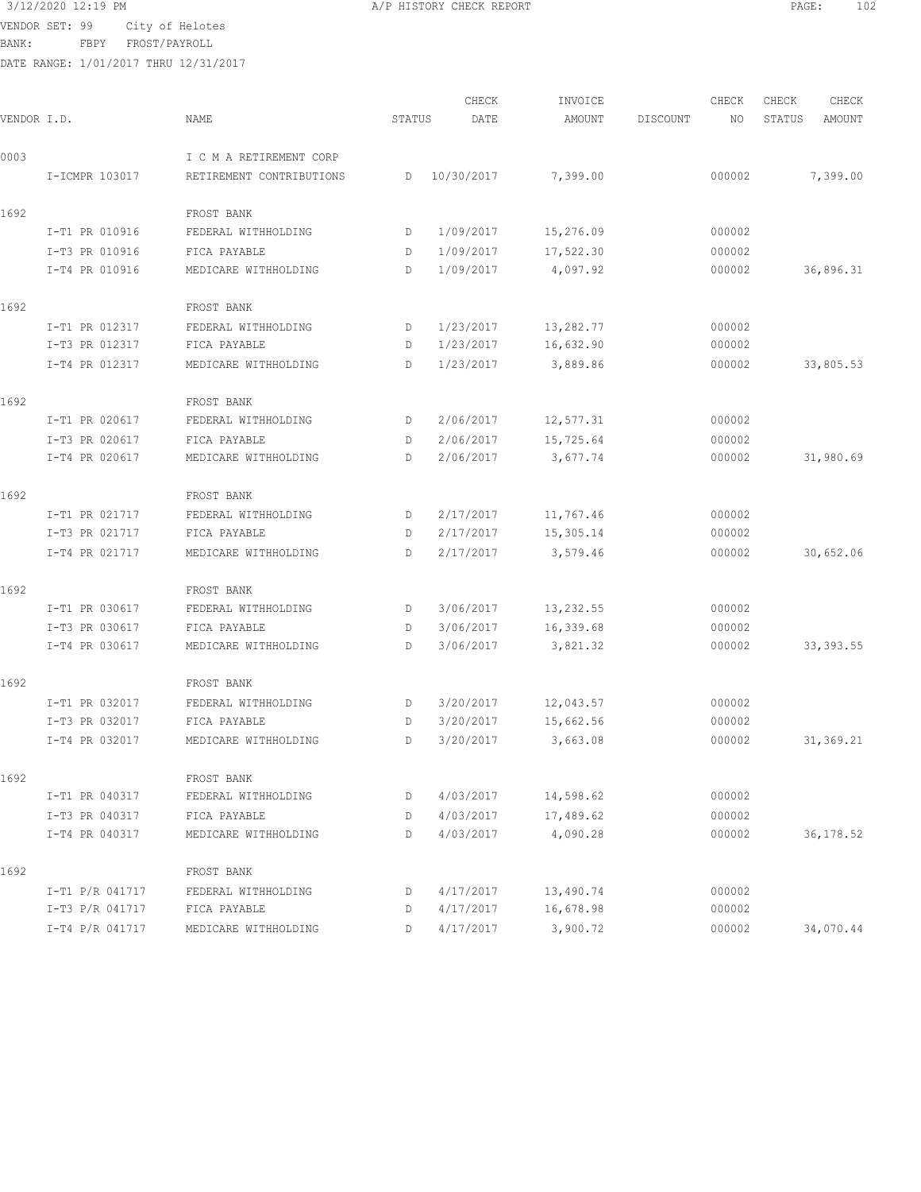3/12/2020 12:19 PM A/P HISTORY CHECK REPORT

VENDOR SET: 99 City of Helotes
BANK: FBPY FROST/PAYROLL
DATE RANGE: 1/01/2017 THRU 12/31/2017

| VENDOR I.D. | NAME | STATUS | CHECK DATE | INVOICE AMOUNT | DISCOUNT | CHECK NO | CHECK STATUS | CHECK AMOUNT |
|---|---|---|---|---|---|---|---|---|
| 0003 | I C M A RETIREMENT CORP | | | | | | | |
| I-ICMPR 103017 | RETIREMENT CONTRIBUTIONS | D | 10/30/2017 | 7,399.00 | | 000002 | | 7,399.00 |
| 1692 | FROST BANK | | | | | | | |
| I-T1 PR 010916 | FEDERAL WITHHOLDING | D | 1/09/2017 | 15,276.09 | | 000002 | | |
| I-T3 PR 010916 | FICA PAYABLE | D | 1/09/2017 | 17,522.30 | | 000002 | | |
| I-T4 PR 010916 | MEDICARE WITHHOLDING | D | 1/09/2017 | 4,097.92 | | 000002 | | 36,896.31 |
| 1692 | FROST BANK | | | | | | | |
| I-T1 PR 012317 | FEDERAL WITHHOLDING | D | 1/23/2017 | 13,282.77 | | 000002 | | |
| I-T3 PR 012317 | FICA PAYABLE | D | 1/23/2017 | 16,632.90 | | 000002 | | |
| I-T4 PR 012317 | MEDICARE WITHHOLDING | D | 1/23/2017 | 3,889.86 | | 000002 | | 33,805.53 |
| 1692 | FROST BANK | | | | | | | |
| I-T1 PR 020617 | FEDERAL WITHHOLDING | D | 2/06/2017 | 12,577.31 | | 000002 | | |
| I-T3 PR 020617 | FICA PAYABLE | D | 2/06/2017 | 15,725.64 | | 000002 | | |
| I-T4 PR 020617 | MEDICARE WITHHOLDING | D | 2/06/2017 | 3,677.74 | | 000002 | | 31,980.69 |
| 1692 | FROST BANK | | | | | | | |
| I-T1 PR 021717 | FEDERAL WITHHOLDING | D | 2/17/2017 | 11,767.46 | | 000002 | | |
| I-T3 PR 021717 | FICA PAYABLE | D | 2/17/2017 | 15,305.14 | | 000002 | | |
| I-T4 PR 021717 | MEDICARE WITHHOLDING | D | 2/17/2017 | 3,579.46 | | 000002 | | 30,652.06 |
| 1692 | FROST BANK | | | | | | | |
| I-T1 PR 030617 | FEDERAL WITHHOLDING | D | 3/06/2017 | 13,232.55 | | 000002 | | |
| I-T3 PR 030617 | FICA PAYABLE | D | 3/06/2017 | 16,339.68 | | 000002 | | |
| I-T4 PR 030617 | MEDICARE WITHHOLDING | D | 3/06/2017 | 3,821.32 | | 000002 | | 33,393.55 |
| 1692 | FROST BANK | | | | | | | |
| I-T1 PR 032017 | FEDERAL WITHHOLDING | D | 3/20/2017 | 12,043.57 | | 000002 | | |
| I-T3 PR 032017 | FICA PAYABLE | D | 3/20/2017 | 15,662.56 | | 000002 | | |
| I-T4 PR 032017 | MEDICARE WITHHOLDING | D | 3/20/2017 | 3,663.08 | | 000002 | | 31,369.21 |
| 1692 | FROST BANK | | | | | | | |
| I-T1 PR 040317 | FEDERAL WITHHOLDING | D | 4/03/2017 | 14,598.62 | | 000002 | | |
| I-T3 PR 040317 | FICA PAYABLE | D | 4/03/2017 | 17,489.62 | | 000002 | | |
| I-T4 PR 040317 | MEDICARE WITHHOLDING | D | 4/03/2017 | 4,090.28 | | 000002 | | 36,178.52 |
| 1692 | FROST BANK | | | | | | | |
| I-T1 P/R 041717 | FEDERAL WITHHOLDING | D | 4/17/2017 | 13,490.74 | | 000002 | | |
| I-T3 P/R 041717 | FICA PAYABLE | D | 4/17/2017 | 16,678.98 | | 000002 | | |
| I-T4 P/R 041717 | MEDICARE WITHHOLDING | D | 4/17/2017 | 3,900.72 | | 000002 | | 34,070.44 |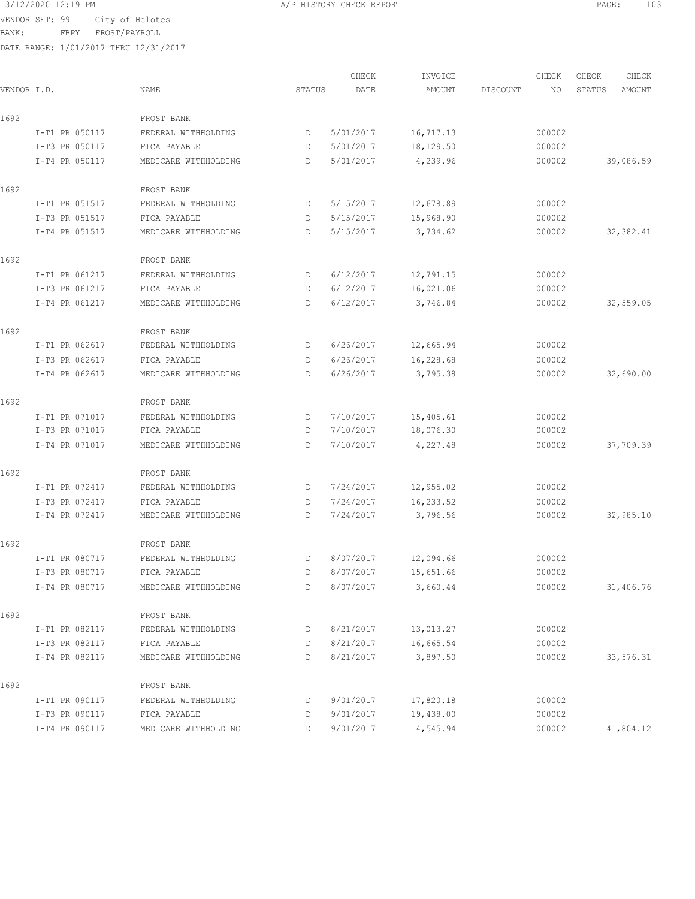3/12/2020 12:19 PM A/P HISTORY CHECK REPORT

VENDOR SET: 99 City of Helotes
BANK: FBPY FROST/PAYROLL
DATE RANGE: 1/01/2017 THRU 12/31/2017

| VENDOR I.D. | NAME | STATUS | CHECK DATE | INVOICE AMOUNT | DISCOUNT | CHECK NO | CHECK STATUS | CHECK AMOUNT |
|---|---|---|---|---|---|---|---|---|
| 1692 | FROST BANK | | | | | | | |
| I-T1 PR 050117 | FEDERAL WITHHOLDING | D | 5/01/2017 | 16,717.13 | | 000002 | | |
| I-T3 PR 050117 | FICA PAYABLE | D | 5/01/2017 | 18,129.50 | | 000002 | | |
| I-T4 PR 050117 | MEDICARE WITHHOLDING | D | 5/01/2017 | 4,239.96 | | 000002 | | 39,086.59 |
| 1692 | FROST BANK | | | | | | | |
| I-T1 PR 051517 | FEDERAL WITHHOLDING | D | 5/15/2017 | 12,678.89 | | 000002 | | |
| I-T3 PR 051517 | FICA PAYABLE | D | 5/15/2017 | 15,968.90 | | 000002 | | |
| I-T4 PR 051517 | MEDICARE WITHHOLDING | D | 5/15/2017 | 3,734.62 | | 000002 | | 32,382.41 |
| 1692 | FROST BANK | | | | | | | |
| I-T1 PR 061217 | FEDERAL WITHHOLDING | D | 6/12/2017 | 12,791.15 | | 000002 | | |
| I-T3 PR 061217 | FICA PAYABLE | D | 6/12/2017 | 16,021.06 | | 000002 | | |
| I-T4 PR 061217 | MEDICARE WITHHOLDING | D | 6/12/2017 | 3,746.84 | | 000002 | | 32,559.05 |
| 1692 | FROST BANK | | | | | | | |
| I-T1 PR 062617 | FEDERAL WITHHOLDING | D | 6/26/2017 | 12,665.94 | | 000002 | | |
| I-T3 PR 062617 | FICA PAYABLE | D | 6/26/2017 | 16,228.68 | | 000002 | | |
| I-T4 PR 062617 | MEDICARE WITHHOLDING | D | 6/26/2017 | 3,795.38 | | 000002 | | 32,690.00 |
| 1692 | FROST BANK | | | | | | | |
| I-T1 PR 071017 | FEDERAL WITHHOLDING | D | 7/10/2017 | 15,405.61 | | 000002 | | |
| I-T3 PR 071017 | FICA PAYABLE | D | 7/10/2017 | 18,076.30 | | 000002 | | |
| I-T4 PR 071017 | MEDICARE WITHHOLDING | D | 7/10/2017 | 4,227.48 | | 000002 | | 37,709.39 |
| 1692 | FROST BANK | | | | | | | |
| I-T1 PR 072417 | FEDERAL WITHHOLDING | D | 7/24/2017 | 12,955.02 | | 000002 | | |
| I-T3 PR 072417 | FICA PAYABLE | D | 7/24/2017 | 16,233.52 | | 000002 | | |
| I-T4 PR 072417 | MEDICARE WITHHOLDING | D | 7/24/2017 | 3,796.56 | | 000002 | | 32,985.10 |
| 1692 | FROST BANK | | | | | | | |
| I-T1 PR 080717 | FEDERAL WITHHOLDING | D | 8/07/2017 | 12,094.66 | | 000002 | | |
| I-T3 PR 080717 | FICA PAYABLE | D | 8/07/2017 | 15,651.66 | | 000002 | | |
| I-T4 PR 080717 | MEDICARE WITHHOLDING | D | 8/07/2017 | 3,660.44 | | 000002 | | 31,406.76 |
| 1692 | FROST BANK | | | | | | | |
| I-T1 PR 082117 | FEDERAL WITHHOLDING | D | 8/21/2017 | 13,013.27 | | 000002 | | |
| I-T3 PR 082117 | FICA PAYABLE | D | 8/21/2017 | 16,665.54 | | 000002 | | |
| I-T4 PR 082117 | MEDICARE WITHHOLDING | D | 8/21/2017 | 3,897.50 | | 000002 | | 33,576.31 |
| 1692 | FROST BANK | | | | | | | |
| I-T1 PR 090117 | FEDERAL WITHHOLDING | D | 9/01/2017 | 17,820.18 | | 000002 | | |
| I-T3 PR 090117 | FICA PAYABLE | D | 9/01/2017 | 19,438.00 | | 000002 | | |
| I-T4 PR 090117 | MEDICARE WITHHOLDING | D | 9/01/2017 | 4,545.94 | | 000002 | | 41,804.12 |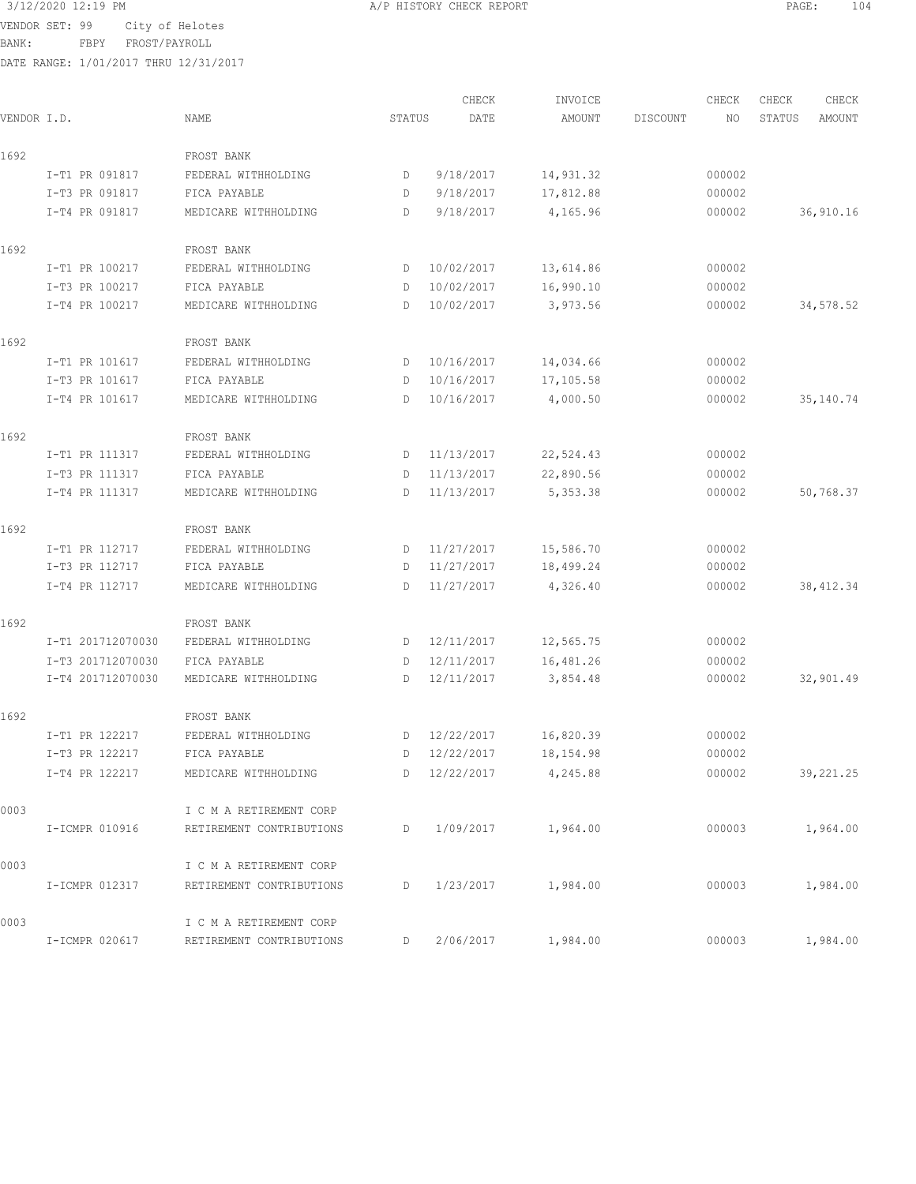3/12/2020 12:19 PM A/P HISTORY CHECK REPORT

VENDOR SET: 99 City of Helotes
BANK: FBPY FROST/PAYROLL
DATE RANGE: 1/01/2017 THRU 12/31/2017

| VENDOR I.D. | NAME | STATUS | CHECK DATE | INVOICE AMOUNT | DISCOUNT | CHECK NO | CHECK STATUS | CHECK AMOUNT |
|---|---|---|---|---|---|---|---|---|
| 1692 | FROST BANK | | | | | | | |
| I-T1 PR 091817 | FEDERAL WITHHOLDING | D | 9/18/2017 | 14,931.32 | | 000002 | | |
| I-T3 PR 091817 | FICA PAYABLE | D | 9/18/2017 | 17,812.88 | | 000002 | | |
| I-T4 PR 091817 | MEDICARE WITHHOLDING | D | 9/18/2017 | 4,165.96 | | 000002 | | 36,910.16 |
| 1692 | FROST BANK | | | | | | | |
| I-T1 PR 100217 | FEDERAL WITHHOLDING | D | 10/02/2017 | 13,614.86 | | 000002 | | |
| I-T3 PR 100217 | FICA PAYABLE | D | 10/02/2017 | 16,990.10 | | 000002 | | |
| I-T4 PR 100217 | MEDICARE WITHHOLDING | D | 10/02/2017 | 3,973.56 | | 000002 | | 34,578.52 |
| 1692 | FROST BANK | | | | | | | |
| I-T1 PR 101617 | FEDERAL WITHHOLDING | D | 10/16/2017 | 14,034.66 | | 000002 | | |
| I-T3 PR 101617 | FICA PAYABLE | D | 10/16/2017 | 17,105.58 | | 000002 | | |
| I-T4 PR 101617 | MEDICARE WITHHOLDING | D | 10/16/2017 | 4,000.50 | | 000002 | | 35,140.74 |
| 1692 | FROST BANK | | | | | | | |
| I-T1 PR 111317 | FEDERAL WITHHOLDING | D | 11/13/2017 | 22,524.43 | | 000002 | | |
| I-T3 PR 111317 | FICA PAYABLE | D | 11/13/2017 | 22,890.56 | | 000002 | | |
| I-T4 PR 111317 | MEDICARE WITHHOLDING | D | 11/13/2017 | 5,353.38 | | 000002 | | 50,768.37 |
| 1692 | FROST BANK | | | | | | | |
| I-T1 PR 112717 | FEDERAL WITHHOLDING | D | 11/27/2017 | 15,586.70 | | 000002 | | |
| I-T3 PR 112717 | FICA PAYABLE | D | 11/27/2017 | 18,499.24 | | 000002 | | |
| I-T4 PR 112717 | MEDICARE WITHHOLDING | D | 11/27/2017 | 4,326.40 | | 000002 | | 38,412.34 |
| 1692 | FROST BANK | | | | | | | |
| I-T1 201712070030 | FEDERAL WITHHOLDING | D | 12/11/2017 | 12,565.75 | | 000002 | | |
| I-T3 201712070030 | FICA PAYABLE | D | 12/11/2017 | 16,481.26 | | 000002 | | |
| I-T4 201712070030 | MEDICARE WITHHOLDING | D | 12/11/2017 | 3,854.48 | | 000002 | | 32,901.49 |
| 1692 | FROST BANK | | | | | | | |
| I-T1 PR 122217 | FEDERAL WITHHOLDING | D | 12/22/2017 | 16,820.39 | | 000002 | | |
| I-T3 PR 122217 | FICA PAYABLE | D | 12/22/2017 | 18,154.98 | | 000002 | | |
| I-T4 PR 122217 | MEDICARE WITHHOLDING | D | 12/22/2017 | 4,245.88 | | 000002 | | 39,221.25 |
| 0003 | I C M A RETIREMENT CORP | | | | | | | |
| I-ICMPR 010916 | RETIREMENT CONTRIBUTIONS | D | 1/09/2017 | 1,964.00 | | 000003 | | 1,964.00 |
| 0003 | I C M A RETIREMENT CORP | | | | | | | |
| I-ICMPR 012317 | RETIREMENT CONTRIBUTIONS | D | 1/23/2017 | 1,984.00 | | 000003 | | 1,984.00 |
| 0003 | I C M A RETIREMENT CORP | | | | | | | |
| I-ICMPR 020617 | RETIREMENT CONTRIBUTIONS | D | 2/06/2017 | 1,984.00 | | 000003 | | 1,984.00 |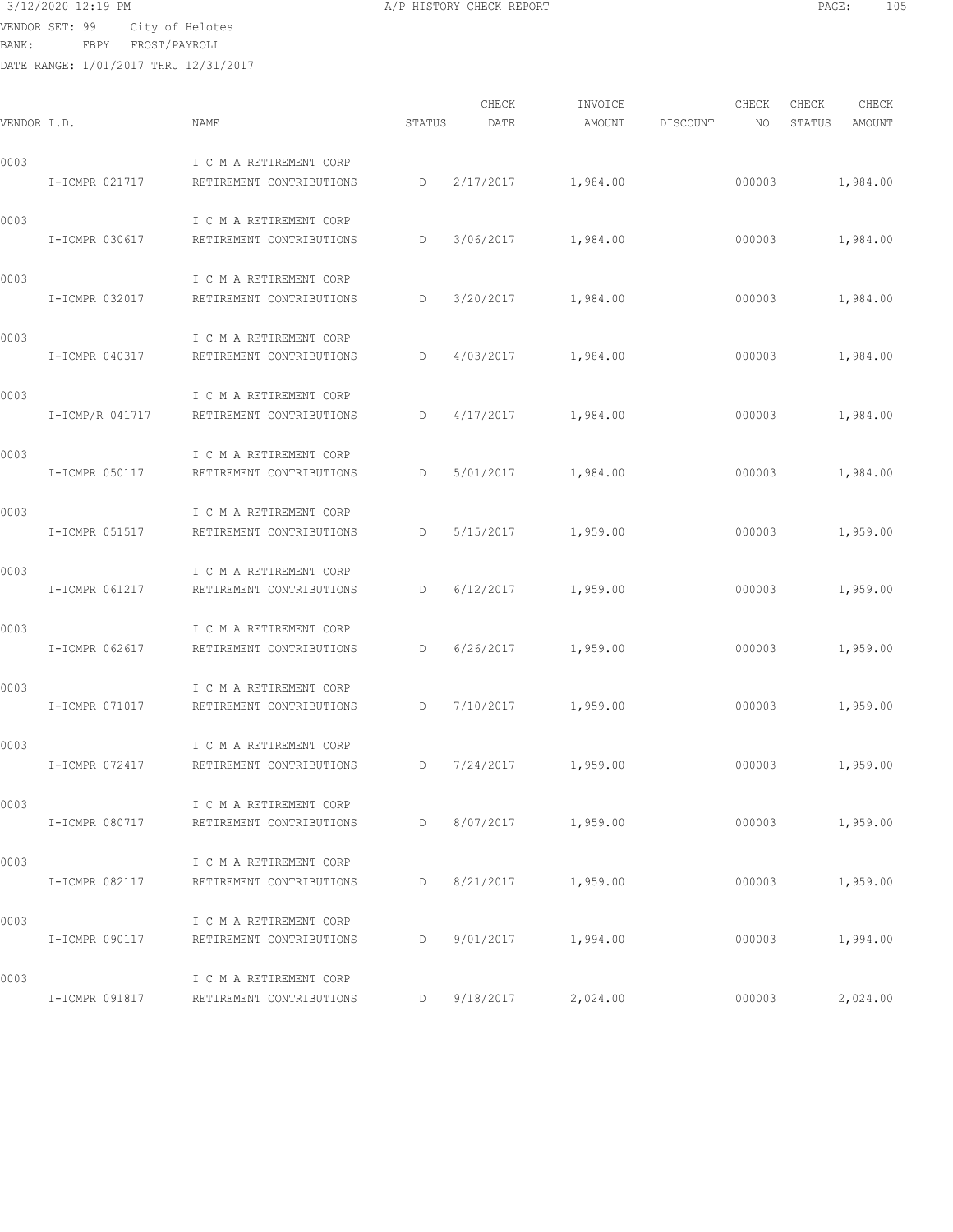3/12/2020 12:19 PM A/P HISTORY CHECK REPORT

VENDOR SET: 99 City of Helotes
BANK: FBPY FROST/PAYROLL
DATE RANGE: 1/01/2017 THRU 12/31/2017

| VENDOR I.D. | NAME | STATUS | CHECK DATE | INVOICE AMOUNT | DISCOUNT | CHECK NO | CHECK STATUS | CHECK AMOUNT |
|---|---|---|---|---|---|---|---|---|
| 0003 | I C M A RETIREMENT CORP | | | | | | | |
| I-ICMPR 021717 | RETIREMENT CONTRIBUTIONS | D | 2/17/2017 | 1,984.00 | | 000003 | | 1,984.00 |
| 0003 | I C M A RETIREMENT CORP | | | | | | | |
| I-ICMPR 030617 | RETIREMENT CONTRIBUTIONS | D | 3/06/2017 | 1,984.00 | | 000003 | | 1,984.00 |
| 0003 | I C M A RETIREMENT CORP | | | | | | | |
| I-ICMPR 032017 | RETIREMENT CONTRIBUTIONS | D | 3/20/2017 | 1,984.00 | | 000003 | | 1,984.00 |
| 0003 | I C M A RETIREMENT CORP | | | | | | | |
| I-ICMPR 040317 | RETIREMENT CONTRIBUTIONS | D | 4/03/2017 | 1,984.00 | | 000003 | | 1,984.00 |
| 0003 | I C M A RETIREMENT CORP | | | | | | | |
| I-ICMP/R 041717 | RETIREMENT CONTRIBUTIONS | D | 4/17/2017 | 1,984.00 | | 000003 | | 1,984.00 |
| 0003 | I C M A RETIREMENT CORP | | | | | | | |
| I-ICMPR 050117 | RETIREMENT CONTRIBUTIONS | D | 5/01/2017 | 1,984.00 | | 000003 | | 1,984.00 |
| 0003 | I C M A RETIREMENT CORP | | | | | | | |
| I-ICMPR 051517 | RETIREMENT CONTRIBUTIONS | D | 5/15/2017 | 1,959.00 | | 000003 | | 1,959.00 |
| 0003 | I C M A RETIREMENT CORP | | | | | | | |
| I-ICMPR 061217 | RETIREMENT CONTRIBUTIONS | D | 6/12/2017 | 1,959.00 | | 000003 | | 1,959.00 |
| 0003 | I C M A RETIREMENT CORP | | | | | | | |
| I-ICMPR 062617 | RETIREMENT CONTRIBUTIONS | D | 6/26/2017 | 1,959.00 | | 000003 | | 1,959.00 |
| 0003 | I C M A RETIREMENT CORP | | | | | | | |
| I-ICMPR 071017 | RETIREMENT CONTRIBUTIONS | D | 7/10/2017 | 1,959.00 | | 000003 | | 1,959.00 |
| 0003 | I C M A RETIREMENT CORP | | | | | | | |
| I-ICMPR 072417 | RETIREMENT CONTRIBUTIONS | D | 7/24/2017 | 1,959.00 | | 000003 | | 1,959.00 |
| 0003 | I C M A RETIREMENT CORP | | | | | | | |
| I-ICMPR 080717 | RETIREMENT CONTRIBUTIONS | D | 8/07/2017 | 1,959.00 | | 000003 | | 1,959.00 |
| 0003 | I C M A RETIREMENT CORP | | | | | | | |
| I-ICMPR 082117 | RETIREMENT CONTRIBUTIONS | D | 8/21/2017 | 1,959.00 | | 000003 | | 1,959.00 |
| 0003 | I C M A RETIREMENT CORP | | | | | | | |
| I-ICMPR 090117 | RETIREMENT CONTRIBUTIONS | D | 9/01/2017 | 1,994.00 | | 000003 | | 1,994.00 |
| 0003 | I C M A RETIREMENT CORP | | | | | | | |
| I-ICMPR 091817 | RETIREMENT CONTRIBUTIONS | D | 9/18/2017 | 2,024.00 | | 000003 | | 2,024.00 |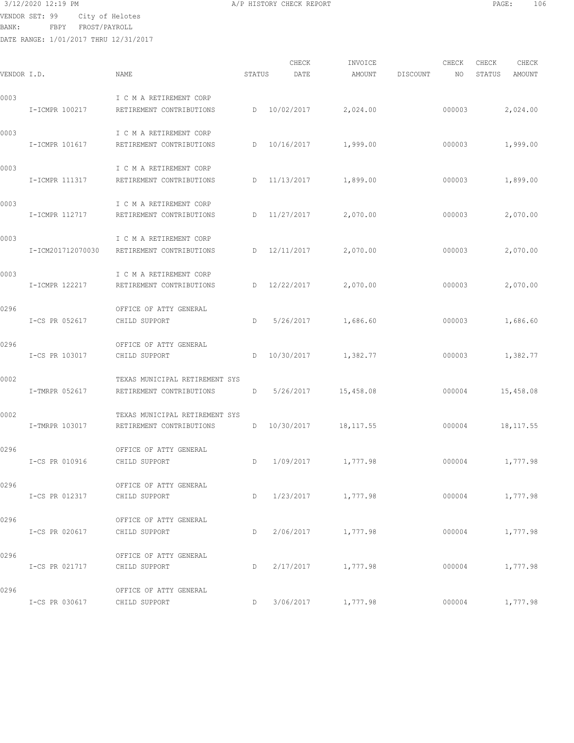3/12/2020 12:19 PM A/P HISTORY CHECK REPORT

VENDOR SET: 99 City of Helotes
BANK: FBPY FROST/PAYROLL
DATE RANGE: 1/01/2017 THRU 12/31/2017

| VENDOR I.D. | NAME | STATUS | CHECK DATE | INVOICE AMOUNT | DISCOUNT | CHECK NO | CHECK STATUS | CHECK AMOUNT |
|---|---|---|---|---|---|---|---|---|
| 0003 | I C M A RETIREMENT CORP | | | | | | | |
| I-ICMPR 100217 | RETIREMENT CONTRIBUTIONS | D | 10/02/2017 | 2,024.00 | | 000003 | | 2,024.00 |
| 0003 | I C M A RETIREMENT CORP | | | | | | | |
| I-ICMPR 101617 | RETIREMENT CONTRIBUTIONS | D | 10/16/2017 | 1,999.00 | | 000003 | | 1,999.00 |
| 0003 | I C M A RETIREMENT CORP | | | | | | | |
| I-ICMPR 111317 | RETIREMENT CONTRIBUTIONS | D | 11/13/2017 | 1,899.00 | | 000003 | | 1,899.00 |
| 0003 | I C M A RETIREMENT CORP | | | | | | | |
| I-ICMPR 112717 | RETIREMENT CONTRIBUTIONS | D | 11/27/2017 | 2,070.00 | | 000003 | | 2,070.00 |
| 0003 | I C M A RETIREMENT CORP | | | | | | | |
| I-ICM201712070030 | RETIREMENT CONTRIBUTIONS | D | 12/11/2017 | 2,070.00 | | 000003 | | 2,070.00 |
| 0003 | I C M A RETIREMENT CORP | | | | | | | |
| I-ICMPR 122217 | RETIREMENT CONTRIBUTIONS | D | 12/22/2017 | 2,070.00 | | 000003 | | 2,070.00 |
| 0296 | OFFICE OF ATTY GENERAL | | | | | | | |
| I-CS PR 052617 | CHILD SUPPORT | D | 5/26/2017 | 1,686.60 | | 000003 | | 1,686.60 |
| 0296 | OFFICE OF ATTY GENERAL | | | | | | | |
| I-CS PR 103017 | CHILD SUPPORT | D | 10/30/2017 | 1,382.77 | | 000003 | | 1,382.77 |
| 0002 | TEXAS MUNICIPAL RETIREMENT SYS | | | | | | | |
| I-TMRPR 052617 | RETIREMENT CONTRIBUTIONS | D | 5/26/2017 | 15,458.08 | | 000004 | | 15,458.08 |
| 0002 | TEXAS MUNICIPAL RETIREMENT SYS | | | | | | | |
| I-TMRPR 103017 | RETIREMENT CONTRIBUTIONS | D | 10/30/2017 | 18,117.55 | | 000004 | | 18,117.55 |
| 0296 | OFFICE OF ATTY GENERAL | | | | | | | |
| I-CS PR 010916 | CHILD SUPPORT | D | 1/09/2017 | 1,777.98 | | 000004 | | 1,777.98 |
| 0296 | OFFICE OF ATTY GENERAL | | | | | | | |
| I-CS PR 012317 | CHILD SUPPORT | D | 1/23/2017 | 1,777.98 | | 000004 | | 1,777.98 |
| 0296 | OFFICE OF ATTY GENERAL | | | | | | | |
| I-CS PR 020617 | CHILD SUPPORT | D | 2/06/2017 | 1,777.98 | | 000004 | | 1,777.98 |
| 0296 | OFFICE OF ATTY GENERAL | | | | | | | |
| I-CS PR 021717 | CHILD SUPPORT | D | 2/17/2017 | 1,777.98 | | 000004 | | 1,777.98 |
| 0296 | OFFICE OF ATTY GENERAL | | | | | | | |
| I-CS PR 030617 | CHILD SUPPORT | D | 3/06/2017 | 1,777.98 | | 000004 | | 1,777.98 |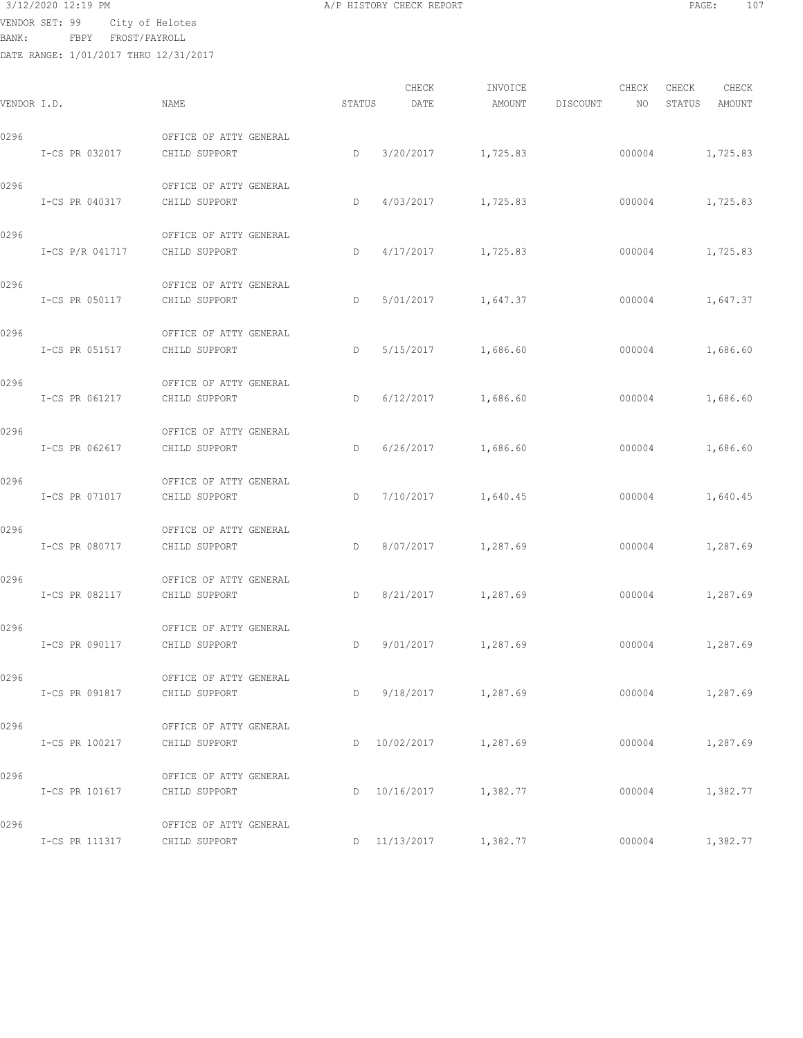3/12/2020 12:19 PM A/P HISTORY CHECK REPORT

VENDOR SET: 99 City of Helotes
BANK: FBPY FROST/PAYROLL
DATE RANGE: 1/01/2017 THRU 12/31/2017

| VENDOR I.D. | NAME | STATUS | CHECK DATE | INVOICE AMOUNT | DISCOUNT | CHECK NO | CHECK STATUS | CHECK AMOUNT |
|---|---|---|---|---|---|---|---|---|
| 0296 | OFFICE OF ATTY GENERAL | | | | | | | |
| I-CS PR 032017 | CHILD SUPPORT | D | 3/20/2017 | 1,725.83 | | 000004 | | 1,725.83 |
| 0296 | OFFICE OF ATTY GENERAL | | | | | | | |
| I-CS PR 040317 | CHILD SUPPORT | D | 4/03/2017 | 1,725.83 | | 000004 | | 1,725.83 |
| 0296 | OFFICE OF ATTY GENERAL | | | | | | | |
| I-CS P/R 041717 | CHILD SUPPORT | D | 4/17/2017 | 1,725.83 | | 000004 | | 1,725.83 |
| 0296 | OFFICE OF ATTY GENERAL | | | | | | | |
| I-CS PR 050117 | CHILD SUPPORT | D | 5/01/2017 | 1,647.37 | | 000004 | | 1,647.37 |
| 0296 | OFFICE OF ATTY GENERAL | | | | | | | |
| I-CS PR 051517 | CHILD SUPPORT | D | 5/15/2017 | 1,686.60 | | 000004 | | 1,686.60 |
| 0296 | OFFICE OF ATTY GENERAL | | | | | | | |
| I-CS PR 061217 | CHILD SUPPORT | D | 6/12/2017 | 1,686.60 | | 000004 | | 1,686.60 |
| 0296 | OFFICE OF ATTY GENERAL | | | | | | | |
| I-CS PR 062617 | CHILD SUPPORT | D | 6/26/2017 | 1,686.60 | | 000004 | | 1,686.60 |
| 0296 | OFFICE OF ATTY GENERAL | | | | | | | |
| I-CS PR 071017 | CHILD SUPPORT | D | 7/10/2017 | 1,640.45 | | 000004 | | 1,640.45 |
| 0296 | OFFICE OF ATTY GENERAL | | | | | | | |
| I-CS PR 080717 | CHILD SUPPORT | D | 8/07/2017 | 1,287.69 | | 000004 | | 1,287.69 |
| 0296 | OFFICE OF ATTY GENERAL | | | | | | | |
| I-CS PR 082117 | CHILD SUPPORT | D | 8/21/2017 | 1,287.69 | | 000004 | | 1,287.69 |
| 0296 | OFFICE OF ATTY GENERAL | | | | | | | |
| I-CS PR 090117 | CHILD SUPPORT | D | 9/01/2017 | 1,287.69 | | 000004 | | 1,287.69 |
| 0296 | OFFICE OF ATTY GENERAL | | | | | | | |
| I-CS PR 091817 | CHILD SUPPORT | D | 9/18/2017 | 1,287.69 | | 000004 | | 1,287.69 |
| 0296 | OFFICE OF ATTY GENERAL | | | | | | | |
| I-CS PR 100217 | CHILD SUPPORT | D | 10/02/2017 | 1,287.69 | | 000004 | | 1,287.69 |
| 0296 | OFFICE OF ATTY GENERAL | | | | | | | |
| I-CS PR 101617 | CHILD SUPPORT | D | 10/16/2017 | 1,382.77 | | 000004 | | 1,382.77 |
| 0296 | OFFICE OF ATTY GENERAL | | | | | | | |
| I-CS PR 111317 | CHILD SUPPORT | D | 11/13/2017 | 1,382.77 | | 000004 | | 1,382.77 |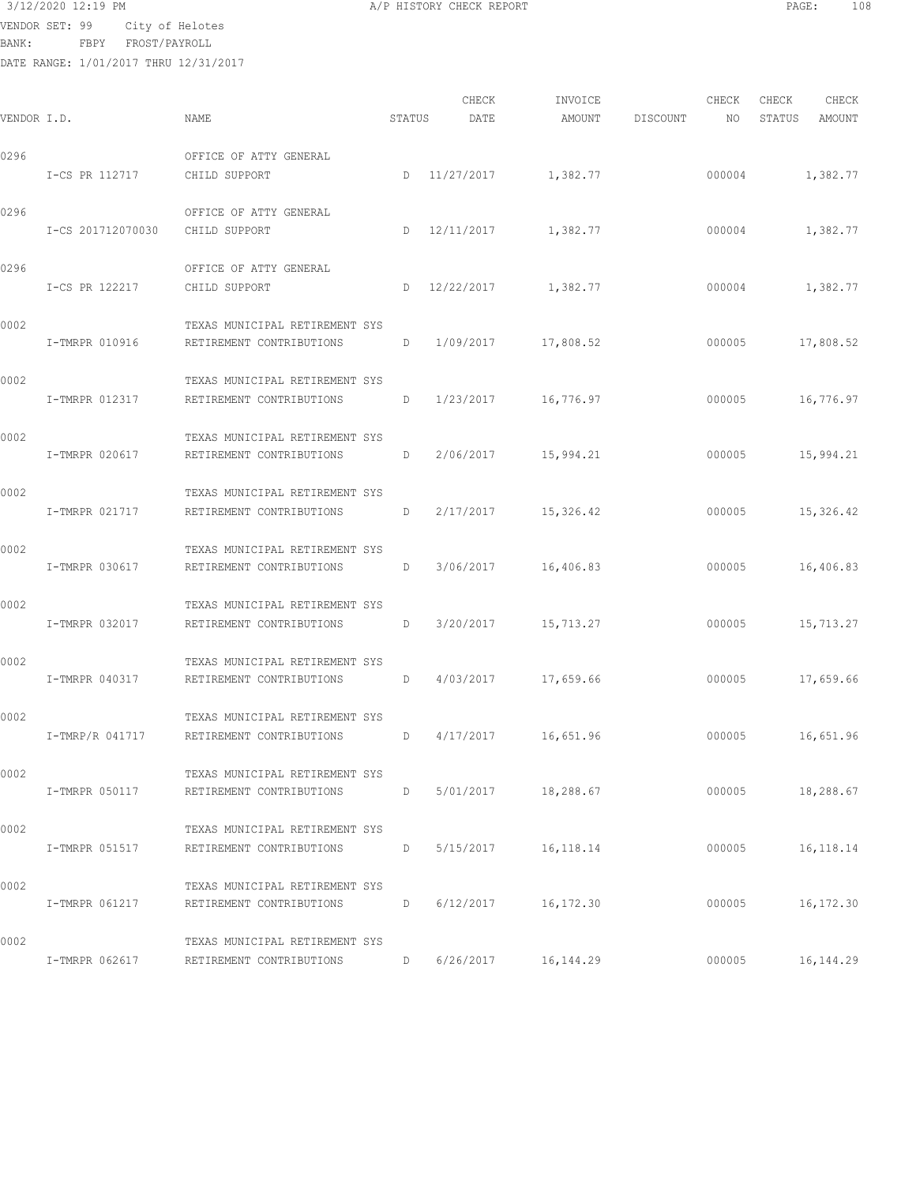3/12/2020 12:19 PM A/P HISTORY CHECK REPORT

VENDOR SET: 99 City of Helotes
BANK: FBPY FROST/PAYROLL
DATE RANGE: 1/01/2017 THRU 12/31/2017

| VENDOR I.D. | NAME | STATUS | CHECK DATE | INVOICE AMOUNT | DISCOUNT | CHECK NO | CHECK STATUS | CHECK AMOUNT |
|---|---|---|---|---|---|---|---|---|
| 0296 | OFFICE OF ATTY GENERAL | | | | | | | |
| I-CS PR 112717 | CHILD SUPPORT | D | 11/27/2017 | 1,382.77 | | 000004 | | 1,382.77 |
| 0296 | OFFICE OF ATTY GENERAL | | | | | | | |
| I-CS 201712070030 | CHILD SUPPORT | D | 12/11/2017 | 1,382.77 | | 000004 | | 1,382.77 |
| 0296 | OFFICE OF ATTY GENERAL | | | | | | | |
| I-CS PR 122217 | CHILD SUPPORT | D | 12/22/2017 | 1,382.77 | | 000004 | | 1,382.77 |
| 0002 | TEXAS MUNICIPAL RETIREMENT SYS | | | | | | | |
| I-TMRPR 010916 | RETIREMENT CONTRIBUTIONS | D | 1/09/2017 | 17,808.52 | | 000005 | | 17,808.52 |
| 0002 | TEXAS MUNICIPAL RETIREMENT SYS | | | | | | | |
| I-TMRPR 012317 | RETIREMENT CONTRIBUTIONS | D | 1/23/2017 | 16,776.97 | | 000005 | | 16,776.97 |
| 0002 | TEXAS MUNICIPAL RETIREMENT SYS | | | | | | | |
| I-TMRPR 020617 | RETIREMENT CONTRIBUTIONS | D | 2/06/2017 | 15,994.21 | | 000005 | | 15,994.21 |
| 0002 | TEXAS MUNICIPAL RETIREMENT SYS | | | | | | | |
| I-TMRPR 021717 | RETIREMENT CONTRIBUTIONS | D | 2/17/2017 | 15,326.42 | | 000005 | | 15,326.42 |
| 0002 | TEXAS MUNICIPAL RETIREMENT SYS | | | | | | | |
| I-TMRPR 030617 | RETIREMENT CONTRIBUTIONS | D | 3/06/2017 | 16,406.83 | | 000005 | | 16,406.83 |
| 0002 | TEXAS MUNICIPAL RETIREMENT SYS | | | | | | | |
| I-TMRPR 032017 | RETIREMENT CONTRIBUTIONS | D | 3/20/2017 | 15,713.27 | | 000005 | | 15,713.27 |
| 0002 | TEXAS MUNICIPAL RETIREMENT SYS | | | | | | | |
| I-TMRPR 040317 | RETIREMENT CONTRIBUTIONS | D | 4/03/2017 | 17,659.66 | | 000005 | | 17,659.66 |
| 0002 | TEXAS MUNICIPAL RETIREMENT SYS | | | | | | | |
| I-TMRP/R 041717 | RETIREMENT CONTRIBUTIONS | D | 4/17/2017 | 16,651.96 | | 000005 | | 16,651.96 |
| 0002 | TEXAS MUNICIPAL RETIREMENT SYS | | | | | | | |
| I-TMRPR 050117 | RETIREMENT CONTRIBUTIONS | D | 5/01/2017 | 18,288.67 | | 000005 | | 18,288.67 |
| 0002 | TEXAS MUNICIPAL RETIREMENT SYS | | | | | | | |
| I-TMRPR 051517 | RETIREMENT CONTRIBUTIONS | D | 5/15/2017 | 16,118.14 | | 000005 | | 16,118.14 |
| 0002 | TEXAS MUNICIPAL RETIREMENT SYS | | | | | | | |
| I-TMRPR 061217 | RETIREMENT CONTRIBUTIONS | D | 6/12/2017 | 16,172.30 | | 000005 | | 16,172.30 |
| 0002 | TEXAS MUNICIPAL RETIREMENT SYS | | | | | | | |
| I-TMRPR 062617 | RETIREMENT CONTRIBUTIONS | D | 6/26/2017 | 16,144.29 | | 000005 | | 16,144.29 |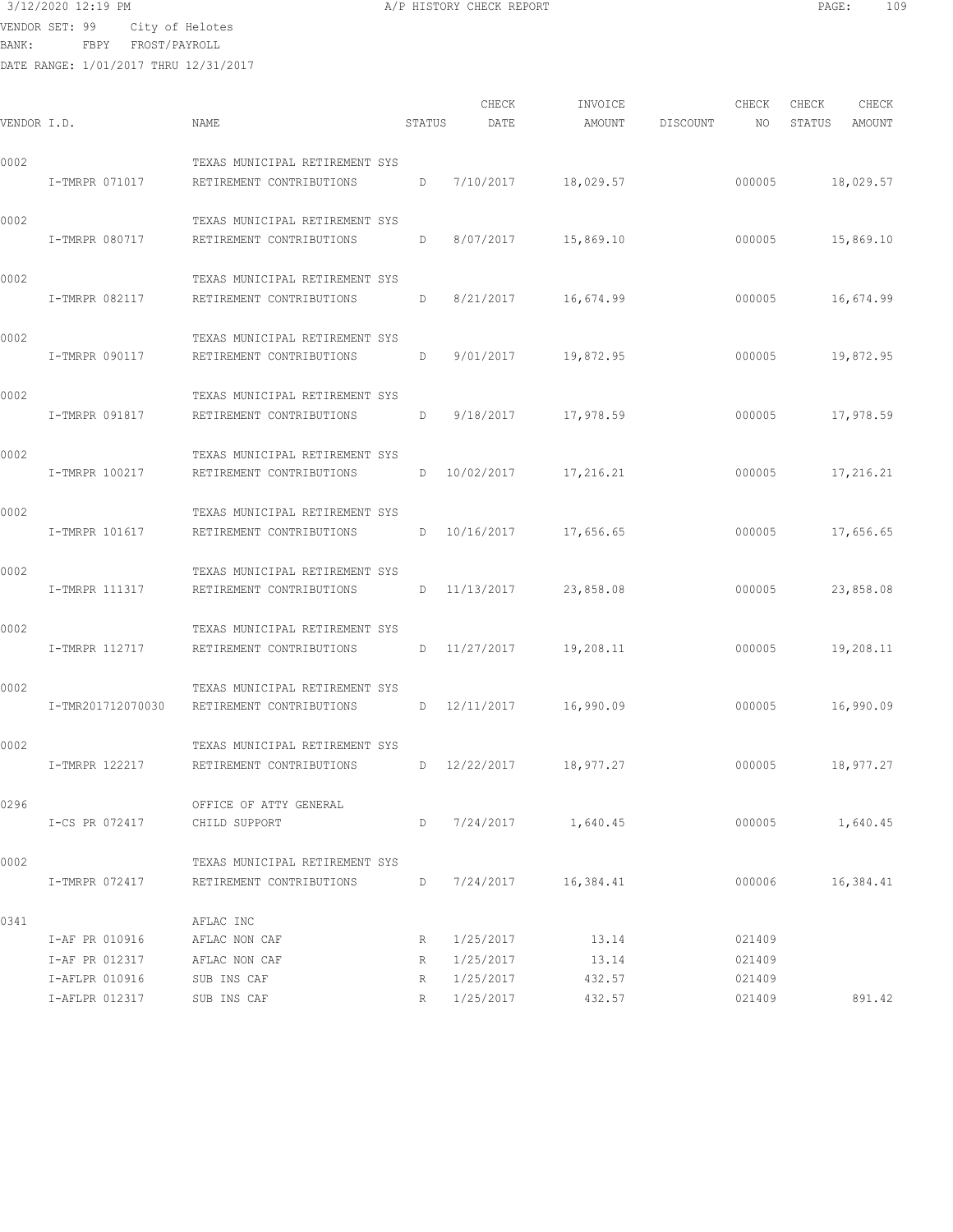3/12/2020 12:19 PM A/P HISTORY CHECK REPORT

VENDOR SET: 99 City of Helotes
BANK: FBPY FROST/PAYROLL
DATE RANGE: 1/01/2017 THRU 12/31/2017

| VENDOR I.D. | | NAME | STATUS | CHECK DATE | INVOICE AMOUNT | DISCOUNT | CHECK NO | CHECK STATUS | CHECK AMOUNT |
|---|---|---|---|---|---|---|---|---|---|
| 0002 | | TEXAS MUNICIPAL RETIREMENT SYS | | | | | | | |
| | I-TMRPR 071017 | RETIREMENT CONTRIBUTIONS | D | 7/10/2017 | 18,029.57 | | 000005 | | 18,029.57 |
| 0002 | | TEXAS MUNICIPAL RETIREMENT SYS | | | | | | | |
| | I-TMRPR 080717 | RETIREMENT CONTRIBUTIONS | D | 8/07/2017 | 15,869.10 | | 000005 | | 15,869.10 |
| 0002 | | TEXAS MUNICIPAL RETIREMENT SYS | | | | | | | |
| | I-TMRPR 082117 | RETIREMENT CONTRIBUTIONS | D | 8/21/2017 | 16,674.99 | | 000005 | | 16,674.99 |
| 0002 | | TEXAS MUNICIPAL RETIREMENT SYS | | | | | | | |
| | I-TMRPR 090117 | RETIREMENT CONTRIBUTIONS | D | 9/01/2017 | 19,872.95 | | 000005 | | 19,872.95 |
| 0002 | | TEXAS MUNICIPAL RETIREMENT SYS | | | | | | | |
| | I-TMRPR 091817 | RETIREMENT CONTRIBUTIONS | D | 9/18/2017 | 17,978.59 | | 000005 | | 17,978.59 |
| 0002 | | TEXAS MUNICIPAL RETIREMENT SYS | | | | | | | |
| | I-TMRPR 100217 | RETIREMENT CONTRIBUTIONS | D | 10/02/2017 | 17,216.21 | | 000005 | | 17,216.21 |
| 0002 | | TEXAS MUNICIPAL RETIREMENT SYS | | | | | | | |
| | I-TMRPR 101617 | RETIREMENT CONTRIBUTIONS | D | 10/16/2017 | 17,656.65 | | 000005 | | 17,656.65 |
| 0002 | | TEXAS MUNICIPAL RETIREMENT SYS | | | | | | | |
| | I-TMRPR 111317 | RETIREMENT CONTRIBUTIONS | D | 11/13/2017 | 23,858.08 | | 000005 | | 23,858.08 |
| 0002 | | TEXAS MUNICIPAL RETIREMENT SYS | | | | | | | |
| | I-TMRPR 112717 | RETIREMENT CONTRIBUTIONS | D | 11/27/2017 | 19,208.11 | | 000005 | | 19,208.11 |
| 0002 | | TEXAS MUNICIPAL RETIREMENT SYS | | | | | | | |
| | I-TMR201712070030 | RETIREMENT CONTRIBUTIONS | D | 12/11/2017 | 16,990.09 | | 000005 | | 16,990.09 |
| 0002 | | TEXAS MUNICIPAL RETIREMENT SYS | | | | | | | |
| | I-TMRPR 122217 | RETIREMENT CONTRIBUTIONS | D | 12/22/2017 | 18,977.27 | | 000005 | | 18,977.27 |
| 0296 | | OFFICE OF ATTY GENERAL | | | | | | | |
| | I-CS PR 072417 | CHILD SUPPORT | D | 7/24/2017 | 1,640.45 | | 000005 | | 1,640.45 |
| 0002 | | TEXAS MUNICIPAL RETIREMENT SYS | | | | | | | |
| | I-TMRPR 072417 | RETIREMENT CONTRIBUTIONS | D | 7/24/2017 | 16,384.41 | | 000006 | | 16,384.41 |
| 0341 | | AFLAC INC | | | | | | | |
| | I-AF PR 010916 | AFLAC NON CAF | R | 1/25/2017 | 13.14 | | 021409 | | |
| | I-AF PR 012317 | AFLAC NON CAF | R | 1/25/2017 | 13.14 | | 021409 | | |
| | I-AFLPR 010916 | SUB INS CAF | R | 1/25/2017 | 432.57 | | 021409 | | |
| | I-AFLPR 012317 | SUB INS CAF | R | 1/25/2017 | 432.57 | | 021409 | | 891.42 |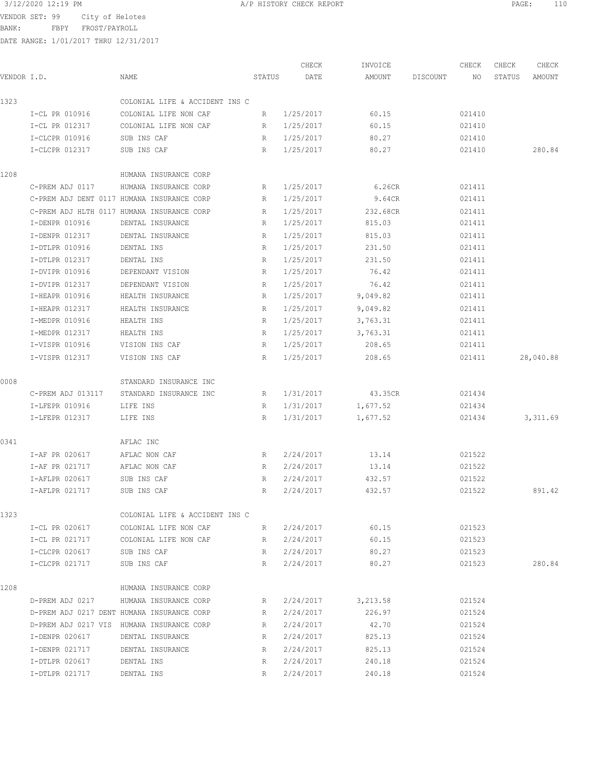3/12/2020 12:19 PM A/P HISTORY CHECK REPORT

VENDOR SET: 99 City of Helotes
BANK: FBPY FROST/PAYROLL
DATE RANGE: 1/01/2017 THRU 12/31/2017

| VENDOR I.D. | NAME | STATUS | CHECK DATE | INVOICE AMOUNT | DISCOUNT | CHECK NO | CHECK STATUS | CHECK AMOUNT |
|---|---|---|---|---|---|---|---|---|
| 1323 | COLONIAL LIFE & ACCIDENT INS C | | | | | | | |
| I-CL PR 010916 | COLONIAL LIFE NON CAF | R | 1/25/2017 | 60.15 | | 021410 | | |
| I-CL PR 012317 | COLONIAL LIFE NON CAF | R | 1/25/2017 | 60.15 | | 021410 | | |
| I-CLCPR 010916 | SUB INS CAF | R | 1/25/2017 | 80.27 | | 021410 | | |
| I-CLCPR 012317 | SUB INS CAF | R | 1/25/2017 | 80.27 | | 021410 | | 280.84 |
| 1208 | HUMANA INSURANCE CORP | | | | | | | |
| C-PREM ADJ 0117 | HUMANA INSURANCE CORP | R | 1/25/2017 | 6.26CR | | 021411 | | |
| C-PREM ADJ DENT 0117 | HUMANA INSURANCE CORP | R | 1/25/2017 | 9.64CR | | 021411 | | |
| C-PREM ADJ HLTH 0117 | HUMANA INSURANCE CORP | R | 1/25/2017 | 232.68CR | | 021411 | | |
| I-DENPR 010916 | DENTAL INSURANCE | R | 1/25/2017 | 815.03 | | 021411 | | |
| I-DENPR 012317 | DENTAL INSURANCE | R | 1/25/2017 | 815.03 | | 021411 | | |
| I-DTLPR 010916 | DENTAL INS | R | 1/25/2017 | 231.50 | | 021411 | | |
| I-DTLPR 012317 | DENTAL INS | R | 1/25/2017 | 231.50 | | 021411 | | |
| I-DVIPR 010916 | DEPENDANT VISION | R | 1/25/2017 | 76.42 | | 021411 | | |
| I-DVIPR 012317 | DEPENDANT VISION | R | 1/25/2017 | 76.42 | | 021411 | | |
| I-HEAPR 010916 | HEALTH INSURANCE | R | 1/25/2017 | 9,049.82 | | 021411 | | |
| I-HEAPR 012317 | HEALTH INSURANCE | R | 1/25/2017 | 9,049.82 | | 021411 | | |
| I-MEDPR 010916 | HEALTH INS | R | 1/25/2017 | 3,763.31 | | 021411 | | |
| I-MEDPR 012317 | HEALTH INS | R | 1/25/2017 | 3,763.31 | | 021411 | | |
| I-VISPR 010916 | VISION INS CAF | R | 1/25/2017 | 208.65 | | 021411 | | |
| I-VISPR 012317 | VISION INS CAF | R | 1/25/2017 | 208.65 | | 021411 | | 28,040.88 |
| 0008 | STANDARD INSURANCE INC | | | | | | | |
| C-PREM ADJ 013117 | STANDARD INSURANCE INC | R | 1/31/2017 | 43.35CR | | 021434 | | |
| I-LFEPR 010916 | LIFE INS | R | 1/31/2017 | 1,677.52 | | 021434 | | |
| I-LFEPR 012317 | LIFE INS | R | 1/31/2017 | 1,677.52 | | 021434 | | 3,311.69 |
| 0341 | AFLAC INC | | | | | | | |
| I-AF PR 020617 | AFLAC NON CAF | R | 2/24/2017 | 13.14 | | 021522 | | |
| I-AF PR 021717 | AFLAC NON CAF | R | 2/24/2017 | 13.14 | | 021522 | | |
| I-AFLPR 020617 | SUB INS CAF | R | 2/24/2017 | 432.57 | | 021522 | | |
| I-AFLPR 021717 | SUB INS CAF | R | 2/24/2017 | 432.57 | | 021522 | | 891.42 |
| 1323 | COLONIAL LIFE & ACCIDENT INS C | | | | | | | |
| I-CL PR 020617 | COLONIAL LIFE NON CAF | R | 2/24/2017 | 60.15 | | 021523 | | |
| I-CL PR 021717 | COLONIAL LIFE NON CAF | R | 2/24/2017 | 60.15 | | 021523 | | |
| I-CLCPR 020617 | SUB INS CAF | R | 2/24/2017 | 80.27 | | 021523 | | |
| I-CLCPR 021717 | SUB INS CAF | R | 2/24/2017 | 80.27 | | 021523 | | 280.84 |
| 1208 | HUMANA INSURANCE CORP | | | | | | | |
| D-PREM ADJ 0217 | HUMANA INSURANCE CORP | R | 2/24/2017 | 3,213.58 | | 021524 | | |
| D-PREM ADJ 0217 DENT | HUMANA INSURANCE CORP | R | 2/24/2017 | 226.97 | | 021524 | | |
| D-PREM ADJ 0217 VIS | HUMANA INSURANCE CORP | R | 2/24/2017 | 42.70 | | 021524 | | |
| I-DENPR 020617 | DENTAL INSURANCE | R | 2/24/2017 | 825.13 | | 021524 | | |
| I-DENPR 021717 | DENTAL INSURANCE | R | 2/24/2017 | 825.13 | | 021524 | | |
| I-DTLPR 020617 | DENTAL INS | R | 2/24/2017 | 240.18 | | 021524 | | |
| I-DTLPR 021717 | DENTAL INS | R | 2/24/2017 | 240.18 | | 021524 | | |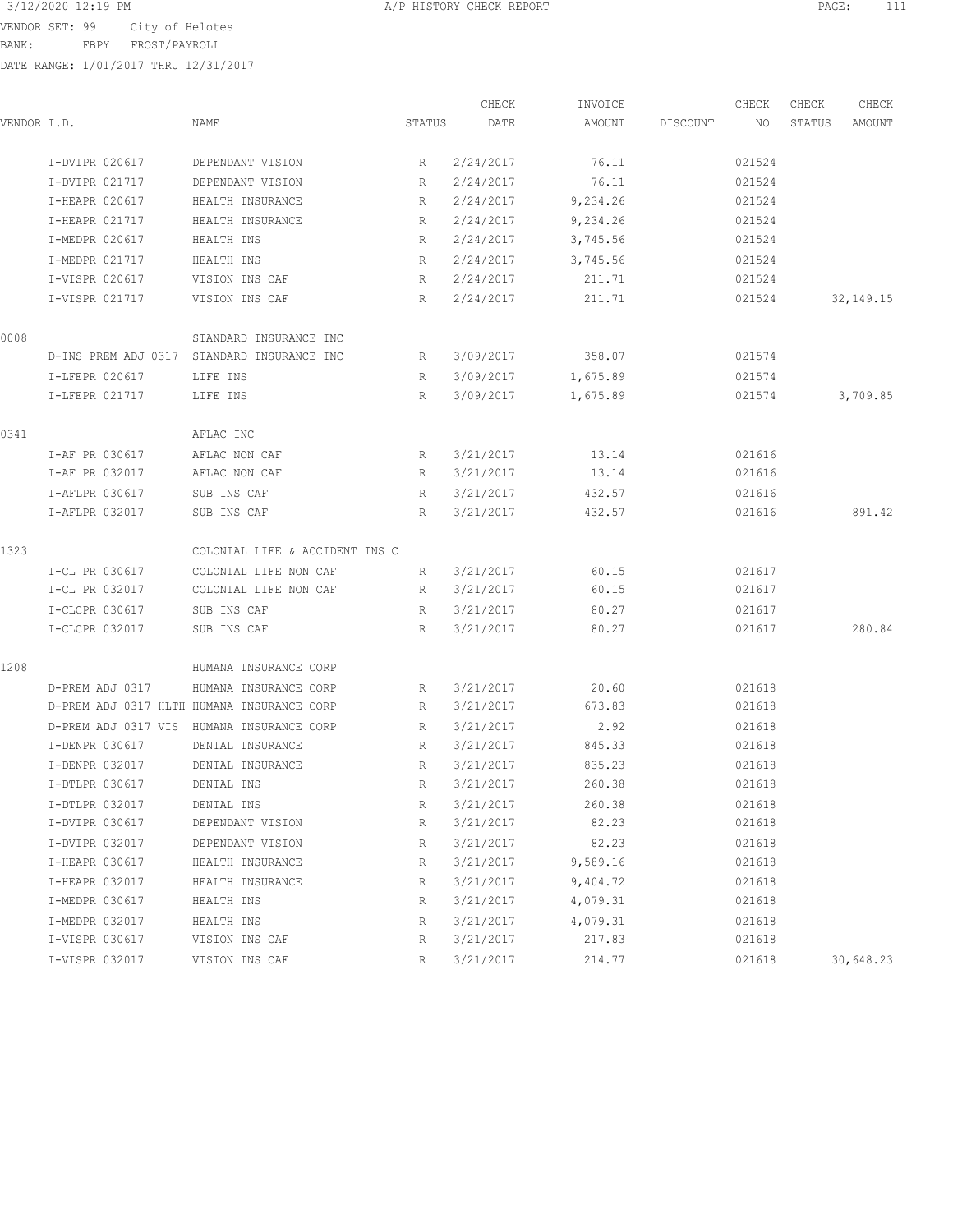3/12/2020 12:19 PM A/P HISTORY CHECK REPORT

VENDOR SET: 99 City of Helotes
BANK: FBPY FROST/PAYROLL
DATE RANGE: 1/01/2017 THRU 12/31/2017

| VENDOR I.D. | NAME | STATUS | CHECK DATE | INVOICE AMOUNT | DISCOUNT | CHECK NO | CHECK STATUS | CHECK AMOUNT |
|---|---|---|---|---|---|---|---|---|
| I-DVIPR 020617 | DEPENDANT VISION | R | 2/24/2017 | 76.11 | | 021524 | | |
| I-DVIPR 021717 | DEPENDANT VISION | R | 2/24/2017 | 76.11 | | 021524 | | |
| I-HEAPR 020617 | HEALTH INSURANCE | R | 2/24/2017 | 9,234.26 | | 021524 | | |
| I-HEAPR 021717 | HEALTH INSURANCE | R | 2/24/2017 | 9,234.26 | | 021524 | | |
| I-MEDPR 020617 | HEALTH INS | R | 2/24/2017 | 3,745.56 | | 021524 | | |
| I-MEDPR 021717 | HEALTH INS | R | 2/24/2017 | 3,745.56 | | 021524 | | |
| I-VISPR 020617 | VISION INS CAF | R | 2/24/2017 | 211.71 | | 021524 | | |
| I-VISPR 021717 | VISION INS CAF | R | 2/24/2017 | 211.71 | | 021524 | | 32,149.15 |
| 0008 | STANDARD INSURANCE INC | | | | | | | |
| D-INS PREM ADJ 0317 | STANDARD INSURANCE INC | R | 3/09/2017 | 358.07 | | 021574 | | |
| I-LFEPR 020617 | LIFE INS | R | 3/09/2017 | 1,675.89 | | 021574 | | |
| I-LFEPR 021717 | LIFE INS | R | 3/09/2017 | 1,675.89 | | 021574 | | 3,709.85 |
| 0341 | AFLAC INC | | | | | | | |
| I-AF PR 030617 | AFLAC NON CAF | R | 3/21/2017 | 13.14 | | 021616 | | |
| I-AF PR 032017 | AFLAC NON CAF | R | 3/21/2017 | 13.14 | | 021616 | | |
| I-AFLPR 030617 | SUB INS CAF | R | 3/21/2017 | 432.57 | | 021616 | | |
| I-AFLPR 032017 | SUB INS CAF | R | 3/21/2017 | 432.57 | | 021616 | | 891.42 |
| 1323 | COLONIAL LIFE & ACCIDENT INS C | | | | | | | |
| I-CL PR 030617 | COLONIAL LIFE NON CAF | R | 3/21/2017 | 60.15 | | 021617 | | |
| I-CL PR 032017 | COLONIAL LIFE NON CAF | R | 3/21/2017 | 60.15 | | 021617 | | |
| I-CLCPR 030617 | SUB INS CAF | R | 3/21/2017 | 80.27 | | 021617 | | |
| I-CLCPR 032017 | SUB INS CAF | R | 3/21/2017 | 80.27 | | 021617 | | 280.84 |
| 1208 | HUMANA INSURANCE CORP | | | | | | | |
| D-PREM ADJ 0317 | HUMANA INSURANCE CORP | R | 3/21/2017 | 20.60 | | 021618 | | |
| D-PREM ADJ 0317 HLTH | HUMANA INSURANCE CORP | R | 3/21/2017 | 673.83 | | 021618 | | |
| D-PREM ADJ 0317 VIS | HUMANA INSURANCE CORP | R | 3/21/2017 | 2.92 | | 021618 | | |
| I-DENPR 030617 | DENTAL INSURANCE | R | 3/21/2017 | 845.33 | | 021618 | | |
| I-DENPR 032017 | DENTAL INSURANCE | R | 3/21/2017 | 835.23 | | 021618 | | |
| I-DTLPR 030617 | DENTAL INS | R | 3/21/2017 | 260.38 | | 021618 | | |
| I-DTLPR 032017 | DENTAL INS | R | 3/21/2017 | 260.38 | | 021618 | | |
| I-DVIPR 030617 | DEPENDANT VISION | R | 3/21/2017 | 82.23 | | 021618 | | |
| I-DVIPR 032017 | DEPENDANT VISION | R | 3/21/2017 | 82.23 | | 021618 | | |
| I-HEAPR 030617 | HEALTH INSURANCE | R | 3/21/2017 | 9,589.16 | | 021618 | | |
| I-HEAPR 032017 | HEALTH INSURANCE | R | 3/21/2017 | 9,404.72 | | 021618 | | |
| I-MEDPR 030617 | HEALTH INS | R | 3/21/2017 | 4,079.31 | | 021618 | | |
| I-MEDPR 032017 | HEALTH INS | R | 3/21/2017 | 4,079.31 | | 021618 | | |
| I-VISPR 030617 | VISION INS CAF | R | 3/21/2017 | 217.83 | | 021618 | | |
| I-VISPR 032017 | VISION INS CAF | R | 3/21/2017 | 214.77 | | 021618 | | 30,648.23 |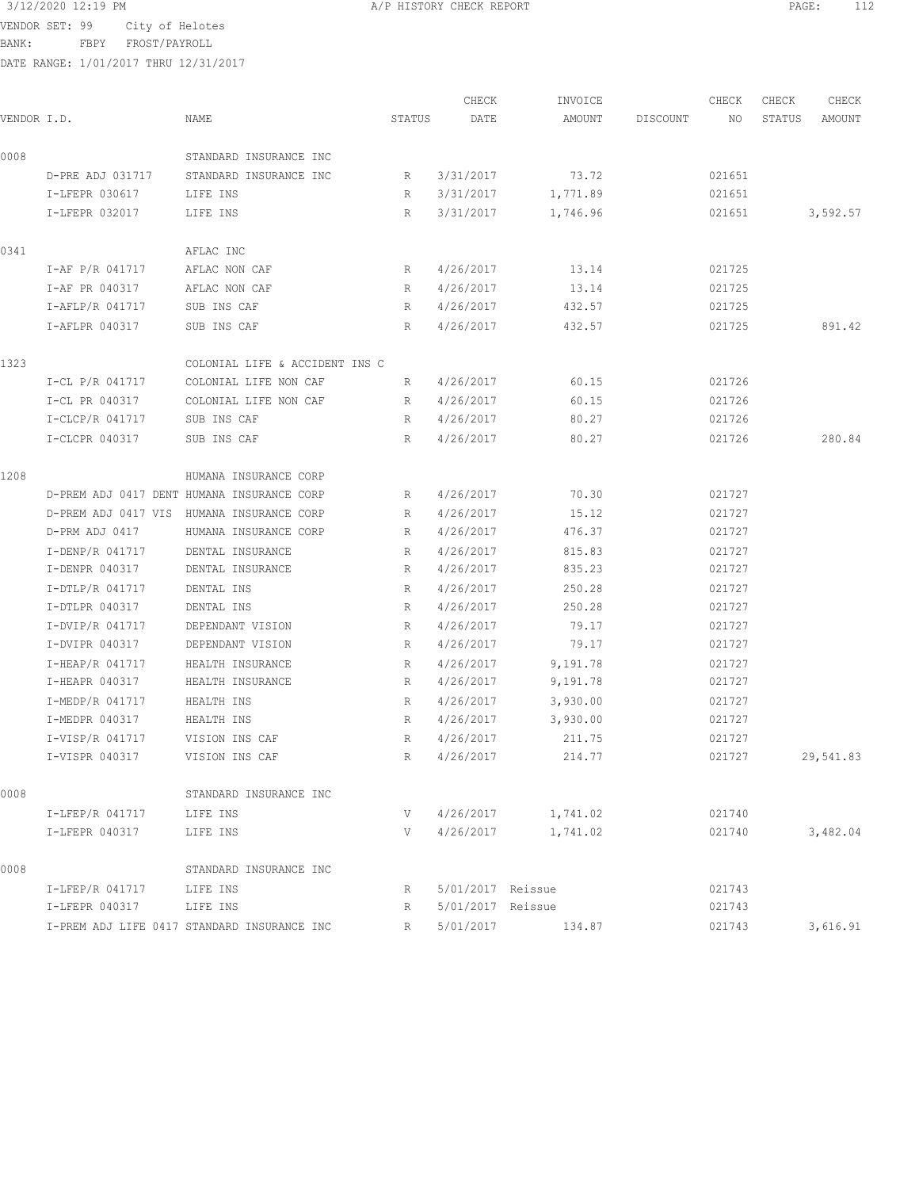3/12/2020 12:19 PM A/P HISTORY CHECK REPORT

VENDOR SET: 99 City of Helotes
BANK: FBPY FROST/PAYROLL
DATE RANGE: 1/01/2017 THRU 12/31/2017

| VENDOR I.D. | NAME | STATUS | CHECK DATE | INVOICE AMOUNT | DISCOUNT | CHECK NO | CHECK STATUS | CHECK AMOUNT |
|---|---|---|---|---|---|---|---|---|
| 0008 | STANDARD INSURANCE INC | | | | | | | |
| D-PRE ADJ 031717 | STANDARD INSURANCE INC | R | 3/31/2017 | 73.72 | | 021651 | | |
| I-LFEPR 030617 | LIFE INS | R | 3/31/2017 | 1,771.89 | | 021651 | | |
| I-LFEPR 032017 | LIFE INS | R | 3/31/2017 | 1,746.96 | | 021651 | | 3,592.57 |
| 0341 | AFLAC INC | | | | | | | |
| I-AF P/R 041717 | AFLAC NON CAF | R | 4/26/2017 | 13.14 | | 021725 | | |
| I-AF PR 040317 | AFLAC NON CAF | R | 4/26/2017 | 13.14 | | 021725 | | |
| I-AFLP/R 041717 | SUB INS CAF | R | 4/26/2017 | 432.57 | | 021725 | | |
| I-AFLPR 040317 | SUB INS CAF | R | 4/26/2017 | 432.57 | | 021725 | | 891.42 |
| 1323 | COLONIAL LIFE & ACCIDENT INS C | | | | | | | |
| I-CL P/R 041717 | COLONIAL LIFE NON CAF | R | 4/26/2017 | 60.15 | | 021726 | | |
| I-CL PR 040317 | COLONIAL LIFE NON CAF | R | 4/26/2017 | 60.15 | | 021726 | | |
| I-CLCP/R 041717 | SUB INS CAF | R | 4/26/2017 | 80.27 | | 021726 | | |
| I-CLCPR 040317 | SUB INS CAF | R | 4/26/2017 | 80.27 | | 021726 | | 280.84 |
| 1208 | HUMANA INSURANCE CORP | | | | | | | |
| D-PREM ADJ 0417 DENT | HUMANA INSURANCE CORP | R | 4/26/2017 | 70.30 | | 021727 | | |
| D-PREM ADJ 0417 VIS | HUMANA INSURANCE CORP | R | 4/26/2017 | 15.12 | | 021727 | | |
| D-PRM ADJ 0417 | HUMANA INSURANCE CORP | R | 4/26/2017 | 476.37 | | 021727 | | |
| I-DENP/R 041717 | DENTAL INSURANCE | R | 4/26/2017 | 815.83 | | 021727 | | |
| I-DENPR 040317 | DENTAL INSURANCE | R | 4/26/2017 | 835.23 | | 021727 | | |
| I-DTLP/R 041717 | DENTAL INS | R | 4/26/2017 | 250.28 | | 021727 | | |
| I-DTLPR 040317 | DENTAL INS | R | 4/26/2017 | 250.28 | | 021727 | | |
| I-DVIP/R 041717 | DEPENDANT VISION | R | 4/26/2017 | 79.17 | | 021727 | | |
| I-DVIPR 040317 | DEPENDANT VISION | R | 4/26/2017 | 79.17 | | 021727 | | |
| I-HEAP/R 041717 | HEALTH INSURANCE | R | 4/26/2017 | 9,191.78 | | 021727 | | |
| I-HEAPR 040317 | HEALTH INSURANCE | R | 4/26/2017 | 9,191.78 | | 021727 | | |
| I-MEDP/R 041717 | HEALTH INS | R | 4/26/2017 | 3,930.00 | | 021727 | | |
| I-MEDPR 040317 | HEALTH INS | R | 4/26/2017 | 3,930.00 | | 021727 | | |
| I-VISP/R 041717 | VISION INS CAF | R | 4/26/2017 | 211.75 | | 021727 | | |
| I-VISPR 040317 | VISION INS CAF | R | 4/26/2017 | 214.77 | | 021727 | | 29,541.83 |
| 0008 | STANDARD INSURANCE INC | | | | | | | |
| I-LFEP/R 041717 | LIFE INS | V | 4/26/2017 | 1,741.02 | | 021740 | | |
| I-LFEPR 040317 | LIFE INS | V | 4/26/2017 | 1,741.02 | | 021740 | | 3,482.04 |
| 0008 | STANDARD INSURANCE INC | | | | | | | |
| I-LFEP/R 041717 | LIFE INS | R | 5/01/2017 | Reissue | | 021743 | | |
| I-LFEPR 040317 | LIFE INS | R | 5/01/2017 | Reissue | | 021743 | | |
| I-PREM ADJ LIFE 0417 | STANDARD INSURANCE INC | R | 5/01/2017 | 134.87 | | 021743 | | 3,616.91 |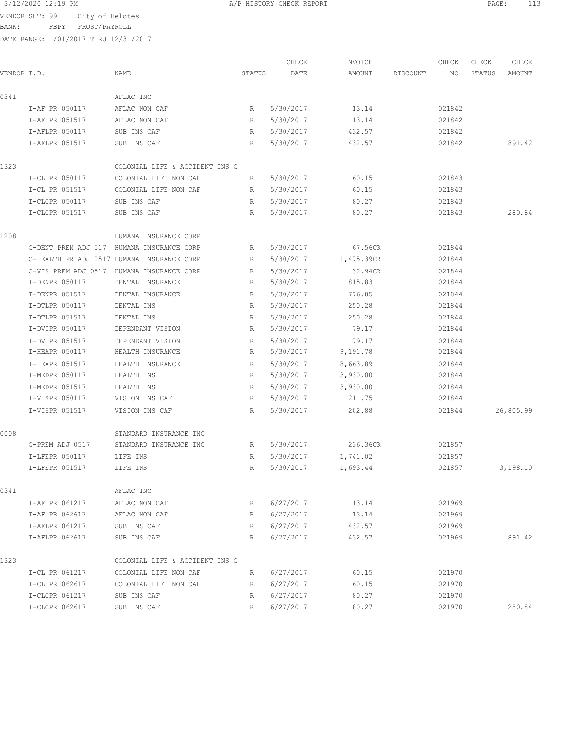3/12/2020 12:19 PM A/P HISTORY CHECK REPORT

VENDOR SET: 99 City of Helotes
BANK: FBPY FROST/PAYROLL
DATE RANGE: 1/01/2017 THRU 12/31/2017

| VENDOR I.D. | NAME | STATUS | CHECK DATE | INVOICE AMOUNT | DISCOUNT | CHECK NO | CHECK STATUS | CHECK AMOUNT |
|---|---|---|---|---|---|---|---|---|
| 0341 | AFLAC INC | | | | | | | |
| I-AF PR 050117 | AFLAC NON CAF | R | 5/30/2017 | 13.14 | | 021842 | | |
| I-AF PR 051517 | AFLAC NON CAF | R | 5/30/2017 | 13.14 | | 021842 | | |
| I-AFLPR 050117 | SUB INS CAF | R | 5/30/2017 | 432.57 | | 021842 | | |
| I-AFLPR 051517 | SUB INS CAF | R | 5/30/2017 | 432.57 | | 021842 | | 891.42 |
| 1323 | COLONIAL LIFE & ACCIDENT INS C | | | | | | | |
| I-CL PR 050117 | COLONIAL LIFE NON CAF | R | 5/30/2017 | 60.15 | | 021843 | | |
| I-CL PR 051517 | COLONIAL LIFE NON CAF | R | 5/30/2017 | 60.15 | | 021843 | | |
| I-CLCPR 050117 | SUB INS CAF | R | 5/30/2017 | 80.27 | | 021843 | | |
| I-CLCPR 051517 | SUB INS CAF | R | 5/30/2017 | 80.27 | | 021843 | | 280.84 |
| 1208 | HUMANA INSURANCE CORP | | | | | | | |
| C-DENT PREM ADJ 517 | HUMANA INSURANCE CORP | R | 5/30/2017 | 67.56CR | | 021844 | | |
| C-HEALTH PR ADJ 0517 | HUMANA INSURANCE CORP | R | 5/30/2017 | 1,475.39CR | | 021844 | | |
| C-VIS PREM ADJ 0517 | HUMANA INSURANCE CORP | R | 5/30/2017 | 32.94CR | | 021844 | | |
| I-DENPR 050117 | DENTAL INSURANCE | R | 5/30/2017 | 815.83 | | 021844 | | |
| I-DENPR 051517 | DENTAL INSURANCE | R | 5/30/2017 | 776.85 | | 021844 | | |
| I-DTLPR 050117 | DENTAL INS | R | 5/30/2017 | 250.28 | | 021844 | | |
| I-DTLPR 051517 | DENTAL INS | R | 5/30/2017 | 250.28 | | 021844 | | |
| I-DVIPR 050117 | DEPENDANT VISION | R | 5/30/2017 | 79.17 | | 021844 | | |
| I-DVIPR 051517 | DEPENDANT VISION | R | 5/30/2017 | 79.17 | | 021844 | | |
| I-HEAPR 050117 | HEALTH INSURANCE | R | 5/30/2017 | 9,191.78 | | 021844 | | |
| I-HEAPR 051517 | HEALTH INSURANCE | R | 5/30/2017 | 8,663.89 | | 021844 | | |
| I-MEDPR 050117 | HEALTH INS | R | 5/30/2017 | 3,930.00 | | 021844 | | |
| I-MEDPR 051517 | HEALTH INS | R | 5/30/2017 | 3,930.00 | | 021844 | | |
| I-VISPR 050117 | VISION INS CAF | R | 5/30/2017 | 211.75 | | 021844 | | |
| I-VISPR 051517 | VISION INS CAF | R | 5/30/2017 | 202.88 | | 021844 | | 26,805.99 |
| 0008 | STANDARD INSURANCE INC | | | | | | | |
| C-PREM ADJ 0517 | STANDARD INSURANCE INC | R | 5/30/2017 | 236.36CR | | 021857 | | |
| I-LFEPR 050117 | LIFE INS | R | 5/30/2017 | 1,741.02 | | 021857 | | |
| I-LFEPR 051517 | LIFE INS | R | 5/30/2017 | 1,693.44 | | 021857 | | 3,198.10 |
| 0341 | AFLAC INC | | | | | | | |
| I-AF PR 061217 | AFLAC NON CAF | R | 6/27/2017 | 13.14 | | 021969 | | |
| I-AF PR 062617 | AFLAC NON CAF | R | 6/27/2017 | 13.14 | | 021969 | | |
| I-AFLPR 061217 | SUB INS CAF | R | 6/27/2017 | 432.57 | | 021969 | | |
| I-AFLPR 062617 | SUB INS CAF | R | 6/27/2017 | 432.57 | | 021969 | | 891.42 |
| 1323 | COLONIAL LIFE & ACCIDENT INS C | | | | | | | |
| I-CL PR 061217 | COLONIAL LIFE NON CAF | R | 6/27/2017 | 60.15 | | 021970 | | |
| I-CL PR 062617 | COLONIAL LIFE NON CAF | R | 6/27/2017 | 60.15 | | 021970 | | |
| I-CLCPR 061217 | SUB INS CAF | R | 6/27/2017 | 80.27 | | 021970 | | |
| I-CLCPR 062617 | SUB INS CAF | R | 6/27/2017 | 80.27 | | 021970 | | 280.84 |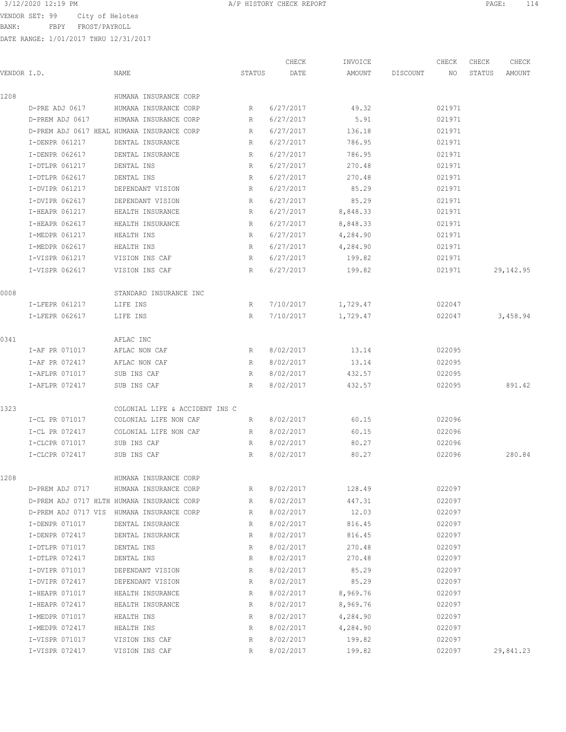3/12/2020 12:19 PM A/P HISTORY CHECK REPORT

VENDOR SET: 99 City of Helotes
BANK: FBPY FROST/PAYROLL
DATE RANGE: 1/01/2017 THRU 12/31/2017

| VENDOR I.D. | NAME | STATUS | CHECK DATE | INVOICE AMOUNT | DISCOUNT | CHECK NO | CHECK STATUS | CHECK AMOUNT |
|---|---|---|---|---|---|---|---|---|
| 1208 | HUMANA INSURANCE CORP | | | | | | | |
| D-PRE ADJ 0617 | HUMANA INSURANCE CORP | R | 6/27/2017 | 49.32 | | 021971 | | |
| D-PREM ADJ 0617 | HUMANA INSURANCE CORP | R | 6/27/2017 | 5.91 | | 021971 | | |
| D-PREM ADJ 0617 HEAL | HUMANA INSURANCE CORP | R | 6/27/2017 | 136.18 | | 021971 | | |
| I-DENPR 061217 | DENTAL INSURANCE | R | 6/27/2017 | 786.95 | | 021971 | | |
| I-DENPR 062617 | DENTAL INSURANCE | R | 6/27/2017 | 786.95 | | 021971 | | |
| I-DTLPR 061217 | DENTAL INS | R | 6/27/2017 | 270.48 | | 021971 | | |
| I-DTLPR 062617 | DENTAL INS | R | 6/27/2017 | 270.48 | | 021971 | | |
| I-DVIPR 061217 | DEPENDANT VISION | R | 6/27/2017 | 85.29 | | 021971 | | |
| I-DVIPR 062617 | DEPENDANT VISION | R | 6/27/2017 | 85.29 | | 021971 | | |
| I-HEAPR 061217 | HEALTH INSURANCE | R | 6/27/2017 | 8,848.33 | | 021971 | | |
| I-HEAPR 062617 | HEALTH INSURANCE | R | 6/27/2017 | 8,848.33 | | 021971 | | |
| I-MEDPR 061217 | HEALTH INS | R | 6/27/2017 | 4,284.90 | | 021971 | | |
| I-MEDPR 062617 | HEALTH INS | R | 6/27/2017 | 4,284.90 | | 021971 | | |
| I-VISPR 061217 | VISION INS CAF | R | 6/27/2017 | 199.82 | | 021971 | | |
| I-VISPR 062617 | VISION INS CAF | R | 6/27/2017 | 199.82 | | 021971 | | 29,142.95 |
| 0008 | STANDARD INSURANCE INC | | | | | | | |
| I-LFEPR 061217 | LIFE INS | R | 7/10/2017 | 1,729.47 | | 022047 | | |
| I-LFEPR 062617 | LIFE INS | R | 7/10/2017 | 1,729.47 | | 022047 | | 3,458.94 |
| 0341 | AFLAC INC | | | | | | | |
| I-AF PR 071017 | AFLAC NON CAF | R | 8/02/2017 | 13.14 | | 022095 | | |
| I-AF PR 072417 | AFLAC NON CAF | R | 8/02/2017 | 13.14 | | 022095 | | |
| I-AFLPR 071017 | SUB INS CAF | R | 8/02/2017 | 432.57 | | 022095 | | |
| I-AFLPR 072417 | SUB INS CAF | R | 8/02/2017 | 432.57 | | 022095 | | 891.42 |
| 1323 | COLONIAL LIFE & ACCIDENT INS C | | | | | | | |
| I-CL PR 071017 | COLONIAL LIFE NON CAF | R | 8/02/2017 | 60.15 | | 022096 | | |
| I-CL PR 072417 | COLONIAL LIFE NON CAF | R | 8/02/2017 | 60.15 | | 022096 | | |
| I-CLCPR 071017 | SUB INS CAF | R | 8/02/2017 | 80.27 | | 022096 | | |
| I-CLCPR 072417 | SUB INS CAF | R | 8/02/2017 | 80.27 | | 022096 | | 280.84 |
| 1208 | HUMANA INSURANCE CORP | | | | | | | |
| D-PREM ADJ 0717 | HUMANA INSURANCE CORP | R | 8/02/2017 | 128.49 | | 022097 | | |
| D-PREM ADJ 0717 HLTH | HUMANA INSURANCE CORP | R | 8/02/2017 | 447.31 | | 022097 | | |
| D-PREM ADJ 0717 VIS | HUMANA INSURANCE CORP | R | 8/02/2017 | 12.03 | | 022097 | | |
| I-DENPR 071017 | DENTAL INSURANCE | R | 8/02/2017 | 816.45 | | 022097 | | |
| I-DENPR 072417 | DENTAL INSURANCE | R | 8/02/2017 | 816.45 | | 022097 | | |
| I-DTLPR 071017 | DENTAL INS | R | 8/02/2017 | 270.48 | | 022097 | | |
| I-DTLPR 072417 | DENTAL INS | R | 8/02/2017 | 270.48 | | 022097 | | |
| I-DVIPR 071017 | DEPENDANT VISION | R | 8/02/2017 | 85.29 | | 022097 | | |
| I-DVIPR 072417 | DEPENDANT VISION | R | 8/02/2017 | 85.29 | | 022097 | | |
| I-HEAPR 071017 | HEALTH INSURANCE | R | 8/02/2017 | 8,969.76 | | 022097 | | |
| I-HEAPR 072417 | HEALTH INSURANCE | R | 8/02/2017 | 8,969.76 | | 022097 | | |
| I-MEDPR 071017 | HEALTH INS | R | 8/02/2017 | 4,284.90 | | 022097 | | |
| I-MEDPR 072417 | HEALTH INS | R | 8/02/2017 | 4,284.90 | | 022097 | | |
| I-VISPR 071017 | VISION INS CAF | R | 8/02/2017 | 199.82 | | 022097 | | |
| I-VISPR 072417 | VISION INS CAF | R | 8/02/2017 | 199.82 | | 022097 | | 29,841.23 |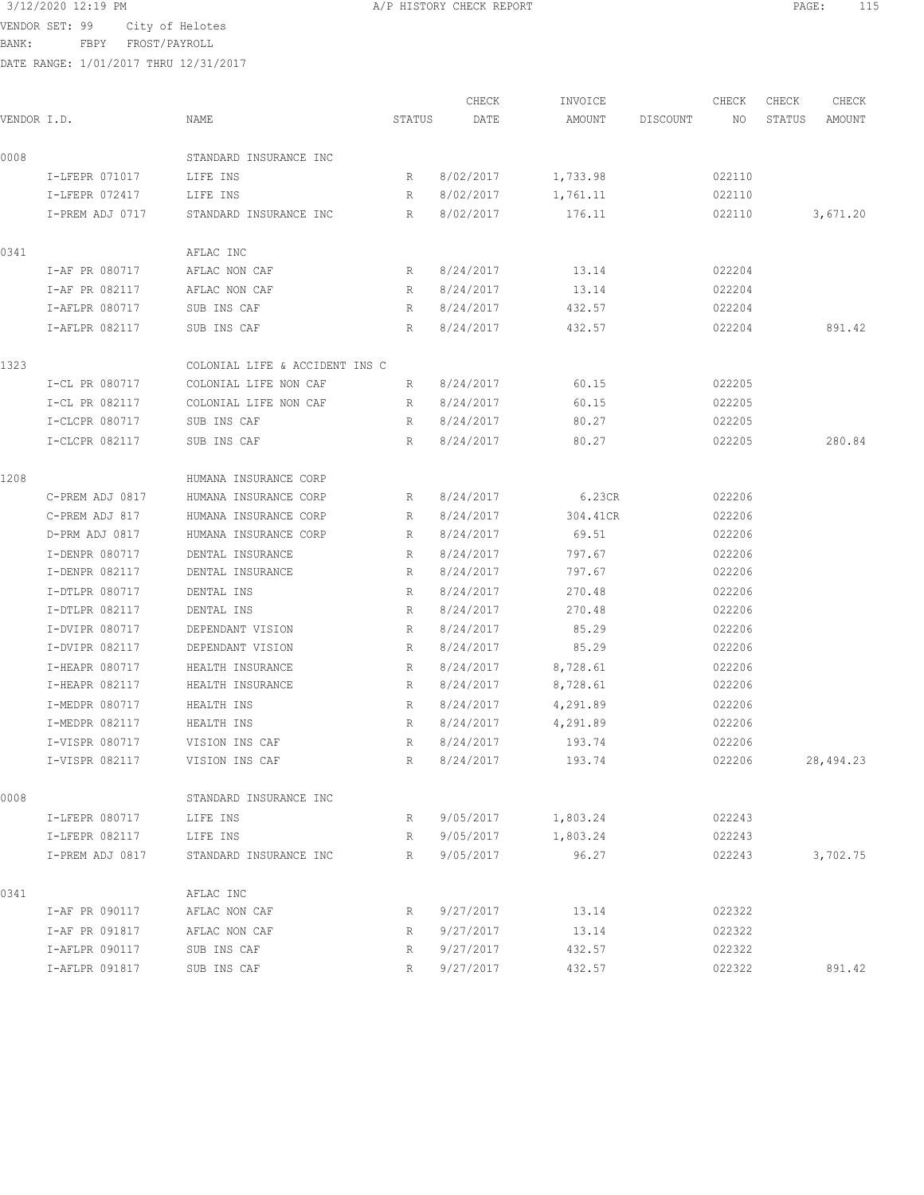3/12/2020 12:19 PM A/P HISTORY CHECK REPORT

VENDOR SET: 99 City of Helotes
BANK: FBPY FROST/PAYROLL
DATE RANGE: 1/01/2017 THRU 12/31/2017

| VENDOR I.D. | NAME | STATUS | CHECK DATE | INVOICE AMOUNT | DISCOUNT | CHECK NO | CHECK STATUS | CHECK AMOUNT |
|---|---|---|---|---|---|---|---|---|
| 0008 | STANDARD INSURANCE INC | | | | | | | |
| I-LFEPR 071017 | LIFE INS | R | 8/02/2017 | 1,733.98 | | 022110 | | |
| I-LFEPR 072417 | LIFE INS | R | 8/02/2017 | 1,761.11 | | 022110 | | |
| I-PREM ADJ 0717 | STANDARD INSURANCE INC | R | 8/02/2017 | 176.11 | | 022110 | | 3,671.20 |
| 0341 | AFLAC INC | | | | | | | |
| I-AF PR 080717 | AFLAC NON CAF | R | 8/24/2017 | 13.14 | | 022204 | | |
| I-AF PR 082117 | AFLAC NON CAF | R | 8/24/2017 | 13.14 | | 022204 | | |
| I-AFLPR 080717 | SUB INS CAF | R | 8/24/2017 | 432.57 | | 022204 | | |
| I-AFLPR 082117 | SUB INS CAF | R | 8/24/2017 | 432.57 | | 022204 | | 891.42 |
| 1323 | COLONIAL LIFE & ACCIDENT INS C | | | | | | | |
| I-CL PR 080717 | COLONIAL LIFE NON CAF | R | 8/24/2017 | 60.15 | | 022205 | | |
| I-CL PR 082117 | COLONIAL LIFE NON CAF | R | 8/24/2017 | 60.15 | | 022205 | | |
| I-CLCPR 080717 | SUB INS CAF | R | 8/24/2017 | 80.27 | | 022205 | | |
| I-CLCPR 082117 | SUB INS CAF | R | 8/24/2017 | 80.27 | | 022205 | | 280.84 |
| 1208 | HUMANA INSURANCE CORP | | | | | | | |
| C-PREM ADJ 0817 | HUMANA INSURANCE CORP | R | 8/24/2017 | 6.23CR | | 022206 | | |
| C-PREM ADJ 817 | HUMANA INSURANCE CORP | R | 8/24/2017 | 304.41CR | | 022206 | | |
| D-PRM ADJ 0817 | HUMANA INSURANCE CORP | R | 8/24/2017 | 69.51 | | 022206 | | |
| I-DENPR 080717 | DENTAL INSURANCE | R | 8/24/2017 | 797.67 | | 022206 | | |
| I-DENPR 082117 | DENTAL INSURANCE | R | 8/24/2017 | 797.67 | | 022206 | | |
| I-DTLPR 080717 | DENTAL INS | R | 8/24/2017 | 270.48 | | 022206 | | |
| I-DTLPR 082117 | DENTAL INS | R | 8/24/2017 | 270.48 | | 022206 | | |
| I-DVIPR 080717 | DEPENDANT VISION | R | 8/24/2017 | 85.29 | | 022206 | | |
| I-DVIPR 082117 | DEPENDANT VISION | R | 8/24/2017 | 85.29 | | 022206 | | |
| I-HEAPR 080717 | HEALTH INSURANCE | R | 8/24/2017 | 8,728.61 | | 022206 | | |
| I-HEAPR 082117 | HEALTH INSURANCE | R | 8/24/2017 | 8,728.61 | | 022206 | | |
| I-MEDPR 080717 | HEALTH INS | R | 8/24/2017 | 4,291.89 | | 022206 | | |
| I-MEDPR 082117 | HEALTH INS | R | 8/24/2017 | 4,291.89 | | 022206 | | |
| I-VISPR 080717 | VISION INS CAF | R | 8/24/2017 | 193.74 | | 022206 | | |
| I-VISPR 082117 | VISION INS CAF | R | 8/24/2017 | 193.74 | | 022206 | | 28,494.23 |
| 0008 | STANDARD INSURANCE INC | | | | | | | |
| I-LFEPR 080717 | LIFE INS | R | 9/05/2017 | 1,803.24 | | 022243 | | |
| I-LFEPR 082117 | LIFE INS | R | 9/05/2017 | 1,803.24 | | 022243 | | |
| I-PREM ADJ 0817 | STANDARD INSURANCE INC | R | 9/05/2017 | 96.27 | | 022243 | | 3,702.75 |
| 0341 | AFLAC INC | | | | | | | |
| I-AF PR 090117 | AFLAC NON CAF | R | 9/27/2017 | 13.14 | | 022322 | | |
| I-AF PR 091817 | AFLAC NON CAF | R | 9/27/2017 | 13.14 | | 022322 | | |
| I-AFLPR 090117 | SUB INS CAF | R | 9/27/2017 | 432.57 | | 022322 | | |
| I-AFLPR 091817 | SUB INS CAF | R | 9/27/2017 | 432.57 | | 022322 | | 891.42 |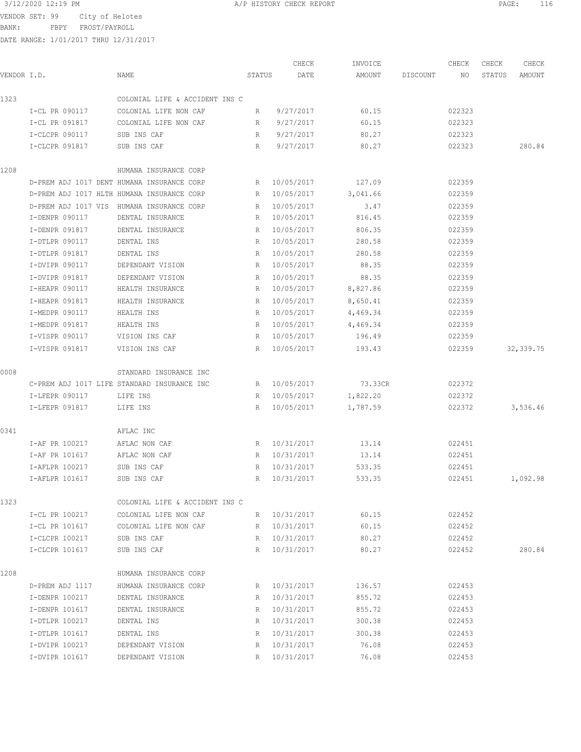3/12/2020 12:19 PM A/P HISTORY CHECK REPORT

VENDOR SET: 99 City of Helotes
BANK: FBPY FROST/PAYROLL
DATE RANGE: 1/01/2017 THRU 12/31/2017

| VENDOR I.D. | NAME | STATUS | CHECK DATE | INVOICE AMOUNT | DISCOUNT | CHECK NO | CHECK STATUS | CHECK AMOUNT |
|---|---|---|---|---|---|---|---|---|
| 1323 | COLONIAL LIFE & ACCIDENT INS C | | | | | | | |
| I-CL PR 090117 | COLONIAL LIFE NON CAF | R | 9/27/2017 | 60.15 | | 022323 | | |
| I-CL PR 091817 | COLONIAL LIFE NON CAF | R | 9/27/2017 | 60.15 | | 022323 | | |
| I-CLCPR 090117 | SUB INS CAF | R | 9/27/2017 | 80.27 | | 022323 | | |
| I-CLCPR 091817 | SUB INS CAF | R | 9/27/2017 | 80.27 | | 022323 | | 280.84 |
| 1208 | HUMANA INSURANCE CORP | | | | | | | |
| D-PREM ADJ 1017 DENT | HUMANA INSURANCE CORP | R | 10/05/2017 | 127.09 | | 022359 | | |
| D-PREM ADJ 1017 HLTH | HUMANA INSURANCE CORP | R | 10/05/2017 | 3,041.66 | | 022359 | | |
| D-PREM ADJ 1017 VIS | HUMANA INSURANCE CORP | R | 10/05/2017 | 3.47 | | 022359 | | |
| I-DENPR 090117 | DENTAL INSURANCE | R | 10/05/2017 | 816.45 | | 022359 | | |
| I-DENPR 091817 | DENTAL INSURANCE | R | 10/05/2017 | 806.35 | | 022359 | | |
| I-DTLPR 090117 | DENTAL INS | R | 10/05/2017 | 280.58 | | 022359 | | |
| I-DTLPR 091817 | DENTAL INS | R | 10/05/2017 | 280.58 | | 022359 | | |
| I-DVIPR 090117 | DEPENDANT VISION | R | 10/05/2017 | 88.35 | | 022359 | | |
| I-DVIPR 091817 | DEPENDANT VISION | R | 10/05/2017 | 88.35 | | 022359 | | |
| I-HEAPR 090117 | HEALTH INSURANCE | R | 10/05/2017 | 8,827.86 | | 022359 | | |
| I-HEAPR 091817 | HEALTH INSURANCE | R | 10/05/2017 | 8,650.41 | | 022359 | | |
| I-MEDPR 090117 | HEALTH INS | R | 10/05/2017 | 4,469.34 | | 022359 | | |
| I-MEDPR 091817 | HEALTH INS | R | 10/05/2017 | 4,469.34 | | 022359 | | |
| I-VISPR 090117 | VISION INS CAF | R | 10/05/2017 | 196.49 | | 022359 | | |
| I-VISPR 091817 | VISION INS CAF | R | 10/05/2017 | 193.43 | | 022359 | | 32,339.75 |
| 0008 | STANDARD INSURANCE INC | | | | | | | |
| C-PREM ADJ 1017 LIFE | STANDARD INSURANCE INC | R | 10/05/2017 | 73.33CR | | 022372 | | |
| I-LFEPR 090117 | LIFE INS | R | 10/05/2017 | 1,822.20 | | 022372 | | |
| I-LFEPR 091817 | LIFE INS | R | 10/05/2017 | 1,787.59 | | 022372 | | 3,536.46 |
| 0341 | AFLAC INC | | | | | | | |
| I-AF PR 100217 | AFLAC NON CAF | R | 10/31/2017 | 13.14 | | 022451 | | |
| I-AF PR 101617 | AFLAC NON CAF | R | 10/31/2017 | 13.14 | | 022451 | | |
| I-AFLPR 100217 | SUB INS CAF | R | 10/31/2017 | 533.35 | | 022451 | | |
| I-AFLPR 101617 | SUB INS CAF | R | 10/31/2017 | 533.35 | | 022451 | | 1,092.98 |
| 1323 | COLONIAL LIFE & ACCIDENT INS C | | | | | | | |
| I-CL PR 100217 | COLONIAL LIFE NON CAF | R | 10/31/2017 | 60.15 | | 022452 | | |
| I-CL PR 101617 | COLONIAL LIFE NON CAF | R | 10/31/2017 | 60.15 | | 022452 | | |
| I-CLCPR 100217 | SUB INS CAF | R | 10/31/2017 | 80.27 | | 022452 | | |
| I-CLCPR 101617 | SUB INS CAF | R | 10/31/2017 | 80.27 | | 022452 | | 280.84 |
| 1208 | HUMANA INSURANCE CORP | | | | | | | |
| D-PREM ADJ 1117 | HUMANA INSURANCE CORP | R | 10/31/2017 | 136.57 | | 022453 | | |
| I-DENPR 100217 | DENTAL INSURANCE | R | 10/31/2017 | 855.72 | | 022453 | | |
| I-DENPR 101617 | DENTAL INSURANCE | R | 10/31/2017 | 855.72 | | 022453 | | |
| I-DTLPR 100217 | DENTAL INS | R | 10/31/2017 | 300.38 | | 022453 | | |
| I-DTLPR 101617 | DENTAL INS | R | 10/31/2017 | 300.38 | | 022453 | | |
| I-DVIPR 100217 | DEPENDANT VISION | R | 10/31/2017 | 76.08 | | 022453 | | |
| I-DVIPR 101617 | DEPENDANT VISION | R | 10/31/2017 | 76.08 | | 022453 | | |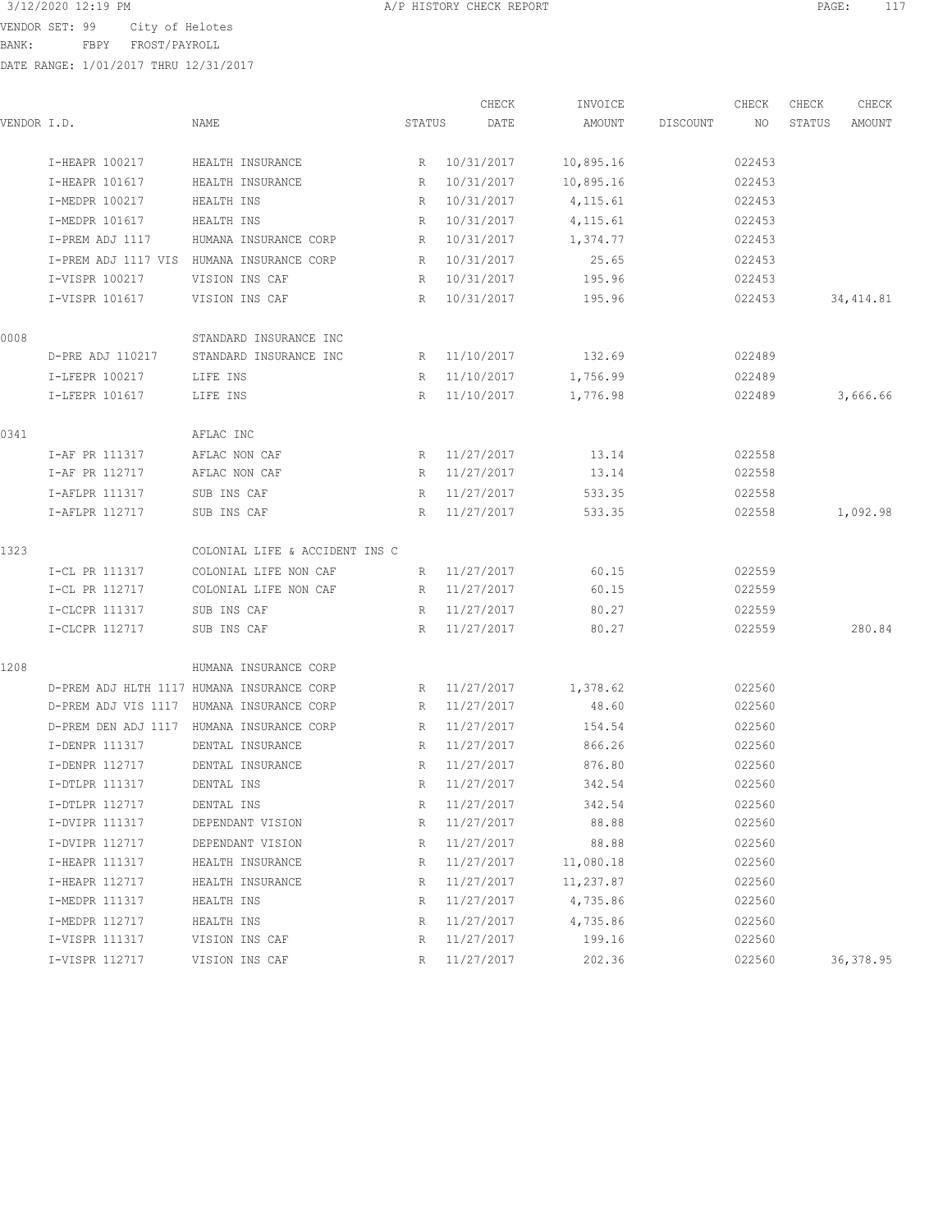3/12/2020 12:19 PM A/P HISTORY CHECK REPORT

VENDOR SET: 99 City of Helotes
BANK: FBPY FROST/PAYROLL
DATE RANGE: 1/01/2017 THRU 12/31/2017

| VENDOR I.D. | NAME | STATUS | CHECK DATE | INVOICE AMOUNT | DISCOUNT | CHECK NO | CHECK STATUS | CHECK AMOUNT |
|---|---|---|---|---|---|---|---|---|
| I-HEAPR 100217 | HEALTH INSURANCE | R | 10/31/2017 | 10,895.16 | | 022453 | | |
| I-HEAPR 101617 | HEALTH INSURANCE | R | 10/31/2017 | 10,895.16 | | 022453 | | |
| I-MEDPR 100217 | HEALTH INS | R | 10/31/2017 | 4,115.61 | | 022453 | | |
| I-MEDPR 101617 | HEALTH INS | R | 10/31/2017 | 4,115.61 | | 022453 | | |
| I-PREM ADJ 1117 | HUMANA INSURANCE CORP | R | 10/31/2017 | 1,374.77 | | 022453 | | |
| I-PREM ADJ 1117 VIS | HUMANA INSURANCE CORP | R | 10/31/2017 | 25.65 | | 022453 | | |
| I-VISPR 100217 | VISION INS CAF | R | 10/31/2017 | 195.96 | | 022453 | | |
| I-VISPR 101617 | VISION INS CAF | R | 10/31/2017 | 195.96 | | 022453 | | 34,414.81 |
| 0008 | STANDARD INSURANCE INC | | | | | | | |
| D-PRE ADJ 110217 | STANDARD INSURANCE INC | R | 11/10/2017 | 132.69 | | 022489 | | |
| I-LFEPR 100217 | LIFE INS | R | 11/10/2017 | 1,756.99 | | 022489 | | |
| I-LFEPR 101617 | LIFE INS | R | 11/10/2017 | 1,776.98 | | 022489 | | 3,666.66 |
| 0341 | AFLAC INC | | | | | | | |
| I-AF PR 111317 | AFLAC NON CAF | R | 11/27/2017 | 13.14 | | 022558 | | |
| I-AF PR 112717 | AFLAC NON CAF | R | 11/27/2017 | 13.14 | | 022558 | | |
| I-AFLPR 111317 | SUB INS CAF | R | 11/27/2017 | 533.35 | | 022558 | | |
| I-AFLPR 112717 | SUB INS CAF | R | 11/27/2017 | 533.35 | | 022558 | | 1,092.98 |
| 1323 | COLONIAL LIFE & ACCIDENT INS C | | | | | | | |
| I-CL PR 111317 | COLONIAL LIFE NON CAF | R | 11/27/2017 | 60.15 | | 022559 | | |
| I-CL PR 112717 | COLONIAL LIFE NON CAF | R | 11/27/2017 | 60.15 | | 022559 | | |
| I-CLCPR 111317 | SUB INS CAF | R | 11/27/2017 | 80.27 | | 022559 | | |
| I-CLCPR 112717 | SUB INS CAF | R | 11/27/2017 | 80.27 | | 022559 | | 280.84 |
| 1208 | HUMANA INSURANCE CORP | | | | | | | |
| D-PREM ADJ HLTH 1117 | HUMANA INSURANCE CORP | R | 11/27/2017 | 1,378.62 | | 022560 | | |
| D-PREM ADJ VIS 1117 | HUMANA INSURANCE CORP | R | 11/27/2017 | 48.60 | | 022560 | | |
| D-PREM DEN ADJ 1117 | HUMANA INSURANCE CORP | R | 11/27/2017 | 154.54 | | 022560 | | |
| I-DENPR 111317 | DENTAL INSURANCE | R | 11/27/2017 | 866.26 | | 022560 | | |
| I-DENPR 112717 | DENTAL INSURANCE | R | 11/27/2017 | 876.80 | | 022560 | | |
| I-DTLPR 111317 | DENTAL INS | R | 11/27/2017 | 342.54 | | 022560 | | |
| I-DTLPR 112717 | DENTAL INS | R | 11/27/2017 | 342.54 | | 022560 | | |
| I-DVIPR 111317 | DEPENDANT VISION | R | 11/27/2017 | 88.88 | | 022560 | | |
| I-DVIPR 112717 | DEPENDANT VISION | R | 11/27/2017 | 88.88 | | 022560 | | |
| I-HEAPR 111317 | HEALTH INSURANCE | R | 11/27/2017 | 11,080.18 | | 022560 | | |
| I-HEAPR 112717 | HEALTH INSURANCE | R | 11/27/2017 | 11,237.87 | | 022560 | | |
| I-MEDPR 111317 | HEALTH INS | R | 11/27/2017 | 4,735.86 | | 022560 | | |
| I-MEDPR 112717 | HEALTH INS | R | 11/27/2017 | 4,735.86 | | 022560 | | |
| I-VISPR 111317 | VISION INS CAF | R | 11/27/2017 | 199.16 | | 022560 | | |
| I-VISPR 112717 | VISION INS CAF | R | 11/27/2017 | 202.36 | | 022560 | | 36,378.95 |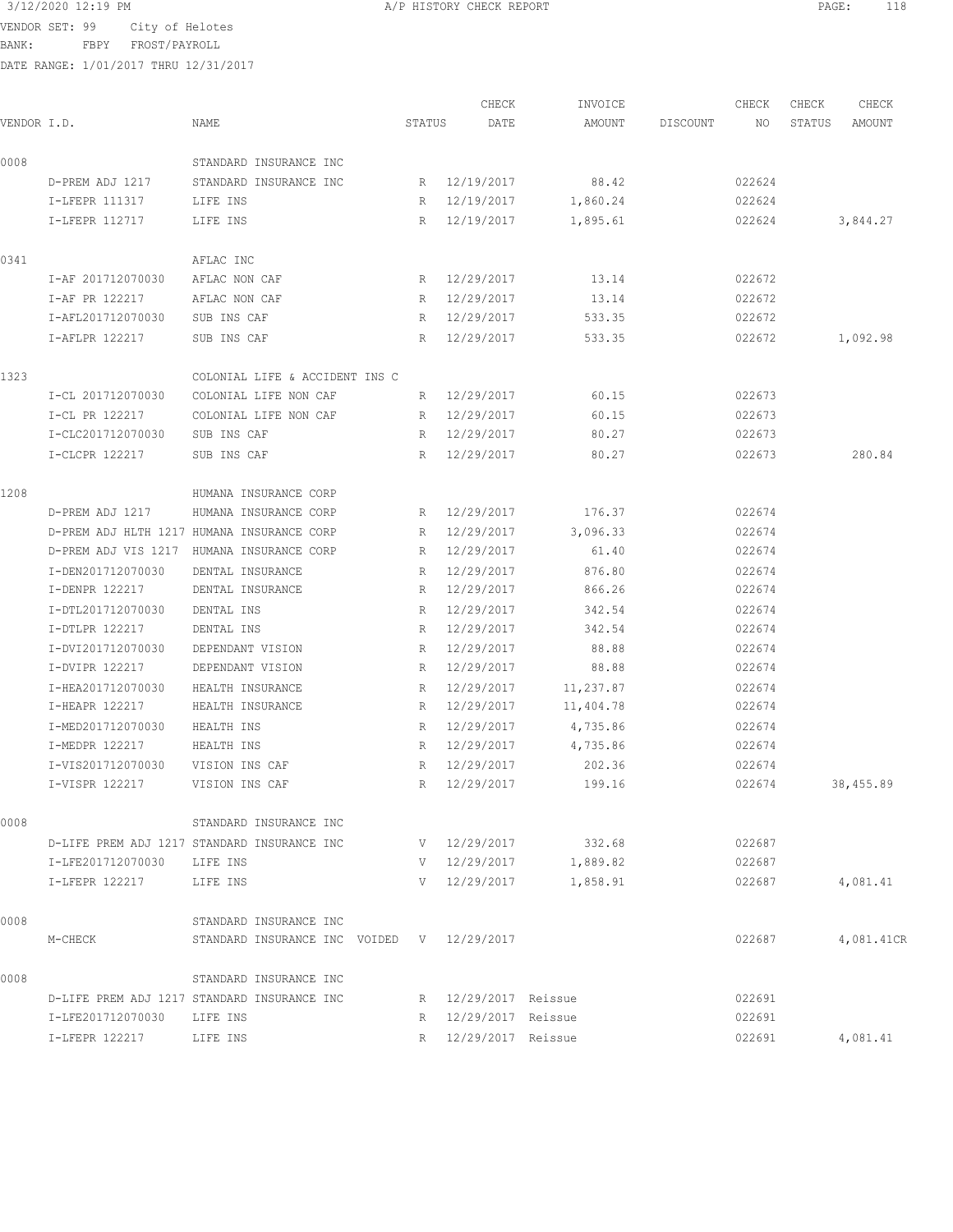3/12/2020 12:19 PM  A/P HISTORY CHECK REPORT

VENDOR SET: 99 City of Helotes
BANK: FBPY FROST/PAYROLL
DATE RANGE: 1/01/2017 THRU 12/31/2017

| VENDOR I.D. | NAME | STATUS | CHECK DATE | INVOICE AMOUNT | DISCOUNT | CHECK NO | CHECK STATUS | CHECK AMOUNT |
|---|---|---|---|---|---|---|---|---|
| 0008 | STANDARD INSURANCE INC | | | | | | | |
| D-PREM ADJ 1217 | STANDARD INSURANCE INC | R | 12/19/2017 | 88.42 | | 022624 | | |
| I-LFEPR 111317 | LIFE INS | R | 12/19/2017 | 1,860.24 | | 022624 | | |
| I-LFEPR 112717 | LIFE INS | R | 12/19/2017 | 1,895.61 | | 022624 | | 3,844.27 |
| 0341 | AFLAC INC | | | | | | | |
| I-AF 201712070030 | AFLAC NON CAF | R | 12/29/2017 | 13.14 | | 022672 | | |
| I-AF PR 122217 | AFLAC NON CAF | R | 12/29/2017 | 13.14 | | 022672 | | |
| I-AFL201712070030 | SUB INS CAF | R | 12/29/2017 | 533.35 | | 022672 | | |
| I-AFLPR 122217 | SUB INS CAF | R | 12/29/2017 | 533.35 | | 022672 | | 1,092.98 |
| 1323 | COLONIAL LIFE & ACCIDENT INS C | | | | | | | |
| I-CL 201712070030 | COLONIAL LIFE NON CAF | R | 12/29/2017 | 60.15 | | 022673 | | |
| I-CL PR 122217 | COLONIAL LIFE NON CAF | R | 12/29/2017 | 60.15 | | 022673 | | |
| I-CLC201712070030 | SUB INS CAF | R | 12/29/2017 | 80.27 | | 022673 | | |
| I-CLCPR 122217 | SUB INS CAF | R | 12/29/2017 | 80.27 | | 022673 | | 280.84 |
| 1208 | HUMANA INSURANCE CORP | | | | | | | |
| D-PREM ADJ 1217 | HUMANA INSURANCE CORP | R | 12/29/2017 | 176.37 | | 022674 | | |
| D-PREM ADJ HLTH 1217 | HUMANA INSURANCE CORP | R | 12/29/2017 | 3,096.33 | | 022674 | | |
| D-PREM ADJ VIS 1217 | HUMANA INSURANCE CORP | R | 12/29/2017 | 61.40 | | 022674 | | |
| I-DEN201712070030 | DENTAL INSURANCE | R | 12/29/2017 | 876.80 | | 022674 | | |
| I-DENPR 122217 | DENTAL INSURANCE | R | 12/29/2017 | 866.26 | | 022674 | | |
| I-DTL201712070030 | DENTAL INS | R | 12/29/2017 | 342.54 | | 022674 | | |
| I-DTLPR 122217 | DENTAL INS | R | 12/29/2017 | 342.54 | | 022674 | | |
| I-DVI201712070030 | DEPENDANT VISION | R | 12/29/2017 | 88.88 | | 022674 | | |
| I-DVIPR 122217 | DEPENDANT VISION | R | 12/29/2017 | 88.88 | | 022674 | | |
| I-HEA201712070030 | HEALTH INSURANCE | R | 12/29/2017 | 11,237.87 | | 022674 | | |
| I-HEAPR 122217 | HEALTH INSURANCE | R | 12/29/2017 | 11,404.78 | | 022674 | | |
| I-MED201712070030 | HEALTH INS | R | 12/29/2017 | 4,735.86 | | 022674 | | |
| I-MEDPR 122217 | HEALTH INS | R | 12/29/2017 | 4,735.86 | | 022674 | | |
| I-VIS201712070030 | VISION INS CAF | R | 12/29/2017 | 202.36 | | 022674 | | |
| I-VISPR 122217 | VISION INS CAF | R | 12/29/2017 | 199.16 | | 022674 | | 38,455.89 |
| 0008 | STANDARD INSURANCE INC | | | | | | | |
| D-LIFE PREM ADJ 1217 | STANDARD INSURANCE INC | V | 12/29/2017 | 332.68 | | 022687 | | |
| I-LFE201712070030 | LIFE INS | V | 12/29/2017 | 1,889.82 | | 022687 | | |
| I-LFEPR 122217 | LIFE INS | V | 12/29/2017 | 1,858.91 | | 022687 | | 4,081.41 |
| 0008 | STANDARD INSURANCE INC | | | | | | | |
| M-CHECK | STANDARD INSURANCE INC VOIDED | V | 12/29/2017 | | | 022687 | | 4,081.41CR |
| 0008 | STANDARD INSURANCE INC | | | | | | | |
| D-LIFE PREM ADJ 1217 | STANDARD INSURANCE INC | R | 12/29/2017 | Reissue | | 022691 | | |
| I-LFE201712070030 | LIFE INS | R | 12/29/2017 | Reissue | | 022691 | | |
| I-LFEPR 122217 | LIFE INS | R | 12/29/2017 | Reissue | | 022691 | | 4,081.41 |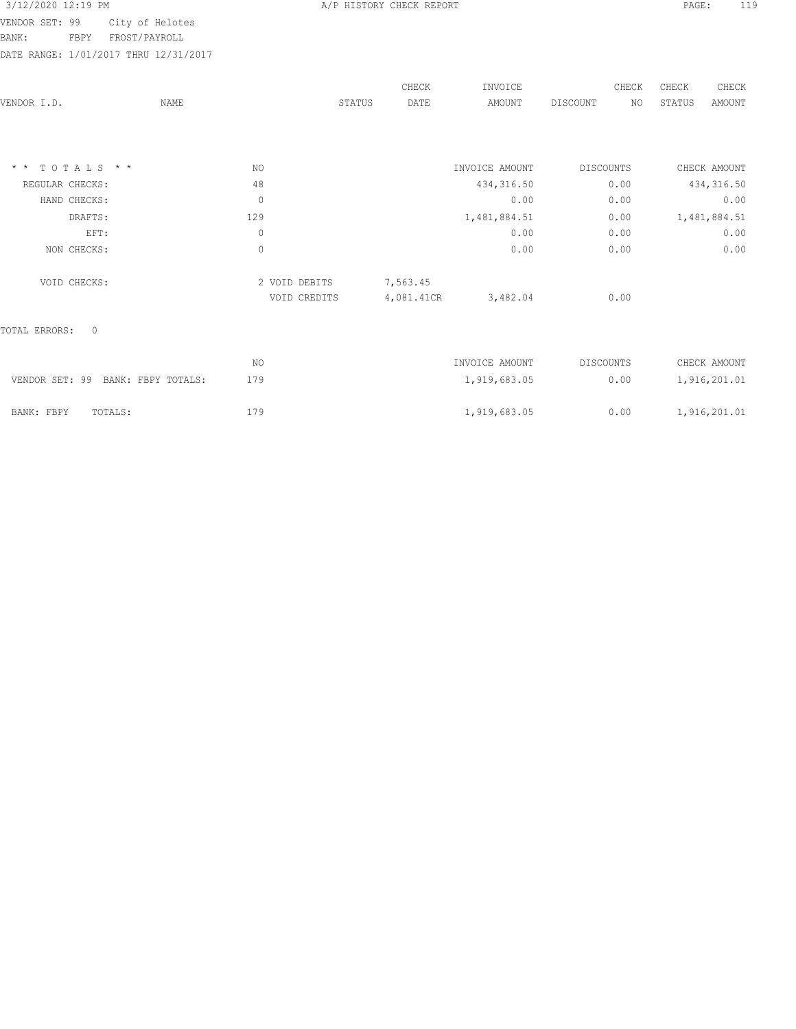VENDOR SET: 99 City of Helotes
BANK: FBPY FROST/PAYROLL
DATE RANGE: 1/01/2017 THRU 12/31/2017

| VENDOR I.D. | NAME | STATUS | CHECK DATE | INVOICE AMOUNT | DISCOUNT | CHECK NO | CHECK STATUS | CHECK AMOUNT |
|---|---|---|---|---|---|---|---|---|

| * * T O T A L S * * | NO | | | INVOICE AMOUNT | DISCOUNTS | CHECK AMOUNT |
|---|---|---|---|---|---|---|
| REGULAR CHECKS: | 48 | | | 434,316.50 | 0.00 | 434,316.50 |
| HAND CHECKS: | 0 | | | 0.00 | 0.00 | 0.00 |
| DRAFTS: | 129 | | | 1,481,884.51 | 0.00 | 1,481,884.51 |
| EFT: | 0 | | | 0.00 | 0.00 | 0.00 |
| NON CHECKS: | 0 | | | 0.00 | 0.00 | 0.00 |
| VOID CHECKS: | 2 | VOID DEBITS | 7,563.45 | | | |
| | | VOID CREDITS | 4,081.41CR | 3,482.04 | 0.00 | |

TOTAL ERRORS: 0

| | NO | INVOICE AMOUNT | DISCOUNTS | CHECK AMOUNT |
|---|---|---|---|---|
| VENDOR SET: 99 BANK: FBPY TOTALS: | 179 | 1,919,683.05 | 0.00 | 1,916,201.01 |
| BANK: FBPY TOTALS: | 179 | 1,919,683.05 | 0.00 | 1,916,201.01 |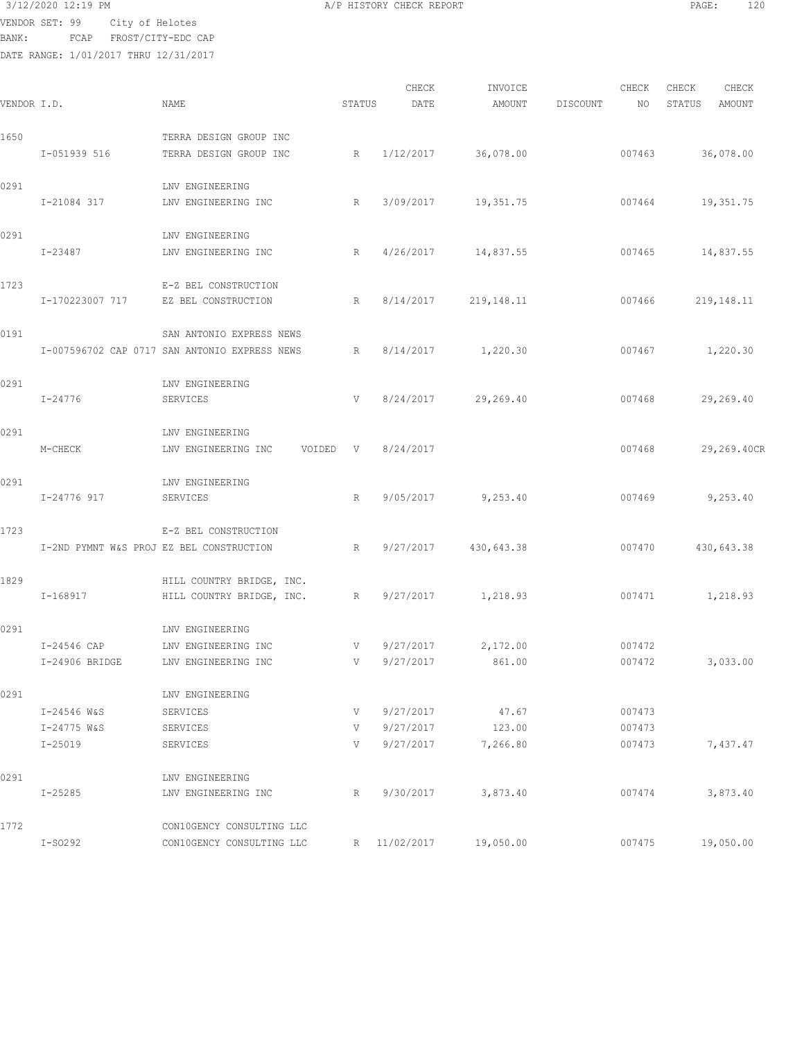3/12/2020 12:19 PM    A/P HISTORY CHECK REPORT

VENDOR SET: 99    City of Helotes
BANK:    FCAP    FROST/CITY-EDC CAP
DATE RANGE: 1/01/2017 THRU 12/31/2017

| VENDOR I.D. | | NAME | STATUS | CHECK DATE | INVOICE AMOUNT | DISCOUNT | CHECK NO | CHECK STATUS | CHECK AMOUNT |
|---|---|---|---|---|---|---|---|---|---|
| 1650 | | TERRA DESIGN GROUP INC | | | | | | | |
| | I-051939 516 | TERRA DESIGN GROUP INC | R | 1/12/2017 | 36,078.00 | | 007463 | | 36,078.00 |
| 0291 | | LNV ENGINEERING | | | | | | | |
| | I-21084 317 | LNV ENGINEERING INC | R | 3/09/2017 | 19,351.75 | | 007464 | | 19,351.75 |
| 0291 | | LNV ENGINEERING | | | | | | | |
| | I-23487 | LNV ENGINEERING INC | R | 4/26/2017 | 14,837.55 | | 007465 | | 14,837.55 |
| 1723 | | E-Z BEL CONSTRUCTION | | | | | | | |
| | I-170223007 717 | EZ BEL CONSTRUCTION | R | 8/14/2017 | 219,148.11 | | 007466 | | 219,148.11 |
| 0191 | | SAN ANTONIO EXPRESS NEWS | | | | | | | |
| | I-007596702 CAP 0717 | SAN ANTONIO EXPRESS NEWS | R | 8/14/2017 | 1,220.30 | | 007467 | | 1,220.30 |
| 0291 | | LNV ENGINEERING | | | | | | | |
| | I-24776 | SERVICES | V | 8/24/2017 | 29,269.40 | | 007468 | | 29,269.40 |
| 0291 | | LNV ENGINEERING | | | | | | | |
| | M-CHECK | LNV ENGINEERING INC VOIDED | V | 8/24/2017 | | | 007468 | | 29,269.40CR |
| 0291 | | LNV ENGINEERING | | | | | | | |
| | I-24776 917 | SERVICES | R | 9/05/2017 | 9,253.40 | | 007469 | | 9,253.40 |
| 1723 | | E-Z BEL CONSTRUCTION | | | | | | | |
| | I-2ND PYMNT W&S PROJ | EZ BEL CONSTRUCTION | R | 9/27/2017 | 430,643.38 | | 007470 | | 430,643.38 |
| 1829 | | HILL COUNTRY BRIDGE, INC. | | | | | | | |
| | I-168917 | HILL COUNTRY BRIDGE, INC. | R | 9/27/2017 | 1,218.93 | | 007471 | | 1,218.93 |
| 0291 | | LNV ENGINEERING | | | | | | | |
| | I-24546 CAP | LNV ENGINEERING INC | V | 9/27/2017 | 2,172.00 | | 007472 | | |
| | I-24906 BRIDGE | LNV ENGINEERING INC | V | 9/27/2017 | 861.00 | | 007472 | | 3,033.00 |
| 0291 | | LNV ENGINEERING | | | | | | | |
| | I-24546 W&S | SERVICES | V | 9/27/2017 | 47.67 | | 007473 | | |
| | I-24775 W&S | SERVICES | V | 9/27/2017 | 123.00 | | 007473 | | |
| | I-25019 | SERVICES | V | 9/27/2017 | 7,266.80 | | 007473 | | 7,437.47 |
| 0291 | | LNV ENGINEERING | | | | | | | |
| | I-25285 | LNV ENGINEERING INC | R | 9/30/2017 | 3,873.40 | | 007474 | | 3,873.40 |
| 1772 | | CON10GENCY CONSULTING LLC | | | | | | | |
| | I-SO292 | CON10GENCY CONSULTING LLC | R | 11/02/2017 | 19,050.00 | | 007475 | | 19,050.00 |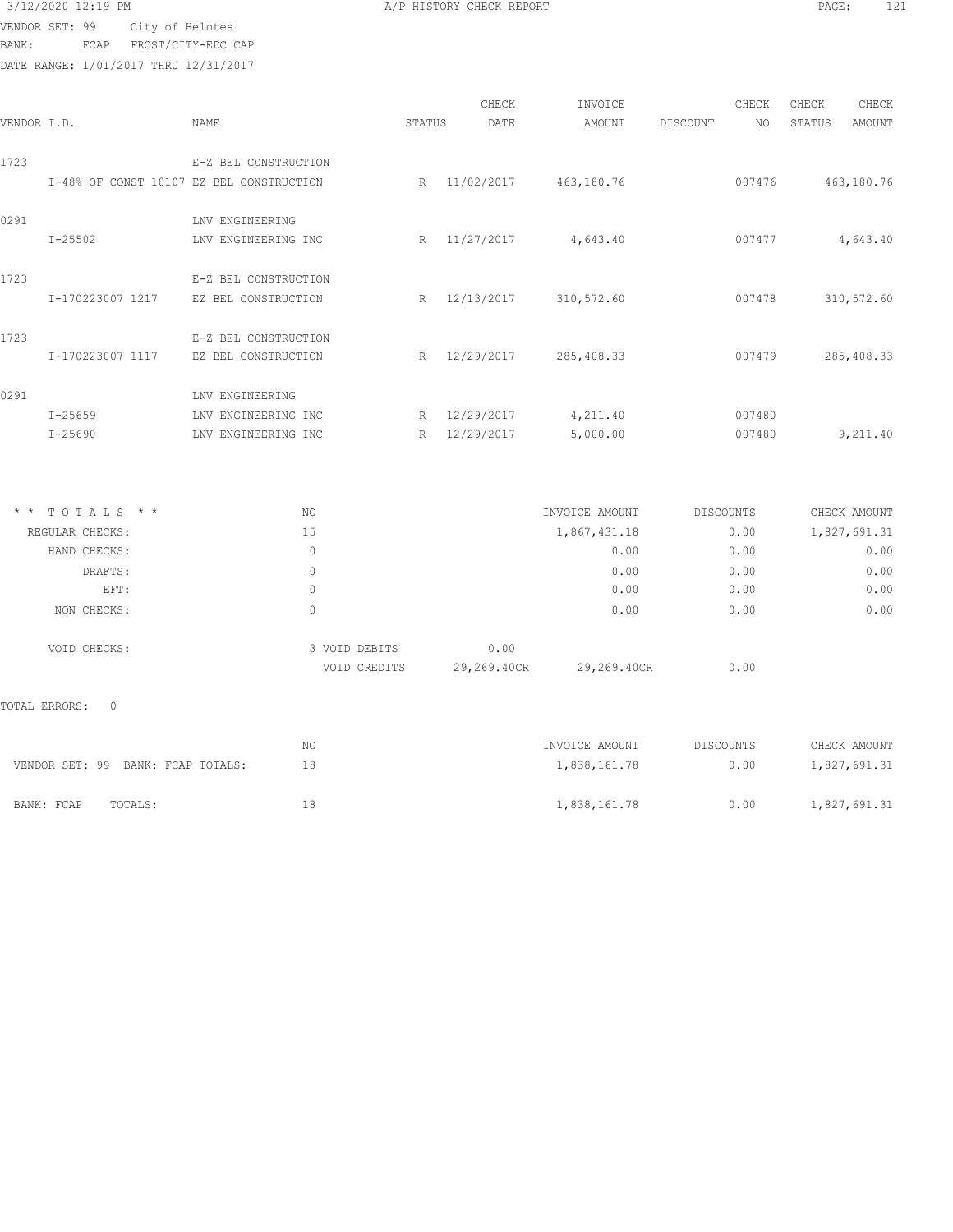3/12/2020 12:19 PM A/P HISTORY CHECK REPORT

VENDOR SET: 99 City of Helotes
BANK: FCAP FROST/CITY-EDC CAP
DATE RANGE: 1/01/2017 THRU 12/31/2017

| VENDOR I.D. | NAME | STATUS | CHECK DATE | INVOICE AMOUNT | DISCOUNT | CHECK NO | CHECK STATUS | CHECK AMOUNT |
|---|---|---|---|---|---|---|---|---|
| 1723 | E-Z BEL CONSTRUCTION | | | | | | | |
| I-48% OF CONST 10107 | EZ BEL CONSTRUCTION | R | 11/02/2017 | 463,180.76 | | 007476 | | 463,180.76 |
| 0291 | LNV ENGINEERING | | | | | | | |
| I-25502 | LNV ENGINEERING INC | R | 11/27/2017 | 4,643.40 | | 007477 | | 4,643.40 |
| 1723 | E-Z BEL CONSTRUCTION | | | | | | | |
| I-170223007 1217 | EZ BEL CONSTRUCTION | R | 12/13/2017 | 310,572.60 | | 007478 | | 310,572.60 |
| 1723 | E-Z BEL CONSTRUCTION | | | | | | | |
| I-170223007 1117 | EZ BEL CONSTRUCTION | R | 12/29/2017 | 285,408.33 | | 007479 | | 285,408.33 |
| 0291 | LNV ENGINEERING | | | | | | | |
| I-25659 | LNV ENGINEERING INC | R | 12/29/2017 | 4,211.40 | | 007480 | | |
| I-25690 | LNV ENGINEERING INC | R | 12/29/2017 | 5,000.00 | | 007480 | | 9,211.40 |

| * * T O T A L S * * | NO | | INVOICE AMOUNT | DISCOUNTS | CHECK AMOUNT |
|---|---|---|---|---|---|
| REGULAR CHECKS: | 15 | | 1,867,431.18 | 0.00 | 1,827,691.31 |
| HAND CHECKS: | 0 | | 0.00 | 0.00 | 0.00 |
| DRAFTS: | 0 | | 0.00 | 0.00 | 0.00 |
| EFT: | 0 | | 0.00 | 0.00 | 0.00 |
| NON CHECKS: | 0 | | 0.00 | 0.00 | 0.00 |
| VOID CHECKS: | 3 VOID DEBITS | 0.00 | | | |
| | VOID CREDITS | 29,269.40CR | 29,269.40CR | 0.00 | |

TOTAL ERRORS: 0

| | NO | INVOICE AMOUNT | DISCOUNTS | CHECK AMOUNT |
|---|---|---|---|---|
| VENDOR SET: 99 BANK: FCAP TOTALS: | 18 | 1,838,161.78 | 0.00 | 1,827,691.31 |
| BANK: FCAP TOTALS: | 18 | 1,838,161.78 | 0.00 | 1,827,691.31 |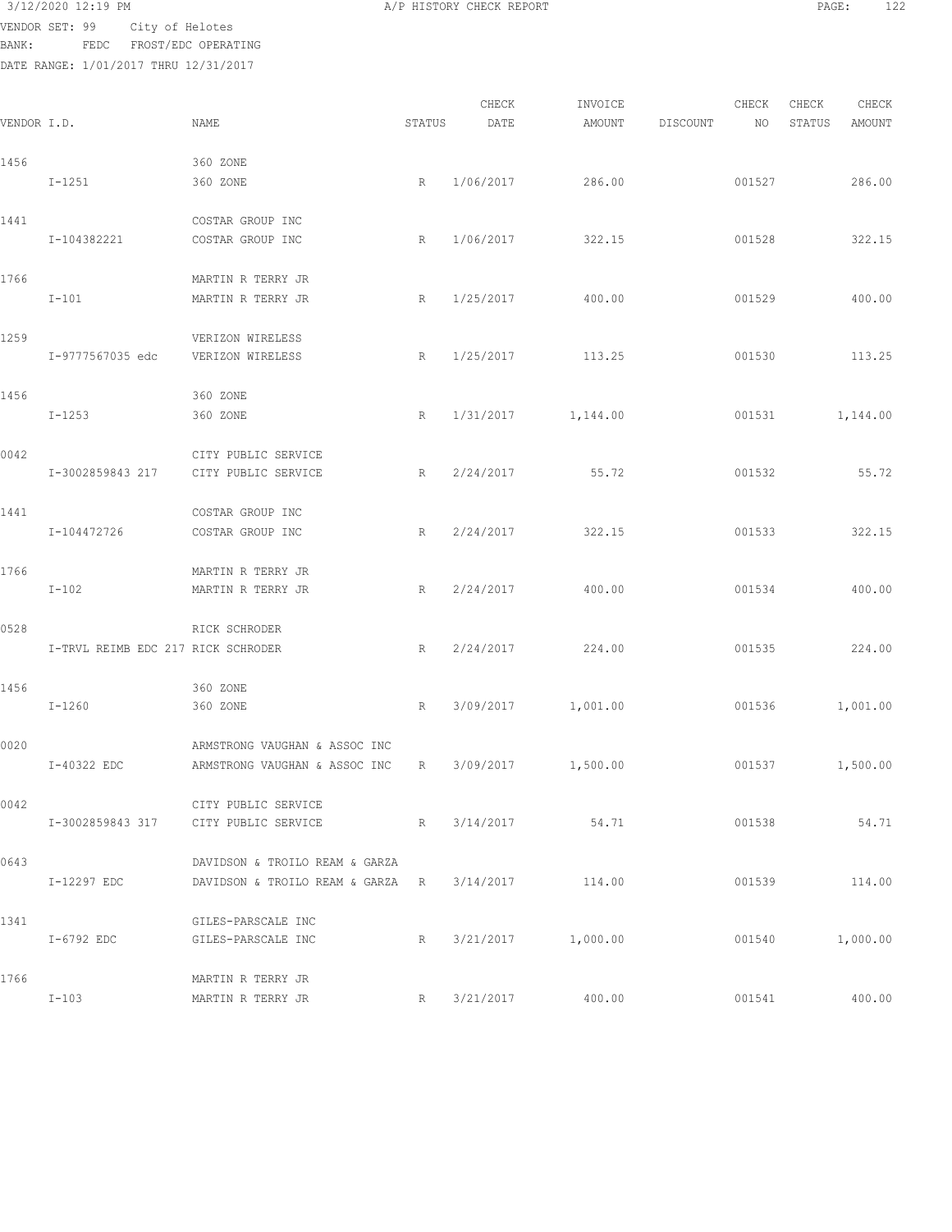3/12/2020 12:19 PM A/P HISTORY CHECK REPORT

VENDOR SET: 99 City of Helotes
BANK: FEDC FROST/EDC OPERATING
DATE RANGE: 1/01/2017 THRU 12/31/2017

| VENDOR I.D. | NAME | STATUS | CHECK DATE | INVOICE AMOUNT | DISCOUNT | CHECK NO | CHECK STATUS | CHECK AMOUNT |
|---|---|---|---|---|---|---|---|---|
| 1456 | 360 ZONE | | | | | | | |
| I-1251 | 360 ZONE | R | 1/06/2017 | 286.00 | | 001527 | | 286.00 |
| 1441 | COSTAR GROUP INC | | | | | | | |
| I-104382221 | COSTAR GROUP INC | R | 1/06/2017 | 322.15 | | 001528 | | 322.15 |
| 1766 | MARTIN R TERRY JR | | | | | | | |
| I-101 | MARTIN R TERRY JR | R | 1/25/2017 | 400.00 | | 001529 | | 400.00 |
| 1259 | VERIZON WIRELESS | | | | | | | |
| I-9777567035 edc | VERIZON WIRELESS | R | 1/25/2017 | 113.25 | | 001530 | | 113.25 |
| 1456 | 360 ZONE | | | | | | | |
| I-1253 | 360 ZONE | R | 1/31/2017 | 1,144.00 | | 001531 | | 1,144.00 |
| 0042 | CITY PUBLIC SERVICE | | | | | | | |
| I-3002859843 217 | CITY PUBLIC SERVICE | R | 2/24/2017 | 55.72 | | 001532 | | 55.72 |
| 1441 | COSTAR GROUP INC | | | | | | | |
| I-104472726 | COSTAR GROUP INC | R | 2/24/2017 | 322.15 | | 001533 | | 322.15 |
| 1766 | MARTIN R TERRY JR | | | | | | | |
| I-102 | MARTIN R TERRY JR | R | 2/24/2017 | 400.00 | | 001534 | | 400.00 |
| 0528 | RICK SCHRODER | | | | | | | |
| I-TRVL REIMB EDC 217 | RICK SCHRODER | R | 2/24/2017 | 224.00 | | 001535 | | 224.00 |
| 1456 | 360 ZONE | | | | | | | |
| I-1260 | 360 ZONE | R | 3/09/2017 | 1,001.00 | | 001536 | | 1,001.00 |
| 0020 | ARMSTRONG VAUGHAN & ASSOC INC | | | | | | | |
| I-40322 EDC | ARMSTRONG VAUGHAN & ASSOC INC | R | 3/09/2017 | 1,500.00 | | 001537 | | 1,500.00 |
| 0042 | CITY PUBLIC SERVICE | | | | | | | |
| I-3002859843 317 | CITY PUBLIC SERVICE | R | 3/14/2017 | 54.71 | | 001538 | | 54.71 |
| 0643 | DAVIDSON & TROILO REAM & GARZA | | | | | | | |
| I-12297 EDC | DAVIDSON & TROILO REAM & GARZA | R | 3/14/2017 | 114.00 | | 001539 | | 114.00 |
| 1341 | GILES-PARSCALE INC | | | | | | | |
| I-6792 EDC | GILES-PARSCALE INC | R | 3/21/2017 | 1,000.00 | | 001540 | | 1,000.00 |
| 1766 | MARTIN R TERRY JR | | | | | | | |
| I-103 | MARTIN R TERRY JR | R | 3/21/2017 | 400.00 | | 001541 | | 400.00 |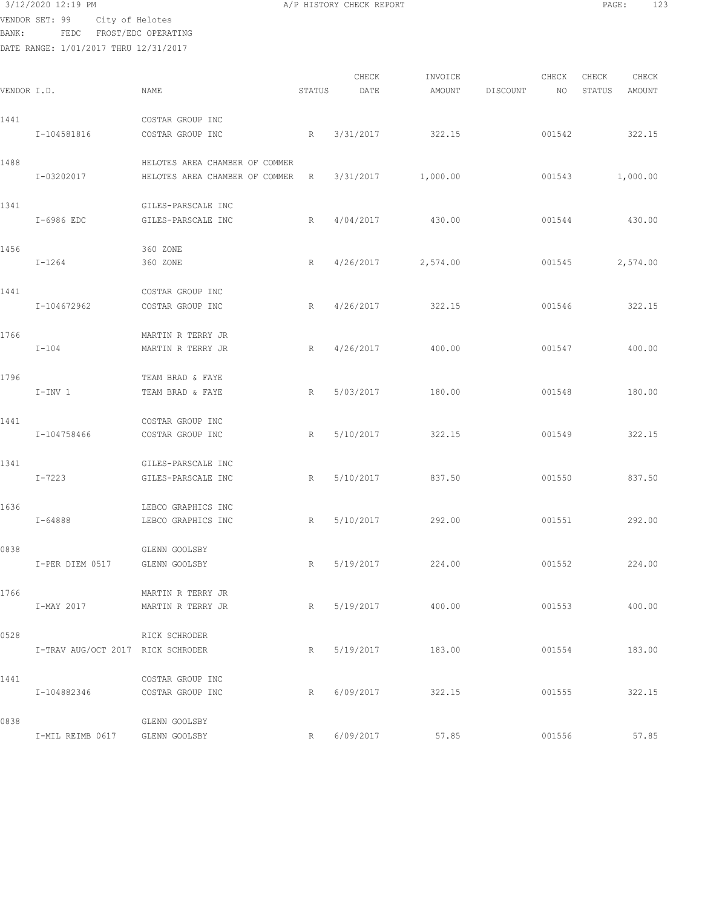3/12/2020 12:19 PM A/P HISTORY CHECK REPORT

VENDOR SET: 99 City of Helotes
BANK: FEDC FROST/EDC OPERATING
DATE RANGE: 1/01/2017 THRU 12/31/2017

| VENDOR I.D. | NAME | STATUS | CHECK DATE | INVOICE AMOUNT | DISCOUNT | CHECK NO | CHECK STATUS | CHECK AMOUNT |
|---|---|---|---|---|---|---|---|---|
| 1441 | COSTAR GROUP INC | | | | | | | |
| I-104581816 | COSTAR GROUP INC | R | 3/31/2017 | 322.15 | | 001542 | | 322.15 |
| 1488 | HELOTES AREA CHAMBER OF COMMER | | | | | | | |
| I-03202017 | HELOTES AREA CHAMBER OF COMMER | R | 3/31/2017 | 1,000.00 | | 001543 | | 1,000.00 |
| 1341 | GILES-PARSCALE INC | | | | | | | |
| I-6986 EDC | GILES-PARSCALE INC | R | 4/04/2017 | 430.00 | | 001544 | | 430.00 |
| 1456 | 360 ZONE | | | | | | | |
| I-1264 | 360 ZONE | R | 4/26/2017 | 2,574.00 | | 001545 | | 2,574.00 |
| 1441 | COSTAR GROUP INC | | | | | | | |
| I-104672962 | COSTAR GROUP INC | R | 4/26/2017 | 322.15 | | 001546 | | 322.15 |
| 1766 | MARTIN R TERRY JR | | | | | | | |
| I-104 | MARTIN R TERRY JR | R | 4/26/2017 | 400.00 | | 001547 | | 400.00 |
| 1796 | TEAM BRAD & FAYE | | | | | | | |
| I-INV 1 | TEAM BRAD & FAYE | R | 5/03/2017 | 180.00 | | 001548 | | 180.00 |
| 1441 | COSTAR GROUP INC | | | | | | | |
| I-104758466 | COSTAR GROUP INC | R | 5/10/2017 | 322.15 | | 001549 | | 322.15 |
| 1341 | GILES-PARSCALE INC | | | | | | | |
| I-7223 | GILES-PARSCALE INC | R | 5/10/2017 | 837.50 | | 001550 | | 837.50 |
| 1636 | LEBCO GRAPHICS INC | | | | | | | |
| I-64888 | LEBCO GRAPHICS INC | R | 5/10/2017 | 292.00 | | 001551 | | 292.00 |
| 0838 | GLENN GOOLSBY | | | | | | | |
| I-PER DIEM 0517 | GLENN GOOLSBY | R | 5/19/2017 | 224.00 | | 001552 | | 224.00 |
| 1766 | MARTIN R TERRY JR | | | | | | | |
| I-MAY 2017 | MARTIN R TERRY JR | R | 5/19/2017 | 400.00 | | 001553 | | 400.00 |
| 0528 | RICK SCHRODER | | | | | | | |
| I-TRAV AUG/OCT 2017 | RICK SCHRODER | R | 5/19/2017 | 183.00 | | 001554 | | 183.00 |
| 1441 | COSTAR GROUP INC | | | | | | | |
| I-104882346 | COSTAR GROUP INC | R | 6/09/2017 | 322.15 | | 001555 | | 322.15 |
| 0838 | GLENN GOOLSBY | | | | | | | |
| I-MIL REIMB 0617 | GLENN GOOLSBY | R | 6/09/2017 | 57.85 | | 001556 | | 57.85 |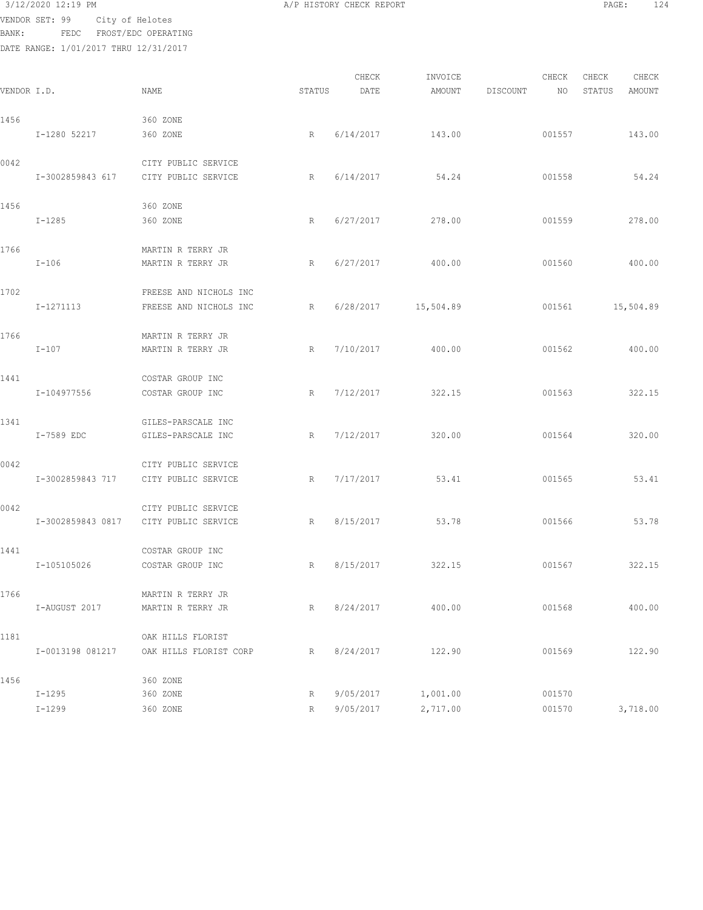3/12/2020 12:19 PM A/P HISTORY CHECK REPORT

VENDOR SET: 99 City of Helotes
BANK: FEDC FROST/EDC OPERATING
DATE RANGE: 1/01/2017 THRU 12/31/2017

| VENDOR I.D. | NAME | STATUS | CHECK DATE | INVOICE AMOUNT | DISCOUNT | CHECK NO | CHECK STATUS | CHECK AMOUNT |
|---|---|---|---|---|---|---|---|---|
| 1456 | 360 ZONE | | | | | | | |
| I-1280 52217 | 360 ZONE | R | 6/14/2017 | 143.00 | | 001557 | | 143.00 |
| 0042 | CITY PUBLIC SERVICE | | | | | | | |
| I-3002859843 617 | CITY PUBLIC SERVICE | R | 6/14/2017 | 54.24 | | 001558 | | 54.24 |
| 1456 | 360 ZONE | | | | | | | |
| I-1285 | 360 ZONE | R | 6/27/2017 | 278.00 | | 001559 | | 278.00 |
| 1766 | MARTIN R TERRY JR | | | | | | | |
| I-106 | MARTIN R TERRY JR | R | 6/27/2017 | 400.00 | | 001560 | | 400.00 |
| 1702 | FREESE AND NICHOLS INC | | | | | | | |
| I-1271113 | FREESE AND NICHOLS INC | R | 6/28/2017 | 15,504.89 | | 001561 | | 15,504.89 |
| 1766 | MARTIN R TERRY JR | | | | | | | |
| I-107 | MARTIN R TERRY JR | R | 7/10/2017 | 400.00 | | 001562 | | 400.00 |
| 1441 | COSTAR GROUP INC | | | | | | | |
| I-104977556 | COSTAR GROUP INC | R | 7/12/2017 | 322.15 | | 001563 | | 322.15 |
| 1341 | GILES-PARSCALE INC | | | | | | | |
| I-7589 EDC | GILES-PARSCALE INC | R | 7/12/2017 | 320.00 | | 001564 | | 320.00 |
| 0042 | CITY PUBLIC SERVICE | | | | | | | |
| I-3002859843 717 | CITY PUBLIC SERVICE | R | 7/17/2017 | 53.41 | | 001565 | | 53.41 |
| 0042 | CITY PUBLIC SERVICE | | | | | | | |
| I-3002859843 0817 | CITY PUBLIC SERVICE | R | 8/15/2017 | 53.78 | | 001566 | | 53.78 |
| 1441 | COSTAR GROUP INC | | | | | | | |
| I-105105026 | COSTAR GROUP INC | R | 8/15/2017 | 322.15 | | 001567 | | 322.15 |
| 1766 | MARTIN R TERRY JR | | | | | | | |
| I-AUGUST 2017 | MARTIN R TERRY JR | R | 8/24/2017 | 400.00 | | 001568 | | 400.00 |
| 1181 | OAK HILLS FLORIST | | | | | | | |
| I-0013198 081217 | OAK HILLS FLORIST CORP | R | 8/24/2017 | 122.90 | | 001569 | | 122.90 |
| 1456 | 360 ZONE | | | | | | | |
| I-1295 | 360 ZONE | R | 9/05/2017 | 1,001.00 | | 001570 | | |
| I-1299 | 360 ZONE | R | 9/05/2017 | 2,717.00 | | 001570 | | 3,718.00 |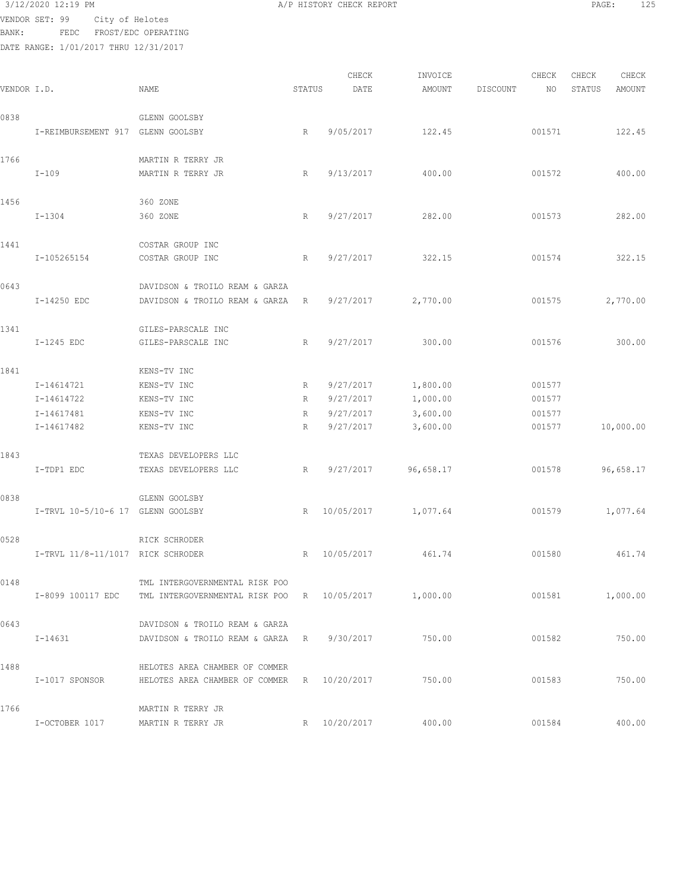3/12/2020 12:19 PM A/P HISTORY CHECK REPORT

VENDOR SET: 99 City of Helotes
BANK: FEDC FROST/EDC OPERATING
DATE RANGE: 1/01/2017 THRU 12/31/2017

| VENDOR I.D. | NAME | STATUS | CHECK DATE | INVOICE AMOUNT | DISCOUNT | CHECK NO | CHECK STATUS | CHECK AMOUNT |
|---|---|---|---|---|---|---|---|---|
| 0838 | GLENN GOOLSBY | | | | | | | |
| I-REIMBURSEMENT 917 | GLENN GOOLSBY | R | 9/05/2017 | 122.45 | | 001571 | | 122.45 |
| 1766 | MARTIN R TERRY JR | | | | | | | |
| I-109 | MARTIN R TERRY JR | R | 9/13/2017 | 400.00 | | 001572 | | 400.00 |
| 1456 | 360 ZONE | | | | | | | |
| I-1304 | 360 ZONE | R | 9/27/2017 | 282.00 | | 001573 | | 282.00 |
| 1441 | COSTAR GROUP INC | | | | | | | |
| I-105265154 | COSTAR GROUP INC | R | 9/27/2017 | 322.15 | | 001574 | | 322.15 |
| 0643 | DAVIDSON & TROILO REAM & GARZA | | | | | | | |
| I-14250 EDC | DAVIDSON & TROILO REAM & GARZA | R | 9/27/2017 | 2,770.00 | | 001575 | | 2,770.00 |
| 1341 | GILES-PARSCALE INC | | | | | | | |
| I-1245 EDC | GILES-PARSCALE INC | R | 9/27/2017 | 300.00 | | 001576 | | 300.00 |
| 1841 | KENS-TV INC | | | | | | | |
| I-14614721 | KENS-TV INC | R | 9/27/2017 | 1,800.00 | | 001577 | | |
| I-14614722 | KENS-TV INC | R | 9/27/2017 | 1,000.00 | | 001577 | | |
| I-14617481 | KENS-TV INC | R | 9/27/2017 | 3,600.00 | | 001577 | | |
| I-14617482 | KENS-TV INC | R | 9/27/2017 | 3,600.00 | | 001577 | | 10,000.00 |
| 1843 | TEXAS DEVELOPERS LLC | | | | | | | |
| I-TDP1 EDC | TEXAS DEVELOPERS LLC | R | 9/27/2017 | 96,658.17 | | 001578 | | 96,658.17 |
| 0838 | GLENN GOOLSBY | | | | | | | |
| I-TRVL 10-5/10-6 17 | GLENN GOOLSBY | R | 10/05/2017 | 1,077.64 | | 001579 | | 1,077.64 |
| 0528 | RICK SCHRODER | | | | | | | |
| I-TRVL 11/8-11/1017 | RICK SCHRODER | R | 10/05/2017 | 461.74 | | 001580 | | 461.74 |
| 0148 | TML INTERGOVERNMENTAL RISK POO | | | | | | | |
| I-8099 100117 EDC | TML INTERGOVERNMENTAL RISK POO | R | 10/05/2017 | 1,000.00 | | 001581 | | 1,000.00 |
| 0643 | DAVIDSON & TROILO REAM & GARZA | | | | | | | |
| I-14631 | DAVIDSON & TROILO REAM & GARZA | R | 9/30/2017 | 750.00 | | 001582 | | 750.00 |
| 1488 | HELOTES AREA CHAMBER OF COMMER | | | | | | | |
| I-1017 SPONSOR | HELOTES AREA CHAMBER OF COMMER | R | 10/20/2017 | 750.00 | | 001583 | | 750.00 |
| 1766 | MARTIN R TERRY JR | | | | | | | |
| I-OCTOBER 1017 | MARTIN R TERRY JR | R | 10/20/2017 | 400.00 | | 001584 | | 400.00 |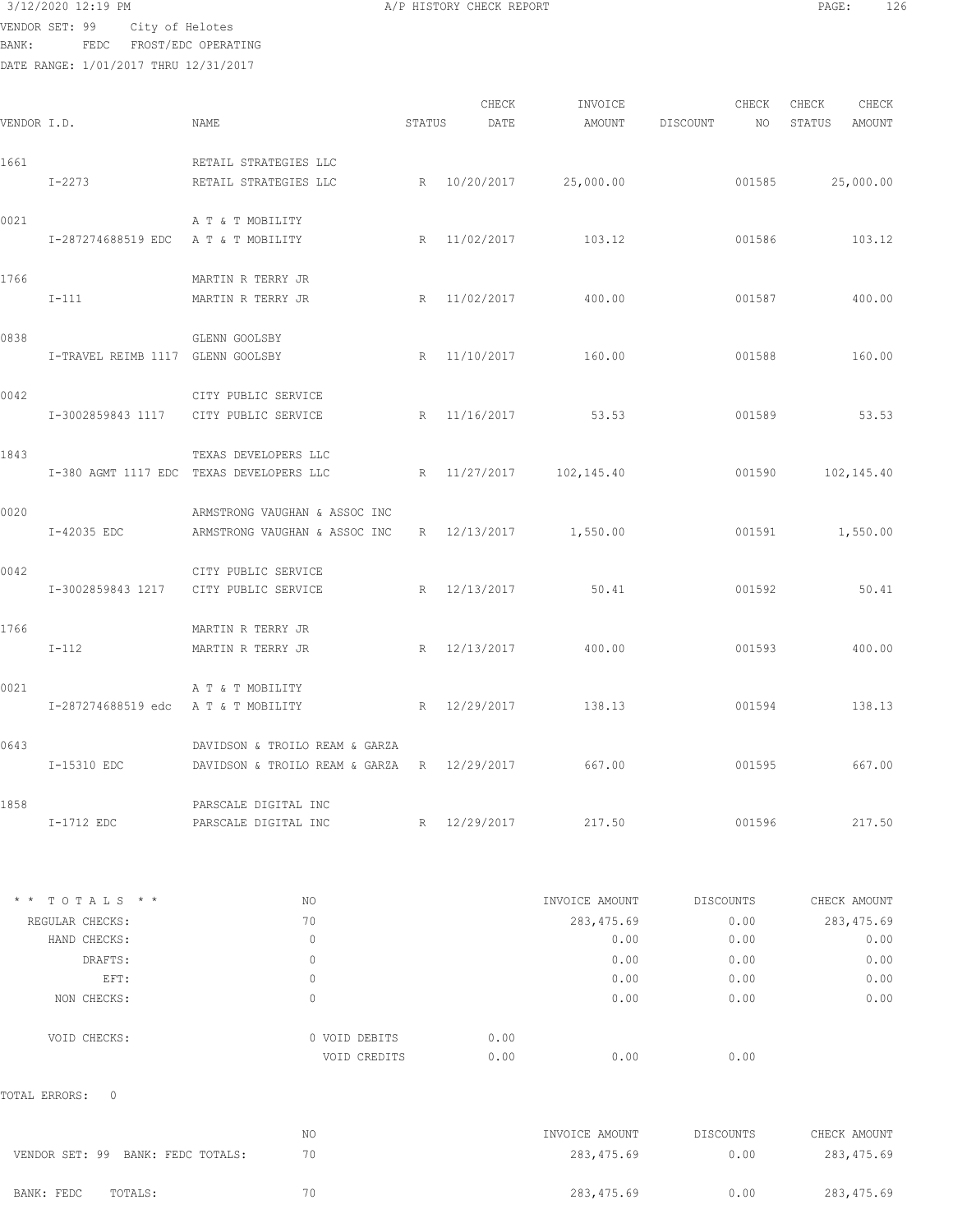3/12/2020 12:19 PM A/P HISTORY CHECK REPORT

VENDOR SET: 99 City of Helotes
BANK: FEDC FROST/EDC OPERATING
DATE RANGE: 1/01/2017 THRU 12/31/2017

| VENDOR I.D. | NAME | STATUS | CHECK DATE | INVOICE AMOUNT | DISCOUNT | CHECK NO | CHECK STATUS | CHECK AMOUNT |
|---|---|---|---|---|---|---|---|---|
| 1661 | RETAIL STRATEGIES LLC | | | | | | | |
| I-2273 | RETAIL STRATEGIES LLC | R | 10/20/2017 | 25,000.00 | | 001585 | | 25,000.00 |
| 0021 | A T & T MOBILITY | | | | | | | |
| I-287274688519 EDC | A T & T MOBILITY | R | 11/02/2017 | 103.12 | | 001586 | | 103.12 |
| 1766 | MARTIN R TERRY JR | | | | | | | |
| I-111 | MARTIN R TERRY JR | R | 11/02/2017 | 400.00 | | 001587 | | 400.00 |
| 0838 | GLENN GOOLSBY | | | | | | | |
| I-TRAVEL REIMB 1117 | GLENN GOOLSBY | R | 11/10/2017 | 160.00 | | 001588 | | 160.00 |
| 0042 | CITY PUBLIC SERVICE | | | | | | | |
| I-3002859843 1117 | CITY PUBLIC SERVICE | R | 11/16/2017 | 53.53 | | 001589 | | 53.53 |
| 1843 | TEXAS DEVELOPERS LLC | | | | | | | |
| I-380 AGMT 1117 EDC | TEXAS DEVELOPERS LLC | R | 11/27/2017 | 102,145.40 | | 001590 | | 102,145.40 |
| 0020 | ARMSTRONG VAUGHAN & ASSOC INC | | | | | | | |
| I-42035 EDC | ARMSTRONG VAUGHAN & ASSOC INC | R | 12/13/2017 | 1,550.00 | | 001591 | | 1,550.00 |
| 0042 | CITY PUBLIC SERVICE | | | | | | | |
| I-3002859843 1217 | CITY PUBLIC SERVICE | R | 12/13/2017 | 50.41 | | 001592 | | 50.41 |
| 1766 | MARTIN R TERRY JR | | | | | | | |
| I-112 | MARTIN R TERRY JR | R | 12/13/2017 | 400.00 | | 001593 | | 400.00 |
| 0021 | A T & T MOBILITY | | | | | | | |
| I-287274688519 edc | A T & T MOBILITY | R | 12/29/2017 | 138.13 | | 001594 | | 138.13 |
| 0643 | DAVIDSON & TROILO REAM & GARZA | | | | | | | |
| I-15310 EDC | DAVIDSON & TROILO REAM & GARZA | R | 12/29/2017 | 667.00 | | 001595 | | 667.00 |
| 1858 | PARSCALE DIGITAL INC | | | | | | | |
| I-1712 EDC | PARSCALE DIGITAL INC | R | 12/29/2017 | 217.50 | | 001596 | | 217.50 |

| * * T O T A L S * * | NO | | INVOICE AMOUNT | DISCOUNTS | CHECK AMOUNT |
|---|---|---|---|---|---|
| REGULAR CHECKS: | 70 | | 283,475.69 | 0.00 | 283,475.69 |
| HAND CHECKS: | 0 | | 0.00 | 0.00 | 0.00 |
| DRAFTS: | 0 | | 0.00 | 0.00 | 0.00 |
| EFT: | 0 | | 0.00 | 0.00 | 0.00 |
| NON CHECKS: | 0 | | 0.00 | 0.00 | 0.00 |
| VOID CHECKS: | 0 VOID DEBITS | 0.00 | | | |
| | VOID CREDITS | 0.00 | 0.00 | 0.00 | |

TOTAL ERRORS: 0

| | NO | INVOICE AMOUNT | DISCOUNTS | CHECK AMOUNT |
|---|---|---|---|---|
| VENDOR SET: 99 BANK: FEDC TOTALS: | 70 | 283,475.69 | 0.00 | 283,475.69 |
| BANK: FEDC TOTALS: | 70 | 283,475.69 | 0.00 | 283,475.69 |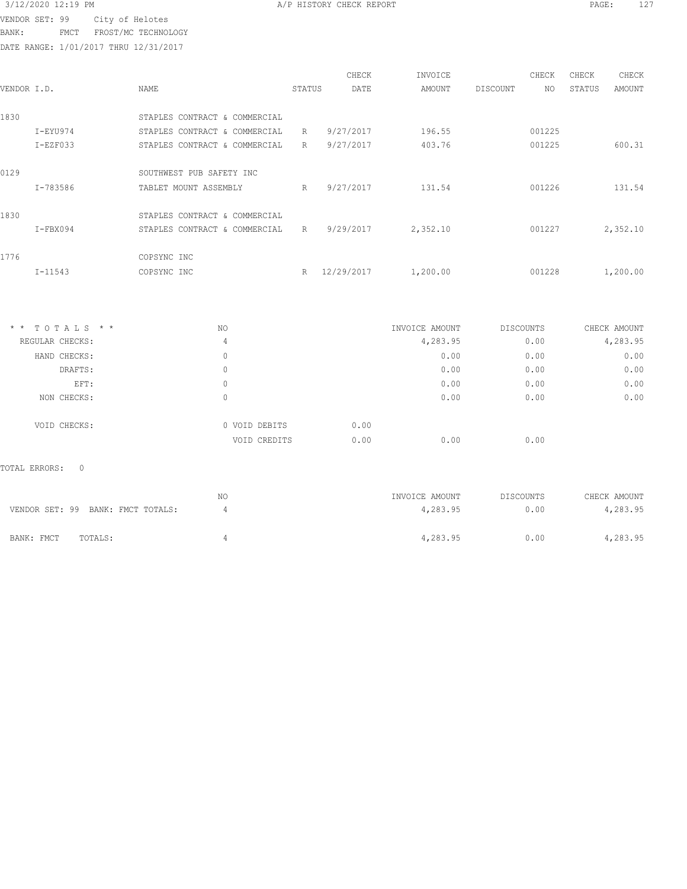VENDOR SET: 99 City of Helotes
BANK: FMCT FROST/MC TECHNOLOGY
DATE RANGE: 1/01/2017 THRU 12/31/2017

| VENDOR I.D. | NAME | STATUS | CHECK DATE | INVOICE AMOUNT | DISCOUNT | CHECK NO | CHECK STATUS | CHECK AMOUNT |
|---|---|---|---|---|---|---|---|---|
| 1830 | STAPLES CONTRACT & COMMERCIAL | | | | | | | |
| I-EYU974 | STAPLES CONTRACT & COMMERCIAL | R | 9/27/2017 | 196.55 | | 001225 | | |
| I-EZF033 | STAPLES CONTRACT & COMMERCIAL | R | 9/27/2017 | 403.76 | | 001225 | | 600.31 |
| 0129 | SOUTHWEST PUB SAFETY INC | | | | | | | |
| I-783586 | TABLET MOUNT ASSEMBLY | R | 9/27/2017 | 131.54 | | 001226 | | 131.54 |
| 1830 | STAPLES CONTRACT & COMMERCIAL | | | | | | | |
| I-FBX094 | STAPLES CONTRACT & COMMERCIAL | R | 9/29/2017 | 2,352.10 | | 001227 | | 2,352.10 |
| 1776 | COPSYNC INC | | | | | | | |
| I-11543 | COPSYNC INC | R | 12/29/2017 | 1,200.00 | | 001228 | | 1,200.00 |

| * * T O T A L S * * | NO | | | INVOICE AMOUNT | DISCOUNTS | CHECK AMOUNT |
|---|---|---|---|---|---|---|
| REGULAR CHECKS: | 4 | | | 4,283.95 | 0.00 | 4,283.95 |
| HAND CHECKS: | 0 | | | 0.00 | 0.00 | 0.00 |
| DRAFTS: | 0 | | | 0.00 | 0.00 | 0.00 |
| EFT: | 0 | | | 0.00 | 0.00 | 0.00 |
| NON CHECKS: | 0 | | | 0.00 | 0.00 | 0.00 |
| VOID CHECKS: | 0 | VOID DEBITS | 0.00 | | | |
| | | VOID CREDITS | 0.00 | 0.00 | 0.00 | |

TOTAL ERRORS: 0

| | NO | INVOICE AMOUNT | DISCOUNTS | CHECK AMOUNT |
|---|---|---|---|---|
| VENDOR SET: 99 BANK: FMCT TOTALS: | 4 | 4,283.95 | 0.00 | 4,283.95 |
| BANK: FMCT TOTALS: | 4 | 4,283.95 | 0.00 | 4,283.95 |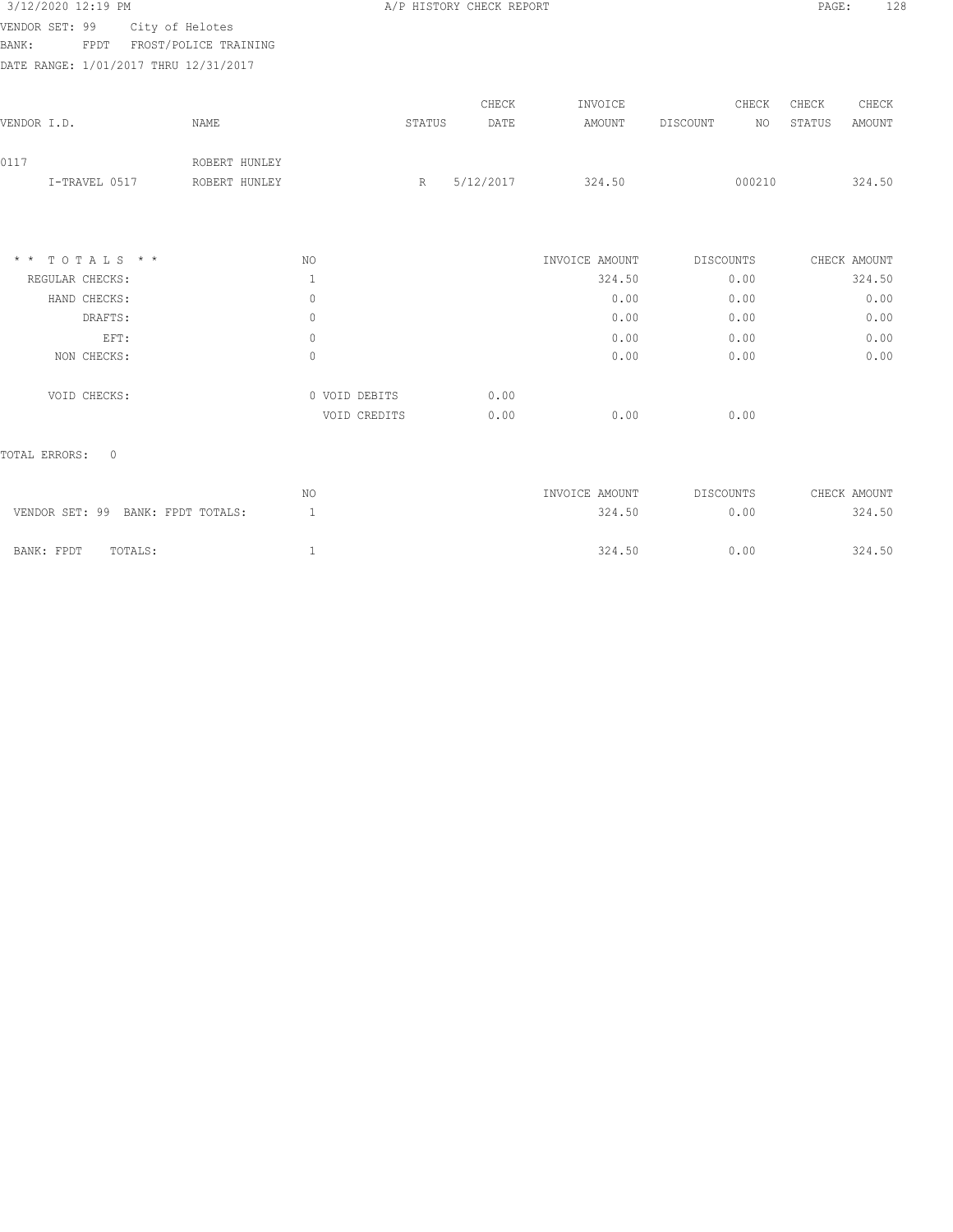A/P HISTORY CHECK REPORT

VENDOR SET: 99 City of Helotes
BANK: FPDT FROST/POLICE TRAINING
DATE RANGE: 1/01/2017 THRU 12/31/2017

| VENDOR I.D. | NAME | STATUS | CHECK DATE | INVOICE AMOUNT | DISCOUNT | CHECK NO | CHECK STATUS | CHECK AMOUNT |
|---|---|---|---|---|---|---|---|---|
| 0117 | ROBERT HUNLEY | | | | | | | |
| I-TRAVEL 0517 | ROBERT HUNLEY | R | 5/12/2017 | 324.50 | | 000210 | | 324.50 |

| * * T O T A L S * * | NO | | | INVOICE AMOUNT | DISCOUNTS | CHECK AMOUNT |
|---|---|---|---|---|---|---|
| REGULAR CHECKS: | 1 | | | 324.50 | 0.00 | 324.50 |
| HAND CHECKS: | 0 | | | 0.00 | 0.00 | 0.00 |
| DRAFTS: | 0 | | | 0.00 | 0.00 | 0.00 |
| EFT: | 0 | | | 0.00 | 0.00 | 0.00 |
| NON CHECKS: | 0 | | | 0.00 | 0.00 | 0.00 |
| VOID CHECKS: | 0 | VOID DEBITS | 0.00 | | | |
| | | VOID CREDITS | 0.00 | 0.00 | 0.00 | |

TOTAL ERRORS: 0

| | NO | INVOICE AMOUNT | DISCOUNTS | CHECK AMOUNT |
|---|---|---|---|---|
| VENDOR SET: 99 BANK: FPDT TOTALS: | 1 | 324.50 | 0.00 | 324.50 |
| BANK: FPDT TOTALS: | 1 | 324.50 | 0.00 | 324.50 |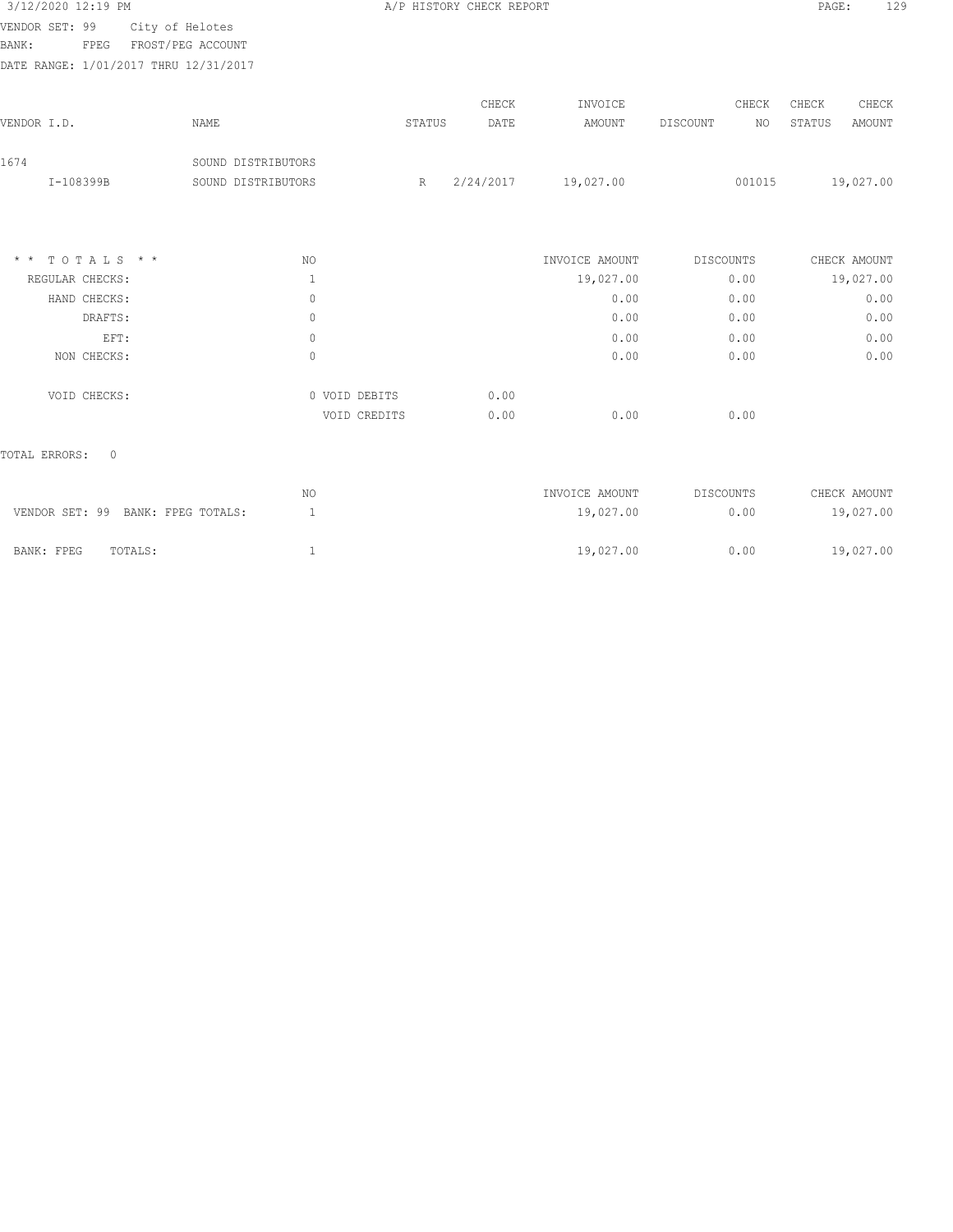A/P HISTORY CHECK REPORT

VENDOR SET: 99 City of Helotes
BANK: FPEG FROST/PEG ACCOUNT
DATE RANGE: 1/01/2017 THRU 12/31/2017

| VENDOR I.D. | NAME | STATUS | CHECK DATE | INVOICE AMOUNT | DISCOUNT | CHECK NO | CHECK STATUS | CHECK AMOUNT |
|---|---|---|---|---|---|---|---|---|
| 1674 | SOUND DISTRIBUTORS | | | | | | | |
| I-108399B | SOUND DISTRIBUTORS | R | 2/24/2017 | 19,027.00 | | 001015 | | 19,027.00 |

| * * T O T A L S * * | NO | | | INVOICE AMOUNT | DISCOUNTS | CHECK AMOUNT |
|---|---|---|---|---|---|---|
| REGULAR CHECKS: | 1 | | | 19,027.00 | 0.00 | 19,027.00 |
| HAND CHECKS: | 0 | | | 0.00 | 0.00 | 0.00 |
| DRAFTS: | 0 | | | 0.00 | 0.00 | 0.00 |
| EFT: | 0 | | | 0.00 | 0.00 | 0.00 |
| NON CHECKS: | 0 | | | 0.00 | 0.00 | 0.00 |
| VOID CHECKS: | 0 | VOID DEBITS | 0.00 | | | |
| | | VOID CREDITS | 0.00 | 0.00 | 0.00 | |

TOTAL ERRORS: 0

| | NO | INVOICE AMOUNT | DISCOUNTS | CHECK AMOUNT |
|---|---|---|---|---|
| VENDOR SET: 99 BANK: FPEG TOTALS: | 1 | 19,027.00 | 0.00 | 19,027.00 |
| BANK: FPEG TOTALS: | 1 | 19,027.00 | 0.00 | 19,027.00 |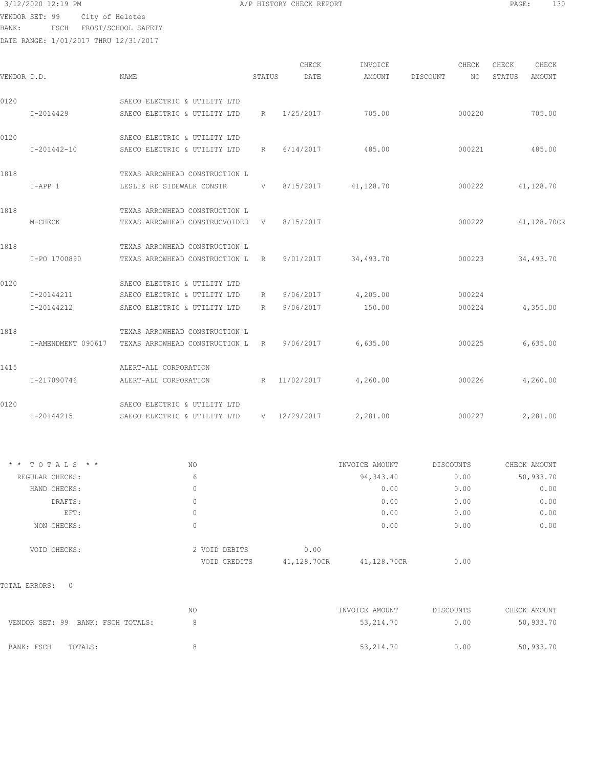3/12/2020 12:19 PM A/P HISTORY CHECK REPORT

VENDOR SET: 99 City of Helotes
BANK: FSCH FROST/SCHOOL SAFETY
DATE RANGE: 1/01/2017 THRU 12/31/2017

| VENDOR I.D. | NAME | STATUS | CHECK DATE | INVOICE AMOUNT | DISCOUNT | CHECK NO | CHECK STATUS | CHECK AMOUNT |
|---|---|---|---|---|---|---|---|---|
| 0120 | SAECO ELECTRIC & UTILITY LTD | | | | | | | |
| I-2014429 | SAECO ELECTRIC & UTILITY LTD | R | 1/25/2017 | 705.00 | | 000220 | | 705.00 |
| 0120 | SAECO ELECTRIC & UTILITY LTD | | | | | | | |
| I-201442-10 | SAECO ELECTRIC & UTILITY LTD | R | 6/14/2017 | 485.00 | | 000221 | | 485.00 |
| 1818 | TEXAS ARROWHEAD CONSTRUCTION L | | | | | | | |
| I-APP 1 | LESLIE RD SIDEWALK CONSTR | V | 8/15/2017 | 41,128.70 | | 000222 | | 41,128.70 |
| 1818 | TEXAS ARROWHEAD CONSTRUCTION L | | | | | | | |
| M-CHECK | TEXAS ARROWHEAD CONSTRUCVOIDED | V | 8/15/2017 | | | 000222 | | 41,128.70CR |
| 1818 | TEXAS ARROWHEAD CONSTRUCTION L | | | | | | | |
| I-PO 1700890 | TEXAS ARROWHEAD CONSTRUCTION L | R | 9/01/2017 | 34,493.70 | | 000223 | | 34,493.70 |
| 0120 | SAECO ELECTRIC & UTILITY LTD | | | | | | | |
| I-20144211 | SAECO ELECTRIC & UTILITY LTD | R | 9/06/2017 | 4,205.00 | | 000224 | | |
| I-20144212 | SAECO ELECTRIC & UTILITY LTD | R | 9/06/2017 | 150.00 | | 000224 | | 4,355.00 |
| 1818 | TEXAS ARROWHEAD CONSTRUCTION L | | | | | | | |
| I-AMENDMENT 090617 | TEXAS ARROWHEAD CONSTRUCTION L | R | 9/06/2017 | 6,635.00 | | 000225 | | 6,635.00 |
| 1415 | ALERT-ALL CORPORATION | | | | | | | |
| I-217090746 | ALERT-ALL CORPORATION | R | 11/02/2017 | 4,260.00 | | 000226 | | 4,260.00 |
| 0120 | SAECO ELECTRIC & UTILITY LTD | | | | | | | |
| I-20144215 | SAECO ELECTRIC & UTILITY LTD | V | 12/29/2017 | 2,281.00 | | 000227 | | 2,281.00 |

| * * TOTALS * * | NO | | INVOICE AMOUNT | DISCOUNTS | CHECK AMOUNT |
|---|---|---|---|---|---|
| REGULAR CHECKS: | 6 | | 94,343.40 | 0.00 | 50,933.70 |
| HAND CHECKS: | 0 | | 0.00 | 0.00 | 0.00 |
| DRAFTS: | 0 | | 0.00 | 0.00 | 0.00 |
| EFT: | 0 | | 0.00 | 0.00 | 0.00 |
| NON CHECKS: | 0 | | 0.00 | 0.00 | 0.00 |
| VOID CHECKS: | 2 VOID DEBITS | 0.00 | | | |
| | VOID CREDITS | 41,128.70CR | 41,128.70CR | 0.00 | |

TOTAL ERRORS: 0

| | NO | INVOICE AMOUNT | DISCOUNTS | CHECK AMOUNT |
|---|---|---|---|---|
| VENDOR SET: 99 BANK: FSCH TOTALS: | 8 | 53,214.70 | 0.00 | 50,933.70 |
| BANK: FSCH TOTALS: | 8 | 53,214.70 | 0.00 | 50,933.70 |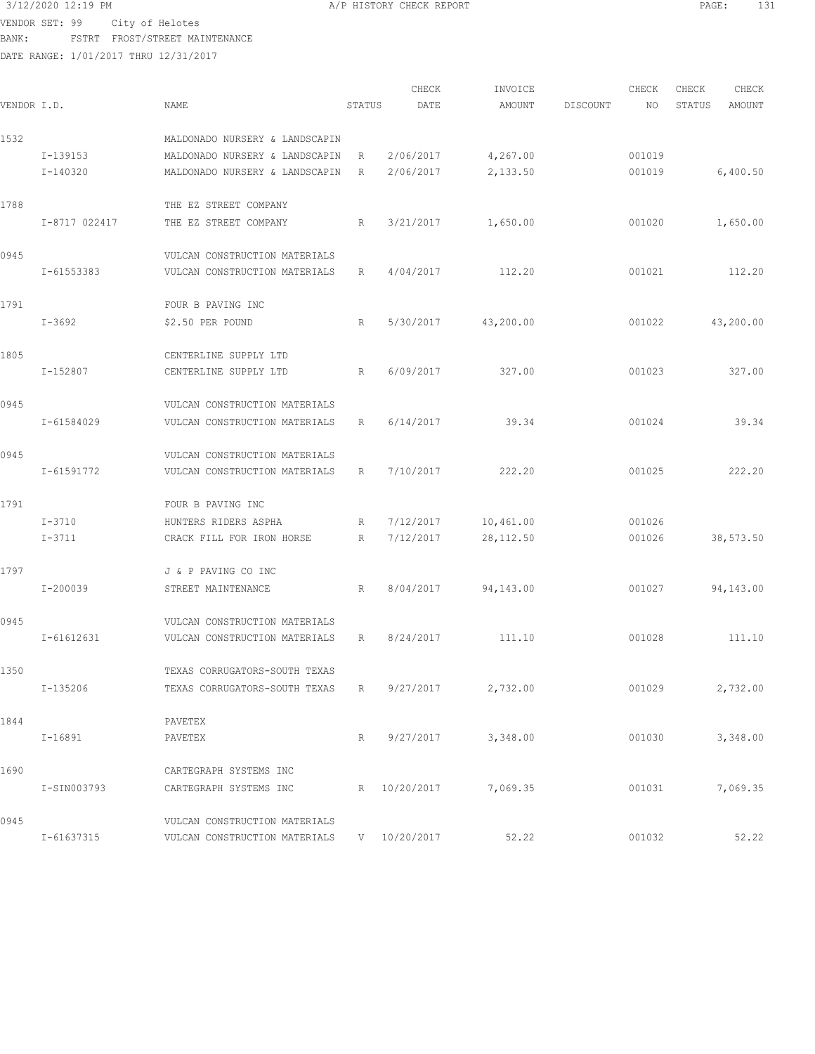3/12/2020 12:19 PM A/P HISTORY CHECK REPORT

VENDOR SET: 99 City of Helotes
BANK: FSTRT FROST/STREET MAINTENANCE
DATE RANGE: 1/01/2017 THRU 12/31/2017

| VENDOR I.D. | NAME | STATUS | CHECK DATE | INVOICE AMOUNT | DISCOUNT | CHECK NO | CHECK STATUS | CHECK AMOUNT |
|---|---|---|---|---|---|---|---|---|
| 1532 | MALDONADO NURSERY & LANDSCAPIN | | | | | | | |
| I-139153 | MALDONADO NURSERY & LANDSCAPIN | R | 2/06/2017 | 4,267.00 | | 001019 | | |
| I-140320 | MALDONADO NURSERY & LANDSCAPIN | R | 2/06/2017 | 2,133.50 | | 001019 | | 6,400.50 |
| 1788 | THE EZ STREET COMPANY | | | | | | | |
| I-8717 022417 | THE EZ STREET COMPANY | R | 3/21/2017 | 1,650.00 | | 001020 | | 1,650.00 |
| 0945 | VULCAN CONSTRUCTION MATERIALS | | | | | | | |
| I-61553383 | VULCAN CONSTRUCTION MATERIALS | R | 4/04/2017 | 112.20 | | 001021 | | 112.20 |
| 1791 | FOUR B PAVING INC | | | | | | | |
| I-3692 | $2.50 PER POUND | R | 5/30/2017 | 43,200.00 | | 001022 | | 43,200.00 |
| 1805 | CENTERLINE SUPPLY LTD | | | | | | | |
| I-152807 | CENTERLINE SUPPLY LTD | R | 6/09/2017 | 327.00 | | 001023 | | 327.00 |
| 0945 | VULCAN CONSTRUCTION MATERIALS | | | | | | | |
| I-61584029 | VULCAN CONSTRUCTION MATERIALS | R | 6/14/2017 | 39.34 | | 001024 | | 39.34 |
| 0945 | VULCAN CONSTRUCTION MATERIALS | | | | | | | |
| I-61591772 | VULCAN CONSTRUCTION MATERIALS | R | 7/10/2017 | 222.20 | | 001025 | | 222.20 |
| 1791 | FOUR B PAVING INC | | | | | | | |
| I-3710 | HUNTERS RIDERS ASPHA | R | 7/12/2017 | 10,461.00 | | 001026 | | |
| I-3711 | CRACK FILL FOR IRON HORSE | R | 7/12/2017 | 28,112.50 | | 001026 | | 38,573.50 |
| 1797 | J & P PAVING CO INC | | | | | | | |
| I-200039 | STREET MAINTENANCE | R | 8/04/2017 | 94,143.00 | | 001027 | | 94,143.00 |
| 0945 | VULCAN CONSTRUCTION MATERIALS | | | | | | | |
| I-61612631 | VULCAN CONSTRUCTION MATERIALS | R | 8/24/2017 | 111.10 | | 001028 | | 111.10 |
| 1350 | TEXAS CORRUGATORS-SOUTH TEXAS | | | | | | | |
| I-135206 | TEXAS CORRUGATORS-SOUTH TEXAS | R | 9/27/2017 | 2,732.00 | | 001029 | | 2,732.00 |
| 1844 | PAVETEX | | | | | | | |
| I-16891 | PAVETEX | R | 9/27/2017 | 3,348.00 | | 001030 | | 3,348.00 |
| 1690 | CARTEGRAPH SYSTEMS INC | | | | | | | |
| I-SIN003793 | CARTEGRAPH SYSTEMS INC | R | 10/20/2017 | 7,069.35 | | 001031 | | 7,069.35 |
| 0945 | VULCAN CONSTRUCTION MATERIALS | | | | | | | |
| I-61637315 | VULCAN CONSTRUCTION MATERIALS | V | 10/20/2017 | 52.22 | | 001032 | | 52.22 |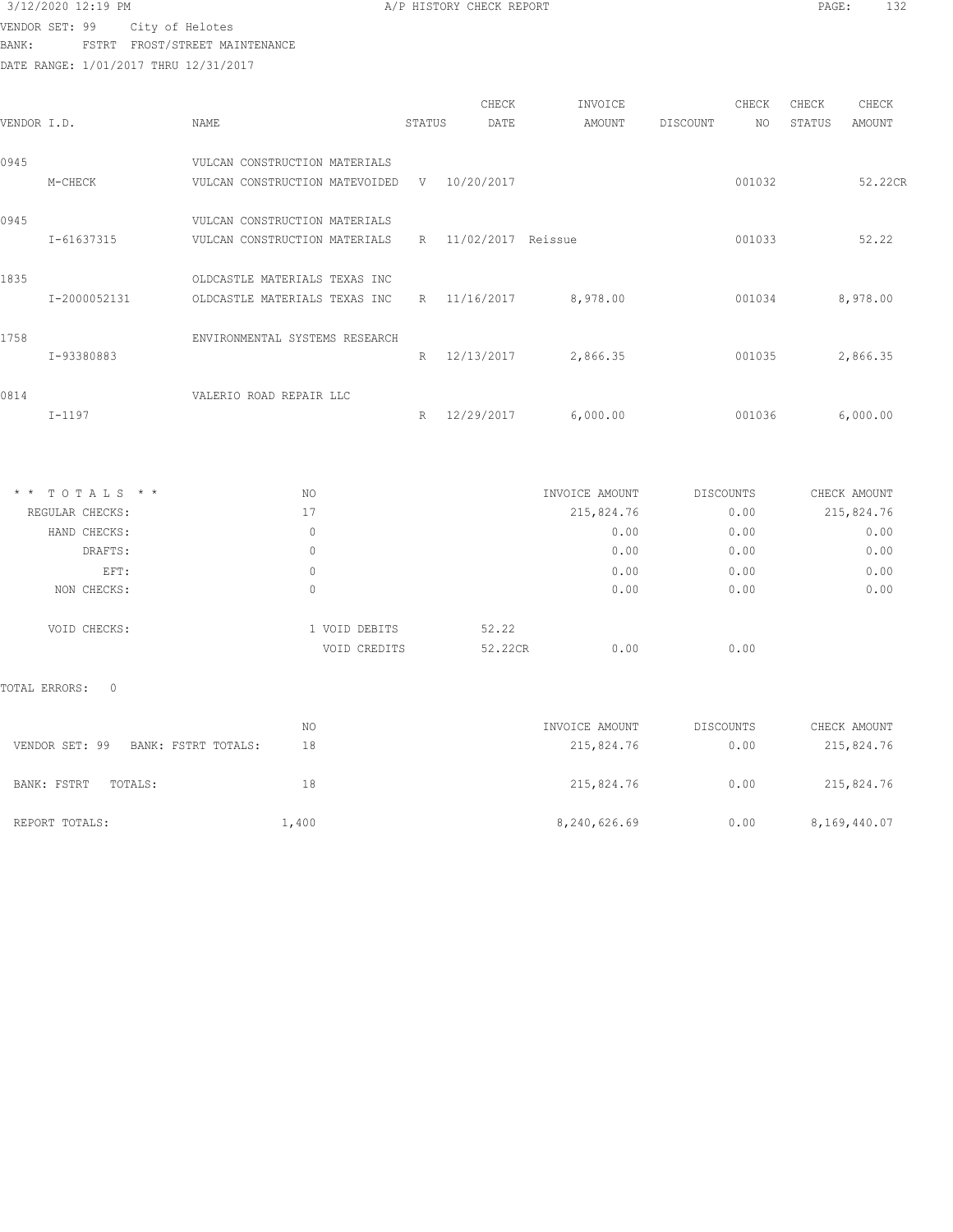3/12/2020 12:19 PM A/P HISTORY CHECK REPORT

VENDOR SET: 99 City of Helotes
BANK: FSTRT FROST/STREET MAINTENANCE
DATE RANGE: 1/01/2017 THRU 12/31/2017

| VENDOR I.D. | NAME | STATUS | CHECK DATE | INVOICE AMOUNT | DISCOUNT | CHECK NO | CHECK STATUS | CHECK AMOUNT |
|---|---|---|---|---|---|---|---|---|
| 0945 | VULCAN CONSTRUCTION MATERIALS | | | | | | | |
| M-CHECK | VULCAN CONSTRUCTION MATEVOIDED | V | 10/20/2017 | | | 001032 | | 52.22CR |
| 0945 | VULCAN CONSTRUCTION MATERIALS | | | | | | | |
| I-61637315 | VULCAN CONSTRUCTION MATERIALS | R | 11/02/2017 | Reissue | | 001033 | | 52.22 |
| 1835 | OLDCASTLE MATERIALS TEXAS INC | | | | | | | |
| I-2000052131 | OLDCASTLE MATERIALS TEXAS INC | R | 11/16/2017 | 8,978.00 | | 001034 | | 8,978.00 |
| 1758 | ENVIRONMENTAL SYSTEMS RESEARCH | | | | | | | |
| I-93380883 | | R | 12/13/2017 | 2,866.35 | | 001035 | | 2,866.35 |
| 0814 | VALERIO ROAD REPAIR LLC | | | | | | | |
| I-1197 | | R | 12/29/2017 | 6,000.00 | | 001036 | | 6,000.00 |

| * * T O T A L S * * | NO | | | INVOICE AMOUNT | DISCOUNTS | CHECK AMOUNT |
|---|---|---|---|---|---|---|
| REGULAR CHECKS: | 17 | | | 215,824.76 | 0.00 | 215,824.76 |
| HAND CHECKS: | 0 | | | 0.00 | 0.00 | 0.00 |
| DRAFTS: | 0 | | | 0.00 | 0.00 | 0.00 |
| EFT: | 0 | | | 0.00 | 0.00 | 0.00 |
| NON CHECKS: | 0 | | | 0.00 | 0.00 | 0.00 |
| VOID CHECKS: | 1 | VOID DEBITS | 52.22 | | | |
| | | VOID CREDITS | 52.22CR | 0.00 | 0.00 | |

TOTAL ERRORS: 0

| | NO | INVOICE AMOUNT | DISCOUNTS | CHECK AMOUNT |
|---|---|---|---|---|
| VENDOR SET: 99 BANK: FSTRT TOTALS: | 18 | 215,824.76 | 0.00 | 215,824.76 |
| BANK: FSTRT TOTALS: | 18 | 215,824.76 | 0.00 | 215,824.76 |
| REPORT TOTALS: | 1,400 | 8,240,626.69 | 0.00 | 8,169,440.07 |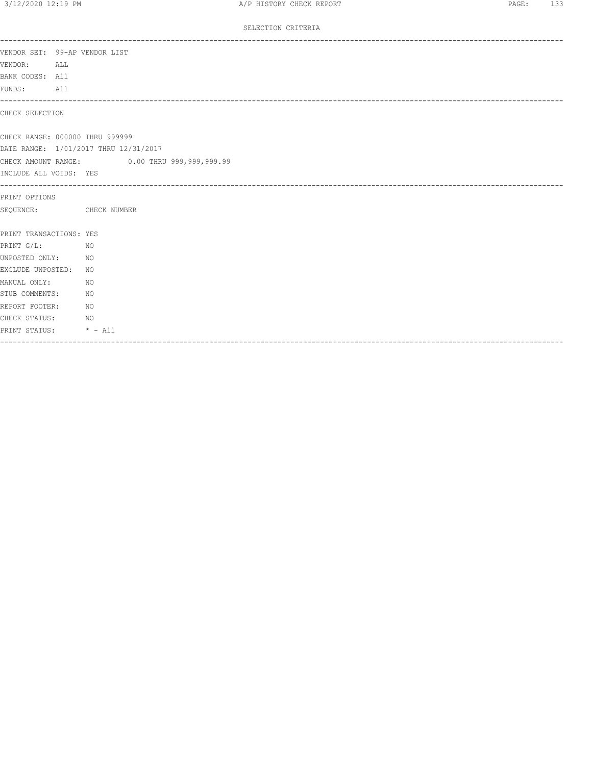SELECTION CRITERIA

---

VENDOR SET: 99-AP VENDOR LIST
VENDOR: ALL
BANK CODES: All
FUNDS: All

---

CHECK SELECTION

CHECK RANGE: 000000 THRU 999999
DATE RANGE: 1/01/2017 THRU 12/31/2017
CHECK AMOUNT RANGE: 0.00 THRU 999,999,999.99
INCLUDE ALL VOIDS: YES

---

PRINT OPTIONS
SEQUENCE: CHECK NUMBER

PRINT TRANSACTIONS: YES
PRINT G/L: NO
UNPOSTED ONLY: NO
EXCLUDE UNPOSTED: NO
MANUAL ONLY: NO
STUB COMMENTS: NO
REPORT FOOTER: NO
CHECK STATUS: NO
PRINT STATUS: * - All

---